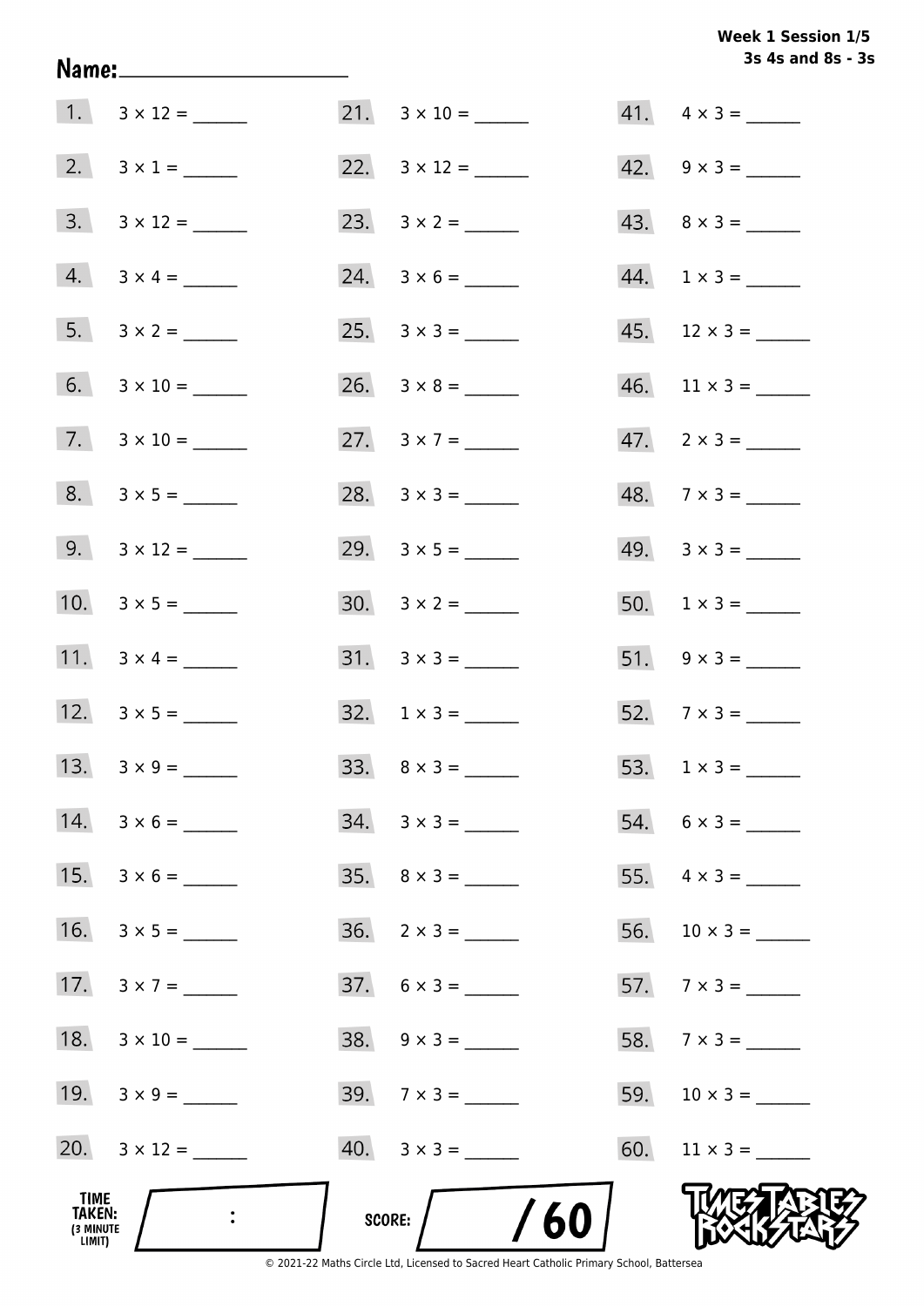**Week 1 Session 1/5**
**3s 4s and 8s - 3s**

Name: ____________________

1. $3 \times 12 =$ ______
2. $3 \times 1 =$ ______
3. $3 \times 12 =$ ______
4. $3 \times 4 =$ ______
5. $3 \times 2 =$ ______
6. $3 \times 10 =$ ______
7. $3 \times 10 =$ ______
8. $3 \times 5 =$ ______
9. $3 \times 12 =$ ______
10. $3 \times 5 =$ ______
11. $3 \times 4 =$ ______
12. $3 \times 5 =$ ______
13. $3 \times 9 =$ ______
14. $3 \times 6 =$ ______
15. $3 \times 6 =$ ______
16. $3 \times 5 =$ ______
17. $3 \times 7 =$ ______
18. $3 \times 10 =$ ______
19. $3 \times 9 =$ ______
20. $3 \times 12 =$ ______
21. $3 \times 10 =$ ______
22. $3 \times 12 =$ ______
23. $3 \times 2 =$ ______
24. $3 \times 6 =$ ______
25. $3 \times 3 =$ ______
26. $3 \times 8 =$ ______
27. $3 \times 7 =$ ______
28. $3 \times 3 =$ ______
29. $3 \times 5 =$ ______
30. $3 \times 2 =$ ______
31. $3 \times 3 =$ ______
32. $1 \times 3 =$ ______
33. $8 \times 3 =$ ______
34. $3 \times 3 =$ ______
35. $8 \times 3 =$ ______
36. $2 \times 3 =$ ______
37. $6 \times 3 =$ ______
38. $9 \times 3 =$ ______
39. $7 \times 3 =$ ______
40. $3 \times 3 =$ ______
41. $4 \times 3 =$ ______
42. $9 \times 3 =$ ______
43. $8 \times 3 =$ ______
44. $1 \times 3 =$ ______
45. $12 \times 3 =$ ______
46. $11 \times 3 =$ ______
47. $2 \times 3 =$ ______
48. $7 \times 3 =$ ______
49. $3 \times 3 =$ ______
50. $1 \times 3 =$ ______
51. $9 \times 3 =$ ______
52. $7 \times 3 =$ ______
53. $1 \times 3 =$ ______
54. $6 \times 3 =$ ______
55. $4 \times 3 =$ ______
56. $10 \times 3 =$ ______
57. $7 \times 3 =$ ______
58. $7 \times 3 =$ ______
59. $10 \times 3 =$ ______
60. $11 \times 3 =$ ______

TIME TAKEN: (3 MINUTE LIMIT) ____ : ____

SCORE: ____ / 60

TIMES TABLES ROCK STARS

© 2021-22 Maths Circle Ltd, Licensed to Sacred Heart Catholic Primary School, Battersea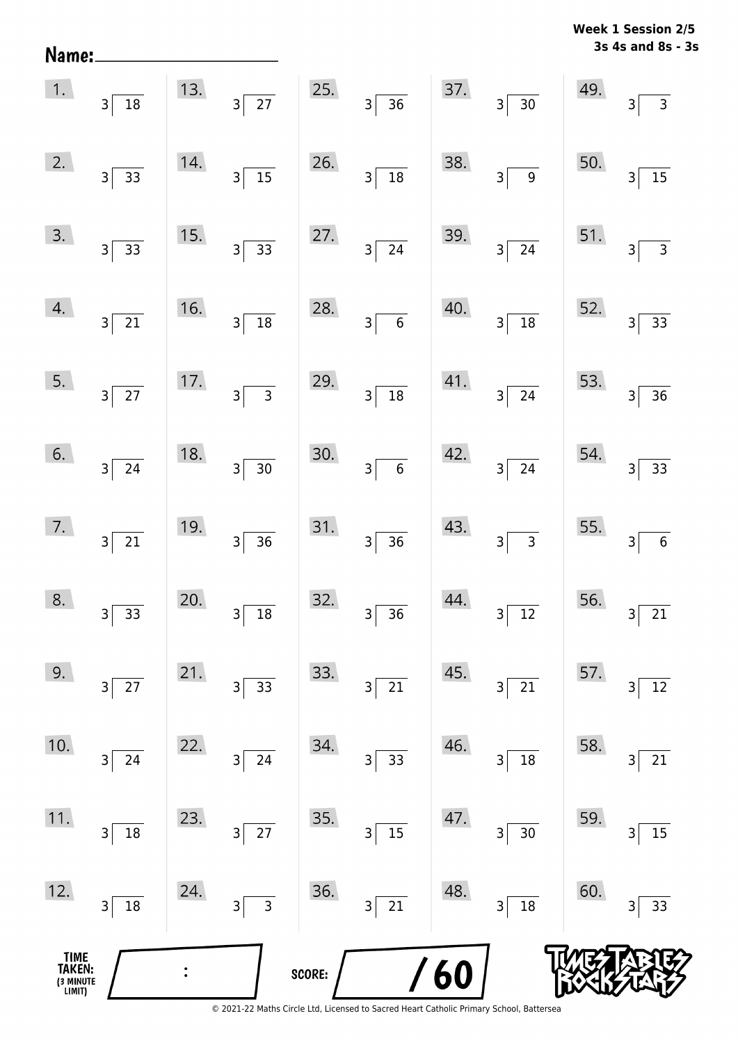**Week 1 Session 2/5**
**3s 4s and 8s - 3s**

Name: ____________________

| | | | | |
|---|---|---|---|---|
| 1. $3\overline{)18}$ | 13. $3\overline{)27}$ | 25. $3\overline{)36}$ | 37. $3\overline{)30}$ | 49. $3\overline{)3}$ |
| 2. $3\overline{)33}$ | 14. $3\overline{)15}$ | 26. $3\overline{)18}$ | 38. $3\overline{)9}$ | 50. $3\overline{)15}$ |
| 3. $3\overline{)33}$ | 15. $3\overline{)33}$ | 27. $3\overline{)24}$ | 39. $3\overline{)24}$ | 51. $3\overline{)3}$ |
| 4. $3\overline{)21}$ | 16. $3\overline{)18}$ | 28. $3\overline{)6}$ | 40. $3\overline{)18}$ | 52. $3\overline{)33}$ |
| 5. $3\overline{)27}$ | 17. $3\overline{)3}$ | 29. $3\overline{)18}$ | 41. $3\overline{)24}$ | 53. $3\overline{)36}$ |
| 6. $3\overline{)24}$ | 18. $3\overline{)30}$ | 30. $3\overline{)6}$ | 42. $3\overline{)24}$ | 54. $3\overline{)33}$ |
| 7. $3\overline{)21}$ | 19. $3\overline{)36}$ | 31. $3\overline{)36}$ | 43. $3\overline{)3}$ | 55. $3\overline{)6}$ |
| 8. $3\overline{)33}$ | 20. $3\overline{)18}$ | 32. $3\overline{)36}$ | 44. $3\overline{)12}$ | 56. $3\overline{)21}$ |
| 9. $3\overline{)27}$ | 21. $3\overline{)33}$ | 33. $3\overline{)21}$ | 45. $3\overline{)21}$ | 57. $3\overline{)12}$ |
| 10. $3\overline{)24}$ | 22. $3\overline{)24}$ | 34. $3\overline{)33}$ | 46. $3\overline{)18}$ | 58. $3\overline{)21}$ |
| 11. $3\overline{)18}$ | 23. $3\overline{)27}$ | 35. $3\overline{)15}$ | 47. $3\overline{)30}$ | 59. $3\overline{)15}$ |
| 12. $3\overline{)18}$ | 24. $3\overline{)3}$ | 36. $3\overline{)21}$ | 48. $3\overline{)18}$ | 60. $3\overline{)33}$ |

TIME TAKEN: (3 MINUTE LIMIT) ___ : ___

SCORE: ___ / 60

TIMES TABLES ROCK STARS

© 2021-22 Maths Circle Ltd, Licensed to Sacred Heart Catholic Primary School, Battersea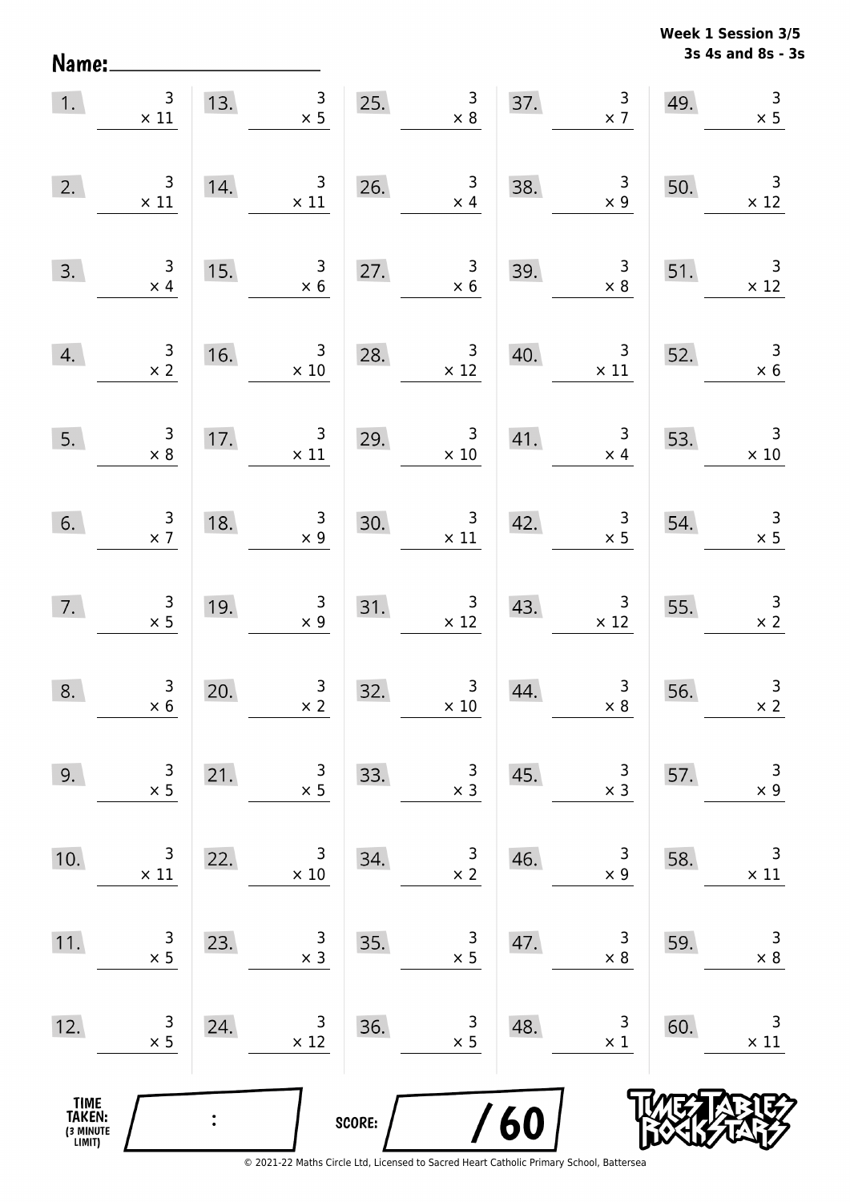Week 1 Session 3/5
3s 4s and 8s - 3s

Name: ____________________

| | | | | | | | | | |
|---|---|---|---|---|---|---|---|---|---|
| 1. | $3 \times 11$ | 13. | $3 \times 5$ | 25. | $3 \times 8$ | 37. | $3 \times 7$ | 49. | $3 \times 5$ |
| 2. | $3 \times 11$ | 14. | $3 \times 11$ | 26. | $3 \times 4$ | 38. | $3 \times 9$ | 50. | $3 \times 12$ |
| 3. | $3 \times 4$ | 15. | $3 \times 6$ | 27. | $3 \times 6$ | 39. | $3 \times 8$ | 51. | $3 \times 12$ |
| 4. | $3 \times 2$ | 16. | $3 \times 10$ | 28. | $3 \times 12$ | 40. | $3 \times 11$ | 52. | $3 \times 6$ |
| 5. | $3 \times 8$ | 17. | $3 \times 11$ | 29. | $3 \times 10$ | 41. | $3 \times 4$ | 53. | $3 \times 10$ |
| 6. | $3 \times 7$ | 18. | $3 \times 9$ | 30. | $3 \times 11$ | 42. | $3 \times 5$ | 54. | $3 \times 5$ |
| 7. | $3 \times 5$ | 19. | $3 \times 9$ | 31. | $3 \times 12$ | 43. | $3 \times 12$ | 55. | $3 \times 2$ |
| 8. | $3 \times 6$ | 20. | $3 \times 2$ | 32. | $3 \times 10$ | 44. | $3 \times 8$ | 56. | $3 \times 2$ |
| 9. | $3 \times 5$ | 21. | $3 \times 5$ | 33. | $3 \times 3$ | 45. | $3 \times 3$ | 57. | $3 \times 9$ |
| 10. | $3 \times 11$ | 22. | $3 \times 10$ | 34. | $3 \times 2$ | 46. | $3 \times 9$ | 58. | $3 \times 11$ |
| 11. | $3 \times 5$ | 23. | $3 \times 3$ | 35. | $3 \times 5$ | 47. | $3 \times 8$ | 59. | $3 \times 8$ |
| 12. | $3 \times 5$ | 24. | $3 \times 12$ | 36. | $3 \times 5$ | 48. | $3 \times 1$ | 60. | $3 \times 11$ |

TIME TAKEN: (3 MINUTE LIMIT) &nbsp;&nbsp; : &nbsp;&nbsp;&nbsp;&nbsp; SCORE: &nbsp;&nbsp; / 60

TIMES TABLES ROCK STARS

© 2021-22 Maths Circle Ltd, Licensed to Sacred Heart Catholic Primary School, Battersea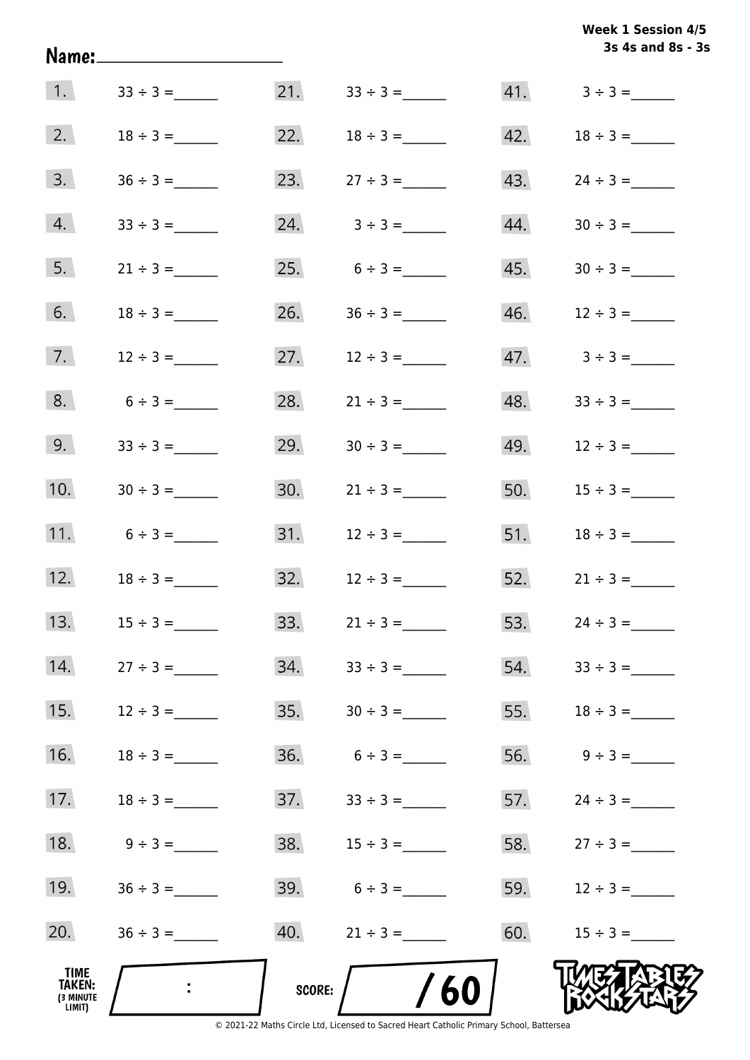**Week 1 Session 4/5**
**3s 4s and 8s - 3s**

Name: ____________________

1. $33 \div 3 =$ ______
2. $18 \div 3 =$ ______
3. $36 \div 3 =$ ______
4. $33 \div 3 =$ ______
5. $21 \div 3 =$ ______
6. $18 \div 3 =$ ______
7. $12 \div 3 =$ ______
8. $6 \div 3 =$ ______
9. $33 \div 3 =$ ______
10. $30 \div 3 =$ ______
11. $6 \div 3 =$ ______
12. $18 \div 3 =$ ______
13. $15 \div 3 =$ ______
14. $27 \div 3 =$ ______
15. $12 \div 3 =$ ______
16. $18 \div 3 =$ ______
17. $18 \div 3 =$ ______
18. $9 \div 3 =$ ______
19. $36 \div 3 =$ ______
20. $36 \div 3 =$ ______
21. $33 \div 3 =$ ______
22. $18 \div 3 =$ ______
23. $27 \div 3 =$ ______
24. $3 \div 3 =$ ______
25. $6 \div 3 =$ ______
26. $36 \div 3 =$ ______
27. $12 \div 3 =$ ______
28. $21 \div 3 =$ ______
29. $30 \div 3 =$ ______
30. $21 \div 3 =$ ______
31. $12 \div 3 =$ ______
32. $12 \div 3 =$ ______
33. $21 \div 3 =$ ______
34. $33 \div 3 =$ ______
35. $30 \div 3 =$ ______
36. $6 \div 3 =$ ______
37. $33 \div 3 =$ ______
38. $15 \div 3 =$ ______
39. $6 \div 3 =$ ______
40. $21 \div 3 =$ ______
41. $3 \div 3 =$ ______
42. $18 \div 3 =$ ______
43. $24 \div 3 =$ ______
44. $30 \div 3 =$ ______
45. $30 \div 3 =$ ______
46. $12 \div 3 =$ ______
47. $3 \div 3 =$ ______
48. $33 \div 3 =$ ______
49. $12 \div 3 =$ ______
50. $15 \div 3 =$ ______
51. $18 \div 3 =$ ______
52. $21 \div 3 =$ ______
53. $24 \div 3 =$ ______
54. $33 \div 3 =$ ______
55. $18 \div 3 =$ ______
56. $9 \div 3 =$ ______
57. $24 \div 3 =$ ______
58. $27 \div 3 =$ ______
59. $12 \div 3 =$ ______
60. $15 \div 3 =$ ______

TIME TAKEN: (3 MINUTE LIMIT) ____ : ____

SCORE: ____ / 60

TIMES TABLES ROCK STARS

© 2021-22 Maths Circle Ltd, Licensed to Sacred Heart Catholic Primary School, Battersea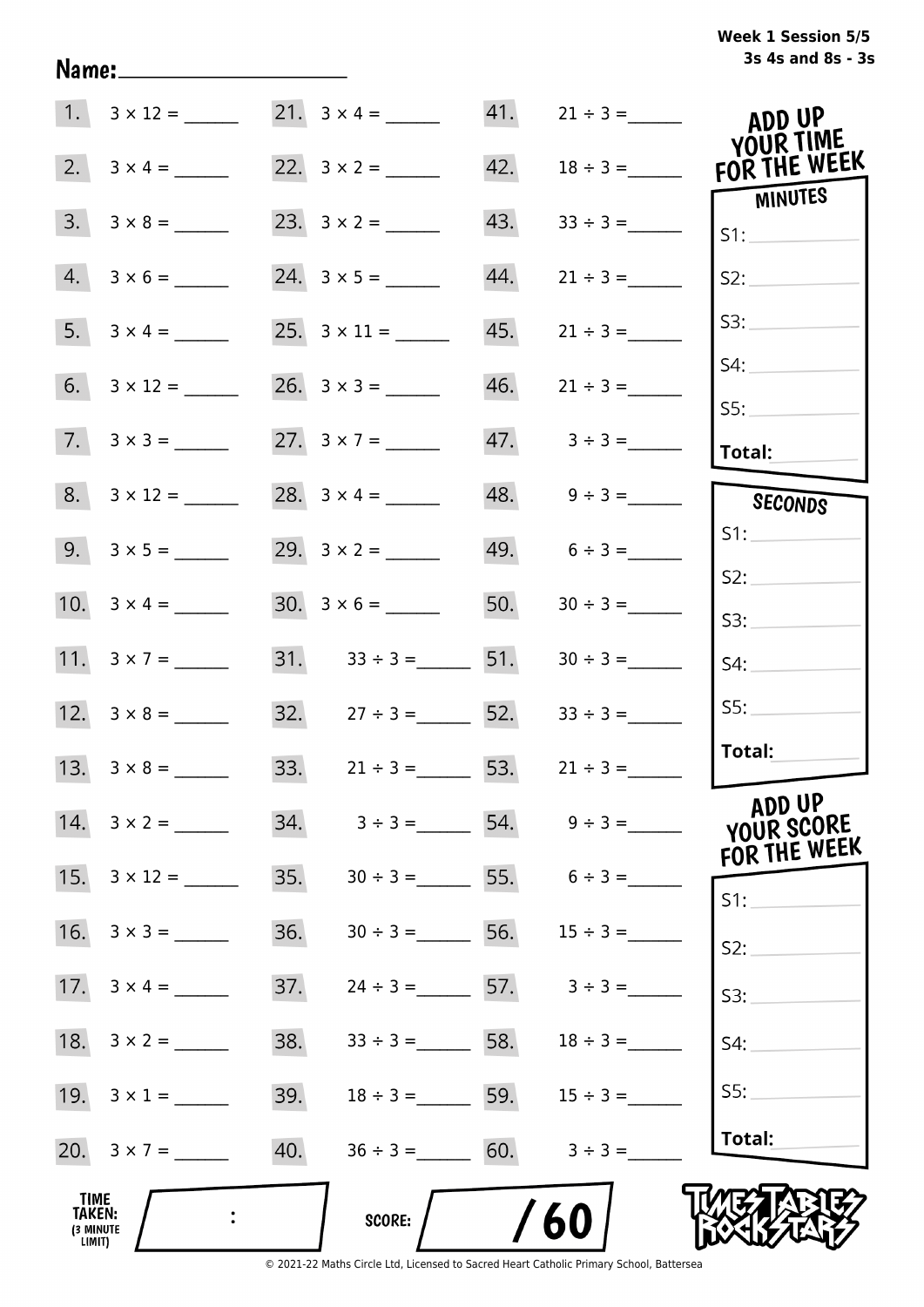**Week 1 Session 5/5**
**3s 4s and 8s - 3s**

Name: ____________________

| | | | | | |
|---|---|---|---|---|---|
| 1. | $3 \times 12 =$ ______ | 21. | $3 \times 4 =$ ______ | 41. | $21 \div 3 =$ ______ |
| 2. | $3 \times 4 =$ ______ | 22. | $3 \times 2 =$ ______ | 42. | $18 \div 3 =$ ______ |
| 3. | $3 \times 8 =$ ______ | 23. | $3 \times 2 =$ ______ | 43. | $33 \div 3 =$ ______ |
| 4. | $3 \times 6 =$ ______ | 24. | $3 \times 5 =$ ______ | 44. | $21 \div 3 =$ ______ |
| 5. | $3 \times 4 =$ ______ | 25. | $3 \times 11 =$ ______ | 45. | $21 \div 3 =$ ______ |
| 6. | $3 \times 12 =$ ______ | 26. | $3 \times 3 =$ ______ | 46. | $21 \div 3 =$ ______ |
| 7. | $3 \times 3 =$ ______ | 27. | $3 \times 7 =$ ______ | 47. | $3 \div 3 =$ ______ |
| 8. | $3 \times 12 =$ ______ | 28. | $3 \times 4 =$ ______ | 48. | $9 \div 3 =$ ______ |
| 9. | $3 \times 5 =$ ______ | 29. | $3 \times 2 =$ ______ | 49. | $6 \div 3 =$ ______ |
| 10. | $3 \times 4 =$ ______ | 30. | $3 \times 6 =$ ______ | 50. | $30 \div 3 =$ ______ |
| 11. | $3 \times 7 =$ ______ | 31. | $33 \div 3 =$ ______ | 51. | $30 \div 3 =$ ______ |
| 12. | $3 \times 8 =$ ______ | 32. | $27 \div 3 =$ ______ | 52. | $33 \div 3 =$ ______ |
| 13. | $3 \times 8 =$ ______ | 33. | $21 \div 3 =$ ______ | 53. | $21 \div 3 =$ ______ |
| 14. | $3 \times 2 =$ ______ | 34. | $3 \div 3 =$ ______ | 54. | $9 \div 3 =$ ______ |
| 15. | $3 \times 12 =$ ______ | 35. | $30 \div 3 =$ ______ | 55. | $6 \div 3 =$ ______ |
| 16. | $3 \times 3 =$ ______ | 36. | $30 \div 3 =$ ______ | 56. | $15 \div 3 =$ ______ |
| 17. | $3 \times 4 =$ ______ | 37. | $24 \div 3 =$ ______ | 57. | $3 \div 3 =$ ______ |
| 18. | $3 \times 2 =$ ______ | 38. | $33 \div 3 =$ ______ | 58. | $18 \div 3 =$ ______ |
| 19. | $3 \times 1 =$ ______ | 39. | $18 \div 3 =$ ______ | 59. | $15 \div 3 =$ ______ |
| 20. | $3 \times 7 =$ ______ | 40. | $36 \div 3 =$ ______ | 60. | $3 \div 3 =$ ______ |

**ADD UP YOUR TIME FOR THE WEEK**

| MINUTES | SECONDS |
|---|---|
| S1: | S1: |
| S2: | S2: |
| S3: | S3: |
| S4: | S4: |
| S5: | S5: |
| **Total:** | **Total:** |

**ADD UP YOUR SCORE FOR THE WEEK**

S1:

S2:

S3:

S4:

S5:

**Total:**

**TIME TAKEN:** (3 MINUTE LIMIT) ___ : ___

**SCORE:** ___ / 60

TIMES TABLES ROCK STARS

© 2021-22 Maths Circle Ltd, Licensed to Sacred Heart Catholic Primary School, Battersea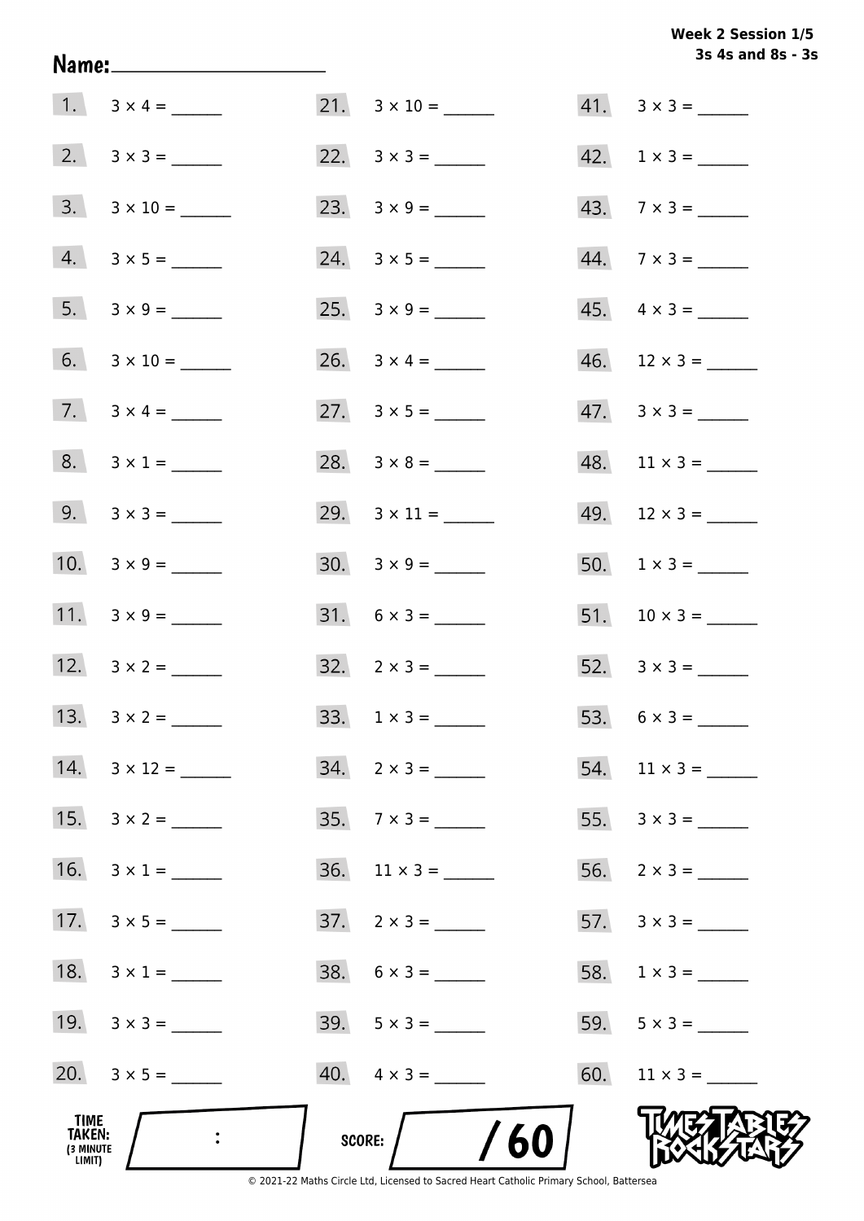Week 2 Session 1/5
3s 4s and 8s - 3s

Name: ____________________

1. $3 \times 4 =$ ______
2. $3 \times 3 =$ ______
3. $3 \times 10 =$ ______
4. $3 \times 5 =$ ______
5. $3 \times 9 =$ ______
6. $3 \times 10 =$ ______
7. $3 \times 4 =$ ______
8. $3 \times 1 =$ ______
9. $3 \times 3 =$ ______
10. $3 \times 9 =$ ______
11. $3 \times 9 =$ ______
12. $3 \times 2 =$ ______
13. $3 \times 2 =$ ______
14. $3 \times 12 =$ ______
15. $3 \times 2 =$ ______
16. $3 \times 1 =$ ______
17. $3 \times 5 =$ ______
18. $3 \times 1 =$ ______
19. $3 \times 3 =$ ______
20. $3 \times 5 =$ ______
21. $3 \times 10 =$ ______
22. $3 \times 3 =$ ______
23. $3 \times 9 =$ ______
24. $3 \times 5 =$ ______
25. $3 \times 9 =$ ______
26. $3 \times 4 =$ ______
27. $3 \times 5 =$ ______
28. $3 \times 8 =$ ______
29. $3 \times 11 =$ ______
30. $3 \times 9 =$ ______
31. $6 \times 3 =$ ______
32. $2 \times 3 =$ ______
33. $1 \times 3 =$ ______
34. $2 \times 3 =$ ______
35. $7 \times 3 =$ ______
36. $11 \times 3 =$ ______
37. $2 \times 3 =$ ______
38. $6 \times 3 =$ ______
39. $5 \times 3 =$ ______
40. $4 \times 3 =$ ______
41. $3 \times 3 =$ ______
42. $1 \times 3 =$ ______
43. $7 \times 3 =$ ______
44. $7 \times 3 =$ ______
45. $4 \times 3 =$ ______
46. $12 \times 3 =$ ______
47. $3 \times 3 =$ ______
48. $11 \times 3 =$ ______
49. $12 \times 3 =$ ______
50. $1 \times 3 =$ ______
51. $10 \times 3 =$ ______
52. $3 \times 3 =$ ______
53. $6 \times 3 =$ ______
54. $11 \times 3 =$ ______
55. $3 \times 3 =$ ______
56. $2 \times 3 =$ ______
57. $3 \times 3 =$ ______
58. $1 \times 3 =$ ______
59. $5 \times 3 =$ ______
60. $11 \times 3 =$ ______

TIME TAKEN: (3 MINUTE LIMIT) :

SCORE: / 60

TIMES TABLES ROCK STARS

© 2021-22 Maths Circle Ltd, Licensed to Sacred Heart Catholic Primary School, Battersea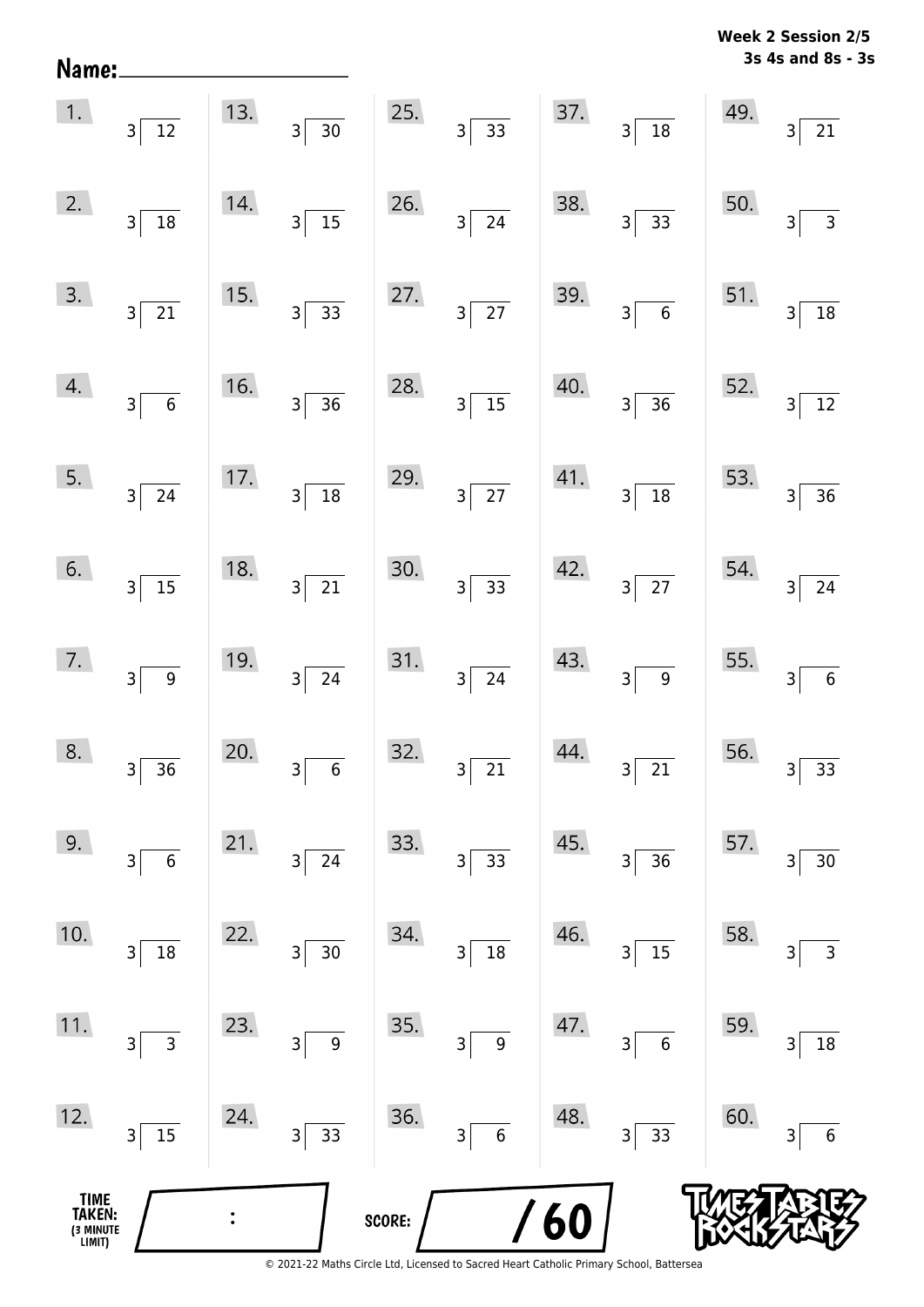Week 2 Session 2/5
3s 4s and 8s - 3s

Name:

| | | | | |
|---|---|---|---|---|
| 1. $12 \div 3$ | 13. $30 \div 3$ | 25. $33 \div 3$ | 37. $18 \div 3$ | 49. $21 \div 3$ |
| 2. $18 \div 3$ | 14. $15 \div 3$ | 26. $24 \div 3$ | 38. $33 \div 3$ | 50. $3 \div 3$ |
| 3. $21 \div 3$ | 15. $33 \div 3$ | 27. $27 \div 3$ | 39. $6 \div 3$ | 51. $18 \div 3$ |
| 4. $6 \div 3$ | 16. $36 \div 3$ | 28. $15 \div 3$ | 40. $36 \div 3$ | 52. $12 \div 3$ |
| 5. $24 \div 3$ | 17. $18 \div 3$ | 29. $27 \div 3$ | 41. $18 \div 3$ | 53. $36 \div 3$ |
| 6. $15 \div 3$ | 18. $21 \div 3$ | 30. $33 \div 3$ | 42. $27 \div 3$ | 54. $24 \div 3$ |
| 7. $9 \div 3$ | 19. $24 \div 3$ | 31. $24 \div 3$ | 43. $9 \div 3$ | 55. $6 \div 3$ |
| 8. $36 \div 3$ | 20. $6 \div 3$ | 32. $21 \div 3$ | 44. $21 \div 3$ | 56. $33 \div 3$ |
| 9. $6 \div 3$ | 21. $24 \div 3$ | 33. $33 \div 3$ | 45. $36 \div 3$ | 57. $30 \div 3$ |
| 10. $18 \div 3$ | 22. $30 \div 3$ | 34. $18 \div 3$ | 46. $15 \div 3$ | 58. $3 \div 3$ |
| 11. $3 \div 3$ | 23. $9 \div 3$ | 35. $9 \div 3$ | 47. $6 \div 3$ | 59. $18 \div 3$ |
| 12. $15 \div 3$ | 24. $33 \div 3$ | 36. $6 \div 3$ | 48. $33 \div 3$ | 60. $6 \div 3$ |

TIME TAKEN: (3 MINUTE LIMIT) :

SCORE: /60

Times Tables Rock Stars

© 2021-22 Maths Circle Ltd, Licensed to Sacred Heart Catholic Primary School, Battersea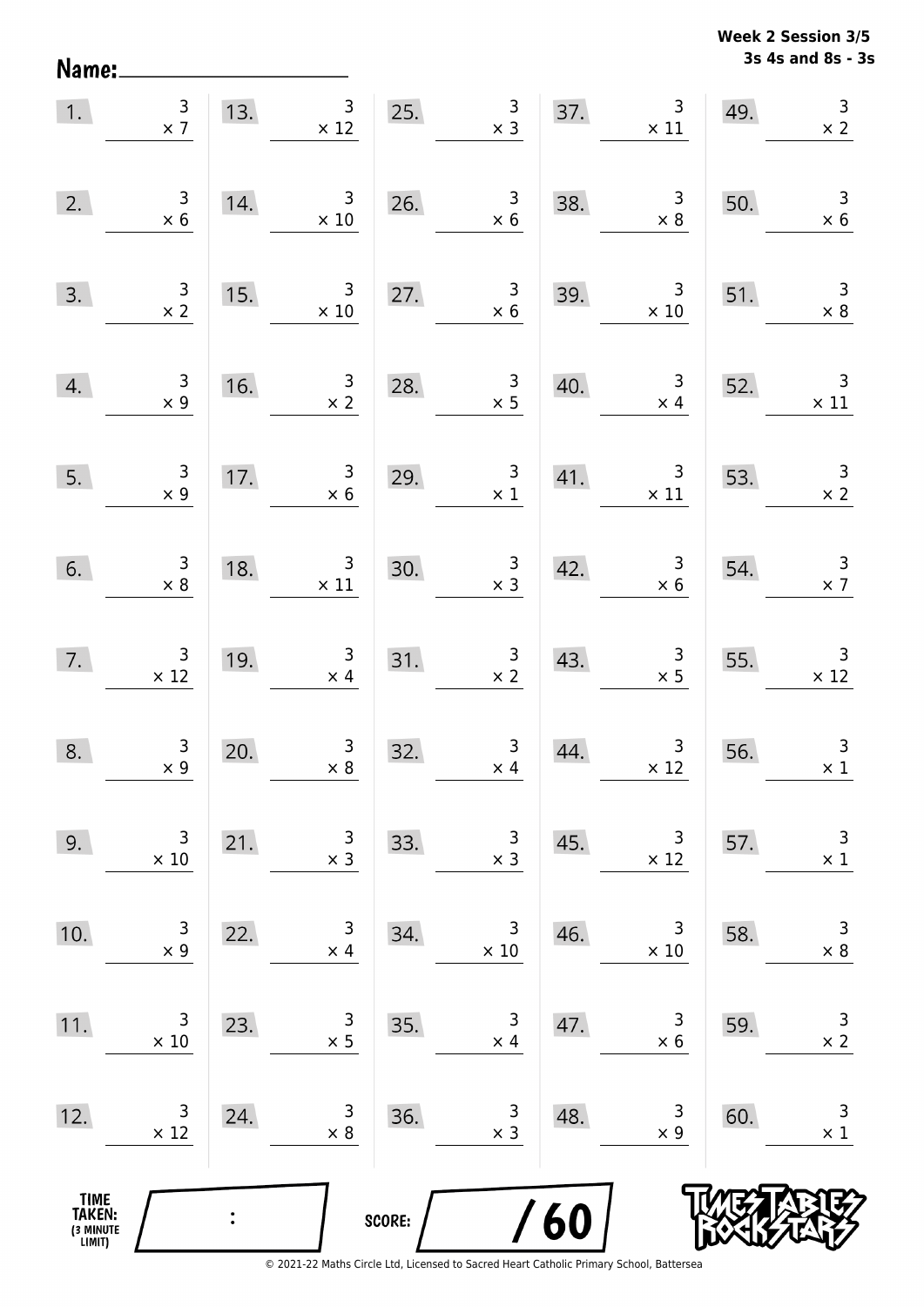**Week 2 Session 3/5**
**3s 4s and 8s - 3s**

Name: ____________________

| | | | | | | | | | |
|---|---|---|---|---|---|---|---|---|---|
| 1. | $3 \times 7$ | 13. | $3 \times 12$ | 25. | $3 \times 3$ | 37. | $3 \times 11$ | 49. | $3 \times 2$ |
| 2. | $3 \times 6$ | 14. | $3 \times 10$ | 26. | $3 \times 6$ | 38. | $3 \times 8$ | 50. | $3 \times 6$ |
| 3. | $3 \times 2$ | 15. | $3 \times 10$ | 27. | $3 \times 6$ | 39. | $3 \times 10$ | 51. | $3 \times 8$ |
| 4. | $3 \times 9$ | 16. | $3 \times 2$ | 28. | $3 \times 5$ | 40. | $3 \times 4$ | 52. | $3 \times 11$ |
| 5. | $3 \times 9$ | 17. | $3 \times 6$ | 29. | $3 \times 1$ | 41. | $3 \times 11$ | 53. | $3 \times 2$ |
| 6. | $3 \times 8$ | 18. | $3 \times 11$ | 30. | $3 \times 3$ | 42. | $3 \times 6$ | 54. | $3 \times 7$ |
| 7. | $3 \times 12$ | 19. | $3 \times 4$ | 31. | $3 \times 2$ | 43. | $3 \times 5$ | 55. | $3 \times 12$ |
| 8. | $3 \times 9$ | 20. | $3 \times 8$ | 32. | $3 \times 4$ | 44. | $3 \times 12$ | 56. | $3 \times 1$ |
| 9. | $3 \times 10$ | 21. | $3 \times 3$ | 33. | $3 \times 3$ | 45. | $3 \times 12$ | 57. | $3 \times 1$ |
| 10. | $3 \times 9$ | 22. | $3 \times 4$ | 34. | $3 \times 10$ | 46. | $3 \times 10$ | 58. | $3 \times 8$ |
| 11. | $3 \times 10$ | 23. | $3 \times 5$ | 35. | $3 \times 4$ | 47. | $3 \times 6$ | 59. | $3 \times 2$ |
| 12. | $3 \times 12$ | 24. | $3 \times 8$ | 36. | $3 \times 3$ | 48. | $3 \times 9$ | 60. | $3 \times 1$ |

TIME TAKEN: (3 MINUTE LIMIT) ____ : ____

SCORE: ____ / 60

© 2021-22 Maths Circle Ltd, Licensed to Sacred Heart Catholic Primary School, Battersea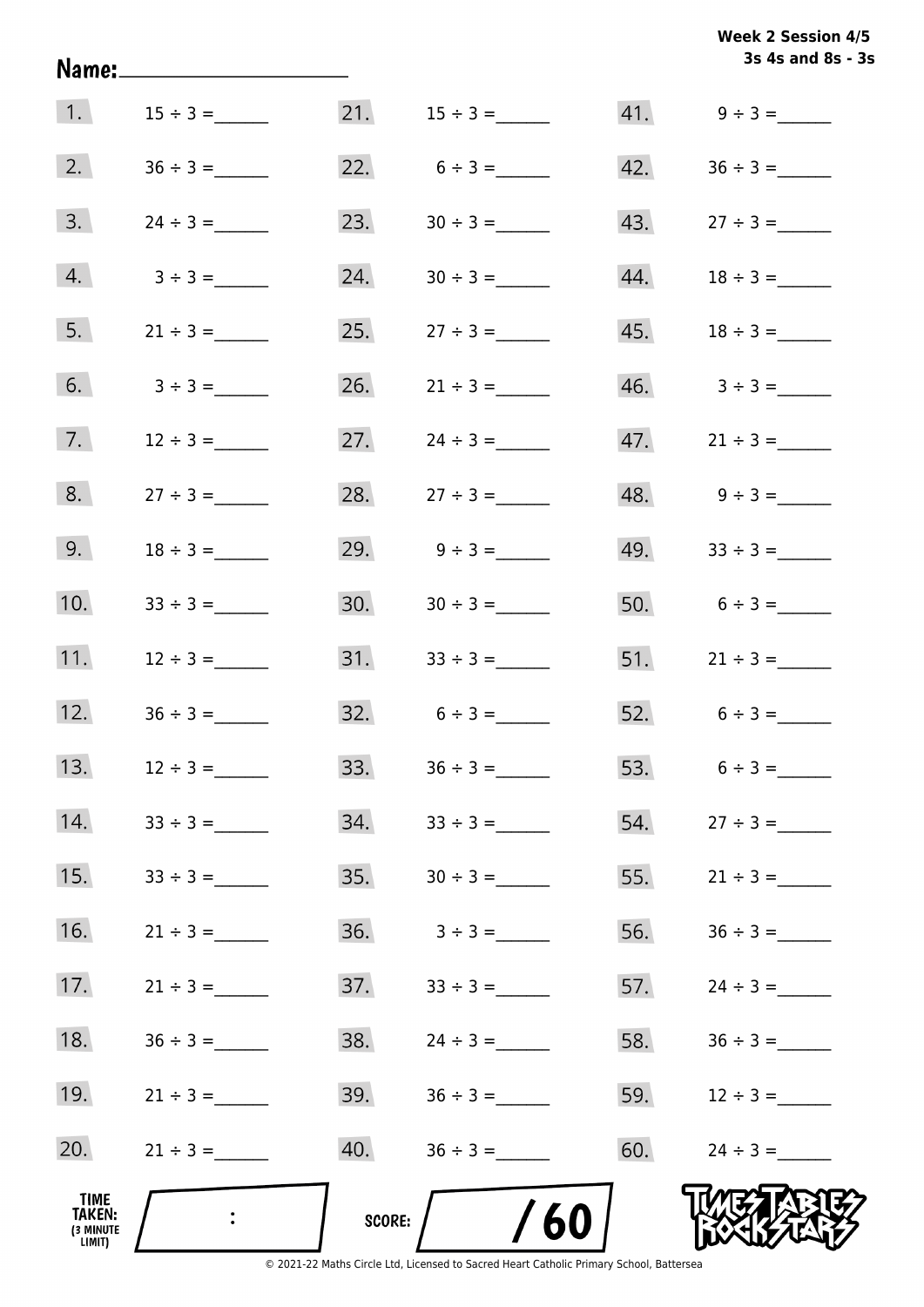**Week 2 Session 4/5**
**3s 4s and 8s - 3s**

**Name:** ____________________

| | | | | | |
|---|---|---|---|---|---|
| 1. | 15 ÷ 3 = ______ | 21. | 15 ÷ 3 = ______ | 41. | 9 ÷ 3 = ______ |
| 2. | 36 ÷ 3 = ______ | 22. | 6 ÷ 3 = ______ | 42. | 36 ÷ 3 = ______ |
| 3. | 24 ÷ 3 = ______ | 23. | 30 ÷ 3 = ______ | 43. | 27 ÷ 3 = ______ |
| 4. | 3 ÷ 3 = ______ | 24. | 30 ÷ 3 = ______ | 44. | 18 ÷ 3 = ______ |
| 5. | 21 ÷ 3 = ______ | 25. | 27 ÷ 3 = ______ | 45. | 18 ÷ 3 = ______ |
| 6. | 3 ÷ 3 = ______ | 26. | 21 ÷ 3 = ______ | 46. | 3 ÷ 3 = ______ |
| 7. | 12 ÷ 3 = ______ | 27. | 24 ÷ 3 = ______ | 47. | 21 ÷ 3 = ______ |
| 8. | 27 ÷ 3 = ______ | 28. | 27 ÷ 3 = ______ | 48. | 9 ÷ 3 = ______ |
| 9. | 18 ÷ 3 = ______ | 29. | 9 ÷ 3 = ______ | 49. | 33 ÷ 3 = ______ |
| 10. | 33 ÷ 3 = ______ | 30. | 30 ÷ 3 = ______ | 50. | 6 ÷ 3 = ______ |
| 11. | 12 ÷ 3 = ______ | 31. | 33 ÷ 3 = ______ | 51. | 21 ÷ 3 = ______ |
| 12. | 36 ÷ 3 = ______ | 32. | 6 ÷ 3 = ______ | 52. | 6 ÷ 3 = ______ |
| 13. | 12 ÷ 3 = ______ | 33. | 36 ÷ 3 = ______ | 53. | 6 ÷ 3 = ______ |
| 14. | 33 ÷ 3 = ______ | 34. | 33 ÷ 3 = ______ | 54. | 27 ÷ 3 = ______ |
| 15. | 33 ÷ 3 = ______ | 35. | 30 ÷ 3 = ______ | 55. | 21 ÷ 3 = ______ |
| 16. | 21 ÷ 3 = ______ | 36. | 3 ÷ 3 = ______ | 56. | 36 ÷ 3 = ______ |
| 17. | 21 ÷ 3 = ______ | 37. | 33 ÷ 3 = ______ | 57. | 24 ÷ 3 = ______ |
| 18. | 36 ÷ 3 = ______ | 38. | 24 ÷ 3 = ______ | 58. | 36 ÷ 3 = ______ |
| 19. | 21 ÷ 3 = ______ | 39. | 36 ÷ 3 = ______ | 59. | 12 ÷ 3 = ______ |
| 20. | 21 ÷ 3 = ______ | 40. | 36 ÷ 3 = ______ | 60. | 24 ÷ 3 = ______ |

**TIME TAKEN: (3 MINUTE LIMIT)** ____ : ____

**SCORE:** ____ / 60

TIMES TABLES ROCK STARS

© 2021-22 Maths Circle Ltd, Licensed to Sacred Heart Catholic Primary School, Battersea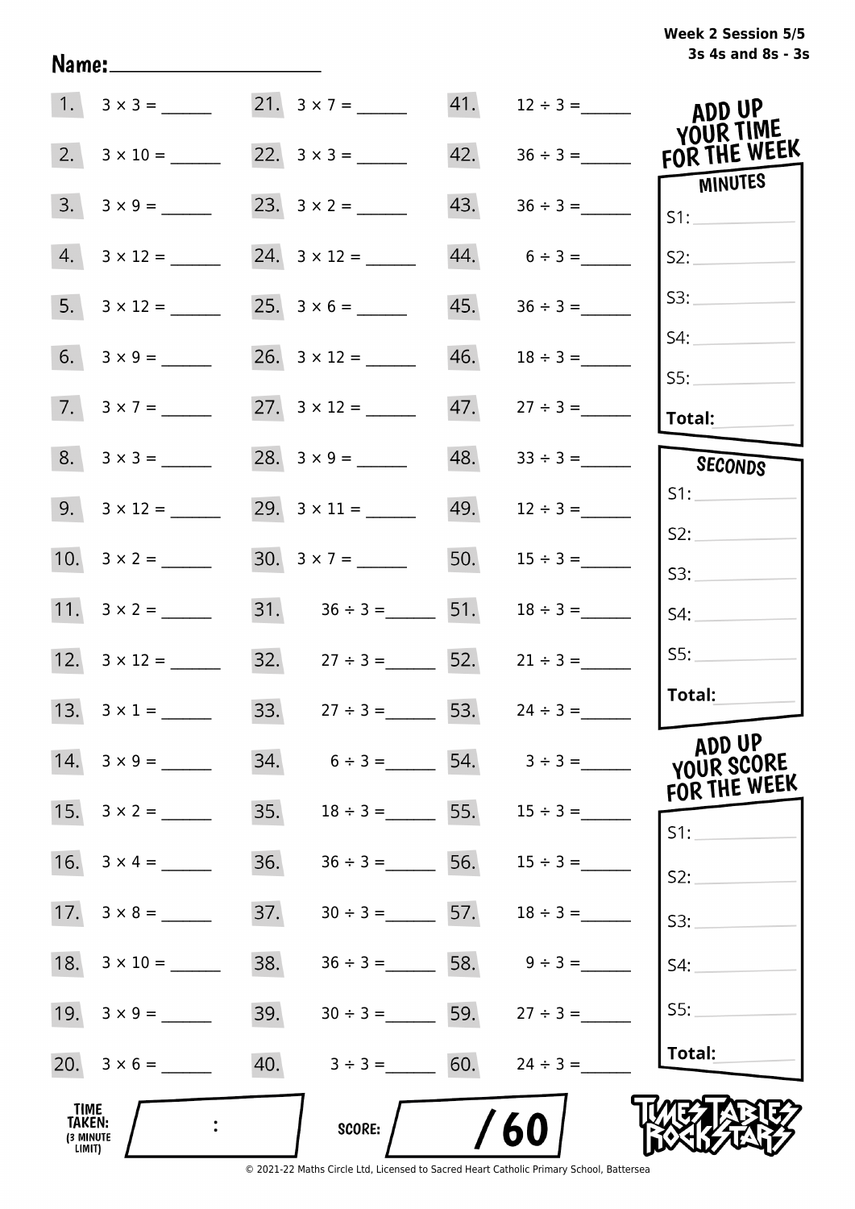Week 2 Session 5/5
3s 4s and 8s - 3s

Name: ____________________

| | | | | | |
|---|---|---|---|---|---|
| 1. | $3 \times 3 =$ ______ | 21. | $3 \times 7 =$ ______ | 41. | $12 \div 3 =$ ______ |
| 2. | $3 \times 10 =$ ______ | 22. | $3 \times 3 =$ ______ | 42. | $36 \div 3 =$ ______ |
| 3. | $3 \times 9 =$ ______ | 23. | $3 \times 2 =$ ______ | 43. | $36 \div 3 =$ ______ |
| 4. | $3 \times 12 =$ ______ | 24. | $3 \times 12 =$ ______ | 44. | $6 \div 3 =$ ______ |
| 5. | $3 \times 12 =$ ______ | 25. | $3 \times 6 =$ ______ | 45. | $36 \div 3 =$ ______ |
| 6. | $3 \times 9 =$ ______ | 26. | $3 \times 12 =$ ______ | 46. | $18 \div 3 =$ ______ |
| 7. | $3 \times 7 =$ ______ | 27. | $3 \times 12 =$ ______ | 47. | $27 \div 3 =$ ______ |
| 8. | $3 \times 3 =$ ______ | 28. | $3 \times 9 =$ ______ | 48. | $33 \div 3 =$ ______ |
| 9. | $3 \times 12 =$ ______ | 29. | $3 \times 11 =$ ______ | 49. | $12 \div 3 =$ ______ |
| 10. | $3 \times 2 =$ ______ | 30. | $3 \times 7 =$ ______ | 50. | $15 \div 3 =$ ______ |
| 11. | $3 \times 2 =$ ______ | 31. | $36 \div 3 =$ ______ | 51. | $18 \div 3 =$ ______ |
| 12. | $3 \times 12 =$ ______ | 32. | $27 \div 3 =$ ______ | 52. | $21 \div 3 =$ ______ |
| 13. | $3 \times 1 =$ ______ | 33. | $27 \div 3 =$ ______ | 53. | $24 \div 3 =$ ______ |
| 14. | $3 \times 9 =$ ______ | 34. | $6 \div 3 =$ ______ | 54. | $3 \div 3 =$ ______ |
| 15. | $3 \times 2 =$ ______ | 35. | $18 \div 3 =$ ______ | 55. | $15 \div 3 =$ ______ |
| 16. | $3 \times 4 =$ ______ | 36. | $36 \div 3 =$ ______ | 56. | $15 \div 3 =$ ______ |
| 17. | $3 \times 8 =$ ______ | 37. | $30 \div 3 =$ ______ | 57. | $18 \div 3 =$ ______ |
| 18. | $3 \times 10 =$ ______ | 38. | $36 \div 3 =$ ______ | 58. | $9 \div 3 =$ ______ |
| 19. | $3 \times 9 =$ ______ | 39. | $30 \div 3 =$ ______ | 59. | $27 \div 3 =$ ______ |
| 20. | $3 \times 6 =$ ______ | 40. | $3 \div 3 =$ ______ | 60. | $24 \div 3 =$ ______ |

**ADD UP YOUR TIME FOR THE WEEK**

**MINUTES**
S1: ______
S2: ______
S3: ______
S4: ______
S5: ______
**Total:** ______

**SECONDS**
S1: ______
S2: ______
S3: ______
S4: ______
S5: ______
**Total:** ______

**ADD UP YOUR SCORE FOR THE WEEK**
S1: ______
S2: ______
S3: ______
S4: ______
S5: ______
**Total:** ______

**TIME TAKEN:** (3 MINUTE LIMIT) ___ : ___

**SCORE:** ___ / 60

TIMES TABLES ROCK STARS

© 2021-22 Maths Circle Ltd, Licensed to Sacred Heart Catholic Primary School, Battersea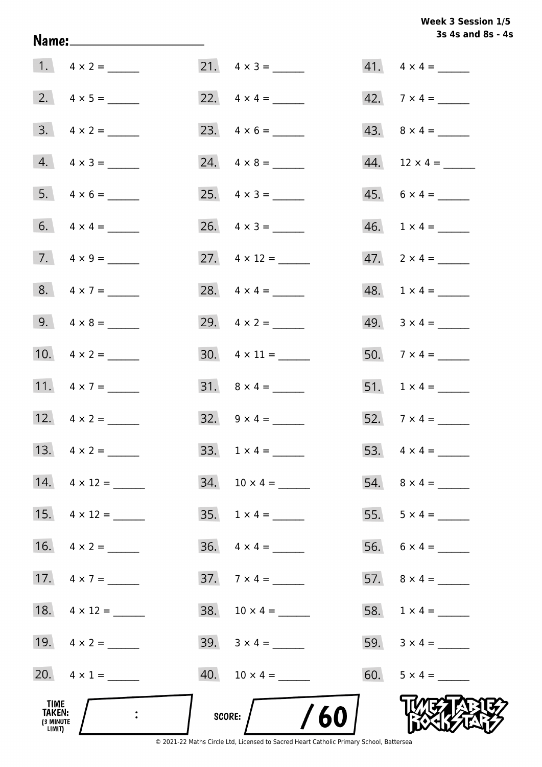**Week 3 Session 1/5**
**3s 4s and 8s - 4s**

**Name:** ____________________

1. $4 \times 2 =$ ______
2. $4 \times 5 =$ ______
3. $4 \times 2 =$ ______
4. $4 \times 3 =$ ______
5. $4 \times 6 =$ ______
6. $4 \times 4 =$ ______
7. $4 \times 9 =$ ______
8. $4 \times 7 =$ ______
9. $4 \times 8 =$ ______
10. $4 \times 2 =$ ______
11. $4 \times 7 =$ ______
12. $4 \times 2 =$ ______
13. $4 \times 2 =$ ______
14. $4 \times 12 =$ ______
15. $4 \times 12 =$ ______
16. $4 \times 2 =$ ______
17. $4 \times 7 =$ ______
18. $4 \times 12 =$ ______
19. $4 \times 2 =$ ______
20. $4 \times 1 =$ ______
21. $4 \times 3 =$ ______
22. $4 \times 4 =$ ______
23. $4 \times 6 =$ ______
24. $4 \times 8 =$ ______
25. $4 \times 3 =$ ______
26. $4 \times 3 =$ ______
27. $4 \times 12 =$ ______
28. $4 \times 4 =$ ______
29. $4 \times 2 =$ ______
30. $4 \times 11 =$ ______
31. $8 \times 4 =$ ______
32. $9 \times 4 =$ ______
33. $1 \times 4 =$ ______
34. $10 \times 4 =$ ______
35. $1 \times 4 =$ ______
36. $4 \times 4 =$ ______
37. $7 \times 4 =$ ______
38. $10 \times 4 =$ ______
39. $3 \times 4 =$ ______
40. $10 \times 4 =$ ______
41. $4 \times 4 =$ ______
42. $7 \times 4 =$ ______
43. $8 \times 4 =$ ______
44. $12 \times 4 =$ ______
45. $6 \times 4 =$ ______
46. $1 \times 4 =$ ______
47. $2 \times 4 =$ ______
48. $1 \times 4 =$ ______
49. $3 \times 4 =$ ______
50. $7 \times 4 =$ ______
51. $1 \times 4 =$ ______
52. $7 \times 4 =$ ______
53. $4 \times 4 =$ ______
54. $8 \times 4 =$ ______
55. $5 \times 4 =$ ______
56. $6 \times 4 =$ ______
57. $8 \times 4 =$ ______
58. $1 \times 4 =$ ______
59. $3 \times 4 =$ ______
60. $5 \times 4 =$ ______

**TIME TAKEN:** (3 MINUTE LIMIT) ____ : ____

**SCORE:** ____ / 60

TIMES TABLES ROCK STARS

© 2021-22 Maths Circle Ltd, Licensed to Sacred Heart Catholic Primary School, Battersea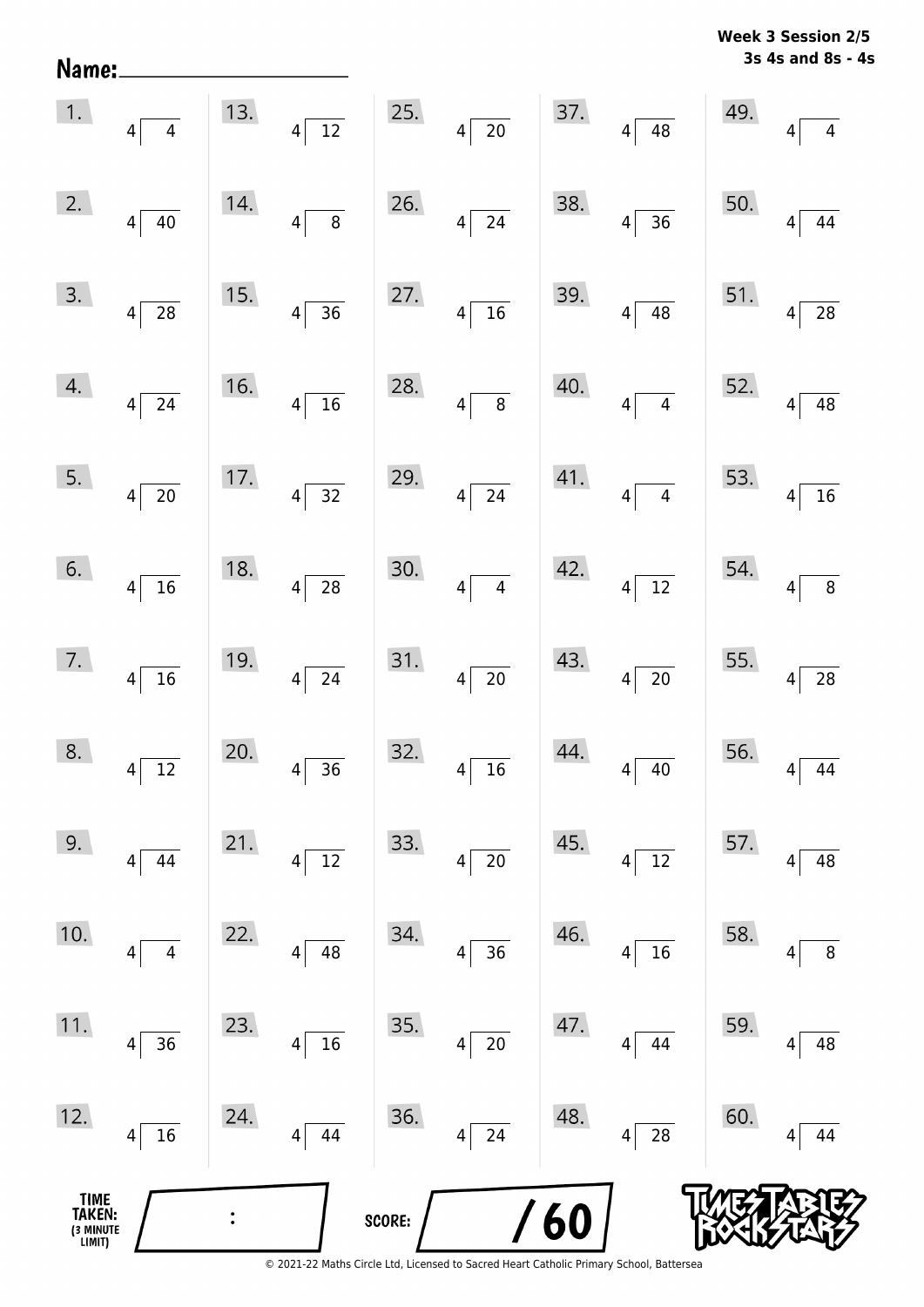Name: ____________________

**Week 3 Session 2/5**
**3s 4s and 8s - 4s**

| | | | | |
|---|---|---|---|---|
| 1. $4 \overline{)4}$ | 13. $4 \overline{)12}$ | 25. $4 \overline{)20}$ | 37. $4 \overline{)48}$ | 49. $4 \overline{)4}$ |
| 2. $4 \overline{)40}$ | 14. $4 \overline{)8}$ | 26. $4 \overline{)24}$ | 38. $4 \overline{)36}$ | 50. $4 \overline{)44}$ |
| 3. $4 \overline{)28}$ | 15. $4 \overline{)36}$ | 27. $4 \overline{)16}$ | 39. $4 \overline{)48}$ | 51. $4 \overline{)28}$ |
| 4. $4 \overline{)24}$ | 16. $4 \overline{)16}$ | 28. $4 \overline{)8}$ | 40. $4 \overline{)4}$ | 52. $4 \overline{)48}$ |
| 5. $4 \overline{)20}$ | 17. $4 \overline{)32}$ | 29. $4 \overline{)24}$ | 41. $4 \overline{)4}$ | 53. $4 \overline{)16}$ |
| 6. $4 \overline{)16}$ | 18. $4 \overline{)28}$ | 30. $4 \overline{)4}$ | 42. $4 \overline{)12}$ | 54. $4 \overline{)8}$ |
| 7. $4 \overline{)16}$ | 19. $4 \overline{)24}$ | 31. $4 \overline{)20}$ | 43. $4 \overline{)20}$ | 55. $4 \overline{)28}$ |
| 8. $4 \overline{)12}$ | 20. $4 \overline{)36}$ | 32. $4 \overline{)16}$ | 44. $4 \overline{)40}$ | 56. $4 \overline{)44}$ |
| 9. $4 \overline{)44}$ | 21. $4 \overline{)12}$ | 33. $4 \overline{)20}$ | 45. $4 \overline{)12}$ | 57. $4 \overline{)48}$ |
| 10. $4 \overline{)4}$ | 22. $4 \overline{)48}$ | 34. $4 \overline{)36}$ | 46. $4 \overline{)16}$ | 58. $4 \overline{)8}$ |
| 11. $4 \overline{)36}$ | 23. $4 \overline{)16}$ | 35. $4 \overline{)20}$ | 47. $4 \overline{)44}$ | 59. $4 \overline{)48}$ |
| 12. $4 \overline{)16}$ | 24. $4 \overline{)44}$ | 36. $4 \overline{)24}$ | 48. $4 \overline{)28}$ | 60. $4 \overline{)44}$ |

TIME TAKEN: (3 MINUTE LIMIT) ____ : ____

SCORE: ____ / 60

© 2021-22 Maths Circle Ltd, Licensed to Sacred Heart Catholic Primary School, Battersea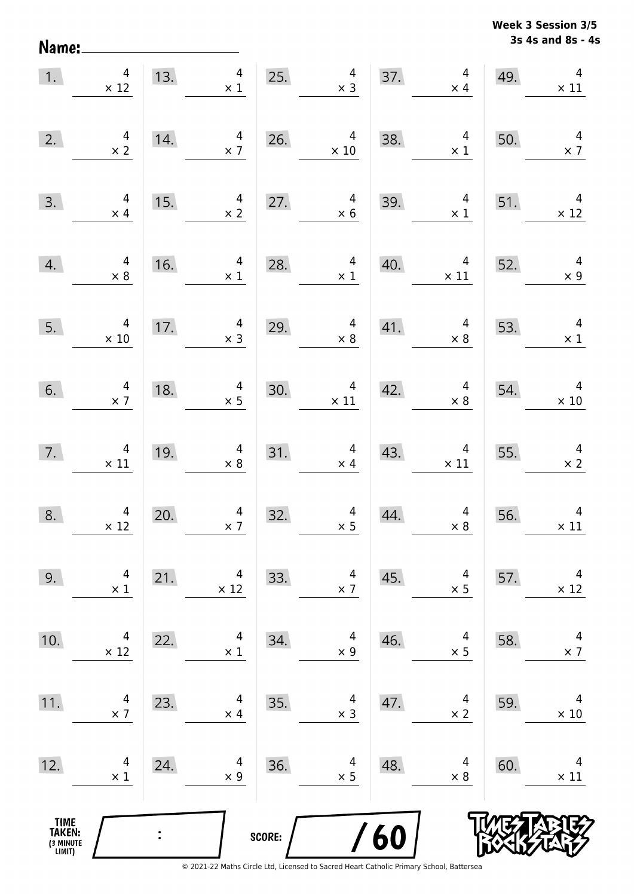**Week 3 Session 3/5**
**3s 4s and 8s - 4s**

Name: ____________________

| | | | | | | | | | |
|---|---|---|---|---|---|---|---|---|---|
| 1. | $4 \times 12$ | 13. | $4 \times 1$ | 25. | $4 \times 3$ | 37. | $4 \times 4$ | 49. | $4 \times 11$ |
| 2. | $4 \times 2$ | 14. | $4 \times 7$ | 26. | $4 \times 10$ | 38. | $4 \times 1$ | 50. | $4 \times 7$ |
| 3. | $4 \times 4$ | 15. | $4 \times 2$ | 27. | $4 \times 6$ | 39. | $4 \times 1$ | 51. | $4 \times 12$ |
| 4. | $4 \times 8$ | 16. | $4 \times 1$ | 28. | $4 \times 1$ | 40. | $4 \times 11$ | 52. | $4 \times 9$ |
| 5. | $4 \times 10$ | 17. | $4 \times 3$ | 29. | $4 \times 8$ | 41. | $4 \times 8$ | 53. | $4 \times 1$ |
| 6. | $4 \times 7$ | 18. | $4 \times 5$ | 30. | $4 \times 11$ | 42. | $4 \times 8$ | 54. | $4 \times 10$ |
| 7. | $4 \times 11$ | 19. | $4 \times 8$ | 31. | $4 \times 4$ | 43. | $4 \times 11$ | 55. | $4 \times 2$ |
| 8. | $4 \times 12$ | 20. | $4 \times 7$ | 32. | $4 \times 5$ | 44. | $4 \times 8$ | 56. | $4 \times 11$ |
| 9. | $4 \times 1$ | 21. | $4 \times 12$ | 33. | $4 \times 7$ | 45. | $4 \times 5$ | 57. | $4 \times 12$ |
| 10. | $4 \times 12$ | 22. | $4 \times 1$ | 34. | $4 \times 9$ | 46. | $4 \times 5$ | 58. | $4 \times 7$ |
| 11. | $4 \times 7$ | 23. | $4 \times 4$ | 35. | $4 \times 3$ | 47. | $4 \times 2$ | 59. | $4 \times 10$ |
| 12. | $4 \times 1$ | 24. | $4 \times 9$ | 36. | $4 \times 5$ | 48. | $4 \times 8$ | 60. | $4 \times 11$ |

TIME TAKEN: (3 MINUTE LIMIT) ____ : ____

SCORE: ____ / 60

© 2021-22 Maths Circle Ltd, Licensed to Sacred Heart Catholic Primary School, Battersea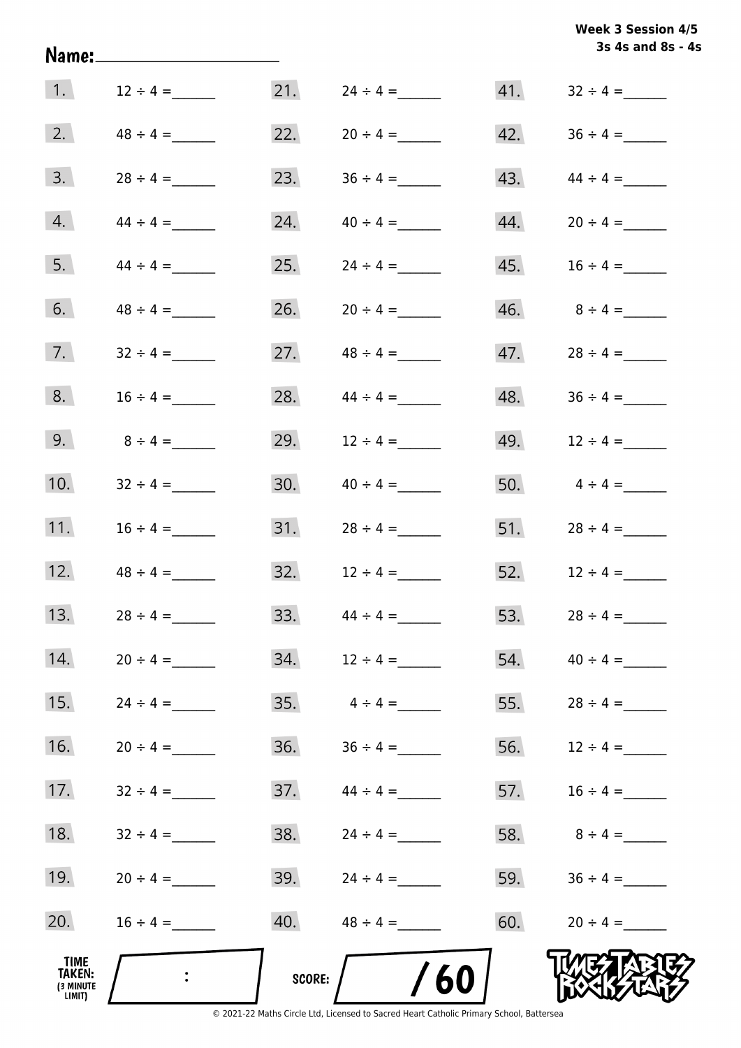**Week 3 Session 4/5**
**3s 4s and 8s - 4s**

Name:\_\_\_\_\_\_\_\_\_\_\_\_\_\_\_\_\_\_\_\_

| | | | | | |
|---|---|---|---|---|---|
| 1. | 12 ÷ 4 = \_\_\_\_\_\_ | 21. | 24 ÷ 4 = \_\_\_\_\_\_ | 41. | 32 ÷ 4 = \_\_\_\_\_\_ |
| 2. | 48 ÷ 4 = \_\_\_\_\_\_ | 22. | 20 ÷ 4 = \_\_\_\_\_\_ | 42. | 36 ÷ 4 = \_\_\_\_\_\_ |
| 3. | 28 ÷ 4 = \_\_\_\_\_\_ | 23. | 36 ÷ 4 = \_\_\_\_\_\_ | 43. | 44 ÷ 4 = \_\_\_\_\_\_ |
| 4. | 44 ÷ 4 = \_\_\_\_\_\_ | 24. | 40 ÷ 4 = \_\_\_\_\_\_ | 44. | 20 ÷ 4 = \_\_\_\_\_\_ |
| 5. | 44 ÷ 4 = \_\_\_\_\_\_ | 25. | 24 ÷ 4 = \_\_\_\_\_\_ | 45. | 16 ÷ 4 = \_\_\_\_\_\_ |
| 6. | 48 ÷ 4 = \_\_\_\_\_\_ | 26. | 20 ÷ 4 = \_\_\_\_\_\_ | 46. | 8 ÷ 4 = \_\_\_\_\_\_ |
| 7. | 32 ÷ 4 = \_\_\_\_\_\_ | 27. | 48 ÷ 4 = \_\_\_\_\_\_ | 47. | 28 ÷ 4 = \_\_\_\_\_\_ |
| 8. | 16 ÷ 4 = \_\_\_\_\_\_ | 28. | 44 ÷ 4 = \_\_\_\_\_\_ | 48. | 36 ÷ 4 = \_\_\_\_\_\_ |
| 9. | 8 ÷ 4 = \_\_\_\_\_\_ | 29. | 12 ÷ 4 = \_\_\_\_\_\_ | 49. | 12 ÷ 4 = \_\_\_\_\_\_ |
| 10. | 32 ÷ 4 = \_\_\_\_\_\_ | 30. | 40 ÷ 4 = \_\_\_\_\_\_ | 50. | 4 ÷ 4 = \_\_\_\_\_\_ |
| 11. | 16 ÷ 4 = \_\_\_\_\_\_ | 31. | 28 ÷ 4 = \_\_\_\_\_\_ | 51. | 28 ÷ 4 = \_\_\_\_\_\_ |
| 12. | 48 ÷ 4 = \_\_\_\_\_\_ | 32. | 12 ÷ 4 = \_\_\_\_\_\_ | 52. | 12 ÷ 4 = \_\_\_\_\_\_ |
| 13. | 28 ÷ 4 = \_\_\_\_\_\_ | 33. | 44 ÷ 4 = \_\_\_\_\_\_ | 53. | 28 ÷ 4 = \_\_\_\_\_\_ |
| 14. | 20 ÷ 4 = \_\_\_\_\_\_ | 34. | 12 ÷ 4 = \_\_\_\_\_\_ | 54. | 40 ÷ 4 = \_\_\_\_\_\_ |
| 15. | 24 ÷ 4 = \_\_\_\_\_\_ | 35. | 4 ÷ 4 = \_\_\_\_\_\_ | 55. | 28 ÷ 4 = \_\_\_\_\_\_ |
| 16. | 20 ÷ 4 = \_\_\_\_\_\_ | 36. | 36 ÷ 4 = \_\_\_\_\_\_ | 56. | 12 ÷ 4 = \_\_\_\_\_\_ |
| 17. | 32 ÷ 4 = \_\_\_\_\_\_ | 37. | 44 ÷ 4 = \_\_\_\_\_\_ | 57. | 16 ÷ 4 = \_\_\_\_\_\_ |
| 18. | 32 ÷ 4 = \_\_\_\_\_\_ | 38. | 24 ÷ 4 = \_\_\_\_\_\_ | 58. | 8 ÷ 4 = \_\_\_\_\_\_ |
| 19. | 20 ÷ 4 = \_\_\_\_\_\_ | 39. | 24 ÷ 4 = \_\_\_\_\_\_ | 59. | 36 ÷ 4 = \_\_\_\_\_\_ |
| 20. | 16 ÷ 4 = \_\_\_\_\_\_ | 40. | 48 ÷ 4 = \_\_\_\_\_\_ | 60. | 20 ÷ 4 = \_\_\_\_\_\_ |

**TIME TAKEN:** (3 MINUTE LIMIT) \_\_\_ : \_\_\_

**SCORE:** \_\_\_ / 60

TIMES TABLES ROCK STARS

© 2021-22 Maths Circle Ltd, Licensed to Sacred Heart Catholic Primary School, Battersea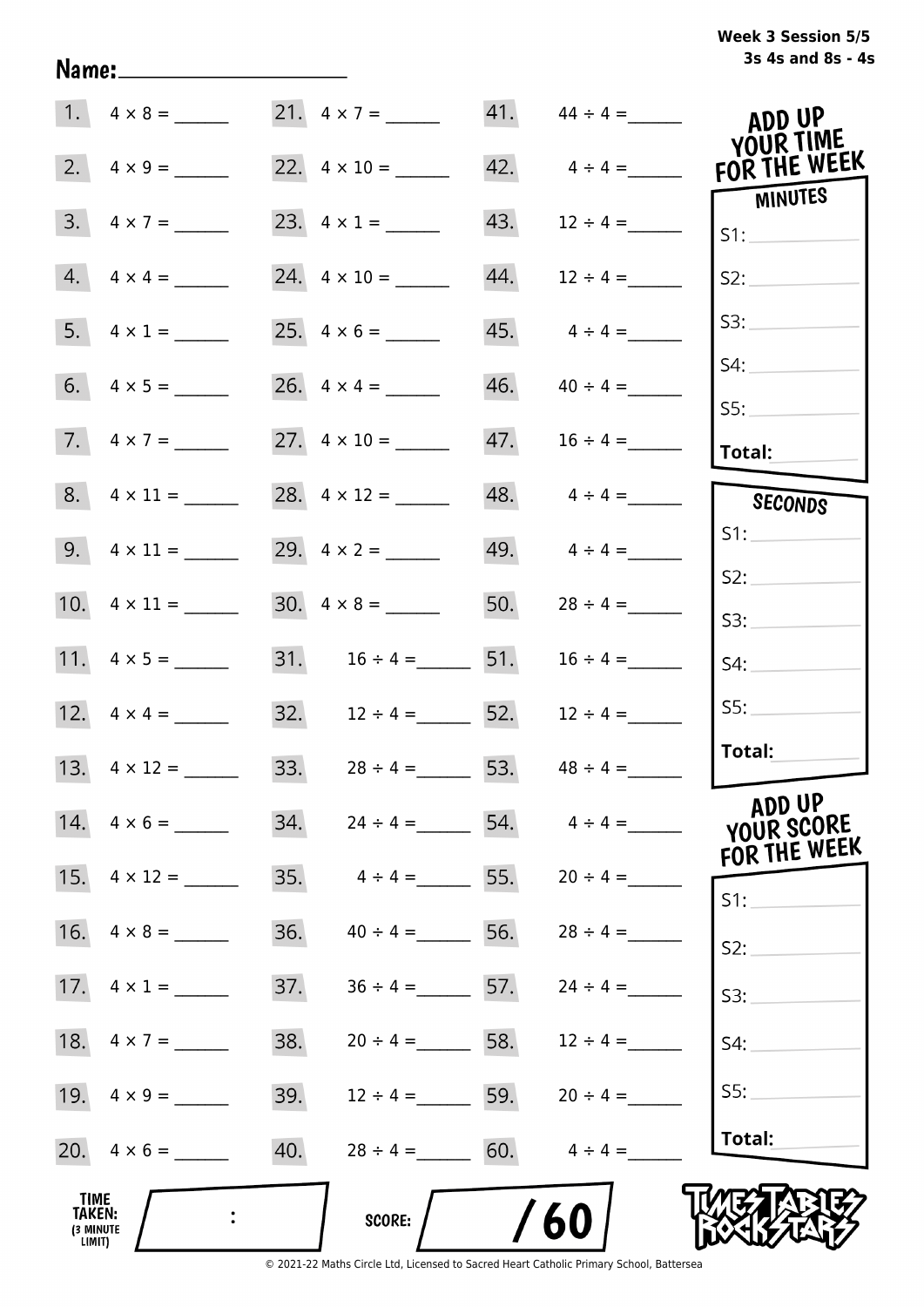**Week 3 Session 5/5**
**3s 4s and 8s - 4s**

Name: ____________________

| | | | | | |
|---|---|---|---|---|---|
| 1. | $4 \times 8 =$ ______ | 21. | $4 \times 7 =$ ______ | 41. | $44 \div 4 =$ ______ |
| 2. | $4 \times 9 =$ ______ | 22. | $4 \times 10 =$ ______ | 42. | $4 \div 4 =$ ______ |
| 3. | $4 \times 7 =$ ______ | 23. | $4 \times 1 =$ ______ | 43. | $12 \div 4 =$ ______ |
| 4. | $4 \times 4 =$ ______ | 24. | $4 \times 10 =$ ______ | 44. | $12 \div 4 =$ ______ |
| 5. | $4 \times 1 =$ ______ | 25. | $4 \times 6 =$ ______ | 45. | $4 \div 4 =$ ______ |
| 6. | $4 \times 5 =$ ______ | 26. | $4 \times 4 =$ ______ | 46. | $40 \div 4 =$ ______ |
| 7. | $4 \times 7 =$ ______ | 27. | $4 \times 10 =$ ______ | 47. | $16 \div 4 =$ ______ |
| 8. | $4 \times 11 =$ ______ | 28. | $4 \times 12 =$ ______ | 48. | $4 \div 4 =$ ______ |
| 9. | $4 \times 11 =$ ______ | 29. | $4 \times 2 =$ ______ | 49. | $4 \div 4 =$ ______ |
| 10. | $4 \times 11 =$ ______ | 30. | $4 \times 8 =$ ______ | 50. | $28 \div 4 =$ ______ |
| 11. | $4 \times 5 =$ ______ | 31. | $16 \div 4 =$ ______ | 51. | $16 \div 4 =$ ______ |
| 12. | $4 \times 4 =$ ______ | 32. | $12 \div 4 =$ ______ | 52. | $12 \div 4 =$ ______ |
| 13. | $4 \times 12 =$ ______ | 33. | $28 \div 4 =$ ______ | 53. | $48 \div 4 =$ ______ |
| 14. | $4 \times 6 =$ ______ | 34. | $24 \div 4 =$ ______ | 54. | $4 \div 4 =$ ______ |
| 15. | $4 \times 12 =$ ______ | 35. | $4 \div 4 =$ ______ | 55. | $20 \div 4 =$ ______ |
| 16. | $4 \times 8 =$ ______ | 36. | $40 \div 4 =$ ______ | 56. | $28 \div 4 =$ ______ |
| 17. | $4 \times 1 =$ ______ | 37. | $36 \div 4 =$ ______ | 57. | $24 \div 4 =$ ______ |
| 18. | $4 \times 7 =$ ______ | 38. | $20 \div 4 =$ ______ | 58. | $12 \div 4 =$ ______ |
| 19. | $4 \times 9 =$ ______ | 39. | $12 \div 4 =$ ______ | 59. | $20 \div 4 =$ ______ |
| 20. | $4 \times 6 =$ ______ | 40. | $28 \div 4 =$ ______ | 60. | $4 \div 4 =$ ______ |

**ADD UP YOUR TIME FOR THE WEEK**

**MINUTES**

S1: ______
S2: ______
S3: ______
S4: ______
S5: ______
**Total:** ______

**SECONDS**

S1: ______
S2: ______
S3: ______
S4: ______
S5: ______
**Total:** ______

**ADD UP YOUR SCORE FOR THE WEEK**

S1: ______
S2: ______
S3: ______
S4: ______
S5: ______
**Total:** ______

**TIME TAKEN:** (3 MINUTE LIMIT) ____ : ____

**SCORE:** ____ / 60

TIMES TABLES ROCK STARS

© 2021-22 Maths Circle Ltd, Licensed to Sacred Heart Catholic Primary School, Battersea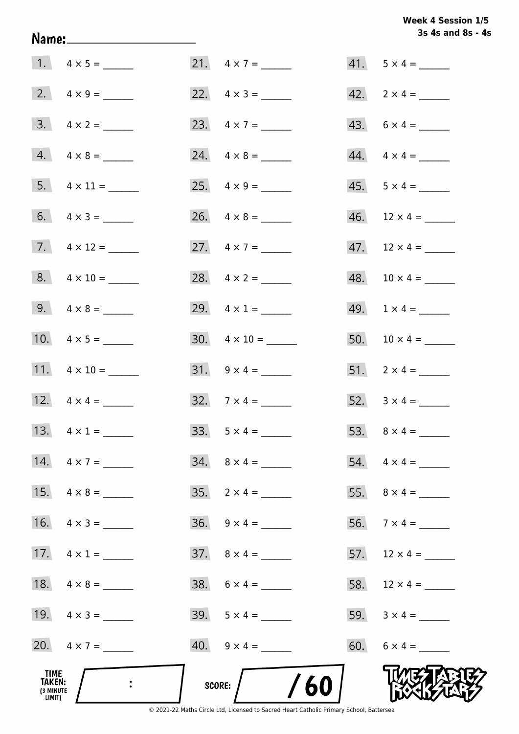Week 4 Session 1/5
3s 4s and 8s - 4s

Name: ____________________

1. $4 \times 5 =$ ______
2. $4 \times 9 =$ ______
3. $4 \times 2 =$ ______
4. $4 \times 8 =$ ______
5. $4 \times 11 =$ ______
6. $4 \times 3 =$ ______
7. $4 \times 12 =$ ______
8. $4 \times 10 =$ ______
9. $4 \times 8 =$ ______
10. $4 \times 5 =$ ______
11. $4 \times 10 =$ ______
12. $4 \times 4 =$ ______
13. $4 \times 1 =$ ______
14. $4 \times 7 =$ ______
15. $4 \times 8 =$ ______
16. $4 \times 3 =$ ______
17. $4 \times 1 =$ ______
18. $4 \times 8 =$ ______
19. $4 \times 3 =$ ______
20. $4 \times 7 =$ ______
21. $4 \times 7 =$ ______
22. $4 \times 3 =$ ______
23. $4 \times 7 =$ ______
24. $4 \times 8 =$ ______
25. $4 \times 9 =$ ______
26. $4 \times 8 =$ ______
27. $4 \times 7 =$ ______
28. $4 \times 2 =$ ______
29. $4 \times 1 =$ ______
30. $4 \times 10 =$ ______
31. $9 \times 4 =$ ______
32. $7 \times 4 =$ ______
33. $5 \times 4 =$ ______
34. $8 \times 4 =$ ______
35. $2 \times 4 =$ ______
36. $9 \times 4 =$ ______
37. $8 \times 4 =$ ______
38. $6 \times 4 =$ ______
39. $5 \times 4 =$ ______
40. $9 \times 4 =$ ______
41. $5 \times 4 =$ ______
42. $2 \times 4 =$ ______
43. $6 \times 4 =$ ______
44. $4 \times 4 =$ ______
45. $5 \times 4 =$ ______
46. $12 \times 4 =$ ______
47. $12 \times 4 =$ ______
48. $10 \times 4 =$ ______
49. $1 \times 4 =$ ______
50. $10 \times 4 =$ ______
51. $2 \times 4 =$ ______
52. $3 \times 4 =$ ______
53. $8 \times 4 =$ ______
54. $4 \times 4 =$ ______
55. $8 \times 4 =$ ______
56. $7 \times 4 =$ ______
57. $12 \times 4 =$ ______
58. $12 \times 4 =$ ______
59. $3 \times 4 =$ ______
60. $6 \times 4 =$ ______

TIME TAKEN: (3 MINUTE LIMIT) ___ : ___

SCORE: ___ / 60

© 2021-22 Maths Circle Ltd, Licensed to Sacred Heart Catholic Primary School, Battersea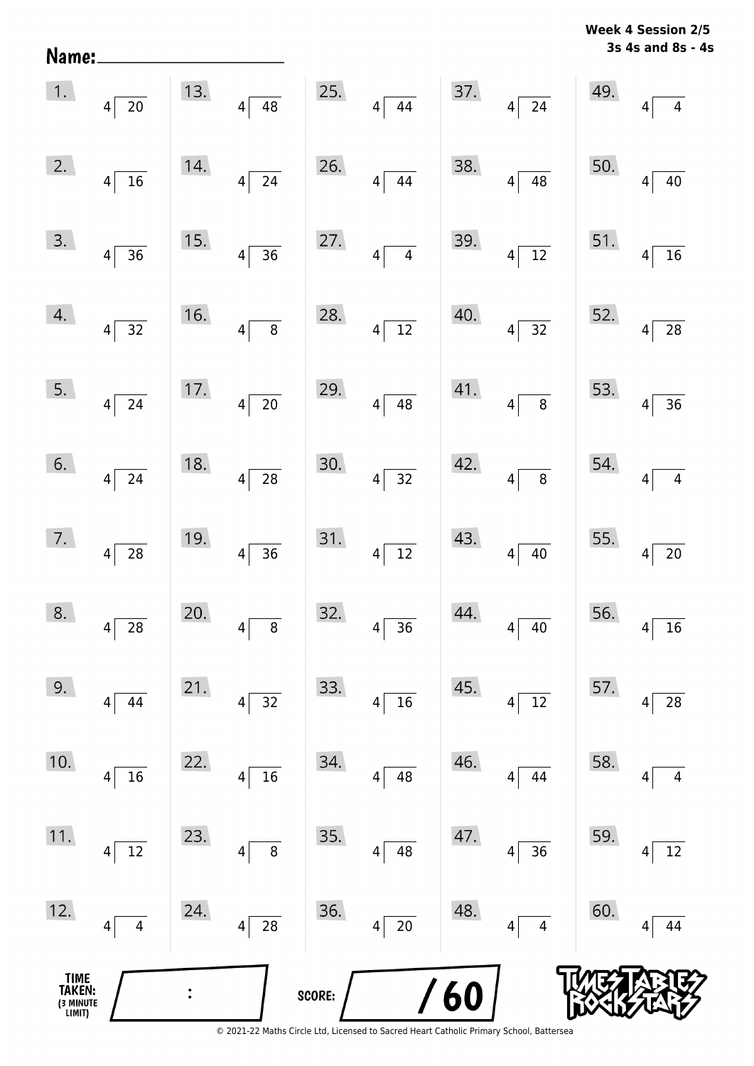Name: ____________________

**Week 4 Session 2/5**
**3s 4s and 8s - 4s**

| | | | | |
|---|---|---|---|---|
| 1. $4\overline{)20}$ | 13. $4\overline{)48}$ | 25. $4\overline{)44}$ | 37. $4\overline{)24}$ | 49. $4\overline{)4}$ |
| 2. $4\overline{)16}$ | 14. $4\overline{)24}$ | 26. $4\overline{)44}$ | 38. $4\overline{)48}$ | 50. $4\overline{)40}$ |
| 3. $4\overline{)36}$ | 15. $4\overline{)36}$ | 27. $4\overline{)4}$ | 39. $4\overline{)12}$ | 51. $4\overline{)16}$ |
| 4. $4\overline{)32}$ | 16. $4\overline{)8}$ | 28. $4\overline{)12}$ | 40. $4\overline{)32}$ | 52. $4\overline{)28}$ |
| 5. $4\overline{)24}$ | 17. $4\overline{)20}$ | 29. $4\overline{)48}$ | 41. $4\overline{)8}$ | 53. $4\overline{)36}$ |
| 6. $4\overline{)24}$ | 18. $4\overline{)28}$ | 30. $4\overline{)32}$ | 42. $4\overline{)8}$ | 54. $4\overline{)4}$ |
| 7. $4\overline{)28}$ | 19. $4\overline{)36}$ | 31. $4\overline{)12}$ | 43. $4\overline{)40}$ | 55. $4\overline{)20}$ |
| 8. $4\overline{)28}$ | 20. $4\overline{)8}$ | 32. $4\overline{)36}$ | 44. $4\overline{)40}$ | 56. $4\overline{)16}$ |
| 9. $4\overline{)44}$ | 21. $4\overline{)32}$ | 33. $4\overline{)16}$ | 45. $4\overline{)12}$ | 57. $4\overline{)28}$ |
| 10. $4\overline{)16}$ | 22. $4\overline{)16}$ | 34. $4\overline{)48}$ | 46. $4\overline{)44}$ | 58. $4\overline{)4}$ |
| 11. $4\overline{)12}$ | 23. $4\overline{)8}$ | 35. $4\overline{)48}$ | 47. $4\overline{)36}$ | 59. $4\overline{)12}$ |
| 12. $4\overline{)4}$ | 24. $4\overline{)28}$ | 36. $4\overline{)20}$ | 48. $4\overline{)4}$ | 60. $4\overline{)44}$ |

TIME TAKEN: (3 MINUTE LIMIT) ____ : ____

SCORE: ____ / 60

TIMES TABLES ROCK STARS

© 2021-22 Maths Circle Ltd, Licensed to Sacred Heart Catholic Primary School, Battersea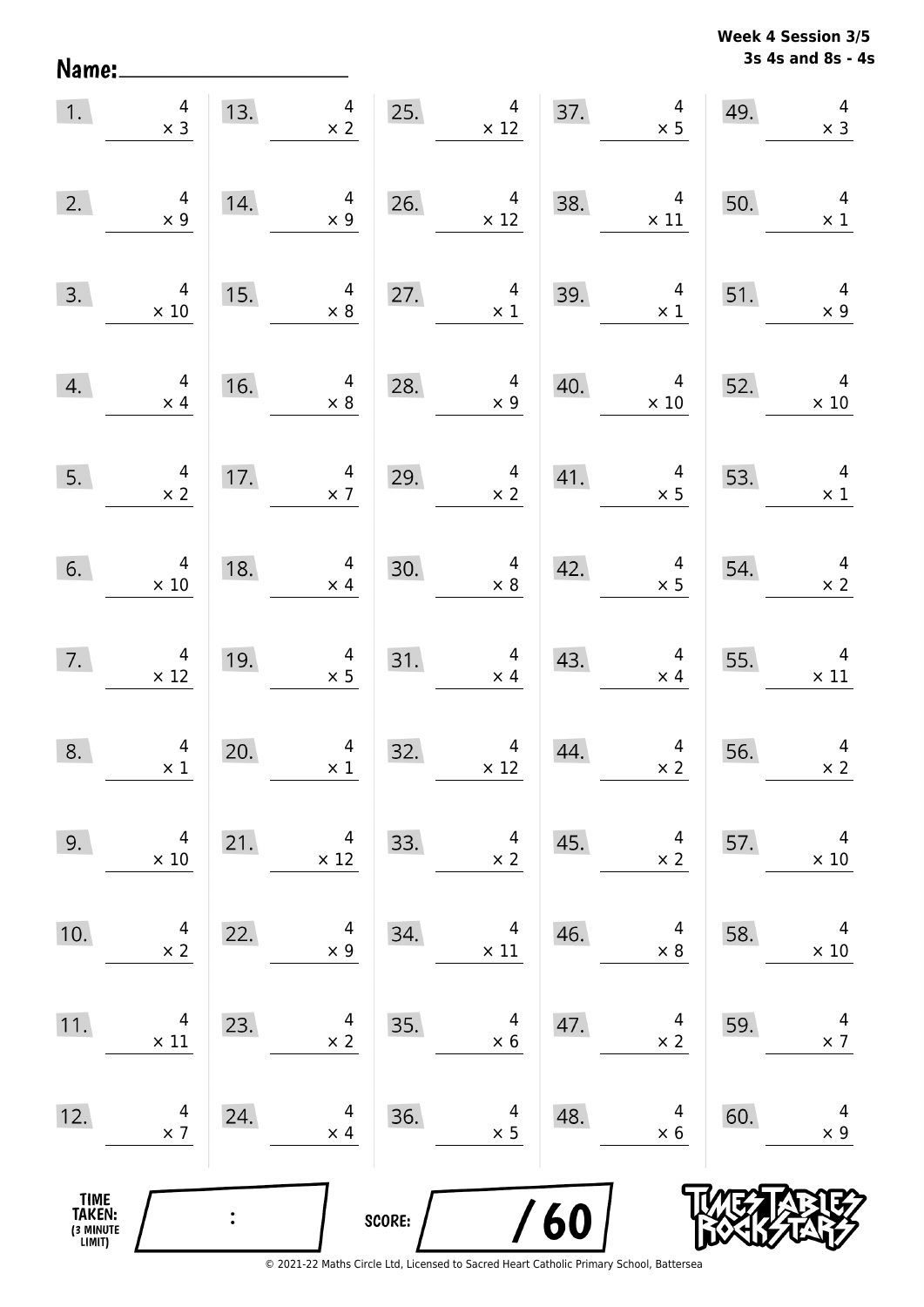**Week 4 Session 3/5**
**3s 4s and 8s - 4s**

Name: ____________________

| | | | | |
|---|---|---|---|---|
| 1. $4 \times 3$ | 13. $4 \times 2$ | 25. $4 \times 12$ | 37. $4 \times 5$ | 49. $4 \times 3$ |
| 2. $4 \times 9$ | 14. $4 \times 9$ | 26. $4 \times 12$ | 38. $4 \times 11$ | 50. $4 \times 1$ |
| 3. $4 \times 10$ | 15. $4 \times 8$ | 27. $4 \times 1$ | 39. $4 \times 1$ | 51. $4 \times 9$ |
| 4. $4 \times 4$ | 16. $4 \times 8$ | 28. $4 \times 9$ | 40. $4 \times 10$ | 52. $4 \times 10$ |
| 5. $4 \times 2$ | 17. $4 \times 7$ | 29. $4 \times 2$ | 41. $4 \times 5$ | 53. $4 \times 1$ |
| 6. $4 \times 10$ | 18. $4 \times 4$ | 30. $4 \times 8$ | 42. $4 \times 5$ | 54. $4 \times 2$ |
| 7. $4 \times 12$ | 19. $4 \times 5$ | 31. $4 \times 4$ | 43. $4 \times 4$ | 55. $4 \times 11$ |
| 8. $4 \times 1$ | 20. $4 \times 1$ | 32. $4 \times 12$ | 44. $4 \times 2$ | 56. $4 \times 2$ |
| 9. $4 \times 10$ | 21. $4 \times 12$ | 33. $4 \times 2$ | 45. $4 \times 2$ | 57. $4 \times 10$ |
| 10. $4 \times 2$ | 22. $4 \times 9$ | 34. $4 \times 11$ | 46. $4 \times 8$ | 58. $4 \times 10$ |
| 11. $4 \times 11$ | 23. $4 \times 2$ | 35. $4 \times 6$ | 47. $4 \times 2$ | 59. $4 \times 7$ |
| 12. $4 \times 7$ | 24. $4 \times 4$ | 36. $4 \times 5$ | 48. $4 \times 6$ | 60. $4 \times 9$ |

TIME TAKEN: (3 MINUTE LIMIT) ___ : ___

SCORE: ___ / 60

© 2021-22 Maths Circle Ltd, Licensed to Sacred Heart Catholic Primary School, Battersea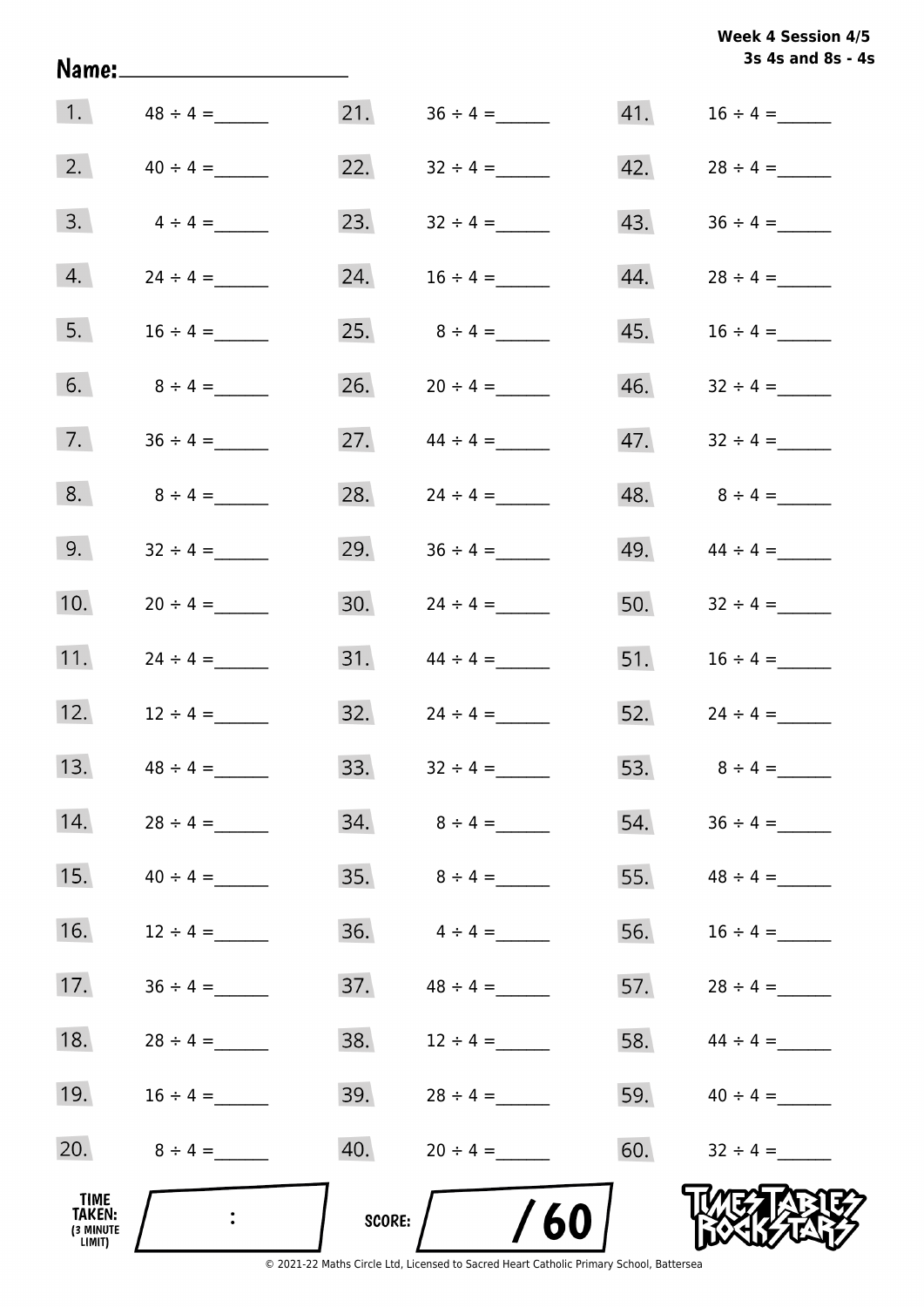Week 4 Session 4/5
3s 4s and 8s - 4s

Name: ____________________

| | | | | | |
|---|---|---|---|---|---|
| 1. | 48 ÷ 4 = ______ | 21. | 36 ÷ 4 = ______ | 41. | 16 ÷ 4 = ______ |
| 2. | 40 ÷ 4 = ______ | 22. | 32 ÷ 4 = ______ | 42. | 28 ÷ 4 = ______ |
| 3. | 4 ÷ 4 = ______ | 23. | 32 ÷ 4 = ______ | 43. | 36 ÷ 4 = ______ |
| 4. | 24 ÷ 4 = ______ | 24. | 16 ÷ 4 = ______ | 44. | 28 ÷ 4 = ______ |
| 5. | 16 ÷ 4 = ______ | 25. | 8 ÷ 4 = ______ | 45. | 16 ÷ 4 = ______ |
| 6. | 8 ÷ 4 = ______ | 26. | 20 ÷ 4 = ______ | 46. | 32 ÷ 4 = ______ |
| 7. | 36 ÷ 4 = ______ | 27. | 44 ÷ 4 = ______ | 47. | 32 ÷ 4 = ______ |
| 8. | 8 ÷ 4 = ______ | 28. | 24 ÷ 4 = ______ | 48. | 8 ÷ 4 = ______ |
| 9. | 32 ÷ 4 = ______ | 29. | 36 ÷ 4 = ______ | 49. | 44 ÷ 4 = ______ |
| 10. | 20 ÷ 4 = ______ | 30. | 24 ÷ 4 = ______ | 50. | 32 ÷ 4 = ______ |
| 11. | 24 ÷ 4 = ______ | 31. | 44 ÷ 4 = ______ | 51. | 16 ÷ 4 = ______ |
| 12. | 12 ÷ 4 = ______ | 32. | 24 ÷ 4 = ______ | 52. | 24 ÷ 4 = ______ |
| 13. | 48 ÷ 4 = ______ | 33. | 32 ÷ 4 = ______ | 53. | 8 ÷ 4 = ______ |
| 14. | 28 ÷ 4 = ______ | 34. | 8 ÷ 4 = ______ | 54. | 36 ÷ 4 = ______ |
| 15. | 40 ÷ 4 = ______ | 35. | 8 ÷ 4 = ______ | 55. | 48 ÷ 4 = ______ |
| 16. | 12 ÷ 4 = ______ | 36. | 4 ÷ 4 = ______ | 56. | 16 ÷ 4 = ______ |
| 17. | 36 ÷ 4 = ______ | 37. | 48 ÷ 4 = ______ | 57. | 28 ÷ 4 = ______ |
| 18. | 28 ÷ 4 = ______ | 38. | 12 ÷ 4 = ______ | 58. | 44 ÷ 4 = ______ |
| 19. | 16 ÷ 4 = ______ | 39. | 28 ÷ 4 = ______ | 59. | 40 ÷ 4 = ______ |
| 20. | 8 ÷ 4 = ______ | 40. | 20 ÷ 4 = ______ | 60. | 32 ÷ 4 = ______ |

TIME TAKEN: (3 MINUTE LIMIT) ___ : ___

SCORE: ___ / 60

TIMES TABLES ROCK STARS

© 2021-22 Maths Circle Ltd, Licensed to Sacred Heart Catholic Primary School, Battersea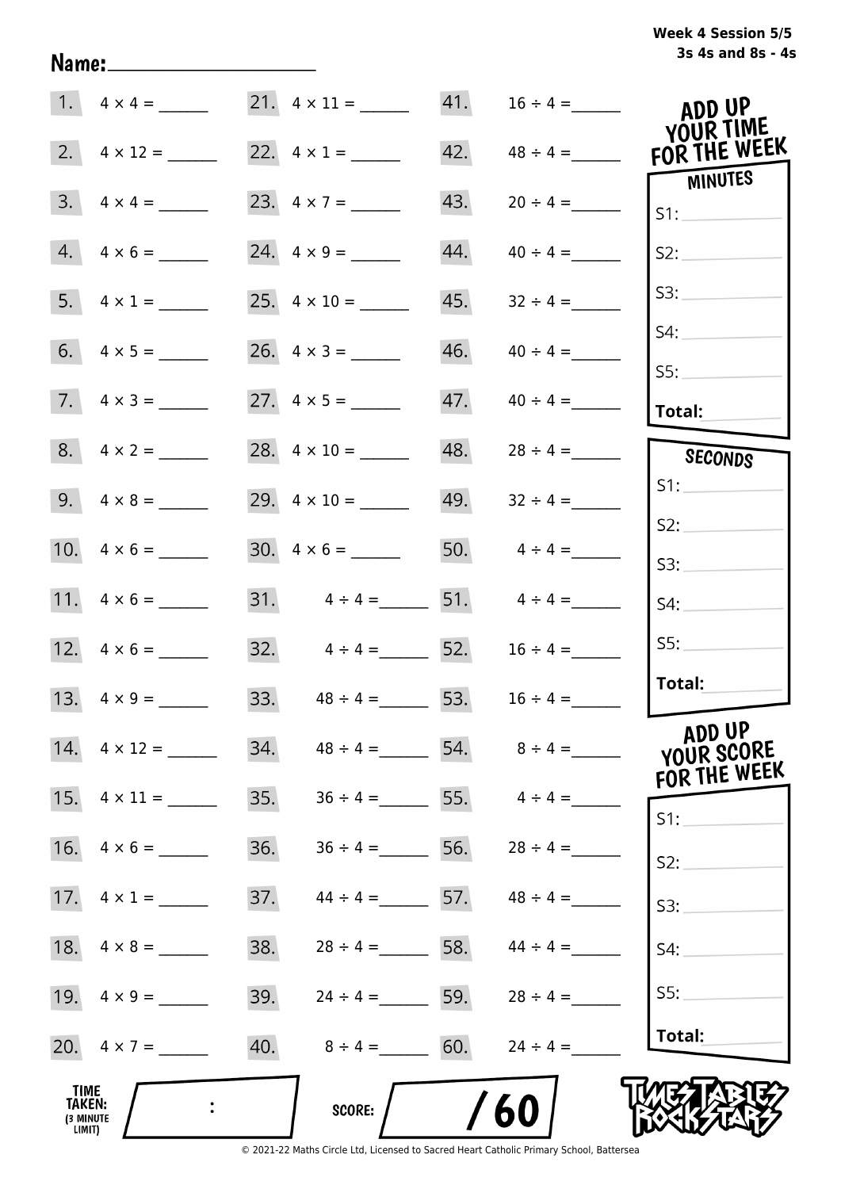**Week 4 Session 5/5**
**3s 4s and 8s - 4s**

Name:____________________

| | | | | | |
|---|---|---|---|---|---|
| 1. | $4 \times 4 =$ ______ | 21. | $4 \times 11 =$ ______ | 41. | $16 \div 4 =$ ______ |
| 2. | $4 \times 12 =$ ______ | 22. | $4 \times 1 =$ ______ | 42. | $48 \div 4 =$ ______ |
| 3. | $4 \times 4 =$ ______ | 23. | $4 \times 7 =$ ______ | 43. | $20 \div 4 =$ ______ |
| 4. | $4 \times 6 =$ ______ | 24. | $4 \times 9 =$ ______ | 44. | $40 \div 4 =$ ______ |
| 5. | $4 \times 1 =$ ______ | 25. | $4 \times 10 =$ ______ | 45. | $32 \div 4 =$ ______ |
| 6. | $4 \times 5 =$ ______ | 26. | $4 \times 3 =$ ______ | 46. | $40 \div 4 =$ ______ |
| 7. | $4 \times 3 =$ ______ | 27. | $4 \times 5 =$ ______ | 47. | $40 \div 4 =$ ______ |
| 8. | $4 \times 2 =$ ______ | 28. | $4 \times 10 =$ ______ | 48. | $28 \div 4 =$ ______ |
| 9. | $4 \times 8 =$ ______ | 29. | $4 \times 10 =$ ______ | 49. | $32 \div 4 =$ ______ |
| 10. | $4 \times 6 =$ ______ | 30. | $4 \times 6 =$ ______ | 50. | $4 \div 4 =$ ______ |
| 11. | $4 \times 6 =$ ______ | 31. | $4 \div 4 =$ ______ | 51. | $4 \div 4 =$ ______ |
| 12. | $4 \times 6 =$ ______ | 32. | $4 \div 4 =$ ______ | 52. | $16 \div 4 =$ ______ |
| 13. | $4 \times 9 =$ ______ | 33. | $48 \div 4 =$ ______ | 53. | $16 \div 4 =$ ______ |
| 14. | $4 \times 12 =$ ______ | 34. | $48 \div 4 =$ ______ | 54. | $8 \div 4 =$ ______ |
| 15. | $4 \times 11 =$ ______ | 35. | $36 \div 4 =$ ______ | 55. | $4 \div 4 =$ ______ |
| 16. | $4 \times 6 =$ ______ | 36. | $36 \div 4 =$ ______ | 56. | $28 \div 4 =$ ______ |
| 17. | $4 \times 1 =$ ______ | 37. | $44 \div 4 =$ ______ | 57. | $48 \div 4 =$ ______ |
| 18. | $4 \times 8 =$ ______ | 38. | $28 \div 4 =$ ______ | 58. | $44 \div 4 =$ ______ |
| 19. | $4 \times 9 =$ ______ | 39. | $24 \div 4 =$ ______ | 59. | $28 \div 4 =$ ______ |
| 20. | $4 \times 7 =$ ______ | 40. | $8 \div 4 =$ ______ | 60. | $24 \div 4 =$ ______ |

**ADD UP YOUR TIME FOR THE WEEK**

**MINUTES**

S1: ______
S2: ______
S3: ______
S4: ______
S5: ______
**Total:** ______

**SECONDS**

S1: ______
S2: ______
S3: ______
S4: ______
S5: ______
**Total:** ______

**ADD UP YOUR SCORE FOR THE WEEK**

S1: ______
S2: ______
S3: ______
S4: ______
S5: ______
**Total:** ______

**TIME TAKEN:** (3 MINUTE LIMIT) ____ : ____

**SCORE:** ____ / 60

TIMES TABLES ROCK STARS

© 2021-22 Maths Circle Ltd, Licensed to Sacred Heart Catholic Primary School, Battersea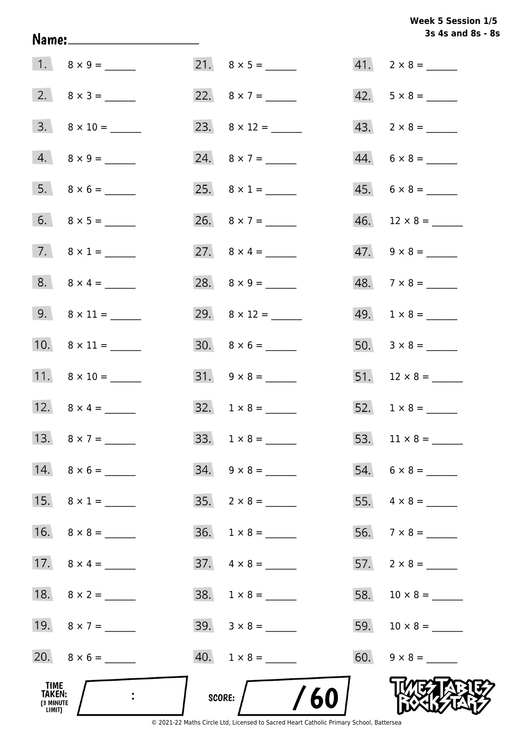**Week 5 Session 1/5**
**3s 4s and 8s - 8s**

**Name:** ____________________

1. $8 \times 9 =$ ______
2. $8 \times 3 =$ ______
3. $8 \times 10 =$ ______
4. $8 \times 9 =$ ______
5. $8 \times 6 =$ ______
6. $8 \times 5 =$ ______
7. $8 \times 1 =$ ______
8. $8 \times 4 =$ ______
9. $8 \times 11 =$ ______
10. $8 \times 11 =$ ______
11. $8 \times 10 =$ ______
12. $8 \times 4 =$ ______
13. $8 \times 7 =$ ______
14. $8 \times 6 =$ ______
15. $8 \times 1 =$ ______
16. $8 \times 8 =$ ______
17. $8 \times 4 =$ ______
18. $8 \times 2 =$ ______
19. $8 \times 7 =$ ______
20. $8 \times 6 =$ ______
21. $8 \times 5 =$ ______
22. $8 \times 7 =$ ______
23. $8 \times 12 =$ ______
24. $8 \times 7 =$ ______
25. $8 \times 1 =$ ______
26. $8 \times 7 =$ ______
27. $8 \times 4 =$ ______
28. $8 \times 9 =$ ______
29. $8 \times 12 =$ ______
30. $8 \times 6 =$ ______
31. $9 \times 8 =$ ______
32. $1 \times 8 =$ ______
33. $1 \times 8 =$ ______
34. $9 \times 8 =$ ______
35. $2 \times 8 =$ ______
36. $1 \times 8 =$ ______
37. $4 \times 8 =$ ______
38. $1 \times 8 =$ ______
39. $3 \times 8 =$ ______
40. $1 \times 8 =$ ______
41. $2 \times 8 =$ ______
42. $5 \times 8 =$ ______
43. $2 \times 8 =$ ______
44. $6 \times 8 =$ ______
45. $6 \times 8 =$ ______
46. $12 \times 8 =$ ______
47. $9 \times 8 =$ ______
48. $7 \times 8 =$ ______
49. $1 \times 8 =$ ______
50. $3 \times 8 =$ ______
51. $12 \times 8 =$ ______
52. $1 \times 8 =$ ______
53. $11 \times 8 =$ ______
54. $6 \times 8 =$ ______
55. $4 \times 8 =$ ______
56. $7 \times 8 =$ ______
57. $2 \times 8 =$ ______
58. $10 \times 8 =$ ______
59. $10 \times 8 =$ ______
60. $9 \times 8 =$ ______

**TIME TAKEN:** (3 MINUTE LIMIT) ____ : ____

**SCORE:** ____ / 60

TIMES TABLES ROCK STARS

© 2021-22 Maths Circle Ltd, Licensed to Sacred Heart Catholic Primary School, Battersea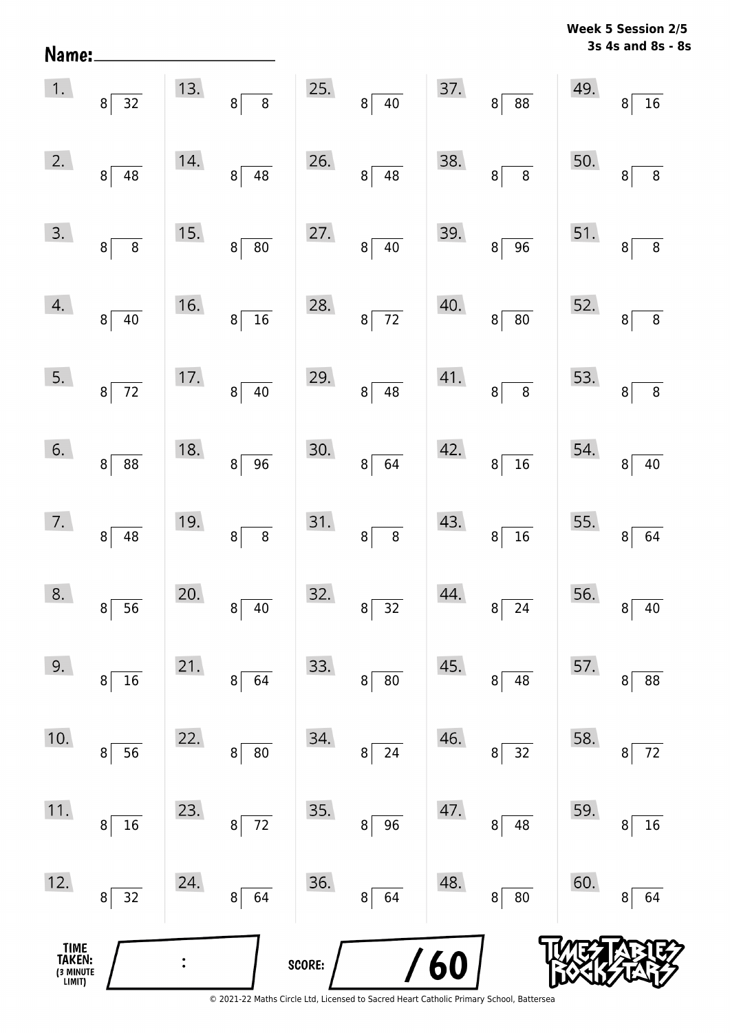**Week 5 Session 2/5**
**3s 4s and 8s - 8s**

Name: ____________________

| | | | | |
|---|---|---|---|---|
| 1. $8\overline{)32}$ | 13. $8\overline{)8}$ | 25. $8\overline{)40}$ | 37. $8\overline{)88}$ | 49. $8\overline{)16}$ |
| 2. $8\overline{)48}$ | 14. $8\overline{)48}$ | 26. $8\overline{)48}$ | 38. $8\overline{)8}$ | 50. $8\overline{)8}$ |
| 3. $8\overline{)8}$ | 15. $8\overline{)80}$ | 27. $8\overline{)40}$ | 39. $8\overline{)96}$ | 51. $8\overline{)8}$ |
| 4. $8\overline{)40}$ | 16. $8\overline{)16}$ | 28. $8\overline{)72}$ | 40. $8\overline{)80}$ | 52. $8\overline{)8}$ |
| 5. $8\overline{)72}$ | 17. $8\overline{)40}$ | 29. $8\overline{)48}$ | 41. $8\overline{)8}$ | 53. $8\overline{)8}$ |
| 6. $8\overline{)88}$ | 18. $8\overline{)96}$ | 30. $8\overline{)64}$ | 42. $8\overline{)16}$ | 54. $8\overline{)40}$ |
| 7. $8\overline{)48}$ | 19. $8\overline{)8}$ | 31. $8\overline{)8}$ | 43. $8\overline{)16}$ | 55. $8\overline{)64}$ |
| 8. $8\overline{)56}$ | 20. $8\overline{)40}$ | 32. $8\overline{)32}$ | 44. $8\overline{)24}$ | 56. $8\overline{)40}$ |
| 9. $8\overline{)16}$ | 21. $8\overline{)64}$ | 33. $8\overline{)80}$ | 45. $8\overline{)48}$ | 57. $8\overline{)88}$ |
| 10. $8\overline{)56}$ | 22. $8\overline{)80}$ | 34. $8\overline{)24}$ | 46. $8\overline{)32}$ | 58. $8\overline{)72}$ |
| 11. $8\overline{)16}$ | 23. $8\overline{)72}$ | 35. $8\overline{)96}$ | 47. $8\overline{)48}$ | 59. $8\overline{)16}$ |
| 12. $8\overline{)32}$ | 24. $8\overline{)64}$ | 36. $8\overline{)64}$ | 48. $8\overline{)80}$ | 60. $8\overline{)64}$ |

TIME TAKEN: (3 MINUTE LIMIT) ____ : ____

SCORE: ____ / 60

© 2021-22 Maths Circle Ltd, Licensed to Sacred Heart Catholic Primary School, Battersea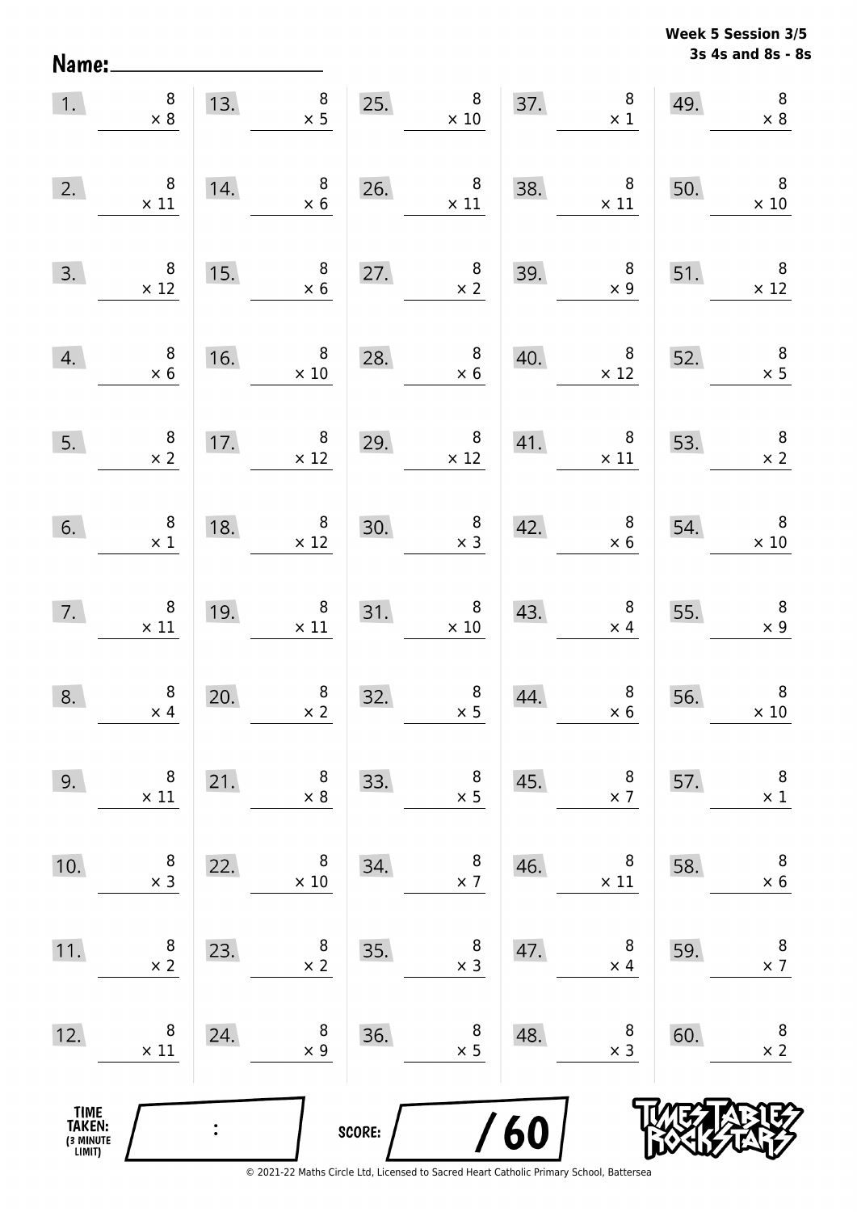**Week 5 Session 3/5**
**3s 4s and 8s - 8s**

Name: ____________________

| | | | | | | | | | |
|---|---|---|---|---|---|---|---|---|---|
| 1. | $8 \times 8$ | 13. | $8 \times 5$ | 25. | $8 \times 10$ | 37. | $8 \times 1$ | 49. | $8 \times 8$ |
| 2. | $8 \times 11$ | 14. | $8 \times 6$ | 26. | $8 \times 11$ | 38. | $8 \times 11$ | 50. | $8 \times 10$ |
| 3. | $8 \times 12$ | 15. | $8 \times 6$ | 27. | $8 \times 2$ | 39. | $8 \times 9$ | 51. | $8 \times 12$ |
| 4. | $8 \times 6$ | 16. | $8 \times 10$ | 28. | $8 \times 6$ | 40. | $8 \times 12$ | 52. | $8 \times 5$ |
| 5. | $8 \times 2$ | 17. | $8 \times 12$ | 29. | $8 \times 12$ | 41. | $8 \times 11$ | 53. | $8 \times 2$ |
| 6. | $8 \times 1$ | 18. | $8 \times 12$ | 30. | $8 \times 3$ | 42. | $8 \times 6$ | 54. | $8 \times 10$ |
| 7. | $8 \times 11$ | 19. | $8 \times 11$ | 31. | $8 \times 10$ | 43. | $8 \times 4$ | 55. | $8 \times 9$ |
| 8. | $8 \times 4$ | 20. | $8 \times 2$ | 32. | $8 \times 5$ | 44. | $8 \times 6$ | 56. | $8 \times 10$ |
| 9. | $8 \times 11$ | 21. | $8 \times 8$ | 33. | $8 \times 5$ | 45. | $8 \times 7$ | 57. | $8 \times 1$ |
| 10. | $8 \times 3$ | 22. | $8 \times 10$ | 34. | $8 \times 7$ | 46. | $8 \times 11$ | 58. | $8 \times 6$ |
| 11. | $8 \times 2$ | 23. | $8 \times 2$ | 35. | $8 \times 3$ | 47. | $8 \times 4$ | 59. | $8 \times 7$ |
| 12. | $8 \times 11$ | 24. | $8 \times 9$ | 36. | $8 \times 5$ | 48. | $8 \times 3$ | 60. | $8 \times 2$ |

TIME TAKEN: (3 MINUTE LIMIT) ____ : ____

SCORE: ____ / 60

TIMES TABLES ROCK STARS

© 2021-22 Maths Circle Ltd, Licensed to Sacred Heart Catholic Primary School, Battersea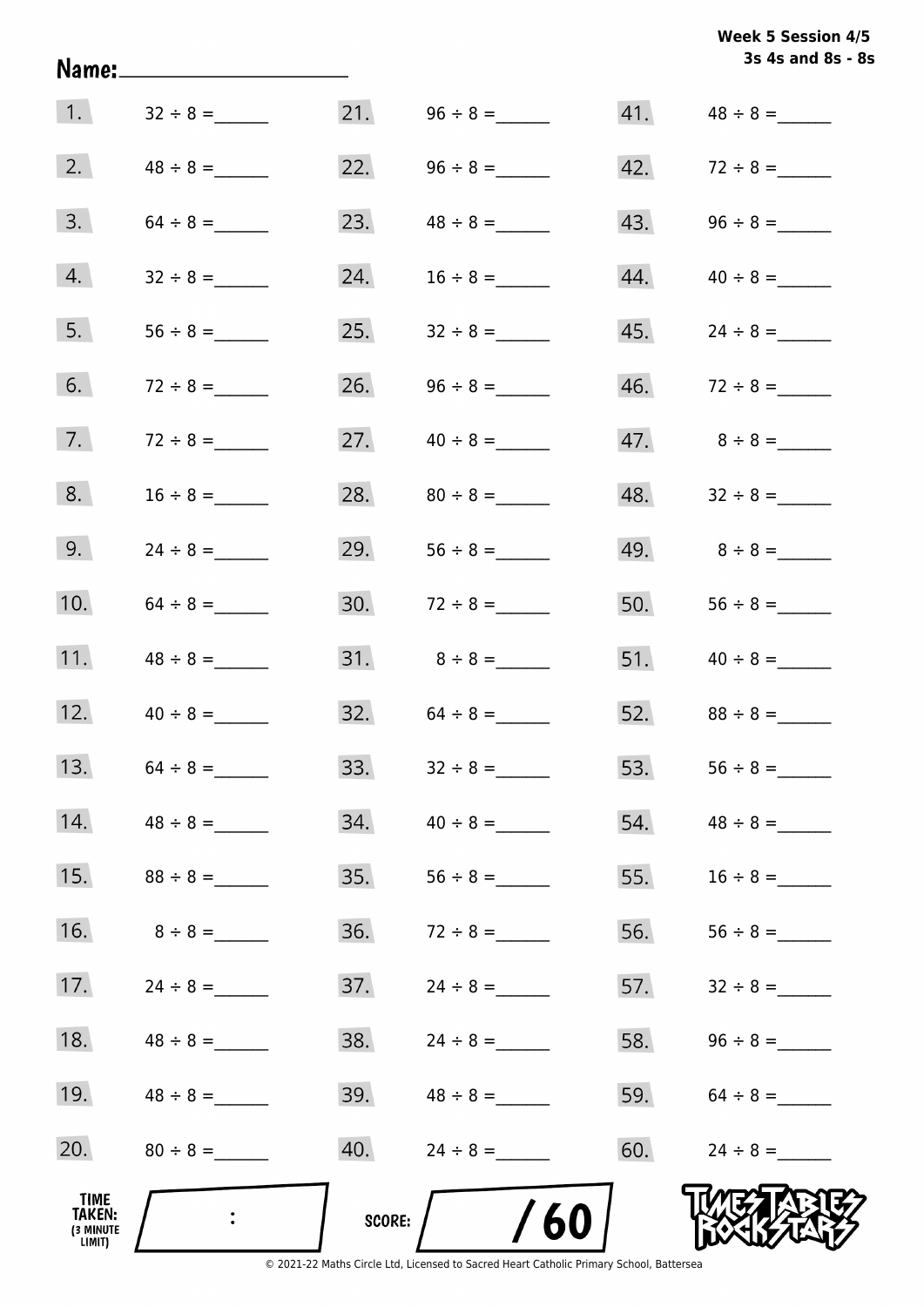**Week 5 Session 4/5**
**3s 4s and 8s - 8s**

Name:____________________

| | | | | | |
|---|---|---|---|---|---|
| 1. | 32 ÷ 8 =______ | 21. | 96 ÷ 8 =______ | 41. | 48 ÷ 8 =______ |
| 2. | 48 ÷ 8 =______ | 22. | 96 ÷ 8 =______ | 42. | 72 ÷ 8 =______ |
| 3. | 64 ÷ 8 =______ | 23. | 48 ÷ 8 =______ | 43. | 96 ÷ 8 =______ |
| 4. | 32 ÷ 8 =______ | 24. | 16 ÷ 8 =______ | 44. | 40 ÷ 8 =______ |
| 5. | 56 ÷ 8 =______ | 25. | 32 ÷ 8 =______ | 45. | 24 ÷ 8 =______ |
| 6. | 72 ÷ 8 =______ | 26. | 96 ÷ 8 =______ | 46. | 72 ÷ 8 =______ |
| 7. | 72 ÷ 8 =______ | 27. | 40 ÷ 8 =______ | 47. | 8 ÷ 8 =______ |
| 8. | 16 ÷ 8 =______ | 28. | 80 ÷ 8 =______ | 48. | 32 ÷ 8 =______ |
| 9. | 24 ÷ 8 =______ | 29. | 56 ÷ 8 =______ | 49. | 8 ÷ 8 =______ |
| 10. | 64 ÷ 8 =______ | 30. | 72 ÷ 8 =______ | 50. | 56 ÷ 8 =______ |
| 11. | 48 ÷ 8 =______ | 31. | 8 ÷ 8 =______ | 51. | 40 ÷ 8 =______ |
| 12. | 40 ÷ 8 =______ | 32. | 64 ÷ 8 =______ | 52. | 88 ÷ 8 =______ |
| 13. | 64 ÷ 8 =______ | 33. | 32 ÷ 8 =______ | 53. | 56 ÷ 8 =______ |
| 14. | 48 ÷ 8 =______ | 34. | 40 ÷ 8 =______ | 54. | 48 ÷ 8 =______ |
| 15. | 88 ÷ 8 =______ | 35. | 56 ÷ 8 =______ | 55. | 16 ÷ 8 =______ |
| 16. | 8 ÷ 8 =______ | 36. | 72 ÷ 8 =______ | 56. | 56 ÷ 8 =______ |
| 17. | 24 ÷ 8 =______ | 37. | 24 ÷ 8 =______ | 57. | 32 ÷ 8 =______ |
| 18. | 48 ÷ 8 =______ | 38. | 24 ÷ 8 =______ | 58. | 96 ÷ 8 =______ |
| 19. | 48 ÷ 8 =______ | 39. | 48 ÷ 8 =______ | 59. | 64 ÷ 8 =______ |
| 20. | 80 ÷ 8 =______ | 40. | 24 ÷ 8 =______ | 60. | 24 ÷ 8 =______ |

**TIME TAKEN:** (3 MINUTE LIMIT) ____ : ____

**SCORE:** ____ / 60

TIMES TABLES ROCK STARS

© 2021-22 Maths Circle Ltd, Licensed to Sacred Heart Catholic Primary School, Battersea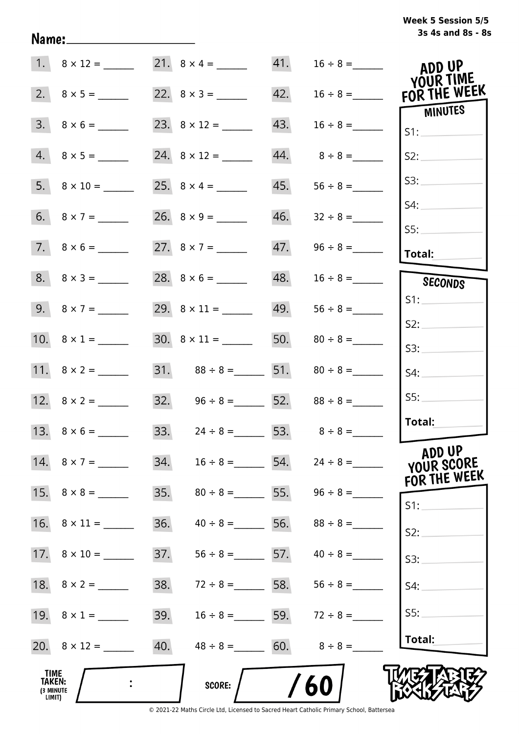Week 5 Session 5/5
3s 4s and 8s - 8s

Name:____________________

| | | | | | |
|---|---|---|---|---|---|
| 1. | 8 × 12 = ______ | 21. | 8 × 4 = ______ | 41. | 16 ÷ 8 = ______ |
| 2. | 8 × 5 = ______ | 22. | 8 × 3 = ______ | 42. | 16 ÷ 8 = ______ |
| 3. | 8 × 6 = ______ | 23. | 8 × 12 = ______ | 43. | 16 ÷ 8 = ______ |
| 4. | 8 × 5 = ______ | 24. | 8 × 12 = ______ | 44. | 8 ÷ 8 = ______ |
| 5. | 8 × 10 = ______ | 25. | 8 × 4 = ______ | 45. | 56 ÷ 8 = ______ |
| 6. | 8 × 7 = ______ | 26. | 8 × 9 = ______ | 46. | 32 ÷ 8 = ______ |
| 7. | 8 × 6 = ______ | 27. | 8 × 7 = ______ | 47. | 96 ÷ 8 = ______ |
| 8. | 8 × 3 = ______ | 28. | 8 × 6 = ______ | 48. | 16 ÷ 8 = ______ |
| 9. | 8 × 7 = ______ | 29. | 8 × 11 = ______ | 49. | 56 ÷ 8 = ______ |
| 10. | 8 × 1 = ______ | 30. | 8 × 11 = ______ | 50. | 80 ÷ 8 = ______ |
| 11. | 8 × 2 = ______ | 31. | 88 ÷ 8 = ______ | 51. | 80 ÷ 8 = ______ |
| 12. | 8 × 2 = ______ | 32. | 96 ÷ 8 = ______ | 52. | 88 ÷ 8 = ______ |
| 13. | 8 × 6 = ______ | 33. | 24 ÷ 8 = ______ | 53. | 8 ÷ 8 = ______ |
| 14. | 8 × 7 = ______ | 34. | 16 ÷ 8 = ______ | 54. | 24 ÷ 8 = ______ |
| 15. | 8 × 8 = ______ | 35. | 80 ÷ 8 = ______ | 55. | 96 ÷ 8 = ______ |
| 16. | 8 × 11 = ______ | 36. | 40 ÷ 8 = ______ | 56. | 88 ÷ 8 = ______ |
| 17. | 8 × 10 = ______ | 37. | 56 ÷ 8 = ______ | 57. | 40 ÷ 8 = ______ |
| 18. | 8 × 2 = ______ | 38. | 72 ÷ 8 = ______ | 58. | 56 ÷ 8 = ______ |
| 19. | 8 × 1 = ______ | 39. | 16 ÷ 8 = ______ | 59. | 72 ÷ 8 = ______ |
| 20. | 8 × 12 = ______ | 40. | 48 ÷ 8 = ______ | 60. | 8 ÷ 8 = ______ |

**ADD UP YOUR TIME FOR THE WEEK**

**MINUTES**

S1: ______
S2: ______
S3: ______
S4: ______
S5: ______
**Total:** ______

**SECONDS**

S1: ______
S2: ______
S3: ______
S4: ______
S5: ______
**Total:** ______

**ADD UP YOUR SCORE FOR THE WEEK**

S1: ______
S2: ______
S3: ______
S4: ______
S5: ______
**Total:** ______

**TIME TAKEN:** (3 MINUTE LIMIT) ____ : ____

**SCORE:** ____ / 60

TIMES TABLES ROCK STARS

© 2021-22 Maths Circle Ltd, Licensed to Sacred Heart Catholic Primary School, Battersea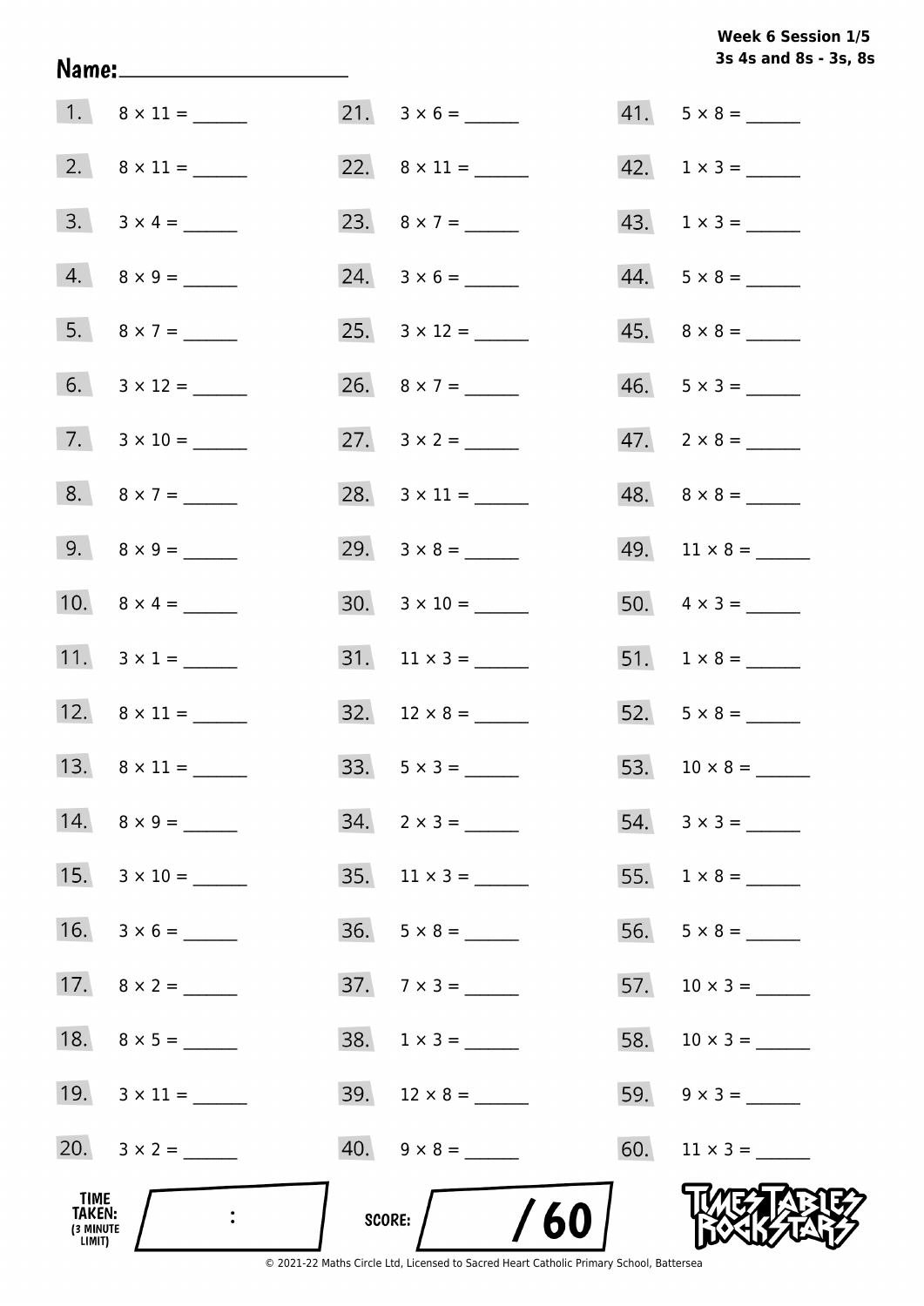**Week 6 Session 1/5**
**3s 4s and 8s - 3s, 8s**

**Name:** ____________________

1. $8 \times 11 =$ ______
2. $8 \times 11 =$ ______
3. $3 \times 4 =$ ______
4. $8 \times 9 =$ ______
5. $8 \times 7 =$ ______
6. $3 \times 12 =$ ______
7. $3 \times 10 =$ ______
8. $8 \times 7 =$ ______
9. $8 \times 9 =$ ______
10. $8 \times 4 =$ ______
11. $3 \times 1 =$ ______
12. $8 \times 11 =$ ______
13. $8 \times 11 =$ ______
14. $8 \times 9 =$ ______
15. $3 \times 10 =$ ______
16. $3 \times 6 =$ ______
17. $8 \times 2 =$ ______
18. $8 \times 5 =$ ______
19. $3 \times 11 =$ ______
20. $3 \times 2 =$ ______
21. $3 \times 6 =$ ______
22. $8 \times 11 =$ ______
23. $8 \times 7 =$ ______
24. $3 \times 6 =$ ______
25. $3 \times 12 =$ ______
26. $8 \times 7 =$ ______
27. $3 \times 2 =$ ______
28. $3 \times 11 =$ ______
29. $3 \times 8 =$ ______
30. $3 \times 10 =$ ______
31. $11 \times 3 =$ ______
32. $12 \times 8 =$ ______
33. $5 \times 3 =$ ______
34. $2 \times 3 =$ ______
35. $11 \times 3 =$ ______
36. $5 \times 8 =$ ______
37. $7 \times 3 =$ ______
38. $1 \times 3 =$ ______
39. $12 \times 8 =$ ______
40. $9 \times 8 =$ ______
41. $5 \times 8 =$ ______
42. $1 \times 3 =$ ______
43. $1 \times 3 =$ ______
44. $5 \times 8 =$ ______
45. $8 \times 8 =$ ______
46. $5 \times 3 =$ ______
47. $2 \times 8 =$ ______
48. $8 \times 8 =$ ______
49. $11 \times 8 =$ ______
50. $4 \times 3 =$ ______
51. $1 \times 8 =$ ______
52. $5 \times 8 =$ ______
53. $10 \times 8 =$ ______
54. $3 \times 3 =$ ______
55. $1 \times 8 =$ ______
56. $5 \times 8 =$ ______
57. $10 \times 3 =$ ______
58. $10 \times 3 =$ ______
59. $9 \times 3 =$ ______
60. $11 \times 3 =$ ______

**TIME TAKEN:** (3 MINUTE LIMIT) ____ : ____

**SCORE:** ____ / 60

TIMES TABLES ROCK STARS

© 2021-22 Maths Circle Ltd, Licensed to Sacred Heart Catholic Primary School, Battersea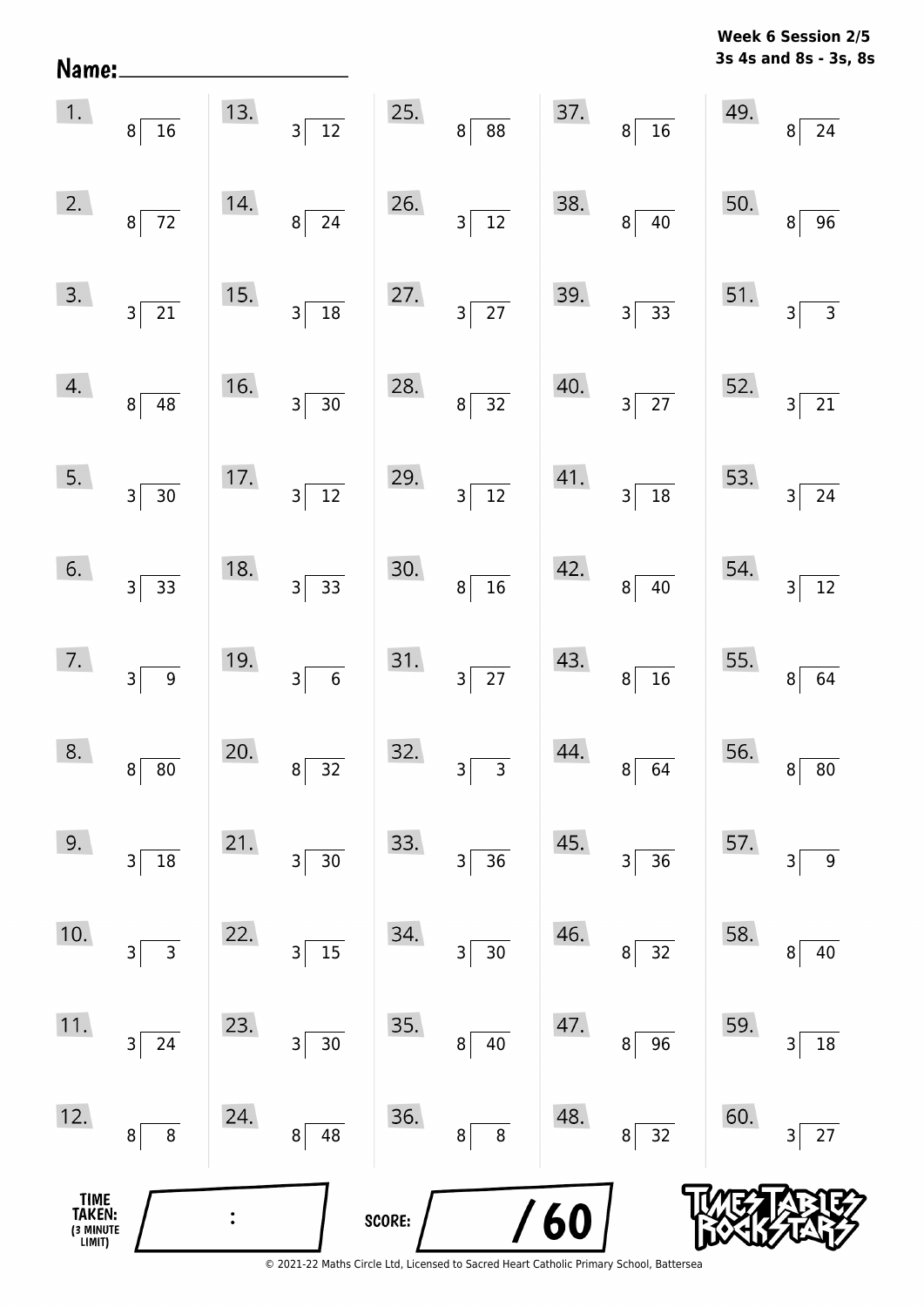Name: ____________________

**Week 6 Session 2/5**
**3s 4s and 8s - 3s, 8s**

| | | | | |
|---|---|---|---|---|
| 1. $8 \overline{)16}$ | 13. $3 \overline{)12}$ | 25. $8 \overline{)88}$ | 37. $8 \overline{)16}$ | 49. $8 \overline{)24}$ |
| 2. $8 \overline{)72}$ | 14. $8 \overline{)24}$ | 26. $3 \overline{)12}$ | 38. $8 \overline{)40}$ | 50. $8 \overline{)96}$ |
| 3. $3 \overline{)21}$ | 15. $3 \overline{)18}$ | 27. $3 \overline{)27}$ | 39. $3 \overline{)33}$ | 51. $3 \overline{)3}$ |
| 4. $8 \overline{)48}$ | 16. $3 \overline{)30}$ | 28. $8 \overline{)32}$ | 40. $3 \overline{)27}$ | 52. $3 \overline{)21}$ |
| 5. $3 \overline{)30}$ | 17. $3 \overline{)12}$ | 29. $3 \overline{)12}$ | 41. $3 \overline{)18}$ | 53. $3 \overline{)24}$ |
| 6. $3 \overline{)33}$ | 18. $3 \overline{)33}$ | 30. $8 \overline{)16}$ | 42. $8 \overline{)40}$ | 54. $3 \overline{)12}$ |
| 7. $3 \overline{)9}$ | 19. $3 \overline{)6}$ | 31. $3 \overline{)27}$ | 43. $8 \overline{)16}$ | 55. $8 \overline{)64}$ |
| 8. $8 \overline{)80}$ | 20. $8 \overline{)32}$ | 32. $3 \overline{)3}$ | 44. $8 \overline{)64}$ | 56. $8 \overline{)80}$ |
| 9. $3 \overline{)18}$ | 21. $3 \overline{)30}$ | 33. $3 \overline{)36}$ | 45. $3 \overline{)36}$ | 57. $3 \overline{)9}$ |
| 10. $3 \overline{)3}$ | 22. $3 \overline{)15}$ | 34. $3 \overline{)30}$ | 46. $8 \overline{)32}$ | 58. $8 \overline{)40}$ |
| 11. $3 \overline{)24}$ | 23. $3 \overline{)30}$ | 35. $8 \overline{)40}$ | 47. $8 \overline{)96}$ | 59. $3 \overline{)18}$ |
| 12. $8 \overline{)8}$ | 24. $8 \overline{)48}$ | 36. $8 \overline{)8}$ | 48. $8 \overline{)32}$ | 60. $3 \overline{)27}$ |

**TIME TAKEN:** (3 MINUTE LIMIT) ____ : ____

**SCORE:** ____ / 60

TIMES TABLES ROCK STARS

© 2021-22 Maths Circle Ltd, Licensed to Sacred Heart Catholic Primary School, Battersea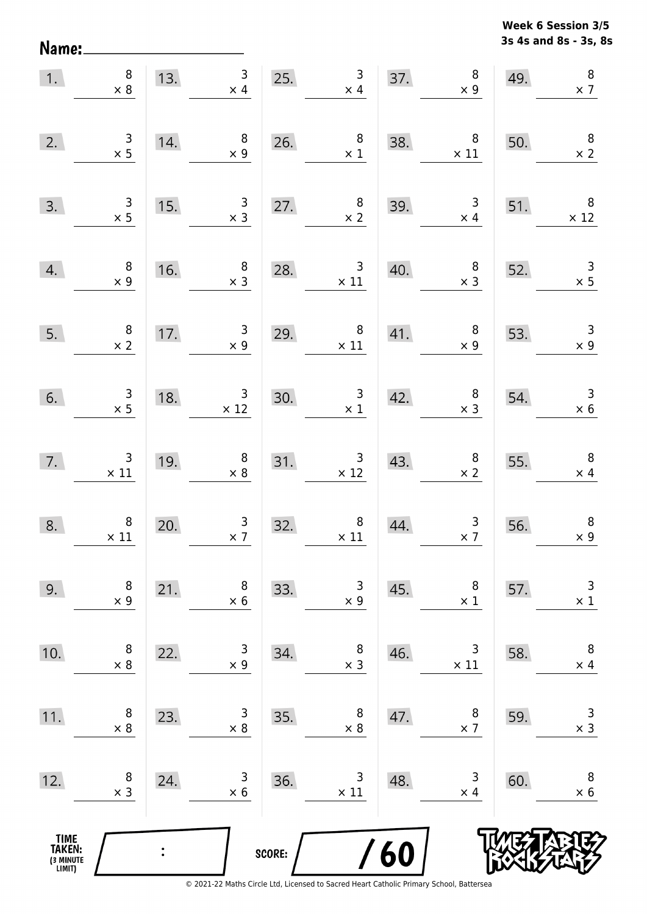**Week 6 Session 3/5**
**3s 4s and 8s - 3s, 8s**

Name: ____________________

| | | | | | | | | | |
|---|---|---|---|---|---|---|---|---|---|
| 1. | $8 \times 8$ | 13. | $3 \times 4$ | 25. | $3 \times 4$ | 37. | $8 \times 9$ | 49. | $8 \times 7$ |
| 2. | $3 \times 5$ | 14. | $8 \times 9$ | 26. | $8 \times 1$ | 38. | $8 \times 11$ | 50. | $8 \times 2$ |
| 3. | $3 \times 5$ | 15. | $3 \times 3$ | 27. | $8 \times 2$ | 39. | $3 \times 4$ | 51. | $8 \times 12$ |
| 4. | $8 \times 9$ | 16. | $8 \times 3$ | 28. | $3 \times 11$ | 40. | $8 \times 3$ | 52. | $3 \times 5$ |
| 5. | $8 \times 2$ | 17. | $3 \times 9$ | 29. | $8 \times 11$ | 41. | $8 \times 9$ | 53. | $3 \times 9$ |
| 6. | $3 \times 5$ | 18. | $3 \times 12$ | 30. | $3 \times 1$ | 42. | $8 \times 3$ | 54. | $3 \times 6$ |
| 7. | $3 \times 11$ | 19. | $8 \times 8$ | 31. | $3 \times 12$ | 43. | $8 \times 2$ | 55. | $8 \times 4$ |
| 8. | $8 \times 11$ | 20. | $3 \times 7$ | 32. | $8 \times 11$ | 44. | $3 \times 7$ | 56. | $8 \times 9$ |
| 9. | $8 \times 9$ | 21. | $8 \times 6$ | 33. | $3 \times 9$ | 45. | $8 \times 1$ | 57. | $3 \times 1$ |
| 10. | $8 \times 8$ | 22. | $3 \times 9$ | 34. | $8 \times 3$ | 46. | $3 \times 11$ | 58. | $8 \times 4$ |
| 11. | $8 \times 8$ | 23. | $3 \times 8$ | 35. | $8 \times 8$ | 47. | $8 \times 7$ | 59. | $3 \times 3$ |
| 12. | $8 \times 3$ | 24. | $3 \times 6$ | 36. | $3 \times 11$ | 48. | $3 \times 4$ | 60. | $8 \times 6$ |

TIME TAKEN: (3 MINUTE LIMIT) ____ : ____

SCORE: ____ / 60

© 2021-22 Maths Circle Ltd, Licensed to Sacred Heart Catholic Primary School, Battersea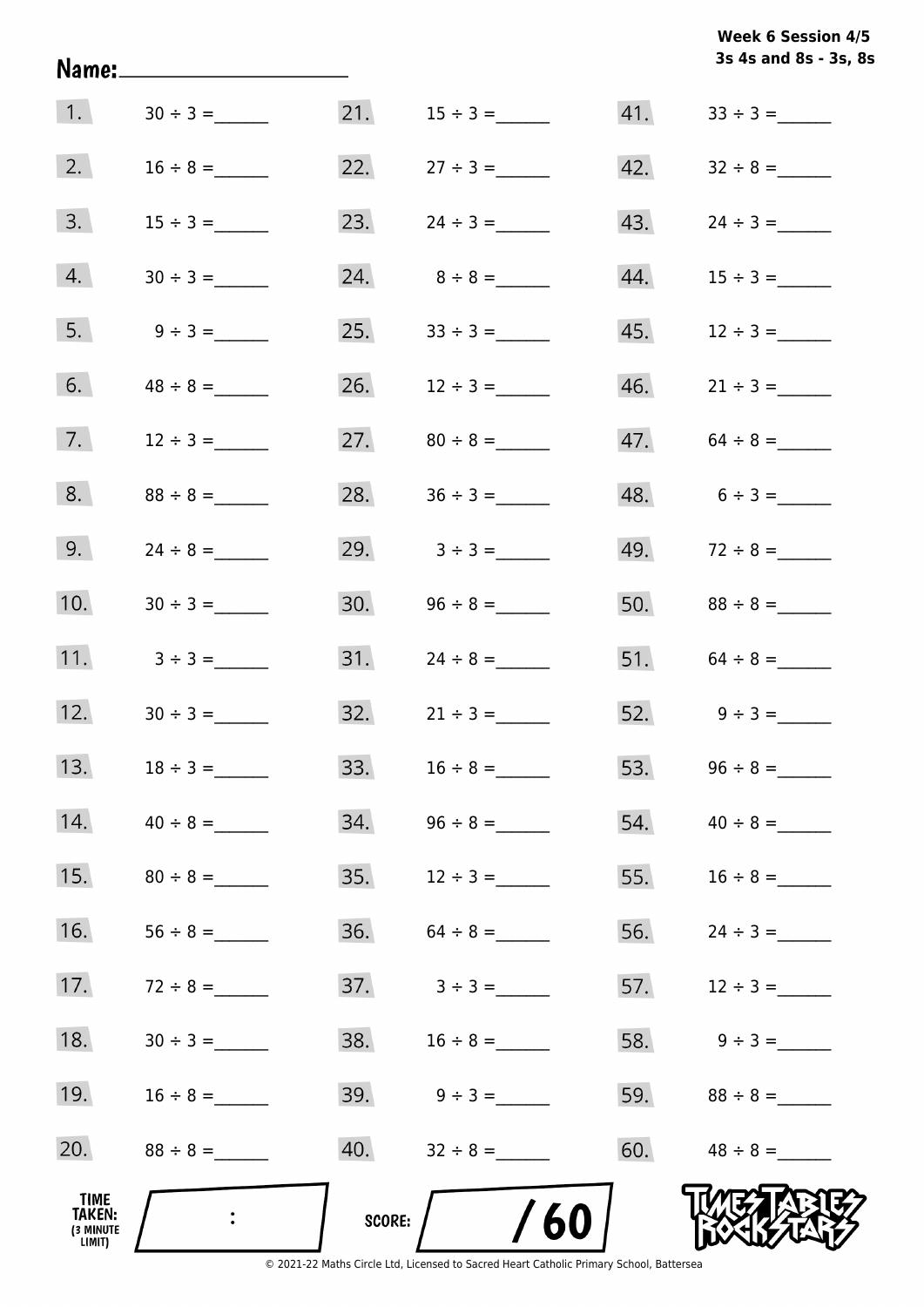**Week 6 Session 4/5**
**3s 4s and 8s - 3s, 8s**

**Name:** ____________________

| | | | | | |
|---|---|---|---|---|---|
| 1. | $30 \div 3 =$ ______ | 21. | $15 \div 3 =$ ______ | 41. | $33 \div 3 =$ ______ |
| 2. | $16 \div 8 =$ ______ | 22. | $27 \div 3 =$ ______ | 42. | $32 \div 8 =$ ______ |
| 3. | $15 \div 3 =$ ______ | 23. | $24 \div 3 =$ ______ | 43. | $24 \div 3 =$ ______ |
| 4. | $30 \div 3 =$ ______ | 24. | $8 \div 8 =$ ______ | 44. | $15 \div 3 =$ ______ |
| 5. | $9 \div 3 =$ ______ | 25. | $33 \div 3 =$ ______ | 45. | $12 \div 3 =$ ______ |
| 6. | $48 \div 8 =$ ______ | 26. | $12 \div 3 =$ ______ | 46. | $21 \div 3 =$ ______ |
| 7. | $12 \div 3 =$ ______ | 27. | $80 \div 8 =$ ______ | 47. | $64 \div 8 =$ ______ |
| 8. | $88 \div 8 =$ ______ | 28. | $36 \div 3 =$ ______ | 48. | $6 \div 3 =$ ______ |
| 9. | $24 \div 8 =$ ______ | 29. | $3 \div 3 =$ ______ | 49. | $72 \div 8 =$ ______ |
| 10. | $30 \div 3 =$ ______ | 30. | $96 \div 8 =$ ______ | 50. | $88 \div 8 =$ ______ |
| 11. | $3 \div 3 =$ ______ | 31. | $24 \div 8 =$ ______ | 51. | $64 \div 8 =$ ______ |
| 12. | $30 \div 3 =$ ______ | 32. | $21 \div 3 =$ ______ | 52. | $9 \div 3 =$ ______ |
| 13. | $18 \div 3 =$ ______ | 33. | $16 \div 8 =$ ______ | 53. | $96 \div 8 =$ ______ |
| 14. | $40 \div 8 =$ ______ | 34. | $96 \div 8 =$ ______ | 54. | $40 \div 8 =$ ______ |
| 15. | $80 \div 8 =$ ______ | 35. | $12 \div 3 =$ ______ | 55. | $16 \div 8 =$ ______ |
| 16. | $56 \div 8 =$ ______ | 36. | $64 \div 8 =$ ______ | 56. | $24 \div 3 =$ ______ |
| 17. | $72 \div 8 =$ ______ | 37. | $3 \div 3 =$ ______ | 57. | $12 \div 3 =$ ______ |
| 18. | $30 \div 3 =$ ______ | 38. | $16 \div 8 =$ ______ | 58. | $9 \div 3 =$ ______ |
| 19. | $16 \div 8 =$ ______ | 39. | $9 \div 3 =$ ______ | 59. | $88 \div 8 =$ ______ |
| 20. | $88 \div 8 =$ ______ | 40. | $32 \div 8 =$ ______ | 60. | $48 \div 8 =$ ______ |

**TIME TAKEN:** (3 MINUTE LIMIT) ___ : ___

**SCORE:** ___ / 60

TIMES TABLES ROCK STARS

© 2021-22 Maths Circle Ltd, Licensed to Sacred Heart Catholic Primary School, Battersea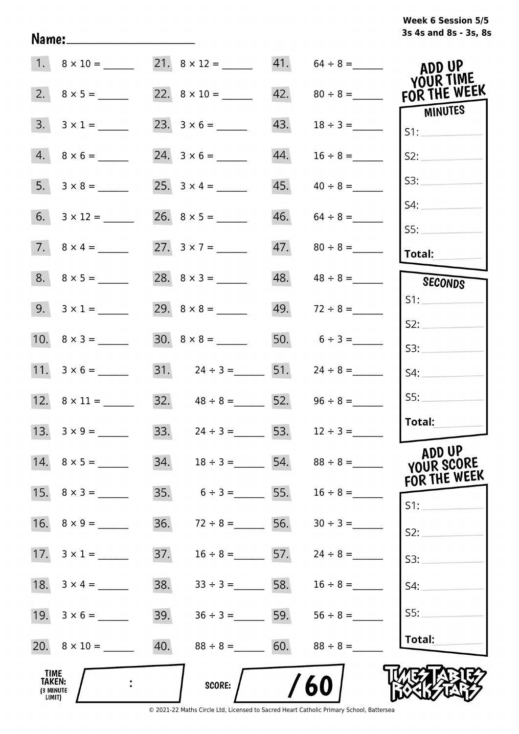Week 6 Session 5/5
3s 4s and 8s - 3s, 8s

Name:____________________

| | | | | | |
|---|---|---|---|---|---|
| 1. | 8 × 10 = ______ | 21. | 8 × 12 = ______ | 41. | 64 ÷ 8 = ______ |
| 2. | 8 × 5 = ______ | 22. | 8 × 10 = ______ | 42. | 80 ÷ 8 = ______ |
| 3. | 3 × 1 = ______ | 23. | 3 × 6 = ______ | 43. | 18 ÷ 3 = ______ |
| 4. | 8 × 6 = ______ | 24. | 3 × 6 = ______ | 44. | 16 ÷ 8 = ______ |
| 5. | 3 × 8 = ______ | 25. | 3 × 4 = ______ | 45. | 40 ÷ 8 = ______ |
| 6. | 3 × 12 = ______ | 26. | 8 × 5 = ______ | 46. | 64 ÷ 8 = ______ |
| 7. | 8 × 4 = ______ | 27. | 3 × 7 = ______ | 47. | 80 ÷ 8 = ______ |
| 8. | 8 × 5 = ______ | 28. | 8 × 3 = ______ | 48. | 48 ÷ 8 = ______ |
| 9. | 3 × 1 = ______ | 29. | 8 × 8 = ______ | 49. | 72 ÷ 8 = ______ |
| 10. | 8 × 3 = ______ | 30. | 8 × 8 = ______ | 50. | 6 ÷ 3 = ______ |
| 11. | 3 × 6 = ______ | 31. | 24 ÷ 3 = ______ | 51. | 24 ÷ 8 = ______ |
| 12. | 8 × 11 = ______ | 32. | 48 ÷ 8 = ______ | 52. | 96 ÷ 8 = ______ |
| 13. | 3 × 9 = ______ | 33. | 24 ÷ 3 = ______ | 53. | 12 ÷ 3 = ______ |
| 14. | 8 × 5 = ______ | 34. | 18 ÷ 3 = ______ | 54. | 88 ÷ 8 = ______ |
| 15. | 8 × 3 = ______ | 35. | 6 ÷ 3 = ______ | 55. | 16 ÷ 8 = ______ |
| 16. | 8 × 9 = ______ | 36. | 72 ÷ 8 = ______ | 56. | 30 ÷ 3 = ______ |
| 17. | 3 × 1 = ______ | 37. | 16 ÷ 8 = ______ | 57. | 24 ÷ 8 = ______ |
| 18. | 3 × 4 = ______ | 38. | 33 ÷ 3 = ______ | 58. | 16 ÷ 8 = ______ |
| 19. | 3 × 6 = ______ | 39. | 36 ÷ 3 = ______ | 59. | 56 ÷ 8 = ______ |
| 20. | 8 × 10 = ______ | 40. | 88 ÷ 8 = ______ | 60. | 88 ÷ 8 = ______ |

## ADD UP YOUR TIME FOR THE WEEK

**MINUTES**

S1: ______
S2: ______
S3: ______
S4: ______
S5: ______
**Total:** ______

**SECONDS**

S1: ______
S2: ______
S3: ______
S4: ______
S5: ______
**Total:** ______

## ADD UP YOUR SCORE FOR THE WEEK

S1: ______
S2: ______
S3: ______
S4: ______
S5: ______
**Total:** ______

TIME TAKEN: (3 MINUTE LIMIT) ____ : ____

SCORE: ____ / 60

TIMES TABLES ROCK STARS

© 2021-22 Maths Circle Ltd, Licensed to Sacred Heart Catholic Primary School, Battersea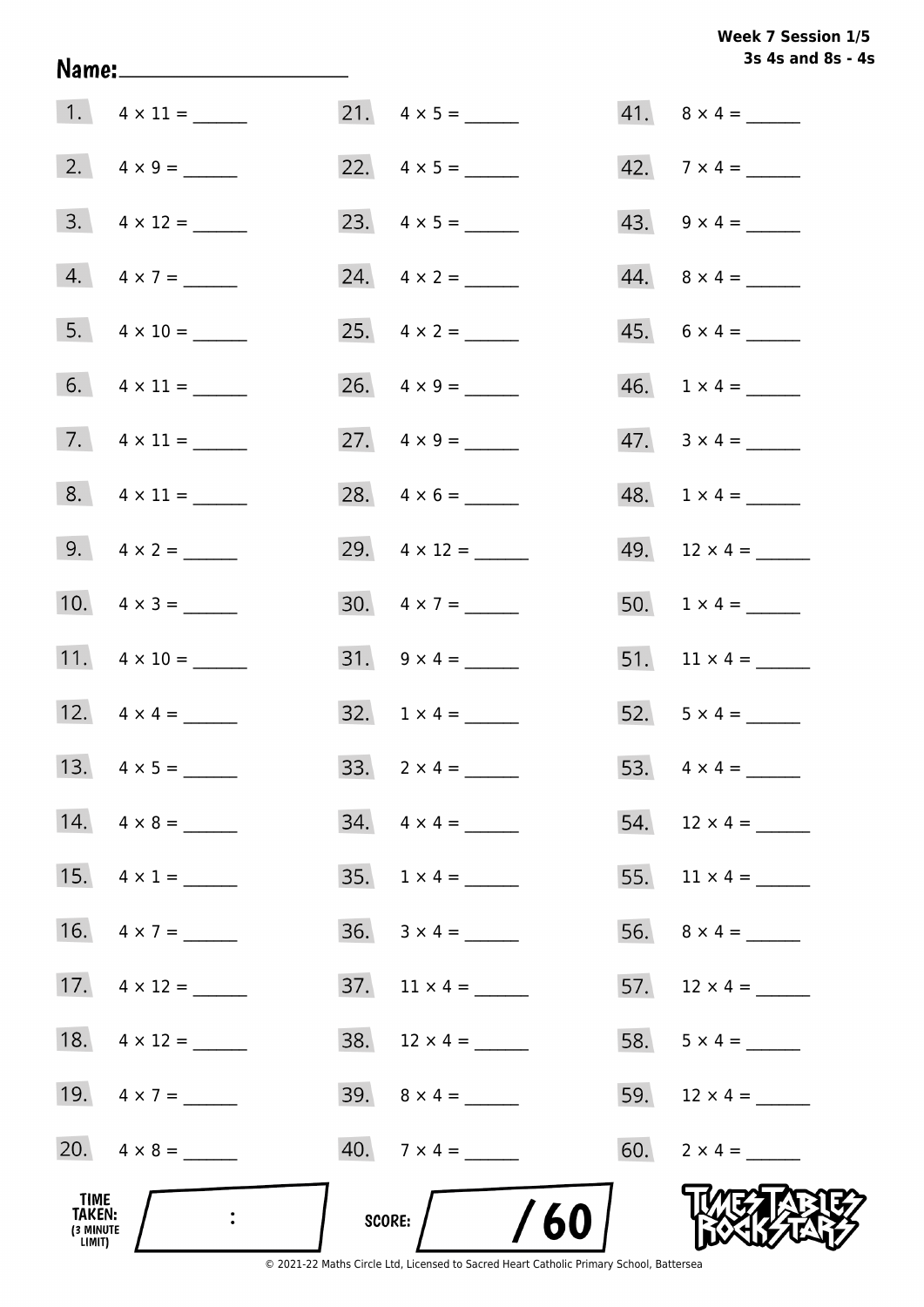**Week 7 Session 1/5**
**3s 4s and 8s - 4s**

Name: ____________________

| | | | | | |
|---|---|---|---|---|---|
| 1. | $4 \times 11 =$ ______ | 21. | $4 \times 5 =$ ______ | 41. | $8 \times 4 =$ ______ |
| 2. | $4 \times 9 =$ ______ | 22. | $4 \times 5 =$ ______ | 42. | $7 \times 4 =$ ______ |
| 3. | $4 \times 12 =$ ______ | 23. | $4 \times 5 =$ ______ | 43. | $9 \times 4 =$ ______ |
| 4. | $4 \times 7 =$ ______ | 24. | $4 \times 2 =$ ______ | 44. | $8 \times 4 =$ ______ |
| 5. | $4 \times 10 =$ ______ | 25. | $4 \times 2 =$ ______ | 45. | $6 \times 4 =$ ______ |
| 6. | $4 \times 11 =$ ______ | 26. | $4 \times 9 =$ ______ | 46. | $1 \times 4 =$ ______ |
| 7. | $4 \times 11 =$ ______ | 27. | $4 \times 9 =$ ______ | 47. | $3 \times 4 =$ ______ |
| 8. | $4 \times 11 =$ ______ | 28. | $4 \times 6 =$ ______ | 48. | $1 \times 4 =$ ______ |
| 9. | $4 \times 2 =$ ______ | 29. | $4 \times 12 =$ ______ | 49. | $12 \times 4 =$ ______ |
| 10. | $4 \times 3 =$ ______ | 30. | $4 \times 7 =$ ______ | 50. | $1 \times 4 =$ ______ |
| 11. | $4 \times 10 =$ ______ | 31. | $9 \times 4 =$ ______ | 51. | $11 \times 4 =$ ______ |
| 12. | $4 \times 4 =$ ______ | 32. | $1 \times 4 =$ ______ | 52. | $5 \times 4 =$ ______ |
| 13. | $4 \times 5 =$ ______ | 33. | $2 \times 4 =$ ______ | 53. | $4 \times 4 =$ ______ |
| 14. | $4 \times 8 =$ ______ | 34. | $4 \times 4 =$ ______ | 54. | $12 \times 4 =$ ______ |
| 15. | $4 \times 1 =$ ______ | 35. | $1 \times 4 =$ ______ | 55. | $11 \times 4 =$ ______ |
| 16. | $4 \times 7 =$ ______ | 36. | $3 \times 4 =$ ______ | 56. | $8 \times 4 =$ ______ |
| 17. | $4 \times 12 =$ ______ | 37. | $11 \times 4 =$ ______ | 57. | $12 \times 4 =$ ______ |
| 18. | $4 \times 12 =$ ______ | 38. | $12 \times 4 =$ ______ | 58. | $5 \times 4 =$ ______ |
| 19. | $4 \times 7 =$ ______ | 39. | $8 \times 4 =$ ______ | 59. | $12 \times 4 =$ ______ |
| 20. | $4 \times 8 =$ ______ | 40. | $7 \times 4 =$ ______ | 60. | $2 \times 4 =$ ______ |

TIME TAKEN: (3 MINUTE LIMIT) ____ : ____

SCORE: ____ / 60

TIMES TABLES ROCK STARS

© 2021-22 Maths Circle Ltd, Licensed to Sacred Heart Catholic Primary School, Battersea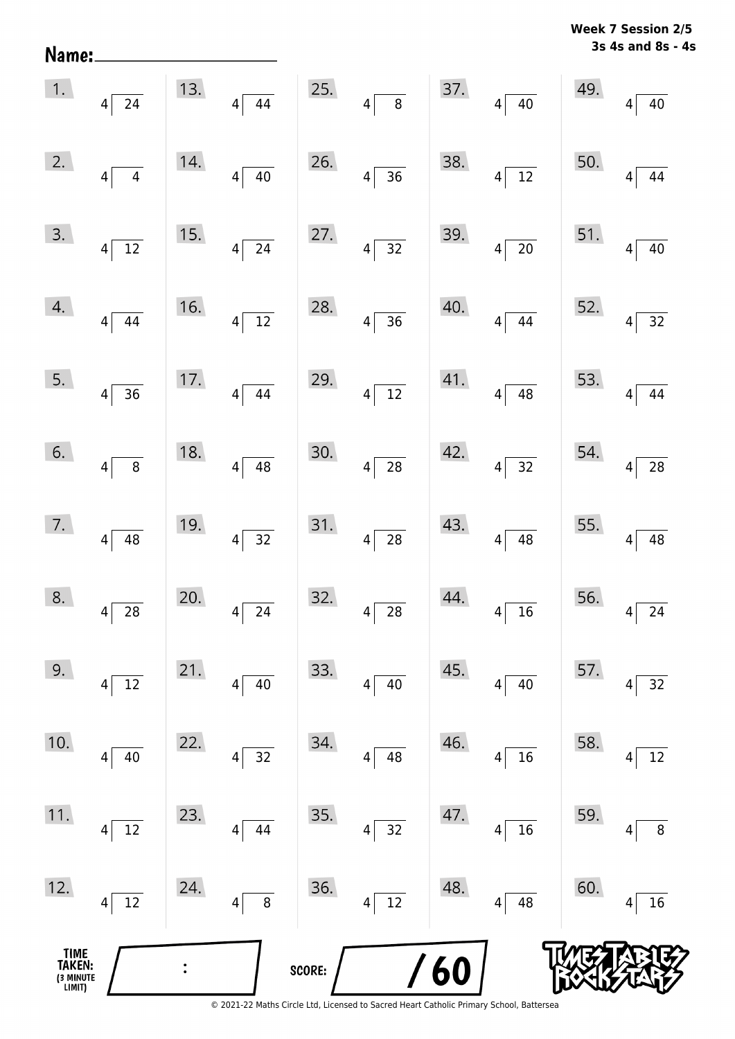**Week 7 Session 2/5**
**3s 4s and 8s - 4s**

**Name:** ____________________

| | | | | |
|---|---|---|---|---|
| 1. $24 \div 4$ | 13. $44 \div 4$ | 25. $8 \div 4$ | 37. $40 \div 4$ | 49. $40 \div 4$ |
| 2. $4 \div 4$ | 14. $40 \div 4$ | 26. $36 \div 4$ | 38. $12 \div 4$ | 50. $44 \div 4$ |
| 3. $12 \div 4$ | 15. $24 \div 4$ | 27. $32 \div 4$ | 39. $20 \div 4$ | 51. $40 \div 4$ |
| 4. $44 \div 4$ | 16. $12 \div 4$ | 28. $36 \div 4$ | 40. $44 \div 4$ | 52. $32 \div 4$ |
| 5. $36 \div 4$ | 17. $44 \div 4$ | 29. $12 \div 4$ | 41. $48 \div 4$ | 53. $44 \div 4$ |
| 6. $8 \div 4$ | 18. $48 \div 4$ | 30. $28 \div 4$ | 42. $32 \div 4$ | 54. $28 \div 4$ |
| 7. $48 \div 4$ | 19. $32 \div 4$ | 31. $28 \div 4$ | 43. $48 \div 4$ | 55. $48 \div 4$ |
| 8. $28 \div 4$ | 20. $24 \div 4$ | 32. $28 \div 4$ | 44. $16 \div 4$ | 56. $24 \div 4$ |
| 9. $12 \div 4$ | 21. $40 \div 4$ | 33. $40 \div 4$ | 45. $40 \div 4$ | 57. $32 \div 4$ |
| 10. $40 \div 4$ | 22. $32 \div 4$ | 34. $48 \div 4$ | 46. $16 \div 4$ | 58. $12 \div 4$ |
| 11. $12 \div 4$ | 23. $44 \div 4$ | 35. $32 \div 4$ | 47. $16 \div 4$ | 59. $8 \div 4$ |
| 12. $12 \div 4$ | 24. $8 \div 4$ | 36. $12 \div 4$ | 48. $48 \div 4$ | 60. $16 \div 4$ |

**TIME TAKEN:** (3 MINUTE LIMIT) ____ : ____

**SCORE:** ____ / 60

TIMES TABLES ROCK STARS

© 2021-22 Maths Circle Ltd, Licensed to Sacred Heart Catholic Primary School, Battersea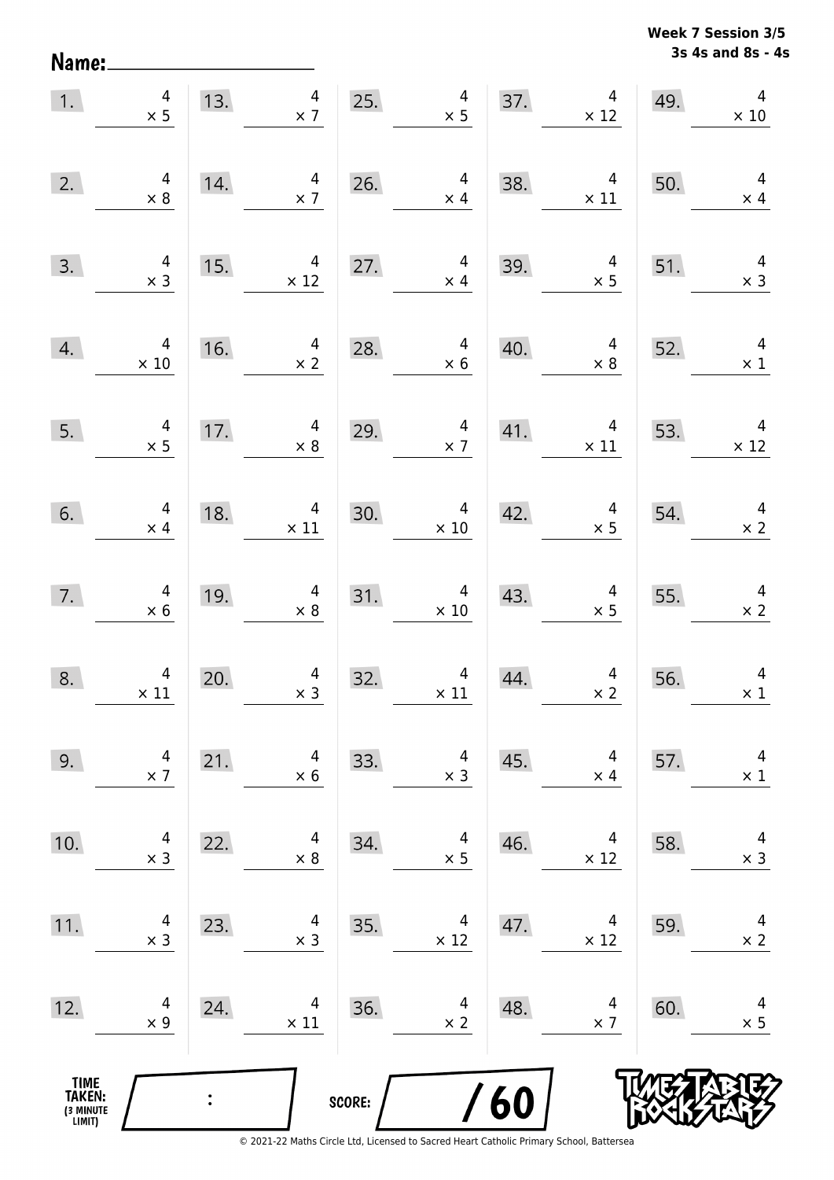**Week 7 Session 3/5**
**3s 4s and 8s - 4s**

Name: ____________________

| | | | | | | | | | |
|---|---|---|---|---|---|---|---|---|---|
| 1. | $4 \times 5$ | 13. | $4 \times 7$ | 25. | $4 \times 5$ | 37. | $4 \times 12$ | 49. | $4 \times 10$ |
| 2. | $4 \times 8$ | 14. | $4 \times 7$ | 26. | $4 \times 4$ | 38. | $4 \times 11$ | 50. | $4 \times 4$ |
| 3. | $4 \times 3$ | 15. | $4 \times 12$ | 27. | $4 \times 4$ | 39. | $4 \times 5$ | 51. | $4 \times 3$ |
| 4. | $4 \times 10$ | 16. | $4 \times 2$ | 28. | $4 \times 6$ | 40. | $4 \times 8$ | 52. | $4 \times 1$ |
| 5. | $4 \times 5$ | 17. | $4 \times 8$ | 29. | $4 \times 7$ | 41. | $4 \times 11$ | 53. | $4 \times 12$ |
| 6. | $4 \times 4$ | 18. | $4 \times 11$ | 30. | $4 \times 10$ | 42. | $4 \times 5$ | 54. | $4 \times 2$ |
| 7. | $4 \times 6$ | 19. | $4 \times 8$ | 31. | $4 \times 10$ | 43. | $4 \times 5$ | 55. | $4 \times 2$ |
| 8. | $4 \times 11$ | 20. | $4 \times 3$ | 32. | $4 \times 11$ | 44. | $4 \times 2$ | 56. | $4 \times 1$ |
| 9. | $4 \times 7$ | 21. | $4 \times 6$ | 33. | $4 \times 3$ | 45. | $4 \times 4$ | 57. | $4 \times 1$ |
| 10. | $4 \times 3$ | 22. | $4 \times 8$ | 34. | $4 \times 5$ | 46. | $4 \times 12$ | 58. | $4 \times 3$ |
| 11. | $4 \times 3$ | 23. | $4 \times 3$ | 35. | $4 \times 12$ | 47. | $4 \times 12$ | 59. | $4 \times 2$ |
| 12. | $4 \times 9$ | 24. | $4 \times 11$ | 36. | $4 \times 2$ | 48. | $4 \times 7$ | 60. | $4 \times 5$ |

TIME TAKEN: (3 MINUTE LIMIT) ____ : ____

SCORE: ____ / 60

© 2021-22 Maths Circle Ltd, Licensed to Sacred Heart Catholic Primary School, Battersea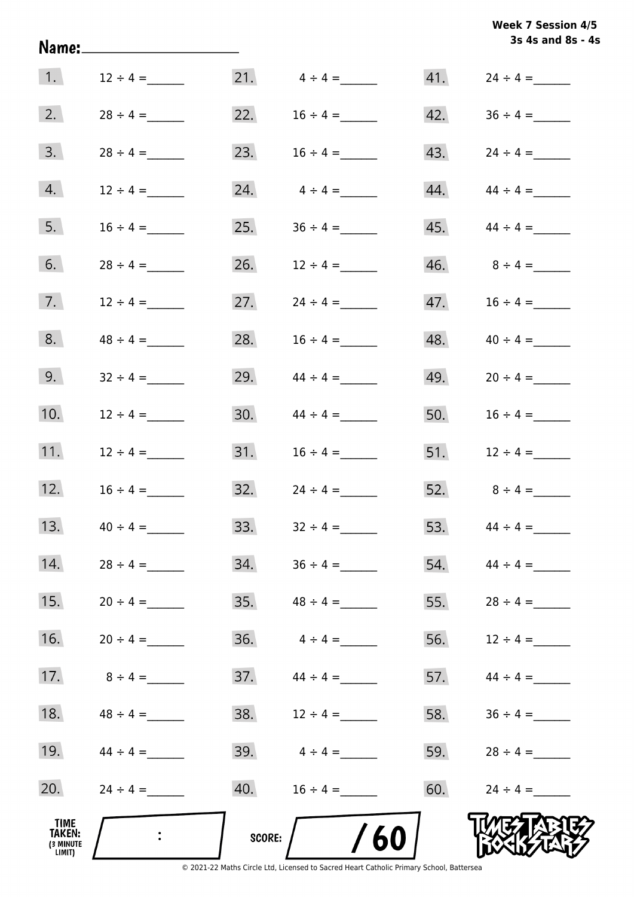Week 7 Session 4/5
3s 4s and 8s - 4s

Name:____________________

| | | | | | |
|---|---|---|---|---|---|
| 1. | $12 \div 4 =$ ______ | 21. | $4 \div 4 =$ ______ | 41. | $24 \div 4 =$ ______ |
| 2. | $28 \div 4 =$ ______ | 22. | $16 \div 4 =$ ______ | 42. | $36 \div 4 =$ ______ |
| 3. | $28 \div 4 =$ ______ | 23. | $16 \div 4 =$ ______ | 43. | $24 \div 4 =$ ______ |
| 4. | $12 \div 4 =$ ______ | 24. | $4 \div 4 =$ ______ | 44. | $44 \div 4 =$ ______ |
| 5. | $16 \div 4 =$ ______ | 25. | $36 \div 4 =$ ______ | 45. | $44 \div 4 =$ ______ |
| 6. | $28 \div 4 =$ ______ | 26. | $12 \div 4 =$ ______ | 46. | $8 \div 4 =$ ______ |
| 7. | $12 \div 4 =$ ______ | 27. | $24 \div 4 =$ ______ | 47. | $16 \div 4 =$ ______ |
| 8. | $48 \div 4 =$ ______ | 28. | $16 \div 4 =$ ______ | 48. | $40 \div 4 =$ ______ |
| 9. | $32 \div 4 =$ ______ | 29. | $44 \div 4 =$ ______ | 49. | $20 \div 4 =$ ______ |
| 10. | $12 \div 4 =$ ______ | 30. | $44 \div 4 =$ ______ | 50. | $16 \div 4 =$ ______ |
| 11. | $12 \div 4 =$ ______ | 31. | $16 \div 4 =$ ______ | 51. | $12 \div 4 =$ ______ |
| 12. | $16 \div 4 =$ ______ | 32. | $24 \div 4 =$ ______ | 52. | $8 \div 4 =$ ______ |
| 13. | $40 \div 4 =$ ______ | 33. | $32 \div 4 =$ ______ | 53. | $44 \div 4 =$ ______ |
| 14. | $28 \div 4 =$ ______ | 34. | $36 \div 4 =$ ______ | 54. | $44 \div 4 =$ ______ |
| 15. | $20 \div 4 =$ ______ | 35. | $48 \div 4 =$ ______ | 55. | $28 \div 4 =$ ______ |
| 16. | $20 \div 4 =$ ______ | 36. | $4 \div 4 =$ ______ | 56. | $12 \div 4 =$ ______ |
| 17. | $8 \div 4 =$ ______ | 37. | $44 \div 4 =$ ______ | 57. | $44 \div 4 =$ ______ |
| 18. | $48 \div 4 =$ ______ | 38. | $12 \div 4 =$ ______ | 58. | $36 \div 4 =$ ______ |
| 19. | $44 \div 4 =$ ______ | 39. | $4 \div 4 =$ ______ | 59. | $28 \div 4 =$ ______ |
| 20. | $24 \div 4 =$ ______ | 40. | $16 \div 4 =$ ______ | 60. | $24 \div 4 =$ ______ |

TIME TAKEN: (3 MINUTE LIMIT) ____ : ____

SCORE: ____ / 60

TIMES TABLES ROCK STARS

© 2021-22 Maths Circle Ltd, Licensed to Sacred Heart Catholic Primary School, Battersea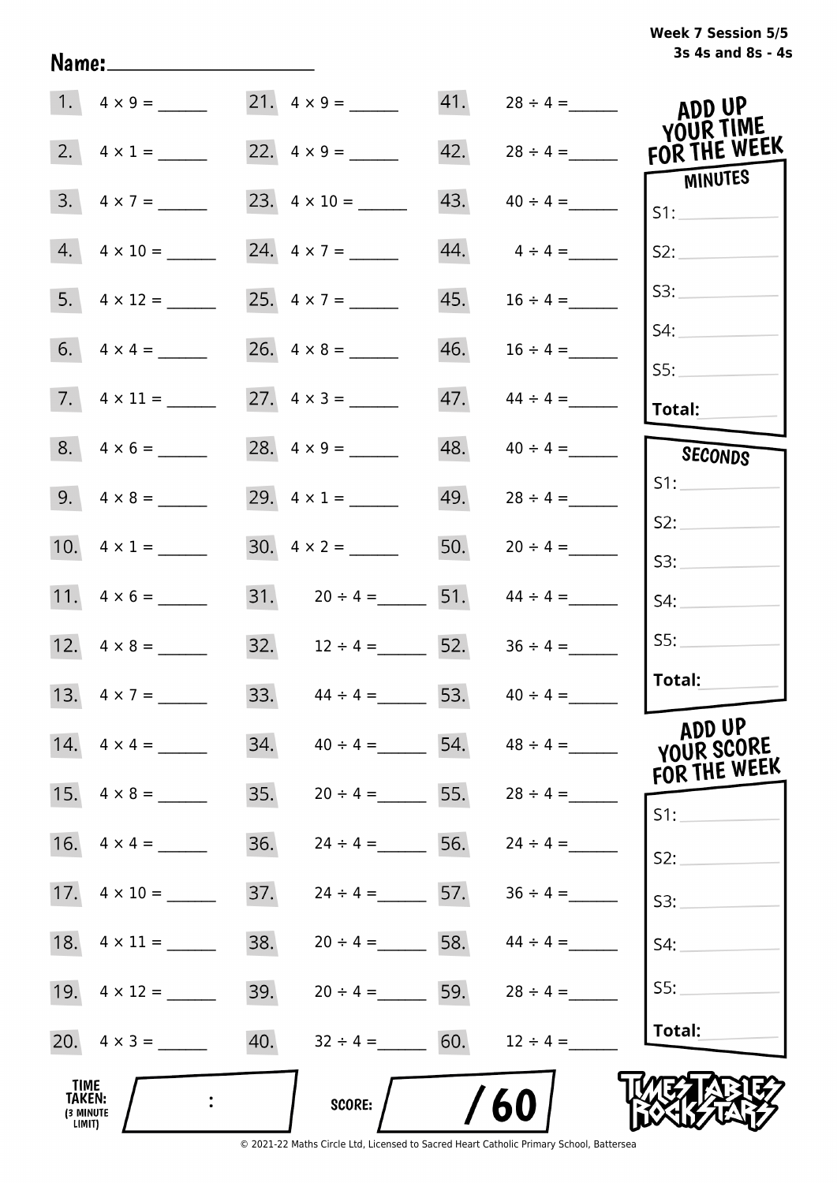Week 7 Session 5/5
3s 4s and 8s - 4s

Name: ____________________

| | | | | | |
|---|---|---|---|---|---|
| 1. | $4 \times 9 =$ ______ | 21. | $4 \times 9 =$ ______ | 41. | $28 \div 4 =$ ______ |
| 2. | $4 \times 1 =$ ______ | 22. | $4 \times 9 =$ ______ | 42. | $28 \div 4 =$ ______ |
| 3. | $4 \times 7 =$ ______ | 23. | $4 \times 10 =$ ______ | 43. | $40 \div 4 =$ ______ |
| 4. | $4 \times 10 =$ ______ | 24. | $4 \times 7 =$ ______ | 44. | $4 \div 4 =$ ______ |
| 5. | $4 \times 12 =$ ______ | 25. | $4 \times 7 =$ ______ | 45. | $16 \div 4 =$ ______ |
| 6. | $4 \times 4 =$ ______ | 26. | $4 \times 8 =$ ______ | 46. | $16 \div 4 =$ ______ |
| 7. | $4 \times 11 =$ ______ | 27. | $4 \times 3 =$ ______ | 47. | $44 \div 4 =$ ______ |
| 8. | $4 \times 6 =$ ______ | 28. | $4 \times 9 =$ ______ | 48. | $40 \div 4 =$ ______ |
| 9. | $4 \times 8 =$ ______ | 29. | $4 \times 1 =$ ______ | 49. | $28 \div 4 =$ ______ |
| 10. | $4 \times 1 =$ ______ | 30. | $4 \times 2 =$ ______ | 50. | $20 \div 4 =$ ______ |
| 11. | $4 \times 6 =$ ______ | 31. | $20 \div 4 =$ ______ | 51. | $44 \div 4 =$ ______ |
| 12. | $4 \times 8 =$ ______ | 32. | $12 \div 4 =$ ______ | 52. | $36 \div 4 =$ ______ |
| 13. | $4 \times 7 =$ ______ | 33. | $44 \div 4 =$ ______ | 53. | $40 \div 4 =$ ______ |
| 14. | $4 \times 4 =$ ______ | 34. | $40 \div 4 =$ ______ | 54. | $48 \div 4 =$ ______ |
| 15. | $4 \times 8 =$ ______ | 35. | $20 \div 4 =$ ______ | 55. | $28 \div 4 =$ ______ |
| 16. | $4 \times 4 =$ ______ | 36. | $24 \div 4 =$ ______ | 56. | $24 \div 4 =$ ______ |
| 17. | $4 \times 10 =$ ______ | 37. | $24 \div 4 =$ ______ | 57. | $36 \div 4 =$ ______ |
| 18. | $4 \times 11 =$ ______ | 38. | $20 \div 4 =$ ______ | 58. | $44 \div 4 =$ ______ |
| 19. | $4 \times 12 =$ ______ | 39. | $20 \div 4 =$ ______ | 59. | $28 \div 4 =$ ______ |
| 20. | $4 \times 3 =$ ______ | 40. | $32 \div 4 =$ ______ | 60. | $12 \div 4 =$ ______ |

**ADD UP YOUR TIME FOR THE WEEK**

**MINUTES**

S1: ______
S2: ______
S3: ______
S4: ______
S5: ______
**Total:** ______

**SECONDS**

S1: ______
S2: ______
S3: ______
S4: ______
S5: ______
**Total:** ______

**ADD UP YOUR SCORE FOR THE WEEK**

S1: ______
S2: ______
S3: ______
S4: ______
S5: ______
**Total:** ______

**TIME TAKEN:** (3 MINUTE LIMIT) ____ : ____

**SCORE:** ____ / 60

TIMES TABLES ROCK STARS

© 2021-22 Maths Circle Ltd, Licensed to Sacred Heart Catholic Primary School, Battersea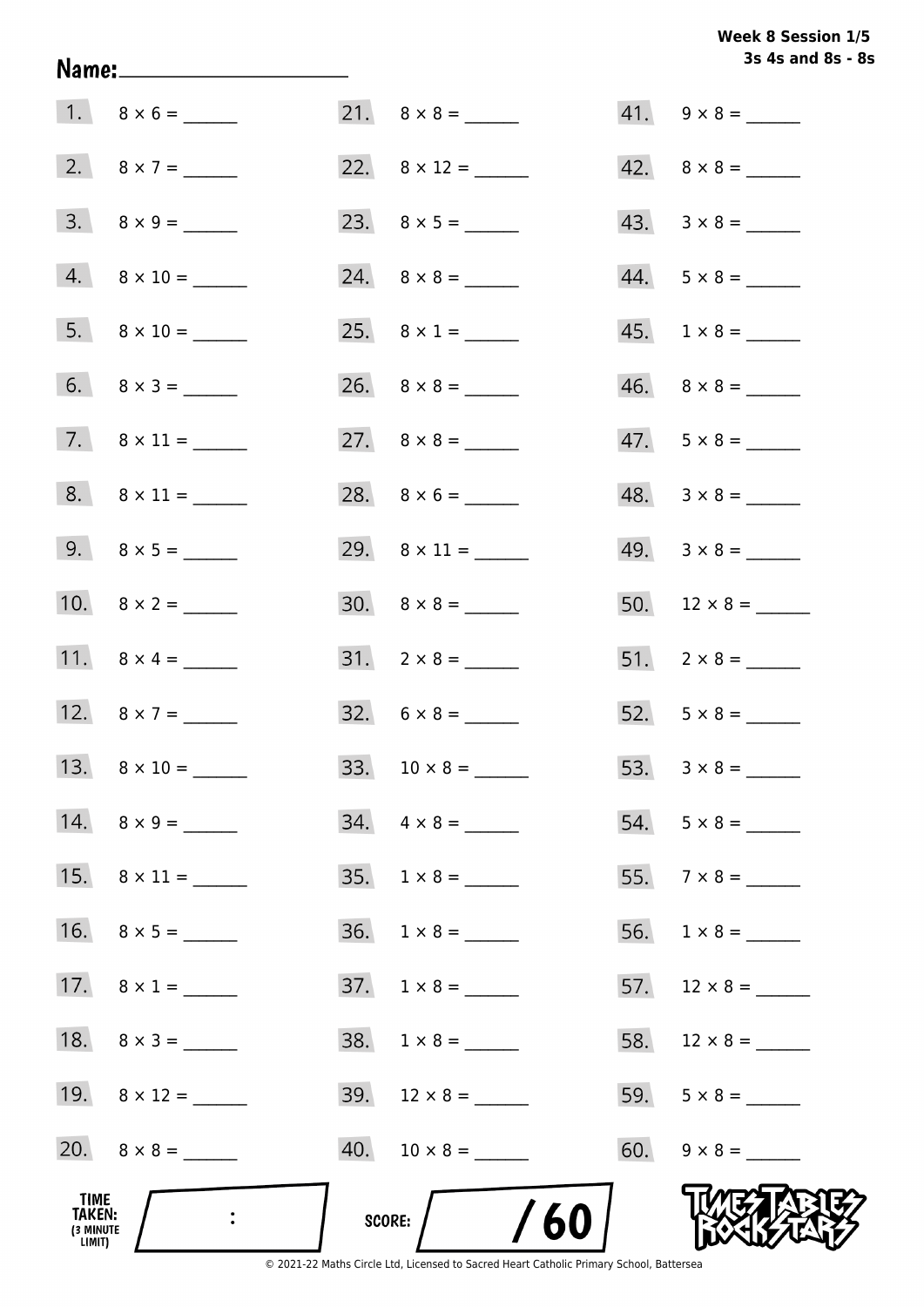**Week 8 Session 1/5**
**3s 4s and 8s - 8s**

**Name:** ____________________

1. $8 \times 6 =$ ______
2. $8 \times 7 =$ ______
3. $8 \times 9 =$ ______
4. $8 \times 10 =$ ______
5. $8 \times 10 =$ ______
6. $8 \times 3 =$ ______
7. $8 \times 11 =$ ______
8. $8 \times 11 =$ ______
9. $8 \times 5 =$ ______
10. $8 \times 2 =$ ______
11. $8 \times 4 =$ ______
12. $8 \times 7 =$ ______
13. $8 \times 10 =$ ______
14. $8 \times 9 =$ ______
15. $8 \times 11 =$ ______
16. $8 \times 5 =$ ______
17. $8 \times 1 =$ ______
18. $8 \times 3 =$ ______
19. $8 \times 12 =$ ______
20. $8 \times 8 =$ ______
21. $8 \times 8 =$ ______
22. $8 \times 12 =$ ______
23. $8 \times 5 =$ ______
24. $8 \times 8 =$ ______
25. $8 \times 1 =$ ______
26. $8 \times 8 =$ ______
27. $8 \times 8 =$ ______
28. $8 \times 6 =$ ______
29. $8 \times 11 =$ ______
30. $8 \times 8 =$ ______
31. $2 \times 8 =$ ______
32. $6 \times 8 =$ ______
33. $10 \times 8 =$ ______
34. $4 \times 8 =$ ______
35. $1 \times 8 =$ ______
36. $1 \times 8 =$ ______
37. $1 \times 8 =$ ______
38. $1 \times 8 =$ ______
39. $12 \times 8 =$ ______
40. $10 \times 8 =$ ______
41. $9 \times 8 =$ ______
42. $8 \times 8 =$ ______
43. $3 \times 8 =$ ______
44. $5 \times 8 =$ ______
45. $1 \times 8 =$ ______
46. $8 \times 8 =$ ______
47. $5 \times 8 =$ ______
48. $3 \times 8 =$ ______
49. $3 \times 8 =$ ______
50. $12 \times 8 =$ ______
51. $2 \times 8 =$ ______
52. $5 \times 8 =$ ______
53. $3 \times 8 =$ ______
54. $5 \times 8 =$ ______
55. $7 \times 8 =$ ______
56. $1 \times 8 =$ ______
57. $12 \times 8 =$ ______
58. $12 \times 8 =$ ______
59. $5 \times 8 =$ ______
60. $9 \times 8 =$ ______

**TIME TAKEN:** (3 MINUTE LIMIT) ____ : ____

**SCORE:** ____ / 60

© 2021-22 Maths Circle Ltd, Licensed to Sacred Heart Catholic Primary School, Battersea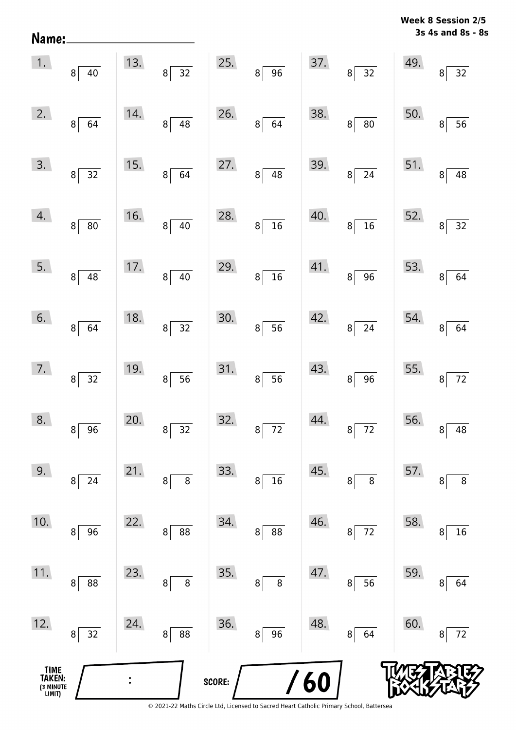Name: ____________________

**Week 8 Session 2/5**
**3s 4s and 8s - 8s**

| | | | | |
|---|---|---|---|---|
| 1. $40 \div 8$ | 13. $32 \div 8$ | 25. $96 \div 8$ | 37. $32 \div 8$ | 49. $32 \div 8$ |
| 2. $64 \div 8$ | 14. $48 \div 8$ | 26. $64 \div 8$ | 38. $80 \div 8$ | 50. $56 \div 8$ |
| 3. $32 \div 8$ | 15. $64 \div 8$ | 27. $48 \div 8$ | 39. $24 \div 8$ | 51. $48 \div 8$ |
| 4. $80 \div 8$ | 16. $40 \div 8$ | 28. $16 \div 8$ | 40. $16 \div 8$ | 52. $32 \div 8$ |
| 5. $48 \div 8$ | 17. $40 \div 8$ | 29. $16 \div 8$ | 41. $96 \div 8$ | 53. $64 \div 8$ |
| 6. $64 \div 8$ | 18. $32 \div 8$ | 30. $56 \div 8$ | 42. $24 \div 8$ | 54. $64 \div 8$ |
| 7. $32 \div 8$ | 19. $56 \div 8$ | 31. $56 \div 8$ | 43. $96 \div 8$ | 55. $72 \div 8$ |
| 8. $96 \div 8$ | 20. $32 \div 8$ | 32. $72 \div 8$ | 44. $72 \div 8$ | 56. $48 \div 8$ |
| 9. $24 \div 8$ | 21. $8 \div 8$ | 33. $16 \div 8$ | 45. $8 \div 8$ | 57. $8 \div 8$ |
| 10. $96 \div 8$ | 22. $88 \div 8$ | 34. $88 \div 8$ | 46. $72 \div 8$ | 58. $16 \div 8$ |
| 11. $88 \div 8$ | 23. $8 \div 8$ | 35. $8 \div 8$ | 47. $56 \div 8$ | 59. $64 \div 8$ |
| 12. $32 \div 8$ | 24. $88 \div 8$ | 36. $96 \div 8$ | 48. $64 \div 8$ | 60. $72 \div 8$ |

TIME TAKEN: (3 MINUTE LIMIT) ____ : ____

SCORE: ____ / 60

© 2021-22 Maths Circle Ltd, Licensed to Sacred Heart Catholic Primary School, Battersea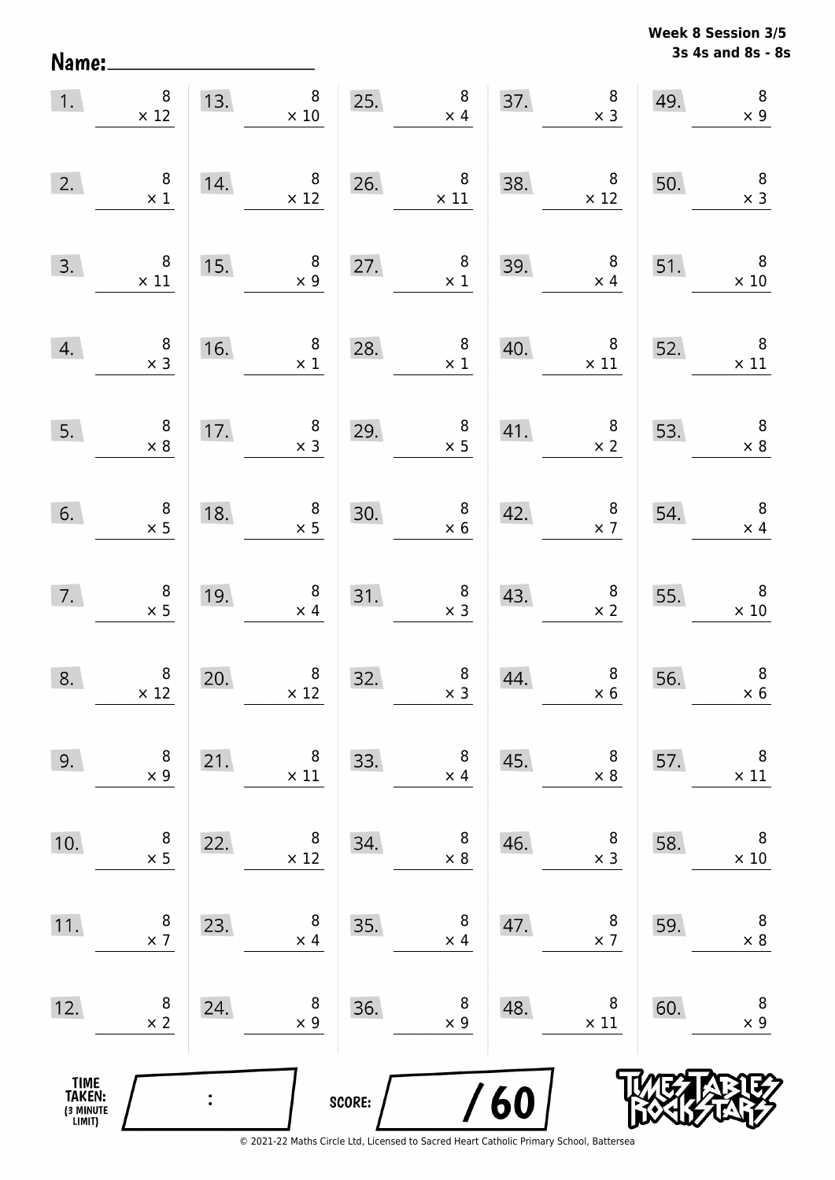**Week 8 Session 3/5**
**3s 4s and 8s - 8s**

Name: ____________________

| # | | # | | # | | # | | # | |
|---|---|---|---|---|---|---|---|---|---|
| 1. | $8 \times 12$ | 13. | $8 \times 10$ | 25. | $8 \times 4$ | 37. | $8 \times 3$ | 49. | $8 \times 9$ |
| 2. | $8 \times 1$ | 14. | $8 \times 12$ | 26. | $8 \times 11$ | 38. | $8 \times 12$ | 50. | $8 \times 3$ |
| 3. | $8 \times 11$ | 15. | $8 \times 9$ | 27. | $8 \times 1$ | 39. | $8 \times 4$ | 51. | $8 \times 10$ |
| 4. | $8 \times 3$ | 16. | $8 \times 1$ | 28. | $8 \times 1$ | 40. | $8 \times 11$ | 52. | $8 \times 11$ |
| 5. | $8 \times 8$ | 17. | $8 \times 3$ | 29. | $8 \times 5$ | 41. | $8 \times 2$ | 53. | $8 \times 8$ |
| 6. | $8 \times 5$ | 18. | $8 \times 5$ | 30. | $8 \times 6$ | 42. | $8 \times 7$ | 54. | $8 \times 4$ |
| 7. | $8 \times 5$ | 19. | $8 \times 4$ | 31. | $8 \times 3$ | 43. | $8 \times 2$ | 55. | $8 \times 10$ |
| 8. | $8 \times 12$ | 20. | $8 \times 12$ | 32. | $8 \times 3$ | 44. | $8 \times 6$ | 56. | $8 \times 6$ |
| 9. | $8 \times 9$ | 21. | $8 \times 11$ | 33. | $8 \times 4$ | 45. | $8 \times 8$ | 57. | $8 \times 11$ |
| 10. | $8 \times 5$ | 22. | $8 \times 12$ | 34. | $8 \times 8$ | 46. | $8 \times 3$ | 58. | $8 \times 10$ |
| 11. | $8 \times 7$ | 23. | $8 \times 4$ | 35. | $8 \times 4$ | 47. | $8 \times 7$ | 59. | $8 \times 8$ |
| 12. | $8 \times 2$ | 24. | $8 \times 9$ | 36. | $8 \times 9$ | 48. | $8 \times 11$ | 60. | $8 \times 9$ |

TIME TAKEN: (3 MINUTE LIMIT) ___ : ___

SCORE: ___ / 60

TIMES TABLES ROCK STARS

© 2021-22 Maths Circle Ltd, Licensed to Sacred Heart Catholic Primary School, Battersea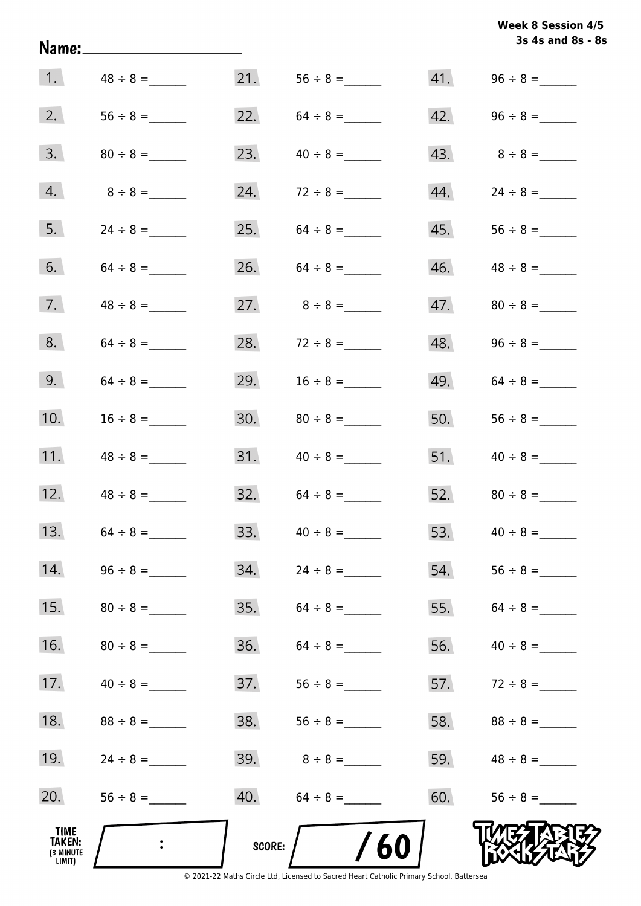Week 8 Session 4/5
3s 4s and 8s - 8s

Name: ____________________

| | | | | | |
|---|---|---|---|---|---|
| 1. | 48 ÷ 8 = ______ | 21. | 56 ÷ 8 = ______ | 41. | 96 ÷ 8 = ______ |
| 2. | 56 ÷ 8 = ______ | 22. | 64 ÷ 8 = ______ | 42. | 96 ÷ 8 = ______ |
| 3. | 80 ÷ 8 = ______ | 23. | 40 ÷ 8 = ______ | 43. | 8 ÷ 8 = ______ |
| 4. | 8 ÷ 8 = ______ | 24. | 72 ÷ 8 = ______ | 44. | 24 ÷ 8 = ______ |
| 5. | 24 ÷ 8 = ______ | 25. | 64 ÷ 8 = ______ | 45. | 56 ÷ 8 = ______ |
| 6. | 64 ÷ 8 = ______ | 26. | 64 ÷ 8 = ______ | 46. | 48 ÷ 8 = ______ |
| 7. | 48 ÷ 8 = ______ | 27. | 8 ÷ 8 = ______ | 47. | 80 ÷ 8 = ______ |
| 8. | 64 ÷ 8 = ______ | 28. | 72 ÷ 8 = ______ | 48. | 96 ÷ 8 = ______ |
| 9. | 64 ÷ 8 = ______ | 29. | 16 ÷ 8 = ______ | 49. | 64 ÷ 8 = ______ |
| 10. | 16 ÷ 8 = ______ | 30. | 80 ÷ 8 = ______ | 50. | 56 ÷ 8 = ______ |
| 11. | 48 ÷ 8 = ______ | 31. | 40 ÷ 8 = ______ | 51. | 40 ÷ 8 = ______ |
| 12. | 48 ÷ 8 = ______ | 32. | 64 ÷ 8 = ______ | 52. | 80 ÷ 8 = ______ |
| 13. | 64 ÷ 8 = ______ | 33. | 40 ÷ 8 = ______ | 53. | 40 ÷ 8 = ______ |
| 14. | 96 ÷ 8 = ______ | 34. | 24 ÷ 8 = ______ | 54. | 56 ÷ 8 = ______ |
| 15. | 80 ÷ 8 = ______ | 35. | 64 ÷ 8 = ______ | 55. | 64 ÷ 8 = ______ |
| 16. | 80 ÷ 8 = ______ | 36. | 64 ÷ 8 = ______ | 56. | 40 ÷ 8 = ______ |
| 17. | 40 ÷ 8 = ______ | 37. | 56 ÷ 8 = ______ | 57. | 72 ÷ 8 = ______ |
| 18. | 88 ÷ 8 = ______ | 38. | 56 ÷ 8 = ______ | 58. | 88 ÷ 8 = ______ |
| 19. | 24 ÷ 8 = ______ | 39. | 8 ÷ 8 = ______ | 59. | 48 ÷ 8 = ______ |
| 20. | 56 ÷ 8 = ______ | 40. | 64 ÷ 8 = ______ | 60. | 56 ÷ 8 = ______ |

TIME TAKEN: (3 MINUTE LIMIT) ____ : ____

SCORE: ____ / 60

TIMES TABLES ROCK STARS

© 2021-22 Maths Circle Ltd, Licensed to Sacred Heart Catholic Primary School, Battersea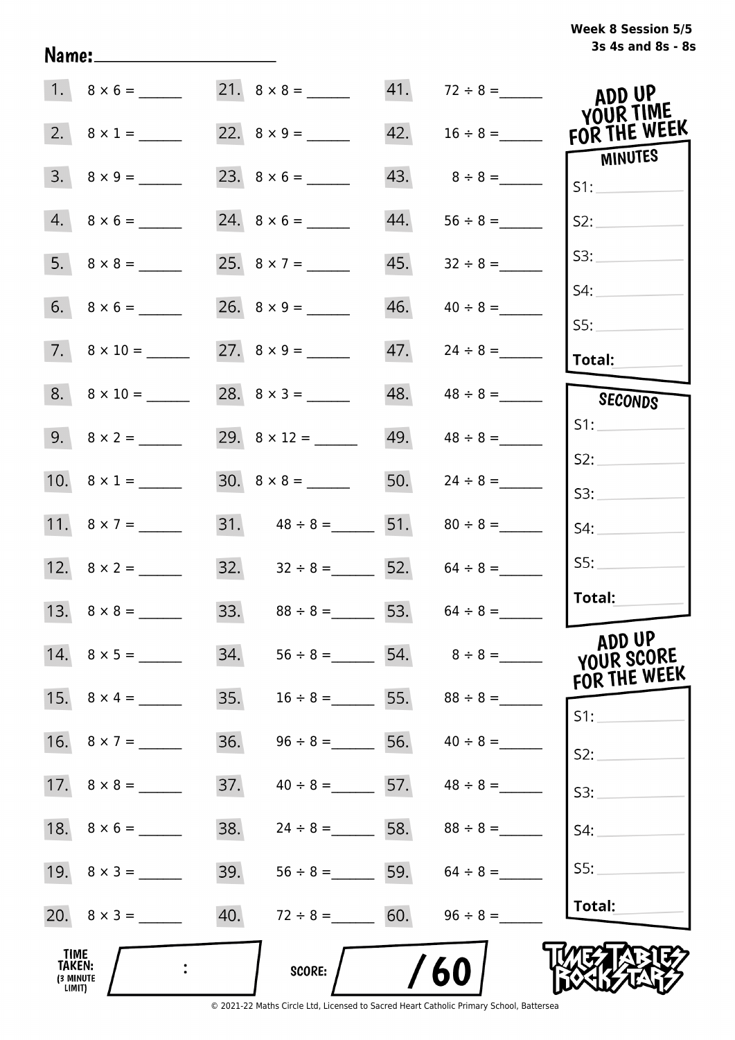Week 8 Session 5/5
3s 4s and 8s - 8s

Name:____________________

| | | | | | |
|---|---|---|---|---|---|
| 1. | $8 \times 6 =$ ______ | 21. | $8 \times 8 =$ ______ | 41. | $72 \div 8 =$ ______ |
| 2. | $8 \times 1 =$ ______ | 22. | $8 \times 9 =$ ______ | 42. | $16 \div 8 =$ ______ |
| 3. | $8 \times 9 =$ ______ | 23. | $8 \times 6 =$ ______ | 43. | $8 \div 8 =$ ______ |
| 4. | $8 \times 6 =$ ______ | 24. | $8 \times 6 =$ ______ | 44. | $56 \div 8 =$ ______ |
| 5. | $8 \times 8 =$ ______ | 25. | $8 \times 7 =$ ______ | 45. | $32 \div 8 =$ ______ |
| 6. | $8 \times 6 =$ ______ | 26. | $8 \times 9 =$ ______ | 46. | $40 \div 8 =$ ______ |
| 7. | $8 \times 10 =$ ______ | 27. | $8 \times 9 =$ ______ | 47. | $24 \div 8 =$ ______ |
| 8. | $8 \times 10 =$ ______ | 28. | $8 \times 3 =$ ______ | 48. | $48 \div 8 =$ ______ |
| 9. | $8 \times 2 =$ ______ | 29. | $8 \times 12 =$ ______ | 49. | $48 \div 8 =$ ______ |
| 10. | $8 \times 1 =$ ______ | 30. | $8 \times 8 =$ ______ | 50. | $24 \div 8 =$ ______ |
| 11. | $8 \times 7 =$ ______ | 31. | $48 \div 8 =$ ______ | 51. | $80 \div 8 =$ ______ |
| 12. | $8 \times 2 =$ ______ | 32. | $32 \div 8 =$ ______ | 52. | $64 \div 8 =$ ______ |
| 13. | $8 \times 8 =$ ______ | 33. | $88 \div 8 =$ ______ | 53. | $64 \div 8 =$ ______ |
| 14. | $8 \times 5 =$ ______ | 34. | $56 \div 8 =$ ______ | 54. | $8 \div 8 =$ ______ |
| 15. | $8 \times 4 =$ ______ | 35. | $16 \div 8 =$ ______ | 55. | $88 \div 8 =$ ______ |
| 16. | $8 \times 7 =$ ______ | 36. | $96 \div 8 =$ ______ | 56. | $40 \div 8 =$ ______ |
| 17. | $8 \times 8 =$ ______ | 37. | $40 \div 8 =$ ______ | 57. | $48 \div 8 =$ ______ |
| 18. | $8 \times 6 =$ ______ | 38. | $24 \div 8 =$ ______ | 58. | $88 \div 8 =$ ______ |
| 19. | $8 \times 3 =$ ______ | 39. | $56 \div 8 =$ ______ | 59. | $64 \div 8 =$ ______ |
| 20. | $8 \times 3 =$ ______ | 40. | $72 \div 8 =$ ______ | 60. | $96 \div 8 =$ ______ |

**ADD UP YOUR TIME FOR THE WEEK**

**MINUTES**

S1: ________
S2: ________
S3: ________
S4: ________
S5: ________
**Total:** ________

**SECONDS**

S1: ________
S2: ________
S3: ________
S4: ________
S5: ________
**Total:** ________

**ADD UP YOUR SCORE FOR THE WEEK**

S1: ________
S2: ________
S3: ________
S4: ________
S5: ________
**Total:** ________

**TIME TAKEN:** (3 MINUTE LIMIT) ____ : ____

**SCORE:** ____ / 60

TIMES TABLES ROCK STARS

© 2021-22 Maths Circle Ltd, Licensed to Sacred Heart Catholic Primary School, Battersea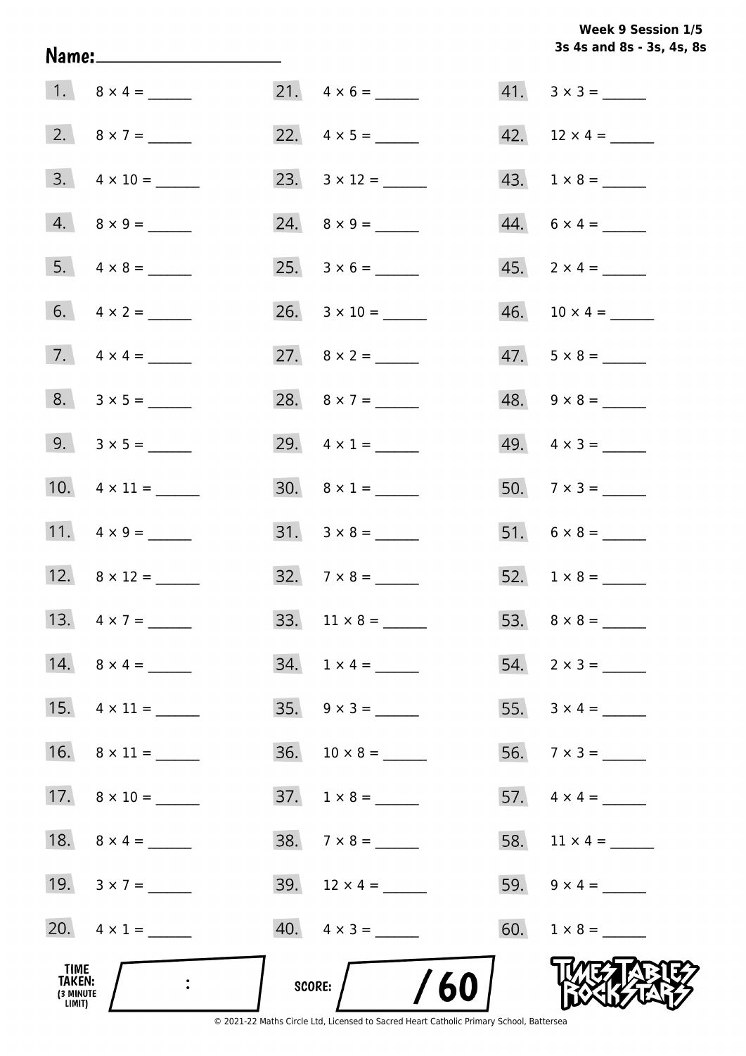**Week 9 Session 1/5**
**3s 4s and 8s - 3s, 4s, 8s**

**Name:** ____________________

1. $8 \times 4 =$ ______
2. $8 \times 7 =$ ______
3. $4 \times 10 =$ ______
4. $8 \times 9 =$ ______
5. $4 \times 8 =$ ______
6. $4 \times 2 =$ ______
7. $4 \times 4 =$ ______
8. $3 \times 5 =$ ______
9. $3 \times 5 =$ ______
10. $4 \times 11 =$ ______
11. $4 \times 9 =$ ______
12. $8 \times 12 =$ ______
13. $4 \times 7 =$ ______
14. $8 \times 4 =$ ______
15. $4 \times 11 =$ ______
16. $8 \times 11 =$ ______
17. $8 \times 10 =$ ______
18. $8 \times 4 =$ ______
19. $3 \times 7 =$ ______
20. $4 \times 1 =$ ______
21. $4 \times 6 =$ ______
22. $4 \times 5 =$ ______
23. $3 \times 12 =$ ______
24. $8 \times 9 =$ ______
25. $3 \times 6 =$ ______
26. $3 \times 10 =$ ______
27. $8 \times 2 =$ ______
28. $8 \times 7 =$ ______
29. $4 \times 1 =$ ______
30. $8 \times 1 =$ ______
31. $3 \times 8 =$ ______
32. $7 \times 8 =$ ______
33. $11 \times 8 =$ ______
34. $1 \times 4 =$ ______
35. $9 \times 3 =$ ______
36. $10 \times 8 =$ ______
37. $1 \times 8 =$ ______
38. $7 \times 8 =$ ______
39. $12 \times 4 =$ ______
40. $4 \times 3 =$ ______
41. $3 \times 3 =$ ______
42. $12 \times 4 =$ ______
43. $1 \times 8 =$ ______
44. $6 \times 4 =$ ______
45. $2 \times 4 =$ ______
46. $10 \times 4 =$ ______
47. $5 \times 8 =$ ______
48. $9 \times 8 =$ ______
49. $4 \times 3 =$ ______
50. $7 \times 3 =$ ______
51. $6 \times 8 =$ ______
52. $1 \times 8 =$ ______
53. $8 \times 8 =$ ______
54. $2 \times 3 =$ ______
55. $3 \times 4 =$ ______
56. $7 \times 3 =$ ______
57. $4 \times 4 =$ ______
58. $11 \times 4 =$ ______
59. $9 \times 4 =$ ______
60. $1 \times 8 =$ ______

**TIME TAKEN: (3 MINUTE LIMIT)** ____ : ____

**SCORE:** ____ / 60

TIMES TABLES ROCK STARS

© 2021-22 Maths Circle Ltd, Licensed to Sacred Heart Catholic Primary School, Battersea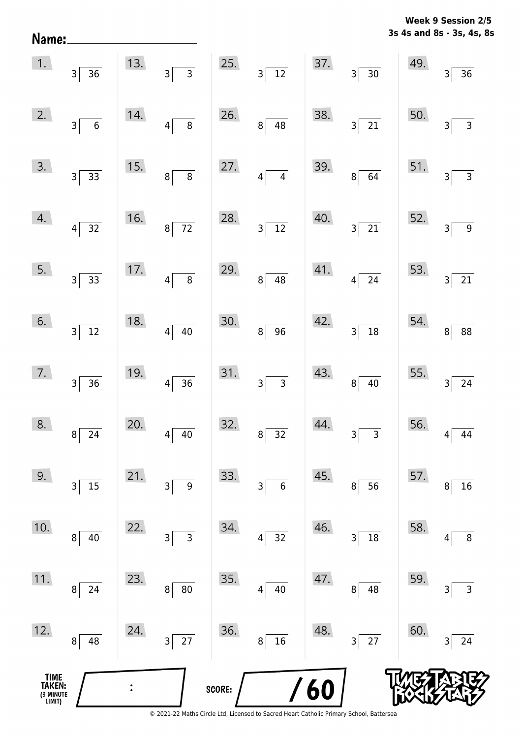**Week 9 Session 2/5**
**3s 4s and 8s - 3s, 4s, 8s**

Name: ____________________

| | | | | |
|---|---|---|---|---|
| 1. $36 \div 3$ | 13. $3 \div 3$ | 25. $12 \div 3$ | 37. $30 \div 3$ | 49. $36 \div 3$ |
| 2. $6 \div 3$ | 14. $8 \div 4$ | 26. $48 \div 8$ | 38. $21 \div 3$ | 50. $3 \div 3$ |
| 3. $33 \div 3$ | 15. $8 \div 8$ | 27. $4 \div 4$ | 39. $64 \div 8$ | 51. $3 \div 3$ |
| 4. $32 \div 4$ | 16. $72 \div 8$ | 28. $12 \div 3$ | 40. $21 \div 3$ | 52. $9 \div 3$ |
| 5. $33 \div 3$ | 17. $8 \div 4$ | 29. $48 \div 8$ | 41. $24 \div 4$ | 53. $21 \div 3$ |
| 6. $12 \div 3$ | 18. $40 \div 4$ | 30. $96 \div 8$ | 42. $18 \div 3$ | 54. $88 \div 8$ |
| 7. $36 \div 3$ | 19. $36 \div 4$ | 31. $3 \div 3$ | 43. $40 \div 8$ | 55. $24 \div 3$ |
| 8. $24 \div 8$ | 20. $40 \div 4$ | 32. $32 \div 8$ | 44. $3 \div 3$ | 56. $44 \div 4$ |
| 9. $15 \div 3$ | 21. $9 \div 3$ | 33. $6 \div 3$ | 45. $56 \div 8$ | 57. $16 \div 8$ |
| 10. $40 \div 8$ | 22. $3 \div 3$ | 34. $32 \div 4$ | 46. $18 \div 3$ | 58. $8 \div 4$ |
| 11. $24 \div 8$ | 23. $80 \div 8$ | 35. $40 \div 4$ | 47. $48 \div 8$ | 59. $3 \div 3$ |
| 12. $48 \div 8$ | 24. $27 \div 3$ | 36. $16 \div 8$ | 48. $27 \div 3$ | 60. $24 \div 3$ |

TIME TAKEN: (3 MINUTE LIMIT) ____ : ____

SCORE: ____ / 60

TIMES TABLES ROCK STARS

© 2021-22 Maths Circle Ltd, Licensed to Sacred Heart Catholic Primary School, Battersea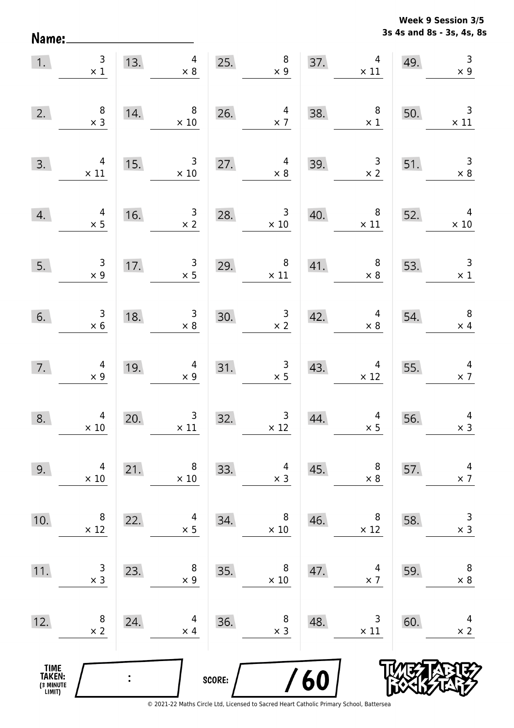**Week 9 Session 3/5**
**3s 4s and 8s - 3s, 4s, 8s**

**Name:** ____________________

| | | | | | | | | | |
|---|---|---|---|---|---|---|---|---|---|
| 1. | $3 \times 1$ | 13. | $4 \times 8$ | 25. | $8 \times 9$ | 37. | $4 \times 11$ | 49. | $3 \times 9$ |
| 2. | $8 \times 3$ | 14. | $8 \times 10$ | 26. | $4 \times 7$ | 38. | $8 \times 1$ | 50. | $3 \times 11$ |
| 3. | $4 \times 11$ | 15. | $3 \times 10$ | 27. | $4 \times 8$ | 39. | $3 \times 2$ | 51. | $3 \times 8$ |
| 4. | $4 \times 5$ | 16. | $3 \times 2$ | 28. | $3 \times 10$ | 40. | $8 \times 11$ | 52. | $4 \times 10$ |
| 5. | $3 \times 9$ | 17. | $3 \times 5$ | 29. | $8 \times 11$ | 41. | $8 \times 8$ | 53. | $3 \times 1$ |
| 6. | $3 \times 6$ | 18. | $3 \times 8$ | 30. | $3 \times 2$ | 42. | $4 \times 8$ | 54. | $8 \times 4$ |
| 7. | $4 \times 9$ | 19. | $4 \times 9$ | 31. | $3 \times 5$ | 43. | $4 \times 12$ | 55. | $4 \times 7$ |
| 8. | $4 \times 10$ | 20. | $3 \times 11$ | 32. | $3 \times 12$ | 44. | $4 \times 5$ | 56. | $4 \times 3$ |
| 9. | $4 \times 10$ | 21. | $8 \times 10$ | 33. | $4 \times 3$ | 45. | $8 \times 8$ | 57. | $4 \times 7$ |
| 10. | $8 \times 12$ | 22. | $4 \times 5$ | 34. | $8 \times 10$ | 46. | $8 \times 12$ | 58. | $3 \times 3$ |
| 11. | $3 \times 3$ | 23. | $8 \times 9$ | 35. | $8 \times 10$ | 47. | $4 \times 7$ | 59. | $8 \times 8$ |
| 12. | $8 \times 2$ | 24. | $4 \times 4$ | 36. | $8 \times 3$ | 48. | $3 \times 11$ | 60. | $4 \times 2$ |

**TIME TAKEN:** (3 MINUTE LIMIT) ____ : ____

**SCORE:** ____ / 60

TIMES TABLES ROCK STARS

© 2021-22 Maths Circle Ltd, Licensed to Sacred Heart Catholic Primary School, Battersea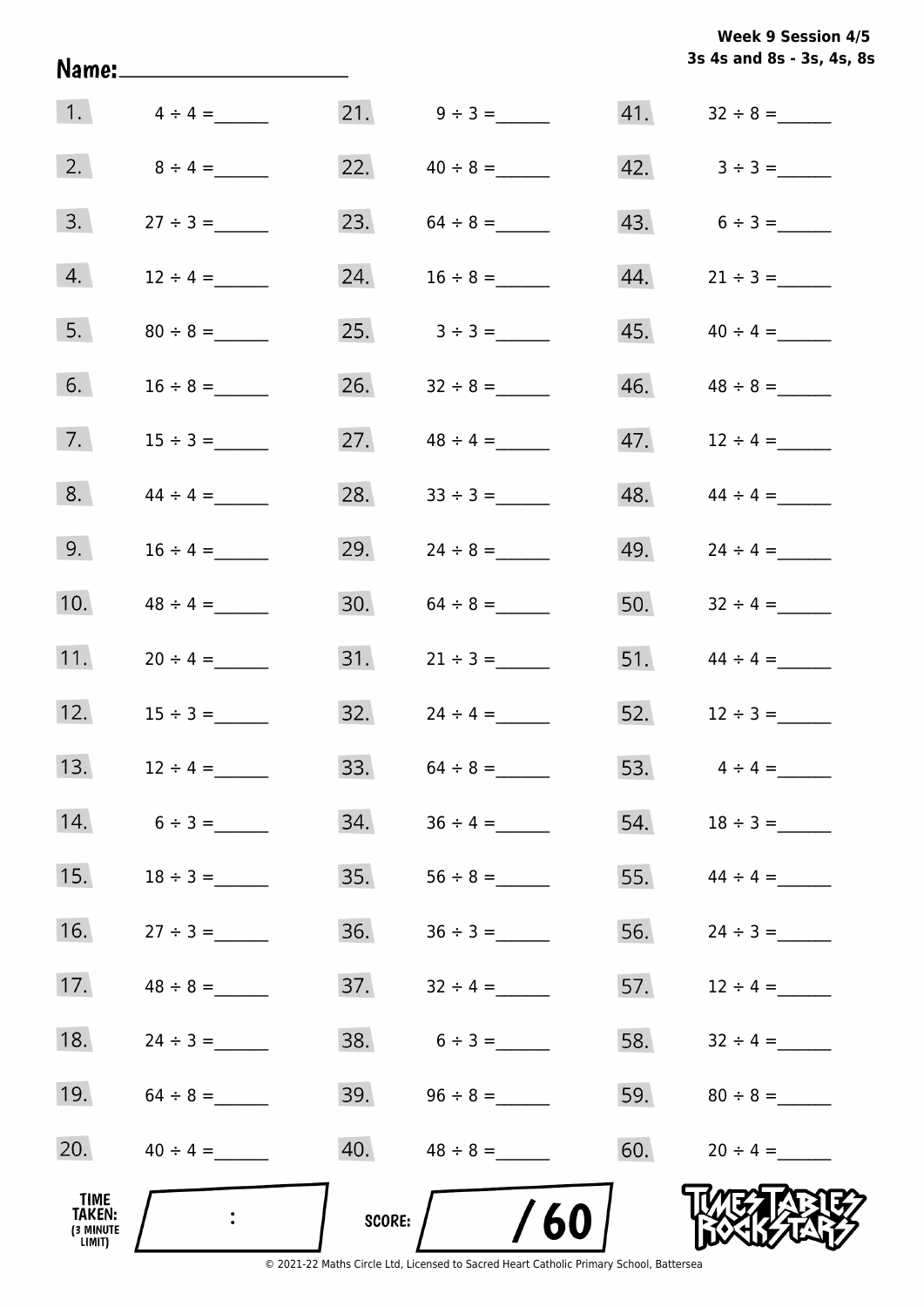**Week 9 Session 4/5**
**3s 4s and 8s - 3s, 4s, 8s**

**Name:** ____________________

| | | | | | |
|---|---|---|---|---|---|
| 1. | $4 \div 4 =$ ______ | 21. | $9 \div 3 =$ ______ | 41. | $32 \div 8 =$ ______ |
| 2. | $8 \div 4 =$ ______ | 22. | $40 \div 8 =$ ______ | 42. | $3 \div 3 =$ ______ |
| 3. | $27 \div 3 =$ ______ | 23. | $64 \div 8 =$ ______ | 43. | $6 \div 3 =$ ______ |
| 4. | $12 \div 4 =$ ______ | 24. | $16 \div 8 =$ ______ | 44. | $21 \div 3 =$ ______ |
| 5. | $80 \div 8 =$ ______ | 25. | $3 \div 3 =$ ______ | 45. | $40 \div 4 =$ ______ |
| 6. | $16 \div 8 =$ ______ | 26. | $32 \div 8 =$ ______ | 46. | $48 \div 8 =$ ______ |
| 7. | $15 \div 3 =$ ______ | 27. | $48 \div 4 =$ ______ | 47. | $12 \div 4 =$ ______ |
| 8. | $44 \div 4 =$ ______ | 28. | $33 \div 3 =$ ______ | 48. | $44 \div 4 =$ ______ |
| 9. | $16 \div 4 =$ ______ | 29. | $24 \div 8 =$ ______ | 49. | $24 \div 4 =$ ______ |
| 10. | $48 \div 4 =$ ______ | 30. | $64 \div 8 =$ ______ | 50. | $32 \div 4 =$ ______ |
| 11. | $20 \div 4 =$ ______ | 31. | $21 \div 3 =$ ______ | 51. | $44 \div 4 =$ ______ |
| 12. | $15 \div 3 =$ ______ | 32. | $24 \div 4 =$ ______ | 52. | $12 \div 3 =$ ______ |
| 13. | $12 \div 4 =$ ______ | 33. | $64 \div 8 =$ ______ | 53. | $4 \div 4 =$ ______ |
| 14. | $6 \div 3 =$ ______ | 34. | $36 \div 4 =$ ______ | 54. | $18 \div 3 =$ ______ |
| 15. | $18 \div 3 =$ ______ | 35. | $56 \div 8 =$ ______ | 55. | $44 \div 4 =$ ______ |
| 16. | $27 \div 3 =$ ______ | 36. | $36 \div 3 =$ ______ | 56. | $24 \div 3 =$ ______ |
| 17. | $48 \div 8 =$ ______ | 37. | $32 \div 4 =$ ______ | 57. | $12 \div 4 =$ ______ |
| 18. | $24 \div 3 =$ ______ | 38. | $6 \div 3 =$ ______ | 58. | $32 \div 4 =$ ______ |
| 19. | $64 \div 8 =$ ______ | 39. | $96 \div 8 =$ ______ | 59. | $80 \div 8 =$ ______ |
| 20. | $40 \div 4 =$ ______ | 40. | $48 \div 8 =$ ______ | 60. | $20 \div 4 =$ ______ |

**TIME TAKEN:** (3 MINUTE LIMIT) ____ : ____

**SCORE:** ____ / 60

TIMES TABLES ROCK STARS

© 2021-22 Maths Circle Ltd, Licensed to Sacred Heart Catholic Primary School, Battersea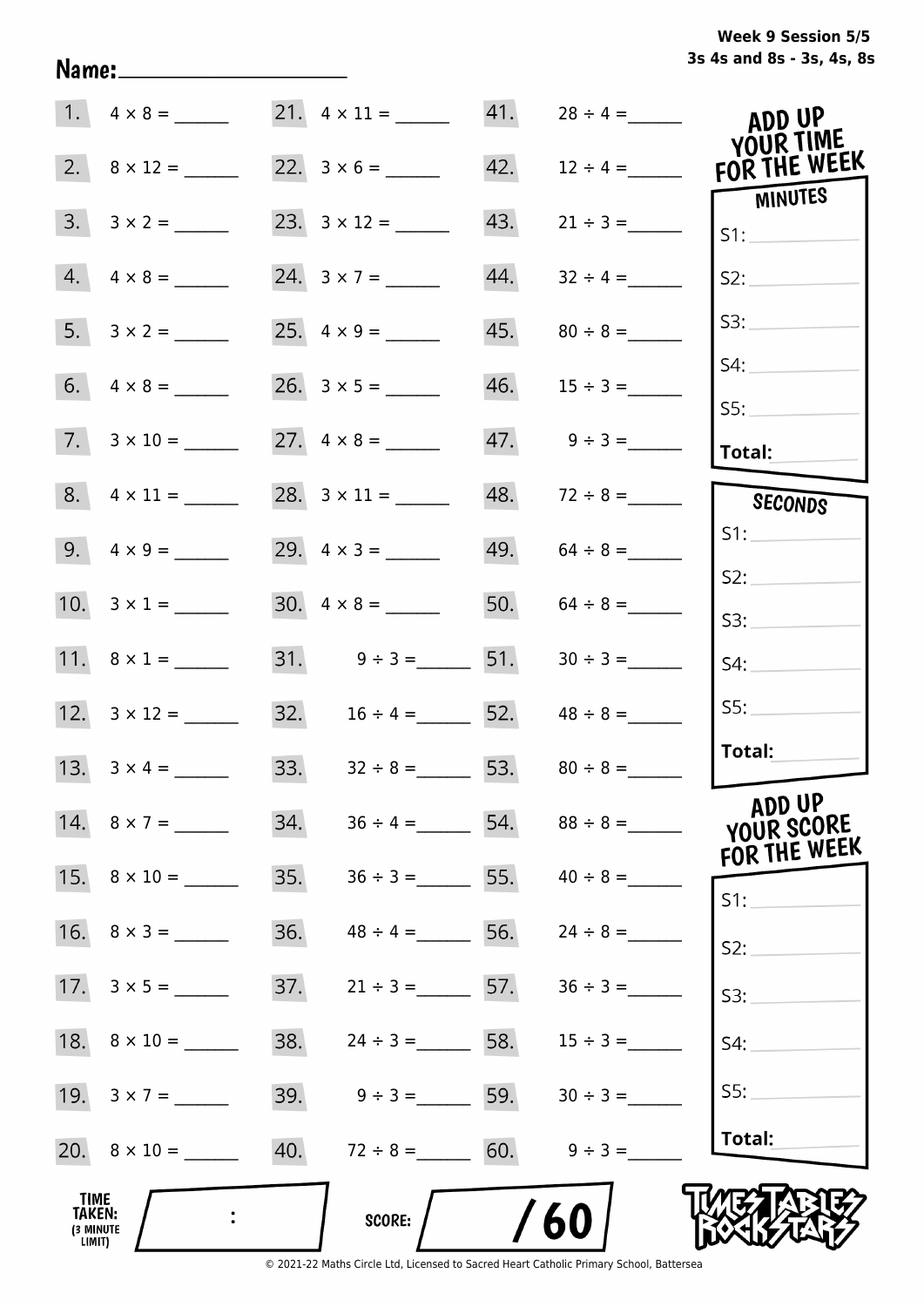Week 9 Session 5/5
3s 4s and 8s - 3s, 4s, 8s

Name: ____________________

| | | | | | |
|---|---|---|---|---|---|
| 1. | $4 \times 8 =$ ______ | 21. | $4 \times 11 =$ ______ | 41. | $28 \div 4 =$ ______ |
| 2. | $8 \times 12 =$ ______ | 22. | $3 \times 6 =$ ______ | 42. | $12 \div 4 =$ ______ |
| 3. | $3 \times 2 =$ ______ | 23. | $3 \times 12 =$ ______ | 43. | $21 \div 3 =$ ______ |
| 4. | $4 \times 8 =$ ______ | 24. | $3 \times 7 =$ ______ | 44. | $32 \div 4 =$ ______ |
| 5. | $3 \times 2 =$ ______ | 25. | $4 \times 9 =$ ______ | 45. | $80 \div 8 =$ ______ |
| 6. | $4 \times 8 =$ ______ | 26. | $3 \times 5 =$ ______ | 46. | $15 \div 3 =$ ______ |
| 7. | $3 \times 10 =$ ______ | 27. | $4 \times 8 =$ ______ | 47. | $9 \div 3 =$ ______ |
| 8. | $4 \times 11 =$ ______ | 28. | $3 \times 11 =$ ______ | 48. | $72 \div 8 =$ ______ |
| 9. | $4 \times 9 =$ ______ | 29. | $4 \times 3 =$ ______ | 49. | $64 \div 8 =$ ______ |
| 10. | $3 \times 1 =$ ______ | 30. | $4 \times 8 =$ ______ | 50. | $64 \div 8 =$ ______ |
| 11. | $8 \times 1 =$ ______ | 31. | $9 \div 3 =$ ______ | 51. | $30 \div 3 =$ ______ |
| 12. | $3 \times 12 =$ ______ | 32. | $16 \div 4 =$ ______ | 52. | $48 \div 8 =$ ______ |
| 13. | $3 \times 4 =$ ______ | 33. | $32 \div 8 =$ ______ | 53. | $80 \div 8 =$ ______ |
| 14. | $8 \times 7 =$ ______ | 34. | $36 \div 4 =$ ______ | 54. | $88 \div 8 =$ ______ |
| 15. | $8 \times 10 =$ ______ | 35. | $36 \div 3 =$ ______ | 55. | $40 \div 8 =$ ______ |
| 16. | $8 \times 3 =$ ______ | 36. | $48 \div 4 =$ ______ | 56. | $24 \div 8 =$ ______ |
| 17. | $3 \times 5 =$ ______ | 37. | $21 \div 3 =$ ______ | 57. | $36 \div 3 =$ ______ |
| 18. | $8 \times 10 =$ ______ | 38. | $24 \div 3 =$ ______ | 58. | $15 \div 3 =$ ______ |
| 19. | $3 \times 7 =$ ______ | 39. | $9 \div 3 =$ ______ | 59. | $30 \div 3 =$ ______ |
| 20. | $8 \times 10 =$ ______ | 40. | $72 \div 8 =$ ______ | 60. | $9 \div 3 =$ ______ |

**ADD UP YOUR TIME FOR THE WEEK**

**MINUTES**

S1: ______
S2: ______
S3: ______
S4: ______
S5: ______
**Total:** ______

**SECONDS**

S1: ______
S2: ______
S3: ______
S4: ______
S5: ______
**Total:** ______

**ADD UP YOUR SCORE FOR THE WEEK**

S1: ______
S2: ______
S3: ______
S4: ______
S5: ______
**Total:** ______

**TIME TAKEN:** (3 MINUTE LIMIT) ____ : ____

**SCORE:** ____ / 60

TIMES TABLES ROCK STARS

© 2021-22 Maths Circle Ltd, Licensed to Sacred Heart Catholic Primary School, Battersea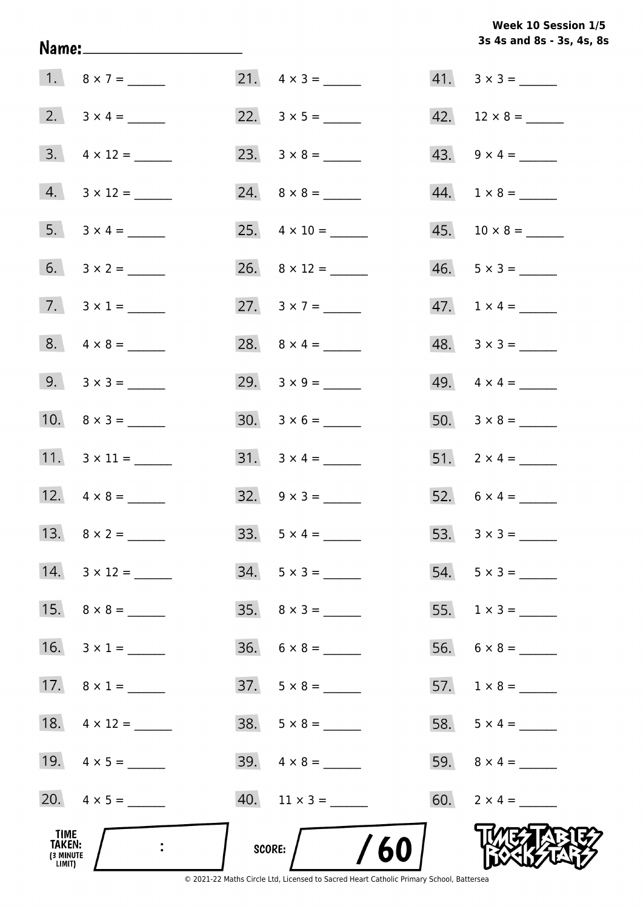**Week 10 Session 1/5**
**3s 4s and 8s - 3s, 4s, 8s**

**Name:** ____________________

1. $8 \times 7 =$ ______
2. $3 \times 4 =$ ______
3. $4 \times 12 =$ ______
4. $3 \times 12 =$ ______
5. $3 \times 4 =$ ______
6. $3 \times 2 =$ ______
7. $3 \times 1 =$ ______
8. $4 \times 8 =$ ______
9. $3 \times 3 =$ ______
10. $8 \times 3 =$ ______
11. $3 \times 11 =$ ______
12. $4 \times 8 =$ ______
13. $8 \times 2 =$ ______
14. $3 \times 12 =$ ______
15. $8 \times 8 =$ ______
16. $3 \times 1 =$ ______
17. $8 \times 1 =$ ______
18. $4 \times 12 =$ ______
19. $4 \times 5 =$ ______
20. $4 \times 5 =$ ______
21. $4 \times 3 =$ ______
22. $3 \times 5 =$ ______
23. $3 \times 8 =$ ______
24. $8 \times 8 =$ ______
25. $4 \times 10 =$ ______
26. $8 \times 12 =$ ______
27. $3 \times 7 =$ ______
28. $8 \times 4 =$ ______
29. $3 \times 9 =$ ______
30. $3 \times 6 =$ ______
31. $3 \times 4 =$ ______
32. $9 \times 3 =$ ______
33. $5 \times 4 =$ ______
34. $5 \times 3 =$ ______
35. $8 \times 3 =$ ______
36. $6 \times 8 =$ ______
37. $5 \times 8 =$ ______
38. $5 \times 8 =$ ______
39. $4 \times 8 =$ ______
40. $11 \times 3 =$ ______
41. $3 \times 3 =$ ______
42. $12 \times 8 =$ ______
43. $9 \times 4 =$ ______
44. $1 \times 8 =$ ______
45. $10 \times 8 =$ ______
46. $5 \times 3 =$ ______
47. $1 \times 4 =$ ______
48. $3 \times 3 =$ ______
49. $4 \times 4 =$ ______
50. $3 \times 8 =$ ______
51. $2 \times 4 =$ ______
52. $6 \times 4 =$ ______
53. $3 \times 3 =$ ______
54. $5 \times 3 =$ ______
55. $1 \times 3 =$ ______
56. $6 \times 8 =$ ______
57. $1 \times 8 =$ ______
58. $5 \times 4 =$ ______
59. $8 \times 4 =$ ______
60. $2 \times 4 =$ ______

**TIME TAKEN:** (3 MINUTE LIMIT) ____ : ____

**SCORE:** ____ / 60

© 2021-22 Maths Circle Ltd, Licensed to Sacred Heart Catholic Primary School, Battersea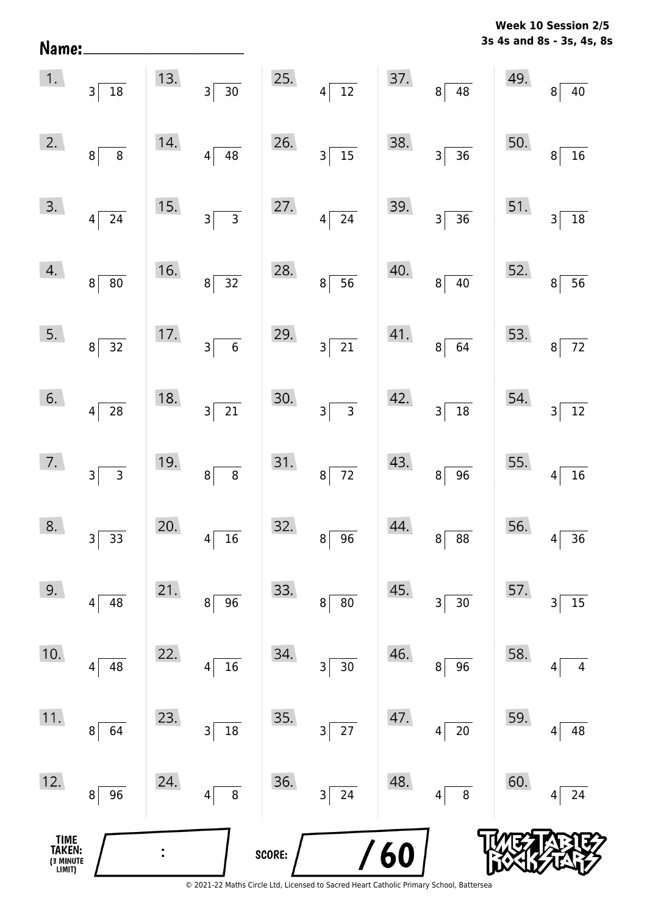Name:\_\_\_\_\_\_\_\_\_\_\_\_\_\_\_\_\_\_\_\_

**Week 10 Session 2/5**
**3s 4s and 8s - 3s, 4s, 8s**

| | | | | |
|---|---|---|---|---|
| 1. $18 \div 3$ | 13. $30 \div 3$ | 25. $12 \div 4$ | 37. $48 \div 8$ | 49. $40 \div 8$ |
| 2. $8 \div 8$ | 14. $48 \div 4$ | 26. $15 \div 3$ | 38. $36 \div 3$ | 50. $16 \div 8$ |
| 3. $24 \div 4$ | 15. $3 \div 3$ | 27. $24 \div 4$ | 39. $36 \div 3$ | 51. $18 \div 3$ |
| 4. $80 \div 8$ | 16. $32 \div 8$ | 28. $56 \div 8$ | 40. $40 \div 8$ | 52. $56 \div 8$ |
| 5. $32 \div 8$ | 17. $6 \div 3$ | 29. $21 \div 3$ | 41. $64 \div 8$ | 53. $72 \div 8$ |
| 6. $28 \div 4$ | 18. $21 \div 3$ | 30. $3 \div 3$ | 42. $18 \div 3$ | 54. $12 \div 3$ |
| 7. $3 \div 3$ | 19. $8 \div 8$ | 31. $72 \div 8$ | 43. $96 \div 8$ | 55. $16 \div 4$ |
| 8. $33 \div 3$ | 20. $16 \div 4$ | 32. $96 \div 8$ | 44. $88 \div 8$ | 56. $36 \div 4$ |
| 9. $48 \div 4$ | 21. $96 \div 8$ | 33. $80 \div 8$ | 45. $30 \div 3$ | 57. $15 \div 3$ |
| 10. $48 \div 4$ | 22. $16 \div 4$ | 34. $30 \div 3$ | 46. $96 \div 8$ | 58. $4 \div 4$ |
| 11. $64 \div 8$ | 23. $18 \div 3$ | 35. $27 \div 3$ | 47. $20 \div 4$ | 59. $48 \div 4$ |
| 12. $96 \div 8$ | 24. $8 \div 4$ | 36. $24 \div 3$ | 48. $8 \div 4$ | 60. $24 \div 4$ |

TIME TAKEN: (3 MINUTE LIMIT) \_\_\_ : \_\_\_

SCORE: \_\_\_ / 60

© 2021-22 Maths Circle Ltd, Licensed to Sacred Heart Catholic Primary School, Battersea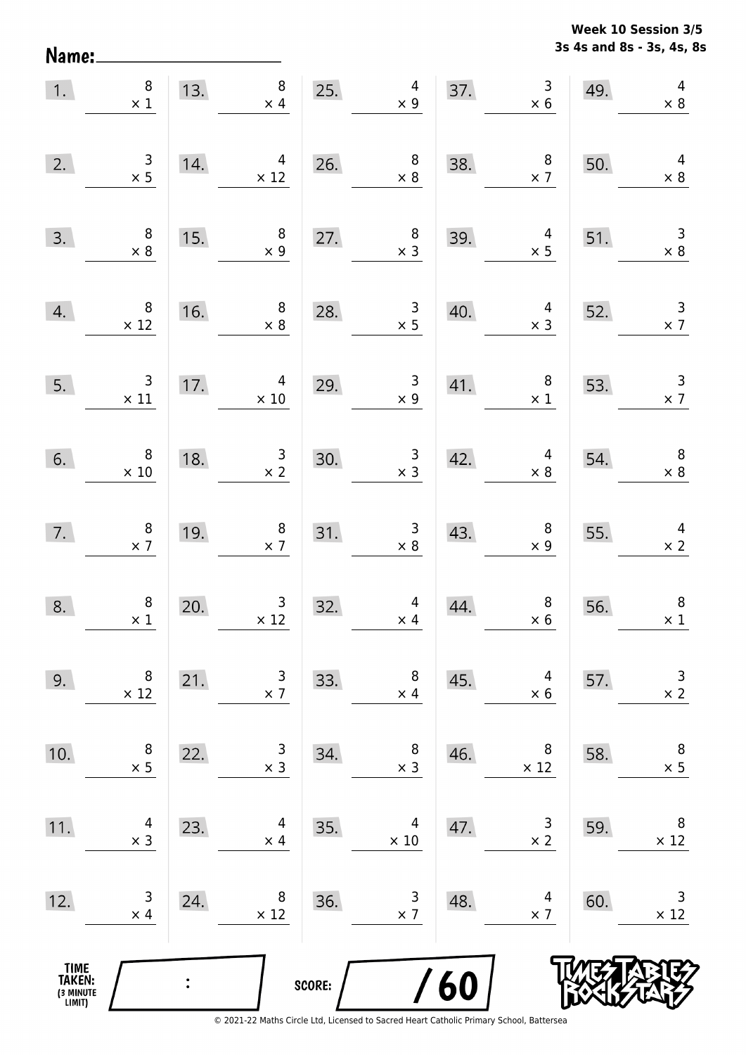Week 10 Session 3/5
3s 4s and 8s - 3s, 4s, 8s

Name:

| | | | | |
|---|---|---|---|---|
| 1. $8 \times 1$ | 13. $8 \times 4$ | 25. $4 \times 9$ | 37. $3 \times 6$ | 49. $4 \times 8$ |
| 2. $3 \times 5$ | 14. $4 \times 12$ | 26. $8 \times 8$ | 38. $8 \times 7$ | 50. $4 \times 8$ |
| 3. $8 \times 8$ | 15. $8 \times 9$ | 27. $8 \times 3$ | 39. $4 \times 5$ | 51. $3 \times 8$ |
| 4. $8 \times 12$ | 16. $8 \times 8$ | 28. $3 \times 5$ | 40. $4 \times 3$ | 52. $3 \times 7$ |
| 5. $3 \times 11$ | 17. $4 \times 10$ | 29. $3 \times 9$ | 41. $8 \times 1$ | 53. $3 \times 7$ |
| 6. $8 \times 10$ | 18. $3 \times 2$ | 30. $3 \times 3$ | 42. $4 \times 8$ | 54. $8 \times 8$ |
| 7. $8 \times 7$ | 19. $8 \times 7$ | 31. $3 \times 8$ | 43. $8 \times 9$ | 55. $4 \times 2$ |
| 8. $8 \times 1$ | 20. $3 \times 12$ | 32. $4 \times 4$ | 44. $8 \times 6$ | 56. $8 \times 1$ |
| 9. $8 \times 12$ | 21. $3 \times 7$ | 33. $8 \times 4$ | 45. $4 \times 6$ | 57. $3 \times 2$ |
| 10. $8 \times 5$ | 22. $3 \times 3$ | 34. $8 \times 3$ | 46. $8 \times 12$ | 58. $8 \times 5$ |
| 11. $4 \times 3$ | 23. $4 \times 4$ | 35. $4 \times 10$ | 47. $3 \times 2$ | 59. $8 \times 12$ |
| 12. $3 \times 4$ | 24. $8 \times 12$ | 36. $3 \times 7$ | 48. $4 \times 7$ | 60. $3 \times 12$ |

TIME TAKEN: (3 MINUTE LIMIT) :

SCORE: / 60

© 2021-22 Maths Circle Ltd, Licensed to Sacred Heart Catholic Primary School, Battersea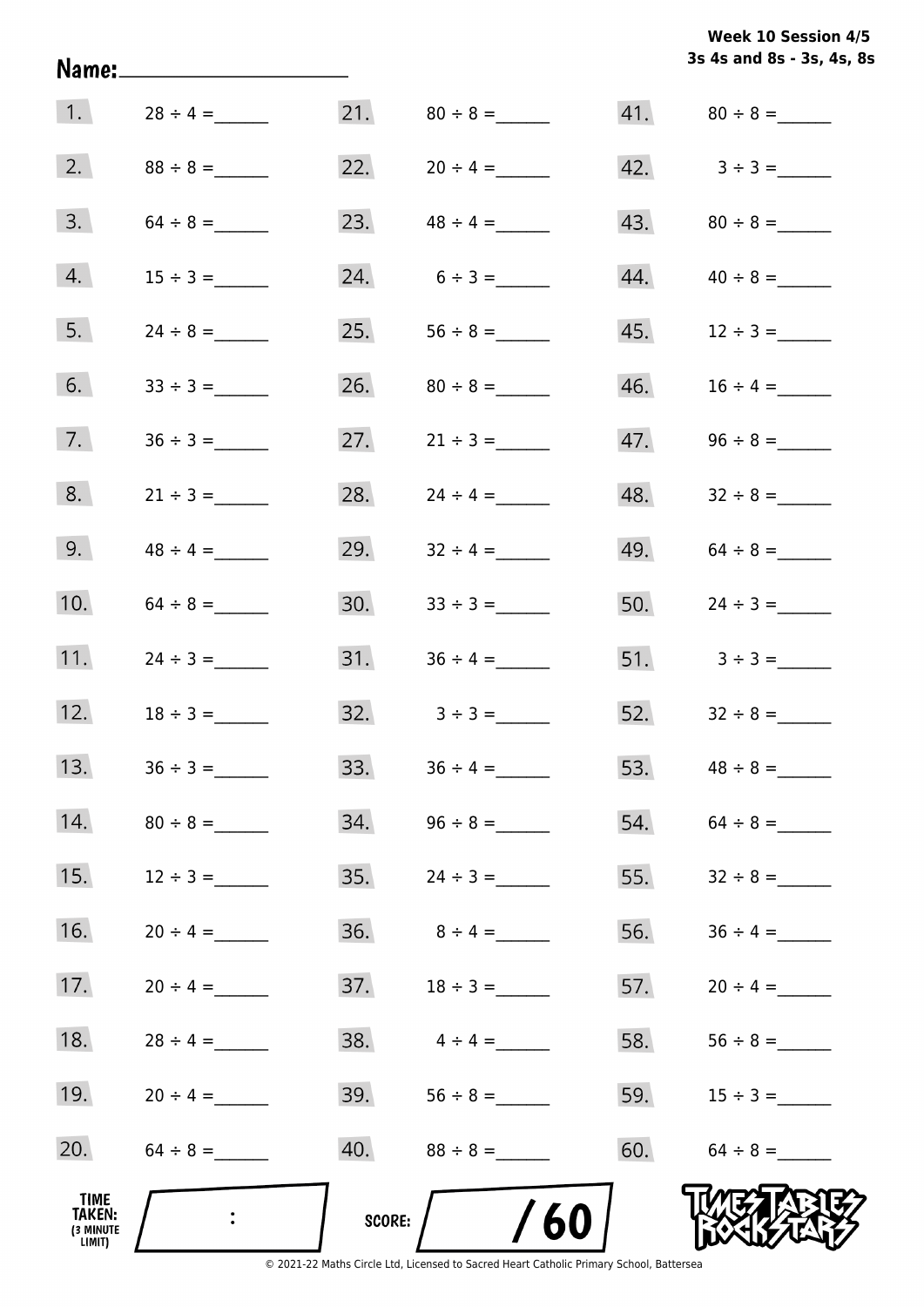**Week 10 Session 4/5**
**3s 4s and 8s - 3s, 4s, 8s**

Name: ____________________

1. $28 \div 4 =$ ______
2. $88 \div 8 =$ ______
3. $64 \div 8 =$ ______
4. $15 \div 3 =$ ______
5. $24 \div 8 =$ ______
6. $33 \div 3 =$ ______
7. $36 \div 3 =$ ______
8. $21 \div 3 =$ ______
9. $48 \div 4 =$ ______
10. $64 \div 8 =$ ______
11. $24 \div 3 =$ ______
12. $18 \div 3 =$ ______
13. $36 \div 3 =$ ______
14. $80 \div 8 =$ ______
15. $12 \div 3 =$ ______
16. $20 \div 4 =$ ______
17. $20 \div 4 =$ ______
18. $28 \div 4 =$ ______
19. $20 \div 4 =$ ______
20. $64 \div 8 =$ ______
21. $80 \div 8 =$ ______
22. $20 \div 4 =$ ______
23. $48 \div 4 =$ ______
24. $6 \div 3 =$ ______
25. $56 \div 8 =$ ______
26. $80 \div 8 =$ ______
27. $21 \div 3 =$ ______
28. $24 \div 4 =$ ______
29. $32 \div 4 =$ ______
30. $33 \div 3 =$ ______
31. $36 \div 4 =$ ______
32. $3 \div 3 =$ ______
33. $36 \div 4 =$ ______
34. $96 \div 8 =$ ______
35. $24 \div 3 =$ ______
36. $8 \div 4 =$ ______
37. $18 \div 3 =$ ______
38. $4 \div 4 =$ ______
39. $56 \div 8 =$ ______
40. $88 \div 8 =$ ______
41. $80 \div 8 =$ ______
42. $3 \div 3 =$ ______
43. $80 \div 8 =$ ______
44. $40 \div 8 =$ ______
45. $12 \div 3 =$ ______
46. $16 \div 4 =$ ______
47. $96 \div 8 =$ ______
48. $32 \div 8 =$ ______
49. $64 \div 8 =$ ______
50. $24 \div 3 =$ ______
51. $3 \div 3 =$ ______
52. $32 \div 8 =$ ______
53. $48 \div 8 =$ ______
54. $64 \div 8 =$ ______
55. $32 \div 8 =$ ______
56. $36 \div 4 =$ ______
57. $20 \div 4 =$ ______
58. $56 \div 8 =$ ______
59. $15 \div 3 =$ ______
60. $64 \div 8 =$ ______

TIME TAKEN: (3 MINUTE LIMIT) ___ : ___

SCORE: ___ / 60

TIMES TABLES ROCK STARS

© 2021-22 Maths Circle Ltd, Licensed to Sacred Heart Catholic Primary School, Battersea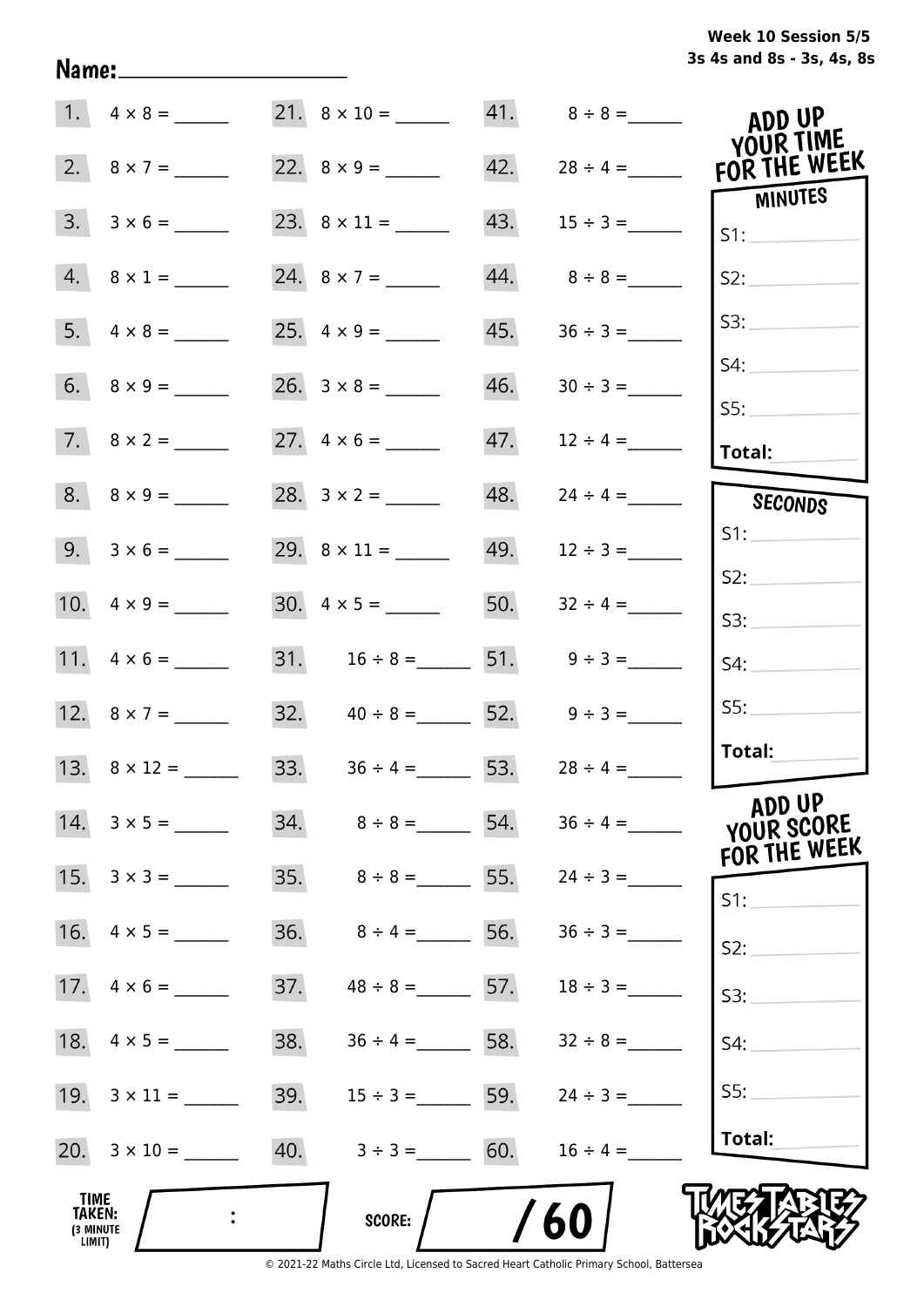Week 10 Session 5/5
3s 4s and 8s - 3s, 4s, 8s

Name: ____________________

| | | | | | |
|---|---|---|---|---|---|
| 1. | 4 × 8 = ______ | 21. | 8 × 10 = ______ | 41. | 8 ÷ 8 = ______ |
| 2. | 8 × 7 = ______ | 22. | 8 × 9 = ______ | 42. | 28 ÷ 4 = ______ |
| 3. | 3 × 6 = ______ | 23. | 8 × 11 = ______ | 43. | 15 ÷ 3 = ______ |
| 4. | 8 × 1 = ______ | 24. | 8 × 7 = ______ | 44. | 8 ÷ 8 = ______ |
| 5. | 4 × 8 = ______ | 25. | 4 × 9 = ______ | 45. | 36 ÷ 3 = ______ |
| 6. | 8 × 9 = ______ | 26. | 3 × 8 = ______ | 46. | 30 ÷ 3 = ______ |
| 7. | 8 × 2 = ______ | 27. | 4 × 6 = ______ | 47. | 12 ÷ 4 = ______ |
| 8. | 8 × 9 = ______ | 28. | 3 × 2 = ______ | 48. | 24 ÷ 4 = ______ |
| 9. | 3 × 6 = ______ | 29. | 8 × 11 = ______ | 49. | 12 ÷ 3 = ______ |
| 10. | 4 × 9 = ______ | 30. | 4 × 5 = ______ | 50. | 32 ÷ 4 = ______ |
| 11. | 4 × 6 = ______ | 31. | 16 ÷ 8 = ______ | 51. | 9 ÷ 3 = ______ |
| 12. | 8 × 7 = ______ | 32. | 40 ÷ 8 = ______ | 52. | 9 ÷ 3 = ______ |
| 13. | 8 × 12 = ______ | 33. | 36 ÷ 4 = ______ | 53. | 28 ÷ 4 = ______ |
| 14. | 3 × 5 = ______ | 34. | 8 ÷ 8 = ______ | 54. | 36 ÷ 4 = ______ |
| 15. | 3 × 3 = ______ | 35. | 8 ÷ 8 = ______ | 55. | 24 ÷ 3 = ______ |
| 16. | 4 × 5 = ______ | 36. | 8 ÷ 4 = ______ | 56. | 36 ÷ 3 = ______ |
| 17. | 4 × 6 = ______ | 37. | 48 ÷ 8 = ______ | 57. | 18 ÷ 3 = ______ |
| 18. | 4 × 5 = ______ | 38. | 36 ÷ 4 = ______ | 58. | 32 ÷ 8 = ______ |
| 19. | 3 × 11 = ______ | 39. | 15 ÷ 3 = ______ | 59. | 24 ÷ 3 = ______ |
| 20. | 3 × 10 = ______ | 40. | 3 ÷ 3 = ______ | 60. | 16 ÷ 4 = ______ |

**ADD UP YOUR TIME FOR THE WEEK**

**MINUTES**
S1: ______
S2: ______
S3: ______
S4: ______
S5: ______
**Total:** ______

**SECONDS**
S1: ______
S2: ______
S3: ______
S4: ______
S5: ______
**Total:** ______

**ADD UP YOUR SCORE FOR THE WEEK**
S1: ______
S2: ______
S3: ______
S4: ______
S5: ______
**Total:** ______

**TIME TAKEN:** (3 MINUTE LIMIT) ____ : ____

**SCORE:** ____ / 60

TIMES TABLES ROCK STARS

© 2021-22 Maths Circle Ltd, Licensed to Sacred Heart Catholic Primary School, Battersea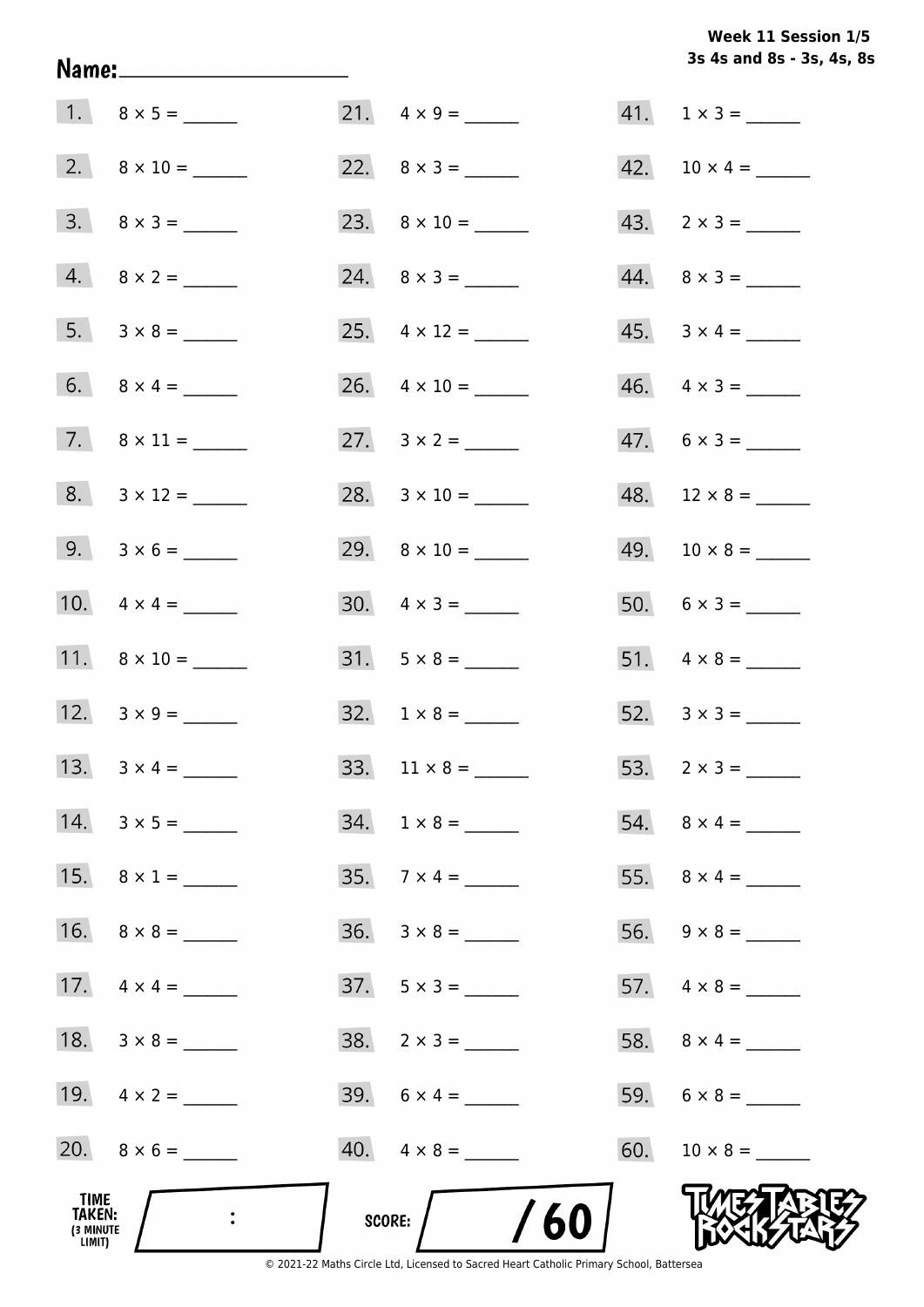Week 11 Session 1/5
3s 4s and 8s - 3s, 4s, 8s

Name: ____________________

1. $8 \times 5 =$ ______
2. $8 \times 10 =$ ______
3. $8 \times 3 =$ ______
4. $8 \times 2 =$ ______
5. $3 \times 8 =$ ______
6. $8 \times 4 =$ ______
7. $8 \times 11 =$ ______
8. $3 \times 12 =$ ______
9. $3 \times 6 =$ ______
10. $4 \times 4 =$ ______
11. $8 \times 10 =$ ______
12. $3 \times 9 =$ ______
13. $3 \times 4 =$ ______
14. $3 \times 5 =$ ______
15. $8 \times 1 =$ ______
16. $8 \times 8 =$ ______
17. $4 \times 4 =$ ______
18. $3 \times 8 =$ ______
19. $4 \times 2 =$ ______
20. $8 \times 6 =$ ______
21. $4 \times 9 =$ ______
22. $8 \times 3 =$ ______
23. $8 \times 10 =$ ______
24. $8 \times 3 =$ ______
25. $4 \times 12 =$ ______
26. $4 \times 10 =$ ______
27. $3 \times 2 =$ ______
28. $3 \times 10 =$ ______
29. $8 \times 10 =$ ______
30. $4 \times 3 =$ ______
31. $5 \times 8 =$ ______
32. $1 \times 8 =$ ______
33. $11 \times 8 =$ ______
34. $1 \times 8 =$ ______
35. $7 \times 4 =$ ______
36. $3 \times 8 =$ ______
37. $5 \times 3 =$ ______
38. $2 \times 3 =$ ______
39. $6 \times 4 =$ ______
40. $4 \times 8 =$ ______
41. $1 \times 3 =$ ______
42. $10 \times 4 =$ ______
43. $2 \times 3 =$ ______
44. $8 \times 3 =$ ______
45. $3 \times 4 =$ ______
46. $4 \times 3 =$ ______
47. $6 \times 3 =$ ______
48. $12 \times 8 =$ ______
49. $10 \times 8 =$ ______
50. $6 \times 3 =$ ______
51. $4 \times 8 =$ ______
52. $3 \times 3 =$ ______
53. $2 \times 3 =$ ______
54. $8 \times 4 =$ ______
55. $8 \times 4 =$ ______
56. $9 \times 8 =$ ______
57. $4 \times 8 =$ ______
58. $8 \times 4 =$ ______
59. $6 \times 8 =$ ______
60. $10 \times 8 =$ ______

TIME TAKEN: (3 MINUTE LIMIT) ___ : ___

SCORE: ___ / 60

© 2021-22 Maths Circle Ltd, Licensed to Sacred Heart Catholic Primary School, Battersea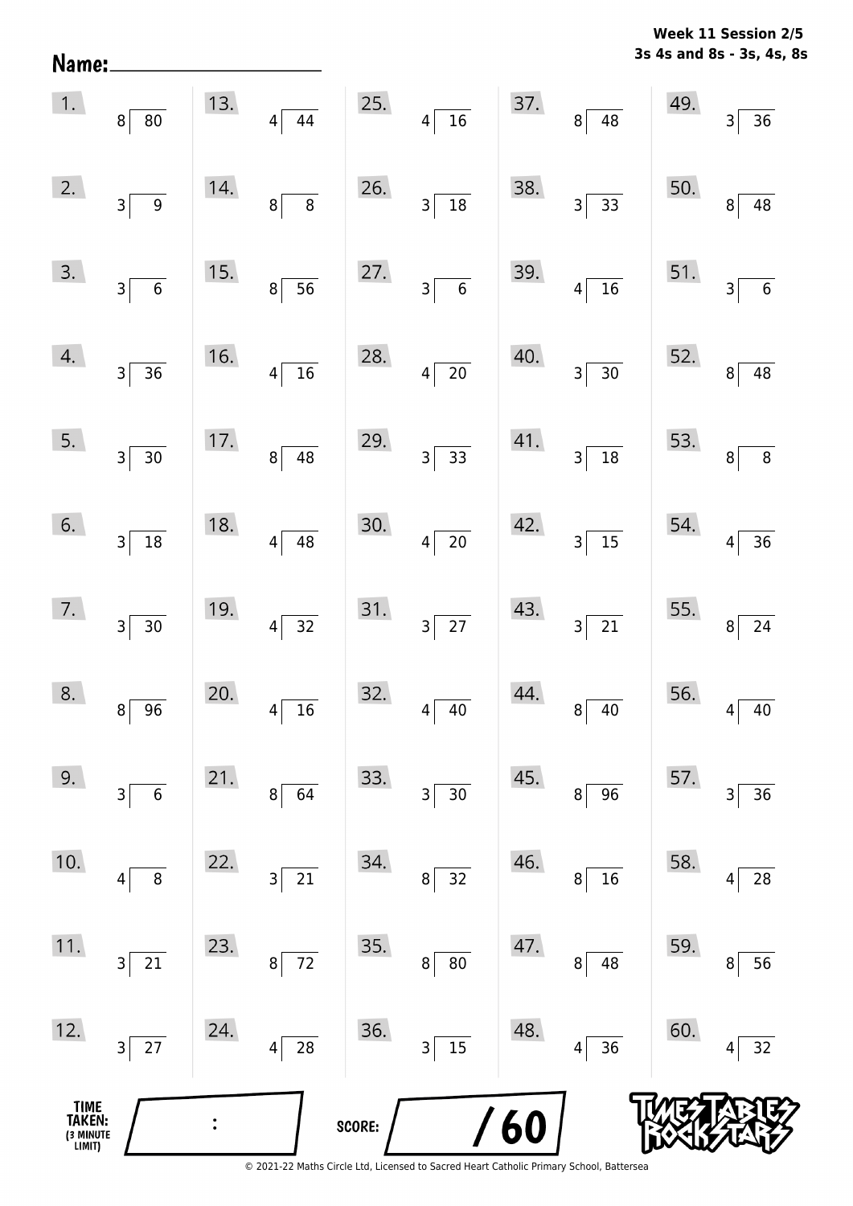**Week 11 Session 2/5**
**3s 4s and 8s - 3s, 4s, 8s**

Name: ____________________

| | | | | | | | | | |
|---|---|---|---|---|---|---|---|---|---|
| 1. | $80 \div 8$ | 13. | $44 \div 4$ | 25. | $16 \div 4$ | 37. | $48 \div 8$ | 49. | $36 \div 3$ |
| 2. | $9 \div 3$ | 14. | $8 \div 8$ | 26. | $18 \div 3$ | 38. | $33 \div 3$ | 50. | $48 \div 8$ |
| 3. | $6 \div 3$ | 15. | $56 \div 8$ | 27. | $6 \div 3$ | 39. | $16 \div 4$ | 51. | $6 \div 3$ |
| 4. | $36 \div 3$ | 16. | $16 \div 4$ | 28. | $20 \div 4$ | 40. | $30 \div 3$ | 52. | $48 \div 8$ |
| 5. | $30 \div 3$ | 17. | $48 \div 8$ | 29. | $33 \div 3$ | 41. | $18 \div 3$ | 53. | $8 \div 8$ |
| 6. | $18 \div 3$ | 18. | $48 \div 4$ | 30. | $20 \div 4$ | 42. | $15 \div 3$ | 54. | $36 \div 4$ |
| 7. | $30 \div 3$ | 19. | $32 \div 4$ | 31. | $27 \div 3$ | 43. | $21 \div 3$ | 55. | $24 \div 8$ |
| 8. | $96 \div 8$ | 20. | $16 \div 4$ | 32. | $40 \div 4$ | 44. | $40 \div 8$ | 56. | $40 \div 4$ |
| 9. | $6 \div 3$ | 21. | $64 \div 8$ | 33. | $30 \div 3$ | 45. | $96 \div 8$ | 57. | $36 \div 3$ |
| 10. | $8 \div 4$ | 22. | $21 \div 3$ | 34. | $32 \div 8$ | 46. | $16 \div 8$ | 58. | $28 \div 4$ |
| 11. | $21 \div 3$ | 23. | $72 \div 8$ | 35. | $80 \div 8$ | 47. | $48 \div 8$ | 59. | $56 \div 8$ |
| 12. | $27 \div 3$ | 24. | $28 \div 4$ | 36. | $15 \div 3$ | 48. | $36 \div 4$ | 60. | $32 \div 4$ |

TIME TAKEN: (3 MINUTE LIMIT) ____ : ____

SCORE: ____ / 60

© 2021-22 Maths Circle Ltd, Licensed to Sacred Heart Catholic Primary School, Battersea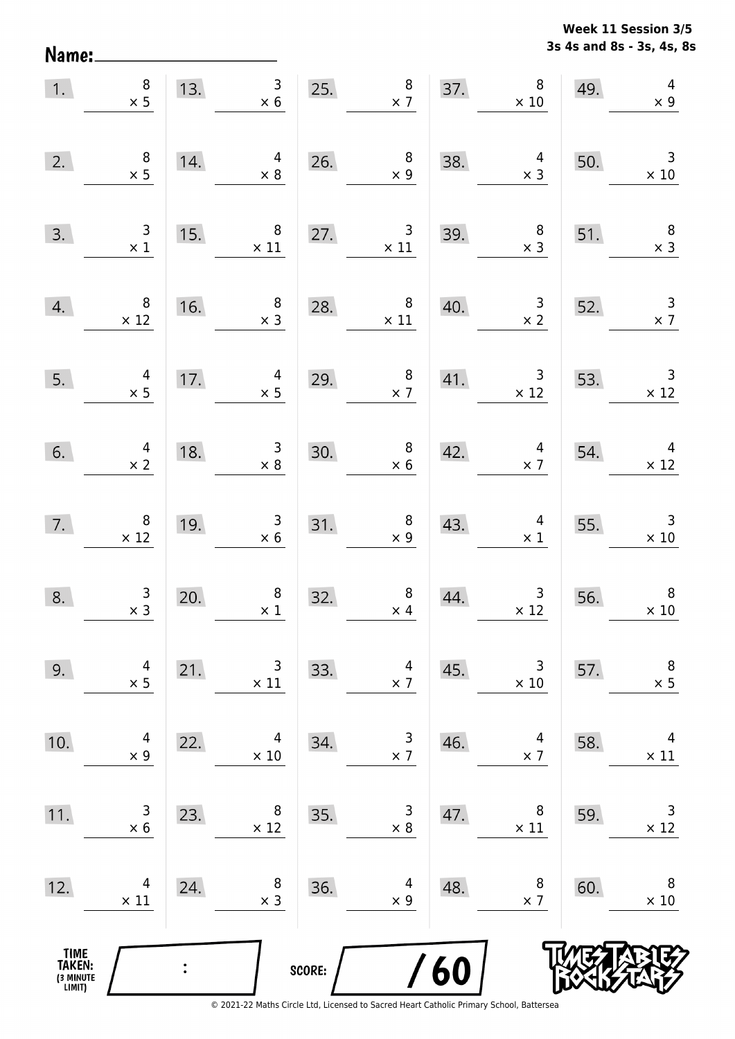**Week 11 Session 3/5**
**3s 4s and 8s - 3s, 4s, 8s**

Name:

| | | | | | | | | | |
|---|---|---|---|---|---|---|---|---|---|
| 1. | $8 \times 5$ | 13. | $3 \times 6$ | 25. | $8 \times 7$ | 37. | $8 \times 10$ | 49. | $4 \times 9$ |
| 2. | $8 \times 5$ | 14. | $4 \times 8$ | 26. | $8 \times 9$ | 38. | $4 \times 3$ | 50. | $3 \times 10$ |
| 3. | $3 \times 1$ | 15. | $8 \times 11$ | 27. | $3 \times 11$ | 39. | $8 \times 3$ | 51. | $8 \times 3$ |
| 4. | $8 \times 12$ | 16. | $8 \times 3$ | 28. | $8 \times 11$ | 40. | $3 \times 2$ | 52. | $3 \times 7$ |
| 5. | $4 \times 5$ | 17. | $4 \times 5$ | 29. | $8 \times 7$ | 41. | $3 \times 12$ | 53. | $3 \times 12$ |
| 6. | $4 \times 2$ | 18. | $3 \times 8$ | 30. | $8 \times 6$ | 42. | $4 \times 7$ | 54. | $4 \times 12$ |
| 7. | $8 \times 12$ | 19. | $3 \times 6$ | 31. | $8 \times 9$ | 43. | $4 \times 1$ | 55. | $3 \times 10$ |
| 8. | $3 \times 3$ | 20. | $8 \times 1$ | 32. | $8 \times 4$ | 44. | $3 \times 12$ | 56. | $8 \times 10$ |
| 9. | $4 \times 5$ | 21. | $3 \times 11$ | 33. | $4 \times 7$ | 45. | $3 \times 10$ | 57. | $8 \times 5$ |
| 10. | $4 \times 9$ | 22. | $4 \times 10$ | 34. | $3 \times 7$ | 46. | $4 \times 7$ | 58. | $4 \times 11$ |
| 11. | $3 \times 6$ | 23. | $8 \times 12$ | 35. | $3 \times 8$ | 47. | $8 \times 11$ | 59. | $3 \times 12$ |
| 12. | $4 \times 11$ | 24. | $8 \times 3$ | 36. | $4 \times 9$ | 48. | $8 \times 7$ | 60. | $8 \times 10$ |

TIME TAKEN: (3 MINUTE LIMIT) :

SCORE: / 60

© 2021-22 Maths Circle Ltd, Licensed to Sacred Heart Catholic Primary School, Battersea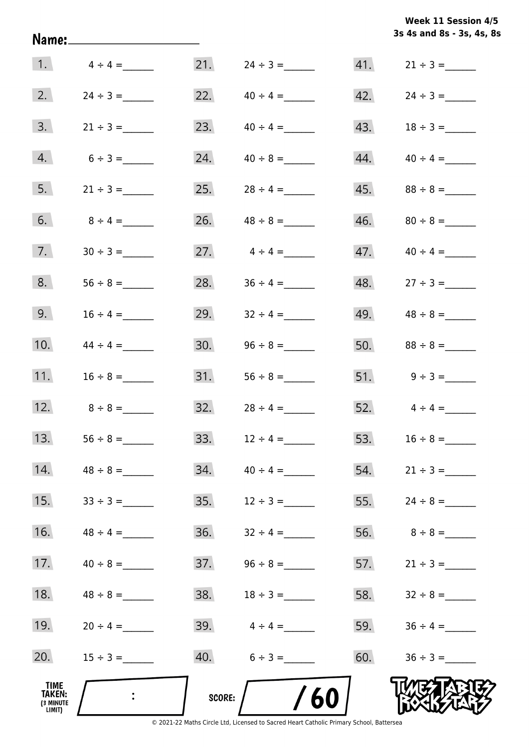**Week 11 Session 4/5**
**3s 4s and 8s - 3s, 4s, 8s**

**Name:** ____________________

| | | | | | |
|---|---|---|---|---|---|
| 1. | $4 \div 4 =$ ______ | 21. | $24 \div 3 =$ ______ | 41. | $21 \div 3 =$ ______ |
| 2. | $24 \div 3 =$ ______ | 22. | $40 \div 4 =$ ______ | 42. | $24 \div 3 =$ ______ |
| 3. | $21 \div 3 =$ ______ | 23. | $40 \div 4 =$ ______ | 43. | $18 \div 3 =$ ______ |
| 4. | $6 \div 3 =$ ______ | 24. | $40 \div 8 =$ ______ | 44. | $40 \div 4 =$ ______ |
| 5. | $21 \div 3 =$ ______ | 25. | $28 \div 4 =$ ______ | 45. | $88 \div 8 =$ ______ |
| 6. | $8 \div 4 =$ ______ | 26. | $48 \div 8 =$ ______ | 46. | $80 \div 8 =$ ______ |
| 7. | $30 \div 3 =$ ______ | 27. | $4 \div 4 =$ ______ | 47. | $40 \div 4 =$ ______ |
| 8. | $56 \div 8 =$ ______ | 28. | $36 \div 4 =$ ______ | 48. | $27 \div 3 =$ ______ |
| 9. | $16 \div 4 =$ ______ | 29. | $32 \div 4 =$ ______ | 49. | $48 \div 8 =$ ______ |
| 10. | $44 \div 4 =$ ______ | 30. | $96 \div 8 =$ ______ | 50. | $88 \div 8 =$ ______ |
| 11. | $16 \div 8 =$ ______ | 31. | $56 \div 8 =$ ______ | 51. | $9 \div 3 =$ ______ |
| 12. | $8 \div 8 =$ ______ | 32. | $28 \div 4 =$ ______ | 52. | $4 \div 4 =$ ______ |
| 13. | $56 \div 8 =$ ______ | 33. | $12 \div 4 =$ ______ | 53. | $16 \div 8 =$ ______ |
| 14. | $48 \div 8 =$ ______ | 34. | $40 \div 4 =$ ______ | 54. | $21 \div 3 =$ ______ |
| 15. | $33 \div 3 =$ ______ | 35. | $12 \div 3 =$ ______ | 55. | $24 \div 8 =$ ______ |
| 16. | $48 \div 4 =$ ______ | 36. | $32 \div 4 =$ ______ | 56. | $8 \div 8 =$ ______ |
| 17. | $40 \div 8 =$ ______ | 37. | $96 \div 8 =$ ______ | 57. | $21 \div 3 =$ ______ |
| 18. | $48 \div 8 =$ ______ | 38. | $18 \div 3 =$ ______ | 58. | $32 \div 8 =$ ______ |
| 19. | $20 \div 4 =$ ______ | 39. | $4 \div 4 =$ ______ | 59. | $36 \div 4 =$ ______ |
| 20. | $15 \div 3 =$ ______ | 40. | $6 \div 3 =$ ______ | 60. | $36 \div 3 =$ ______ |

**TIME TAKEN:** (3 MINUTE LIMIT) ___ : ___

**SCORE:** ___ / 60

TIMES TABLES ROCK STARS

© 2021-22 Maths Circle Ltd, Licensed to Sacred Heart Catholic Primary School, Battersea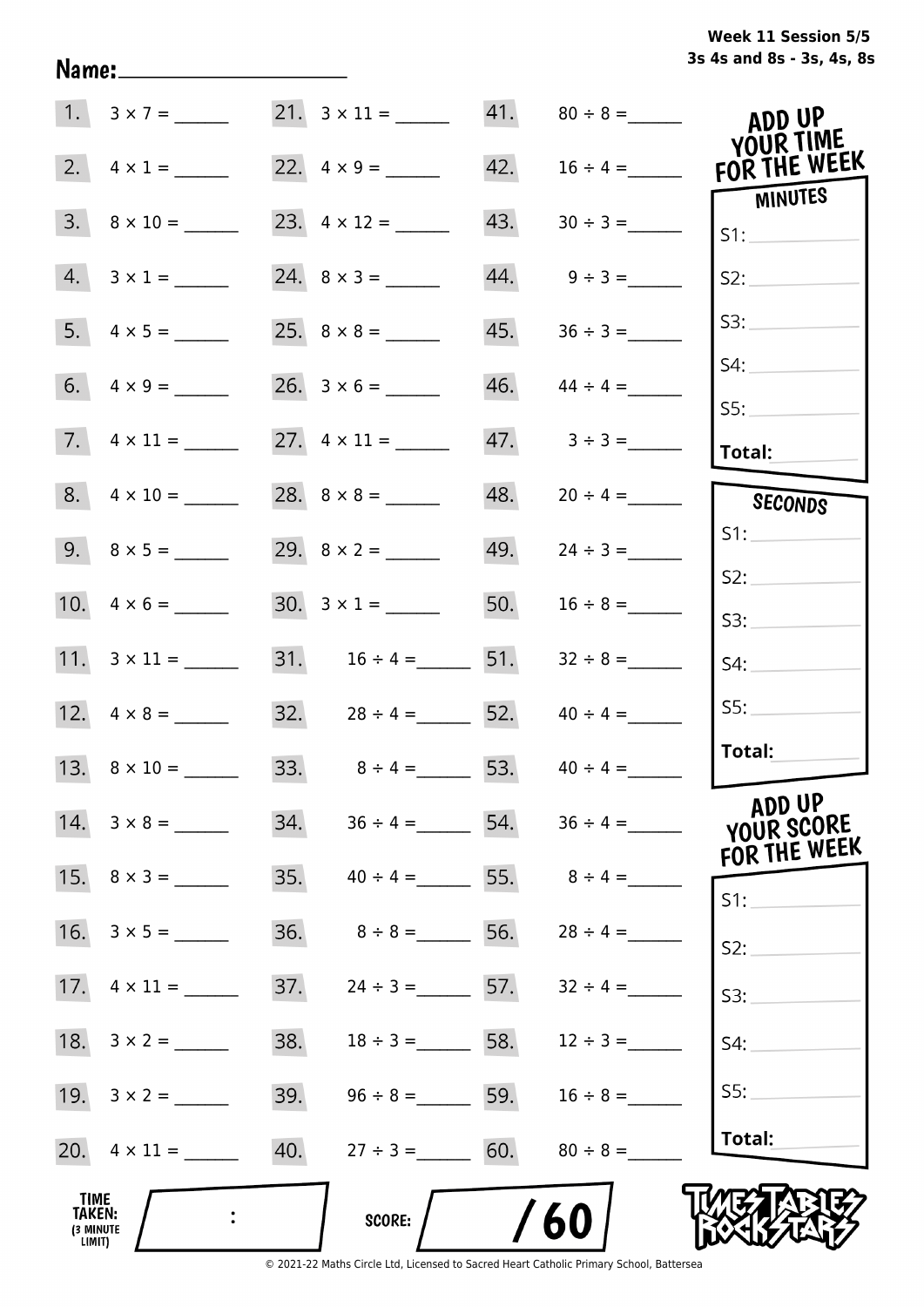Week 11 Session 5/5
3s 4s and 8s - 3s, 4s, 8s

Name: ____________________

| | | | | | |
|---|---|---|---|---|---|
| 1. | $3 \times 7 =$ ______ | 21. | $3 \times 11 =$ ______ | 41. | $80 \div 8 =$ ______ |
| 2. | $4 \times 1 =$ ______ | 22. | $4 \times 9 =$ ______ | 42. | $16 \div 4 =$ ______ |
| 3. | $8 \times 10 =$ ______ | 23. | $4 \times 12 =$ ______ | 43. | $30 \div 3 =$ ______ |
| 4. | $3 \times 1 =$ ______ | 24. | $8 \times 3 =$ ______ | 44. | $9 \div 3 =$ ______ |
| 5. | $4 \times 5 =$ ______ | 25. | $8 \times 8 =$ ______ | 45. | $36 \div 3 =$ ______ |
| 6. | $4 \times 9 =$ ______ | 26. | $3 \times 6 =$ ______ | 46. | $44 \div 4 =$ ______ |
| 7. | $4 \times 11 =$ ______ | 27. | $4 \times 11 =$ ______ | 47. | $3 \div 3 =$ ______ |
| 8. | $4 \times 10 =$ ______ | 28. | $8 \times 8 =$ ______ | 48. | $20 \div 4 =$ ______ |
| 9. | $8 \times 5 =$ ______ | 29. | $8 \times 2 =$ ______ | 49. | $24 \div 3 =$ ______ |
| 10. | $4 \times 6 =$ ______ | 30. | $3 \times 1 =$ ______ | 50. | $16 \div 8 =$ ______ |
| 11. | $3 \times 11 =$ ______ | 31. | $16 \div 4 =$ ______ | 51. | $32 \div 8 =$ ______ |
| 12. | $4 \times 8 =$ ______ | 32. | $28 \div 4 =$ ______ | 52. | $40 \div 4 =$ ______ |
| 13. | $8 \times 10 =$ ______ | 33. | $8 \div 4 =$ ______ | 53. | $40 \div 4 =$ ______ |
| 14. | $3 \times 8 =$ ______ | 34. | $36 \div 4 =$ ______ | 54. | $36 \div 4 =$ ______ |
| 15. | $8 \times 3 =$ ______ | 35. | $40 \div 4 =$ ______ | 55. | $8 \div 4 =$ ______ |
| 16. | $3 \times 5 =$ ______ | 36. | $8 \div 8 =$ ______ | 56. | $28 \div 4 =$ ______ |
| 17. | $4 \times 11 =$ ______ | 37. | $24 \div 3 =$ ______ | 57. | $32 \div 4 =$ ______ |
| 18. | $3 \times 2 =$ ______ | 38. | $18 \div 3 =$ ______ | 58. | $12 \div 3 =$ ______ |
| 19. | $3 \times 2 =$ ______ | 39. | $96 \div 8 =$ ______ | 59. | $16 \div 8 =$ ______ |
| 20. | $4 \times 11 =$ ______ | 40. | $27 \div 3 =$ ______ | 60. | $80 \div 8 =$ ______ |

**ADD UP YOUR TIME FOR THE WEEK**

**MINUTES**
S1: ______
S2: ______
S3: ______
S4: ______
S5: ______
**Total:** ______

**SECONDS**
S1: ______
S2: ______
S3: ______
S4: ______
S5: ______
**Total:** ______

**ADD UP YOUR SCORE FOR THE WEEK**
S1: ______
S2: ______
S3: ______
S4: ______
S5: ______
**Total:** ______

**TIME TAKEN:** (3 MINUTE LIMIT) ____ : ____

**SCORE:** ____ / 60

TIMES TABLES ROCK STARS

© 2021-22 Maths Circle Ltd, Licensed to Sacred Heart Catholic Primary School, Battersea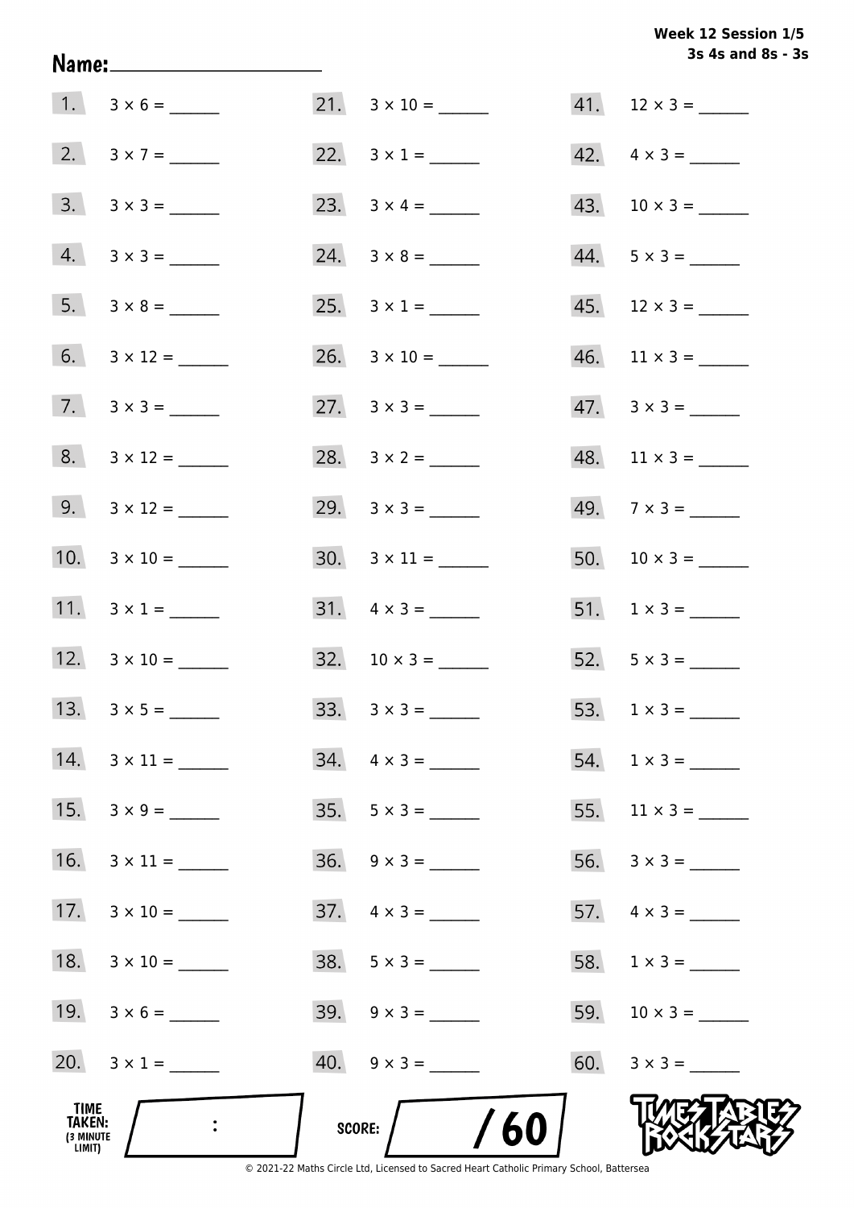**Week 12 Session 1/5**
**3s 4s and 8s - 3s**

Name: ____________________

1. $3 \times 6 =$ ______
2. $3 \times 7 =$ ______
3. $3 \times 3 =$ ______
4. $3 \times 3 =$ ______
5. $3 \times 8 =$ ______
6. $3 \times 12 =$ ______
7. $3 \times 3 =$ ______
8. $3 \times 12 =$ ______
9. $3 \times 12 =$ ______
10. $3 \times 10 =$ ______
11. $3 \times 1 =$ ______
12. $3 \times 10 =$ ______
13. $3 \times 5 =$ ______
14. $3 \times 11 =$ ______
15. $3 \times 9 =$ ______
16. $3 \times 11 =$ ______
17. $3 \times 10 =$ ______
18. $3 \times 10 =$ ______
19. $3 \times 6 =$ ______
20. $3 \times 1 =$ ______
21. $3 \times 10 =$ ______
22. $3 \times 1 =$ ______
23. $3 \times 4 =$ ______
24. $3 \times 8 =$ ______
25. $3 \times 1 =$ ______
26. $3 \times 10 =$ ______
27. $3 \times 3 =$ ______
28. $3 \times 2 =$ ______
29. $3 \times 3 =$ ______
30. $3 \times 11 =$ ______
31. $4 \times 3 =$ ______
32. $10 \times 3 =$ ______
33. $3 \times 3 =$ ______
34. $4 \times 3 =$ ______
35. $5 \times 3 =$ ______
36. $9 \times 3 =$ ______
37. $4 \times 3 =$ ______
38. $5 \times 3 =$ ______
39. $9 \times 3 =$ ______
40. $9 \times 3 =$ ______
41. $12 \times 3 =$ ______
42. $4 \times 3 =$ ______
43. $10 \times 3 =$ ______
44. $5 \times 3 =$ ______
45. $12 \times 3 =$ ______
46. $11 \times 3 =$ ______
47. $3 \times 3 =$ ______
48. $11 \times 3 =$ ______
49. $7 \times 3 =$ ______
50. $10 \times 3 =$ ______
51. $1 \times 3 =$ ______
52. $5 \times 3 =$ ______
53. $1 \times 3 =$ ______
54. $1 \times 3 =$ ______
55. $11 \times 3 =$ ______
56. $3 \times 3 =$ ______
57. $4 \times 3 =$ ______
58. $1 \times 3 =$ ______
59. $10 \times 3 =$ ______
60. $3 \times 3 =$ ______

TIME TAKEN: (3 MINUTE LIMIT) :

SCORE: / 60

TIMES TABLES ROCK STARS

© 2021-22 Maths Circle Ltd, Licensed to Sacred Heart Catholic Primary School, Battersea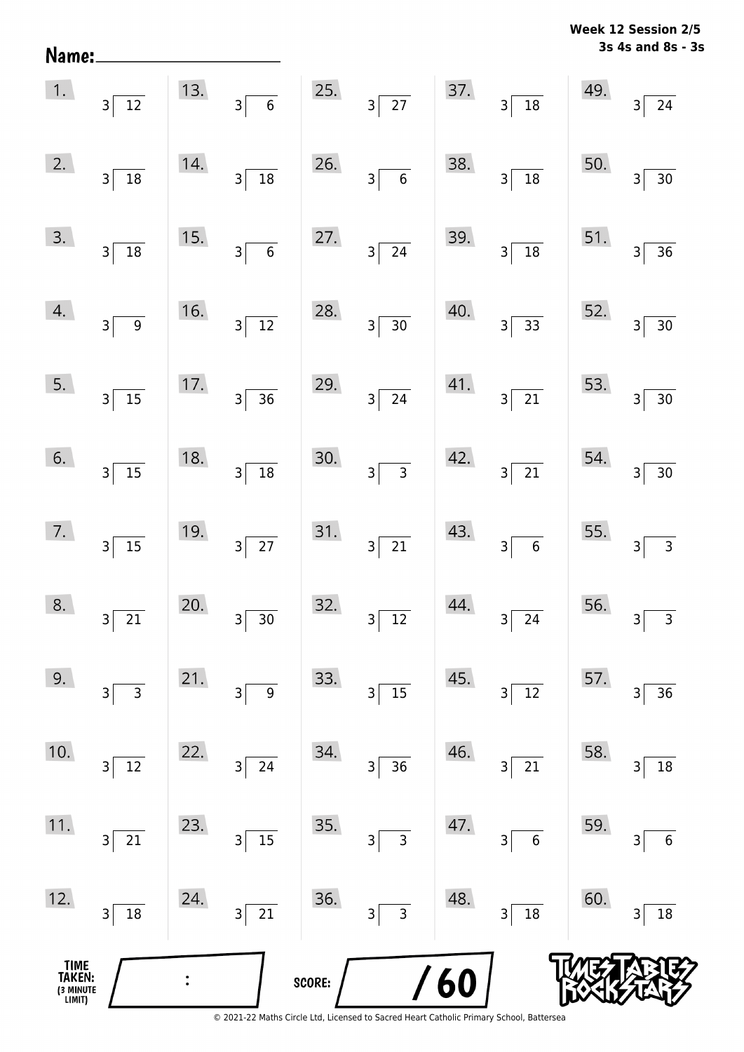Name: ____________________

**Week 12 Session 2/5**
**3s 4s and 8s - 3s**

| | | | | |
|---|---|---|---|---|
| 1. $3\overline{)12}$ | 13. $3\overline{)6}$ | 25. $3\overline{)27}$ | 37. $3\overline{)18}$ | 49. $3\overline{)24}$ |
| 2. $3\overline{)18}$ | 14. $3\overline{)18}$ | 26. $3\overline{)6}$ | 38. $3\overline{)18}$ | 50. $3\overline{)30}$ |
| 3. $3\overline{)18}$ | 15. $3\overline{)6}$ | 27. $3\overline{)24}$ | 39. $3\overline{)18}$ | 51. $3\overline{)36}$ |
| 4. $3\overline{)9}$ | 16. $3\overline{)12}$ | 28. $3\overline{)30}$ | 40. $3\overline{)33}$ | 52. $3\overline{)30}$ |
| 5. $3\overline{)15}$ | 17. $3\overline{)36}$ | 29. $3\overline{)24}$ | 41. $3\overline{)21}$ | 53. $3\overline{)30}$ |
| 6. $3\overline{)15}$ | 18. $3\overline{)18}$ | 30. $3\overline{)3}$ | 42. $3\overline{)21}$ | 54. $3\overline{)30}$ |
| 7. $3\overline{)15}$ | 19. $3\overline{)27}$ | 31. $3\overline{)21}$ | 43. $3\overline{)6}$ | 55. $3\overline{)3}$ |
| 8. $3\overline{)21}$ | 20. $3\overline{)30}$ | 32. $3\overline{)12}$ | 44. $3\overline{)24}$ | 56. $3\overline{)3}$ |
| 9. $3\overline{)3}$ | 21. $3\overline{)9}$ | 33. $3\overline{)15}$ | 45. $3\overline{)12}$ | 57. $3\overline{)36}$ |
| 10. $3\overline{)12}$ | 22. $3\overline{)24}$ | 34. $3\overline{)36}$ | 46. $3\overline{)21}$ | 58. $3\overline{)18}$ |
| 11. $3\overline{)21}$ | 23. $3\overline{)15}$ | 35. $3\overline{)3}$ | 47. $3\overline{)6}$ | 59. $3\overline{)6}$ |
| 12. $3\overline{)18}$ | 24. $3\overline{)21}$ | 36. $3\overline{)3}$ | 48. $3\overline{)18}$ | 60. $3\overline{)18}$ |

TIME TAKEN: (3 MINUTE LIMIT) ____ : ____

SCORE: ____ / 60

© 2021-22 Maths Circle Ltd, Licensed to Sacred Heart Catholic Primary School, Battersea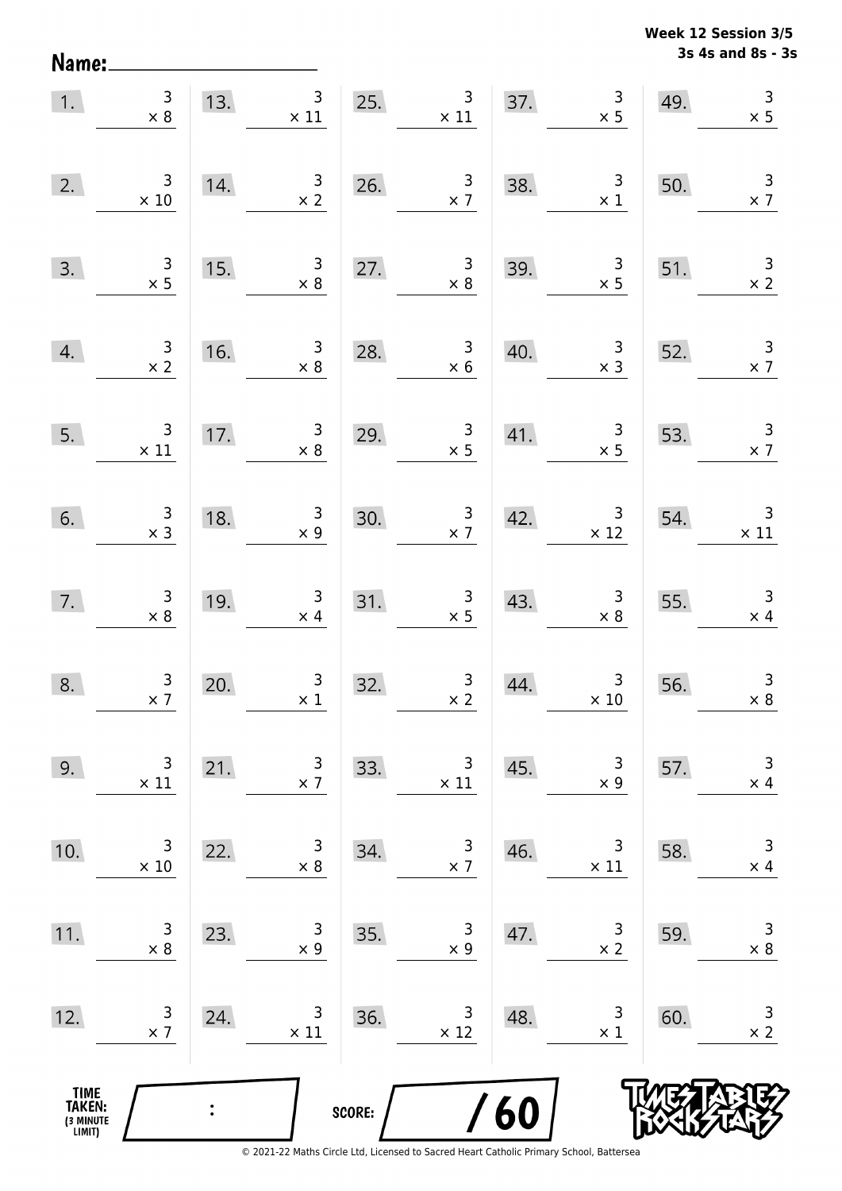Week 12 Session 3/5
3s 4s and 8s - 3s

Name: ____________________

| | | | | | | | | | |
|---|---|---|---|---|---|---|---|---|---|
| 1. | $3 \times 8$ | 13. | $3 \times 11$ | 25. | $3 \times 11$ | 37. | $3 \times 5$ | 49. | $3 \times 5$ |
| 2. | $3 \times 10$ | 14. | $3 \times 2$ | 26. | $3 \times 7$ | 38. | $3 \times 1$ | 50. | $3 \times 7$ |
| 3. | $3 \times 5$ | 15. | $3 \times 8$ | 27. | $3 \times 8$ | 39. | $3 \times 5$ | 51. | $3 \times 2$ |
| 4. | $3 \times 2$ | 16. | $3 \times 8$ | 28. | $3 \times 6$ | 40. | $3 \times 3$ | 52. | $3 \times 7$ |
| 5. | $3 \times 11$ | 17. | $3 \times 8$ | 29. | $3 \times 5$ | 41. | $3 \times 5$ | 53. | $3 \times 7$ |
| 6. | $3 \times 3$ | 18. | $3 \times 9$ | 30. | $3 \times 7$ | 42. | $3 \times 12$ | 54. | $3 \times 11$ |
| 7. | $3 \times 8$ | 19. | $3 \times 4$ | 31. | $3 \times 5$ | 43. | $3 \times 8$ | 55. | $3 \times 4$ |
| 8. | $3 \times 7$ | 20. | $3 \times 1$ | 32. | $3 \times 2$ | 44. | $3 \times 10$ | 56. | $3 \times 8$ |
| 9. | $3 \times 11$ | 21. | $3 \times 7$ | 33. | $3 \times 11$ | 45. | $3 \times 9$ | 57. | $3 \times 4$ |
| 10. | $3 \times 10$ | 22. | $3 \times 8$ | 34. | $3 \times 7$ | 46. | $3 \times 11$ | 58. | $3 \times 4$ |
| 11. | $3 \times 8$ | 23. | $3 \times 9$ | 35. | $3 \times 9$ | 47. | $3 \times 2$ | 59. | $3 \times 8$ |
| 12. | $3 \times 7$ | 24. | $3 \times 11$ | 36. | $3 \times 12$ | 48. | $3 \times 1$ | 60. | $3 \times 2$ |

TIME TAKEN: (3 MINUTE LIMIT) ____ : ____

SCORE: ____ / 60

© 2021-22 Maths Circle Ltd, Licensed to Sacred Heart Catholic Primary School, Battersea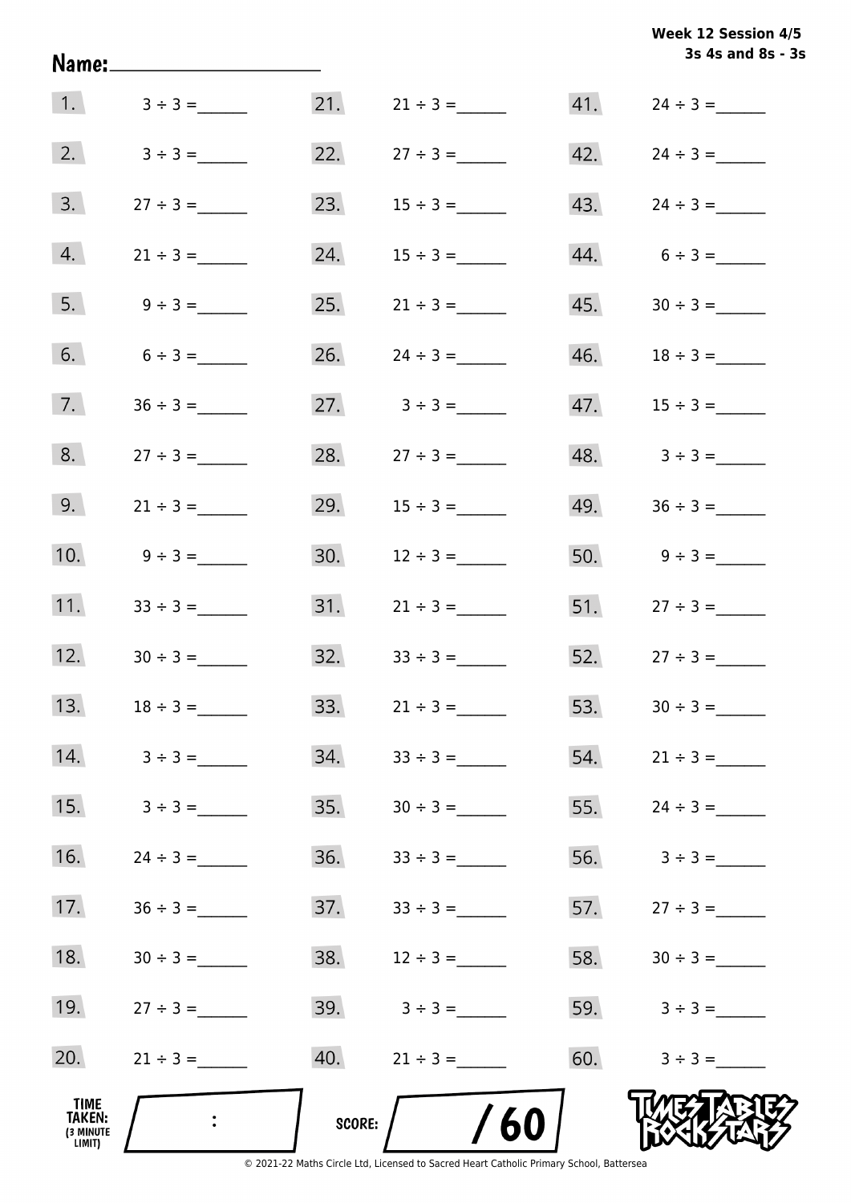**Week 12 Session 4/5**
**3s 4s and 8s - 3s**

Name:____________________

| | | | | | |
|---|---|---|---|---|---|
| 1. | $3 \div 3 =$ ______ | 21. | $21 \div 3 =$ ______ | 41. | $24 \div 3 =$ ______ |
| 2. | $3 \div 3 =$ ______ | 22. | $27 \div 3 =$ ______ | 42. | $24 \div 3 =$ ______ |
| 3. | $27 \div 3 =$ ______ | 23. | $15 \div 3 =$ ______ | 43. | $24 \div 3 =$ ______ |
| 4. | $21 \div 3 =$ ______ | 24. | $15 \div 3 =$ ______ | 44. | $6 \div 3 =$ ______ |
| 5. | $9 \div 3 =$ ______ | 25. | $21 \div 3 =$ ______ | 45. | $30 \div 3 =$ ______ |
| 6. | $6 \div 3 =$ ______ | 26. | $24 \div 3 =$ ______ | 46. | $18 \div 3 =$ ______ |
| 7. | $36 \div 3 =$ ______ | 27. | $3 \div 3 =$ ______ | 47. | $15 \div 3 =$ ______ |
| 8. | $27 \div 3 =$ ______ | 28. | $27 \div 3 =$ ______ | 48. | $3 \div 3 =$ ______ |
| 9. | $21 \div 3 =$ ______ | 29. | $15 \div 3 =$ ______ | 49. | $36 \div 3 =$ ______ |
| 10. | $9 \div 3 =$ ______ | 30. | $12 \div 3 =$ ______ | 50. | $9 \div 3 =$ ______ |
| 11. | $33 \div 3 =$ ______ | 31. | $21 \div 3 =$ ______ | 51. | $27 \div 3 =$ ______ |
| 12. | $30 \div 3 =$ ______ | 32. | $33 \div 3 =$ ______ | 52. | $27 \div 3 =$ ______ |
| 13. | $18 \div 3 =$ ______ | 33. | $21 \div 3 =$ ______ | 53. | $30 \div 3 =$ ______ |
| 14. | $3 \div 3 =$ ______ | 34. | $33 \div 3 =$ ______ | 54. | $21 \div 3 =$ ______ |
| 15. | $3 \div 3 =$ ______ | 35. | $30 \div 3 =$ ______ | 55. | $24 \div 3 =$ ______ |
| 16. | $24 \div 3 =$ ______ | 36. | $33 \div 3 =$ ______ | 56. | $3 \div 3 =$ ______ |
| 17. | $36 \div 3 =$ ______ | 37. | $33 \div 3 =$ ______ | 57. | $27 \div 3 =$ ______ |
| 18. | $30 \div 3 =$ ______ | 38. | $12 \div 3 =$ ______ | 58. | $30 \div 3 =$ ______ |
| 19. | $27 \div 3 =$ ______ | 39. | $3 \div 3 =$ ______ | 59. | $3 \div 3 =$ ______ |
| 20. | $21 \div 3 =$ ______ | 40. | $21 \div 3 =$ ______ | 60. | $3 \div 3 =$ ______ |

TIME TAKEN: (3 MINUTE LIMIT) ____ : ____

SCORE: ____ / 60

TIMES TABLES ROCK STARS

© 2021-22 Maths Circle Ltd, Licensed to Sacred Heart Catholic Primary School, Battersea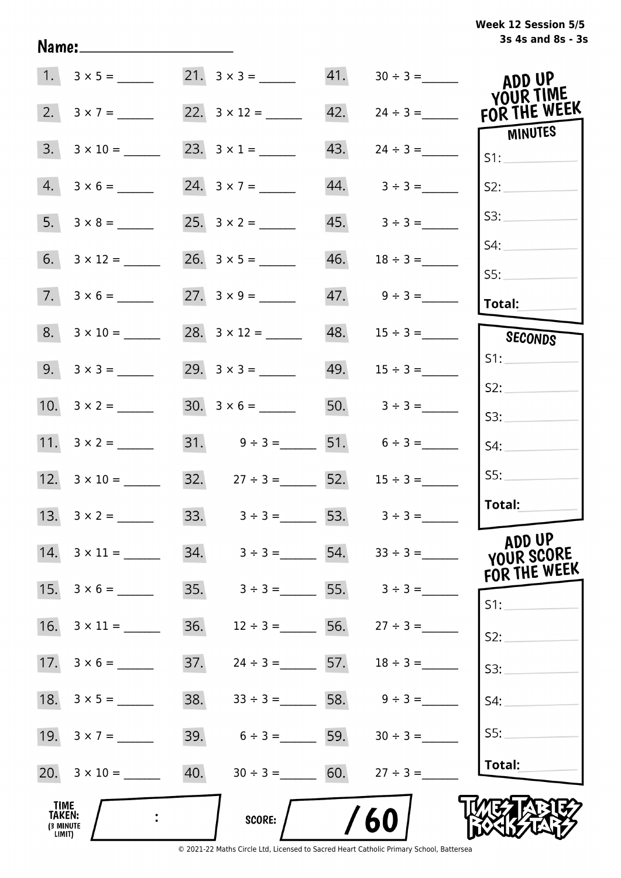Week 12 Session 5/5
3s 4s and 8s - 3s

Name: ____________________

| | | | | | |
|---|---|---|---|---|---|
| 1. | $3 \times 5 =$ ______ | 21. | $3 \times 3 =$ ______ | 41. | $30 \div 3 =$ ______ |
| 2. | $3 \times 7 =$ ______ | 22. | $3 \times 12 =$ ______ | 42. | $24 \div 3 =$ ______ |
| 3. | $3 \times 10 =$ ______ | 23. | $3 \times 1 =$ ______ | 43. | $24 \div 3 =$ ______ |
| 4. | $3 \times 6 =$ ______ | 24. | $3 \times 7 =$ ______ | 44. | $3 \div 3 =$ ______ |
| 5. | $3 \times 8 =$ ______ | 25. | $3 \times 2 =$ ______ | 45. | $3 \div 3 =$ ______ |
| 6. | $3 \times 12 =$ ______ | 26. | $3 \times 5 =$ ______ | 46. | $18 \div 3 =$ ______ |
| 7. | $3 \times 6 =$ ______ | 27. | $3 \times 9 =$ ______ | 47. | $9 \div 3 =$ ______ |
| 8. | $3 \times 10 =$ ______ | 28. | $3 \times 12 =$ ______ | 48. | $15 \div 3 =$ ______ |
| 9. | $3 \times 3 =$ ______ | 29. | $3 \times 3 =$ ______ | 49. | $15 \div 3 =$ ______ |
| 10. | $3 \times 2 =$ ______ | 30. | $3 \times 6 =$ ______ | 50. | $3 \div 3 =$ ______ |
| 11. | $3 \times 2 =$ ______ | 31. | $9 \div 3 =$ ______ | 51. | $6 \div 3 =$ ______ |
| 12. | $3 \times 10 =$ ______ | 32. | $27 \div 3 =$ ______ | 52. | $15 \div 3 =$ ______ |
| 13. | $3 \times 2 =$ ______ | 33. | $3 \div 3 =$ ______ | 53. | $3 \div 3 =$ ______ |
| 14. | $3 \times 11 =$ ______ | 34. | $3 \div 3 =$ ______ | 54. | $33 \div 3 =$ ______ |
| 15. | $3 \times 6 =$ ______ | 35. | $3 \div 3 =$ ______ | 55. | $3 \div 3 =$ ______ |
| 16. | $3 \times 11 =$ ______ | 36. | $12 \div 3 =$ ______ | 56. | $27 \div 3 =$ ______ |
| 17. | $3 \times 6 =$ ______ | 37. | $24 \div 3 =$ ______ | 57. | $18 \div 3 =$ ______ |
| 18. | $3 \times 5 =$ ______ | 38. | $33 \div 3 =$ ______ | 58. | $9 \div 3 =$ ______ |
| 19. | $3 \times 7 =$ ______ | 39. | $6 \div 3 =$ ______ | 59. | $30 \div 3 =$ ______ |
| 20. | $3 \times 10 =$ ______ | 40. | $30 \div 3 =$ ______ | 60. | $27 \div 3 =$ ______ |

**ADD UP YOUR TIME FOR THE WEEK**

**MINUTES**

S1: ______
S2: ______
S3: ______
S4: ______
S5: ______
**Total:** ______

**SECONDS**

S1: ______
S2: ______
S3: ______
S4: ______
S5: ______
**Total:** ______

**ADD UP YOUR SCORE FOR THE WEEK**

S1: ______
S2: ______
S3: ______
S4: ______
S5: ______
**Total:** ______

**TIME TAKEN:** (3 MINUTE LIMIT) ____ : ____

**SCORE:** ____ / 60

TIMES TABLES ROCK STARS

© 2021-22 Maths Circle Ltd, Licensed to Sacred Heart Catholic Primary School, Battersea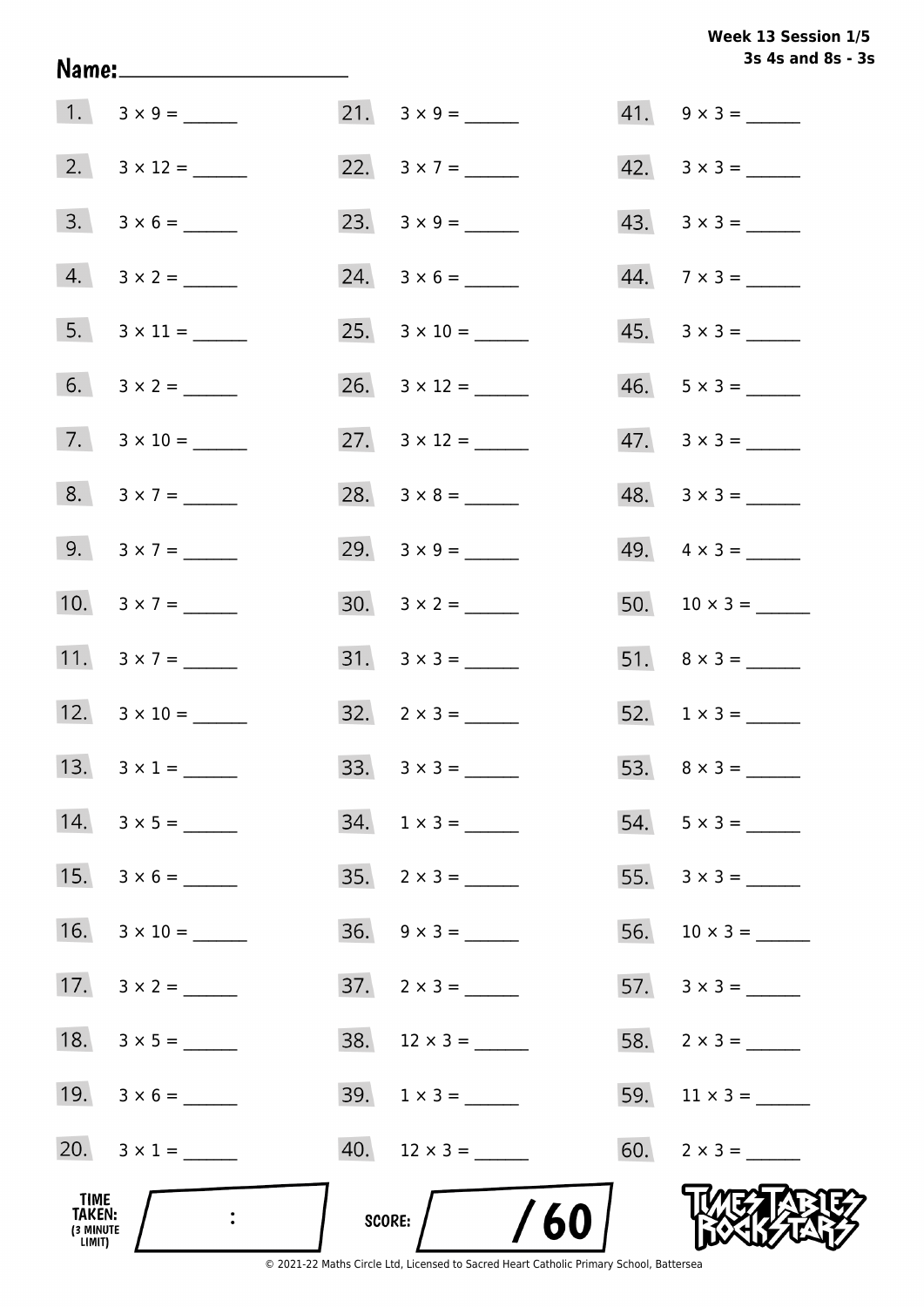Week 13 Session 1/5
3s 4s and 8s - 3s

Name: ____________________

1. $3 \times 9 =$ ______
2. $3 \times 12 =$ ______
3. $3 \times 6 =$ ______
4. $3 \times 2 =$ ______
5. $3 \times 11 =$ ______
6. $3 \times 2 =$ ______
7. $3 \times 10 =$ ______
8. $3 \times 7 =$ ______
9. $3 \times 7 =$ ______
10. $3 \times 7 =$ ______
11. $3 \times 7 =$ ______
12. $3 \times 10 =$ ______
13. $3 \times 1 =$ ______
14. $3 \times 5 =$ ______
15. $3 \times 6 =$ ______
16. $3 \times 10 =$ ______
17. $3 \times 2 =$ ______
18. $3 \times 5 =$ ______
19. $3 \times 6 =$ ______
20. $3 \times 1 =$ ______
21. $3 \times 9 =$ ______
22. $3 \times 7 =$ ______
23. $3 \times 9 =$ ______
24. $3 \times 6 =$ ______
25. $3 \times 10 =$ ______
26. $3 \times 12 =$ ______
27. $3 \times 12 =$ ______
28. $3 \times 8 =$ ______
29. $3 \times 9 =$ ______
30. $3 \times 2 =$ ______
31. $3 \times 3 =$ ______
32. $2 \times 3 =$ ______
33. $3 \times 3 =$ ______
34. $1 \times 3 =$ ______
35. $2 \times 3 =$ ______
36. $9 \times 3 =$ ______
37. $2 \times 3 =$ ______
38. $12 \times 3 =$ ______
39. $1 \times 3 =$ ______
40. $12 \times 3 =$ ______
41. $9 \times 3 =$ ______
42. $3 \times 3 =$ ______
43. $3 \times 3 =$ ______
44. $7 \times 3 =$ ______
45. $3 \times 3 =$ ______
46. $5 \times 3 =$ ______
47. $3 \times 3 =$ ______
48. $3 \times 3 =$ ______
49. $4 \times 3 =$ ______
50. $10 \times 3 =$ ______
51. $8 \times 3 =$ ______
52. $1 \times 3 =$ ______
53. $8 \times 3 =$ ______
54. $5 \times 3 =$ ______
55. $3 \times 3 =$ ______
56. $10 \times 3 =$ ______
57. $3 \times 3 =$ ______
58. $2 \times 3 =$ ______
59. $11 \times 3 =$ ______
60. $2 \times 3 =$ ______

TIME TAKEN: (3 MINUTE LIMIT) ____ : ____

SCORE: ____ / 60

TIMES TABLES ROCK STARS

© 2021-22 Maths Circle Ltd, Licensed to Sacred Heart Catholic Primary School, Battersea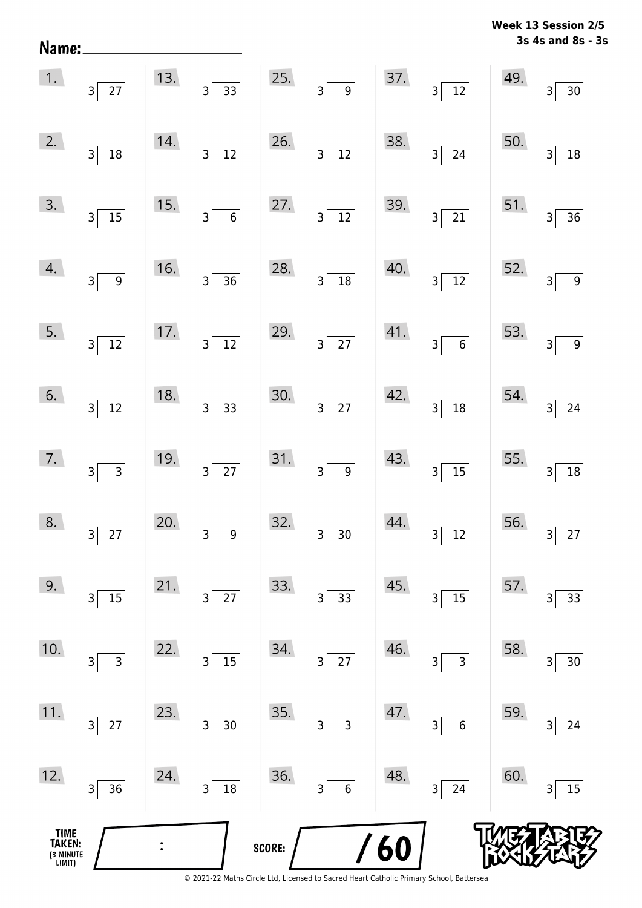Week 13 Session 2/5
3s 4s and 8s - 3s

Name:\_\_\_\_\_\_\_\_\_\_\_\_\_\_\_\_\_\_\_\_

| | | | | |
|---|---|---|---|---|
| 1. $3\overline{)27}$ | 13. $3\overline{)33}$ | 25. $3\overline{)9}$ | 37. $3\overline{)12}$ | 49. $3\overline{)30}$ |
| 2. $3\overline{)18}$ | 14. $3\overline{)12}$ | 26. $3\overline{)12}$ | 38. $3\overline{)24}$ | 50. $3\overline{)18}$ |
| 3. $3\overline{)15}$ | 15. $3\overline{)6}$ | 27. $3\overline{)12}$ | 39. $3\overline{)21}$ | 51. $3\overline{)36}$ |
| 4. $3\overline{)9}$ | 16. $3\overline{)36}$ | 28. $3\overline{)18}$ | 40. $3\overline{)12}$ | 52. $3\overline{)9}$ |
| 5. $3\overline{)12}$ | 17. $3\overline{)12}$ | 29. $3\overline{)27}$ | 41. $3\overline{)6}$ | 53. $3\overline{)9}$ |
| 6. $3\overline{)12}$ | 18. $3\overline{)33}$ | 30. $3\overline{)27}$ | 42. $3\overline{)18}$ | 54. $3\overline{)24}$ |
| 7. $3\overline{)3}$ | 19. $3\overline{)27}$ | 31. $3\overline{)9}$ | 43. $3\overline{)15}$ | 55. $3\overline{)18}$ |
| 8. $3\overline{)27}$ | 20. $3\overline{)9}$ | 32. $3\overline{)30}$ | 44. $3\overline{)12}$ | 56. $3\overline{)27}$ |
| 9. $3\overline{)15}$ | 21. $3\overline{)27}$ | 33. $3\overline{)33}$ | 45. $3\overline{)15}$ | 57. $3\overline{)33}$ |
| 10. $3\overline{)3}$ | 22. $3\overline{)15}$ | 34. $3\overline{)27}$ | 46. $3\overline{)3}$ | 58. $3\overline{)30}$ |
| 11. $3\overline{)27}$ | 23. $3\overline{)30}$ | 35. $3\overline{)3}$ | 47. $3\overline{)6}$ | 59. $3\overline{)24}$ |
| 12. $3\overline{)36}$ | 24. $3\overline{)18}$ | 36. $3\overline{)6}$ | 48. $3\overline{)24}$ | 60. $3\overline{)15}$ |

TIME TAKEN: (3 MINUTE LIMIT) \_\_\_ : \_\_\_

SCORE: \_\_\_ / 60

TIMES TABLES ROCK STARS

© 2021-22 Maths Circle Ltd, Licensed to Sacred Heart Catholic Primary School, Battersea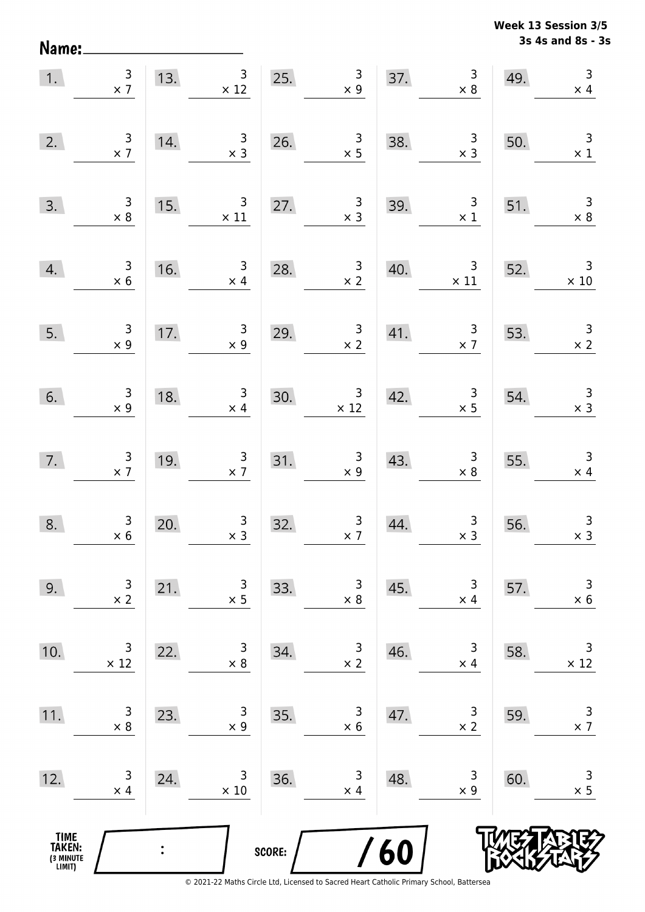**Week 13 Session 3/5**
**3s 4s and 8s - 3s**

Name: ____________________

| | | | | | | | | | |
|---|---|---|---|---|---|---|---|---|---|
| 1. | $3 \times 7$ | 13. | $3 \times 12$ | 25. | $3 \times 9$ | 37. | $3 \times 8$ | 49. | $3 \times 4$ |
| 2. | $3 \times 7$ | 14. | $3 \times 3$ | 26. | $3 \times 5$ | 38. | $3 \times 3$ | 50. | $3 \times 1$ |
| 3. | $3 \times 8$ | 15. | $3 \times 11$ | 27. | $3 \times 3$ | 39. | $3 \times 1$ | 51. | $3 \times 8$ |
| 4. | $3 \times 6$ | 16. | $3 \times 4$ | 28. | $3 \times 2$ | 40. | $3 \times 11$ | 52. | $3 \times 10$ |
| 5. | $3 \times 9$ | 17. | $3 \times 9$ | 29. | $3 \times 2$ | 41. | $3 \times 7$ | 53. | $3 \times 2$ |
| 6. | $3 \times 9$ | 18. | $3 \times 4$ | 30. | $3 \times 12$ | 42. | $3 \times 5$ | 54. | $3 \times 3$ |
| 7. | $3 \times 7$ | 19. | $3 \times 7$ | 31. | $3 \times 9$ | 43. | $3 \times 8$ | 55. | $3 \times 4$ |
| 8. | $3 \times 6$ | 20. | $3 \times 3$ | 32. | $3 \times 7$ | 44. | $3 \times 3$ | 56. | $3 \times 3$ |
| 9. | $3 \times 2$ | 21. | $3 \times 5$ | 33. | $3 \times 8$ | 45. | $3 \times 4$ | 57. | $3 \times 6$ |
| 10. | $3 \times 12$ | 22. | $3 \times 8$ | 34. | $3 \times 2$ | 46. | $3 \times 4$ | 58. | $3 \times 12$ |
| 11. | $3 \times 8$ | 23. | $3 \times 9$ | 35. | $3 \times 6$ | 47. | $3 \times 2$ | 59. | $3 \times 7$ |
| 12. | $3 \times 4$ | 24. | $3 \times 10$ | 36. | $3 \times 4$ | 48. | $3 \times 9$ | 60. | $3 \times 5$ |

TIME TAKEN: (3 MINUTE LIMIT) ____ : ____

SCORE: ____ / 60

© 2021-22 Maths Circle Ltd, Licensed to Sacred Heart Catholic Primary School, Battersea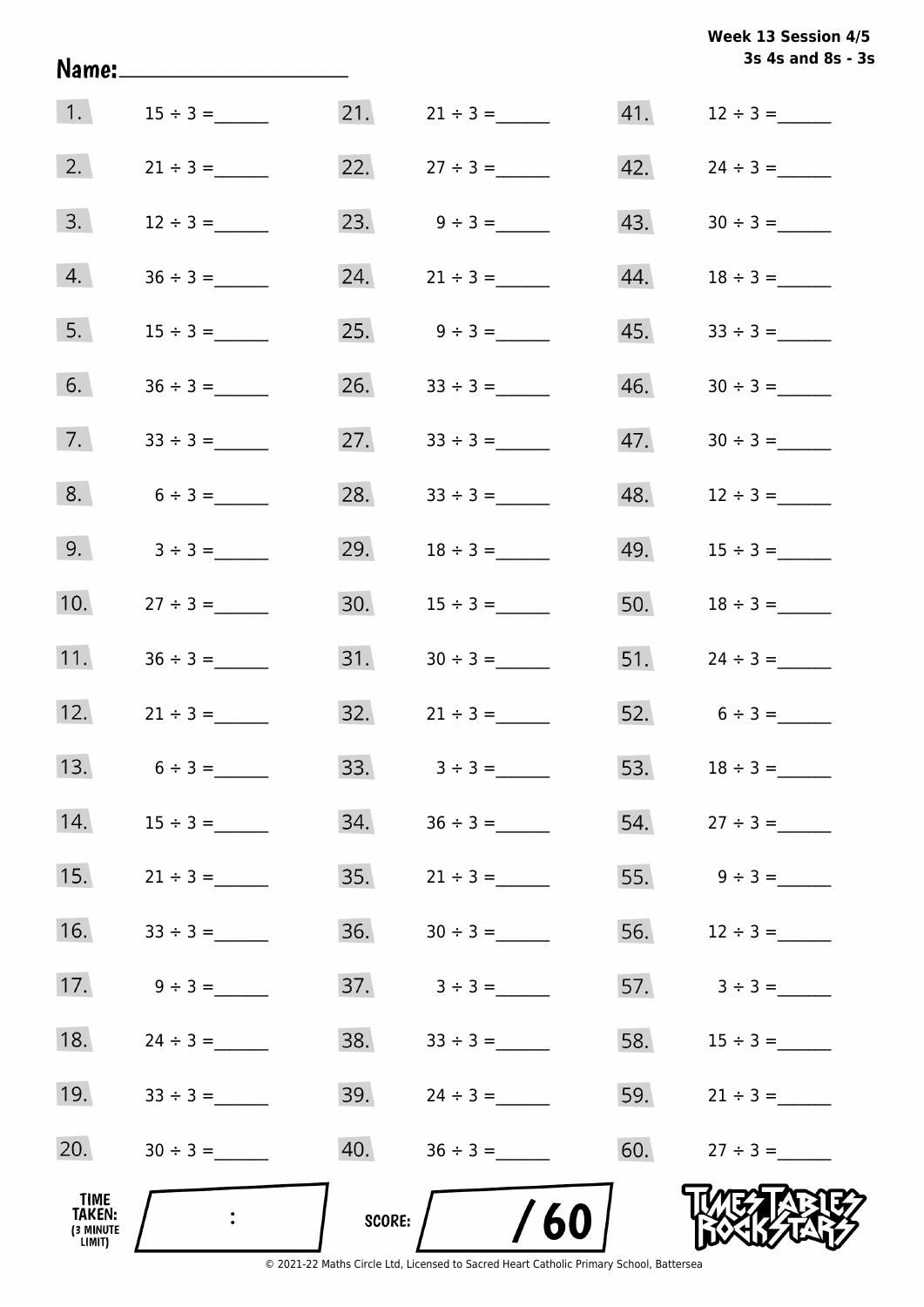**Week 13 Session 4/5**
**3s 4s and 8s - 3s**

Name: ____________________

| | | | | | |
|---|---|---|---|---|---|
| 1. | 15 ÷ 3 = ______ | 21. | 21 ÷ 3 = ______ | 41. | 12 ÷ 3 = ______ |
| 2. | 21 ÷ 3 = ______ | 22. | 27 ÷ 3 = ______ | 42. | 24 ÷ 3 = ______ |
| 3. | 12 ÷ 3 = ______ | 23. | 9 ÷ 3 = ______ | 43. | 30 ÷ 3 = ______ |
| 4. | 36 ÷ 3 = ______ | 24. | 21 ÷ 3 = ______ | 44. | 18 ÷ 3 = ______ |
| 5. | 15 ÷ 3 = ______ | 25. | 9 ÷ 3 = ______ | 45. | 33 ÷ 3 = ______ |
| 6. | 36 ÷ 3 = ______ | 26. | 33 ÷ 3 = ______ | 46. | 30 ÷ 3 = ______ |
| 7. | 33 ÷ 3 = ______ | 27. | 33 ÷ 3 = ______ | 47. | 30 ÷ 3 = ______ |
| 8. | 6 ÷ 3 = ______ | 28. | 33 ÷ 3 = ______ | 48. | 12 ÷ 3 = ______ |
| 9. | 3 ÷ 3 = ______ | 29. | 18 ÷ 3 = ______ | 49. | 15 ÷ 3 = ______ |
| 10. | 27 ÷ 3 = ______ | 30. | 15 ÷ 3 = ______ | 50. | 18 ÷ 3 = ______ |
| 11. | 36 ÷ 3 = ______ | 31. | 30 ÷ 3 = ______ | 51. | 24 ÷ 3 = ______ |
| 12. | 21 ÷ 3 = ______ | 32. | 21 ÷ 3 = ______ | 52. | 6 ÷ 3 = ______ |
| 13. | 6 ÷ 3 = ______ | 33. | 3 ÷ 3 = ______ | 53. | 18 ÷ 3 = ______ |
| 14. | 15 ÷ 3 = ______ | 34. | 36 ÷ 3 = ______ | 54. | 27 ÷ 3 = ______ |
| 15. | 21 ÷ 3 = ______ | 35. | 21 ÷ 3 = ______ | 55. | 9 ÷ 3 = ______ |
| 16. | 33 ÷ 3 = ______ | 36. | 30 ÷ 3 = ______ | 56. | 12 ÷ 3 = ______ |
| 17. | 9 ÷ 3 = ______ | 37. | 3 ÷ 3 = ______ | 57. | 3 ÷ 3 = ______ |
| 18. | 24 ÷ 3 = ______ | 38. | 33 ÷ 3 = ______ | 58. | 15 ÷ 3 = ______ |
| 19. | 33 ÷ 3 = ______ | 39. | 24 ÷ 3 = ______ | 59. | 21 ÷ 3 = ______ |
| 20. | 30 ÷ 3 = ______ | 40. | 36 ÷ 3 = ______ | 60. | 27 ÷ 3 = ______ |

TIME TAKEN: (3 MINUTE LIMIT) ____ : ____

SCORE: ____ / 60

TIMES TABLES ROCK STARS

© 2021-22 Maths Circle Ltd, Licensed to Sacred Heart Catholic Primary School, Battersea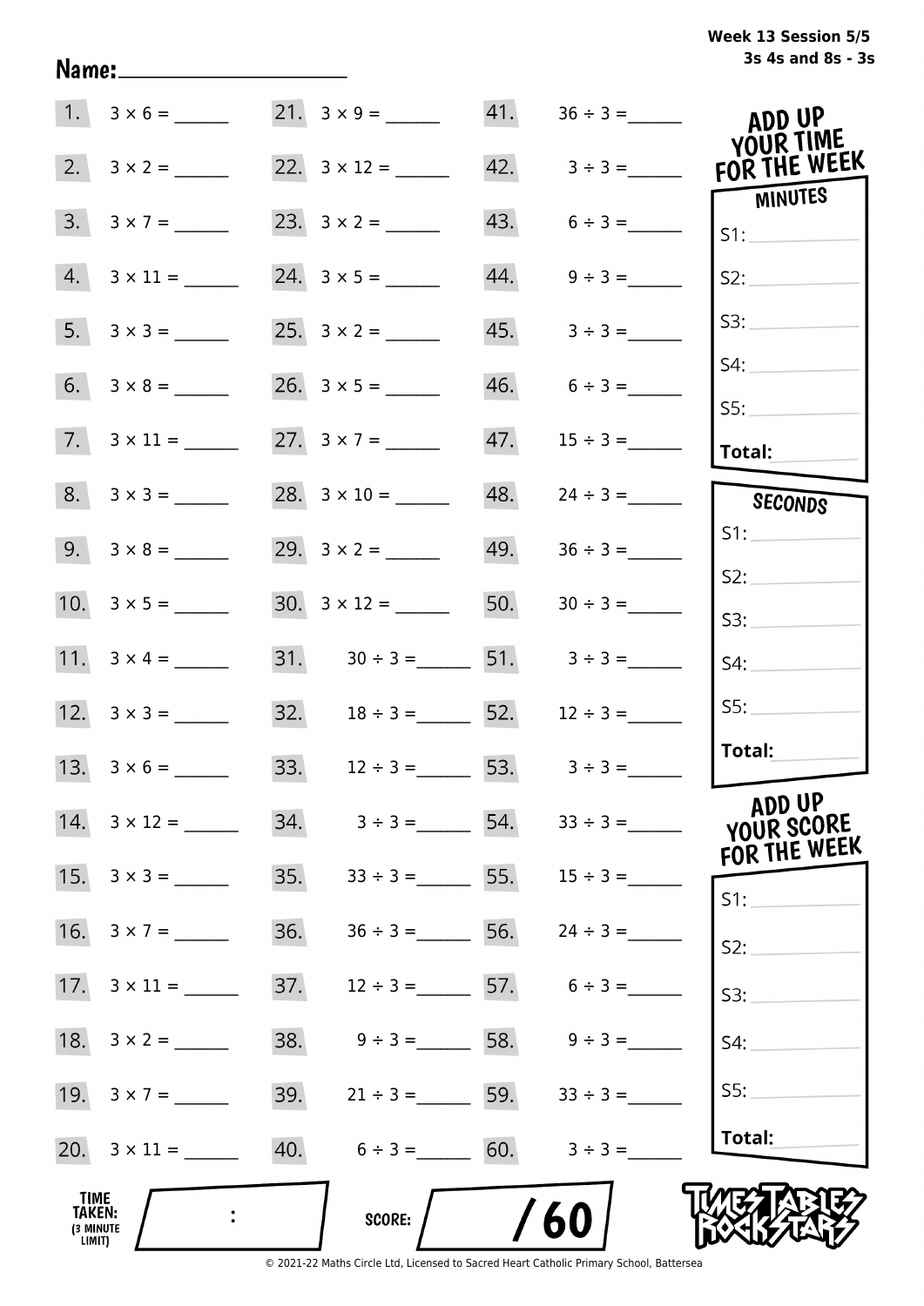Week 13 Session 5/5
3s 4s and 8s - 3s

Name: ____________________

| | | | | | |
|---|---|---|---|---|---|
| 1. | $3 \times 6 =$ ______ | 21. | $3 \times 9 =$ ______ | 41. | $36 \div 3 =$ ______ |
| 2. | $3 \times 2 =$ ______ | 22. | $3 \times 12 =$ ______ | 42. | $3 \div 3 =$ ______ |
| 3. | $3 \times 7 =$ ______ | 23. | $3 \times 2 =$ ______ | 43. | $6 \div 3 =$ ______ |
| 4. | $3 \times 11 =$ ______ | 24. | $3 \times 5 =$ ______ | 44. | $9 \div 3 =$ ______ |
| 5. | $3 \times 3 =$ ______ | 25. | $3 \times 2 =$ ______ | 45. | $3 \div 3 =$ ______ |
| 6. | $3 \times 8 =$ ______ | 26. | $3 \times 5 =$ ______ | 46. | $6 \div 3 =$ ______ |
| 7. | $3 \times 11 =$ ______ | 27. | $3 \times 7 =$ ______ | 47. | $15 \div 3 =$ ______ |
| 8. | $3 \times 3 =$ ______ | 28. | $3 \times 10 =$ ______ | 48. | $24 \div 3 =$ ______ |
| 9. | $3 \times 8 =$ ______ | 29. | $3 \times 2 =$ ______ | 49. | $36 \div 3 =$ ______ |
| 10. | $3 \times 5 =$ ______ | 30. | $3 \times 12 =$ ______ | 50. | $30 \div 3 =$ ______ |
| 11. | $3 \times 4 =$ ______ | 31. | $30 \div 3 =$ ______ | 51. | $3 \div 3 =$ ______ |
| 12. | $3 \times 3 =$ ______ | 32. | $18 \div 3 =$ ______ | 52. | $12 \div 3 =$ ______ |
| 13. | $3 \times 6 =$ ______ | 33. | $12 \div 3 =$ ______ | 53. | $3 \div 3 =$ ______ |
| 14. | $3 \times 12 =$ ______ | 34. | $3 \div 3 =$ ______ | 54. | $33 \div 3 =$ ______ |
| 15. | $3 \times 3 =$ ______ | 35. | $33 \div 3 =$ ______ | 55. | $15 \div 3 =$ ______ |
| 16. | $3 \times 7 =$ ______ | 36. | $36 \div 3 =$ ______ | 56. | $24 \div 3 =$ ______ |
| 17. | $3 \times 11 =$ ______ | 37. | $12 \div 3 =$ ______ | 57. | $6 \div 3 =$ ______ |
| 18. | $3 \times 2 =$ ______ | 38. | $9 \div 3 =$ ______ | 58. | $9 \div 3 =$ ______ |
| 19. | $3 \times 7 =$ ______ | 39. | $21 \div 3 =$ ______ | 59. | $33 \div 3 =$ ______ |
| 20. | $3 \times 11 =$ ______ | 40. | $6 \div 3 =$ ______ | 60. | $3 \div 3 =$ ______ |

**ADD UP YOUR TIME FOR THE WEEK**

**MINUTES**
S1: ______
S2: ______
S3: ______
S4: ______
S5: ______
**Total:** ______

**SECONDS**
S1: ______
S2: ______
S3: ______
S4: ______
S5: ______
**Total:** ______

**ADD UP YOUR SCORE FOR THE WEEK**
S1: ______
S2: ______
S3: ______
S4: ______
S5: ______
**Total:** ______

**TIME TAKEN:** (3 MINUTE LIMIT) ____ : ____

**SCORE:** ____ / 60

TIMES TABLES ROCK STARS

© 2021-22 Maths Circle Ltd, Licensed to Sacred Heart Catholic Primary School, Battersea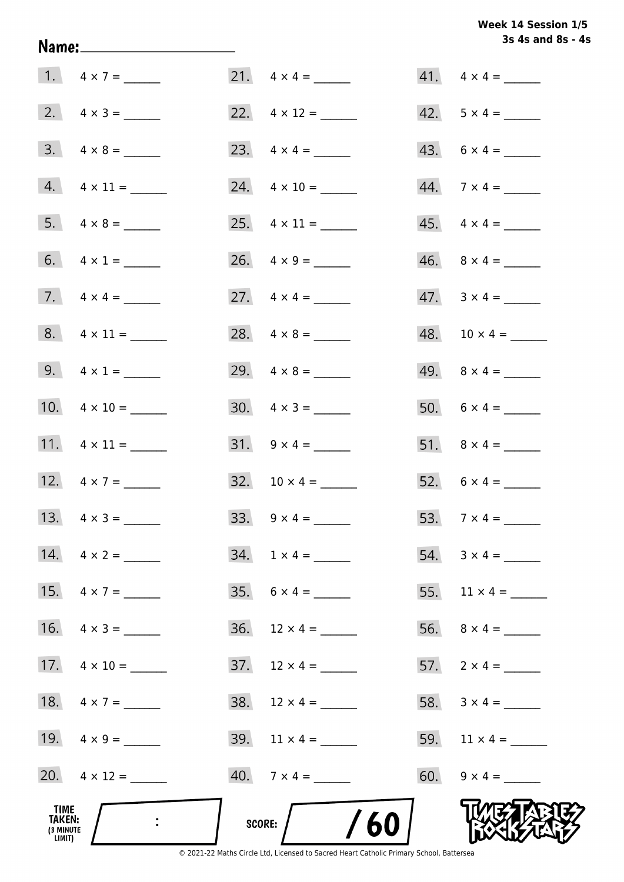**Week 14 Session 1/5**
**3s 4s and 8s - 4s**

**Name:** ____________________

1. $4 \times 7 =$ ______
2. $4 \times 3 =$ ______
3. $4 \times 8 =$ ______
4. $4 \times 11 =$ ______
5. $4 \times 8 =$ ______
6. $4 \times 1 =$ ______
7. $4 \times 4 =$ ______
8. $4 \times 11 =$ ______
9. $4 \times 1 =$ ______
10. $4 \times 10 =$ ______
11. $4 \times 11 =$ ______
12. $4 \times 7 =$ ______
13. $4 \times 3 =$ ______
14. $4 \times 2 =$ ______
15. $4 \times 7 =$ ______
16. $4 \times 3 =$ ______
17. $4 \times 10 =$ ______
18. $4 \times 7 =$ ______
19. $4 \times 9 =$ ______
20. $4 \times 12 =$ ______
21. $4 \times 4 =$ ______
22. $4 \times 12 =$ ______
23. $4 \times 4 =$ ______
24. $4 \times 10 =$ ______
25. $4 \times 11 =$ ______
26. $4 \times 9 =$ ______
27. $4 \times 4 =$ ______
28. $4 \times 8 =$ ______
29. $4 \times 8 =$ ______
30. $4 \times 3 =$ ______
31. $9 \times 4 =$ ______
32. $10 \times 4 =$ ______
33. $9 \times 4 =$ ______
34. $1 \times 4 =$ ______
35. $6 \times 4 =$ ______
36. $12 \times 4 =$ ______
37. $12 \times 4 =$ ______
38. $12 \times 4 =$ ______
39. $11 \times 4 =$ ______
40. $7 \times 4 =$ ______
41. $4 \times 4 =$ ______
42. $5 \times 4 =$ ______
43. $6 \times 4 =$ ______
44. $7 \times 4 =$ ______
45. $4 \times 4 =$ ______
46. $8 \times 4 =$ ______
47. $3 \times 4 =$ ______
48. $10 \times 4 =$ ______
49. $8 \times 4 =$ ______
50. $6 \times 4 =$ ______
51. $8 \times 4 =$ ______
52. $6 \times 4 =$ ______
53. $7 \times 4 =$ ______
54. $3 \times 4 =$ ______
55. $11 \times 4 =$ ______
56. $8 \times 4 =$ ______
57. $2 \times 4 =$ ______
58. $3 \times 4 =$ ______
59. $11 \times 4 =$ ______
60. $9 \times 4 =$ ______

**TIME TAKEN:** (3 MINUTE LIMIT) ____ : ____

**SCORE:** ____ / 60

TIMES TABLES ROCK STARS

© 2021-22 Maths Circle Ltd, Licensed to Sacred Heart Catholic Primary School, Battersea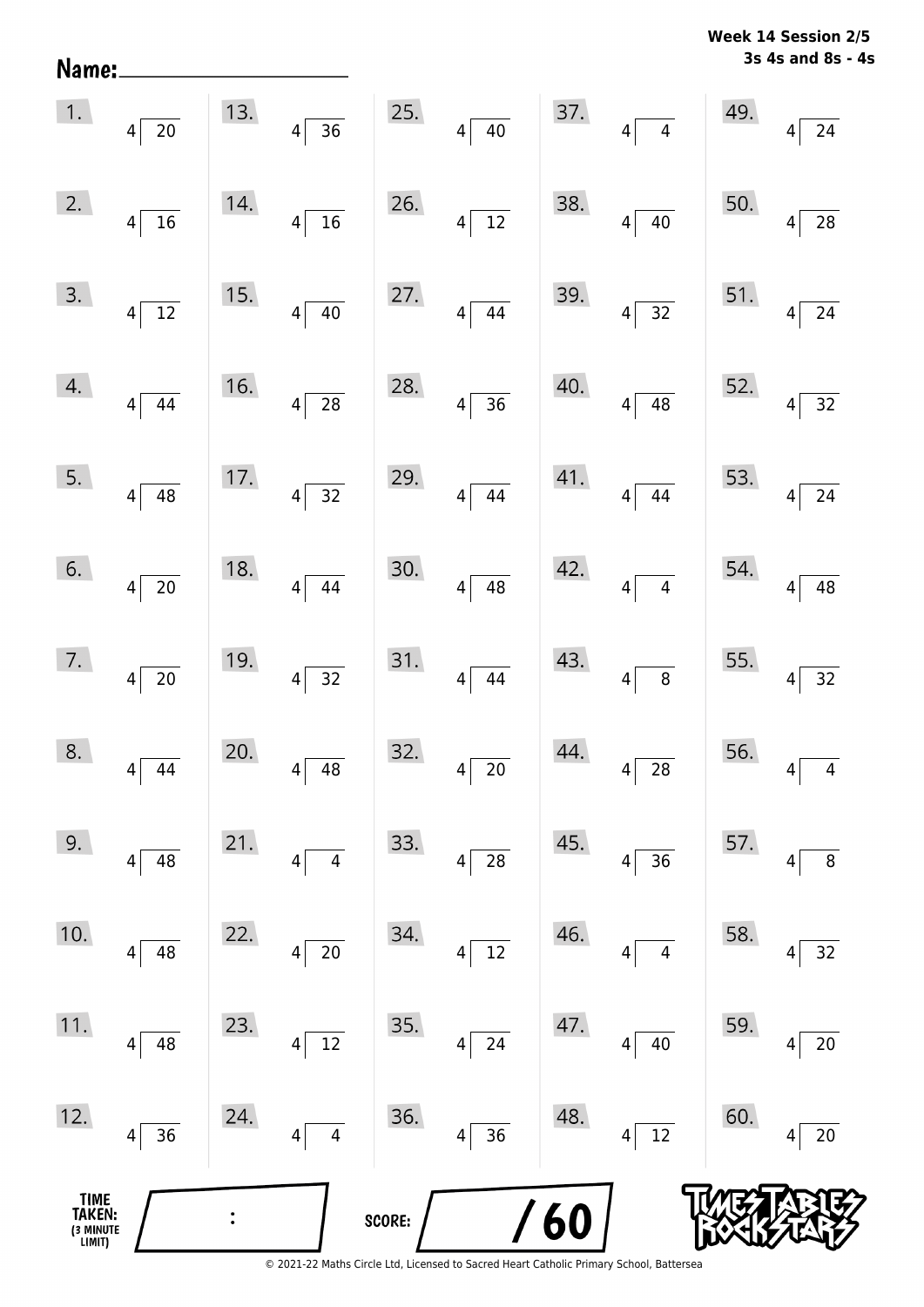Name:\_\_\_\_\_\_\_\_\_\_\_\_\_\_\_\_\_\_\_\_

**Week 14 Session 2/5**
**3s 4s and 8s - 4s**

| | | | | |
|---|---|---|---|---|
| 1. $4\overline{)20}$ | 13. $4\overline{)36}$ | 25. $4\overline{)40}$ | 37. $4\overline{)4}$ | 49. $4\overline{)24}$ |
| 2. $4\overline{)16}$ | 14. $4\overline{)16}$ | 26. $4\overline{)12}$ | 38. $4\overline{)40}$ | 50. $4\overline{)28}$ |
| 3. $4\overline{)12}$ | 15. $4\overline{)40}$ | 27. $4\overline{)44}$ | 39. $4\overline{)32}$ | 51. $4\overline{)24}$ |
| 4. $4\overline{)44}$ | 16. $4\overline{)28}$ | 28. $4\overline{)36}$ | 40. $4\overline{)48}$ | 52. $4\overline{)32}$ |
| 5. $4\overline{)48}$ | 17. $4\overline{)32}$ | 29. $4\overline{)44}$ | 41. $4\overline{)44}$ | 53. $4\overline{)24}$ |
| 6. $4\overline{)20}$ | 18. $4\overline{)44}$ | 30. $4\overline{)48}$ | 42. $4\overline{)4}$ | 54. $4\overline{)48}$ |
| 7. $4\overline{)20}$ | 19. $4\overline{)32}$ | 31. $4\overline{)44}$ | 43. $4\overline{)8}$ | 55. $4\overline{)32}$ |
| 8. $4\overline{)44}$ | 20. $4\overline{)48}$ | 32. $4\overline{)20}$ | 44. $4\overline{)28}$ | 56. $4\overline{)4}$ |
| 9. $4\overline{)48}$ | 21. $4\overline{)4}$ | 33. $4\overline{)28}$ | 45. $4\overline{)36}$ | 57. $4\overline{)8}$ |
| 10. $4\overline{)48}$ | 22. $4\overline{)20}$ | 34. $4\overline{)12}$ | 46. $4\overline{)4}$ | 58. $4\overline{)32}$ |
| 11. $4\overline{)48}$ | 23. $4\overline{)12}$ | 35. $4\overline{)24}$ | 47. $4\overline{)40}$ | 59. $4\overline{)20}$ |
| 12. $4\overline{)36}$ | 24. $4\overline{)4}$ | 36. $4\overline{)36}$ | 48. $4\overline{)12}$ | 60. $4\overline{)20}$ |

**TIME TAKEN:** (3 MINUTE LIMIT) \_\_\_ : \_\_\_

**SCORE:** \_\_\_ / 60

TIMES TABLES ROCK STARS

© 2021-22 Maths Circle Ltd, Licensed to Sacred Heart Catholic Primary School, Battersea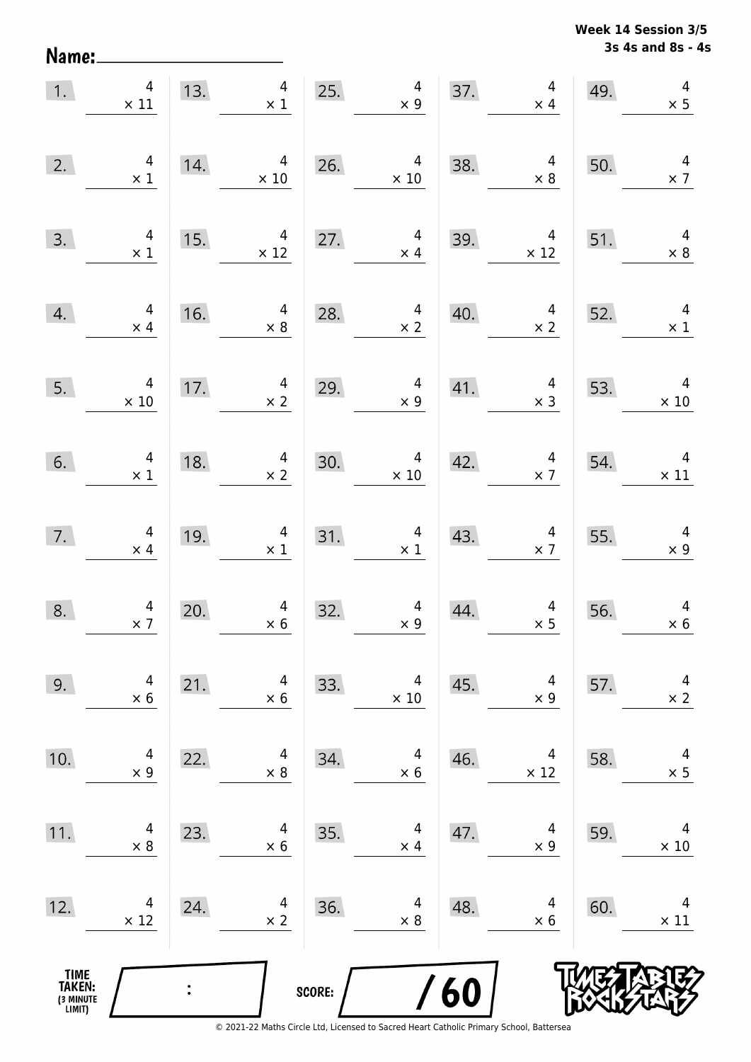**Week 14 Session 3/5**
**3s 4s and 8s - 4s**

Name: ____________________

| | | | | | | | | | |
|---|---|---|---|---|---|---|---|---|---|
| 1. | $4 \times 11$ | 13. | $4 \times 1$ | 25. | $4 \times 9$ | 37. | $4 \times 4$ | 49. | $4 \times 5$ |
| 2. | $4 \times 1$ | 14. | $4 \times 10$ | 26. | $4 \times 10$ | 38. | $4 \times 8$ | 50. | $4 \times 7$ |
| 3. | $4 \times 1$ | 15. | $4 \times 12$ | 27. | $4 \times 4$ | 39. | $4 \times 12$ | 51. | $4 \times 8$ |
| 4. | $4 \times 4$ | 16. | $4 \times 8$ | 28. | $4 \times 2$ | 40. | $4 \times 2$ | 52. | $4 \times 1$ |
| 5. | $4 \times 10$ | 17. | $4 \times 2$ | 29. | $4 \times 9$ | 41. | $4 \times 3$ | 53. | $4 \times 10$ |
| 6. | $4 \times 1$ | 18. | $4 \times 2$ | 30. | $4 \times 10$ | 42. | $4 \times 7$ | 54. | $4 \times 11$ |
| 7. | $4 \times 4$ | 19. | $4 \times 1$ | 31. | $4 \times 1$ | 43. | $4 \times 7$ | 55. | $4 \times 9$ |
| 8. | $4 \times 7$ | 20. | $4 \times 6$ | 32. | $4 \times 9$ | 44. | $4 \times 5$ | 56. | $4 \times 6$ |
| 9. | $4 \times 6$ | 21. | $4 \times 6$ | 33. | $4 \times 10$ | 45. | $4 \times 9$ | 57. | $4 \times 2$ |
| 10. | $4 \times 9$ | 22. | $4 \times 8$ | 34. | $4 \times 6$ | 46. | $4 \times 12$ | 58. | $4 \times 5$ |
| 11. | $4 \times 8$ | 23. | $4 \times 6$ | 35. | $4 \times 4$ | 47. | $4 \times 9$ | 59. | $4 \times 10$ |
| 12. | $4 \times 12$ | 24. | $4 \times 2$ | 36. | $4 \times 8$ | 48. | $4 \times 6$ | 60. | $4 \times 11$ |

TIME TAKEN: (3 MINUTE LIMIT) ____ : ____

SCORE: ____ / 60

© 2021-22 Maths Circle Ltd, Licensed to Sacred Heart Catholic Primary School, Battersea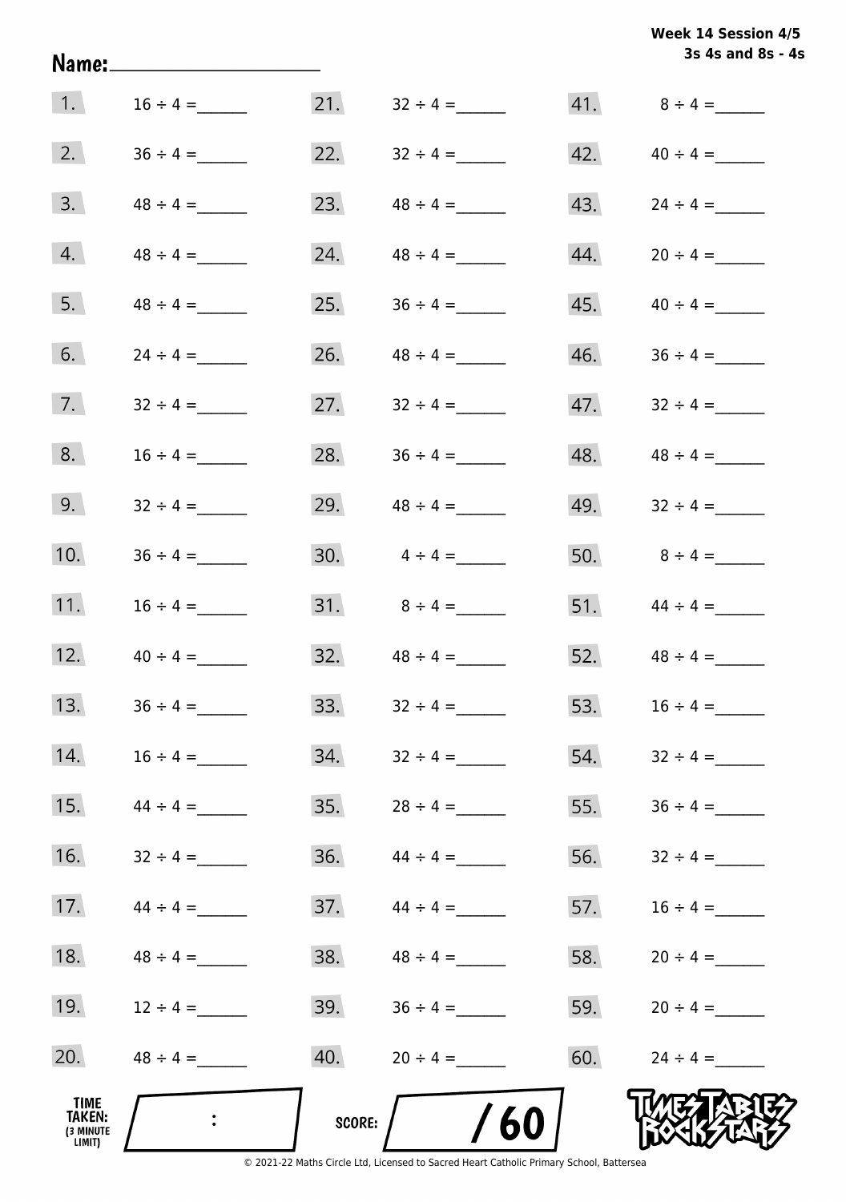Week 14 Session 4/5
3s 4s and 8s - 4s

Name:____________________

| | | | | | |
|---|---|---|---|---|---|
| 1. | 16 ÷ 4 = ______ | 21. | 32 ÷ 4 = ______ | 41. | 8 ÷ 4 = ______ |
| 2. | 36 ÷ 4 = ______ | 22. | 32 ÷ 4 = ______ | 42. | 40 ÷ 4 = ______ |
| 3. | 48 ÷ 4 = ______ | 23. | 48 ÷ 4 = ______ | 43. | 24 ÷ 4 = ______ |
| 4. | 48 ÷ 4 = ______ | 24. | 48 ÷ 4 = ______ | 44. | 20 ÷ 4 = ______ |
| 5. | 48 ÷ 4 = ______ | 25. | 36 ÷ 4 = ______ | 45. | 40 ÷ 4 = ______ |
| 6. | 24 ÷ 4 = ______ | 26. | 48 ÷ 4 = ______ | 46. | 36 ÷ 4 = ______ |
| 7. | 32 ÷ 4 = ______ | 27. | 32 ÷ 4 = ______ | 47. | 32 ÷ 4 = ______ |
| 8. | 16 ÷ 4 = ______ | 28. | 36 ÷ 4 = ______ | 48. | 48 ÷ 4 = ______ |
| 9. | 32 ÷ 4 = ______ | 29. | 48 ÷ 4 = ______ | 49. | 32 ÷ 4 = ______ |
| 10. | 36 ÷ 4 = ______ | 30. | 4 ÷ 4 = ______ | 50. | 8 ÷ 4 = ______ |
| 11. | 16 ÷ 4 = ______ | 31. | 8 ÷ 4 = ______ | 51. | 44 ÷ 4 = ______ |
| 12. | 40 ÷ 4 = ______ | 32. | 48 ÷ 4 = ______ | 52. | 48 ÷ 4 = ______ |
| 13. | 36 ÷ 4 = ______ | 33. | 32 ÷ 4 = ______ | 53. | 16 ÷ 4 = ______ |
| 14. | 16 ÷ 4 = ______ | 34. | 32 ÷ 4 = ______ | 54. | 32 ÷ 4 = ______ |
| 15. | 44 ÷ 4 = ______ | 35. | 28 ÷ 4 = ______ | 55. | 36 ÷ 4 = ______ |
| 16. | 32 ÷ 4 = ______ | 36. | 44 ÷ 4 = ______ | 56. | 32 ÷ 4 = ______ |
| 17. | 44 ÷ 4 = ______ | 37. | 44 ÷ 4 = ______ | 57. | 16 ÷ 4 = ______ |
| 18. | 48 ÷ 4 = ______ | 38. | 48 ÷ 4 = ______ | 58. | 20 ÷ 4 = ______ |
| 19. | 12 ÷ 4 = ______ | 39. | 36 ÷ 4 = ______ | 59. | 20 ÷ 4 = ______ |
| 20. | 48 ÷ 4 = ______ | 40. | 20 ÷ 4 = ______ | 60. | 24 ÷ 4 = ______ |

TIME TAKEN: (3 MINUTE LIMIT) ____ : ____

SCORE: ____ / 60

© 2021-22 Maths Circle Ltd, Licensed to Sacred Heart Catholic Primary School, Battersea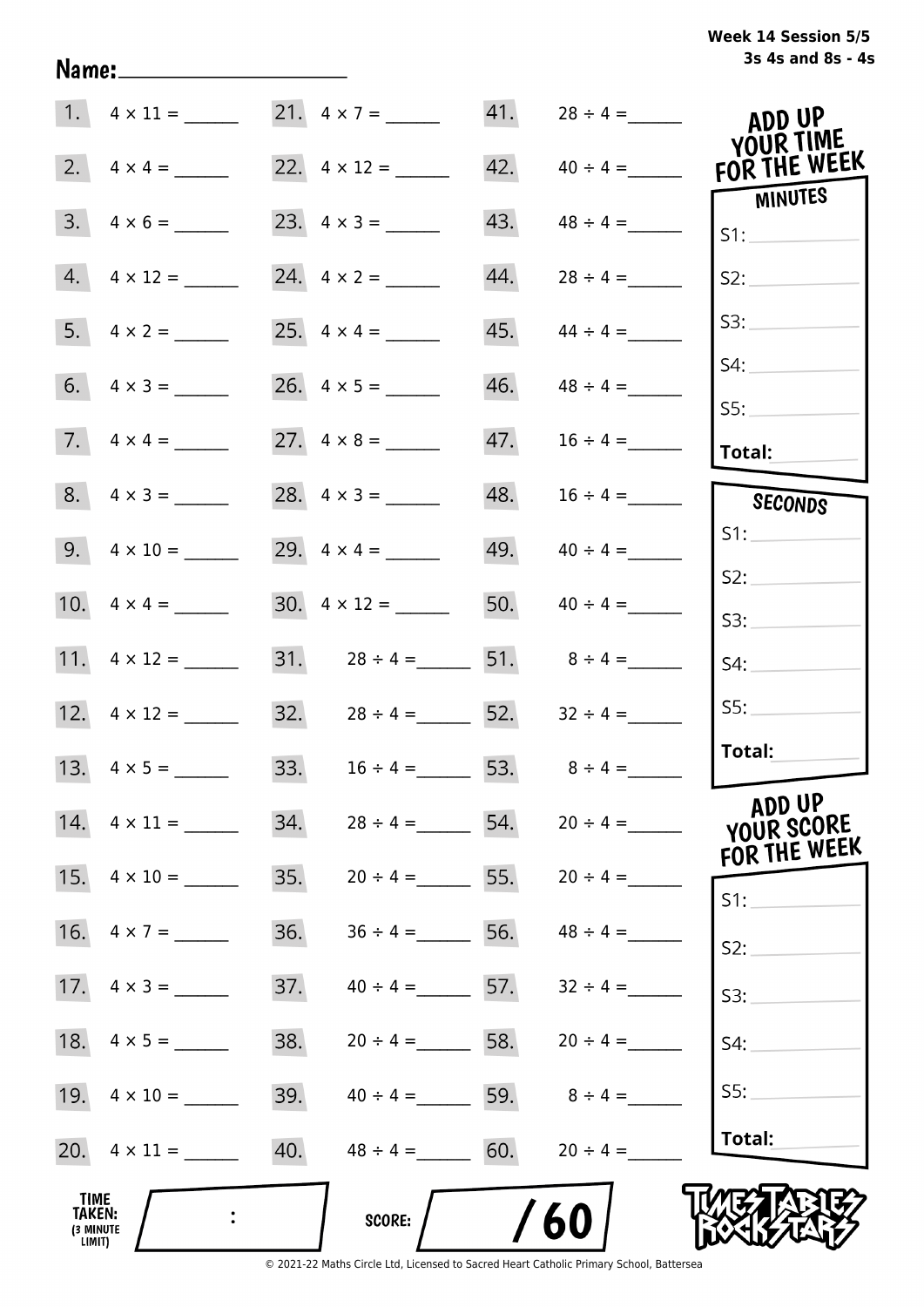Week 14 Session 5/5
3s 4s and 8s - 4s

Name: ____________________

| | | | | | |
|---|---|---|---|---|---|
| 1. | $4 \times 11 =$ ______ | 21. | $4 \times 7 =$ ______ | 41. | $28 \div 4 =$ ______ |
| 2. | $4 \times 4 =$ ______ | 22. | $4 \times 12 =$ ______ | 42. | $40 \div 4 =$ ______ |
| 3. | $4 \times 6 =$ ______ | 23. | $4 \times 3 =$ ______ | 43. | $48 \div 4 =$ ______ |
| 4. | $4 \times 12 =$ ______ | 24. | $4 \times 2 =$ ______ | 44. | $28 \div 4 =$ ______ |
| 5. | $4 \times 2 =$ ______ | 25. | $4 \times 4 =$ ______ | 45. | $44 \div 4 =$ ______ |
| 6. | $4 \times 3 =$ ______ | 26. | $4 \times 5 =$ ______ | 46. | $48 \div 4 =$ ______ |
| 7. | $4 \times 4 =$ ______ | 27. | $4 \times 8 =$ ______ | 47. | $16 \div 4 =$ ______ |
| 8. | $4 \times 3 =$ ______ | 28. | $4 \times 3 =$ ______ | 48. | $16 \div 4 =$ ______ |
| 9. | $4 \times 10 =$ ______ | 29. | $4 \times 4 =$ ______ | 49. | $40 \div 4 =$ ______ |
| 10. | $4 \times 4 =$ ______ | 30. | $4 \times 12 =$ ______ | 50. | $40 \div 4 =$ ______ |
| 11. | $4 \times 12 =$ ______ | 31. | $28 \div 4 =$ ______ | 51. | $8 \div 4 =$ ______ |
| 12. | $4 \times 12 =$ ______ | 32. | $28 \div 4 =$ ______ | 52. | $32 \div 4 =$ ______ |
| 13. | $4 \times 5 =$ ______ | 33. | $16 \div 4 =$ ______ | 53. | $8 \div 4 =$ ______ |
| 14. | $4 \times 11 =$ ______ | 34. | $28 \div 4 =$ ______ | 54. | $20 \div 4 =$ ______ |
| 15. | $4 \times 10 =$ ______ | 35. | $20 \div 4 =$ ______ | 55. | $20 \div 4 =$ ______ |
| 16. | $4 \times 7 =$ ______ | 36. | $36 \div 4 =$ ______ | 56. | $48 \div 4 =$ ______ |
| 17. | $4 \times 3 =$ ______ | 37. | $40 \div 4 =$ ______ | 57. | $32 \div 4 =$ ______ |
| 18. | $4 \times 5 =$ ______ | 38. | $20 \div 4 =$ ______ | 58. | $20 \div 4 =$ ______ |
| 19. | $4 \times 10 =$ ______ | 39. | $40 \div 4 =$ ______ | 59. | $8 \div 4 =$ ______ |
| 20. | $4 \times 11 =$ ______ | 40. | $48 \div 4 =$ ______ | 60. | $20 \div 4 =$ ______ |

**ADD UP YOUR TIME FOR THE WEEK**

**MINUTES**

S1: ______
S2: ______
S3: ______
S4: ______
S5: ______
**Total:** ______

**SECONDS**

S1: ______
S2: ______
S3: ______
S4: ______
S5: ______
**Total:** ______

**ADD UP YOUR SCORE FOR THE WEEK**

S1: ______
S2: ______
S3: ______
S4: ______
S5: ______
**Total:** ______

**TIME TAKEN:** (3 MINUTE LIMIT) ___ : ___

**SCORE:** ___ / 60

TIMES TABLES ROCK STARS

© 2021-22 Maths Circle Ltd, Licensed to Sacred Heart Catholic Primary School, Battersea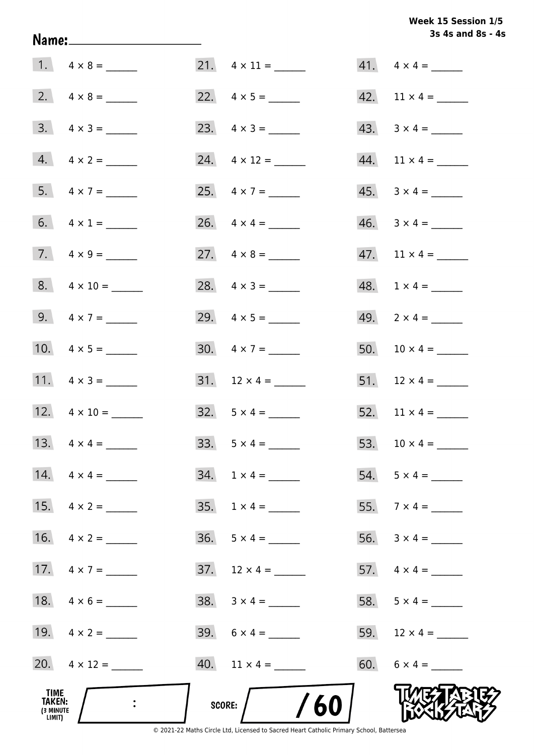Week 15 Session 1/5
3s 4s and 8s - 4s

Name: ____________________

| | | | | | |
|---|---|---|---|---|---|
| 1. | $4 \times 8 =$ ______ | 21. | $4 \times 11 =$ ______ | 41. | $4 \times 4 =$ ______ |
| 2. | $4 \times 8 =$ ______ | 22. | $4 \times 5 =$ ______ | 42. | $11 \times 4 =$ ______ |
| 3. | $4 \times 3 =$ ______ | 23. | $4 \times 3 =$ ______ | 43. | $3 \times 4 =$ ______ |
| 4. | $4 \times 2 =$ ______ | 24. | $4 \times 12 =$ ______ | 44. | $11 \times 4 =$ ______ |
| 5. | $4 \times 7 =$ ______ | 25. | $4 \times 7 =$ ______ | 45. | $3 \times 4 =$ ______ |
| 6. | $4 \times 1 =$ ______ | 26. | $4 \times 4 =$ ______ | 46. | $3 \times 4 =$ ______ |
| 7. | $4 \times 9 =$ ______ | 27. | $4 \times 8 =$ ______ | 47. | $11 \times 4 =$ ______ |
| 8. | $4 \times 10 =$ ______ | 28. | $4 \times 3 =$ ______ | 48. | $1 \times 4 =$ ______ |
| 9. | $4 \times 7 =$ ______ | 29. | $4 \times 5 =$ ______ | 49. | $2 \times 4 =$ ______ |
| 10. | $4 \times 5 =$ ______ | 30. | $4 \times 7 =$ ______ | 50. | $10 \times 4 =$ ______ |
| 11. | $4 \times 3 =$ ______ | 31. | $12 \times 4 =$ ______ | 51. | $12 \times 4 =$ ______ |
| 12. | $4 \times 10 =$ ______ | 32. | $5 \times 4 =$ ______ | 52. | $11 \times 4 =$ ______ |
| 13. | $4 \times 4 =$ ______ | 33. | $5 \times 4 =$ ______ | 53. | $10 \times 4 =$ ______ |
| 14. | $4 \times 4 =$ ______ | 34. | $1 \times 4 =$ ______ | 54. | $5 \times 4 =$ ______ |
| 15. | $4 \times 2 =$ ______ | 35. | $1 \times 4 =$ ______ | 55. | $7 \times 4 =$ ______ |
| 16. | $4 \times 2 =$ ______ | 36. | $5 \times 4 =$ ______ | 56. | $3 \times 4 =$ ______ |
| 17. | $4 \times 7 =$ ______ | 37. | $12 \times 4 =$ ______ | 57. | $4 \times 4 =$ ______ |
| 18. | $4 \times 6 =$ ______ | 38. | $3 \times 4 =$ ______ | 58. | $5 \times 4 =$ ______ |
| 19. | $4 \times 2 =$ ______ | 39. | $6 \times 4 =$ ______ | 59. | $12 \times 4 =$ ______ |
| 20. | $4 \times 12 =$ ______ | 40. | $11 \times 4 =$ ______ | 60. | $6 \times 4 =$ ______ |

TIME TAKEN: (3 MINUTE LIMIT) ____ : ____

SCORE: ____ / 60

© 2021-22 Maths Circle Ltd, Licensed to Sacred Heart Catholic Primary School, Battersea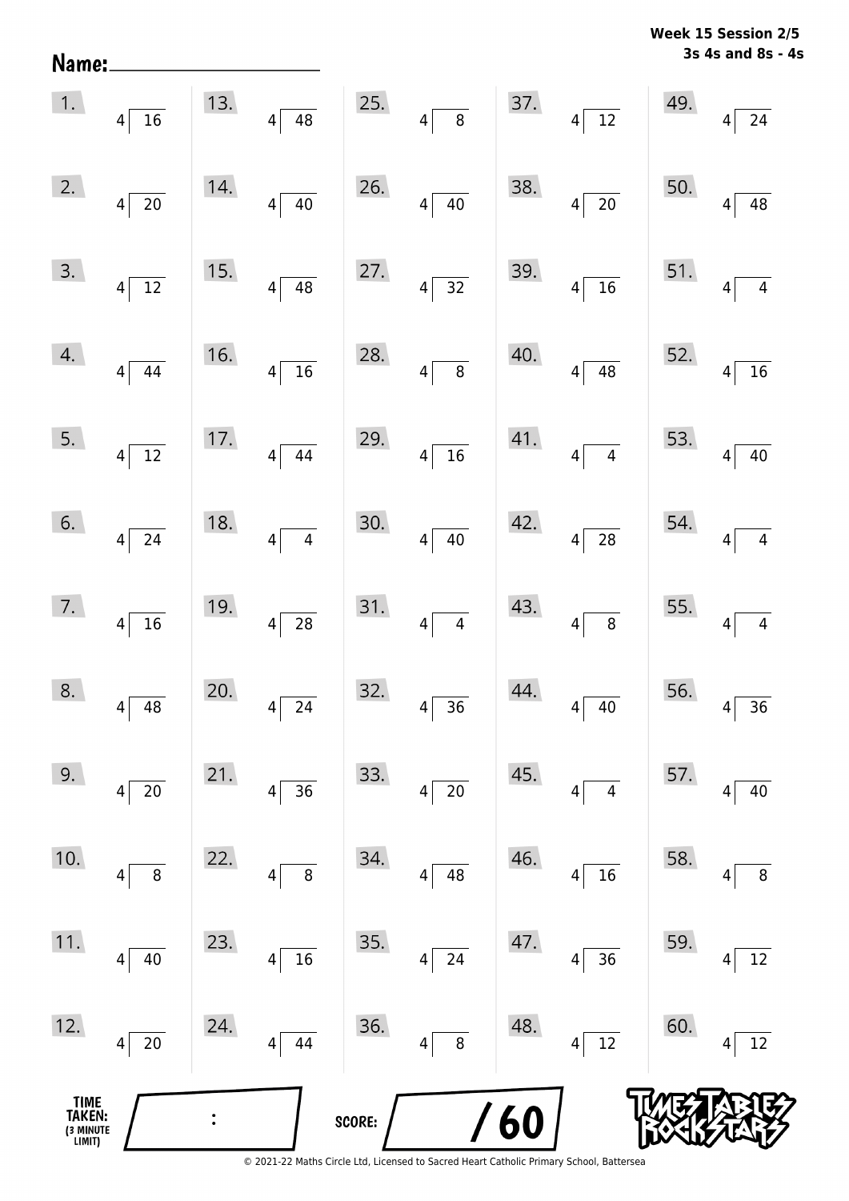Name:\_\_\_\_\_\_\_\_\_\_\_\_\_\_\_\_\_\_\_\_

**Week 15 Session 2/5**
**3s 4s and 8s - 4s**

| | | | | |
|---|---|---|---|---|
| 1. $4\overline{)16}$ | 13. $4\overline{)48}$ | 25. $4\overline{)8}$ | 37. $4\overline{)12}$ | 49. $4\overline{)24}$ |
| 2. $4\overline{)20}$ | 14. $4\overline{)40}$ | 26. $4\overline{)40}$ | 38. $4\overline{)20}$ | 50. $4\overline{)48}$ |
| 3. $4\overline{)12}$ | 15. $4\overline{)48}$ | 27. $4\overline{)32}$ | 39. $4\overline{)16}$ | 51. $4\overline{)4}$ |
| 4. $4\overline{)44}$ | 16. $4\overline{)16}$ | 28. $4\overline{)8}$ | 40. $4\overline{)48}$ | 52. $4\overline{)16}$ |
| 5. $4\overline{)12}$ | 17. $4\overline{)44}$ | 29. $4\overline{)16}$ | 41. $4\overline{)4}$ | 53. $4\overline{)40}$ |
| 6. $4\overline{)24}$ | 18. $4\overline{)4}$ | 30. $4\overline{)40}$ | 42. $4\overline{)28}$ | 54. $4\overline{)4}$ |
| 7. $4\overline{)16}$ | 19. $4\overline{)28}$ | 31. $4\overline{)4}$ | 43. $4\overline{)8}$ | 55. $4\overline{)4}$ |
| 8. $4\overline{)48}$ | 20. $4\overline{)24}$ | 32. $4\overline{)36}$ | 44. $4\overline{)40}$ | 56. $4\overline{)36}$ |
| 9. $4\overline{)20}$ | 21. $4\overline{)36}$ | 33. $4\overline{)20}$ | 45. $4\overline{)4}$ | 57. $4\overline{)40}$ |
| 10. $4\overline{)8}$ | 22. $4\overline{)8}$ | 34. $4\overline{)48}$ | 46. $4\overline{)16}$ | 58. $4\overline{)8}$ |
| 11. $4\overline{)40}$ | 23. $4\overline{)16}$ | 35. $4\overline{)24}$ | 47. $4\overline{)36}$ | 59. $4\overline{)12}$ |
| 12. $4\overline{)20}$ | 24. $4\overline{)44}$ | 36. $4\overline{)8}$ | 48. $4\overline{)12}$ | 60. $4\overline{)12}$ |

TIME TAKEN: (3 MINUTE LIMIT) ____ : ____

SCORE: ____ / 60

TIMES TABLES ROCK STARS

© 2021-22 Maths Circle Ltd, Licensed to Sacred Heart Catholic Primary School, Battersea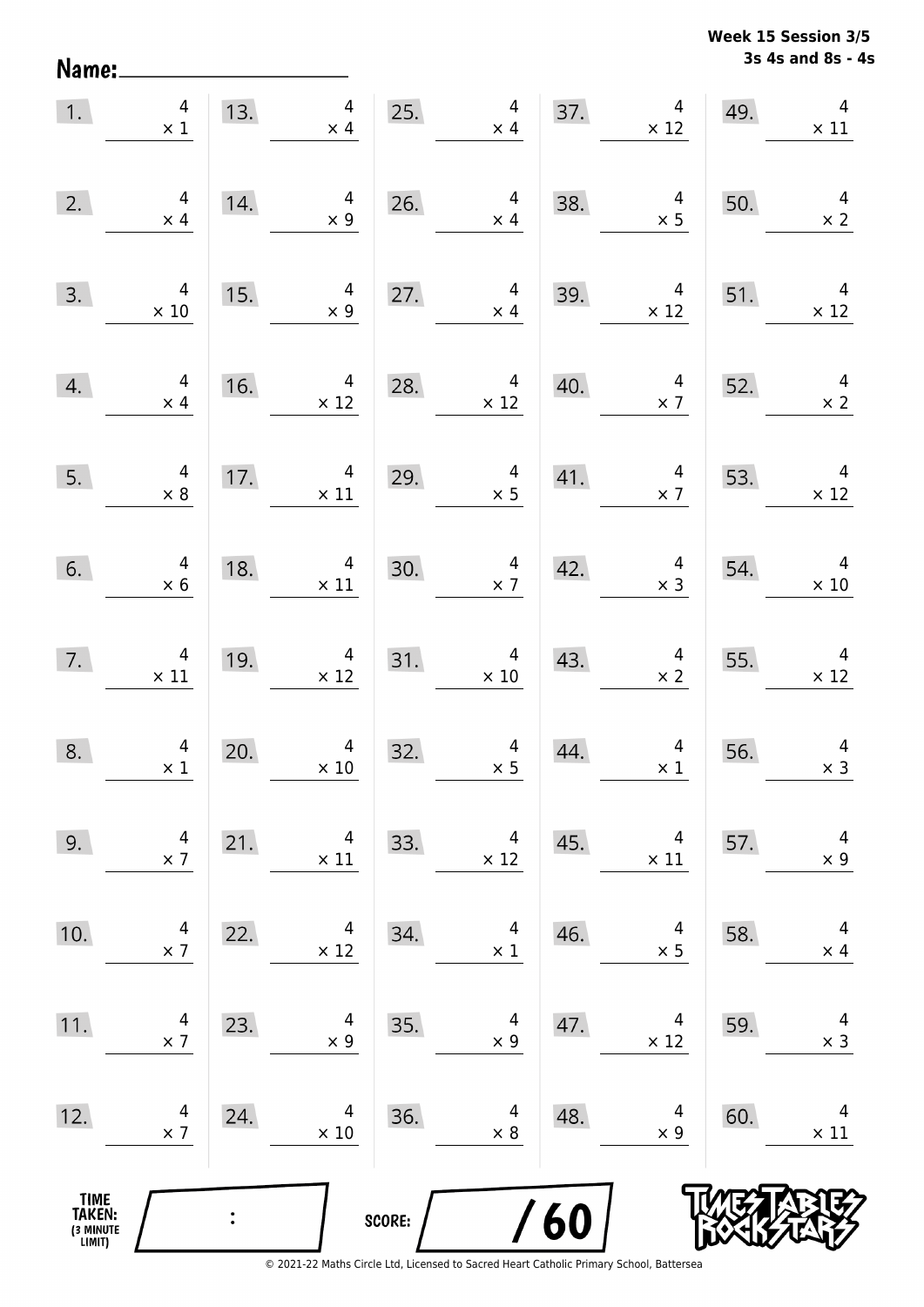**Week 15 Session 3/5**
**3s 4s and 8s - 4s**

Name: ____________________

1. $4 \times 1$
2. $4 \times 4$
3. $4 \times 10$
4. $4 \times 4$
5. $4 \times 8$
6. $4 \times 6$
7. $4 \times 11$
8. $4 \times 1$
9. $4 \times 7$
10. $4 \times 7$
11. $4 \times 7$
12. $4 \times 7$
13. $4 \times 4$
14. $4 \times 9$
15. $4 \times 9$
16. $4 \times 12$
17. $4 \times 11$
18. $4 \times 11$
19. $4 \times 12$
20. $4 \times 10$
21. $4 \times 11$
22. $4 \times 12$
23. $4 \times 9$
24. $4 \times 10$
25. $4 \times 4$
26. $4 \times 4$
27. $4 \times 4$
28. $4 \times 12$
29. $4 \times 5$
30. $4 \times 7$
31. $4 \times 10$
32. $4 \times 5$
33. $4 \times 12$
34. $4 \times 1$
35. $4 \times 9$
36. $4 \times 8$
37. $4 \times 12$
38. $4 \times 5$
39. $4 \times 12$
40. $4 \times 7$
41. $4 \times 7$
42. $4 \times 3$
43. $4 \times 2$
44. $4 \times 1$
45. $4 \times 11$
46. $4 \times 5$
47. $4 \times 12$
48. $4 \times 9$
49. $4 \times 11$
50. $4 \times 2$
51. $4 \times 12$
52. $4 \times 2$
53. $4 \times 12$
54. $4 \times 10$
55. $4 \times 12$
56. $4 \times 3$
57. $4 \times 9$
58. $4 \times 4$
59. $4 \times 3$
60. $4 \times 11$

TIME TAKEN: (3 MINUTE LIMIT) ____ : ____

SCORE: ____ / 60

© 2021-22 Maths Circle Ltd, Licensed to Sacred Heart Catholic Primary School, Battersea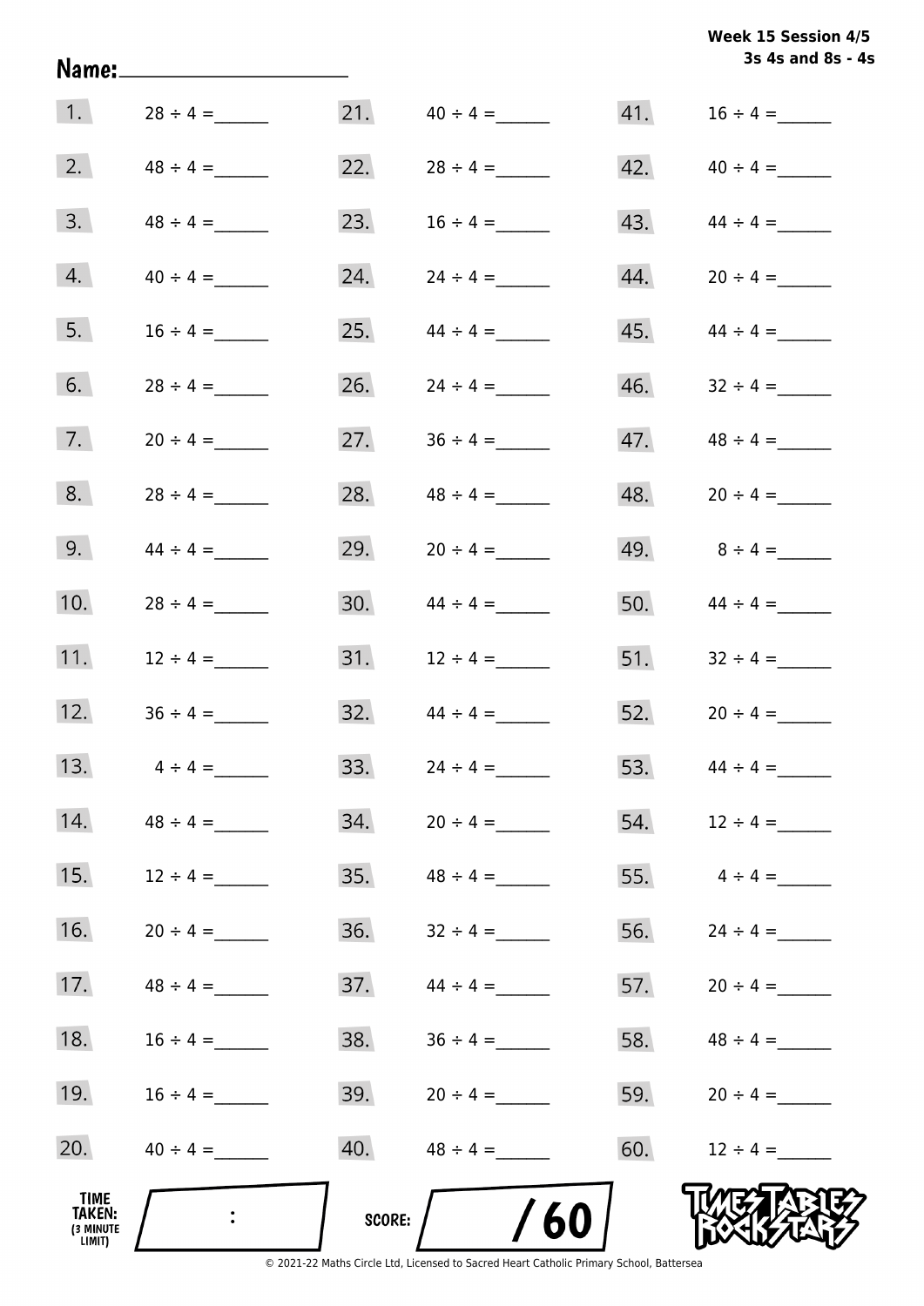Week 15 Session 4/5
3s 4s and 8s - 4s

Name:____________________

| | | | | | |
|---|---|---|---|---|---|
| 1. | $28 \div 4 =$ ______ | 21. | $40 \div 4 =$ ______ | 41. | $16 \div 4 =$ ______ |
| 2. | $48 \div 4 =$ ______ | 22. | $28 \div 4 =$ ______ | 42. | $40 \div 4 =$ ______ |
| 3. | $48 \div 4 =$ ______ | 23. | $16 \div 4 =$ ______ | 43. | $44 \div 4 =$ ______ |
| 4. | $40 \div 4 =$ ______ | 24. | $24 \div 4 =$ ______ | 44. | $20 \div 4 =$ ______ |
| 5. | $16 \div 4 =$ ______ | 25. | $44 \div 4 =$ ______ | 45. | $44 \div 4 =$ ______ |
| 6. | $28 \div 4 =$ ______ | 26. | $24 \div 4 =$ ______ | 46. | $32 \div 4 =$ ______ |
| 7. | $20 \div 4 =$ ______ | 27. | $36 \div 4 =$ ______ | 47. | $48 \div 4 =$ ______ |
| 8. | $28 \div 4 =$ ______ | 28. | $48 \div 4 =$ ______ | 48. | $20 \div 4 =$ ______ |
| 9. | $44 \div 4 =$ ______ | 29. | $20 \div 4 =$ ______ | 49. | $8 \div 4 =$ ______ |
| 10. | $28 \div 4 =$ ______ | 30. | $44 \div 4 =$ ______ | 50. | $44 \div 4 =$ ______ |
| 11. | $12 \div 4 =$ ______ | 31. | $12 \div 4 =$ ______ | 51. | $32 \div 4 =$ ______ |
| 12. | $36 \div 4 =$ ______ | 32. | $44 \div 4 =$ ______ | 52. | $20 \div 4 =$ ______ |
| 13. | $4 \div 4 =$ ______ | 33. | $24 \div 4 =$ ______ | 53. | $44 \div 4 =$ ______ |
| 14. | $48 \div 4 =$ ______ | 34. | $20 \div 4 =$ ______ | 54. | $12 \div 4 =$ ______ |
| 15. | $12 \div 4 =$ ______ | 35. | $48 \div 4 =$ ______ | 55. | $4 \div 4 =$ ______ |
| 16. | $20 \div 4 =$ ______ | 36. | $32 \div 4 =$ ______ | 56. | $24 \div 4 =$ ______ |
| 17. | $48 \div 4 =$ ______ | 37. | $44 \div 4 =$ ______ | 57. | $20 \div 4 =$ ______ |
| 18. | $16 \div 4 =$ ______ | 38. | $36 \div 4 =$ ______ | 58. | $48 \div 4 =$ ______ |
| 19. | $16 \div 4 =$ ______ | 39. | $20 \div 4 =$ ______ | 59. | $20 \div 4 =$ ______ |
| 20. | $40 \div 4 =$ ______ | 40. | $48 \div 4 =$ ______ | 60. | $12 \div 4 =$ ______ |

TIME TAKEN: (3 MINUTE LIMIT) :

SCORE: / 60

TIMES TABLES ROCK STARS

© 2021-22 Maths Circle Ltd, Licensed to Sacred Heart Catholic Primary School, Battersea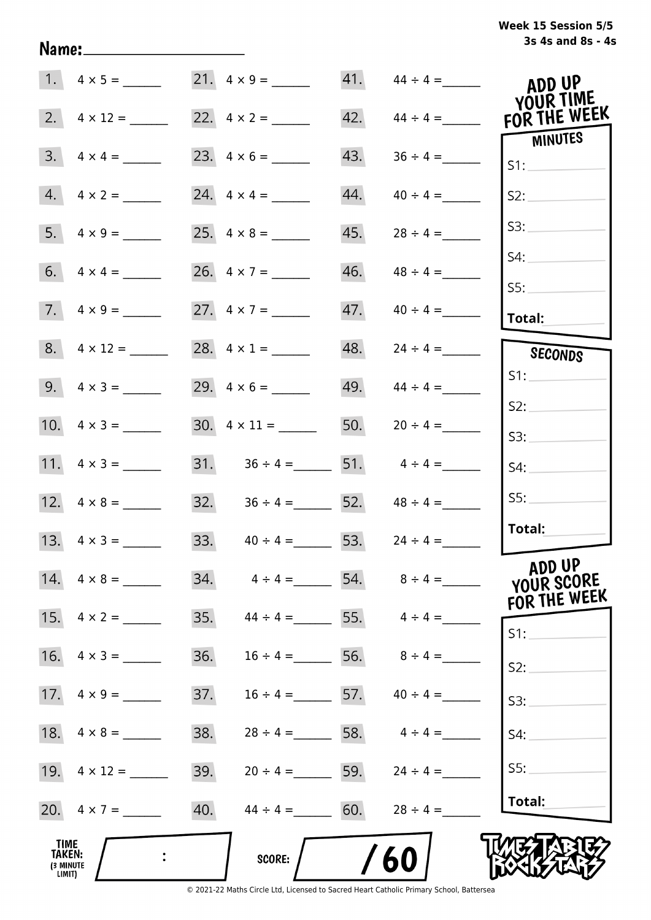Week 15 Session 5/5
3s 4s and 8s - 4s

Name:____________________

| | | | | | |
|---|---|---|---|---|---|
| 1. | $4 \times 5 =$ ______ | 21. | $4 \times 9 =$ ______ | 41. | $44 \div 4 =$ ______ |
| 2. | $4 \times 12 =$ ______ | 22. | $4 \times 2 =$ ______ | 42. | $44 \div 4 =$ ______ |
| 3. | $4 \times 4 =$ ______ | 23. | $4 \times 6 =$ ______ | 43. | $36 \div 4 =$ ______ |
| 4. | $4 \times 2 =$ ______ | 24. | $4 \times 4 =$ ______ | 44. | $40 \div 4 =$ ______ |
| 5. | $4 \times 9 =$ ______ | 25. | $4 \times 8 =$ ______ | 45. | $28 \div 4 =$ ______ |
| 6. | $4 \times 4 =$ ______ | 26. | $4 \times 7 =$ ______ | 46. | $48 \div 4 =$ ______ |
| 7. | $4 \times 9 =$ ______ | 27. | $4 \times 7 =$ ______ | 47. | $40 \div 4 =$ ______ |
| 8. | $4 \times 12 =$ ______ | 28. | $4 \times 1 =$ ______ | 48. | $24 \div 4 =$ ______ |
| 9. | $4 \times 3 =$ ______ | 29. | $4 \times 6 =$ ______ | 49. | $44 \div 4 =$ ______ |
| 10. | $4 \times 3 =$ ______ | 30. | $4 \times 11 =$ ______ | 50. | $20 \div 4 =$ ______ |
| 11. | $4 \times 3 =$ ______ | 31. | $36 \div 4 =$ ______ | 51. | $4 \div 4 =$ ______ |
| 12. | $4 \times 8 =$ ______ | 32. | $36 \div 4 =$ ______ | 52. | $48 \div 4 =$ ______ |
| 13. | $4 \times 3 =$ ______ | 33. | $40 \div 4 =$ ______ | 53. | $24 \div 4 =$ ______ |
| 14. | $4 \times 8 =$ ______ | 34. | $4 \div 4 =$ ______ | 54. | $8 \div 4 =$ ______ |
| 15. | $4 \times 2 =$ ______ | 35. | $44 \div 4 =$ ______ | 55. | $4 \div 4 =$ ______ |
| 16. | $4 \times 3 =$ ______ | 36. | $16 \div 4 =$ ______ | 56. | $8 \div 4 =$ ______ |
| 17. | $4 \times 9 =$ ______ | 37. | $16 \div 4 =$ ______ | 57. | $40 \div 4 =$ ______ |
| 18. | $4 \times 8 =$ ______ | 38. | $28 \div 4 =$ ______ | 58. | $4 \div 4 =$ ______ |
| 19. | $4 \times 12 =$ ______ | 39. | $20 \div 4 =$ ______ | 59. | $24 \div 4 =$ ______ |
| 20. | $4 \times 7 =$ ______ | 40. | $44 \div 4 =$ ______ | 60. | $28 \div 4 =$ ______ |

**ADD UP YOUR TIME FOR THE WEEK**

**MINUTES**

S1: ______
S2: ______
S3: ______
S4: ______
S5: ______
**Total:** ______

**SECONDS**

S1: ______
S2: ______
S3: ______
S4: ______
S5: ______
**Total:** ______

**ADD UP YOUR SCORE FOR THE WEEK**

S1: ______
S2: ______
S3: ______
S4: ______
S5: ______
**Total:** ______

**TIME TAKEN:** (3 MINUTE LIMIT) ____ : ____

**SCORE:** ______ / 60

TIMES TABLES ROCK STARS

© 2021-22 Maths Circle Ltd, Licensed to Sacred Heart Catholic Primary School, Battersea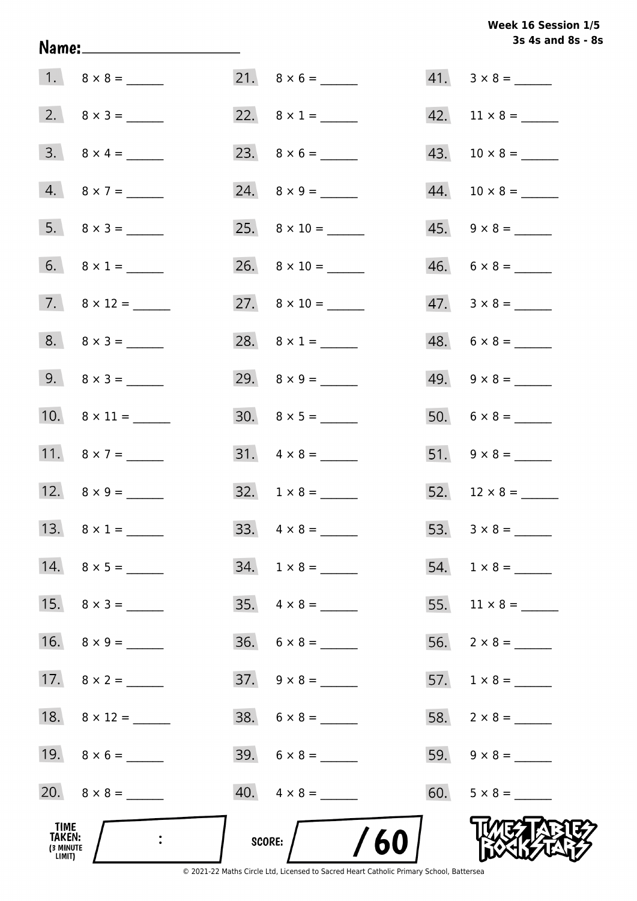**Week 16 Session 1/5**
**3s 4s and 8s - 8s**

**Name:** ____________________

1. $8 \times 8 =$ ______
2. $8 \times 3 =$ ______
3. $8 \times 4 =$ ______
4. $8 \times 7 =$ ______
5. $8 \times 3 =$ ______
6. $8 \times 1 =$ ______
7. $8 \times 12 =$ ______
8. $8 \times 3 =$ ______
9. $8 \times 3 =$ ______
10. $8 \times 11 =$ ______
11. $8 \times 7 =$ ______
12. $8 \times 9 =$ ______
13. $8 \times 1 =$ ______
14. $8 \times 5 =$ ______
15. $8 \times 3 =$ ______
16. $8 \times 9 =$ ______
17. $8 \times 2 =$ ______
18. $8 \times 12 =$ ______
19. $8 \times 6 =$ ______
20. $8 \times 8 =$ ______
21. $8 \times 6 =$ ______
22. $8 \times 1 =$ ______
23. $8 \times 6 =$ ______
24. $8 \times 9 =$ ______
25. $8 \times 10 =$ ______
26. $8 \times 10 =$ ______
27. $8 \times 10 =$ ______
28. $8 \times 1 =$ ______
29. $8 \times 9 =$ ______
30. $8 \times 5 =$ ______
31. $4 \times 8 =$ ______
32. $1 \times 8 =$ ______
33. $4 \times 8 =$ ______
34. $1 \times 8 =$ ______
35. $4 \times 8 =$ ______
36. $6 \times 8 =$ ______
37. $9 \times 8 =$ ______
38. $6 \times 8 =$ ______
39. $6 \times 8 =$ ______
40. $4 \times 8 =$ ______
41. $3 \times 8 =$ ______
42. $11 \times 8 =$ ______
43. $10 \times 8 =$ ______
44. $10 \times 8 =$ ______
45. $9 \times 8 =$ ______
46. $6 \times 8 =$ ______
47. $3 \times 8 =$ ______
48. $6 \times 8 =$ ______
49. $9 \times 8 =$ ______
50. $6 \times 8 =$ ______
51. $9 \times 8 =$ ______
52. $12 \times 8 =$ ______
53. $3 \times 8 =$ ______
54. $1 \times 8 =$ ______
55. $11 \times 8 =$ ______
56. $2 \times 8 =$ ______
57. $1 \times 8 =$ ______
58. $2 \times 8 =$ ______
59. $9 \times 8 =$ ______
60. $5 \times 8 =$ ______

**TIME TAKEN:** (3 MINUTE LIMIT) ___ : ___

**SCORE:** ___ / 60

© 2021-22 Maths Circle Ltd, Licensed to Sacred Heart Catholic Primary School, Battersea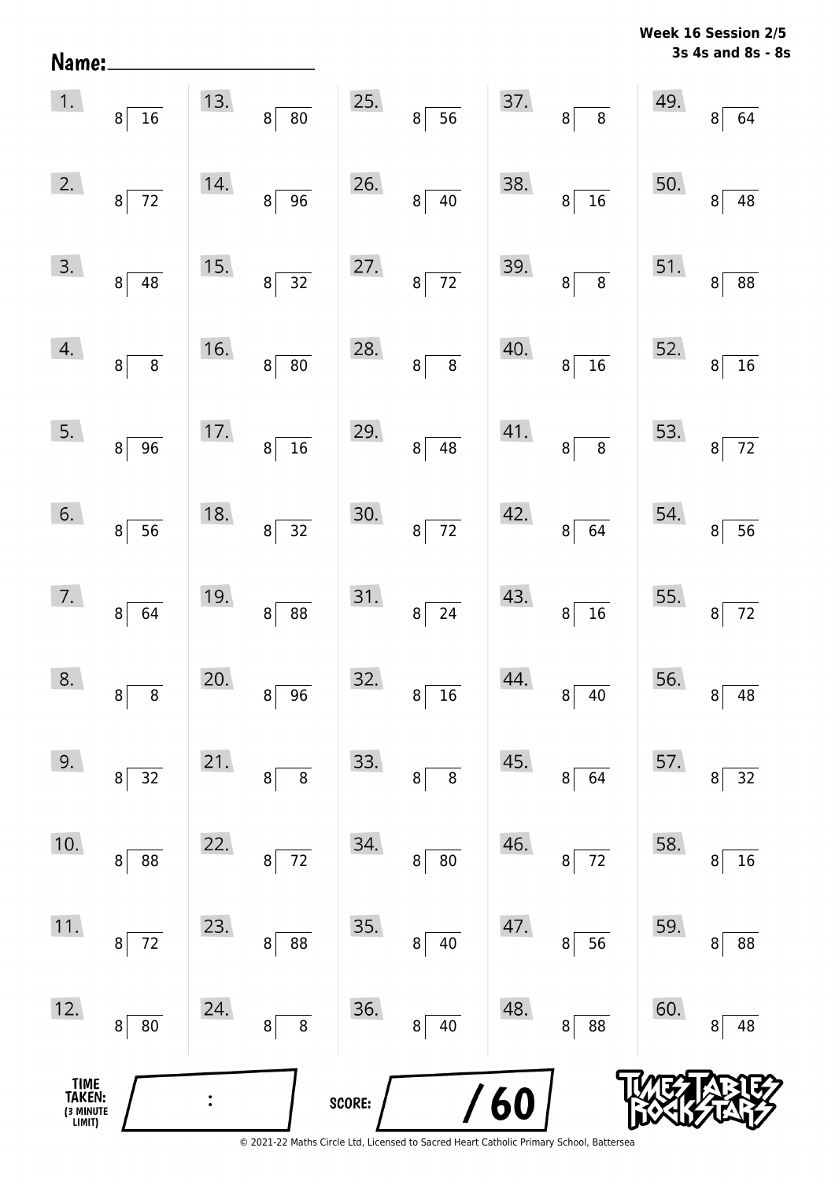**Name:** ____________________

**Week 16 Session 2/5**
**3s 4s and 8s - 8s**

| | | | | |
|---|---|---|---|---|
| 1. $16 \div 8$ | 13. $80 \div 8$ | 25. $56 \div 8$ | 37. $8 \div 8$ | 49. $64 \div 8$ |
| 2. $72 \div 8$ | 14. $96 \div 8$ | 26. $40 \div 8$ | 38. $16 \div 8$ | 50. $48 \div 8$ |
| 3. $48 \div 8$ | 15. $32 \div 8$ | 27. $72 \div 8$ | 39. $8 \div 8$ | 51. $88 \div 8$ |
| 4. $8 \div 8$ | 16. $80 \div 8$ | 28. $8 \div 8$ | 40. $16 \div 8$ | 52. $16 \div 8$ |
| 5. $96 \div 8$ | 17. $16 \div 8$ | 29. $48 \div 8$ | 41. $8 \div 8$ | 53. $72 \div 8$ |
| 6. $56 \div 8$ | 18. $32 \div 8$ | 30. $72 \div 8$ | 42. $64 \div 8$ | 54. $56 \div 8$ |
| 7. $64 \div 8$ | 19. $88 \div 8$ | 31. $24 \div 8$ | 43. $16 \div 8$ | 55. $72 \div 8$ |
| 8. $8 \div 8$ | 20. $96 \div 8$ | 32. $16 \div 8$ | 44. $40 \div 8$ | 56. $48 \div 8$ |
| 9. $32 \div 8$ | 21. $8 \div 8$ | 33. $8 \div 8$ | 45. $64 \div 8$ | 57. $32 \div 8$ |
| 10. $88 \div 8$ | 22. $72 \div 8$ | 34. $80 \div 8$ | 46. $72 \div 8$ | 58. $16 \div 8$ |
| 11. $72 \div 8$ | 23. $88 \div 8$ | 35. $40 \div 8$ | 47. $56 \div 8$ | 59. $88 \div 8$ |
| 12. $80 \div 8$ | 24. $8 \div 8$ | 36. $40 \div 8$ | 48. $88 \div 8$ | 60. $48 \div 8$ |

**TIME TAKEN: (3 MINUTE LIMIT)** ____ : ____

**SCORE:** ____ / 60

© 2021-22 Maths Circle Ltd, Licensed to Sacred Heart Catholic Primary School, Battersea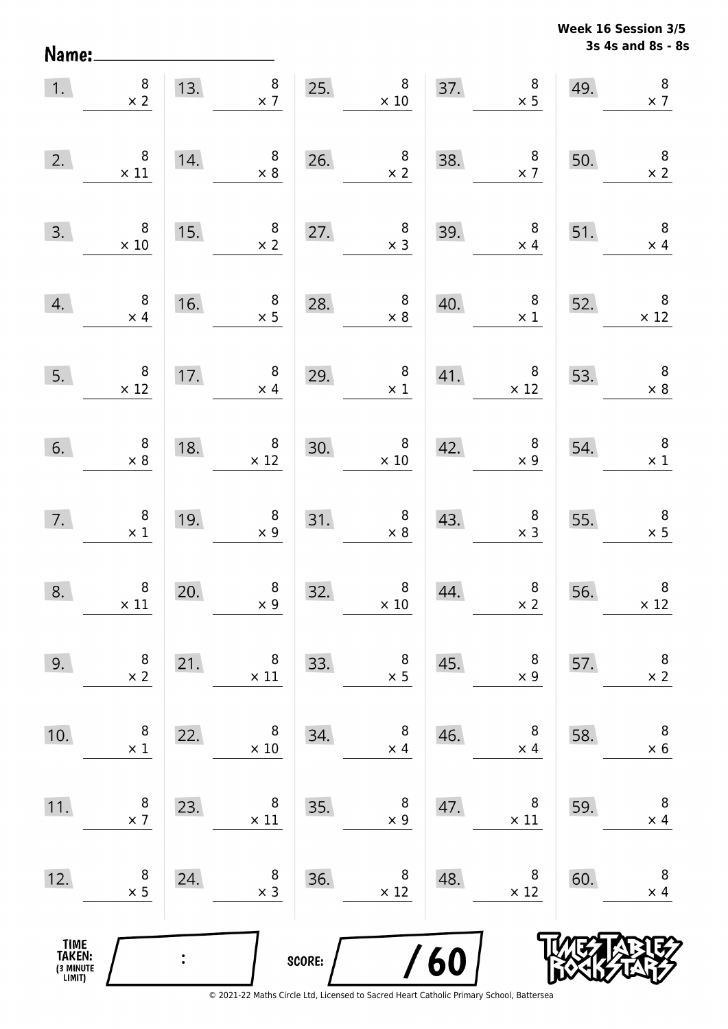**Week 16 Session 3/5**
**3s 4s and 8s - 8s**

Name: ____________________

| | | | | | | | | | |
|---|---|---|---|---|---|---|---|---|---|
| 1. | $8 \times 2$ | 13. | $8 \times 7$ | 25. | $8 \times 10$ | 37. | $8 \times 5$ | 49. | $8 \times 7$ |
| 2. | $8 \times 11$ | 14. | $8 \times 8$ | 26. | $8 \times 2$ | 38. | $8 \times 7$ | 50. | $8 \times 2$ |
| 3. | $8 \times 10$ | 15. | $8 \times 2$ | 27. | $8 \times 3$ | 39. | $8 \times 4$ | 51. | $8 \times 4$ |
| 4. | $8 \times 4$ | 16. | $8 \times 5$ | 28. | $8 \times 8$ | 40. | $8 \times 1$ | 52. | $8 \times 12$ |
| 5. | $8 \times 12$ | 17. | $8 \times 4$ | 29. | $8 \times 1$ | 41. | $8 \times 12$ | 53. | $8 \times 8$ |
| 6. | $8 \times 8$ | 18. | $8 \times 12$ | 30. | $8 \times 10$ | 42. | $8 \times 9$ | 54. | $8 \times 1$ |
| 7. | $8 \times 1$ | 19. | $8 \times 9$ | 31. | $8 \times 8$ | 43. | $8 \times 3$ | 55. | $8 \times 5$ |
| 8. | $8 \times 11$ | 20. | $8 \times 9$ | 32. | $8 \times 10$ | 44. | $8 \times 2$ | 56. | $8 \times 12$ |
| 9. | $8 \times 2$ | 21. | $8 \times 11$ | 33. | $8 \times 5$ | 45. | $8 \times 9$ | 57. | $8 \times 2$ |
| 10. | $8 \times 1$ | 22. | $8 \times 10$ | 34. | $8 \times 4$ | 46. | $8 \times 4$ | 58. | $8 \times 6$ |
| 11. | $8 \times 7$ | 23. | $8 \times 11$ | 35. | $8 \times 9$ | 47. | $8 \times 11$ | 59. | $8 \times 4$ |
| 12. | $8 \times 5$ | 24. | $8 \times 3$ | 36. | $8 \times 12$ | 48. | $8 \times 12$ | 60. | $8 \times 4$ |

TIME TAKEN: (3 MINUTE LIMIT) ____ : ____

SCORE: ____ / 60

TIMES TABLES ROCK STARS

© 2021-22 Maths Circle Ltd, Licensed to Sacred Heart Catholic Primary School, Battersea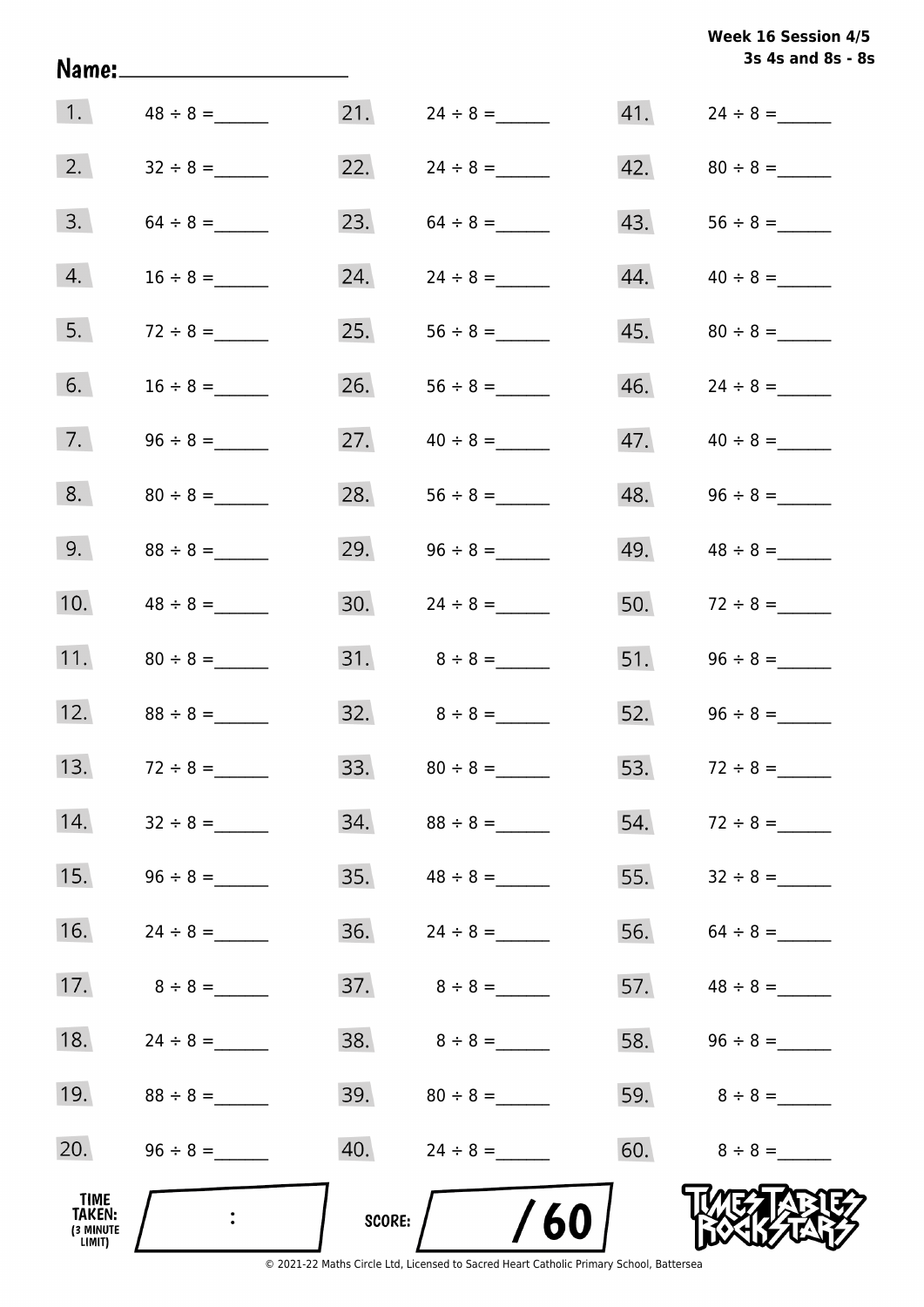Week 16 Session 4/5
3s 4s and 8s - 8s

Name:____________________

| | | | | | |
|---|---|---|---|---|---|
| 1. | 48 ÷ 8 = ______ | 21. | 24 ÷ 8 = ______ | 41. | 24 ÷ 8 = ______ |
| 2. | 32 ÷ 8 = ______ | 22. | 24 ÷ 8 = ______ | 42. | 80 ÷ 8 = ______ |
| 3. | 64 ÷ 8 = ______ | 23. | 64 ÷ 8 = ______ | 43. | 56 ÷ 8 = ______ |
| 4. | 16 ÷ 8 = ______ | 24. | 24 ÷ 8 = ______ | 44. | 40 ÷ 8 = ______ |
| 5. | 72 ÷ 8 = ______ | 25. | 56 ÷ 8 = ______ | 45. | 80 ÷ 8 = ______ |
| 6. | 16 ÷ 8 = ______ | 26. | 56 ÷ 8 = ______ | 46. | 24 ÷ 8 = ______ |
| 7. | 96 ÷ 8 = ______ | 27. | 40 ÷ 8 = ______ | 47. | 40 ÷ 8 = ______ |
| 8. | 80 ÷ 8 = ______ | 28. | 56 ÷ 8 = ______ | 48. | 96 ÷ 8 = ______ |
| 9. | 88 ÷ 8 = ______ | 29. | 96 ÷ 8 = ______ | 49. | 48 ÷ 8 = ______ |
| 10. | 48 ÷ 8 = ______ | 30. | 24 ÷ 8 = ______ | 50. | 72 ÷ 8 = ______ |
| 11. | 80 ÷ 8 = ______ | 31. | 8 ÷ 8 = ______ | 51. | 96 ÷ 8 = ______ |
| 12. | 88 ÷ 8 = ______ | 32. | 8 ÷ 8 = ______ | 52. | 96 ÷ 8 = ______ |
| 13. | 72 ÷ 8 = ______ | 33. | 80 ÷ 8 = ______ | 53. | 72 ÷ 8 = ______ |
| 14. | 32 ÷ 8 = ______ | 34. | 88 ÷ 8 = ______ | 54. | 72 ÷ 8 = ______ |
| 15. | 96 ÷ 8 = ______ | 35. | 48 ÷ 8 = ______ | 55. | 32 ÷ 8 = ______ |
| 16. | 24 ÷ 8 = ______ | 36. | 24 ÷ 8 = ______ | 56. | 64 ÷ 8 = ______ |
| 17. | 8 ÷ 8 = ______ | 37. | 8 ÷ 8 = ______ | 57. | 48 ÷ 8 = ______ |
| 18. | 24 ÷ 8 = ______ | 38. | 8 ÷ 8 = ______ | 58. | 96 ÷ 8 = ______ |
| 19. | 88 ÷ 8 = ______ | 39. | 80 ÷ 8 = ______ | 59. | 8 ÷ 8 = ______ |
| 20. | 96 ÷ 8 = ______ | 40. | 24 ÷ 8 = ______ | 60. | 8 ÷ 8 = ______ |

TIME TAKEN: (3 MINUTE LIMIT) :

SCORE: / 60

TIMES TABLES ROCK STARS

© 2021-22 Maths Circle Ltd, Licensed to Sacred Heart Catholic Primary School, Battersea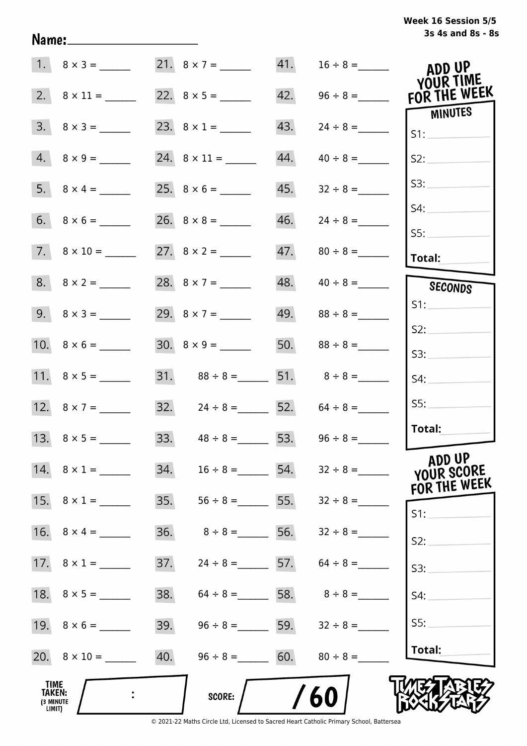Week 16 Session 5/5
3s 4s and 8s - 8s

Name:____________________

| | | | | | |
|---|---|---|---|---|---|
| 1. | $8 \times 3 =$ ______ | 21. | $8 \times 7 =$ ______ | 41. | $16 \div 8 =$ ______ |
| 2. | $8 \times 11 =$ ______ | 22. | $8 \times 5 =$ ______ | 42. | $96 \div 8 =$ ______ |
| 3. | $8 \times 3 =$ ______ | 23. | $8 \times 1 =$ ______ | 43. | $24 \div 8 =$ ______ |
| 4. | $8 \times 9 =$ ______ | 24. | $8 \times 11 =$ ______ | 44. | $40 \div 8 =$ ______ |
| 5. | $8 \times 4 =$ ______ | 25. | $8 \times 6 =$ ______ | 45. | $32 \div 8 =$ ______ |
| 6. | $8 \times 6 =$ ______ | 26. | $8 \times 8 =$ ______ | 46. | $24 \div 8 =$ ______ |
| 7. | $8 \times 10 =$ ______ | 27. | $8 \times 2 =$ ______ | 47. | $80 \div 8 =$ ______ |
| 8. | $8 \times 2 =$ ______ | 28. | $8 \times 7 =$ ______ | 48. | $40 \div 8 =$ ______ |
| 9. | $8 \times 3 =$ ______ | 29. | $8 \times 7 =$ ______ | 49. | $88 \div 8 =$ ______ |
| 10. | $8 \times 6 =$ ______ | 30. | $8 \times 9 =$ ______ | 50. | $88 \div 8 =$ ______ |
| 11. | $8 \times 5 =$ ______ | 31. | $88 \div 8 =$ ______ | 51. | $8 \div 8 =$ ______ |
| 12. | $8 \times 7 =$ ______ | 32. | $24 \div 8 =$ ______ | 52. | $64 \div 8 =$ ______ |
| 13. | $8 \times 5 =$ ______ | 33. | $48 \div 8 =$ ______ | 53. | $96 \div 8 =$ ______ |
| 14. | $8 \times 1 =$ ______ | 34. | $16 \div 8 =$ ______ | 54. | $32 \div 8 =$ ______ |
| 15. | $8 \times 1 =$ ______ | 35. | $56 \div 8 =$ ______ | 55. | $32 \div 8 =$ ______ |
| 16. | $8 \times 4 =$ ______ | 36. | $8 \div 8 =$ ______ | 56. | $32 \div 8 =$ ______ |
| 17. | $8 \times 1 =$ ______ | 37. | $24 \div 8 =$ ______ | 57. | $64 \div 8 =$ ______ |
| 18. | $8 \times 5 =$ ______ | 38. | $64 \div 8 =$ ______ | 58. | $8 \div 8 =$ ______ |
| 19. | $8 \times 6 =$ ______ | 39. | $96 \div 8 =$ ______ | 59. | $32 \div 8 =$ ______ |
| 20. | $8 \times 10 =$ ______ | 40. | $96 \div 8 =$ ______ | 60. | $80 \div 8 =$ ______ |

**ADD UP YOUR TIME FOR THE WEEK**

**MINUTES**

S1: ________
S2: ________
S3: ________
S4: ________
S5: ________
**Total:** ________

**SECONDS**

S1: ________
S2: ________
S3: ________
S4: ________
S5: ________
**Total:** ________

**ADD UP YOUR SCORE FOR THE WEEK**

S1: ________
S2: ________
S3: ________
S4: ________
S5: ________
**Total:** ________

**TIME TAKEN:** (3 MINUTE LIMIT) ____ : ____

**SCORE:** ____ / 60

TIMES TABLES ROCK STARS

© 2021-22 Maths Circle Ltd, Licensed to Sacred Heart Catholic Primary School, Battersea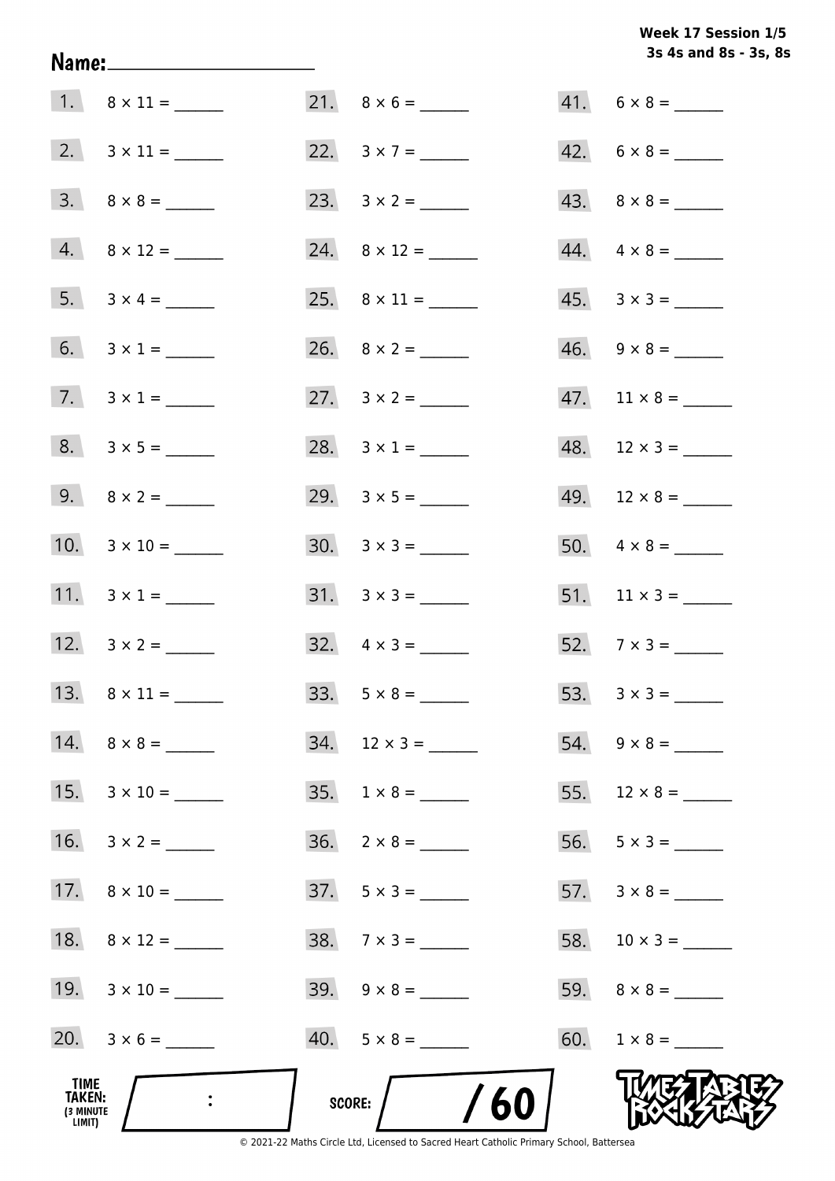**Week 17 Session 1/5**
**3s 4s and 8s - 3s, 8s**

**Name:** ____________________

1. $8 \times 11 =$ ______
2. $3 \times 11 =$ ______
3. $8 \times 8 =$ ______
4. $8 \times 12 =$ ______
5. $3 \times 4 =$ ______
6. $3 \times 1 =$ ______
7. $3 \times 1 =$ ______
8. $3 \times 5 =$ ______
9. $8 \times 2 =$ ______
10. $3 \times 10 =$ ______
11. $3 \times 1 =$ ______
12. $3 \times 2 =$ ______
13. $8 \times 11 =$ ______
14. $8 \times 8 =$ ______
15. $3 \times 10 =$ ______
16. $3 \times 2 =$ ______
17. $8 \times 10 =$ ______
18. $8 \times 12 =$ ______
19. $3 \times 10 =$ ______
20. $3 \times 6 =$ ______
21. $8 \times 6 =$ ______
22. $3 \times 7 =$ ______
23. $3 \times 2 =$ ______
24. $8 \times 12 =$ ______
25. $8 \times 11 =$ ______
26. $8 \times 2 =$ ______
27. $3 \times 2 =$ ______
28. $3 \times 1 =$ ______
29. $3 \times 5 =$ ______
30. $3 \times 3 =$ ______
31. $3 \times 3 =$ ______
32. $4 \times 3 =$ ______
33. $5 \times 8 =$ ______
34. $12 \times 3 =$ ______
35. $1 \times 8 =$ ______
36. $2 \times 8 =$ ______
37. $5 \times 3 =$ ______
38. $7 \times 3 =$ ______
39. $9 \times 8 =$ ______
40. $5 \times 8 =$ ______
41. $6 \times 8 =$ ______
42. $6 \times 8 =$ ______
43. $8 \times 8 =$ ______
44. $4 \times 8 =$ ______
45. $3 \times 3 =$ ______
46. $9 \times 8 =$ ______
47. $11 \times 8 =$ ______
48. $12 \times 3 =$ ______
49. $12 \times 8 =$ ______
50. $4 \times 8 =$ ______
51. $11 \times 3 =$ ______
52. $7 \times 3 =$ ______
53. $3 \times 3 =$ ______
54. $9 \times 8 =$ ______
55. $12 \times 8 =$ ______
56. $5 \times 3 =$ ______
57. $3 \times 8 =$ ______
58. $10 \times 3 =$ ______
59. $8 \times 8 =$ ______
60. $1 \times 8 =$ ______

**TIME TAKEN:** (3 MINUTE LIMIT) ____ : ____

**SCORE:** ____ / 60

© 2021-22 Maths Circle Ltd, Licensed to Sacred Heart Catholic Primary School, Battersea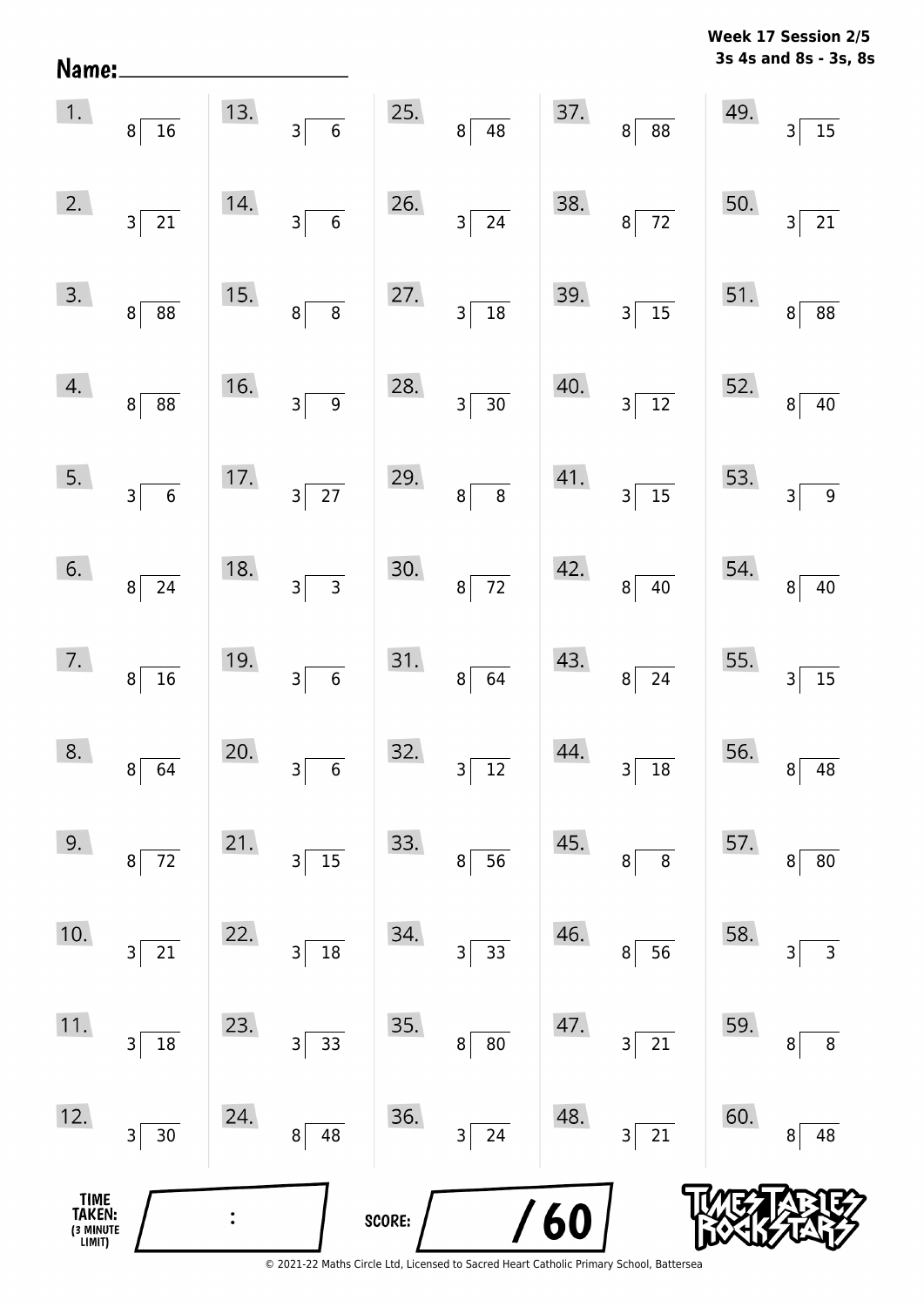**Week 17 Session 2/5**
**3s 4s and 8s - 3s, 8s**

Name: ____________________

| | | | | |
|---|---|---|---|---|
| 1. $16 \div 8$ | 13. $6 \div 3$ | 25. $48 \div 8$ | 37. $88 \div 8$ | 49. $15 \div 3$ |
| 2. $21 \div 3$ | 14. $6 \div 3$ | 26. $24 \div 3$ | 38. $72 \div 8$ | 50. $21 \div 3$ |
| 3. $88 \div 8$ | 15. $8 \div 8$ | 27. $18 \div 3$ | 39. $15 \div 3$ | 51. $88 \div 8$ |
| 4. $88 \div 8$ | 16. $9 \div 3$ | 28. $30 \div 3$ | 40. $12 \div 3$ | 52. $40 \div 8$ |
| 5. $6 \div 3$ | 17. $27 \div 3$ | 29. $8 \div 8$ | 41. $15 \div 3$ | 53. $9 \div 3$ |
| 6. $24 \div 8$ | 18. $3 \div 3$ | 30. $72 \div 8$ | 42. $40 \div 8$ | 54. $40 \div 8$ |
| 7. $16 \div 8$ | 19. $6 \div 3$ | 31. $64 \div 8$ | 43. $24 \div 8$ | 55. $15 \div 3$ |
| 8. $64 \div 8$ | 20. $6 \div 3$ | 32. $12 \div 3$ | 44. $18 \div 3$ | 56. $48 \div 8$ |
| 9. $72 \div 8$ | 21. $15 \div 3$ | 33. $56 \div 8$ | 45. $8 \div 8$ | 57. $80 \div 8$ |
| 10. $21 \div 3$ | 22. $18 \div 3$ | 34. $33 \div 3$ | 46. $56 \div 8$ | 58. $3 \div 3$ |
| 11. $18 \div 3$ | 23. $33 \div 3$ | 35. $80 \div 8$ | 47. $21 \div 3$ | 59. $8 \div 8$ |
| 12. $30 \div 3$ | 24. $48 \div 8$ | 36. $24 \div 3$ | 48. $21 \div 3$ | 60. $48 \div 8$ |

TIME TAKEN: (3 MINUTE LIMIT) ____ : ____

SCORE: ____ / 60

© 2021-22 Maths Circle Ltd, Licensed to Sacred Heart Catholic Primary School, Battersea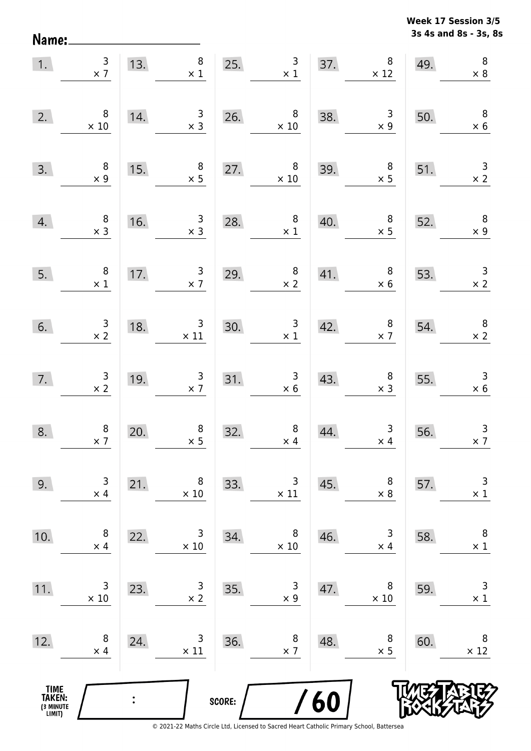**Week 17 Session 3/5**
**3s 4s and 8s - 3s, 8s**

Name: ____________________

| | | | | | | | | | |
|---|---|---|---|---|---|---|---|---|---|
| 1. | $3 \times 7$ | 13. | $8 \times 1$ | 25. | $3 \times 1$ | 37. | $8 \times 12$ | 49. | $8 \times 8$ |
| 2. | $8 \times 10$ | 14. | $3 \times 3$ | 26. | $8 \times 10$ | 38. | $3 \times 9$ | 50. | $8 \times 6$ |
| 3. | $8 \times 9$ | 15. | $8 \times 5$ | 27. | $8 \times 10$ | 39. | $8 \times 5$ | 51. | $3 \times 2$ |
| 4. | $8 \times 3$ | 16. | $3 \times 3$ | 28. | $8 \times 1$ | 40. | $8 \times 5$ | 52. | $8 \times 9$ |
| 5. | $8 \times 1$ | 17. | $3 \times 7$ | 29. | $8 \times 2$ | 41. | $8 \times 6$ | 53. | $3 \times 2$ |
| 6. | $3 \times 2$ | 18. | $3 \times 11$ | 30. | $3 \times 1$ | 42. | $8 \times 7$ | 54. | $8 \times 2$ |
| 7. | $3 \times 2$ | 19. | $3 \times 7$ | 31. | $3 \times 6$ | 43. | $8 \times 3$ | 55. | $3 \times 6$ |
| 8. | $8 \times 7$ | 20. | $8 \times 5$ | 32. | $8 \times 4$ | 44. | $3 \times 4$ | 56. | $3 \times 7$ |
| 9. | $3 \times 4$ | 21. | $8 \times 10$ | 33. | $3 \times 11$ | 45. | $8 \times 8$ | 57. | $3 \times 1$ |
| 10. | $8 \times 4$ | 22. | $3 \times 10$ | 34. | $8 \times 10$ | 46. | $3 \times 4$ | 58. | $8 \times 1$ |
| 11. | $3 \times 10$ | 23. | $3 \times 2$ | 35. | $3 \times 9$ | 47. | $8 \times 10$ | 59. | $3 \times 1$ |
| 12. | $8 \times 4$ | 24. | $3 \times 11$ | 36. | $8 \times 7$ | 48. | $8 \times 5$ | 60. | $8 \times 12$ |

TIME TAKEN: (3 MINUTE LIMIT) ____ : ____

SCORE: ____ / 60

Times Tables Rock Stars

© 2021-22 Maths Circle Ltd, Licensed to Sacred Heart Catholic Primary School, Battersea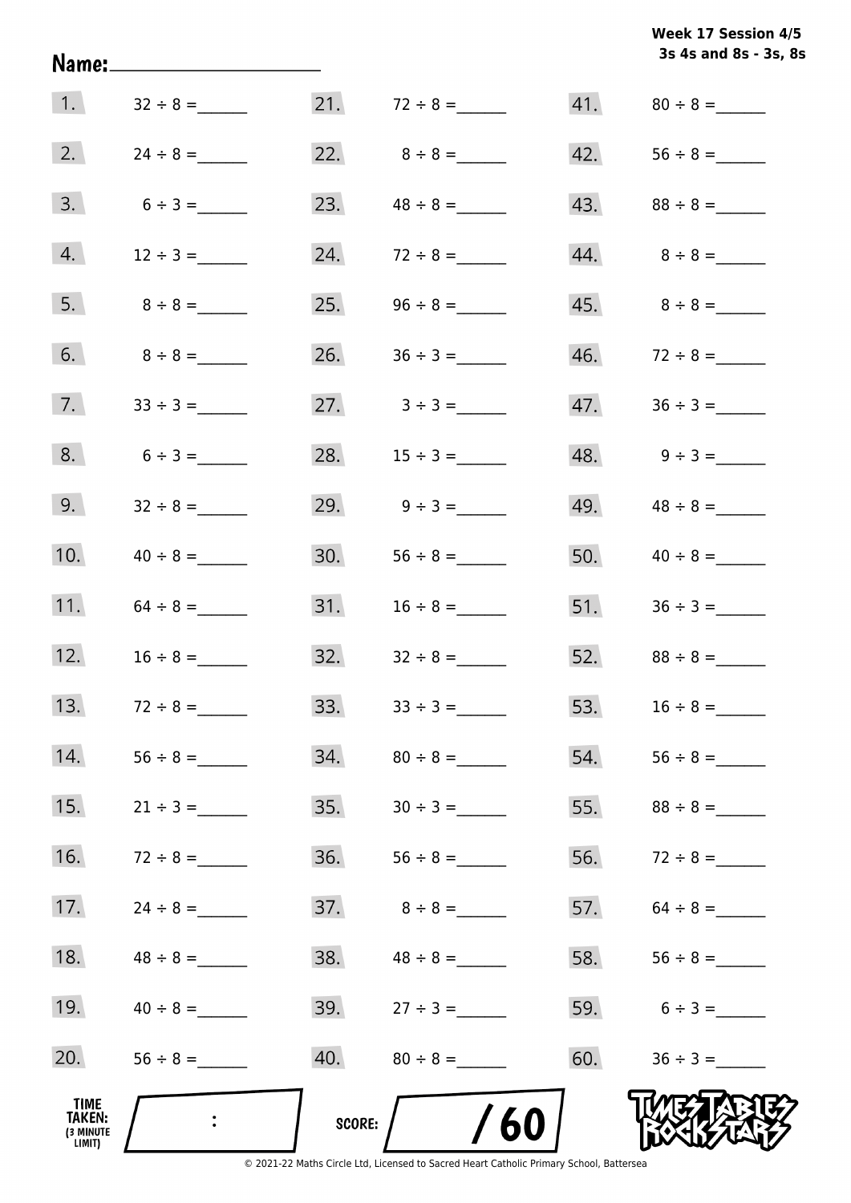**Week 17 Session 4/5**
**3s 4s and 8s - 3s, 8s**

Name:______________________

| | | | | | |
|---|---|---|---|---|---|
| 1. | 32 ÷ 8 = ______ | 21. | 72 ÷ 8 = ______ | 41. | 80 ÷ 8 = ______ |
| 2. | 24 ÷ 8 = ______ | 22. | 8 ÷ 8 = ______ | 42. | 56 ÷ 8 = ______ |
| 3. | 6 ÷ 3 = ______ | 23. | 48 ÷ 8 = ______ | 43. | 88 ÷ 8 = ______ |
| 4. | 12 ÷ 3 = ______ | 24. | 72 ÷ 8 = ______ | 44. | 8 ÷ 8 = ______ |
| 5. | 8 ÷ 8 = ______ | 25. | 96 ÷ 8 = ______ | 45. | 8 ÷ 8 = ______ |
| 6. | 8 ÷ 8 = ______ | 26. | 36 ÷ 3 = ______ | 46. | 72 ÷ 8 = ______ |
| 7. | 33 ÷ 3 = ______ | 27. | 3 ÷ 3 = ______ | 47. | 36 ÷ 3 = ______ |
| 8. | 6 ÷ 3 = ______ | 28. | 15 ÷ 3 = ______ | 48. | 9 ÷ 3 = ______ |
| 9. | 32 ÷ 8 = ______ | 29. | 9 ÷ 3 = ______ | 49. | 48 ÷ 8 = ______ |
| 10. | 40 ÷ 8 = ______ | 30. | 56 ÷ 8 = ______ | 50. | 40 ÷ 8 = ______ |
| 11. | 64 ÷ 8 = ______ | 31. | 16 ÷ 8 = ______ | 51. | 36 ÷ 3 = ______ |
| 12. | 16 ÷ 8 = ______ | 32. | 32 ÷ 8 = ______ | 52. | 88 ÷ 8 = ______ |
| 13. | 72 ÷ 8 = ______ | 33. | 33 ÷ 3 = ______ | 53. | 16 ÷ 8 = ______ |
| 14. | 56 ÷ 8 = ______ | 34. | 80 ÷ 8 = ______ | 54. | 56 ÷ 8 = ______ |
| 15. | 21 ÷ 3 = ______ | 35. | 30 ÷ 3 = ______ | 55. | 88 ÷ 8 = ______ |
| 16. | 72 ÷ 8 = ______ | 36. | 56 ÷ 8 = ______ | 56. | 72 ÷ 8 = ______ |
| 17. | 24 ÷ 8 = ______ | 37. | 8 ÷ 8 = ______ | 57. | 64 ÷ 8 = ______ |
| 18. | 48 ÷ 8 = ______ | 38. | 48 ÷ 8 = ______ | 58. | 56 ÷ 8 = ______ |
| 19. | 40 ÷ 8 = ______ | 39. | 27 ÷ 3 = ______ | 59. | 6 ÷ 3 = ______ |
| 20. | 56 ÷ 8 = ______ | 40. | 80 ÷ 8 = ______ | 60. | 36 ÷ 3 = ______ |

TIME TAKEN: (3 MINUTE LIMIT) &nbsp;&nbsp; : &nbsp;&nbsp;&nbsp;&nbsp; SCORE: &nbsp;&nbsp; / 60

TIMES TABLES ROCK STARS

© 2021-22 Maths Circle Ltd, Licensed to Sacred Heart Catholic Primary School, Battersea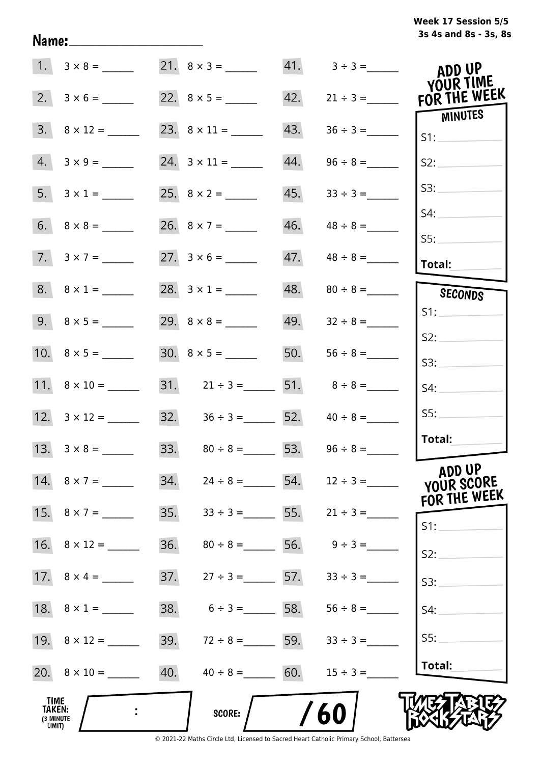**Week 17 Session 5/5**
**3s 4s and 8s - 3s, 8s**

Name: ____________________

| | | | | | |
|---|---|---|---|---|---|
| 1. | $3 \times 8 =$ ______ | 21. | $8 \times 3 =$ ______ | 41. | $3 \div 3 =$ ______ |
| 2. | $3 \times 6 =$ ______ | 22. | $8 \times 5 =$ ______ | 42. | $21 \div 3 =$ ______ |
| 3. | $8 \times 12 =$ ______ | 23. | $8 \times 11 =$ ______ | 43. | $36 \div 3 =$ ______ |
| 4. | $3 \times 9 =$ ______ | 24. | $3 \times 11 =$ ______ | 44. | $96 \div 8 =$ ______ |
| 5. | $3 \times 1 =$ ______ | 25. | $8 \times 2 =$ ______ | 45. | $33 \div 3 =$ ______ |
| 6. | $8 \times 8 =$ ______ | 26. | $8 \times 7 =$ ______ | 46. | $48 \div 8 =$ ______ |
| 7. | $3 \times 7 =$ ______ | 27. | $3 \times 6 =$ ______ | 47. | $48 \div 8 =$ ______ |
| 8. | $8 \times 1 =$ ______ | 28. | $3 \times 1 =$ ______ | 48. | $80 \div 8 =$ ______ |
| 9. | $8 \times 5 =$ ______ | 29. | $8 \times 8 =$ ______ | 49. | $32 \div 8 =$ ______ |
| 10. | $8 \times 5 =$ ______ | 30. | $8 \times 5 =$ ______ | 50. | $56 \div 8 =$ ______ |
| 11. | $8 \times 10 =$ ______ | 31. | $21 \div 3 =$ ______ | 51. | $8 \div 8 =$ ______ |
| 12. | $3 \times 12 =$ ______ | 32. | $36 \div 3 =$ ______ | 52. | $40 \div 8 =$ ______ |
| 13. | $3 \times 8 =$ ______ | 33. | $80 \div 8 =$ ______ | 53. | $96 \div 8 =$ ______ |
| 14. | $8 \times 7 =$ ______ | 34. | $24 \div 8 =$ ______ | 54. | $12 \div 3 =$ ______ |
| 15. | $8 \times 7 =$ ______ | 35. | $33 \div 3 =$ ______ | 55. | $21 \div 3 =$ ______ |
| 16. | $8 \times 12 =$ ______ | 36. | $80 \div 8 =$ ______ | 56. | $9 \div 3 =$ ______ |
| 17. | $8 \times 4 =$ ______ | 37. | $27 \div 3 =$ ______ | 57. | $33 \div 3 =$ ______ |
| 18. | $8 \times 1 =$ ______ | 38. | $6 \div 3 =$ ______ | 58. | $56 \div 8 =$ ______ |
| 19. | $8 \times 12 =$ ______ | 39. | $72 \div 8 =$ ______ | 59. | $33 \div 3 =$ ______ |
| 20. | $8 \times 10 =$ ______ | 40. | $40 \div 8 =$ ______ | 60. | $15 \div 3 =$ ______ |

**ADD UP YOUR TIME FOR THE WEEK**

**MINUTES**
S1: ______
S2: ______
S3: ______
S4: ______
S5: ______
**Total:** ______

**SECONDS**
S1: ______
S2: ______
S3: ______
S4: ______
S5: ______
**Total:** ______

**ADD UP YOUR SCORE FOR THE WEEK**
S1: ______
S2: ______
S3: ______
S4: ______
S5: ______
**Total:** ______

**TIME TAKEN: (3 MINUTE LIMIT)** ___ : ___

**SCORE:** ____ / 60

TIMES TABLES ROCK STARS

© 2021-22 Maths Circle Ltd, Licensed to Sacred Heart Catholic Primary School, Battersea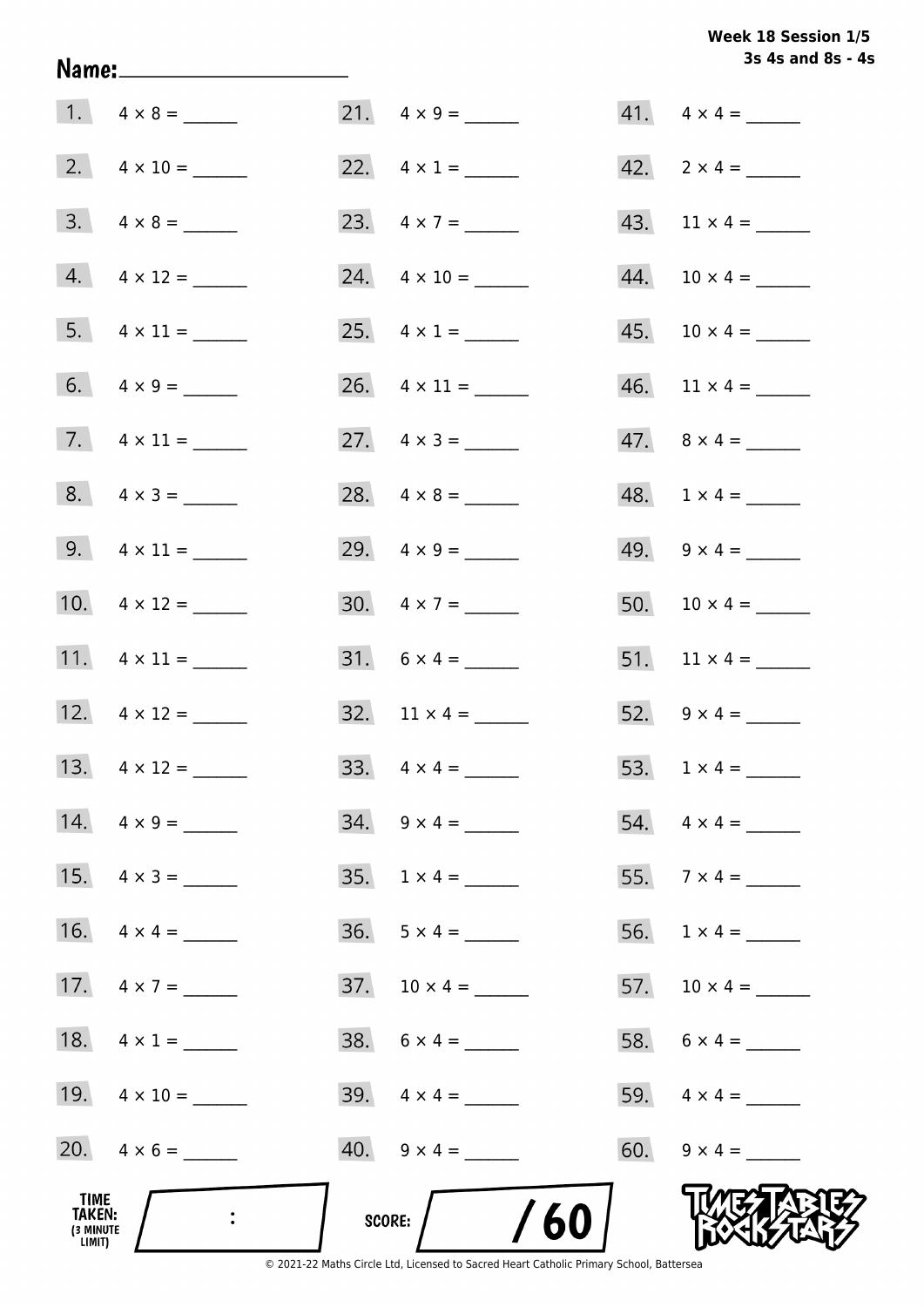**Week 18 Session 1/5**
**3s 4s and 8s - 4s**

**Name:** ____________________

1. $4 \times 8 =$ ______
2. $4 \times 10 =$ ______
3. $4 \times 8 =$ ______
4. $4 \times 12 =$ ______
5. $4 \times 11 =$ ______
6. $4 \times 9 =$ ______
7. $4 \times 11 =$ ______
8. $4 \times 3 =$ ______
9. $4 \times 11 =$ ______
10. $4 \times 12 =$ ______
11. $4 \times 11 =$ ______
12. $4 \times 12 =$ ______
13. $4 \times 12 =$ ______
14. $4 \times 9 =$ ______
15. $4 \times 3 =$ ______
16. $4 \times 4 =$ ______
17. $4 \times 7 =$ ______
18. $4 \times 1 =$ ______
19. $4 \times 10 =$ ______
20. $4 \times 6 =$ ______
21. $4 \times 9 =$ ______
22. $4 \times 1 =$ ______
23. $4 \times 7 =$ ______
24. $4 \times 10 =$ ______
25. $4 \times 1 =$ ______
26. $4 \times 11 =$ ______
27. $4 \times 3 =$ ______
28. $4 \times 8 =$ ______
29. $4 \times 9 =$ ______
30. $4 \times 7 =$ ______
31. $6 \times 4 =$ ______
32. $11 \times 4 =$ ______
33. $4 \times 4 =$ ______
34. $9 \times 4 =$ ______
35. $1 \times 4 =$ ______
36. $5 \times 4 =$ ______
37. $10 \times 4 =$ ______
38. $6 \times 4 =$ ______
39. $4 \times 4 =$ ______
40. $9 \times 4 =$ ______
41. $4 \times 4 =$ ______
42. $2 \times 4 =$ ______
43. $11 \times 4 =$ ______
44. $10 \times 4 =$ ______
45. $10 \times 4 =$ ______
46. $11 \times 4 =$ ______
47. $8 \times 4 =$ ______
48. $1 \times 4 =$ ______
49. $9 \times 4 =$ ______
50. $10 \times 4 =$ ______
51. $11 \times 4 =$ ______
52. $9 \times 4 =$ ______
53. $1 \times 4 =$ ______
54. $4 \times 4 =$ ______
55. $7 \times 4 =$ ______
56. $1 \times 4 =$ ______
57. $10 \times 4 =$ ______
58. $6 \times 4 =$ ______
59. $4 \times 4 =$ ______
60. $9 \times 4 =$ ______

**TIME TAKEN:** (3 MINUTE LIMIT) ___ : ___

**SCORE:** ___ / 60

TIMES TABLES ROCK STARS

© 2021-22 Maths Circle Ltd, Licensed to Sacred Heart Catholic Primary School, Battersea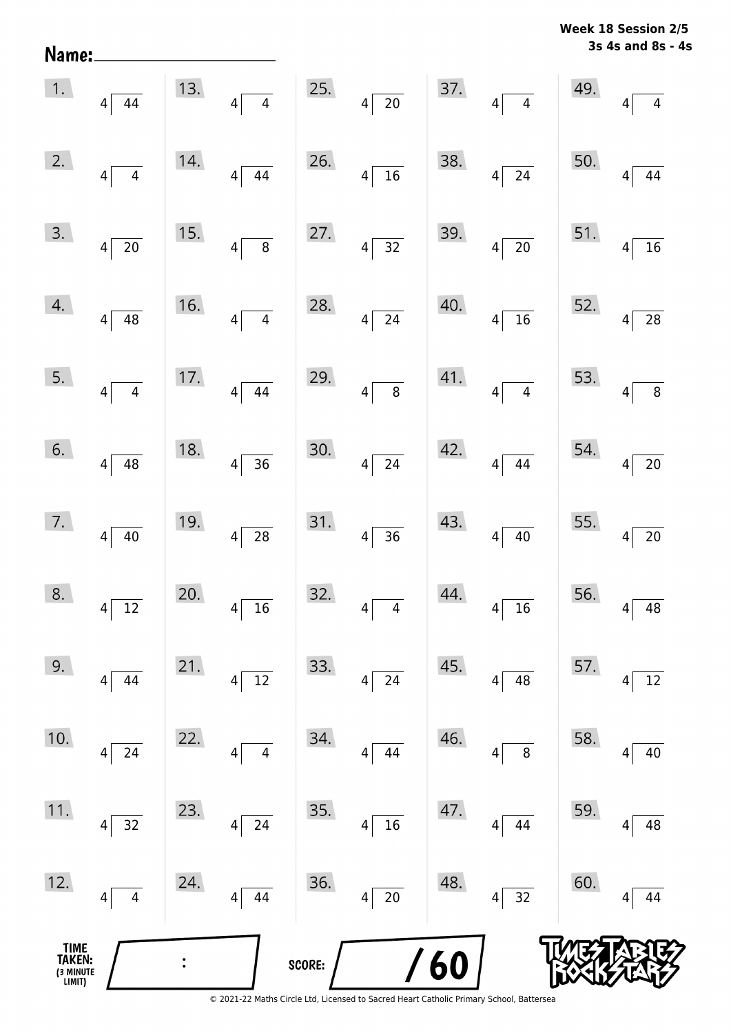**Week 18 Session 2/5**
**3s 4s and 8s - 4s**

Name: ____________________

| | | | | |
|---|---|---|---|---|
| 1. $4 \overline{)44}$ | 13. $4 \overline{)4}$ | 25. $4 \overline{)20}$ | 37. $4 \overline{)4}$ | 49. $4 \overline{)4}$ |
| 2. $4 \overline{)4}$ | 14. $4 \overline{)44}$ | 26. $4 \overline{)16}$ | 38. $4 \overline{)24}$ | 50. $4 \overline{)44}$ |
| 3. $4 \overline{)20}$ | 15. $4 \overline{)8}$ | 27. $4 \overline{)32}$ | 39. $4 \overline{)20}$ | 51. $4 \overline{)16}$ |
| 4. $4 \overline{)48}$ | 16. $4 \overline{)4}$ | 28. $4 \overline{)24}$ | 40. $4 \overline{)16}$ | 52. $4 \overline{)28}$ |
| 5. $4 \overline{)4}$ | 17. $4 \overline{)44}$ | 29. $4 \overline{)8}$ | 41. $4 \overline{)4}$ | 53. $4 \overline{)8}$ |
| 6. $4 \overline{)48}$ | 18. $4 \overline{)36}$ | 30. $4 \overline{)24}$ | 42. $4 \overline{)44}$ | 54. $4 \overline{)20}$ |
| 7. $4 \overline{)40}$ | 19. $4 \overline{)28}$ | 31. $4 \overline{)36}$ | 43. $4 \overline{)40}$ | 55. $4 \overline{)20}$ |
| 8. $4 \overline{)12}$ | 20. $4 \overline{)16}$ | 32. $4 \overline{)4}$ | 44. $4 \overline{)16}$ | 56. $4 \overline{)48}$ |
| 9. $4 \overline{)44}$ | 21. $4 \overline{)12}$ | 33. $4 \overline{)24}$ | 45. $4 \overline{)48}$ | 57. $4 \overline{)12}$ |
| 10. $4 \overline{)24}$ | 22. $4 \overline{)4}$ | 34. $4 \overline{)44}$ | 46. $4 \overline{)8}$ | 58. $4 \overline{)40}$ |
| 11. $4 \overline{)32}$ | 23. $4 \overline{)24}$ | 35. $4 \overline{)16}$ | 47. $4 \overline{)44}$ | 59. $4 \overline{)48}$ |
| 12. $4 \overline{)4}$ | 24. $4 \overline{)44}$ | 36. $4 \overline{)20}$ | 48. $4 \overline{)32}$ | 60. $4 \overline{)44}$ |

TIME TAKEN: (3 MINUTE LIMIT) ____ : ____

SCORE: ____ / 60

TIMES TABLES ROCK STARS

© 2021-22 Maths Circle Ltd, Licensed to Sacred Heart Catholic Primary School, Battersea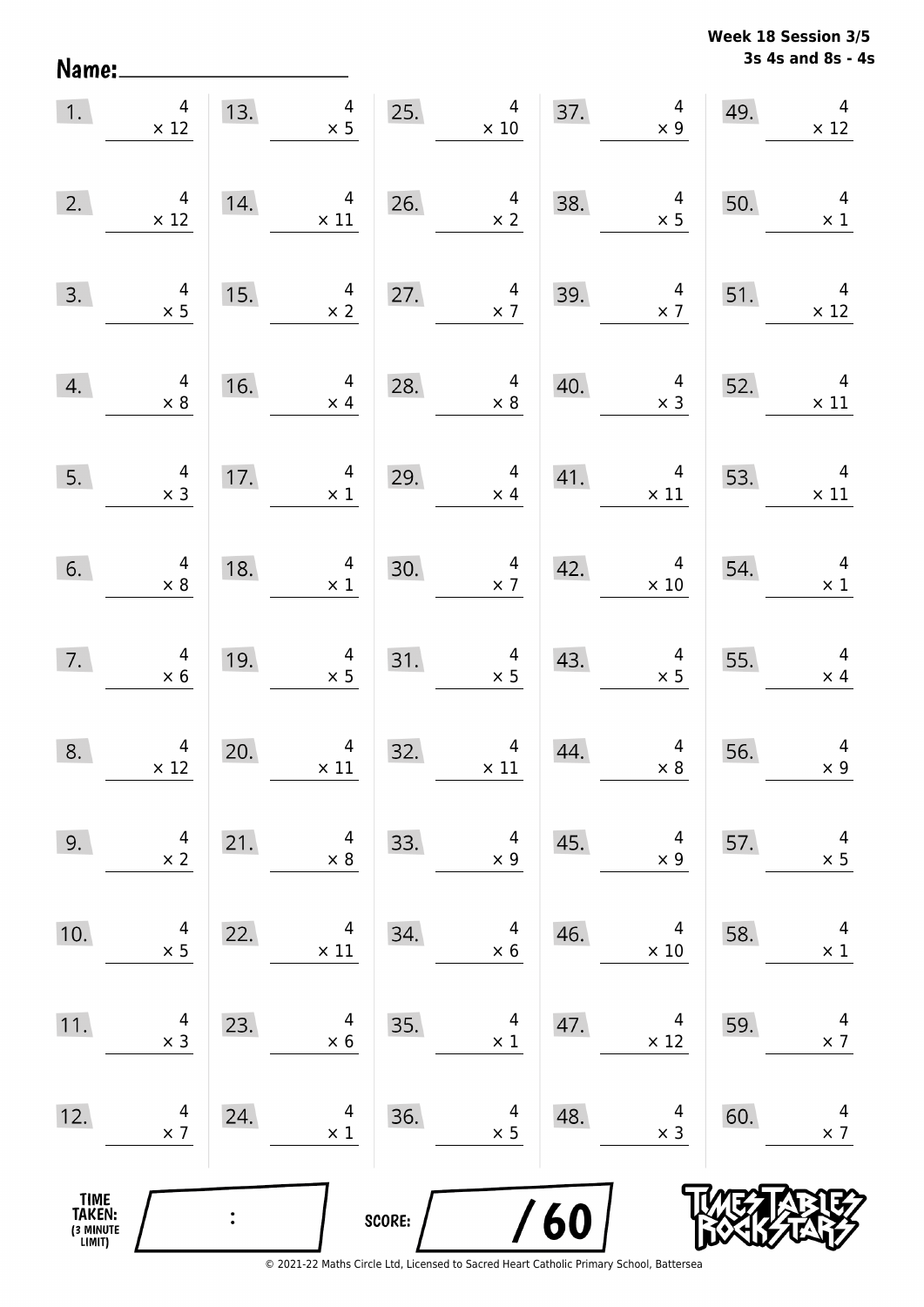**Week 18 Session 3/5**
**3s 4s and 8s - 4s**

Name: ____________________

| | | | | | | | | | |
|---|---|---|---|---|---|---|---|---|---|
| 1. | $4 \times 12$ | 13. | $4 \times 5$ | 25. | $4 \times 10$ | 37. | $4 \times 9$ | 49. | $4 \times 12$ |
| 2. | $4 \times 12$ | 14. | $4 \times 11$ | 26. | $4 \times 2$ | 38. | $4 \times 5$ | 50. | $4 \times 1$ |
| 3. | $4 \times 5$ | 15. | $4 \times 2$ | 27. | $4 \times 7$ | 39. | $4 \times 7$ | 51. | $4 \times 12$ |
| 4. | $4 \times 8$ | 16. | $4 \times 4$ | 28. | $4 \times 8$ | 40. | $4 \times 3$ | 52. | $4 \times 11$ |
| 5. | $4 \times 3$ | 17. | $4 \times 1$ | 29. | $4 \times 4$ | 41. | $4 \times 11$ | 53. | $4 \times 11$ |
| 6. | $4 \times 8$ | 18. | $4 \times 1$ | 30. | $4 \times 7$ | 42. | $4 \times 10$ | 54. | $4 \times 1$ |
| 7. | $4 \times 6$ | 19. | $4 \times 5$ | 31. | $4 \times 5$ | 43. | $4 \times 5$ | 55. | $4 \times 4$ |
| 8. | $4 \times 12$ | 20. | $4 \times 11$ | 32. | $4 \times 11$ | 44. | $4 \times 8$ | 56. | $4 \times 9$ |
| 9. | $4 \times 2$ | 21. | $4 \times 8$ | 33. | $4 \times 9$ | 45. | $4 \times 9$ | 57. | $4 \times 5$ |
| 10. | $4 \times 5$ | 22. | $4 \times 11$ | 34. | $4 \times 6$ | 46. | $4 \times 10$ | 58. | $4 \times 1$ |
| 11. | $4 \times 3$ | 23. | $4 \times 6$ | 35. | $4 \times 1$ | 47. | $4 \times 12$ | 59. | $4 \times 7$ |
| 12. | $4 \times 7$ | 24. | $4 \times 1$ | 36. | $4 \times 5$ | 48. | $4 \times 3$ | 60. | $4 \times 7$ |

TIME TAKEN: (3 MINUTE LIMIT) ____ : ____

SCORE: ____ / 60

© 2021-22 Maths Circle Ltd, Licensed to Sacred Heart Catholic Primary School, Battersea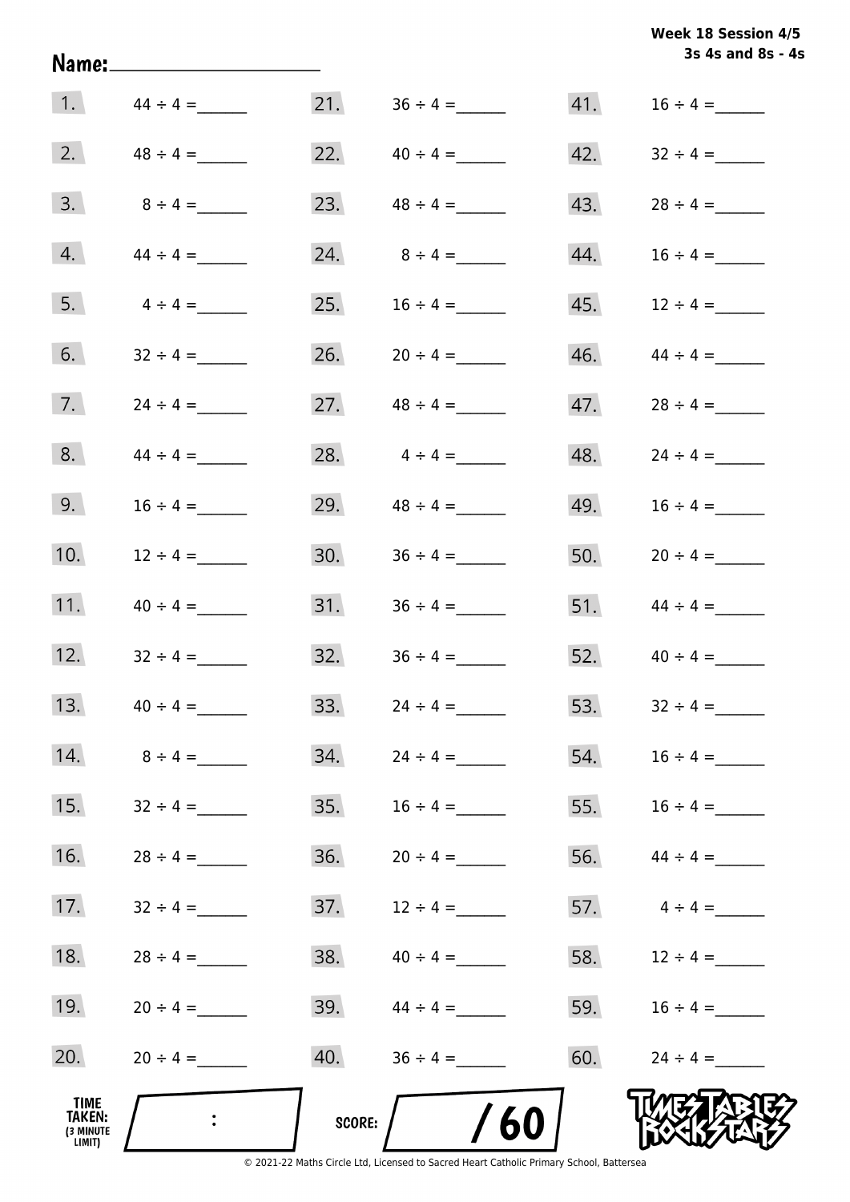Week 18 Session 4/5
3s 4s and 8s - 4s

Name:____________________

| | | | | | |
|---|---|---|---|---|---|
| 1. | $44 \div 4 =$ ______ | 21. | $36 \div 4 =$ ______ | 41. | $16 \div 4 =$ ______ |
| 2. | $48 \div 4 =$ ______ | 22. | $40 \div 4 =$ ______ | 42. | $32 \div 4 =$ ______ |
| 3. | $8 \div 4 =$ ______ | 23. | $48 \div 4 =$ ______ | 43. | $28 \div 4 =$ ______ |
| 4. | $44 \div 4 =$ ______ | 24. | $8 \div 4 =$ ______ | 44. | $16 \div 4 =$ ______ |
| 5. | $4 \div 4 =$ ______ | 25. | $16 \div 4 =$ ______ | 45. | $12 \div 4 =$ ______ |
| 6. | $32 \div 4 =$ ______ | 26. | $20 \div 4 =$ ______ | 46. | $44 \div 4 =$ ______ |
| 7. | $24 \div 4 =$ ______ | 27. | $48 \div 4 =$ ______ | 47. | $28 \div 4 =$ ______ |
| 8. | $44 \div 4 =$ ______ | 28. | $4 \div 4 =$ ______ | 48. | $24 \div 4 =$ ______ |
| 9. | $16 \div 4 =$ ______ | 29. | $48 \div 4 =$ ______ | 49. | $16 \div 4 =$ ______ |
| 10. | $12 \div 4 =$ ______ | 30. | $36 \div 4 =$ ______ | 50. | $20 \div 4 =$ ______ |
| 11. | $40 \div 4 =$ ______ | 31. | $36 \div 4 =$ ______ | 51. | $44 \div 4 =$ ______ |
| 12. | $32 \div 4 =$ ______ | 32. | $36 \div 4 =$ ______ | 52. | $40 \div 4 =$ ______ |
| 13. | $40 \div 4 =$ ______ | 33. | $24 \div 4 =$ ______ | 53. | $32 \div 4 =$ ______ |
| 14. | $8 \div 4 =$ ______ | 34. | $24 \div 4 =$ ______ | 54. | $16 \div 4 =$ ______ |
| 15. | $32 \div 4 =$ ______ | 35. | $16 \div 4 =$ ______ | 55. | $16 \div 4 =$ ______ |
| 16. | $28 \div 4 =$ ______ | 36. | $20 \div 4 =$ ______ | 56. | $44 \div 4 =$ ______ |
| 17. | $32 \div 4 =$ ______ | 37. | $12 \div 4 =$ ______ | 57. | $4 \div 4 =$ ______ |
| 18. | $28 \div 4 =$ ______ | 38. | $40 \div 4 =$ ______ | 58. | $12 \div 4 =$ ______ |
| 19. | $20 \div 4 =$ ______ | 39. | $44 \div 4 =$ ______ | 59. | $16 \div 4 =$ ______ |
| 20. | $20 \div 4 =$ ______ | 40. | $36 \div 4 =$ ______ | 60. | $24 \div 4 =$ ______ |

TIME TAKEN: (3 MINUTE LIMIT) ____ : ____

SCORE: ____ / 60

TIMES TABLES ROCK STARS

© 2021-22 Maths Circle Ltd, Licensed to Sacred Heart Catholic Primary School, Battersea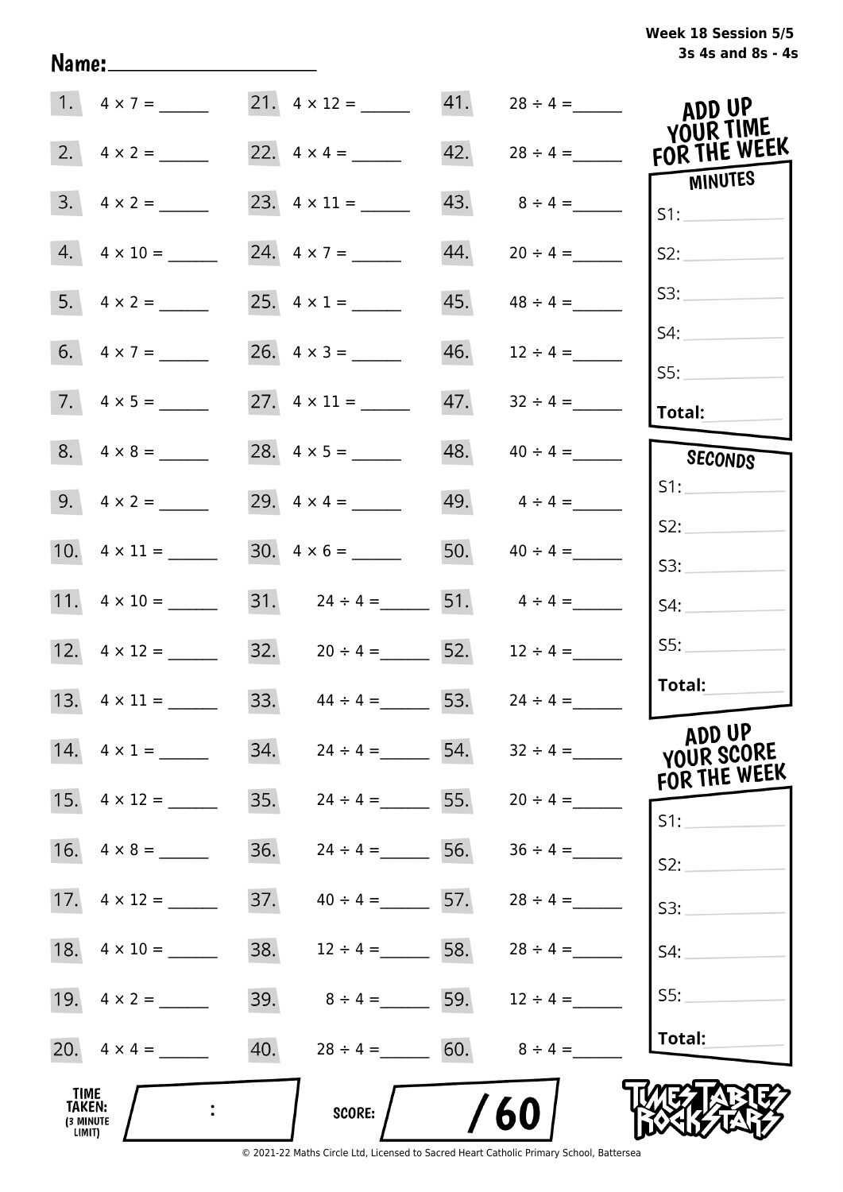**Week 18 Session 5/5**
**3s 4s and 8s - 4s**

Name: ____________________

| | | | | | |
|---|---|---|---|---|---|
| 1. | $4 \times 7 =$ ______ | 21. | $4 \times 12 =$ ______ | 41. | $28 \div 4 =$ ______ |
| 2. | $4 \times 2 =$ ______ | 22. | $4 \times 4 =$ ______ | 42. | $28 \div 4 =$ ______ |
| 3. | $4 \times 2 =$ ______ | 23. | $4 \times 11 =$ ______ | 43. | $8 \div 4 =$ ______ |
| 4. | $4 \times 10 =$ ______ | 24. | $4 \times 7 =$ ______ | 44. | $20 \div 4 =$ ______ |
| 5. | $4 \times 2 =$ ______ | 25. | $4 \times 1 =$ ______ | 45. | $48 \div 4 =$ ______ |
| 6. | $4 \times 7 =$ ______ | 26. | $4 \times 3 =$ ______ | 46. | $12 \div 4 =$ ______ |
| 7. | $4 \times 5 =$ ______ | 27. | $4 \times 11 =$ ______ | 47. | $32 \div 4 =$ ______ |
| 8. | $4 \times 8 =$ ______ | 28. | $4 \times 5 =$ ______ | 48. | $40 \div 4 =$ ______ |
| 9. | $4 \times 2 =$ ______ | 29. | $4 \times 4 =$ ______ | 49. | $4 \div 4 =$ ______ |
| 10. | $4 \times 11 =$ ______ | 30. | $4 \times 6 =$ ______ | 50. | $40 \div 4 =$ ______ |
| 11. | $4 \times 10 =$ ______ | 31. | $24 \div 4 =$ ______ | 51. | $4 \div 4 =$ ______ |
| 12. | $4 \times 12 =$ ______ | 32. | $20 \div 4 =$ ______ | 52. | $12 \div 4 =$ ______ |
| 13. | $4 \times 11 =$ ______ | 33. | $44 \div 4 =$ ______ | 53. | $24 \div 4 =$ ______ |
| 14. | $4 \times 1 =$ ______ | 34. | $24 \div 4 =$ ______ | 54. | $32 \div 4 =$ ______ |
| 15. | $4 \times 12 =$ ______ | 35. | $24 \div 4 =$ ______ | 55. | $20 \div 4 =$ ______ |
| 16. | $4 \times 8 =$ ______ | 36. | $24 \div 4 =$ ______ | 56. | $36 \div 4 =$ ______ |
| 17. | $4 \times 12 =$ ______ | 37. | $40 \div 4 =$ ______ | 57. | $28 \div 4 =$ ______ |
| 18. | $4 \times 10 =$ ______ | 38. | $12 \div 4 =$ ______ | 58. | $28 \div 4 =$ ______ |
| 19. | $4 \times 2 =$ ______ | 39. | $8 \div 4 =$ ______ | 59. | $12 \div 4 =$ ______ |
| 20. | $4 \times 4 =$ ______ | 40. | $28 \div 4 =$ ______ | 60. | $8 \div 4 =$ ______ |

**ADD UP YOUR TIME FOR THE WEEK**

**MINUTES**

S1: ______
S2: ______
S3: ______
S4: ______
S5: ______
**Total:** ______

**SECONDS**

S1: ______
S2: ______
S3: ______
S4: ______
S5: ______
**Total:** ______

**ADD UP YOUR SCORE FOR THE WEEK**

S1: ______
S2: ______
S3: ______
S4: ______
S5: ______
**Total:** ______

**TIME TAKEN:** (3 MINUTE LIMIT) ____ : ____

**SCORE:** ____ / 60

TIMES TABLES ROCK STARS

© 2021-22 Maths Circle Ltd, Licensed to Sacred Heart Catholic Primary School, Battersea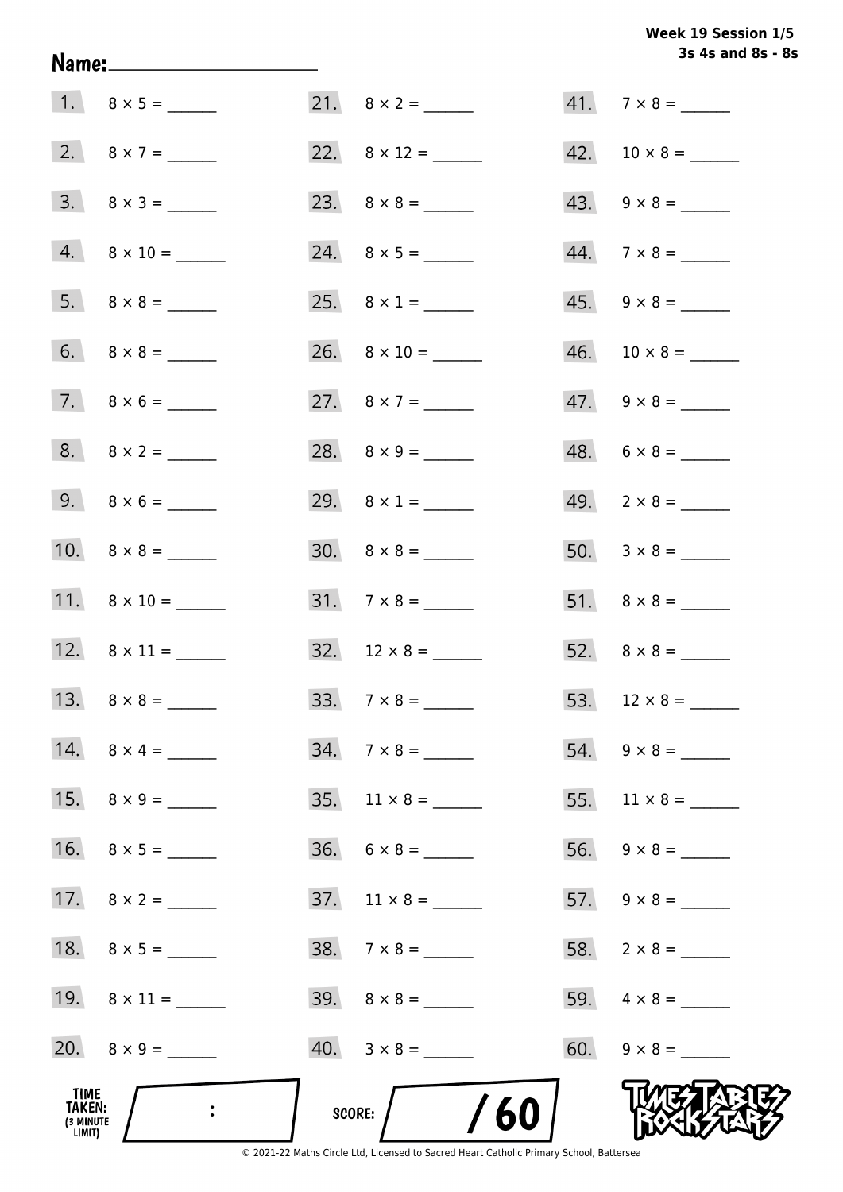**Week 19 Session 1/5**
**3s 4s and 8s - 8s**

**Name:** ____________________

| | | | | | |
|---|---|---|---|---|---|
| 1. | $8 \times 5 =$ ______ | 21. | $8 \times 2 =$ ______ | 41. | $7 \times 8 =$ ______ |
| 2. | $8 \times 7 =$ ______ | 22. | $8 \times 12 =$ ______ | 42. | $10 \times 8 =$ ______ |
| 3. | $8 \times 3 =$ ______ | 23. | $8 \times 8 =$ ______ | 43. | $9 \times 8 =$ ______ |
| 4. | $8 \times 10 =$ ______ | 24. | $8 \times 5 =$ ______ | 44. | $7 \times 8 =$ ______ |
| 5. | $8 \times 8 =$ ______ | 25. | $8 \times 1 =$ ______ | 45. | $9 \times 8 =$ ______ |
| 6. | $8 \times 8 =$ ______ | 26. | $8 \times 10 =$ ______ | 46. | $10 \times 8 =$ ______ |
| 7. | $8 \times 6 =$ ______ | 27. | $8 \times 7 =$ ______ | 47. | $9 \times 8 =$ ______ |
| 8. | $8 \times 2 =$ ______ | 28. | $8 \times 9 =$ ______ | 48. | $6 \times 8 =$ ______ |
| 9. | $8 \times 6 =$ ______ | 29. | $8 \times 1 =$ ______ | 49. | $2 \times 8 =$ ______ |
| 10. | $8 \times 8 =$ ______ | 30. | $8 \times 8 =$ ______ | 50. | $3 \times 8 =$ ______ |
| 11. | $8 \times 10 =$ ______ | 31. | $7 \times 8 =$ ______ | 51. | $8 \times 8 =$ ______ |
| 12. | $8 \times 11 =$ ______ | 32. | $12 \times 8 =$ ______ | 52. | $8 \times 8 =$ ______ |
| 13. | $8 \times 8 =$ ______ | 33. | $7 \times 8 =$ ______ | 53. | $12 \times 8 =$ ______ |
| 14. | $8 \times 4 =$ ______ | 34. | $7 \times 8 =$ ______ | 54. | $9 \times 8 =$ ______ |
| 15. | $8 \times 9 =$ ______ | 35. | $11 \times 8 =$ ______ | 55. | $11 \times 8 =$ ______ |
| 16. | $8 \times 5 =$ ______ | 36. | $6 \times 8 =$ ______ | 56. | $9 \times 8 =$ ______ |
| 17. | $8 \times 2 =$ ______ | 37. | $11 \times 8 =$ ______ | 57. | $9 \times 8 =$ ______ |
| 18. | $8 \times 5 =$ ______ | 38. | $7 \times 8 =$ ______ | 58. | $2 \times 8 =$ ______ |
| 19. | $8 \times 11 =$ ______ | 39. | $8 \times 8 =$ ______ | 59. | $4 \times 8 =$ ______ |
| 20. | $8 \times 9 =$ ______ | 40. | $3 \times 8 =$ ______ | 60. | $9 \times 8 =$ ______ |

**TIME TAKEN:** (3 MINUTE LIMIT) ____ : ____

**SCORE:** ____ / 60

TIMES TABLES ROCK STARS

© 2021-22 Maths Circle Ltd, Licensed to Sacred Heart Catholic Primary School, Battersea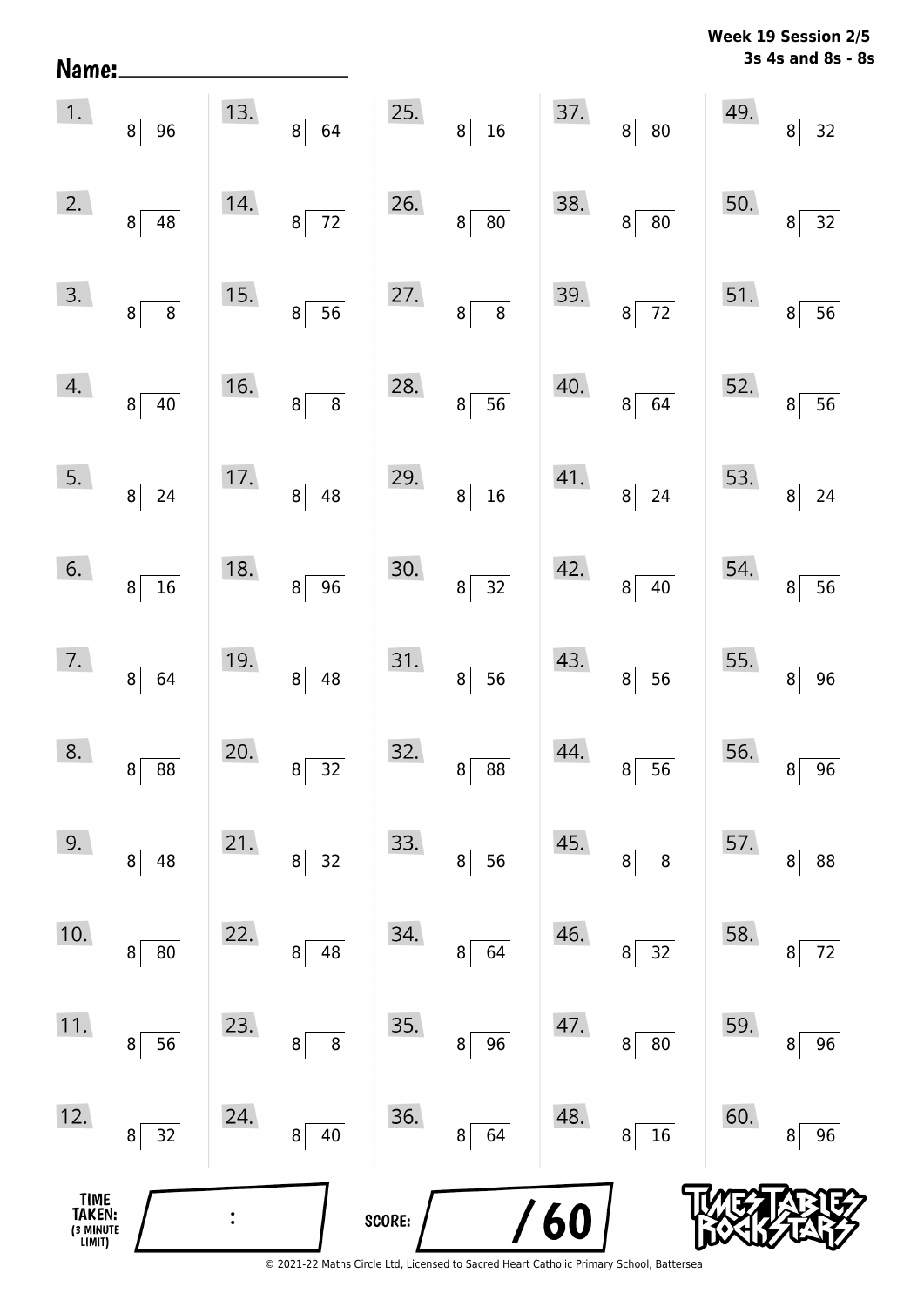Name: ____________________

**Week 19 Session 2/5**
**3s 4s and 8s - 8s**

| | | | | |
|---|---|---|---|---|
| 1. $8\overline{)96}$ | 13. $8\overline{)64}$ | 25. $8\overline{)16}$ | 37. $8\overline{)80}$ | 49. $8\overline{)32}$ |
| 2. $8\overline{)48}$ | 14. $8\overline{)72}$ | 26. $8\overline{)80}$ | 38. $8\overline{)80}$ | 50. $8\overline{)32}$ |
| 3. $8\overline{)8}$ | 15. $8\overline{)56}$ | 27. $8\overline{)8}$ | 39. $8\overline{)72}$ | 51. $8\overline{)56}$ |
| 4. $8\overline{)40}$ | 16. $8\overline{)8}$ | 28. $8\overline{)56}$ | 40. $8\overline{)64}$ | 52. $8\overline{)56}$ |
| 5. $8\overline{)24}$ | 17. $8\overline{)48}$ | 29. $8\overline{)16}$ | 41. $8\overline{)24}$ | 53. $8\overline{)24}$ |
| 6. $8\overline{)16}$ | 18. $8\overline{)96}$ | 30. $8\overline{)32}$ | 42. $8\overline{)40}$ | 54. $8\overline{)56}$ |
| 7. $8\overline{)64}$ | 19. $8\overline{)48}$ | 31. $8\overline{)56}$ | 43. $8\overline{)56}$ | 55. $8\overline{)96}$ |
| 8. $8\overline{)88}$ | 20. $8\overline{)32}$ | 32. $8\overline{)88}$ | 44. $8\overline{)56}$ | 56. $8\overline{)96}$ |
| 9. $8\overline{)48}$ | 21. $8\overline{)32}$ | 33. $8\overline{)56}$ | 45. $8\overline{)8}$ | 57. $8\overline{)88}$ |
| 10. $8\overline{)80}$ | 22. $8\overline{)48}$ | 34. $8\overline{)64}$ | 46. $8\overline{)32}$ | 58. $8\overline{)72}$ |
| 11. $8\overline{)56}$ | 23. $8\overline{)8}$ | 35. $8\overline{)96}$ | 47. $8\overline{)80}$ | 59. $8\overline{)96}$ |
| 12. $8\overline{)32}$ | 24. $8\overline{)40}$ | 36. $8\overline{)64}$ | 48. $8\overline{)16}$ | 60. $8\overline{)96}$ |

**TIME TAKEN:** (3 MINUTE LIMIT) ___ : ___

**SCORE:** ___ / 60

TIMES TABLES ROCK STARS

© 2021-22 Maths Circle Ltd, Licensed to Sacred Heart Catholic Primary School, Battersea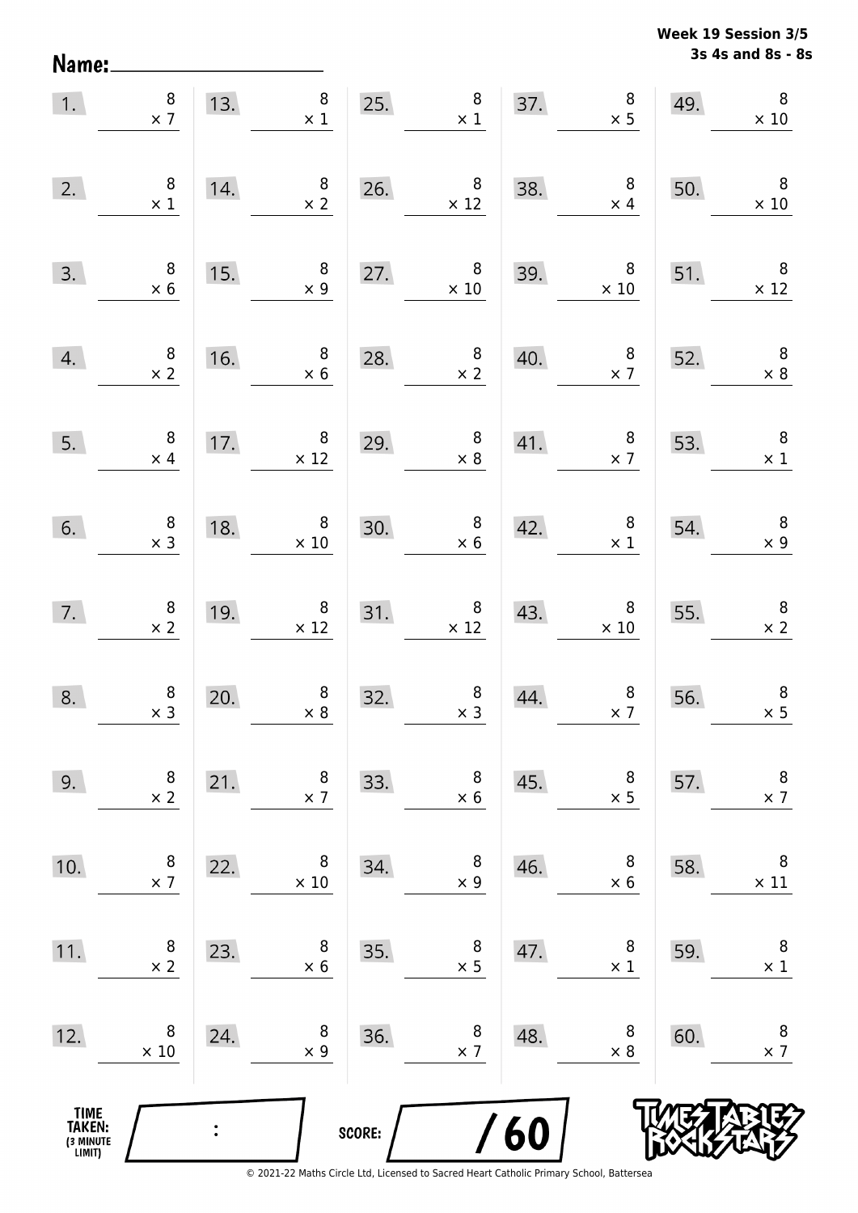**Week 19 Session 3/5**
**3s 4s and 8s - 8s**

Name: ____________________

1. $8 \times 7$
2. $8 \times 1$
3. $8 \times 6$
4. $8 \times 2$
5. $8 \times 4$
6. $8 \times 3$
7. $8 \times 2$
8. $8 \times 3$
9. $8 \times 2$
10. $8 \times 7$
11. $8 \times 2$
12. $8 \times 10$
13. $8 \times 1$
14. $8 \times 2$
15. $8 \times 9$
16. $8 \times 6$
17. $8 \times 12$
18. $8 \times 10$
19. $8 \times 12$
20. $8 \times 8$
21. $8 \times 7$
22. $8 \times 10$
23. $8 \times 6$
24. $8 \times 9$
25. $8 \times 1$
26. $8 \times 12$
27. $8 \times 10$
28. $8 \times 2$
29. $8 \times 8$
30. $8 \times 6$
31. $8 \times 12$
32. $8 \times 3$
33. $8 \times 6$
34. $8 \times 9$
35. $8 \times 5$
36. $8 \times 7$
37. $8 \times 5$
38. $8 \times 4$
39. $8 \times 10$
40. $8 \times 7$
41. $8 \times 7$
42. $8 \times 1$
43. $8 \times 10$
44. $8 \times 7$
45. $8 \times 5$
46. $8 \times 6$
47. $8 \times 1$
48. $8 \times 8$
49. $8 \times 10$
50. $8 \times 10$
51. $8 \times 12$
52. $8 \times 8$
53. $8 \times 1$
54. $8 \times 9$
55. $8 \times 2$
56. $8 \times 5$
57. $8 \times 7$
58. $8 \times 11$
59. $8 \times 1$
60. $8 \times 7$

TIME TAKEN: (3 MINUTE LIMIT) ____ : ____

SCORE: ____ / 60

TIMES TABLES ROCK STARS

© 2021-22 Maths Circle Ltd, Licensed to Sacred Heart Catholic Primary School, Battersea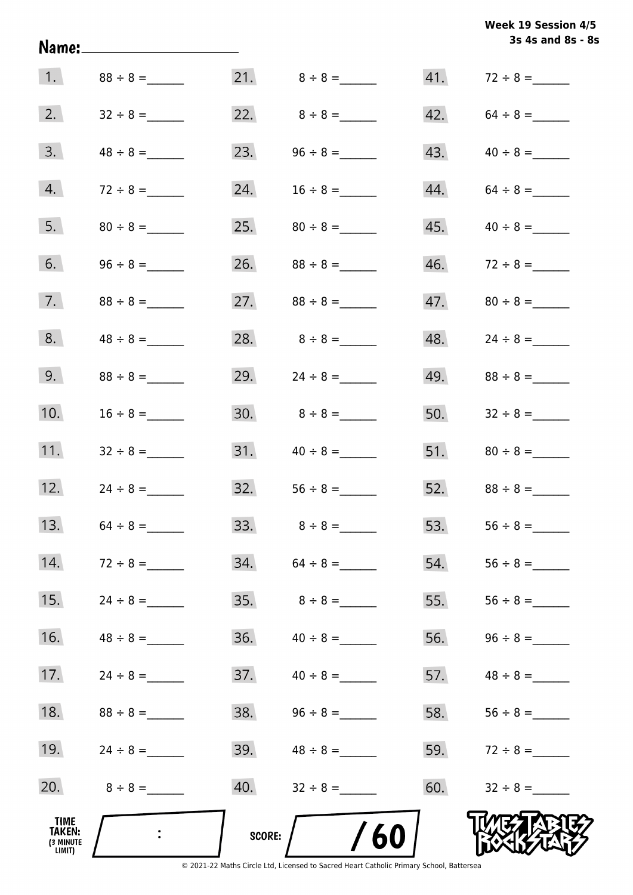Week 19 Session 4/5
3s 4s and 8s - 8s

Name: ____________________

| | | | | | |
|---|---|---|---|---|---|
| 1. | 88 ÷ 8 = ______ | 21. | 8 ÷ 8 = ______ | 41. | 72 ÷ 8 = ______ |
| 2. | 32 ÷ 8 = ______ | 22. | 8 ÷ 8 = ______ | 42. | 64 ÷ 8 = ______ |
| 3. | 48 ÷ 8 = ______ | 23. | 96 ÷ 8 = ______ | 43. | 40 ÷ 8 = ______ |
| 4. | 72 ÷ 8 = ______ | 24. | 16 ÷ 8 = ______ | 44. | 64 ÷ 8 = ______ |
| 5. | 80 ÷ 8 = ______ | 25. | 80 ÷ 8 = ______ | 45. | 40 ÷ 8 = ______ |
| 6. | 96 ÷ 8 = ______ | 26. | 88 ÷ 8 = ______ | 46. | 72 ÷ 8 = ______ |
| 7. | 88 ÷ 8 = ______ | 27. | 88 ÷ 8 = ______ | 47. | 80 ÷ 8 = ______ |
| 8. | 48 ÷ 8 = ______ | 28. | 8 ÷ 8 = ______ | 48. | 24 ÷ 8 = ______ |
| 9. | 88 ÷ 8 = ______ | 29. | 24 ÷ 8 = ______ | 49. | 88 ÷ 8 = ______ |
| 10. | 16 ÷ 8 = ______ | 30. | 8 ÷ 8 = ______ | 50. | 32 ÷ 8 = ______ |
| 11. | 32 ÷ 8 = ______ | 31. | 40 ÷ 8 = ______ | 51. | 80 ÷ 8 = ______ |
| 12. | 24 ÷ 8 = ______ | 32. | 56 ÷ 8 = ______ | 52. | 88 ÷ 8 = ______ |
| 13. | 64 ÷ 8 = ______ | 33. | 8 ÷ 8 = ______ | 53. | 56 ÷ 8 = ______ |
| 14. | 72 ÷ 8 = ______ | 34. | 64 ÷ 8 = ______ | 54. | 56 ÷ 8 = ______ |
| 15. | 24 ÷ 8 = ______ | 35. | 8 ÷ 8 = ______ | 55. | 56 ÷ 8 = ______ |
| 16. | 48 ÷ 8 = ______ | 36. | 40 ÷ 8 = ______ | 56. | 96 ÷ 8 = ______ |
| 17. | 24 ÷ 8 = ______ | 37. | 40 ÷ 8 = ______ | 57. | 48 ÷ 8 = ______ |
| 18. | 88 ÷ 8 = ______ | 38. | 96 ÷ 8 = ______ | 58. | 56 ÷ 8 = ______ |
| 19. | 24 ÷ 8 = ______ | 39. | 48 ÷ 8 = ______ | 59. | 72 ÷ 8 = ______ |
| 20. | 8 ÷ 8 = ______ | 40. | 32 ÷ 8 = ______ | 60. | 32 ÷ 8 = ______ |

TIME TAKEN: (3 MINUTE LIMIT) ____ : ____

SCORE: ____ / 60

© 2021-22 Maths Circle Ltd, Licensed to Sacred Heart Catholic Primary School, Battersea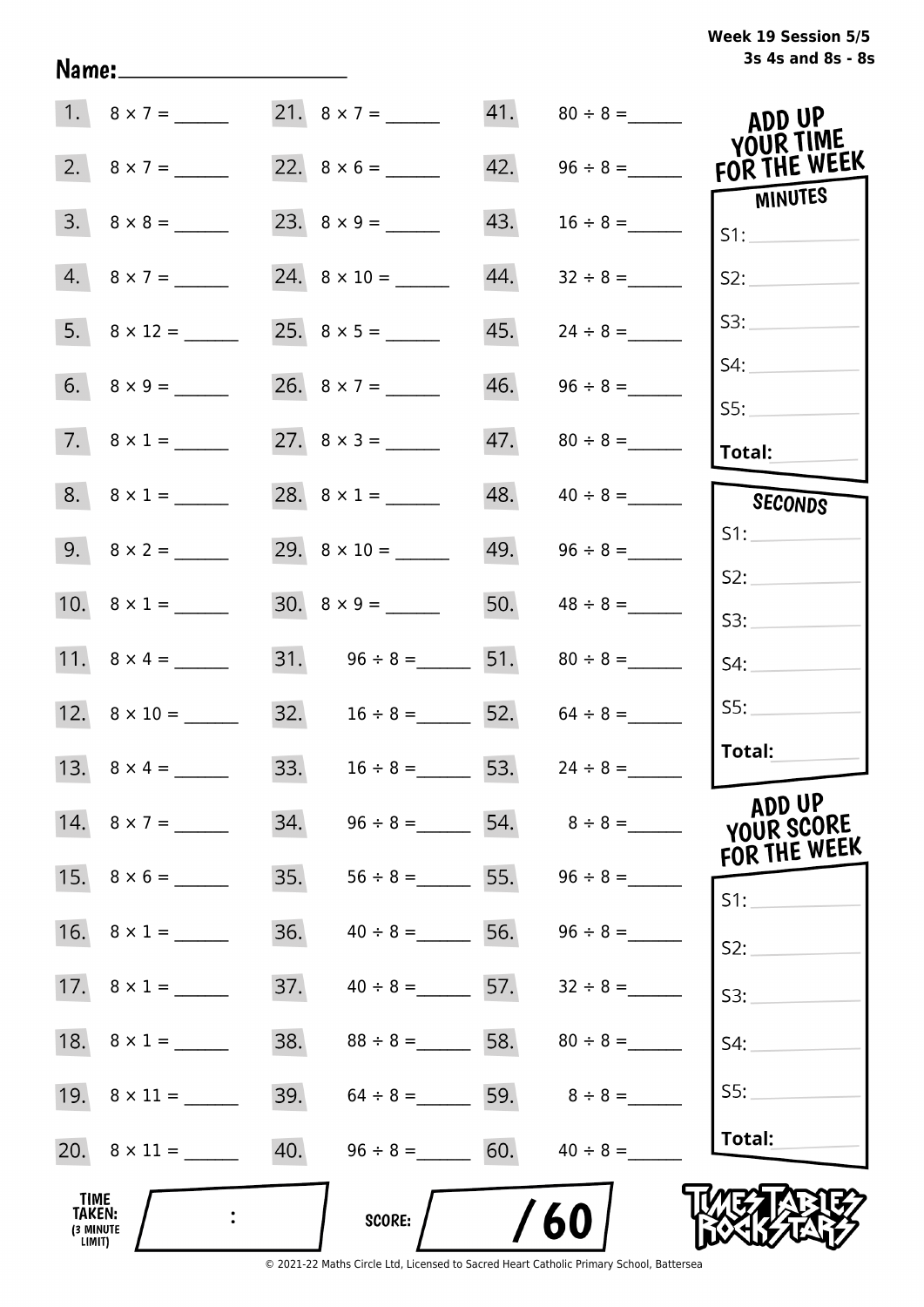Week 19 Session 5/5
3s 4s and 8s - 8s

Name: ____________________

| | | | | | |
|---|---|---|---|---|---|
| 1. | 8 × 7 = ______ | 21. | 8 × 7 = ______ | 41. | 80 ÷ 8 = ______ |
| 2. | 8 × 7 = ______ | 22. | 8 × 6 = ______ | 42. | 96 ÷ 8 = ______ |
| 3. | 8 × 8 = ______ | 23. | 8 × 9 = ______ | 43. | 16 ÷ 8 = ______ |
| 4. | 8 × 7 = ______ | 24. | 8 × 10 = ______ | 44. | 32 ÷ 8 = ______ |
| 5. | 8 × 12 = ______ | 25. | 8 × 5 = ______ | 45. | 24 ÷ 8 = ______ |
| 6. | 8 × 9 = ______ | 26. | 8 × 7 = ______ | 46. | 96 ÷ 8 = ______ |
| 7. | 8 × 1 = ______ | 27. | 8 × 3 = ______ | 47. | 80 ÷ 8 = ______ |
| 8. | 8 × 1 = ______ | 28. | 8 × 1 = ______ | 48. | 40 ÷ 8 = ______ |
| 9. | 8 × 2 = ______ | 29. | 8 × 10 = ______ | 49. | 96 ÷ 8 = ______ |
| 10. | 8 × 1 = ______ | 30. | 8 × 9 = ______ | 50. | 48 ÷ 8 = ______ |
| 11. | 8 × 4 = ______ | 31. | 96 ÷ 8 = ______ | 51. | 80 ÷ 8 = ______ |
| 12. | 8 × 10 = ______ | 32. | 16 ÷ 8 = ______ | 52. | 64 ÷ 8 = ______ |
| 13. | 8 × 4 = ______ | 33. | 16 ÷ 8 = ______ | 53. | 24 ÷ 8 = ______ |
| 14. | 8 × 7 = ______ | 34. | 96 ÷ 8 = ______ | 54. | 8 ÷ 8 = ______ |
| 15. | 8 × 6 = ______ | 35. | 56 ÷ 8 = ______ | 55. | 96 ÷ 8 = ______ |
| 16. | 8 × 1 = ______ | 36. | 40 ÷ 8 = ______ | 56. | 96 ÷ 8 = ______ |
| 17. | 8 × 1 = ______ | 37. | 40 ÷ 8 = ______ | 57. | 32 ÷ 8 = ______ |
| 18. | 8 × 1 = ______ | 38. | 88 ÷ 8 = ______ | 58. | 80 ÷ 8 = ______ |
| 19. | 8 × 11 = ______ | 39. | 64 ÷ 8 = ______ | 59. | 8 ÷ 8 = ______ |
| 20. | 8 × 11 = ______ | 40. | 96 ÷ 8 = ______ | 60. | 40 ÷ 8 = ______ |

**ADD UP YOUR TIME FOR THE WEEK**

**MINUTES**

S1: ______
S2: ______
S3: ______
S4: ______
S5: ______
**Total:** ______

**SECONDS**

S1: ______
S2: ______
S3: ______
S4: ______
S5: ______
**Total:** ______

**ADD UP YOUR SCORE FOR THE WEEK**

S1: ______
S2: ______
S3: ______
S4: ______
S5: ______
**Total:** ______

**TIME TAKEN:** (3 MINUTE LIMIT) ____ : ____

**SCORE:** ____ / 60

TIMES TABLES ROCK STARS

© 2021-22 Maths Circle Ltd, Licensed to Sacred Heart Catholic Primary School, Battersea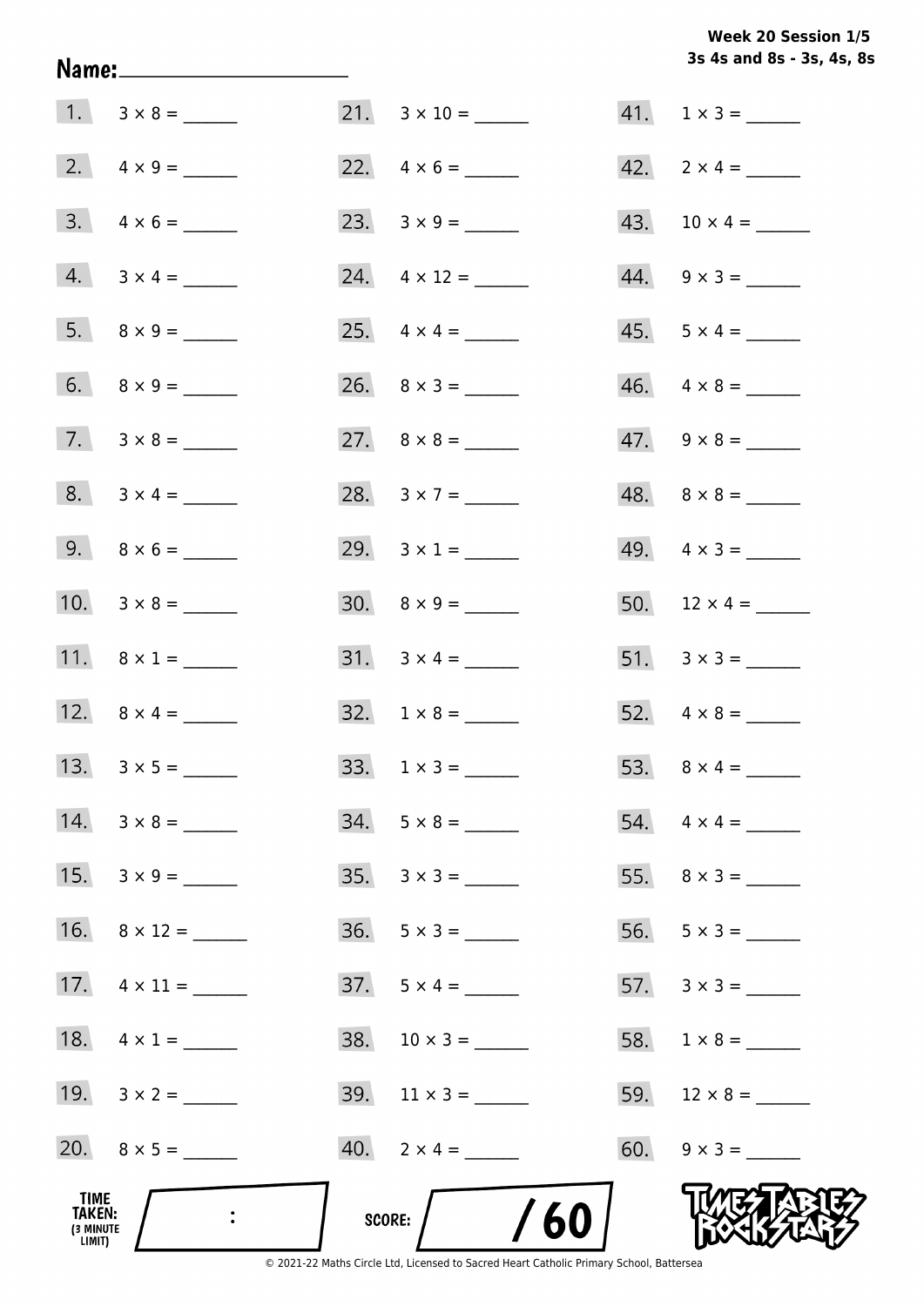**Week 20 Session 1/5**
**3s 4s and 8s - 3s, 4s, 8s**

Name: ____________________

1. $3 \times 8 =$ ______
2. $4 \times 9 =$ ______
3. $4 \times 6 =$ ______
4. $3 \times 4 =$ ______
5. $8 \times 9 =$ ______
6. $8 \times 9 =$ ______
7. $3 \times 8 =$ ______
8. $3 \times 4 =$ ______
9. $8 \times 6 =$ ______
10. $3 \times 8 =$ ______
11. $8 \times 1 =$ ______
12. $8 \times 4 =$ ______
13. $3 \times 5 =$ ______
14. $3 \times 8 =$ ______
15. $3 \times 9 =$ ______
16. $8 \times 12 =$ ______
17. $4 \times 11 =$ ______
18. $4 \times 1 =$ ______
19. $3 \times 2 =$ ______
20. $8 \times 5 =$ ______
21. $3 \times 10 =$ ______
22. $4 \times 6 =$ ______
23. $3 \times 9 =$ ______
24. $4 \times 12 =$ ______
25. $4 \times 4 =$ ______
26. $8 \times 3 =$ ______
27. $8 \times 8 =$ ______
28. $3 \times 7 =$ ______
29. $3 \times 1 =$ ______
30. $8 \times 9 =$ ______
31. $3 \times 4 =$ ______
32. $1 \times 8 =$ ______
33. $1 \times 3 =$ ______
34. $5 \times 8 =$ ______
35. $3 \times 3 =$ ______
36. $5 \times 3 =$ ______
37. $5 \times 4 =$ ______
38. $10 \times 3 =$ ______
39. $11 \times 3 =$ ______
40. $2 \times 4 =$ ______
41. $1 \times 3 =$ ______
42. $2 \times 4 =$ ______
43. $10 \times 4 =$ ______
44. $9 \times 3 =$ ______
45. $5 \times 4 =$ ______
46. $4 \times 8 =$ ______
47. $9 \times 8 =$ ______
48. $8 \times 8 =$ ______
49. $4 \times 3 =$ ______
50. $12 \times 4 =$ ______
51. $3 \times 3 =$ ______
52. $4 \times 8 =$ ______
53. $8 \times 4 =$ ______
54. $4 \times 4 =$ ______
55. $8 \times 3 =$ ______
56. $5 \times 3 =$ ______
57. $3 \times 3 =$ ______
58. $1 \times 8 =$ ______
59. $12 \times 8 =$ ______
60. $9 \times 3 =$ ______

TIME TAKEN: (3 MINUTE LIMIT) ____ : ____

SCORE: ____ / 60

TIMES TABLES ROCK STARS

© 2021-22 Maths Circle Ltd, Licensed to Sacred Heart Catholic Primary School, Battersea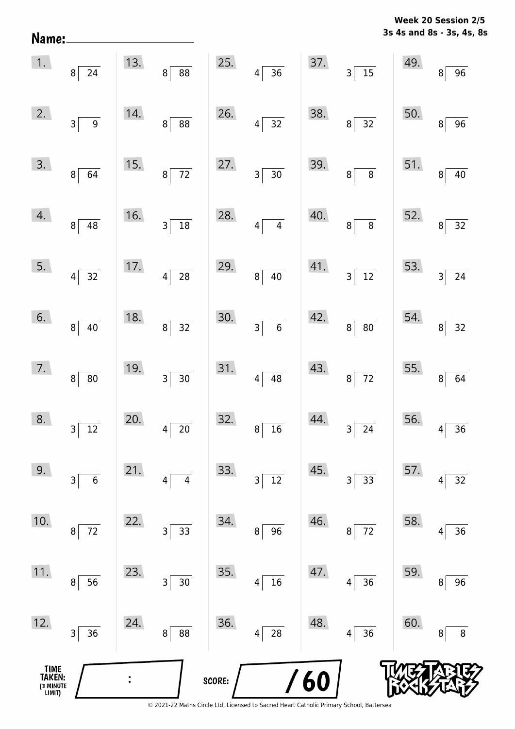**Week 20 Session 2/5**
**3s 4s and 8s - 3s, 4s, 8s**

Name: ____________________

| | | | | |
|---|---|---|---|---|
| 1. $24 \div 8$ | 13. $88 \div 8$ | 25. $36 \div 4$ | 37. $15 \div 3$ | 49. $96 \div 8$ |
| 2. $9 \div 3$ | 14. $88 \div 8$ | 26. $32 \div 4$ | 38. $32 \div 8$ | 50. $96 \div 8$ |
| 3. $64 \div 8$ | 15. $72 \div 8$ | 27. $30 \div 3$ | 39. $8 \div 8$ | 51. $40 \div 8$ |
| 4. $48 \div 8$ | 16. $18 \div 3$ | 28. $4 \div 4$ | 40. $8 \div 8$ | 52. $32 \div 8$ |
| 5. $32 \div 4$ | 17. $28 \div 4$ | 29. $40 \div 8$ | 41. $12 \div 3$ | 53. $24 \div 3$ |
| 6. $40 \div 8$ | 18. $32 \div 8$ | 30. $6 \div 3$ | 42. $80 \div 8$ | 54. $32 \div 8$ |
| 7. $80 \div 8$ | 19. $30 \div 3$ | 31. $48 \div 4$ | 43. $72 \div 8$ | 55. $64 \div 8$ |
| 8. $12 \div 3$ | 20. $20 \div 4$ | 32. $16 \div 8$ | 44. $24 \div 3$ | 56. $36 \div 4$ |
| 9. $6 \div 3$ | 21. $4 \div 4$ | 33. $12 \div 3$ | 45. $33 \div 3$ | 57. $32 \div 4$ |
| 10. $72 \div 8$ | 22. $33 \div 3$ | 34. $96 \div 8$ | 46. $72 \div 8$ | 58. $36 \div 4$ |
| 11. $56 \div 8$ | 23. $30 \div 3$ | 35. $16 \div 4$ | 47. $36 \div 4$ | 59. $96 \div 8$ |
| 12. $36 \div 3$ | 24. $88 \div 8$ | 36. $28 \div 4$ | 48. $36 \div 4$ | 60. $8 \div 8$ |

TIME TAKEN: (3 MINUTE LIMIT) ____ : ____

SCORE: ____ / 60

© 2021-22 Maths Circle Ltd, Licensed to Sacred Heart Catholic Primary School, Battersea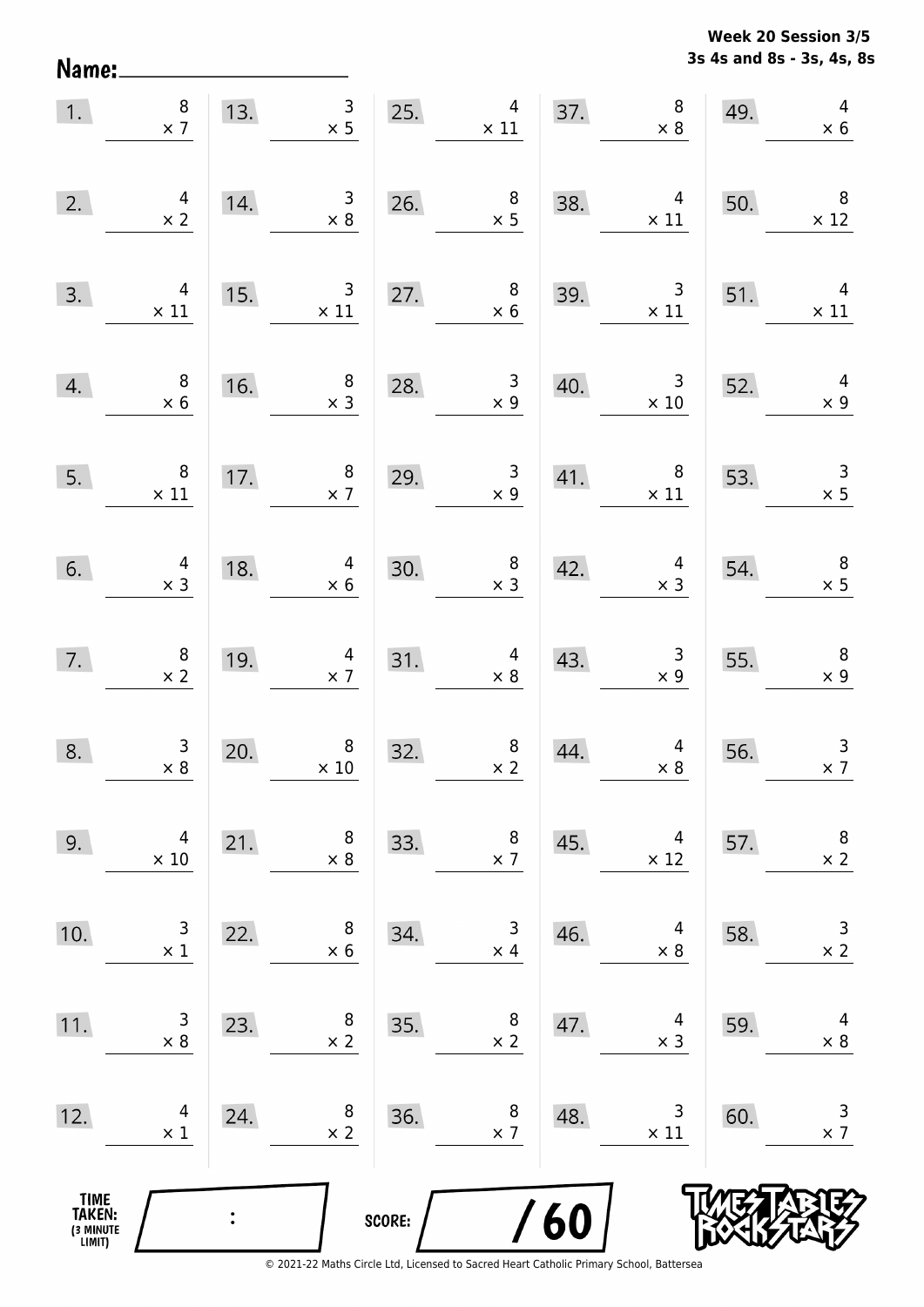**Week 20 Session 3/5**
**3s 4s and 8s - 3s, 4s, 8s**

Name: ____________________

| | | | | | | | | | |
|---|---|---|---|---|---|---|---|---|---|
| 1. | $8 \times 7$ | 13. | $3 \times 5$ | 25. | $4 \times 11$ | 37. | $8 \times 8$ | 49. | $4 \times 6$ |
| 2. | $4 \times 2$ | 14. | $3 \times 8$ | 26. | $8 \times 5$ | 38. | $4 \times 11$ | 50. | $8 \times 12$ |
| 3. | $4 \times 11$ | 15. | $3 \times 11$ | 27. | $8 \times 6$ | 39. | $3 \times 11$ | 51. | $4 \times 11$ |
| 4. | $8 \times 6$ | 16. | $8 \times 3$ | 28. | $3 \times 9$ | 40. | $3 \times 10$ | 52. | $4 \times 9$ |
| 5. | $8 \times 11$ | 17. | $8 \times 7$ | 29. | $3 \times 9$ | 41. | $8 \times 11$ | 53. | $3 \times 5$ |
| 6. | $4 \times 3$ | 18. | $4 \times 6$ | 30. | $8 \times 3$ | 42. | $4 \times 3$ | 54. | $8 \times 5$ |
| 7. | $8 \times 2$ | 19. | $4 \times 7$ | 31. | $4 \times 8$ | 43. | $3 \times 9$ | 55. | $8 \times 9$ |
| 8. | $3 \times 8$ | 20. | $8 \times 10$ | 32. | $8 \times 2$ | 44. | $4 \times 8$ | 56. | $3 \times 7$ |
| 9. | $4 \times 10$ | 21. | $8 \times 8$ | 33. | $8 \times 7$ | 45. | $4 \times 12$ | 57. | $8 \times 2$ |
| 10. | $3 \times 1$ | 22. | $8 \times 6$ | 34. | $3 \times 4$ | 46. | $4 \times 8$ | 58. | $3 \times 2$ |
| 11. | $3 \times 8$ | 23. | $8 \times 2$ | 35. | $8 \times 2$ | 47. | $4 \times 3$ | 59. | $4 \times 8$ |
| 12. | $4 \times 1$ | 24. | $8 \times 2$ | 36. | $8 \times 7$ | 48. | $3 \times 11$ | 60. | $3 \times 7$ |

TIME TAKEN: (3 MINUTE LIMIT) ____ : ____

SCORE: ____ / 60

TIMES TABLES ROCK STARS

© 2021-22 Maths Circle Ltd, Licensed to Sacred Heart Catholic Primary School, Battersea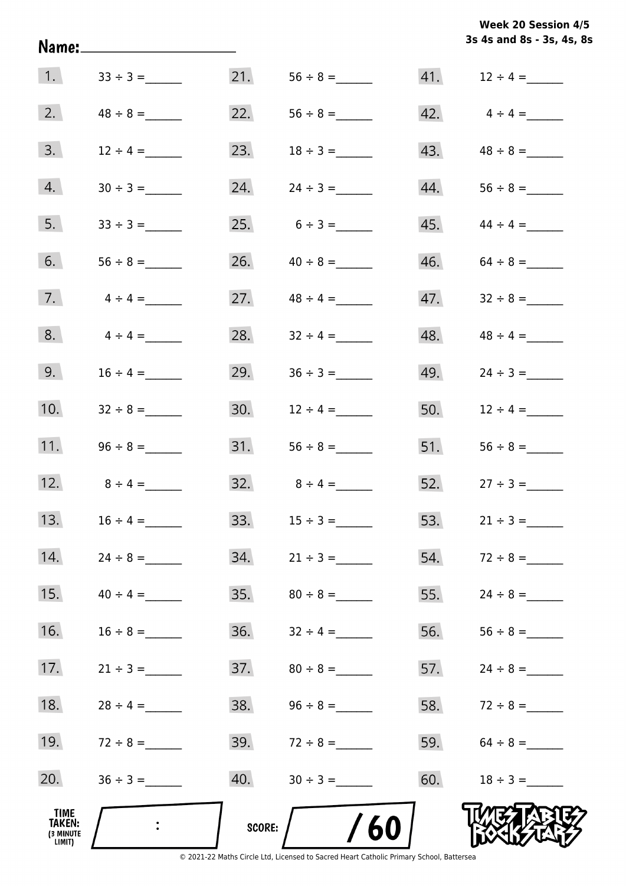**Week 20 Session 4/5**
**3s 4s and 8s - 3s, 4s, 8s**

Name:____________________

| | | | | | |
|---|---|---|---|---|---|
| 1. | $33 \div 3 =$ ______ | 21. | $56 \div 8 =$ ______ | 41. | $12 \div 4 =$ ______ |
| 2. | $48 \div 8 =$ ______ | 22. | $56 \div 8 =$ ______ | 42. | $4 \div 4 =$ ______ |
| 3. | $12 \div 4 =$ ______ | 23. | $18 \div 3 =$ ______ | 43. | $48 \div 8 =$ ______ |
| 4. | $30 \div 3 =$ ______ | 24. | $24 \div 3 =$ ______ | 44. | $56 \div 8 =$ ______ |
| 5. | $33 \div 3 =$ ______ | 25. | $6 \div 3 =$ ______ | 45. | $44 \div 4 =$ ______ |
| 6. | $56 \div 8 =$ ______ | 26. | $40 \div 8 =$ ______ | 46. | $64 \div 8 =$ ______ |
| 7. | $4 \div 4 =$ ______ | 27. | $48 \div 4 =$ ______ | 47. | $32 \div 8 =$ ______ |
| 8. | $4 \div 4 =$ ______ | 28. | $32 \div 4 =$ ______ | 48. | $48 \div 4 =$ ______ |
| 9. | $16 \div 4 =$ ______ | 29. | $36 \div 3 =$ ______ | 49. | $24 \div 3 =$ ______ |
| 10. | $32 \div 8 =$ ______ | 30. | $12 \div 4 =$ ______ | 50. | $12 \div 4 =$ ______ |
| 11. | $96 \div 8 =$ ______ | 31. | $56 \div 8 =$ ______ | 51. | $56 \div 8 =$ ______ |
| 12. | $8 \div 4 =$ ______ | 32. | $8 \div 4 =$ ______ | 52. | $27 \div 3 =$ ______ |
| 13. | $16 \div 4 =$ ______ | 33. | $15 \div 3 =$ ______ | 53. | $21 \div 3 =$ ______ |
| 14. | $24 \div 8 =$ ______ | 34. | $21 \div 3 =$ ______ | 54. | $72 \div 8 =$ ______ |
| 15. | $40 \div 4 =$ ______ | 35. | $80 \div 8 =$ ______ | 55. | $24 \div 8 =$ ______ |
| 16. | $16 \div 8 =$ ______ | 36. | $32 \div 4 =$ ______ | 56. | $56 \div 8 =$ ______ |
| 17. | $21 \div 3 =$ ______ | 37. | $80 \div 8 =$ ______ | 57. | $24 \div 8 =$ ______ |
| 18. | $28 \div 4 =$ ______ | 38. | $96 \div 8 =$ ______ | 58. | $72 \div 8 =$ ______ |
| 19. | $72 \div 8 =$ ______ | 39. | $72 \div 8 =$ ______ | 59. | $64 \div 8 =$ ______ |
| 20. | $36 \div 3 =$ ______ | 40. | $30 \div 3 =$ ______ | 60. | $18 \div 3 =$ ______ |

**TIME TAKEN:** (3 MINUTE LIMIT) ___ : ___

**SCORE:** ___ / 60

TIMES TABLES ROCK STARS

© 2021-22 Maths Circle Ltd, Licensed to Sacred Heart Catholic Primary School, Battersea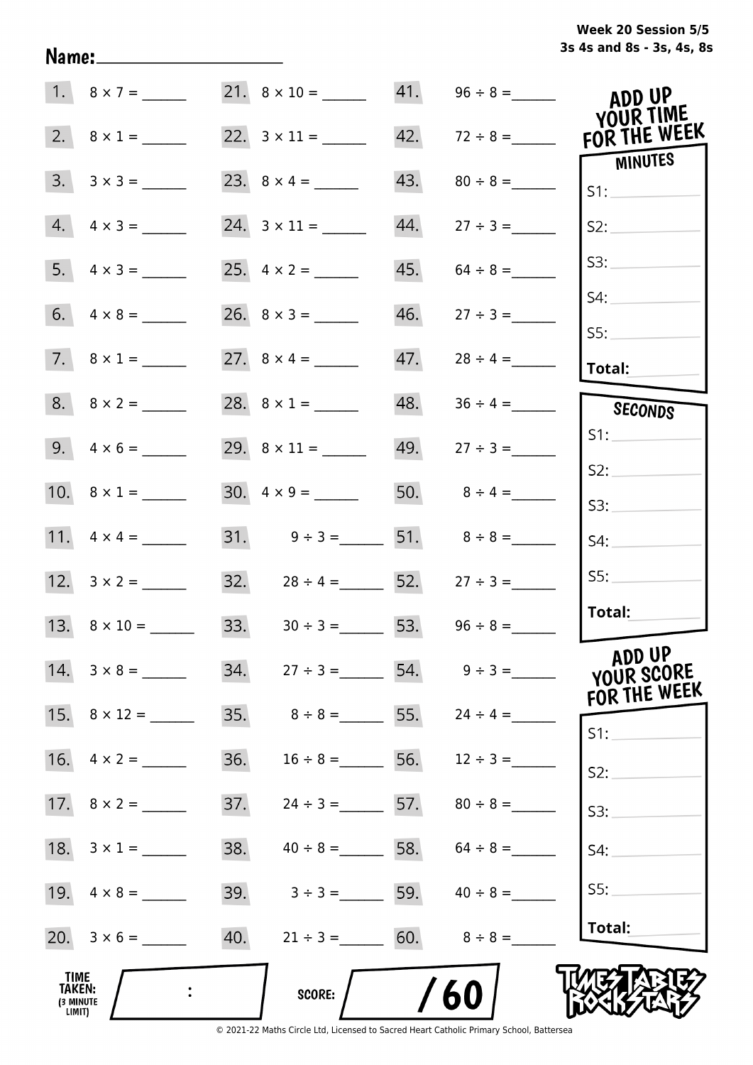Week 20 Session 5/5
3s 4s and 8s - 3s, 4s, 8s

Name: ____________________

| | | | | | |
|---|---|---|---|---|---|
| 1. | $8 \times 7 =$ ______ | 21. | $8 \times 10 =$ ______ | 41. | $96 \div 8 =$ ______ |
| 2. | $8 \times 1 =$ ______ | 22. | $3 \times 11 =$ ______ | 42. | $72 \div 8 =$ ______ |
| 3. | $3 \times 3 =$ ______ | 23. | $8 \times 4 =$ ______ | 43. | $80 \div 8 =$ ______ |
| 4. | $4 \times 3 =$ ______ | 24. | $3 \times 11 =$ ______ | 44. | $27 \div 3 =$ ______ |
| 5. | $4 \times 3 =$ ______ | 25. | $4 \times 2 =$ ______ | 45. | $64 \div 8 =$ ______ |
| 6. | $4 \times 8 =$ ______ | 26. | $8 \times 3 =$ ______ | 46. | $27 \div 3 =$ ______ |
| 7. | $8 \times 1 =$ ______ | 27. | $8 \times 4 =$ ______ | 47. | $28 \div 4 =$ ______ |
| 8. | $8 \times 2 =$ ______ | 28. | $8 \times 1 =$ ______ | 48. | $36 \div 4 =$ ______ |
| 9. | $4 \times 6 =$ ______ | 29. | $8 \times 11 =$ ______ | 49. | $27 \div 3 =$ ______ |
| 10. | $8 \times 1 =$ ______ | 30. | $4 \times 9 =$ ______ | 50. | $8 \div 4 =$ ______ |
| 11. | $4 \times 4 =$ ______ | 31. | $9 \div 3 =$ ______ | 51. | $8 \div 8 =$ ______ |
| 12. | $3 \times 2 =$ ______ | 32. | $28 \div 4 =$ ______ | 52. | $27 \div 3 =$ ______ |
| 13. | $8 \times 10 =$ ______ | 33. | $30 \div 3 =$ ______ | 53. | $96 \div 8 =$ ______ |
| 14. | $3 \times 8 =$ ______ | 34. | $27 \div 3 =$ ______ | 54. | $9 \div 3 =$ ______ |
| 15. | $8 \times 12 =$ ______ | 35. | $8 \div 8 =$ ______ | 55. | $24 \div 4 =$ ______ |
| 16. | $4 \times 2 =$ ______ | 36. | $16 \div 8 =$ ______ | 56. | $12 \div 3 =$ ______ |
| 17. | $8 \times 2 =$ ______ | 37. | $24 \div 3 =$ ______ | 57. | $80 \div 8 =$ ______ |
| 18. | $3 \times 1 =$ ______ | 38. | $40 \div 8 =$ ______ | 58. | $64 \div 8 =$ ______ |
| 19. | $4 \times 8 =$ ______ | 39. | $3 \div 3 =$ ______ | 59. | $40 \div 8 =$ ______ |
| 20. | $3 \times 6 =$ ______ | 40. | $21 \div 3 =$ ______ | 60. | $8 \div 8 =$ ______ |

**ADD UP YOUR TIME FOR THE WEEK**

**MINUTES**
S1: ______
S2: ______
S3: ______
S4: ______
S5: ______
**Total:** ______

**SECONDS**
S1: ______
S2: ______
S3: ______
S4: ______
S5: ______
**Total:** ______

**ADD UP YOUR SCORE FOR THE WEEK**
S1: ______
S2: ______
S3: ______
S4: ______
S5: ______
**Total:** ______

**TIME TAKEN:** (3 MINUTE LIMIT) ____ : ____

**SCORE:** ____ / 60

TIMES TABLES ROCK STARS

© 2021-22 Maths Circle Ltd, Licensed to Sacred Heart Catholic Primary School, Battersea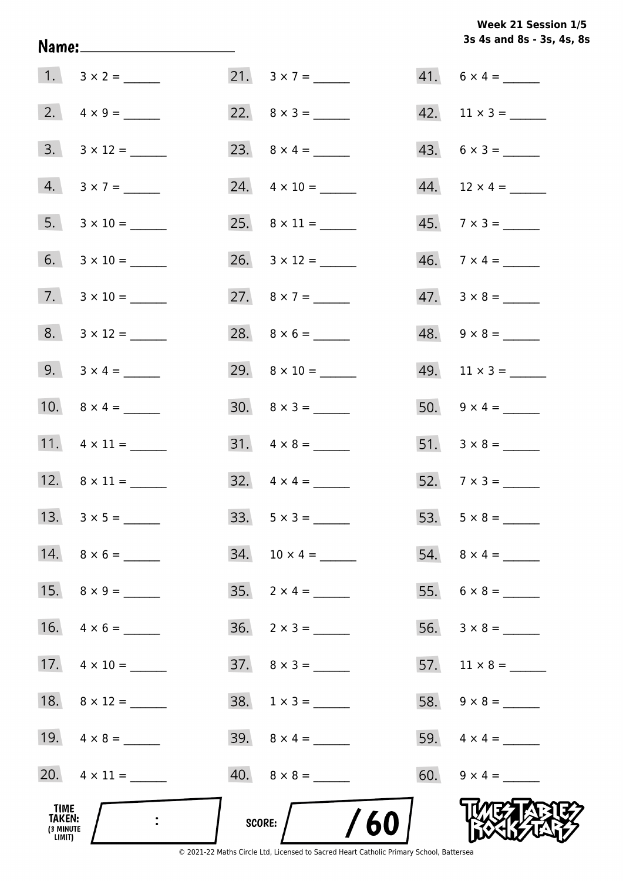**Week 21 Session 1/5**
**3s 4s and 8s - 3s, 4s, 8s**

Name: ____________________

1. $3 \times 2 =$ ______
2. $4 \times 9 =$ ______
3. $3 \times 12 =$ ______
4. $3 \times 7 =$ ______
5. $3 \times 10 =$ ______
6. $3 \times 10 =$ ______
7. $3 \times 10 =$ ______
8. $3 \times 12 =$ ______
9. $3 \times 4 =$ ______
10. $8 \times 4 =$ ______
11. $4 \times 11 =$ ______
12. $8 \times 11 =$ ______
13. $3 \times 5 =$ ______
14. $8 \times 6 =$ ______
15. $8 \times 9 =$ ______
16. $4 \times 6 =$ ______
17. $4 \times 10 =$ ______
18. $8 \times 12 =$ ______
19. $4 \times 8 =$ ______
20. $4 \times 11 =$ ______
21. $3 \times 7 =$ ______
22. $8 \times 3 =$ ______
23. $8 \times 4 =$ ______
24. $4 \times 10 =$ ______
25. $8 \times 11 =$ ______
26. $3 \times 12 =$ ______
27. $8 \times 7 =$ ______
28. $8 \times 6 =$ ______
29. $8 \times 10 =$ ______
30. $8 \times 3 =$ ______
31. $4 \times 8 =$ ______
32. $4 \times 4 =$ ______
33. $5 \times 3 =$ ______
34. $10 \times 4 =$ ______
35. $2 \times 4 =$ ______
36. $2 \times 3 =$ ______
37. $8 \times 3 =$ ______
38. $1 \times 3 =$ ______
39. $8 \times 4 =$ ______
40. $8 \times 8 =$ ______
41. $6 \times 4 =$ ______
42. $11 \times 3 =$ ______
43. $6 \times 3 =$ ______
44. $12 \times 4 =$ ______
45. $7 \times 3 =$ ______
46. $7 \times 4 =$ ______
47. $3 \times 8 =$ ______
48. $9 \times 8 =$ ______
49. $11 \times 3 =$ ______
50. $9 \times 4 =$ ______
51. $3 \times 8 =$ ______
52. $7 \times 3 =$ ______
53. $5 \times 8 =$ ______
54. $8 \times 4 =$ ______
55. $6 \times 8 =$ ______
56. $3 \times 8 =$ ______
57. $11 \times 8 =$ ______
58. $9 \times 8 =$ ______
59. $4 \times 4 =$ ______
60. $9 \times 4 =$ ______

TIME TAKEN: (3 MINUTE LIMIT) ____ : ____

SCORE: ____ / 60

© 2021-22 Maths Circle Ltd, Licensed to Sacred Heart Catholic Primary School, Battersea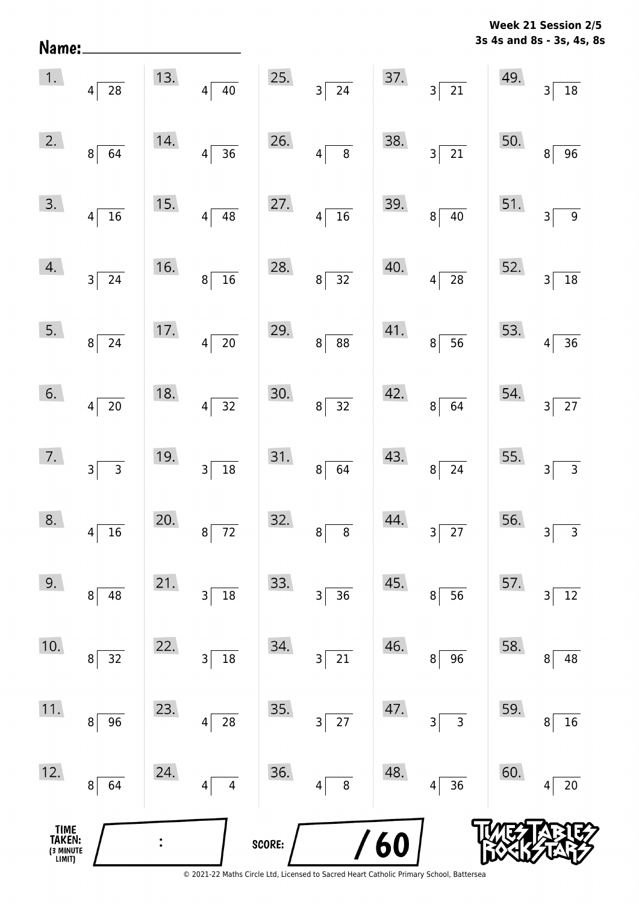Name: ____________________

**Week 21 Session 2/5**
**3s 4s and 8s - 3s, 4s, 8s**

| | | | | |
|---|---|---|---|---|
| 1. $28 \div 4$ | 13. $40 \div 4$ | 25. $24 \div 3$ | 37. $21 \div 3$ | 49. $18 \div 3$ |
| 2. $64 \div 8$ | 14. $36 \div 4$ | 26. $8 \div 4$ | 38. $21 \div 3$ | 50. $96 \div 8$ |
| 3. $16 \div 4$ | 15. $48 \div 4$ | 27. $16 \div 4$ | 39. $40 \div 8$ | 51. $9 \div 3$ |
| 4. $24 \div 3$ | 16. $16 \div 8$ | 28. $32 \div 8$ | 40. $28 \div 4$ | 52. $18 \div 3$ |
| 5. $24 \div 8$ | 17. $20 \div 4$ | 29. $88 \div 8$ | 41. $56 \div 8$ | 53. $36 \div 4$ |
| 6. $20 \div 4$ | 18. $32 \div 4$ | 30. $32 \div 8$ | 42. $64 \div 8$ | 54. $27 \div 3$ |
| 7. $3 \div 3$ | 19. $18 \div 3$ | 31. $64 \div 8$ | 43. $24 \div 8$ | 55. $3 \div 3$ |
| 8. $16 \div 4$ | 20. $72 \div 8$ | 32. $8 \div 8$ | 44. $27 \div 3$ | 56. $3 \div 3$ |
| 9. $48 \div 8$ | 21. $18 \div 3$ | 33. $36 \div 3$ | 45. $56 \div 8$ | 57. $12 \div 3$ |
| 10. $32 \div 8$ | 22. $18 \div 3$ | 34. $21 \div 3$ | 46. $96 \div 8$ | 58. $48 \div 8$ |
| 11. $96 \div 8$ | 23. $28 \div 4$ | 35. $27 \div 3$ | 47. $3 \div 3$ | 59. $16 \div 8$ |
| 12. $64 \div 8$ | 24. $4 \div 4$ | 36. $8 \div 4$ | 48. $36 \div 4$ | 60. $20 \div 4$ |

TIME TAKEN: (3 MINUTE LIMIT) ____ : ____

SCORE: ____ / 60

TIMES TABLES ROCK STARS

© 2021-22 Maths Circle Ltd, Licensed to Sacred Heart Catholic Primary School, Battersea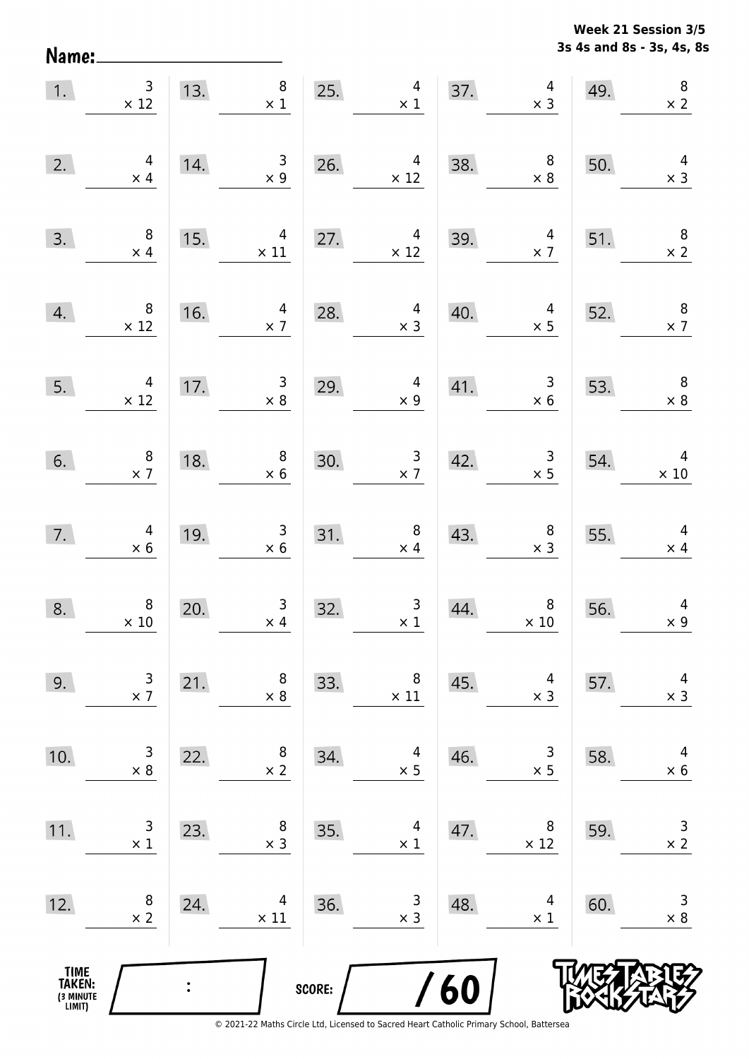Week 21 Session 3/5
3s 4s and 8s - 3s, 4s, 8s

Name:

| | | | | | | | | | |
|---|---|---|---|---|---|---|---|---|---|
| 1. | $3 \times 12$ | 13. | $8 \times 1$ | 25. | $4 \times 1$ | 37. | $4 \times 3$ | 49. | $8 \times 2$ |
| 2. | $4 \times 4$ | 14. | $3 \times 9$ | 26. | $4 \times 12$ | 38. | $8 \times 8$ | 50. | $4 \times 3$ |
| 3. | $8 \times 4$ | 15. | $4 \times 11$ | 27. | $4 \times 12$ | 39. | $4 \times 7$ | 51. | $8 \times 2$ |
| 4. | $8 \times 12$ | 16. | $4 \times 7$ | 28. | $4 \times 3$ | 40. | $4 \times 5$ | 52. | $8 \times 7$ |
| 5. | $4 \times 12$ | 17. | $3 \times 8$ | 29. | $4 \times 9$ | 41. | $3 \times 6$ | 53. | $8 \times 8$ |
| 6. | $8 \times 7$ | 18. | $8 \times 6$ | 30. | $3 \times 7$ | 42. | $3 \times 5$ | 54. | $4 \times 10$ |
| 7. | $4 \times 6$ | 19. | $3 \times 6$ | 31. | $8 \times 4$ | 43. | $8 \times 3$ | 55. | $4 \times 4$ |
| 8. | $8 \times 10$ | 20. | $3 \times 4$ | 32. | $3 \times 1$ | 44. | $8 \times 10$ | 56. | $4 \times 9$ |
| 9. | $3 \times 7$ | 21. | $8 \times 8$ | 33. | $8 \times 11$ | 45. | $4 \times 3$ | 57. | $4 \times 3$ |
| 10. | $3 \times 8$ | 22. | $8 \times 2$ | 34. | $4 \times 5$ | 46. | $3 \times 5$ | 58. | $4 \times 6$ |
| 11. | $3 \times 1$ | 23. | $8 \times 3$ | 35. | $4 \times 1$ | 47. | $8 \times 12$ | 59. | $3 \times 2$ |
| 12. | $8 \times 2$ | 24. | $4 \times 11$ | 36. | $3 \times 3$ | 48. | $4 \times 1$ | 60. | $3 \times 8$ |

TIME TAKEN: (3 MINUTE LIMIT) :

SCORE: /60

TIMES TABLES ROCK STARS

© 2021-22 Maths Circle Ltd, Licensed to Sacred Heart Catholic Primary School, Battersea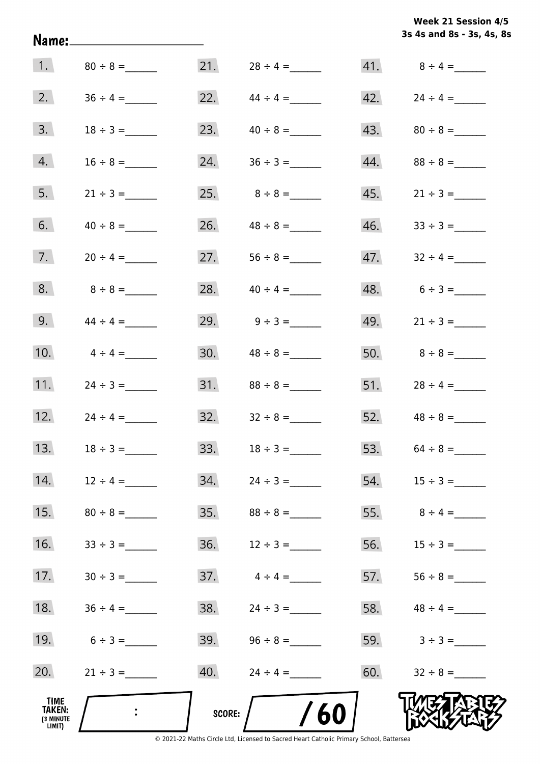**Week 21 Session 4/5**
**3s 4s and 8s - 3s, 4s, 8s**

**Name:** ____________________

| | | | | | |
|---|---|---|---|---|---|
| 1. | $80 \div 8 =$ ______ | 21. | $28 \div 4 =$ ______ | 41. | $8 \div 4 =$ ______ |
| 2. | $36 \div 4 =$ ______ | 22. | $44 \div 4 =$ ______ | 42. | $24 \div 4 =$ ______ |
| 3. | $18 \div 3 =$ ______ | 23. | $40 \div 8 =$ ______ | 43. | $80 \div 8 =$ ______ |
| 4. | $16 \div 8 =$ ______ | 24. | $36 \div 3 =$ ______ | 44. | $88 \div 8 =$ ______ |
| 5. | $21 \div 3 =$ ______ | 25. | $8 \div 8 =$ ______ | 45. | $21 \div 3 =$ ______ |
| 6. | $40 \div 8 =$ ______ | 26. | $48 \div 8 =$ ______ | 46. | $33 \div 3 =$ ______ |
| 7. | $20 \div 4 =$ ______ | 27. | $56 \div 8 =$ ______ | 47. | $32 \div 4 =$ ______ |
| 8. | $8 \div 8 =$ ______ | 28. | $40 \div 4 =$ ______ | 48. | $6 \div 3 =$ ______ |
| 9. | $44 \div 4 =$ ______ | 29. | $9 \div 3 =$ ______ | 49. | $21 \div 3 =$ ______ |
| 10. | $4 \div 4 =$ ______ | 30. | $48 \div 8 =$ ______ | 50. | $8 \div 8 =$ ______ |
| 11. | $24 \div 3 =$ ______ | 31. | $88 \div 8 =$ ______ | 51. | $28 \div 4 =$ ______ |
| 12. | $24 \div 4 =$ ______ | 32. | $32 \div 8 =$ ______ | 52. | $48 \div 8 =$ ______ |
| 13. | $18 \div 3 =$ ______ | 33. | $18 \div 3 =$ ______ | 53. | $64 \div 8 =$ ______ |
| 14. | $12 \div 4 =$ ______ | 34. | $24 \div 3 =$ ______ | 54. | $15 \div 3 =$ ______ |
| 15. | $80 \div 8 =$ ______ | 35. | $88 \div 8 =$ ______ | 55. | $8 \div 4 =$ ______ |
| 16. | $33 \div 3 =$ ______ | 36. | $12 \div 3 =$ ______ | 56. | $15 \div 3 =$ ______ |
| 17. | $30 \div 3 =$ ______ | 37. | $4 \div 4 =$ ______ | 57. | $56 \div 8 =$ ______ |
| 18. | $36 \div 4 =$ ______ | 38. | $24 \div 3 =$ ______ | 58. | $48 \div 4 =$ ______ |
| 19. | $6 \div 3 =$ ______ | 39. | $96 \div 8 =$ ______ | 59. | $3 \div 3 =$ ______ |
| 20. | $21 \div 3 =$ ______ | 40. | $24 \div 4 =$ ______ | 60. | $32 \div 8 =$ ______ |

**TIME TAKEN:** (3 MINUTE LIMIT) ____ : ____

**SCORE:** ____ / 60

TIMES TABLES ROCK STARS

© 2021-22 Maths Circle Ltd, Licensed to Sacred Heart Catholic Primary School, Battersea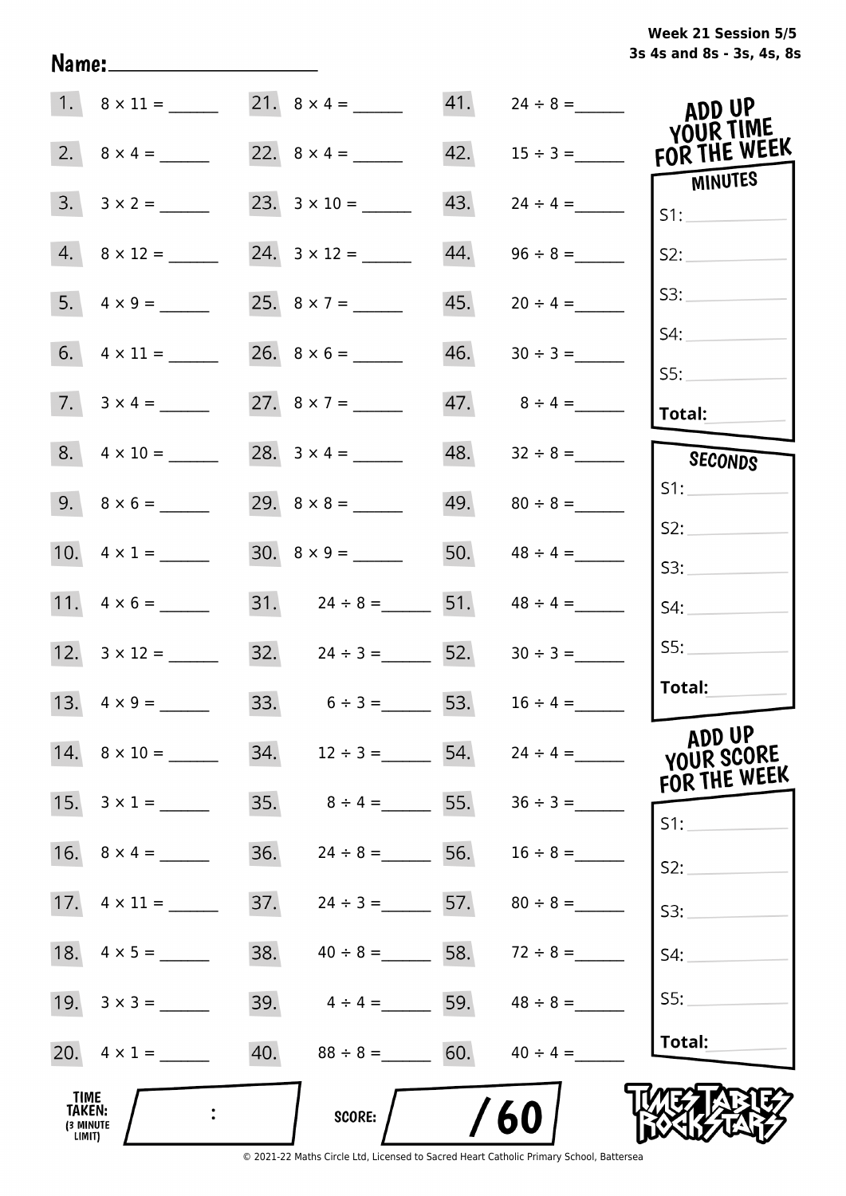**Week 21 Session 5/5**
**3s 4s and 8s - 3s, 4s, 8s**

Name: ____________________

| | | | | | |
|---|---|---|---|---|---|
| 1. | 8 × 11 = ______ | 21. | 8 × 4 = ______ | 41. | 24 ÷ 8 = ______ |
| 2. | 8 × 4 = ______ | 22. | 8 × 4 = ______ | 42. | 15 ÷ 3 = ______ |
| 3. | 3 × 2 = ______ | 23. | 3 × 10 = ______ | 43. | 24 ÷ 4 = ______ |
| 4. | 8 × 12 = ______ | 24. | 3 × 12 = ______ | 44. | 96 ÷ 8 = ______ |
| 5. | 4 × 9 = ______ | 25. | 8 × 7 = ______ | 45. | 20 ÷ 4 = ______ |
| 6. | 4 × 11 = ______ | 26. | 8 × 6 = ______ | 46. | 30 ÷ 3 = ______ |
| 7. | 3 × 4 = ______ | 27. | 8 × 7 = ______ | 47. | 8 ÷ 4 = ______ |
| 8. | 4 × 10 = ______ | 28. | 3 × 4 = ______ | 48. | 32 ÷ 8 = ______ |
| 9. | 8 × 6 = ______ | 29. | 8 × 8 = ______ | 49. | 80 ÷ 8 = ______ |
| 10. | 4 × 1 = ______ | 30. | 8 × 9 = ______ | 50. | 48 ÷ 4 = ______ |
| 11. | 4 × 6 = ______ | 31. | 24 ÷ 8 = ______ | 51. | 48 ÷ 4 = ______ |
| 12. | 3 × 12 = ______ | 32. | 24 ÷ 3 = ______ | 52. | 30 ÷ 3 = ______ |
| 13. | 4 × 9 = ______ | 33. | 6 ÷ 3 = ______ | 53. | 16 ÷ 4 = ______ |
| 14. | 8 × 10 = ______ | 34. | 12 ÷ 3 = ______ | 54. | 24 ÷ 4 = ______ |
| 15. | 3 × 1 = ______ | 35. | 8 ÷ 4 = ______ | 55. | 36 ÷ 3 = ______ |
| 16. | 8 × 4 = ______ | 36. | 24 ÷ 8 = ______ | 56. | 16 ÷ 8 = ______ |
| 17. | 4 × 11 = ______ | 37. | 24 ÷ 3 = ______ | 57. | 80 ÷ 8 = ______ |
| 18. | 4 × 5 = ______ | 38. | 40 ÷ 8 = ______ | 58. | 72 ÷ 8 = ______ |
| 19. | 3 × 3 = ______ | 39. | 4 ÷ 4 = ______ | 59. | 48 ÷ 8 = ______ |
| 20. | 4 × 1 = ______ | 40. | 88 ÷ 8 = ______ | 60. | 40 ÷ 4 = ______ |

**ADD UP YOUR TIME FOR THE WEEK**

**MINUTES**
S1: ______
S2: ______
S3: ______
S4: ______
S5: ______
**Total:** ______

**SECONDS**
S1: ______
S2: ______
S3: ______
S4: ______
S5: ______
**Total:** ______

**ADD UP YOUR SCORE FOR THE WEEK**
S1: ______
S2: ______
S3: ______
S4: ______
S5: ______
**Total:** ______

**TIME TAKEN:** (3 MINUTE LIMIT) ____ : ____

**SCORE:** ____ / 60

© 2021-22 Maths Circle Ltd, Licensed to Sacred Heart Catholic Primary School, Battersea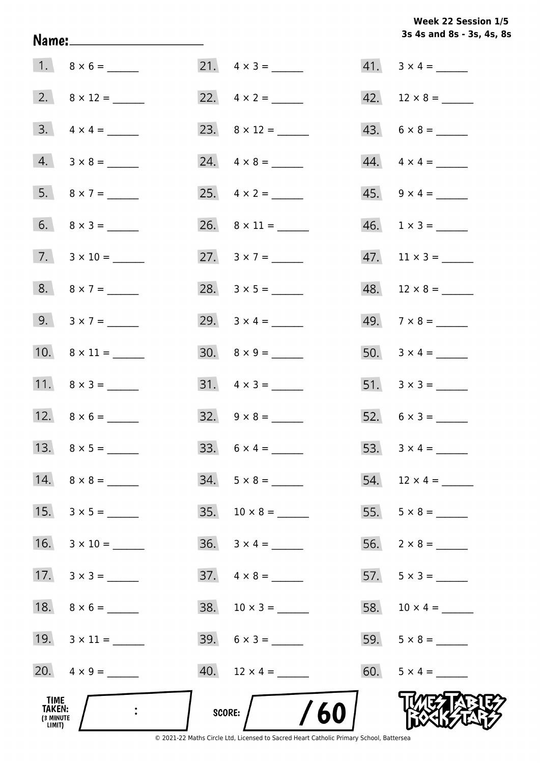**Week 22 Session 1/5**
**3s 4s and 8s - 3s, 4s, 8s**

**Name:** ____________________

1. 8 × 6 = ______
2. 8 × 12 = ______
3. 4 × 4 = ______
4. 3 × 8 = ______
5. 8 × 7 = ______
6. 8 × 3 = ______
7. 3 × 10 = ______
8. 8 × 7 = ______
9. 3 × 7 = ______
10. 8 × 11 = ______
11. 8 × 3 = ______
12. 8 × 6 = ______
13. 8 × 5 = ______
14. 8 × 8 = ______
15. 3 × 5 = ______
16. 3 × 10 = ______
17. 3 × 3 = ______
18. 8 × 6 = ______
19. 3 × 11 = ______
20. 4 × 9 = ______
21. 4 × 3 = ______
22. 4 × 2 = ______
23. 8 × 12 = ______
24. 4 × 8 = ______
25. 4 × 2 = ______
26. 8 × 11 = ______
27. 3 × 7 = ______
28. 3 × 5 = ______
29. 3 × 4 = ______
30. 8 × 9 = ______
31. 4 × 3 = ______
32. 9 × 8 = ______
33. 6 × 4 = ______
34. 5 × 8 = ______
35. 10 × 8 = ______
36. 3 × 4 = ______
37. 4 × 8 = ______
38. 10 × 3 = ______
39. 6 × 3 = ______
40. 12 × 4 = ______
41. 3 × 4 = ______
42. 12 × 8 = ______
43. 6 × 8 = ______
44. 4 × 4 = ______
45. 9 × 4 = ______
46. 1 × 3 = ______
47. 11 × 3 = ______
48. 12 × 8 = ______
49. 7 × 8 = ______
50. 3 × 4 = ______
51. 3 × 3 = ______
52. 6 × 3 = ______
53. 3 × 4 = ______
54. 12 × 4 = ______
55. 5 × 8 = ______
56. 2 × 8 = ______
57. 5 × 3 = ______
58. 10 × 4 = ______
59. 5 × 8 = ______
60. 5 × 4 = ______

**TIME TAKEN:** (3 MINUTE LIMIT) ____ : ____

**SCORE:** ____ / 60

TIMES TABLES ROCK STARS

© 2021-22 Maths Circle Ltd, Licensed to Sacred Heart Catholic Primary School, Battersea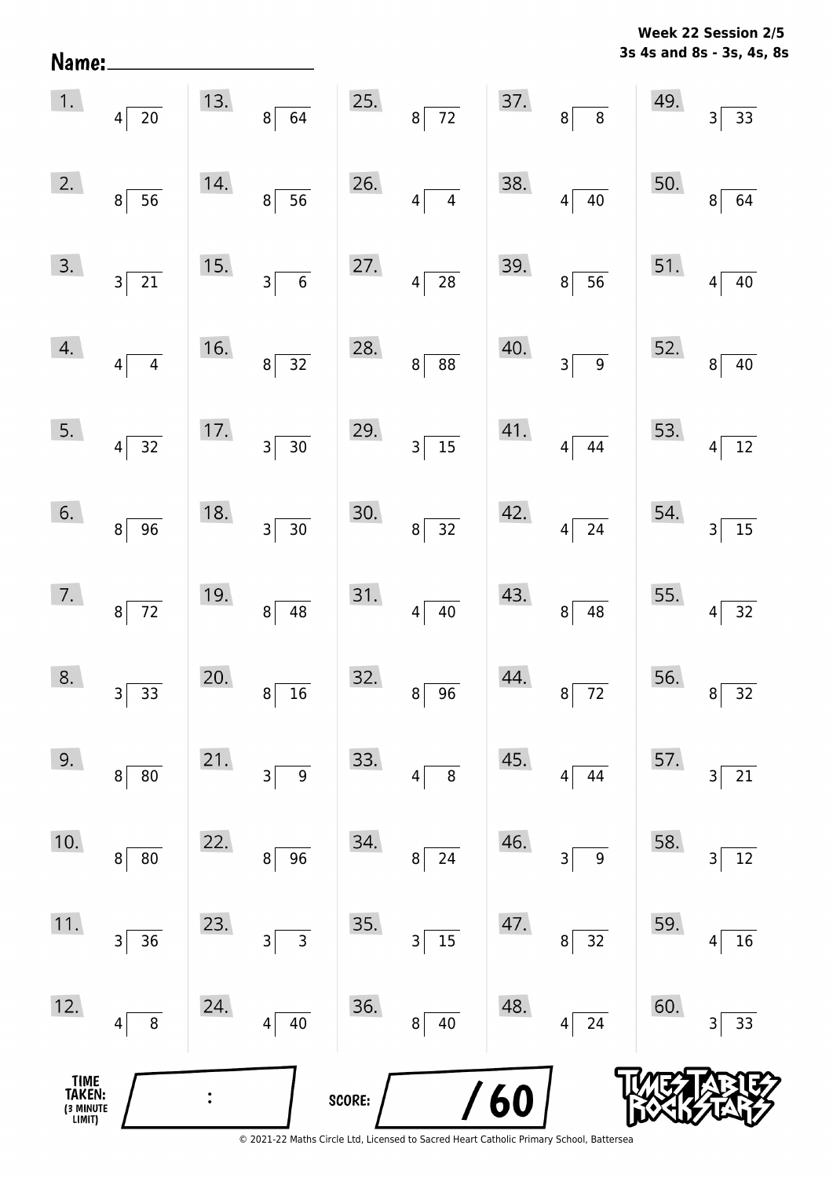**Week 22 Session 2/5**
**3s 4s and 8s - 3s, 4s, 8s**

**Name:** ____________________

| | | | | |
|---|---|---|---|---|
| 1. $20 \div 4$ | 13. $64 \div 8$ | 25. $72 \div 8$ | 37. $8 \div 8$ | 49. $33 \div 3$ |
| 2. $56 \div 8$ | 14. $56 \div 8$ | 26. $4 \div 4$ | 38. $40 \div 4$ | 50. $64 \div 8$ |
| 3. $21 \div 3$ | 15. $6 \div 3$ | 27. $28 \div 4$ | 39. $56 \div 8$ | 51. $40 \div 4$ |
| 4. $4 \div 4$ | 16. $32 \div 8$ | 28. $88 \div 8$ | 40. $9 \div 3$ | 52. $40 \div 8$ |
| 5. $32 \div 4$ | 17. $30 \div 3$ | 29. $15 \div 3$ | 41. $44 \div 4$ | 53. $12 \div 4$ |
| 6. $96 \div 8$ | 18. $30 \div 3$ | 30. $32 \div 8$ | 42. $24 \div 4$ | 54. $15 \div 3$ |
| 7. $72 \div 8$ | 19. $48 \div 8$ | 31. $40 \div 4$ | 43. $48 \div 8$ | 55. $32 \div 4$ |
| 8. $33 \div 3$ | 20. $16 \div 8$ | 32. $96 \div 8$ | 44. $72 \div 8$ | 56. $32 \div 8$ |
| 9. $80 \div 8$ | 21. $9 \div 3$ | 33. $8 \div 4$ | 45. $44 \div 4$ | 57. $21 \div 3$ |
| 10. $80 \div 8$ | 22. $96 \div 8$ | 34. $24 \div 8$ | 46. $9 \div 3$ | 58. $12 \div 3$ |
| 11. $36 \div 3$ | 23. $3 \div 3$ | 35. $15 \div 3$ | 47. $32 \div 8$ | 59. $16 \div 4$ |
| 12. $8 \div 4$ | 24. $40 \div 4$ | 36. $40 \div 8$ | 48. $24 \div 4$ | 60. $33 \div 3$ |

**TIME TAKEN:** (3 MINUTE LIMIT) ____ : ____

**SCORE:** ____ / 60

TIMES TABLES ROCK STARS

© 2021-22 Maths Circle Ltd, Licensed to Sacred Heart Catholic Primary School, Battersea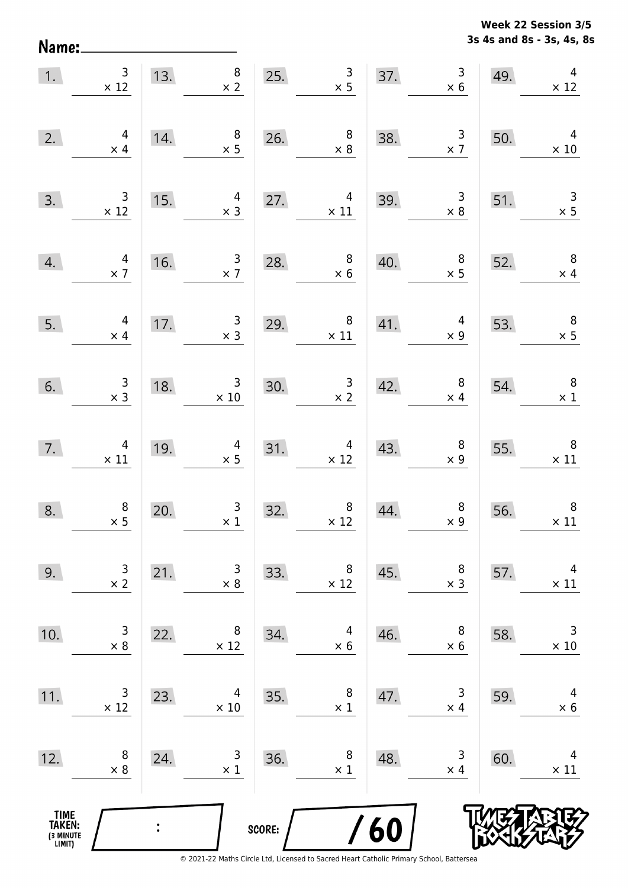**Week 22 Session 3/5**
**3s 4s and 8s - 3s, 4s, 8s**

Name: ____________________

| | | | | | | | | | |
|---|---|---|---|---|---|---|---|---|---|
| 1. | $3 \times 12$ | 13. | $8 \times 2$ | 25. | $3 \times 5$ | 37. | $3 \times 6$ | 49. | $4 \times 12$ |
| 2. | $4 \times 4$ | 14. | $8 \times 5$ | 26. | $8 \times 8$ | 38. | $3 \times 7$ | 50. | $4 \times 10$ |
| 3. | $3 \times 12$ | 15. | $4 \times 3$ | 27. | $4 \times 11$ | 39. | $3 \times 8$ | 51. | $3 \times 5$ |
| 4. | $4 \times 7$ | 16. | $3 \times 7$ | 28. | $8 \times 6$ | 40. | $8 \times 5$ | 52. | $8 \times 4$ |
| 5. | $4 \times 4$ | 17. | $3 \times 3$ | 29. | $8 \times 11$ | 41. | $4 \times 9$ | 53. | $8 \times 5$ |
| 6. | $3 \times 3$ | 18. | $3 \times 10$ | 30. | $3 \times 2$ | 42. | $8 \times 4$ | 54. | $8 \times 1$ |
| 7. | $4 \times 11$ | 19. | $4 \times 5$ | 31. | $4 \times 12$ | 43. | $8 \times 9$ | 55. | $8 \times 11$ |
| 8. | $8 \times 5$ | 20. | $3 \times 1$ | 32. | $8 \times 12$ | 44. | $8 \times 9$ | 56. | $8 \times 11$ |
| 9. | $3 \times 2$ | 21. | $3 \times 8$ | 33. | $8 \times 12$ | 45. | $8 \times 3$ | 57. | $4 \times 11$ |
| 10. | $3 \times 8$ | 22. | $8 \times 12$ | 34. | $4 \times 6$ | 46. | $8 \times 6$ | 58. | $3 \times 10$ |
| 11. | $3 \times 12$ | 23. | $4 \times 10$ | 35. | $8 \times 1$ | 47. | $3 \times 4$ | 59. | $4 \times 6$ |
| 12. | $8 \times 8$ | 24. | $3 \times 1$ | 36. | $8 \times 1$ | 48. | $3 \times 4$ | 60. | $4 \times 11$ |

TIME TAKEN: (3 MINUTE LIMIT) ____ : ____

SCORE: ____ / 60

© 2021-22 Maths Circle Ltd, Licensed to Sacred Heart Catholic Primary School, Battersea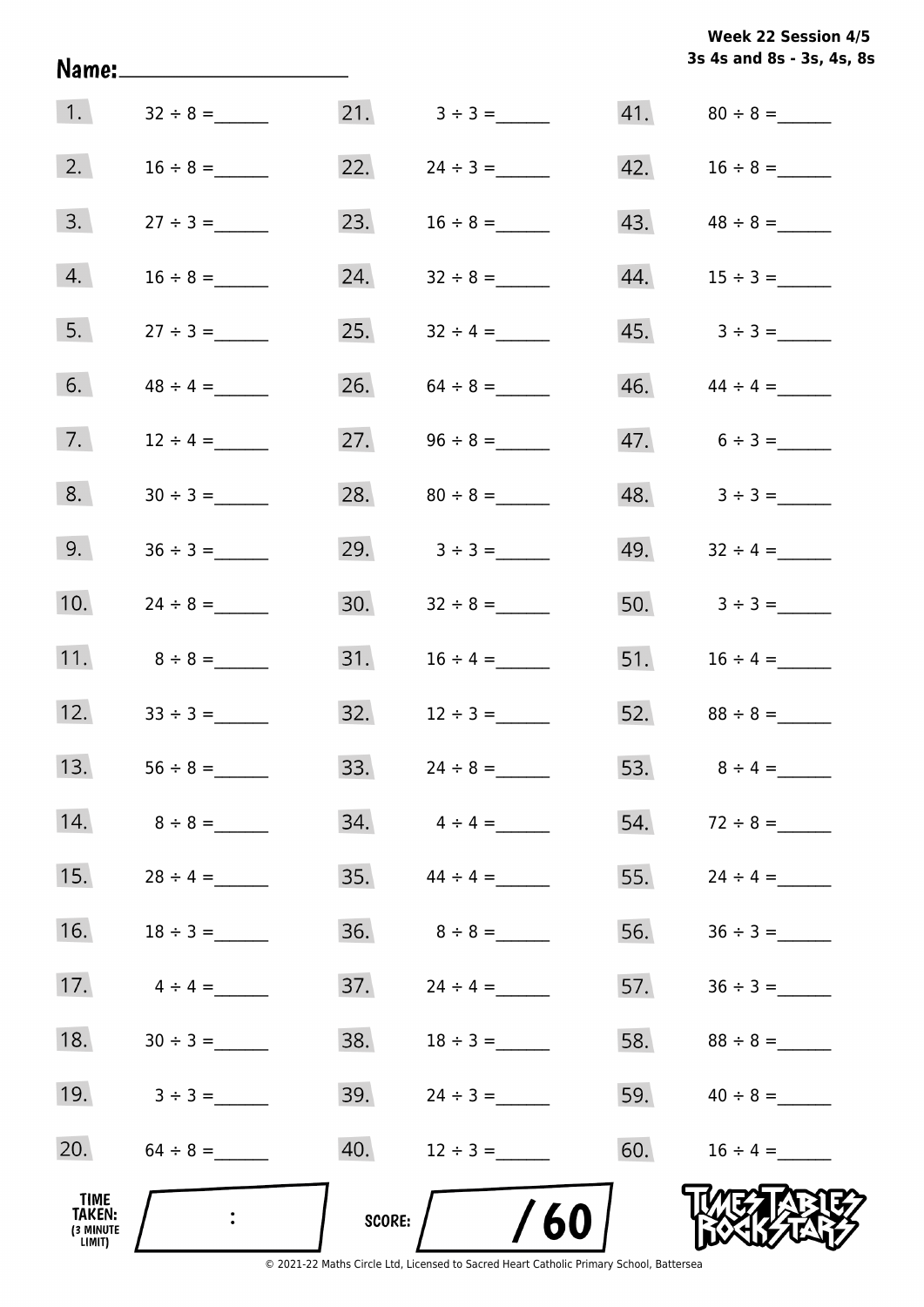**Week 22 Session 4/5**
**3s 4s and 8s - 3s, 4s, 8s**

Name: ____________________

| | | | | | |
|---|---|---|---|---|---|
| 1. | $32 \div 8 =$ ______ | 21. | $3 \div 3 =$ ______ | 41. | $80 \div 8 =$ ______ |
| 2. | $16 \div 8 =$ ______ | 22. | $24 \div 3 =$ ______ | 42. | $16 \div 8 =$ ______ |
| 3. | $27 \div 3 =$ ______ | 23. | $16 \div 8 =$ ______ | 43. | $48 \div 8 =$ ______ |
| 4. | $16 \div 8 =$ ______ | 24. | $32 \div 8 =$ ______ | 44. | $15 \div 3 =$ ______ |
| 5. | $27 \div 3 =$ ______ | 25. | $32 \div 4 =$ ______ | 45. | $3 \div 3 =$ ______ |
| 6. | $48 \div 4 =$ ______ | 26. | $64 \div 8 =$ ______ | 46. | $44 \div 4 =$ ______ |
| 7. | $12 \div 4 =$ ______ | 27. | $96 \div 8 =$ ______ | 47. | $6 \div 3 =$ ______ |
| 8. | $30 \div 3 =$ ______ | 28. | $80 \div 8 =$ ______ | 48. | $3 \div 3 =$ ______ |
| 9. | $36 \div 3 =$ ______ | 29. | $3 \div 3 =$ ______ | 49. | $32 \div 4 =$ ______ |
| 10. | $24 \div 8 =$ ______ | 30. | $32 \div 8 =$ ______ | 50. | $3 \div 3 =$ ______ |
| 11. | $8 \div 8 =$ ______ | 31. | $16 \div 4 =$ ______ | 51. | $16 \div 4 =$ ______ |
| 12. | $33 \div 3 =$ ______ | 32. | $12 \div 3 =$ ______ | 52. | $88 \div 8 =$ ______ |
| 13. | $56 \div 8 =$ ______ | 33. | $24 \div 8 =$ ______ | 53. | $8 \div 4 =$ ______ |
| 14. | $8 \div 8 =$ ______ | 34. | $4 \div 4 =$ ______ | 54. | $72 \div 8 =$ ______ |
| 15. | $28 \div 4 =$ ______ | 35. | $44 \div 4 =$ ______ | 55. | $24 \div 4 =$ ______ |
| 16. | $18 \div 3 =$ ______ | 36. | $8 \div 8 =$ ______ | 56. | $36 \div 3 =$ ______ |
| 17. | $4 \div 4 =$ ______ | 37. | $24 \div 4 =$ ______ | 57. | $36 \div 3 =$ ______ |
| 18. | $30 \div 3 =$ ______ | 38. | $18 \div 3 =$ ______ | 58. | $88 \div 8 =$ ______ |
| 19. | $3 \div 3 =$ ______ | 39. | $24 \div 3 =$ ______ | 59. | $40 \div 8 =$ ______ |
| 20. | $64 \div 8 =$ ______ | 40. | $12 \div 3 =$ ______ | 60. | $16 \div 4 =$ ______ |

**TIME TAKEN:** (3 MINUTE LIMIT) ____ : ____

**SCORE:** ____ / 60

TIMES TABLES ROCK STARS

© 2021-22 Maths Circle Ltd, Licensed to Sacred Heart Catholic Primary School, Battersea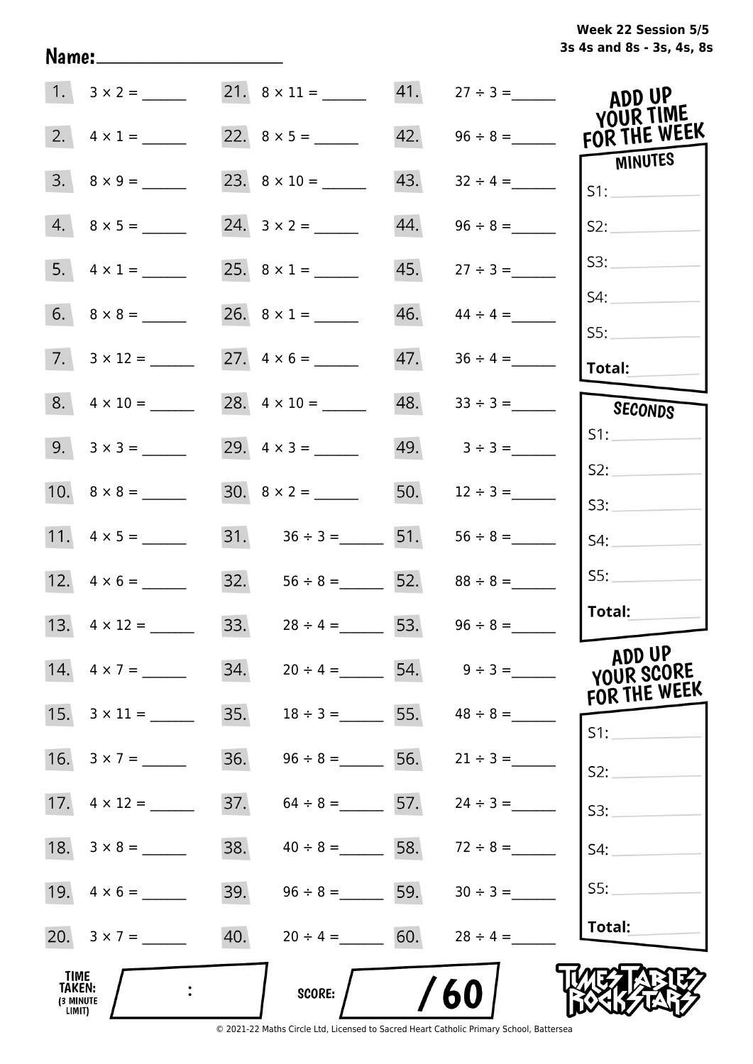Week 22 Session 5/5

3s 4s and 8s - 3s, 4s, 8s

Name: ____________________

| | | | | | |
|---|---|---|---|---|---|
| 1. | 3 × 2 = ______ | 21. | 8 × 11 = ______ | 41. | 27 ÷ 3 = ______ |
| 2. | 4 × 1 = ______ | 22. | 8 × 5 = ______ | 42. | 96 ÷ 8 = ______ |
| 3. | 8 × 9 = ______ | 23. | 8 × 10 = ______ | 43. | 32 ÷ 4 = ______ |
| 4. | 8 × 5 = ______ | 24. | 3 × 2 = ______ | 44. | 96 ÷ 8 = ______ |
| 5. | 4 × 1 = ______ | 25. | 8 × 1 = ______ | 45. | 27 ÷ 3 = ______ |
| 6. | 8 × 8 = ______ | 26. | 8 × 1 = ______ | 46. | 44 ÷ 4 = ______ |
| 7. | 3 × 12 = ______ | 27. | 4 × 6 = ______ | 47. | 36 ÷ 4 = ______ |
| 8. | 4 × 10 = ______ | 28. | 4 × 10 = ______ | 48. | 33 ÷ 3 = ______ |
| 9. | 3 × 3 = ______ | 29. | 4 × 3 = ______ | 49. | 3 ÷ 3 = ______ |
| 10. | 8 × 8 = ______ | 30. | 8 × 2 = ______ | 50. | 12 ÷ 3 = ______ |
| 11. | 4 × 5 = ______ | 31. | 36 ÷ 3 = ______ | 51. | 56 ÷ 8 = ______ |
| 12. | 4 × 6 = ______ | 32. | 56 ÷ 8 = ______ | 52. | 88 ÷ 8 = ______ |
| 13. | 4 × 12 = ______ | 33. | 28 ÷ 4 = ______ | 53. | 96 ÷ 8 = ______ |
| 14. | 4 × 7 = ______ | 34. | 20 ÷ 4 = ______ | 54. | 9 ÷ 3 = ______ |
| 15. | 3 × 11 = ______ | 35. | 18 ÷ 3 = ______ | 55. | 48 ÷ 8 = ______ |
| 16. | 3 × 7 = ______ | 36. | 96 ÷ 8 = ______ | 56. | 21 ÷ 3 = ______ |
| 17. | 4 × 12 = ______ | 37. | 64 ÷ 8 = ______ | 57. | 24 ÷ 3 = ______ |
| 18. | 3 × 8 = ______ | 38. | 40 ÷ 8 = ______ | 58. | 72 ÷ 8 = ______ |
| 19. | 4 × 6 = ______ | 39. | 96 ÷ 8 = ______ | 59. | 30 ÷ 3 = ______ |
| 20. | 3 × 7 = ______ | 40. | 20 ÷ 4 = ______ | 60. | 28 ÷ 4 = ______ |

## ADD UP YOUR TIME FOR THE WEEK

**MINUTES**

S1: ______

S2: ______

S3: ______

S4: ______

S5: ______

**Total:** ______

**SECONDS**

S1: ______

S2: ______

S3: ______

S4: ______

S5: ______

**Total:** ______

## ADD UP YOUR SCORE FOR THE WEEK

S1: ______

S2: ______

S3: ______

S4: ______

S5: ______

**Total:** ______

TIME TAKEN: (3 MINUTE LIMIT) ______ : ______

SCORE: ______ / 60

TIMES TABLES ROCK STARS

© 2021-22 Maths Circle Ltd, Licensed to Sacred Heart Catholic Primary School, Battersea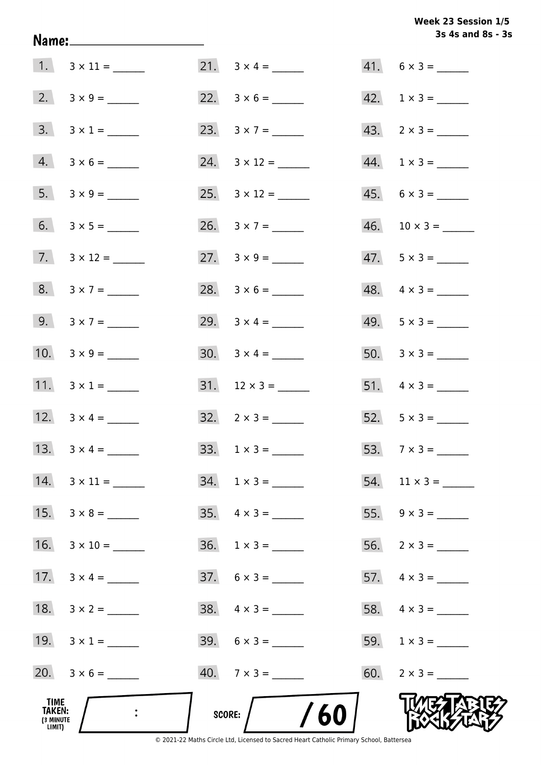Week 23 Session 1/5
3s 4s and 8s - 3s

Name: ____________________

| | | | | | |
|---|---|---|---|---|---|
| 1. | $3 \times 11 =$ ______ | 21. | $3 \times 4 =$ ______ | 41. | $6 \times 3 =$ ______ |
| 2. | $3 \times 9 =$ ______ | 22. | $3 \times 6 =$ ______ | 42. | $1 \times 3 =$ ______ |
| 3. | $3 \times 1 =$ ______ | 23. | $3 \times 7 =$ ______ | 43. | $2 \times 3 =$ ______ |
| 4. | $3 \times 6 =$ ______ | 24. | $3 \times 12 =$ ______ | 44. | $1 \times 3 =$ ______ |
| 5. | $3 \times 9 =$ ______ | 25. | $3 \times 12 =$ ______ | 45. | $6 \times 3 =$ ______ |
| 6. | $3 \times 5 =$ ______ | 26. | $3 \times 7 =$ ______ | 46. | $10 \times 3 =$ ______ |
| 7. | $3 \times 12 =$ ______ | 27. | $3 \times 9 =$ ______ | 47. | $5 \times 3 =$ ______ |
| 8. | $3 \times 7 =$ ______ | 28. | $3 \times 6 =$ ______ | 48. | $4 \times 3 =$ ______ |
| 9. | $3 \times 7 =$ ______ | 29. | $3 \times 4 =$ ______ | 49. | $5 \times 3 =$ ______ |
| 10. | $3 \times 9 =$ ______ | 30. | $3 \times 4 =$ ______ | 50. | $3 \times 3 =$ ______ |
| 11. | $3 \times 1 =$ ______ | 31. | $12 \times 3 =$ ______ | 51. | $4 \times 3 =$ ______ |
| 12. | $3 \times 4 =$ ______ | 32. | $2 \times 3 =$ ______ | 52. | $5 \times 3 =$ ______ |
| 13. | $3 \times 4 =$ ______ | 33. | $1 \times 3 =$ ______ | 53. | $7 \times 3 =$ ______ |
| 14. | $3 \times 11 =$ ______ | 34. | $1 \times 3 =$ ______ | 54. | $11 \times 3 =$ ______ |
| 15. | $3 \times 8 =$ ______ | 35. | $4 \times 3 =$ ______ | 55. | $9 \times 3 =$ ______ |
| 16. | $3 \times 10 =$ ______ | 36. | $1 \times 3 =$ ______ | 56. | $2 \times 3 =$ ______ |
| 17. | $3 \times 4 =$ ______ | 37. | $6 \times 3 =$ ______ | 57. | $4 \times 3 =$ ______ |
| 18. | $3 \times 2 =$ ______ | 38. | $4 \times 3 =$ ______ | 58. | $4 \times 3 =$ ______ |
| 19. | $3 \times 1 =$ ______ | 39. | $6 \times 3 =$ ______ | 59. | $1 \times 3 =$ ______ |
| 20. | $3 \times 6 =$ ______ | 40. | $7 \times 3 =$ ______ | 60. | $2 \times 3 =$ ______ |

TIME TAKEN: (3 MINUTE LIMIT) ___ : ___

SCORE: ___ / 60

Times Tables Rock Stars

© 2021-22 Maths Circle Ltd, Licensed to Sacred Heart Catholic Primary School, Battersea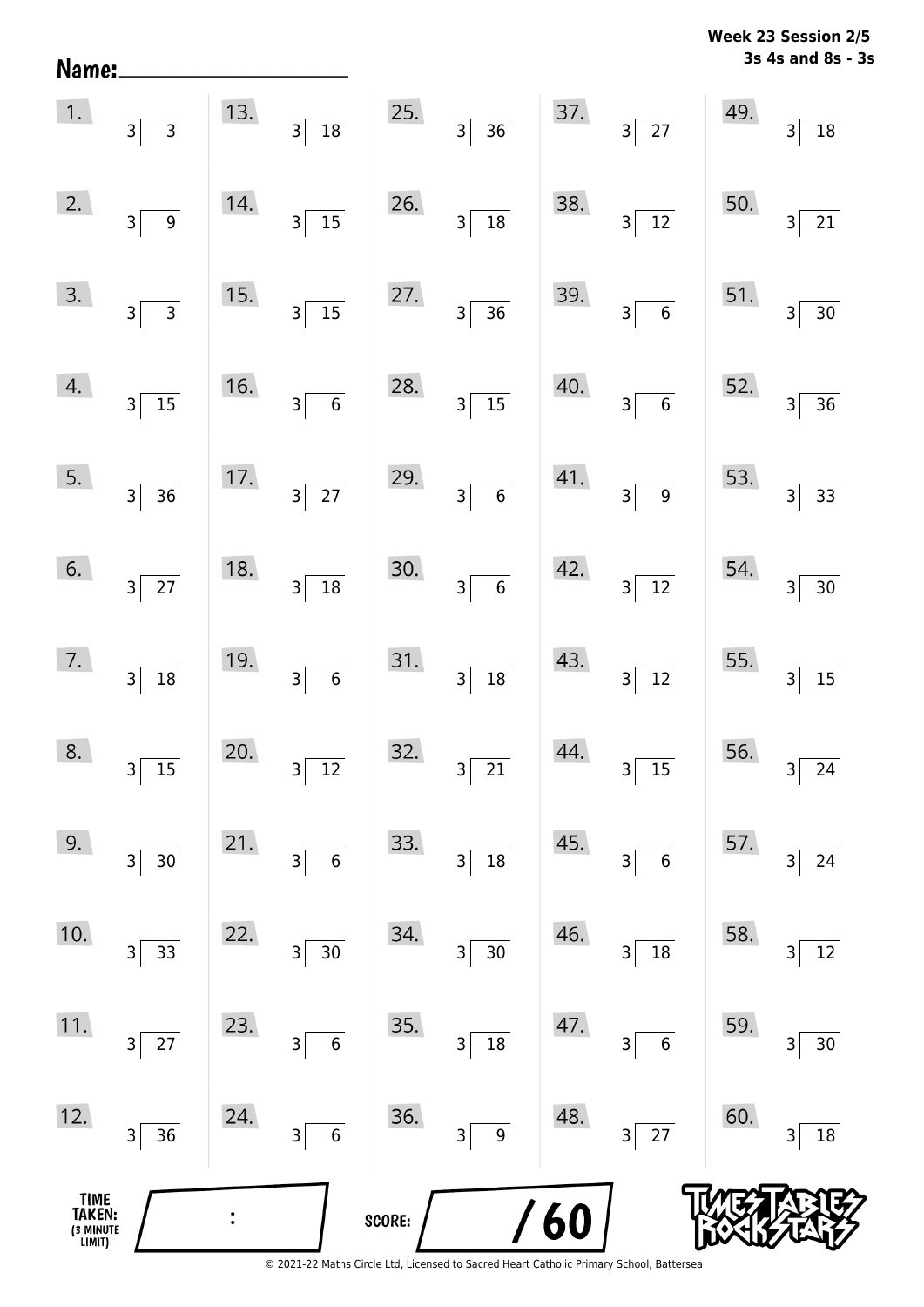**Week 23 Session 2/5**
**3s 4s and 8s - 3s**

**Name:** ____________________

| | | | | | | | | | |
|---|---|---|---|---|---|---|---|---|---|
| 1. | $3\overline{)3}$ | 13. | $3\overline{)18}$ | 25. | $3\overline{)36}$ | 37. | $3\overline{)27}$ | 49. | $3\overline{)18}$ |
| 2. | $3\overline{)9}$ | 14. | $3\overline{)15}$ | 26. | $3\overline{)18}$ | 38. | $3\overline{)12}$ | 50. | $3\overline{)21}$ |
| 3. | $3\overline{)3}$ | 15. | $3\overline{)15}$ | 27. | $3\overline{)36}$ | 39. | $3\overline{)6}$ | 51. | $3\overline{)30}$ |
| 4. | $3\overline{)15}$ | 16. | $3\overline{)6}$ | 28. | $3\overline{)15}$ | 40. | $3\overline{)6}$ | 52. | $3\overline{)36}$ |
| 5. | $3\overline{)36}$ | 17. | $3\overline{)27}$ | 29. | $3\overline{)6}$ | 41. | $3\overline{)9}$ | 53. | $3\overline{)33}$ |
| 6. | $3\overline{)27}$ | 18. | $3\overline{)18}$ | 30. | $3\overline{)6}$ | 42. | $3\overline{)12}$ | 54. | $3\overline{)30}$ |
| 7. | $3\overline{)18}$ | 19. | $3\overline{)6}$ | 31. | $3\overline{)18}$ | 43. | $3\overline{)12}$ | 55. | $3\overline{)15}$ |
| 8. | $3\overline{)15}$ | 20. | $3\overline{)12}$ | 32. | $3\overline{)21}$ | 44. | $3\overline{)15}$ | 56. | $3\overline{)24}$ |
| 9. | $3\overline{)30}$ | 21. | $3\overline{)6}$ | 33. | $3\overline{)18}$ | 45. | $3\overline{)6}$ | 57. | $3\overline{)24}$ |
| 10. | $3\overline{)33}$ | 22. | $3\overline{)30}$ | 34. | $3\overline{)30}$ | 46. | $3\overline{)18}$ | 58. | $3\overline{)12}$ |
| 11. | $3\overline{)27}$ | 23. | $3\overline{)6}$ | 35. | $3\overline{)18}$ | 47. | $3\overline{)6}$ | 59. | $3\overline{)30}$ |
| 12. | $3\overline{)36}$ | 24. | $3\overline{)6}$ | 36. | $3\overline{)9}$ | 48. | $3\overline{)27}$ | 60. | $3\overline{)18}$ |

**TIME TAKEN:** (3 MINUTE LIMIT) ____ : ____

**SCORE:** ____ / 60

© 2021-22 Maths Circle Ltd, Licensed to Sacred Heart Catholic Primary School, Battersea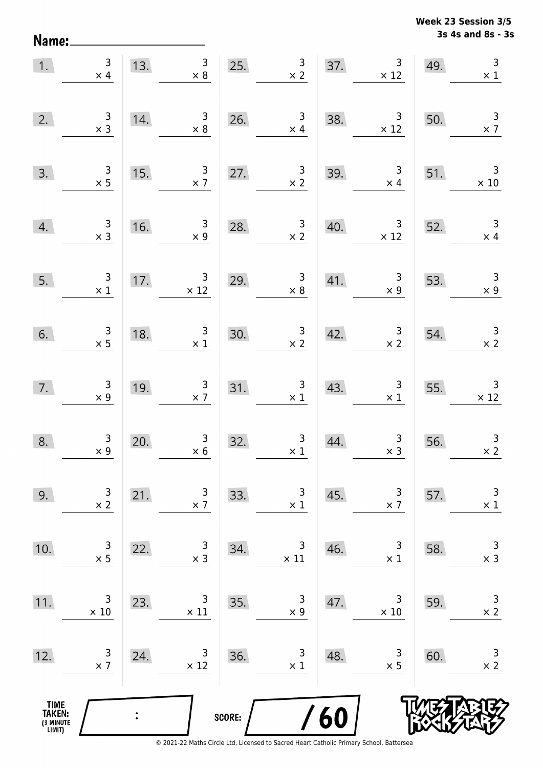Week 23 Session 3/5
3s 4s and 8s - 3s

Name: ____________________

| | | | | | | | | | |
|---|---|---|---|---|---|---|---|---|---|
| 1. | $3 \times 4$ | 13. | $3 \times 8$ | 25. | $3 \times 2$ | 37. | $3 \times 12$ | 49. | $3 \times 1$ |
| 2. | $3 \times 3$ | 14. | $3 \times 8$ | 26. | $3 \times 4$ | 38. | $3 \times 12$ | 50. | $3 \times 7$ |
| 3. | $3 \times 5$ | 15. | $3 \times 7$ | 27. | $3 \times 2$ | 39. | $3 \times 4$ | 51. | $3 \times 10$ |
| 4. | $3 \times 3$ | 16. | $3 \times 9$ | 28. | $3 \times 2$ | 40. | $3 \times 12$ | 52. | $3 \times 4$ |
| 5. | $3 \times 1$ | 17. | $3 \times 12$ | 29. | $3 \times 8$ | 41. | $3 \times 9$ | 53. | $3 \times 9$ |
| 6. | $3 \times 5$ | 18. | $3 \times 1$ | 30. | $3 \times 2$ | 42. | $3 \times 2$ | 54. | $3 \times 2$ |
| 7. | $3 \times 9$ | 19. | $3 \times 7$ | 31. | $3 \times 1$ | 43. | $3 \times 1$ | 55. | $3 \times 12$ |
| 8. | $3 \times 9$ | 20. | $3 \times 6$ | 32. | $3 \times 1$ | 44. | $3 \times 3$ | 56. | $3 \times 2$ |
| 9. | $3 \times 2$ | 21. | $3 \times 7$ | 33. | $3 \times 1$ | 45. | $3 \times 7$ | 57. | $3 \times 1$ |
| 10. | $3 \times 5$ | 22. | $3 \times 3$ | 34. | $3 \times 11$ | 46. | $3 \times 1$ | 58. | $3 \times 3$ |
| 11. | $3 \times 10$ | 23. | $3 \times 11$ | 35. | $3 \times 9$ | 47. | $3 \times 10$ | 59. | $3 \times 2$ |
| 12. | $3 \times 7$ | 24. | $3 \times 12$ | 36. | $3 \times 1$ | 48. | $3 \times 5$ | 60. | $3 \times 2$ |

TIME TAKEN: (3 MINUTE LIMIT) ___ : ___

SCORE: ___ / 60

TIMES TABLES ROCK STARS

© 2021-22 Maths Circle Ltd, Licensed to Sacred Heart Catholic Primary School, Battersea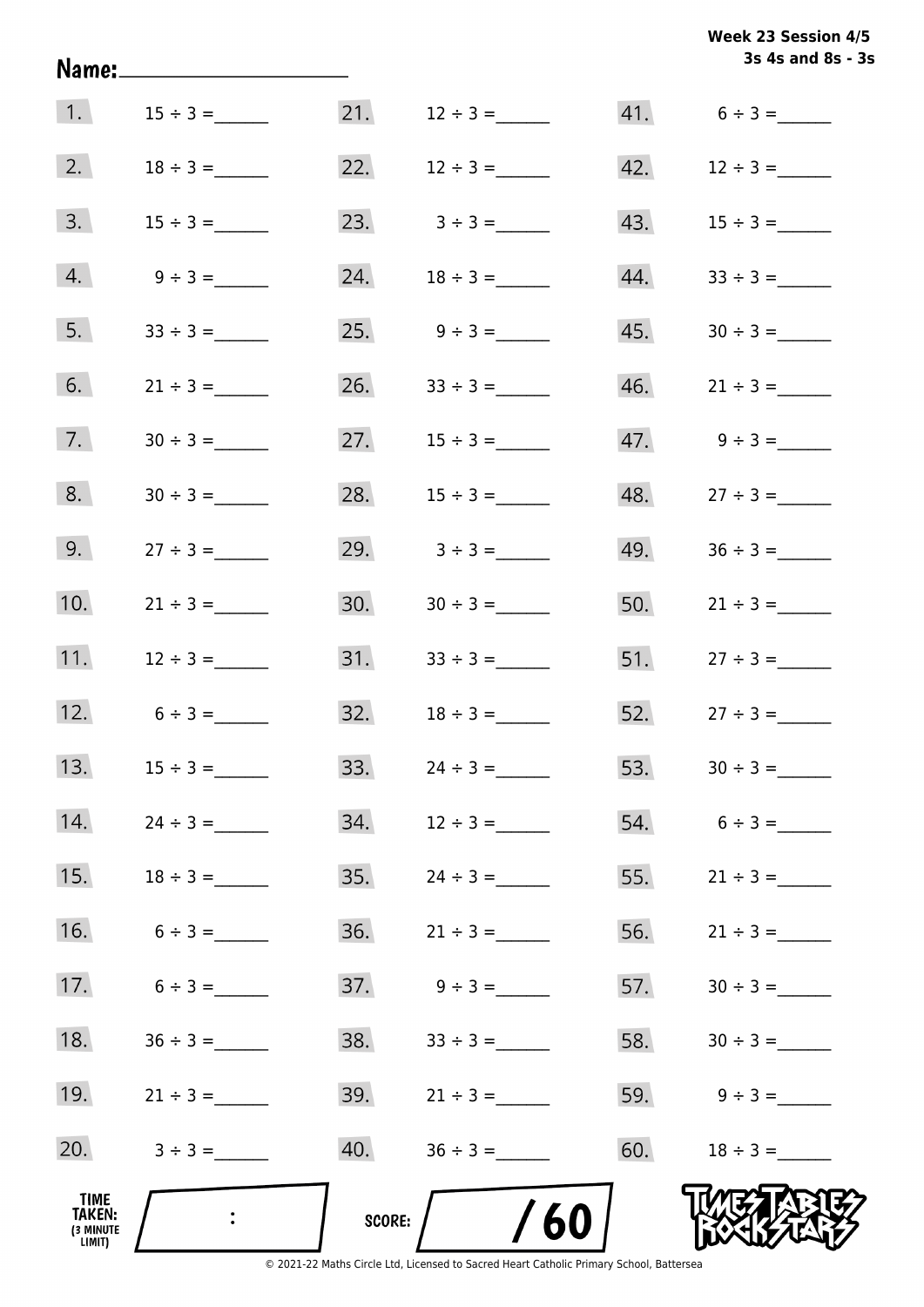**Week 23 Session 4/5**
**3s 4s and 8s - 3s**

Name:____________________

| | | | | | |
|---|---|---|---|---|---|
| 1. | $15 \div 3 =$ ______ | 21. | $12 \div 3 =$ ______ | 41. | $6 \div 3 =$ ______ |
| 2. | $18 \div 3 =$ ______ | 22. | $12 \div 3 =$ ______ | 42. | $12 \div 3 =$ ______ |
| 3. | $15 \div 3 =$ ______ | 23. | $3 \div 3 =$ ______ | 43. | $15 \div 3 =$ ______ |
| 4. | $9 \div 3 =$ ______ | 24. | $18 \div 3 =$ ______ | 44. | $33 \div 3 =$ ______ |
| 5. | $33 \div 3 =$ ______ | 25. | $9 \div 3 =$ ______ | 45. | $30 \div 3 =$ ______ |
| 6. | $21 \div 3 =$ ______ | 26. | $33 \div 3 =$ ______ | 46. | $21 \div 3 =$ ______ |
| 7. | $30 \div 3 =$ ______ | 27. | $15 \div 3 =$ ______ | 47. | $9 \div 3 =$ ______ |
| 8. | $30 \div 3 =$ ______ | 28. | $15 \div 3 =$ ______ | 48. | $27 \div 3 =$ ______ |
| 9. | $27 \div 3 =$ ______ | 29. | $3 \div 3 =$ ______ | 49. | $36 \div 3 =$ ______ |
| 10. | $21 \div 3 =$ ______ | 30. | $30 \div 3 =$ ______ | 50. | $21 \div 3 =$ ______ |
| 11. | $12 \div 3 =$ ______ | 31. | $33 \div 3 =$ ______ | 51. | $27 \div 3 =$ ______ |
| 12. | $6 \div 3 =$ ______ | 32. | $18 \div 3 =$ ______ | 52. | $27 \div 3 =$ ______ |
| 13. | $15 \div 3 =$ ______ | 33. | $24 \div 3 =$ ______ | 53. | $30 \div 3 =$ ______ |
| 14. | $24 \div 3 =$ ______ | 34. | $12 \div 3 =$ ______ | 54. | $6 \div 3 =$ ______ |
| 15. | $18 \div 3 =$ ______ | 35. | $24 \div 3 =$ ______ | 55. | $21 \div 3 =$ ______ |
| 16. | $6 \div 3 =$ ______ | 36. | $21 \div 3 =$ ______ | 56. | $21 \div 3 =$ ______ |
| 17. | $6 \div 3 =$ ______ | 37. | $9 \div 3 =$ ______ | 57. | $30 \div 3 =$ ______ |
| 18. | $36 \div 3 =$ ______ | 38. | $33 \div 3 =$ ______ | 58. | $30 \div 3 =$ ______ |
| 19. | $21 \div 3 =$ ______ | 39. | $21 \div 3 =$ ______ | 59. | $9 \div 3 =$ ______ |
| 20. | $3 \div 3 =$ ______ | 40. | $36 \div 3 =$ ______ | 60. | $18 \div 3 =$ ______ |

TIME TAKEN: (3 MINUTE LIMIT) ____ : ____

SCORE: ____ / 60

TIMES TABLES ROCK STARS

© 2021-22 Maths Circle Ltd, Licensed to Sacred Heart Catholic Primary School, Battersea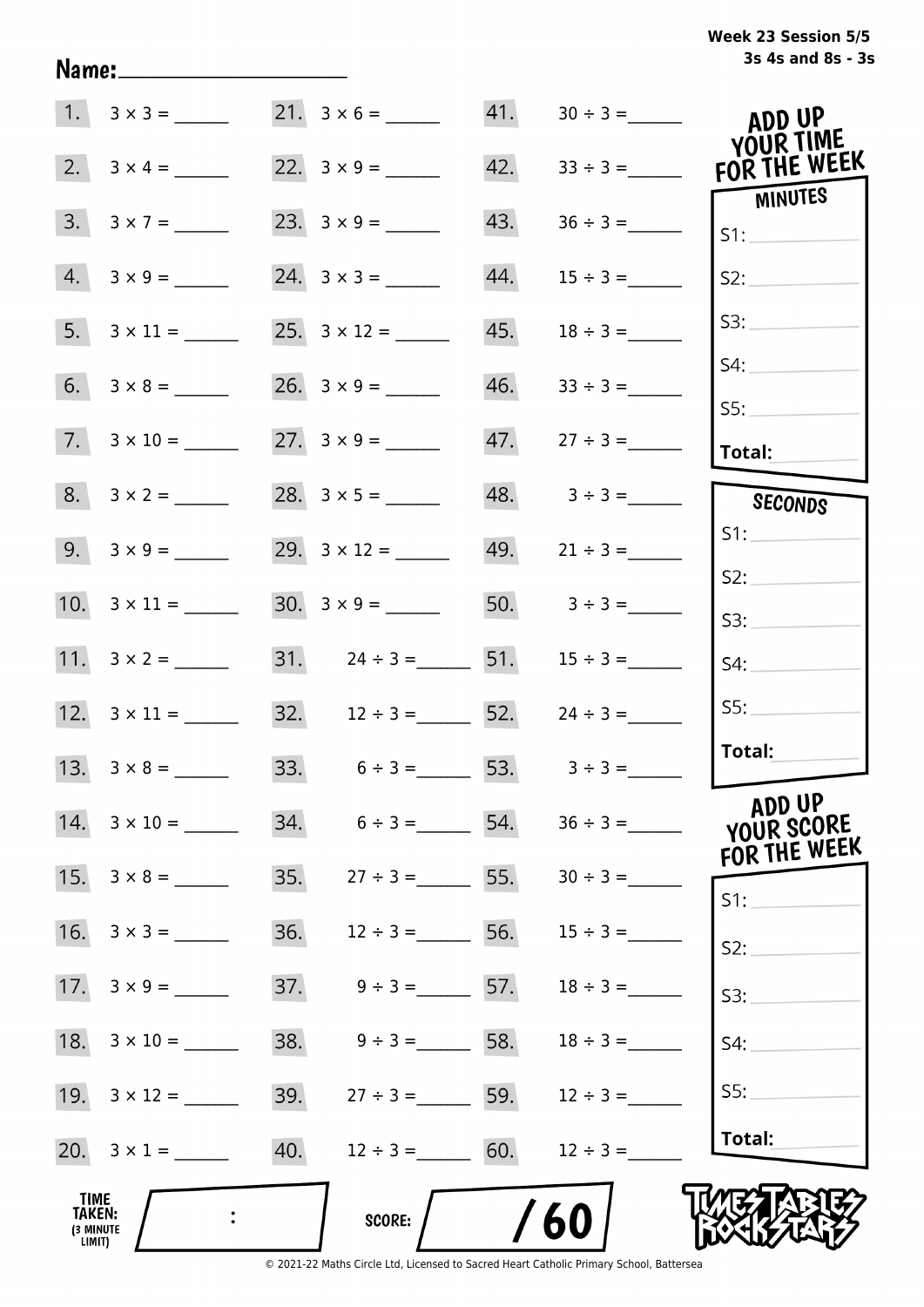Week 23 Session 5/5
3s 4s and 8s - 3s

Name:____________________

| | | | | | |
|---|---|---|---|---|---|
| 1. | $3 \times 3 =$ ______ | 21. | $3 \times 6 =$ ______ | 41. | $30 \div 3 =$ ______ |
| 2. | $3 \times 4 =$ ______ | 22. | $3 \times 9 =$ ______ | 42. | $33 \div 3 =$ ______ |
| 3. | $3 \times 7 =$ ______ | 23. | $3 \times 9 =$ ______ | 43. | $36 \div 3 =$ ______ |
| 4. | $3 \times 9 =$ ______ | 24. | $3 \times 3 =$ ______ | 44. | $15 \div 3 =$ ______ |
| 5. | $3 \times 11 =$ ______ | 25. | $3 \times 12 =$ ______ | 45. | $18 \div 3 =$ ______ |
| 6. | $3 \times 8 =$ ______ | 26. | $3 \times 9 =$ ______ | 46. | $33 \div 3 =$ ______ |
| 7. | $3 \times 10 =$ ______ | 27. | $3 \times 9 =$ ______ | 47. | $27 \div 3 =$ ______ |
| 8. | $3 \times 2 =$ ______ | 28. | $3 \times 5 =$ ______ | 48. | $3 \div 3 =$ ______ |
| 9. | $3 \times 9 =$ ______ | 29. | $3 \times 12 =$ ______ | 49. | $21 \div 3 =$ ______ |
| 10. | $3 \times 11 =$ ______ | 30. | $3 \times 9 =$ ______ | 50. | $3 \div 3 =$ ______ |
| 11. | $3 \times 2 =$ ______ | 31. | $24 \div 3 =$ ______ | 51. | $15 \div 3 =$ ______ |
| 12. | $3 \times 11 =$ ______ | 32. | $12 \div 3 =$ ______ | 52. | $24 \div 3 =$ ______ |
| 13. | $3 \times 8 =$ ______ | 33. | $6 \div 3 =$ ______ | 53. | $3 \div 3 =$ ______ |
| 14. | $3 \times 10 =$ ______ | 34. | $6 \div 3 =$ ______ | 54. | $36 \div 3 =$ ______ |
| 15. | $3 \times 8 =$ ______ | 35. | $27 \div 3 =$ ______ | 55. | $30 \div 3 =$ ______ |
| 16. | $3 \times 3 =$ ______ | 36. | $12 \div 3 =$ ______ | 56. | $15 \div 3 =$ ______ |
| 17. | $3 \times 9 =$ ______ | 37. | $9 \div 3 =$ ______ | 57. | $18 \div 3 =$ ______ |
| 18. | $3 \times 10 =$ ______ | 38. | $9 \div 3 =$ ______ | 58. | $18 \div 3 =$ ______ |
| 19. | $3 \times 12 =$ ______ | 39. | $27 \div 3 =$ ______ | 59. | $12 \div 3 =$ ______ |
| 20. | $3 \times 1 =$ ______ | 40. | $12 \div 3 =$ ______ | 60. | $12 \div 3 =$ ______ |

**ADD UP YOUR TIME FOR THE WEEK**

**MINUTES**

S1: ________
S2: ________
S3: ________
S4: ________
S5: ________
**Total:** ________

**SECONDS**

S1: ________
S2: ________
S3: ________
S4: ________
S5: ________
**Total:** ________

**ADD UP YOUR SCORE FOR THE WEEK**

S1: ________
S2: ________
S3: ________
S4: ________
S5: ________
**Total:** ________

**TIME TAKEN:** (3 MINUTE LIMIT) ____ : ____

**SCORE:** ____ / 60

TIMES TABLES ROCK STARS

© 2021-22 Maths Circle Ltd, Licensed to Sacred Heart Catholic Primary School, Battersea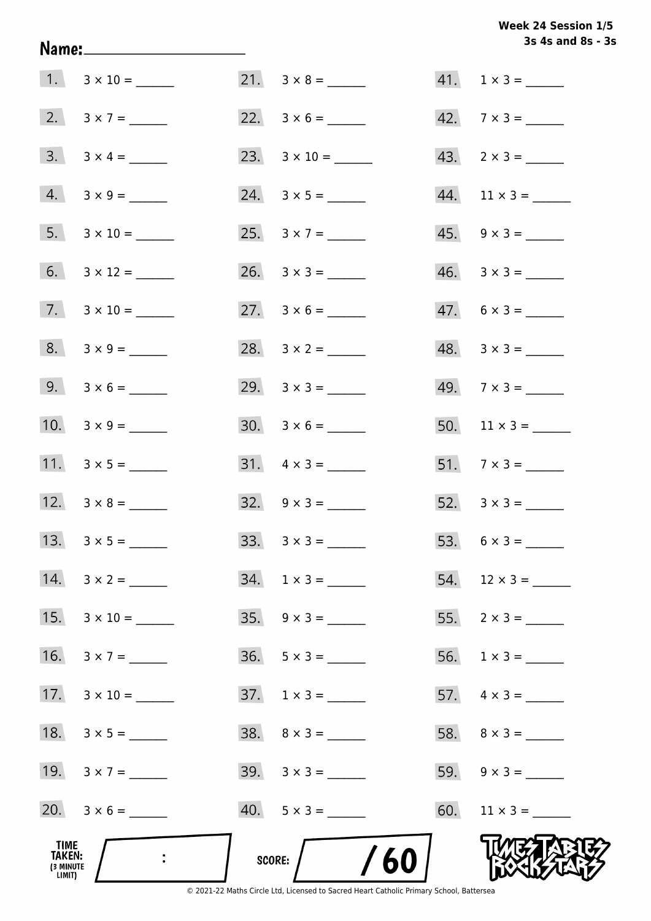**Week 24 Session 1/5**
**3s 4s and 8s - 3s**

**Name:** ____________________

1. $3 \times 10 =$ ______
2. $3 \times 7 =$ ______
3. $3 \times 4 =$ ______
4. $3 \times 9 =$ ______
5. $3 \times 10 =$ ______
6. $3 \times 12 =$ ______
7. $3 \times 10 =$ ______
8. $3 \times 9 =$ ______
9. $3 \times 6 =$ ______
10. $3 \times 9 =$ ______
11. $3 \times 5 =$ ______
12. $3 \times 8 =$ ______
13. $3 \times 5 =$ ______
14. $3 \times 2 =$ ______
15. $3 \times 10 =$ ______
16. $3 \times 7 =$ ______
17. $3 \times 10 =$ ______
18. $3 \times 5 =$ ______
19. $3 \times 7 =$ ______
20. $3 \times 6 =$ ______
21. $3 \times 8 =$ ______
22. $3 \times 6 =$ ______
23. $3 \times 10 =$ ______
24. $3 \times 5 =$ ______
25. $3 \times 7 =$ ______
26. $3 \times 3 =$ ______
27. $3 \times 6 =$ ______
28. $3 \times 2 =$ ______
29. $3 \times 3 =$ ______
30. $3 \times 6 =$ ______
31. $4 \times 3 =$ ______
32. $9 \times 3 =$ ______
33. $3 \times 3 =$ ______
34. $1 \times 3 =$ ______
35. $9 \times 3 =$ ______
36. $5 \times 3 =$ ______
37. $1 \times 3 =$ ______
38. $8 \times 3 =$ ______
39. $3 \times 3 =$ ______
40. $5 \times 3 =$ ______
41. $1 \times 3 =$ ______
42. $7 \times 3 =$ ______
43. $2 \times 3 =$ ______
44. $11 \times 3 =$ ______
45. $9 \times 3 =$ ______
46. $3 \times 3 =$ ______
47. $6 \times 3 =$ ______
48. $3 \times 3 =$ ______
49. $7 \times 3 =$ ______
50. $11 \times 3 =$ ______
51. $7 \times 3 =$ ______
52. $3 \times 3 =$ ______
53. $6 \times 3 =$ ______
54. $12 \times 3 =$ ______
55. $2 \times 3 =$ ______
56. $1 \times 3 =$ ______
57. $4 \times 3 =$ ______
58. $8 \times 3 =$ ______
59. $9 \times 3 =$ ______
60. $11 \times 3 =$ ______

**TIME TAKEN:** (3 MINUTE LIMIT) ____ : ____

**SCORE:** ____ / 60

TIMES TABLES ROCK STARS

© 2021-22 Maths Circle Ltd, Licensed to Sacred Heart Catholic Primary School, Battersea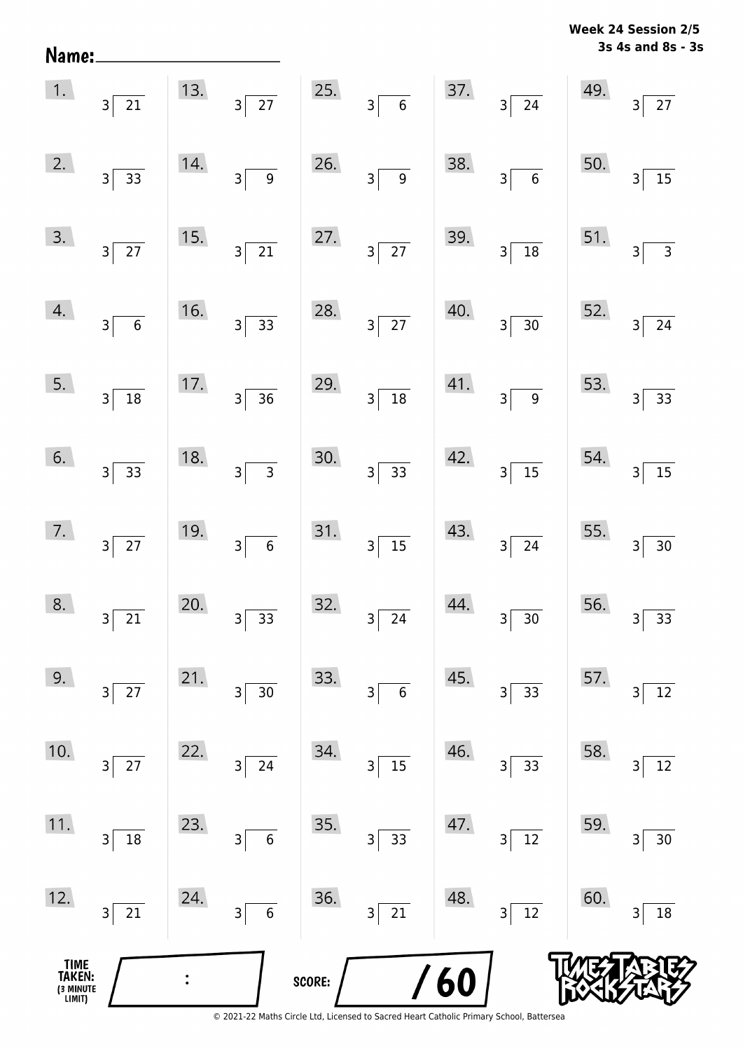**Week 24 Session 2/5**
**3s 4s and 8s - 3s**

Name: ____________________

| | | | | |
|---|---|---|---|---|
| 1. $3\overline{)21}$ | 13. $3\overline{)27}$ | 25. $3\overline{)6}$ | 37. $3\overline{)24}$ | 49. $3\overline{)27}$ |
| 2. $3\overline{)33}$ | 14. $3\overline{)9}$ | 26. $3\overline{)9}$ | 38. $3\overline{)6}$ | 50. $3\overline{)15}$ |
| 3. $3\overline{)27}$ | 15. $3\overline{)21}$ | 27. $3\overline{)27}$ | 39. $3\overline{)18}$ | 51. $3\overline{)3}$ |
| 4. $3\overline{)6}$ | 16. $3\overline{)33}$ | 28. $3\overline{)27}$ | 40. $3\overline{)30}$ | 52. $3\overline{)24}$ |
| 5. $3\overline{)18}$ | 17. $3\overline{)36}$ | 29. $3\overline{)18}$ | 41. $3\overline{)9}$ | 53. $3\overline{)33}$ |
| 6. $3\overline{)33}$ | 18. $3\overline{)3}$ | 30. $3\overline{)33}$ | 42. $3\overline{)15}$ | 54. $3\overline{)15}$ |
| 7. $3\overline{)27}$ | 19. $3\overline{)6}$ | 31. $3\overline{)15}$ | 43. $3\overline{)24}$ | 55. $3\overline{)30}$ |
| 8. $3\overline{)21}$ | 20. $3\overline{)33}$ | 32. $3\overline{)24}$ | 44. $3\overline{)30}$ | 56. $3\overline{)33}$ |
| 9. $3\overline{)27}$ | 21. $3\overline{)30}$ | 33. $3\overline{)6}$ | 45. $3\overline{)33}$ | 57. $3\overline{)12}$ |
| 10. $3\overline{)27}$ | 22. $3\overline{)24}$ | 34. $3\overline{)15}$ | 46. $3\overline{)33}$ | 58. $3\overline{)12}$ |
| 11. $3\overline{)18}$ | 23. $3\overline{)6}$ | 35. $3\overline{)33}$ | 47. $3\overline{)12}$ | 59. $3\overline{)30}$ |
| 12. $3\overline{)21}$ | 24. $3\overline{)6}$ | 36. $3\overline{)21}$ | 48. $3\overline{)12}$ | 60. $3\overline{)18}$ |

TIME TAKEN: (3 MINUTE LIMIT) ____ : ____

SCORE: ____ / 60

TIMES TABLES ROCK STARS

© 2021-22 Maths Circle Ltd, Licensed to Sacred Heart Catholic Primary School, Battersea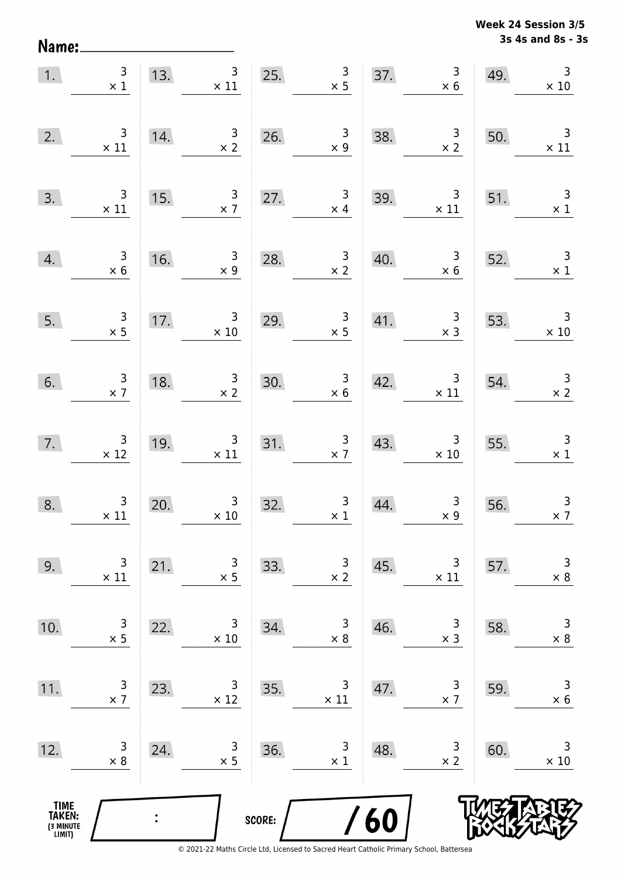**Week 24 Session 3/5**
**3s 4s and 8s - 3s**

Name: ____________________

| | | | | | | | | | |
|---|---|---|---|---|---|---|---|---|---|
| 1. | $3 \times 1$ | 13. | $3 \times 11$ | 25. | $3 \times 5$ | 37. | $3 \times 6$ | 49. | $3 \times 10$ |
| 2. | $3 \times 11$ | 14. | $3 \times 2$ | 26. | $3 \times 9$ | 38. | $3 \times 2$ | 50. | $3 \times 11$ |
| 3. | $3 \times 11$ | 15. | $3 \times 7$ | 27. | $3 \times 4$ | 39. | $3 \times 11$ | 51. | $3 \times 1$ |
| 4. | $3 \times 6$ | 16. | $3 \times 9$ | 28. | $3 \times 2$ | 40. | $3 \times 6$ | 52. | $3 \times 1$ |
| 5. | $3 \times 5$ | 17. | $3 \times 10$ | 29. | $3 \times 5$ | 41. | $3 \times 3$ | 53. | $3 \times 10$ |
| 6. | $3 \times 7$ | 18. | $3 \times 2$ | 30. | $3 \times 6$ | 42. | $3 \times 11$ | 54. | $3 \times 2$ |
| 7. | $3 \times 12$ | 19. | $3 \times 11$ | 31. | $3 \times 7$ | 43. | $3 \times 10$ | 55. | $3 \times 1$ |
| 8. | $3 \times 11$ | 20. | $3 \times 10$ | 32. | $3 \times 1$ | 44. | $3 \times 9$ | 56. | $3 \times 7$ |
| 9. | $3 \times 11$ | 21. | $3 \times 5$ | 33. | $3 \times 2$ | 45. | $3 \times 11$ | 57. | $3 \times 8$ |
| 10. | $3 \times 5$ | 22. | $3 \times 10$ | 34. | $3 \times 8$ | 46. | $3 \times 3$ | 58. | $3 \times 8$ |
| 11. | $3 \times 7$ | 23. | $3 \times 12$ | 35. | $3 \times 11$ | 47. | $3 \times 7$ | 59. | $3 \times 6$ |
| 12. | $3 \times 8$ | 24. | $3 \times 5$ | 36. | $3 \times 1$ | 48. | $3 \times 2$ | 60. | $3 \times 10$ |

TIME TAKEN: (3 MINUTE LIMIT) ____ : ____

SCORE: ____ / 60

© 2021-22 Maths Circle Ltd, Licensed to Sacred Heart Catholic Primary School, Battersea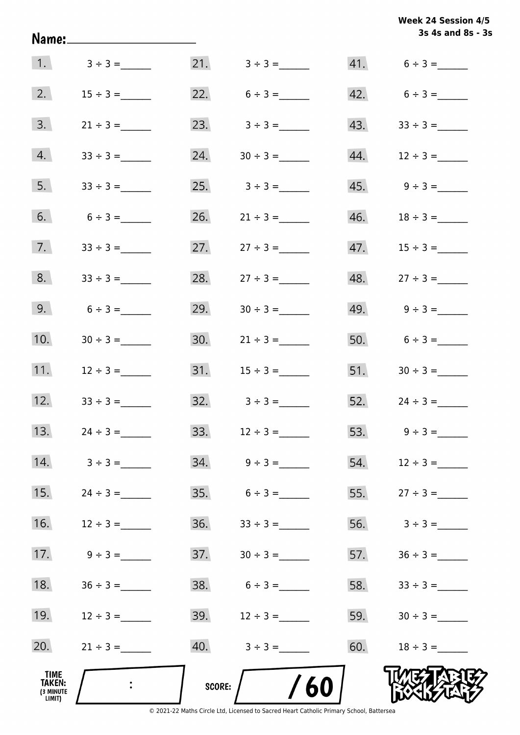**Week 24 Session 4/5**
**3s 4s and 8s - 3s**

Name: ____________________

| | | | | | |
|---|---|---|---|---|---|
| 1. | 3 ÷ 3 = ______ | 21. | 3 ÷ 3 = ______ | 41. | 6 ÷ 3 = ______ |
| 2. | 15 ÷ 3 = ______ | 22. | 6 ÷ 3 = ______ | 42. | 6 ÷ 3 = ______ |
| 3. | 21 ÷ 3 = ______ | 23. | 3 ÷ 3 = ______ | 43. | 33 ÷ 3 = ______ |
| 4. | 33 ÷ 3 = ______ | 24. | 30 ÷ 3 = ______ | 44. | 12 ÷ 3 = ______ |
| 5. | 33 ÷ 3 = ______ | 25. | 3 ÷ 3 = ______ | 45. | 9 ÷ 3 = ______ |
| 6. | 6 ÷ 3 = ______ | 26. | 21 ÷ 3 = ______ | 46. | 18 ÷ 3 = ______ |
| 7. | 33 ÷ 3 = ______ | 27. | 27 ÷ 3 = ______ | 47. | 15 ÷ 3 = ______ |
| 8. | 33 ÷ 3 = ______ | 28. | 27 ÷ 3 = ______ | 48. | 27 ÷ 3 = ______ |
| 9. | 6 ÷ 3 = ______ | 29. | 30 ÷ 3 = ______ | 49. | 9 ÷ 3 = ______ |
| 10. | 30 ÷ 3 = ______ | 30. | 21 ÷ 3 = ______ | 50. | 6 ÷ 3 = ______ |
| 11. | 12 ÷ 3 = ______ | 31. | 15 ÷ 3 = ______ | 51. | 30 ÷ 3 = ______ |
| 12. | 33 ÷ 3 = ______ | 32. | 3 ÷ 3 = ______ | 52. | 24 ÷ 3 = ______ |
| 13. | 24 ÷ 3 = ______ | 33. | 12 ÷ 3 = ______ | 53. | 9 ÷ 3 = ______ |
| 14. | 3 ÷ 3 = ______ | 34. | 9 ÷ 3 = ______ | 54. | 12 ÷ 3 = ______ |
| 15. | 24 ÷ 3 = ______ | 35. | 6 ÷ 3 = ______ | 55. | 27 ÷ 3 = ______ |
| 16. | 12 ÷ 3 = ______ | 36. | 33 ÷ 3 = ______ | 56. | 3 ÷ 3 = ______ |
| 17. | 9 ÷ 3 = ______ | 37. | 30 ÷ 3 = ______ | 57. | 36 ÷ 3 = ______ |
| 18. | 36 ÷ 3 = ______ | 38. | 6 ÷ 3 = ______ | 58. | 33 ÷ 3 = ______ |
| 19. | 12 ÷ 3 = ______ | 39. | 12 ÷ 3 = ______ | 59. | 30 ÷ 3 = ______ |
| 20. | 21 ÷ 3 = ______ | 40. | 3 ÷ 3 = ______ | 60. | 18 ÷ 3 = ______ |

**TIME TAKEN:** (3 MINUTE LIMIT) ____ : ____

**SCORE:** ____ / 60

TIMES TABLES ROCK STARS

© 2021-22 Maths Circle Ltd, Licensed to Sacred Heart Catholic Primary School, Battersea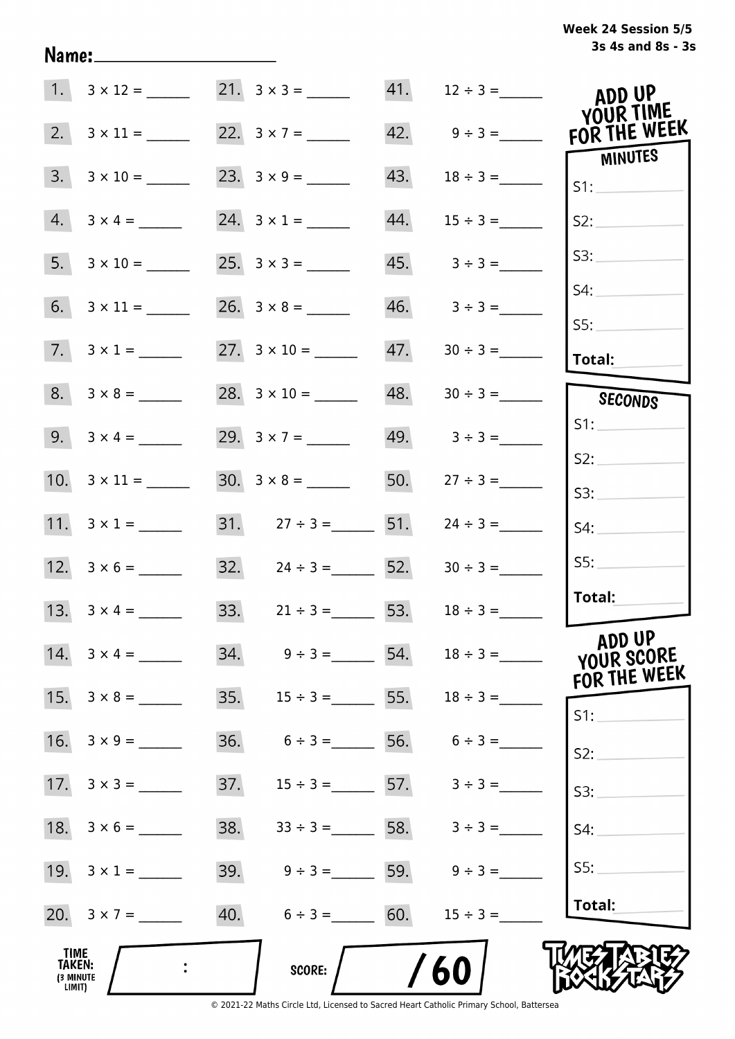Week 24 Session 5/5
3s 4s and 8s - 3s

Name:____________________

| | | | | | |
|---|---|---|---|---|---|
| 1. | 3 × 12 = ______ | 21. | 3 × 3 = ______ | 41. | 12 ÷ 3 = ______ |
| 2. | 3 × 11 = ______ | 22. | 3 × 7 = ______ | 42. | 9 ÷ 3 = ______ |
| 3. | 3 × 10 = ______ | 23. | 3 × 9 = ______ | 43. | 18 ÷ 3 = ______ |
| 4. | 3 × 4 = ______ | 24. | 3 × 1 = ______ | 44. | 15 ÷ 3 = ______ |
| 5. | 3 × 10 = ______ | 25. | 3 × 3 = ______ | 45. | 3 ÷ 3 = ______ |
| 6. | 3 × 11 = ______ | 26. | 3 × 8 = ______ | 46. | 3 ÷ 3 = ______ |
| 7. | 3 × 1 = ______ | 27. | 3 × 10 = ______ | 47. | 30 ÷ 3 = ______ |
| 8. | 3 × 8 = ______ | 28. | 3 × 10 = ______ | 48. | 30 ÷ 3 = ______ |
| 9. | 3 × 4 = ______ | 29. | 3 × 7 = ______ | 49. | 3 ÷ 3 = ______ |
| 10. | 3 × 11 = ______ | 30. | 3 × 8 = ______ | 50. | 27 ÷ 3 = ______ |
| 11. | 3 × 1 = ______ | 31. | 27 ÷ 3 = ______ | 51. | 24 ÷ 3 = ______ |
| 12. | 3 × 6 = ______ | 32. | 24 ÷ 3 = ______ | 52. | 30 ÷ 3 = ______ |
| 13. | 3 × 4 = ______ | 33. | 21 ÷ 3 = ______ | 53. | 18 ÷ 3 = ______ |
| 14. | 3 × 4 = ______ | 34. | 9 ÷ 3 = ______ | 54. | 18 ÷ 3 = ______ |
| 15. | 3 × 8 = ______ | 35. | 15 ÷ 3 = ______ | 55. | 18 ÷ 3 = ______ |
| 16. | 3 × 9 = ______ | 36. | 6 ÷ 3 = ______ | 56. | 6 ÷ 3 = ______ |
| 17. | 3 × 3 = ______ | 37. | 15 ÷ 3 = ______ | 57. | 3 ÷ 3 = ______ |
| 18. | 3 × 6 = ______ | 38. | 33 ÷ 3 = ______ | 58. | 3 ÷ 3 = ______ |
| 19. | 3 × 1 = ______ | 39. | 9 ÷ 3 = ______ | 59. | 9 ÷ 3 = ______ |
| 20. | 3 × 7 = ______ | 40. | 6 ÷ 3 = ______ | 60. | 15 ÷ 3 = ______ |

**ADD UP YOUR TIME FOR THE WEEK**

**MINUTES**

S1: ______
S2: ______
S3: ______
S4: ______
S5: ______
**Total:** ______

**SECONDS**

S1: ______
S2: ______
S3: ______
S4: ______
S5: ______
**Total:** ______

**ADD UP YOUR SCORE FOR THE WEEK**

S1: ______
S2: ______
S3: ______
S4: ______
S5: ______
**Total:** ______

TIME TAKEN: (3 MINUTE LIMIT) ____ : ____

SCORE: ______ / 60

TIMES TABLES ROCK STARS

© 2021-22 Maths Circle Ltd, Licensed to Sacred Heart Catholic Primary School, Battersea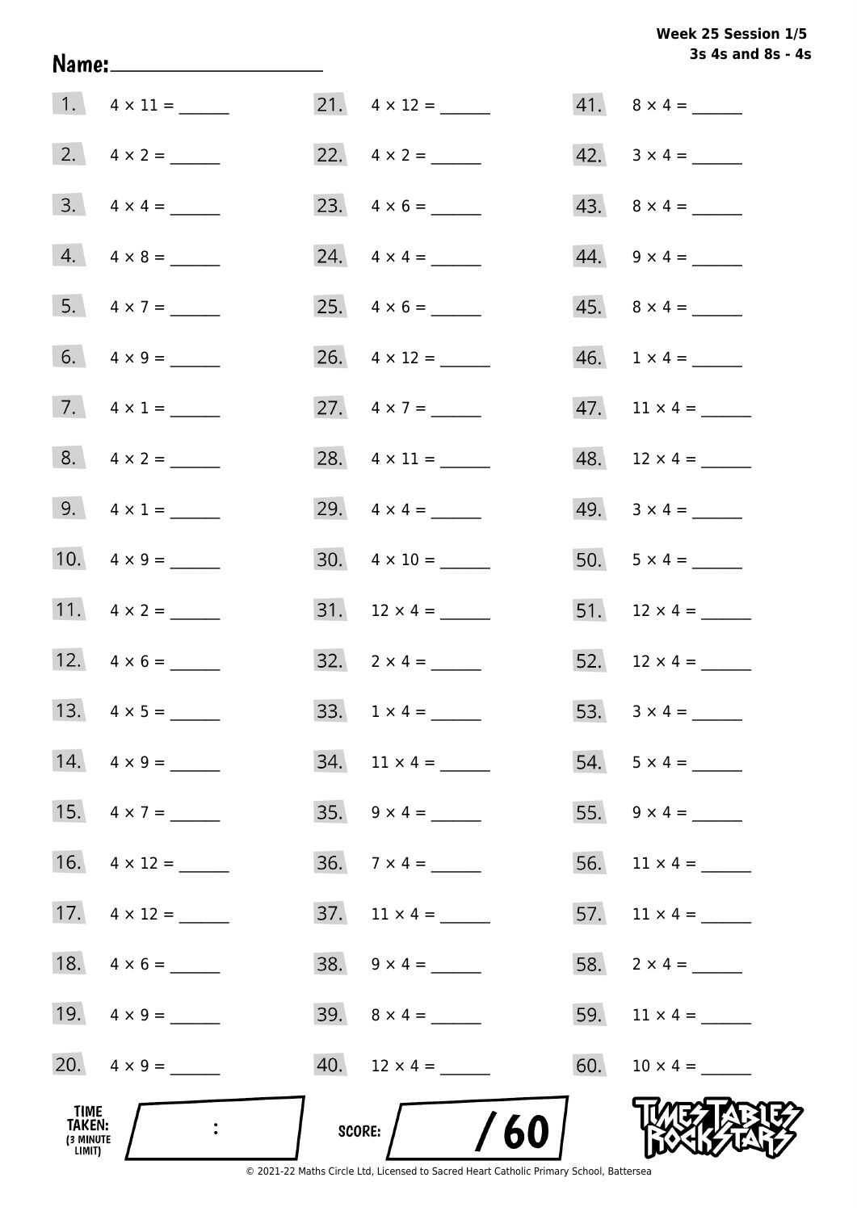**Week 25 Session 1/5**
**3s 4s and 8s - 4s**

Name: ____________________

1. $4 \times 11 =$ ______
2. $4 \times 2 =$ ______
3. $4 \times 4 =$ ______
4. $4 \times 8 =$ ______
5. $4 \times 7 =$ ______
6. $4 \times 9 =$ ______
7. $4 \times 1 =$ ______
8. $4 \times 2 =$ ______
9. $4 \times 1 =$ ______
10. $4 \times 9 =$ ______
11. $4 \times 2 =$ ______
12. $4 \times 6 =$ ______
13. $4 \times 5 =$ ______
14. $4 \times 9 =$ ______
15. $4 \times 7 =$ ______
16. $4 \times 12 =$ ______
17. $4 \times 12 =$ ______
18. $4 \times 6 =$ ______
19. $4 \times 9 =$ ______
20. $4 \times 9 =$ ______
21. $4 \times 12 =$ ______
22. $4 \times 2 =$ ______
23. $4 \times 6 =$ ______
24. $4 \times 4 =$ ______
25. $4 \times 6 =$ ______
26. $4 \times 12 =$ ______
27. $4 \times 7 =$ ______
28. $4 \times 11 =$ ______
29. $4 \times 4 =$ ______
30. $4 \times 10 =$ ______
31. $12 \times 4 =$ ______
32. $2 \times 4 =$ ______
33. $1 \times 4 =$ ______
34. $11 \times 4 =$ ______
35. $9 \times 4 =$ ______
36. $7 \times 4 =$ ______
37. $11 \times 4 =$ ______
38. $9 \times 4 =$ ______
39. $8 \times 4 =$ ______
40. $12 \times 4 =$ ______
41. $8 \times 4 =$ ______
42. $3 \times 4 =$ ______
43. $8 \times 4 =$ ______
44. $9 \times 4 =$ ______
45. $8 \times 4 =$ ______
46. $1 \times 4 =$ ______
47. $11 \times 4 =$ ______
48. $12 \times 4 =$ ______
49. $3 \times 4 =$ ______
50. $5 \times 4 =$ ______
51. $12 \times 4 =$ ______
52. $12 \times 4 =$ ______
53. $3 \times 4 =$ ______
54. $5 \times 4 =$ ______
55. $9 \times 4 =$ ______
56. $11 \times 4 =$ ______
57. $11 \times 4 =$ ______
58. $2 \times 4 =$ ______
59. $11 \times 4 =$ ______
60. $10 \times 4 =$ ______

TIME TAKEN: (3 MINUTE LIMIT) ___ : ___

SCORE: ___ / 60

© 2021-22 Maths Circle Ltd, Licensed to Sacred Heart Catholic Primary School, Battersea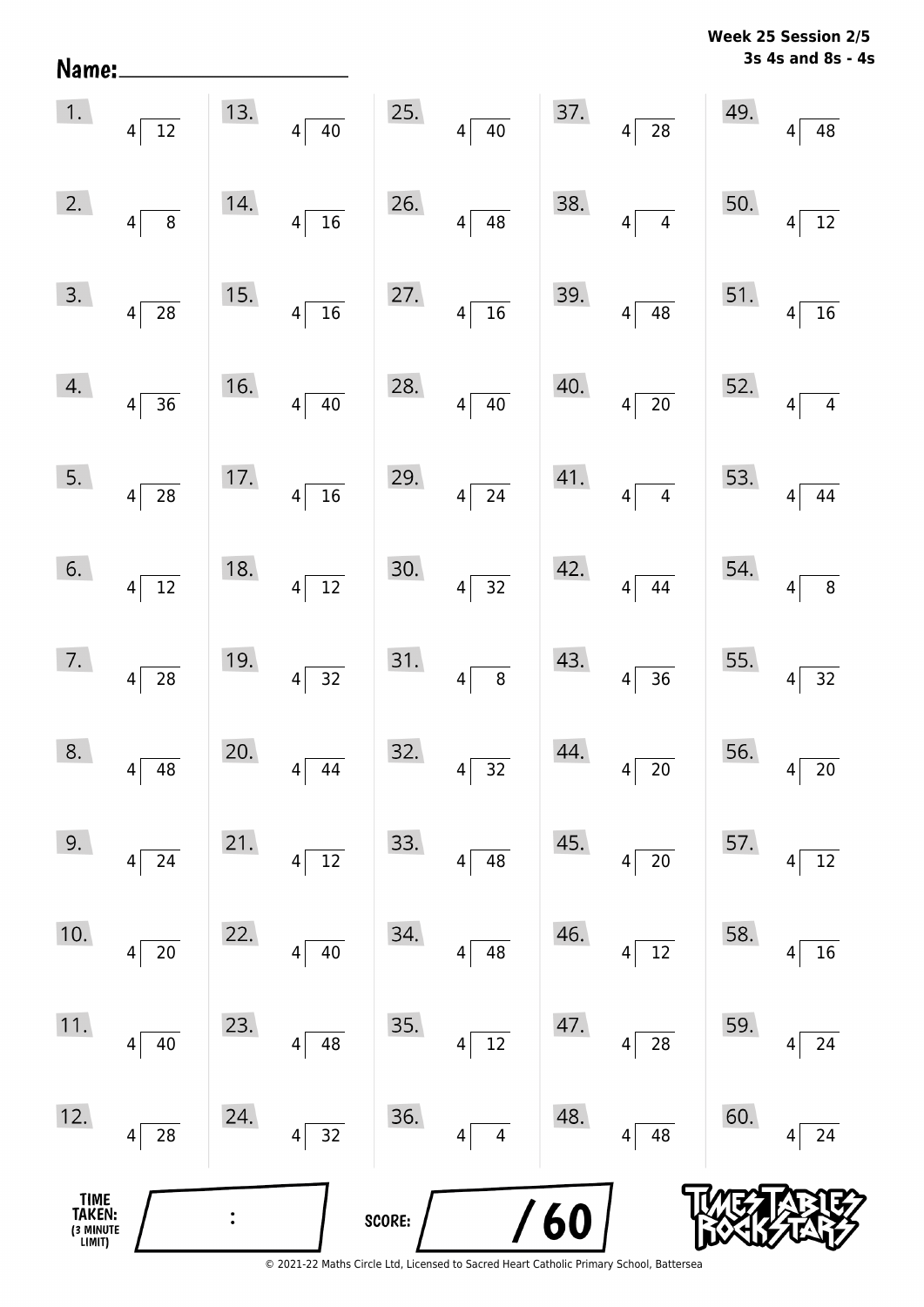**Week 25 Session 2/5**
**3s 4s and 8s - 4s**

Name: ____________________

| | | | | |
|---|---|---|---|---|
| 1. $12 \div 4$ | 13. $40 \div 4$ | 25. $40 \div 4$ | 37. $28 \div 4$ | 49. $48 \div 4$ |
| 2. $8 \div 4$ | 14. $16 \div 4$ | 26. $48 \div 4$ | 38. $4 \div 4$ | 50. $12 \div 4$ |
| 3. $28 \div 4$ | 15. $16 \div 4$ | 27. $16 \div 4$ | 39. $48 \div 4$ | 51. $16 \div 4$ |
| 4. $36 \div 4$ | 16. $40 \div 4$ | 28. $40 \div 4$ | 40. $20 \div 4$ | 52. $4 \div 4$ |
| 5. $28 \div 4$ | 17. $16 \div 4$ | 29. $24 \div 4$ | 41. $4 \div 4$ | 53. $44 \div 4$ |
| 6. $12 \div 4$ | 18. $12 \div 4$ | 30. $32 \div 4$ | 42. $44 \div 4$ | 54. $8 \div 4$ |
| 7. $28 \div 4$ | 19. $32 \div 4$ | 31. $8 \div 4$ | 43. $36 \div 4$ | 55. $32 \div 4$ |
| 8. $48 \div 4$ | 20. $44 \div 4$ | 32. $32 \div 4$ | 44. $20 \div 4$ | 56. $20 \div 4$ |
| 9. $24 \div 4$ | 21. $12 \div 4$ | 33. $48 \div 4$ | 45. $20 \div 4$ | 57. $12 \div 4$ |
| 10. $20 \div 4$ | 22. $40 \div 4$ | 34. $48 \div 4$ | 46. $12 \div 4$ | 58. $16 \div 4$ |
| 11. $40 \div 4$ | 23. $48 \div 4$ | 35. $12 \div 4$ | 47. $28 \div 4$ | 59. $24 \div 4$ |
| 12. $28 \div 4$ | 24. $32 \div 4$ | 36. $4 \div 4$ | 48. $48 \div 4$ | 60. $24 \div 4$ |

TIME TAKEN: (3 MINUTE LIMIT) ___ : ___

SCORE: ___ /60

© 2021-22 Maths Circle Ltd, Licensed to Sacred Heart Catholic Primary School, Battersea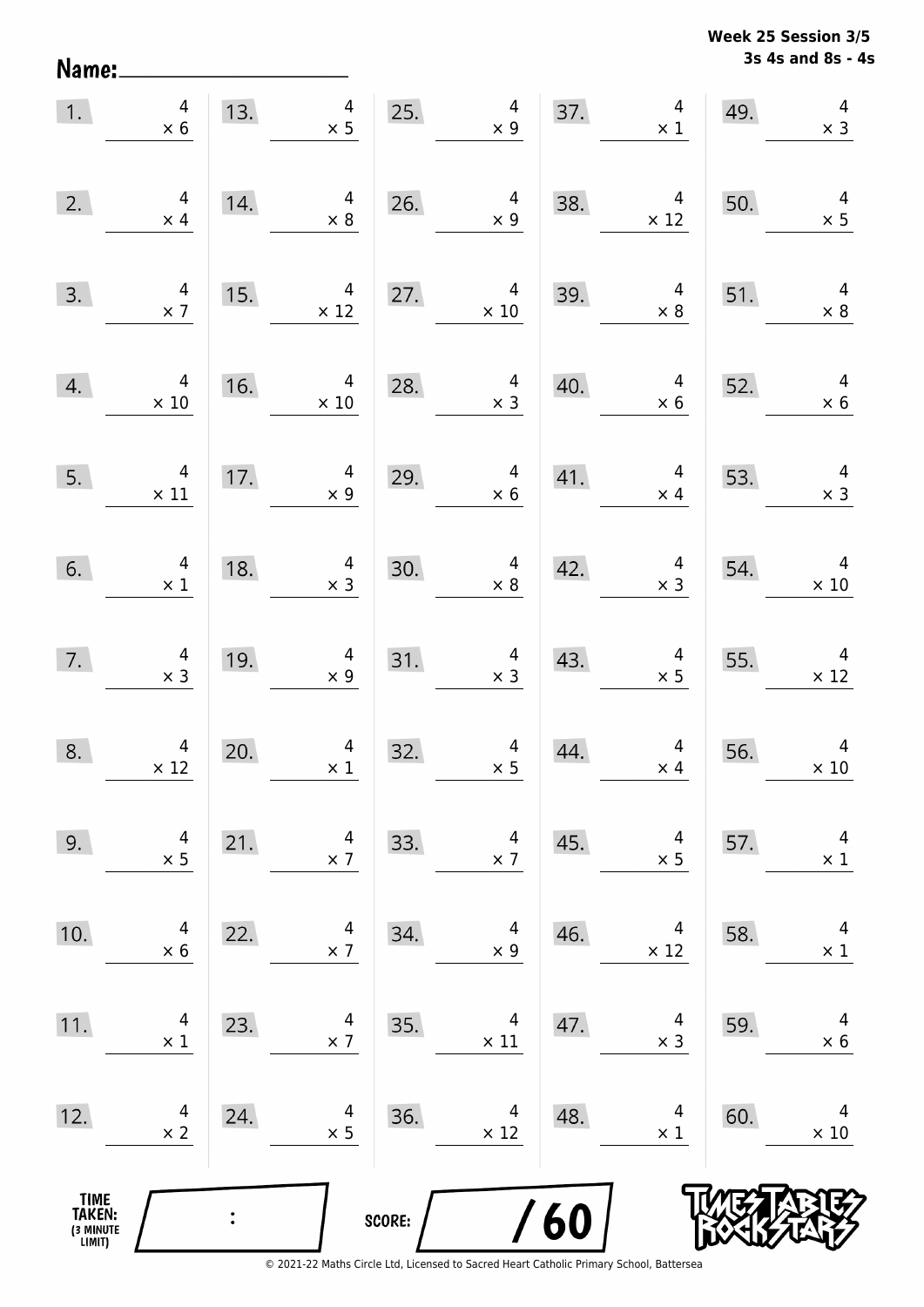**Week 25 Session 3/5**
**3s 4s and 8s - 4s**

Name: ____________________

| | | | | | | | | | |
|---|---|---|---|---|---|---|---|---|---|
| 1. | $4 \times 6$ | 13. | $4 \times 5$ | 25. | $4 \times 9$ | 37. | $4 \times 1$ | 49. | $4 \times 3$ |
| 2. | $4 \times 4$ | 14. | $4 \times 8$ | 26. | $4 \times 9$ | 38. | $4 \times 12$ | 50. | $4 \times 5$ |
| 3. | $4 \times 7$ | 15. | $4 \times 12$ | 27. | $4 \times 10$ | 39. | $4 \times 8$ | 51. | $4 \times 8$ |
| 4. | $4 \times 10$ | 16. | $4 \times 10$ | 28. | $4 \times 3$ | 40. | $4 \times 6$ | 52. | $4 \times 6$ |
| 5. | $4 \times 11$ | 17. | $4 \times 9$ | 29. | $4 \times 6$ | 41. | $4 \times 4$ | 53. | $4 \times 3$ |
| 6. | $4 \times 1$ | 18. | $4 \times 3$ | 30. | $4 \times 8$ | 42. | $4 \times 3$ | 54. | $4 \times 10$ |
| 7. | $4 \times 3$ | 19. | $4 \times 9$ | 31. | $4 \times 3$ | 43. | $4 \times 5$ | 55. | $4 \times 12$ |
| 8. | $4 \times 12$ | 20. | $4 \times 1$ | 32. | $4 \times 5$ | 44. | $4 \times 4$ | 56. | $4 \times 10$ |
| 9. | $4 \times 5$ | 21. | $4 \times 7$ | 33. | $4 \times 7$ | 45. | $4 \times 5$ | 57. | $4 \times 1$ |
| 10. | $4 \times 6$ | 22. | $4 \times 7$ | 34. | $4 \times 9$ | 46. | $4 \times 12$ | 58. | $4 \times 1$ |
| 11. | $4 \times 1$ | 23. | $4 \times 7$ | 35. | $4 \times 11$ | 47. | $4 \times 3$ | 59. | $4 \times 6$ |
| 12. | $4 \times 2$ | 24. | $4 \times 5$ | 36. | $4 \times 12$ | 48. | $4 \times 1$ | 60. | $4 \times 10$ |

TIME TAKEN: (3 MINUTE LIMIT) ____ : ____

SCORE: ____ / 60

TIMES TABLES ROCK STARS

© 2021-22 Maths Circle Ltd, Licensed to Sacred Heart Catholic Primary School, Battersea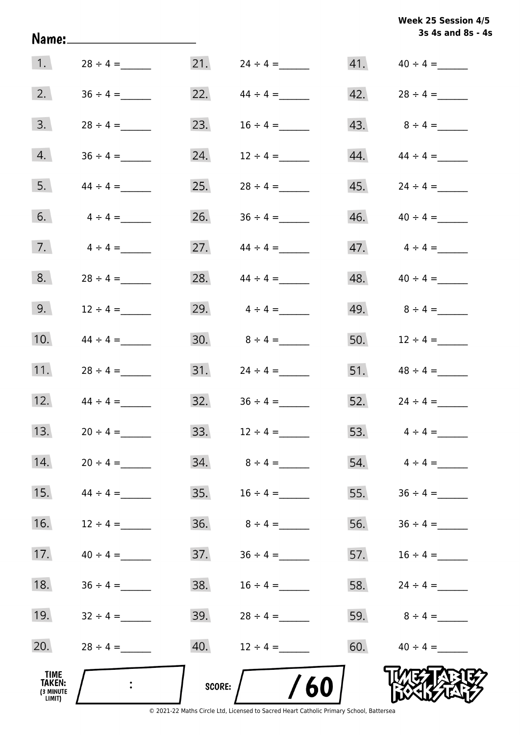**Week 25 Session 4/5**
**3s 4s and 8s - 4s**

Name: ____________________

| | | | | | |
|---|---|---|---|---|---|
| 1. | $28 \div 4 =$ ______ | 21. | $24 \div 4 =$ ______ | 41. | $40 \div 4 =$ ______ |
| 2. | $36 \div 4 =$ ______ | 22. | $44 \div 4 =$ ______ | 42. | $28 \div 4 =$ ______ |
| 3. | $28 \div 4 =$ ______ | 23. | $16 \div 4 =$ ______ | 43. | $8 \div 4 =$ ______ |
| 4. | $36 \div 4 =$ ______ | 24. | $12 \div 4 =$ ______ | 44. | $44 \div 4 =$ ______ |
| 5. | $44 \div 4 =$ ______ | 25. | $28 \div 4 =$ ______ | 45. | $24 \div 4 =$ ______ |
| 6. | $4 \div 4 =$ ______ | 26. | $36 \div 4 =$ ______ | 46. | $40 \div 4 =$ ______ |
| 7. | $4 \div 4 =$ ______ | 27. | $44 \div 4 =$ ______ | 47. | $4 \div 4 =$ ______ |
| 8. | $28 \div 4 =$ ______ | 28. | $44 \div 4 =$ ______ | 48. | $40 \div 4 =$ ______ |
| 9. | $12 \div 4 =$ ______ | 29. | $4 \div 4 =$ ______ | 49. | $8 \div 4 =$ ______ |
| 10. | $44 \div 4 =$ ______ | 30. | $8 \div 4 =$ ______ | 50. | $12 \div 4 =$ ______ |
| 11. | $28 \div 4 =$ ______ | 31. | $24 \div 4 =$ ______ | 51. | $48 \div 4 =$ ______ |
| 12. | $44 \div 4 =$ ______ | 32. | $36 \div 4 =$ ______ | 52. | $24 \div 4 =$ ______ |
| 13. | $20 \div 4 =$ ______ | 33. | $12 \div 4 =$ ______ | 53. | $4 \div 4 =$ ______ |
| 14. | $20 \div 4 =$ ______ | 34. | $8 \div 4 =$ ______ | 54. | $4 \div 4 =$ ______ |
| 15. | $44 \div 4 =$ ______ | 35. | $16 \div 4 =$ ______ | 55. | $36 \div 4 =$ ______ |
| 16. | $12 \div 4 =$ ______ | 36. | $8 \div 4 =$ ______ | 56. | $36 \div 4 =$ ______ |
| 17. | $40 \div 4 =$ ______ | 37. | $36 \div 4 =$ ______ | 57. | $16 \div 4 =$ ______ |
| 18. | $36 \div 4 =$ ______ | 38. | $16 \div 4 =$ ______ | 58. | $24 \div 4 =$ ______ |
| 19. | $32 \div 4 =$ ______ | 39. | $28 \div 4 =$ ______ | 59. | $8 \div 4 =$ ______ |
| 20. | $28 \div 4 =$ ______ | 40. | $12 \div 4 =$ ______ | 60. | $40 \div 4 =$ ______ |

**TIME TAKEN:** (3 MINUTE LIMIT) ____ : ____

**SCORE:** ____ / 60

TIMES TABLES ROCK STARS

© 2021-22 Maths Circle Ltd, Licensed to Sacred Heart Catholic Primary School, Battersea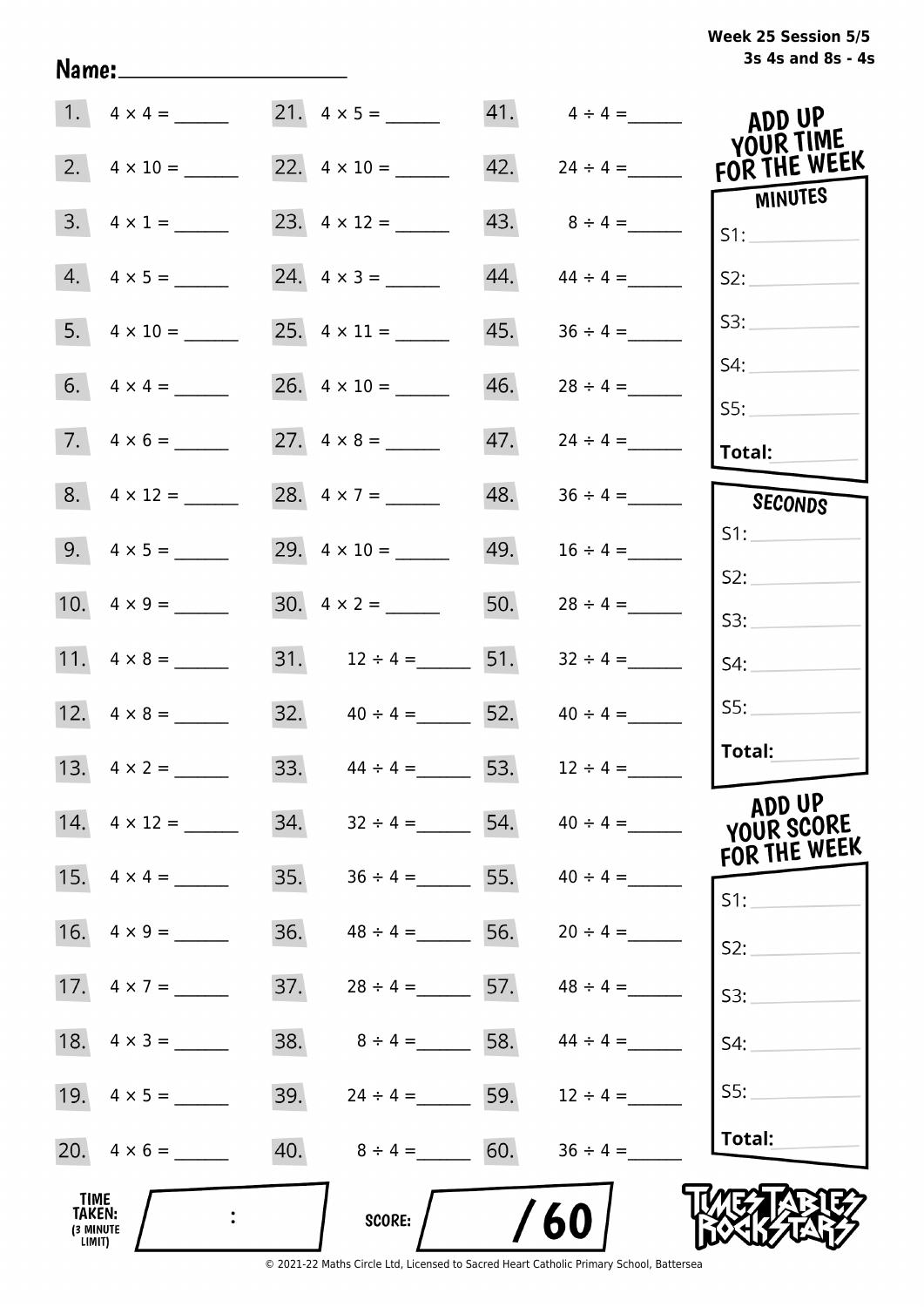Week 25 Session 5/5
3s 4s and 8s - 4s

Name:____________________

| | | | | | |
|---|---|---|---|---|---|
| 1. | $4 \times 4 =$ ______ | 21. | $4 \times 5 =$ ______ | 41. | $4 \div 4 =$ ______ |
| 2. | $4 \times 10 =$ ______ | 22. | $4 \times 10 =$ ______ | 42. | $24 \div 4 =$ ______ |
| 3. | $4 \times 1 =$ ______ | 23. | $4 \times 12 =$ ______ | 43. | $8 \div 4 =$ ______ |
| 4. | $4 \times 5 =$ ______ | 24. | $4 \times 3 =$ ______ | 44. | $44 \div 4 =$ ______ |
| 5. | $4 \times 10 =$ ______ | 25. | $4 \times 11 =$ ______ | 45. | $36 \div 4 =$ ______ |
| 6. | $4 \times 4 =$ ______ | 26. | $4 \times 10 =$ ______ | 46. | $28 \div 4 =$ ______ |
| 7. | $4 \times 6 =$ ______ | 27. | $4 \times 8 =$ ______ | 47. | $24 \div 4 =$ ______ |
| 8. | $4 \times 12 =$ ______ | 28. | $4 \times 7 =$ ______ | 48. | $36 \div 4 =$ ______ |
| 9. | $4 \times 5 =$ ______ | 29. | $4 \times 10 =$ ______ | 49. | $16 \div 4 =$ ______ |
| 10. | $4 \times 9 =$ ______ | 30. | $4 \times 2 =$ ______ | 50. | $28 \div 4 =$ ______ |
| 11. | $4 \times 8 =$ ______ | 31. | $12 \div 4 =$ ______ | 51. | $32 \div 4 =$ ______ |
| 12. | $4 \times 8 =$ ______ | 32. | $40 \div 4 =$ ______ | 52. | $40 \div 4 =$ ______ |
| 13. | $4 \times 2 =$ ______ | 33. | $44 \div 4 =$ ______ | 53. | $12 \div 4 =$ ______ |
| 14. | $4 \times 12 =$ ______ | 34. | $32 \div 4 =$ ______ | 54. | $40 \div 4 =$ ______ |
| 15. | $4 \times 4 =$ ______ | 35. | $36 \div 4 =$ ______ | 55. | $40 \div 4 =$ ______ |
| 16. | $4 \times 9 =$ ______ | 36. | $48 \div 4 =$ ______ | 56. | $20 \div 4 =$ ______ |
| 17. | $4 \times 7 =$ ______ | 37. | $28 \div 4 =$ ______ | 57. | $48 \div 4 =$ ______ |
| 18. | $4 \times 3 =$ ______ | 38. | $8 \div 4 =$ ______ | 58. | $44 \div 4 =$ ______ |
| 19. | $4 \times 5 =$ ______ | 39. | $24 \div 4 =$ ______ | 59. | $12 \div 4 =$ ______ |
| 20. | $4 \times 6 =$ ______ | 40. | $8 \div 4 =$ ______ | 60. | $36 \div 4 =$ ______ |

**ADD UP YOUR TIME FOR THE WEEK**

**MINUTES**
S1: ______
S2: ______
S3: ______
S4: ______
S5: ______
**Total:** ______

**SECONDS**
S1: ______
S2: ______
S3: ______
S4: ______
S5: ______
**Total:** ______

**ADD UP YOUR SCORE FOR THE WEEK**
S1: ______
S2: ______
S3: ______
S4: ______
S5: ______
**Total:** ______

**TIME TAKEN:** (3 MINUTE LIMIT) ___ : ___

**SCORE:** ___ / 60

TIMES TABLES ROCK STARS

© 2021-22 Maths Circle Ltd, Licensed to Sacred Heart Catholic Primary School, Battersea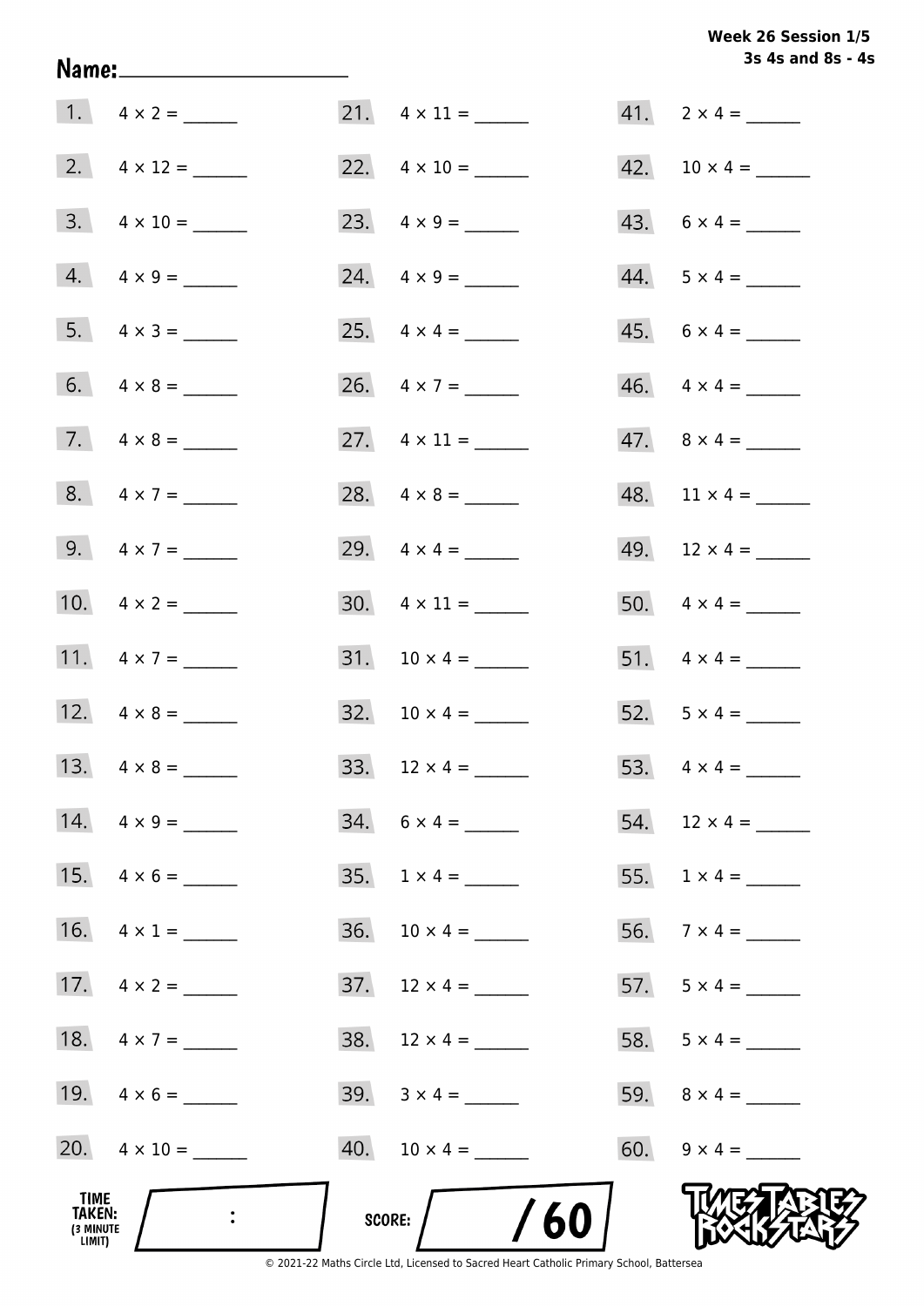**Week 26 Session 1/5**
**3s 4s and 8s - 4s**

Name:____________________

1. $4 \times 2 =$ ______
2. $4 \times 12 =$ ______
3. $4 \times 10 =$ ______
4. $4 \times 9 =$ ______
5. $4 \times 3 =$ ______
6. $4 \times 8 =$ ______
7. $4 \times 8 =$ ______
8. $4 \times 7 =$ ______
9. $4 \times 7 =$ ______
10. $4 \times 2 =$ ______
11. $4 \times 7 =$ ______
12. $4 \times 8 =$ ______
13. $4 \times 8 =$ ______
14. $4 \times 9 =$ ______
15. $4 \times 6 =$ ______
16. $4 \times 1 =$ ______
17. $4 \times 2 =$ ______
18. $4 \times 7 =$ ______
19. $4 \times 6 =$ ______
20. $4 \times 10 =$ ______
21. $4 \times 11 =$ ______
22. $4 \times 10 =$ ______
23. $4 \times 9 =$ ______
24. $4 \times 9 =$ ______
25. $4 \times 4 =$ ______
26. $4 \times 7 =$ ______
27. $4 \times 11 =$ ______
28. $4 \times 8 =$ ______
29. $4 \times 4 =$ ______
30. $4 \times 11 =$ ______
31. $10 \times 4 =$ ______
32. $10 \times 4 =$ ______
33. $12 \times 4 =$ ______
34. $6 \times 4 =$ ______
35. $1 \times 4 =$ ______
36. $10 \times 4 =$ ______
37. $12 \times 4 =$ ______
38. $12 \times 4 =$ ______
39. $3 \times 4 =$ ______
40. $10 \times 4 =$ ______
41. $2 \times 4 =$ ______
42. $10 \times 4 =$ ______
43. $6 \times 4 =$ ______
44. $5 \times 4 =$ ______
45. $6 \times 4 =$ ______
46. $4 \times 4 =$ ______
47. $8 \times 4 =$ ______
48. $11 \times 4 =$ ______
49. $12 \times 4 =$ ______
50. $4 \times 4 =$ ______
51. $4 \times 4 =$ ______
52. $5 \times 4 =$ ______
53. $4 \times 4 =$ ______
54. $12 \times 4 =$ ______
55. $1 \times 4 =$ ______
56. $7 \times 4 =$ ______
57. $5 \times 4 =$ ______
58. $5 \times 4 =$ ______
59. $8 \times 4 =$ ______
60. $9 \times 4 =$ ______

TIME TAKEN: (3 MINUTE LIMIT) ____ : ____

SCORE: ____ / 60

TIMES TABLES ROCK STARS

© 2021-22 Maths Circle Ltd, Licensed to Sacred Heart Catholic Primary School, Battersea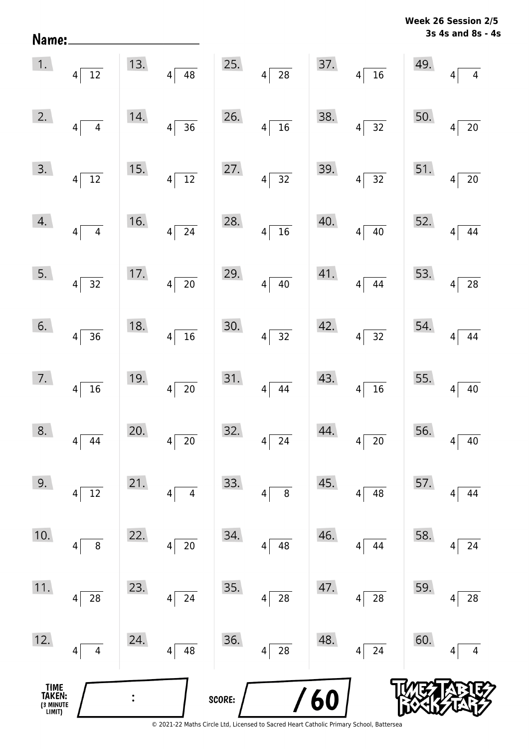Name:

**Week 26 Session 2/5**
**3s 4s and 8s - 4s**

| | | | | |
|---|---|---|---|---|
| 1. $4 \overline{)12}$ | 13. $4 \overline{)48}$ | 25. $4 \overline{)28}$ | 37. $4 \overline{)16}$ | 49. $4 \overline{)4}$ |
| 2. $4 \overline{)4}$ | 14. $4 \overline{)36}$ | 26. $4 \overline{)16}$ | 38. $4 \overline{)32}$ | 50. $4 \overline{)20}$ |
| 3. $4 \overline{)12}$ | 15. $4 \overline{)12}$ | 27. $4 \overline{)32}$ | 39. $4 \overline{)32}$ | 51. $4 \overline{)20}$ |
| 4. $4 \overline{)4}$ | 16. $4 \overline{)24}$ | 28. $4 \overline{)16}$ | 40. $4 \overline{)40}$ | 52. $4 \overline{)44}$ |
| 5. $4 \overline{)32}$ | 17. $4 \overline{)20}$ | 29. $4 \overline{)40}$ | 41. $4 \overline{)44}$ | 53. $4 \overline{)28}$ |
| 6. $4 \overline{)36}$ | 18. $4 \overline{)16}$ | 30. $4 \overline{)32}$ | 42. $4 \overline{)32}$ | 54. $4 \overline{)44}$ |
| 7. $4 \overline{)16}$ | 19. $4 \overline{)20}$ | 31. $4 \overline{)44}$ | 43. $4 \overline{)16}$ | 55. $4 \overline{)40}$ |
| 8. $4 \overline{)44}$ | 20. $4 \overline{)20}$ | 32. $4 \overline{)24}$ | 44. $4 \overline{)20}$ | 56. $4 \overline{)40}$ |
| 9. $4 \overline{)12}$ | 21. $4 \overline{)4}$ | 33. $4 \overline{)8}$ | 45. $4 \overline{)48}$ | 57. $4 \overline{)44}$ |
| 10. $4 \overline{)8}$ | 22. $4 \overline{)20}$ | 34. $4 \overline{)48}$ | 46. $4 \overline{)44}$ | 58. $4 \overline{)24}$ |
| 11. $4 \overline{)28}$ | 23. $4 \overline{)24}$ | 35. $4 \overline{)28}$ | 47. $4 \overline{)28}$ | 59. $4 \overline{)28}$ |
| 12. $4 \overline{)4}$ | 24. $4 \overline{)48}$ | 36. $4 \overline{)28}$ | 48. $4 \overline{)24}$ | 60. $4 \overline{)4}$ |

TIME TAKEN: (3 MINUTE LIMIT) :

SCORE: /60

TIMES TABLES ROCK STARS

© 2021-22 Maths Circle Ltd, Licensed to Sacred Heart Catholic Primary School, Battersea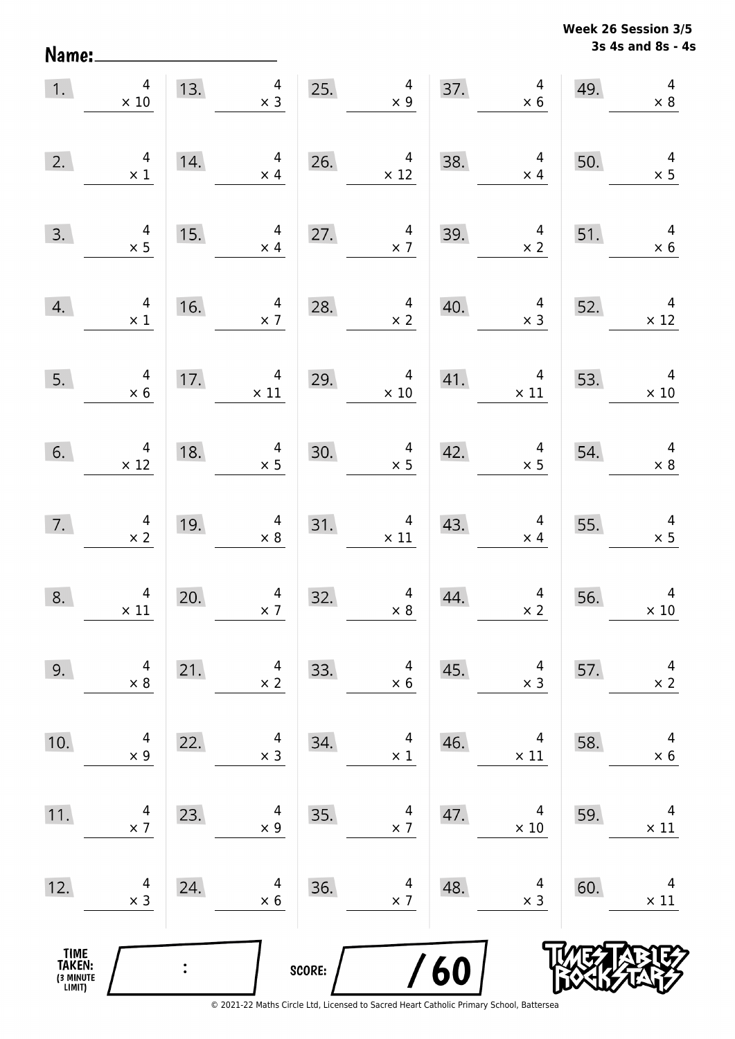**Week 26 Session 3/5**
**3s 4s and 8s - 4s**

Name: ____________________

| | | | | | | | | | |
|---|---|---|---|---|---|---|---|---|---|
| 1. | $4 \times 10$ | 13. | $4 \times 3$ | 25. | $4 \times 9$ | 37. | $4 \times 6$ | 49. | $4 \times 8$ |
| 2. | $4 \times 1$ | 14. | $4 \times 4$ | 26. | $4 \times 12$ | 38. | $4 \times 4$ | 50. | $4 \times 5$ |
| 3. | $4 \times 5$ | 15. | $4 \times 4$ | 27. | $4 \times 7$ | 39. | $4 \times 2$ | 51. | $4 \times 6$ |
| 4. | $4 \times 1$ | 16. | $4 \times 7$ | 28. | $4 \times 2$ | 40. | $4 \times 3$ | 52. | $4 \times 12$ |
| 5. | $4 \times 6$ | 17. | $4 \times 11$ | 29. | $4 \times 10$ | 41. | $4 \times 11$ | 53. | $4 \times 10$ |
| 6. | $4 \times 12$ | 18. | $4 \times 5$ | 30. | $4 \times 5$ | 42. | $4 \times 5$ | 54. | $4 \times 8$ |
| 7. | $4 \times 2$ | 19. | $4 \times 8$ | 31. | $4 \times 11$ | 43. | $4 \times 4$ | 55. | $4 \times 5$ |
| 8. | $4 \times 11$ | 20. | $4 \times 7$ | 32. | $4 \times 8$ | 44. | $4 \times 2$ | 56. | $4 \times 10$ |
| 9. | $4 \times 8$ | 21. | $4 \times 2$ | 33. | $4 \times 6$ | 45. | $4 \times 3$ | 57. | $4 \times 2$ |
| 10. | $4 \times 9$ | 22. | $4 \times 3$ | 34. | $4 \times 1$ | 46. | $4 \times 11$ | 58. | $4 \times 6$ |
| 11. | $4 \times 7$ | 23. | $4 \times 9$ | 35. | $4 \times 7$ | 47. | $4 \times 10$ | 59. | $4 \times 11$ |
| 12. | $4 \times 3$ | 24. | $4 \times 6$ | 36. | $4 \times 7$ | 48. | $4 \times 3$ | 60. | $4 \times 11$ |

TIME TAKEN: (3 MINUTE LIMIT) ___ : ___

SCORE: ___ / 60

© 2021-22 Maths Circle Ltd, Licensed to Sacred Heart Catholic Primary School, Battersea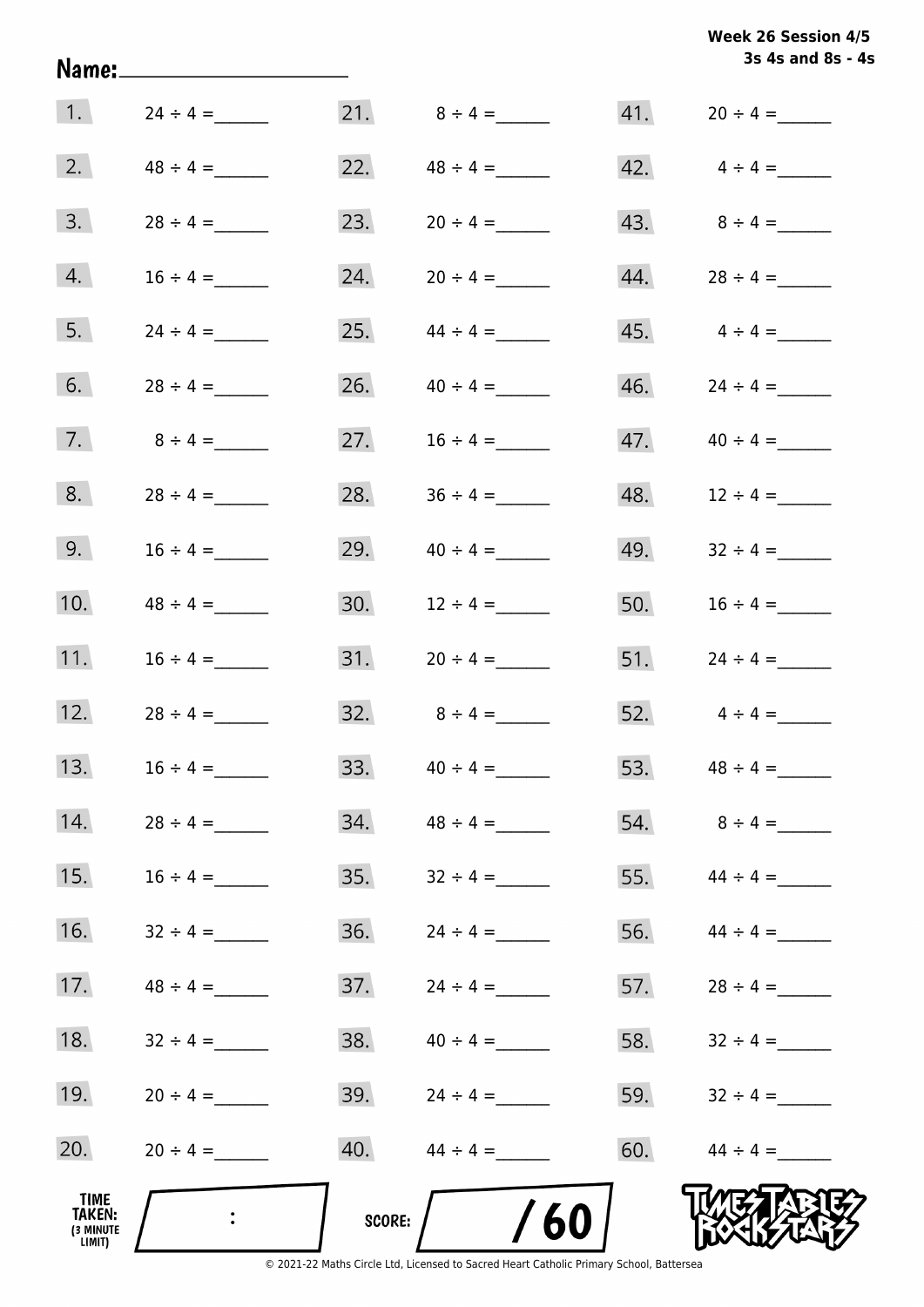Week 26 Session 4/5
3s 4s and 8s - 4s

Name:____________________

| | | | | | |
|---|---|---|---|---|---|
| 1. | $24 \div 4 =$ ______ | 21. | $8 \div 4 =$ ______ | 41. | $20 \div 4 =$ ______ |
| 2. | $48 \div 4 =$ ______ | 22. | $48 \div 4 =$ ______ | 42. | $4 \div 4 =$ ______ |
| 3. | $28 \div 4 =$ ______ | 23. | $20 \div 4 =$ ______ | 43. | $8 \div 4 =$ ______ |
| 4. | $16 \div 4 =$ ______ | 24. | $20 \div 4 =$ ______ | 44. | $28 \div 4 =$ ______ |
| 5. | $24 \div 4 =$ ______ | 25. | $44 \div 4 =$ ______ | 45. | $4 \div 4 =$ ______ |
| 6. | $28 \div 4 =$ ______ | 26. | $40 \div 4 =$ ______ | 46. | $24 \div 4 =$ ______ |
| 7. | $8 \div 4 =$ ______ | 27. | $16 \div 4 =$ ______ | 47. | $40 \div 4 =$ ______ |
| 8. | $28 \div 4 =$ ______ | 28. | $36 \div 4 =$ ______ | 48. | $12 \div 4 =$ ______ |
| 9. | $16 \div 4 =$ ______ | 29. | $40 \div 4 =$ ______ | 49. | $32 \div 4 =$ ______ |
| 10. | $48 \div 4 =$ ______ | 30. | $12 \div 4 =$ ______ | 50. | $16 \div 4 =$ ______ |
| 11. | $16 \div 4 =$ ______ | 31. | $20 \div 4 =$ ______ | 51. | $24 \div 4 =$ ______ |
| 12. | $28 \div 4 =$ ______ | 32. | $8 \div 4 =$ ______ | 52. | $4 \div 4 =$ ______ |
| 13. | $16 \div 4 =$ ______ | 33. | $40 \div 4 =$ ______ | 53. | $48 \div 4 =$ ______ |
| 14. | $28 \div 4 =$ ______ | 34. | $48 \div 4 =$ ______ | 54. | $8 \div 4 =$ ______ |
| 15. | $16 \div 4 =$ ______ | 35. | $32 \div 4 =$ ______ | 55. | $44 \div 4 =$ ______ |
| 16. | $32 \div 4 =$ ______ | 36. | $24 \div 4 =$ ______ | 56. | $44 \div 4 =$ ______ |
| 17. | $48 \div 4 =$ ______ | 37. | $24 \div 4 =$ ______ | 57. | $28 \div 4 =$ ______ |
| 18. | $32 \div 4 =$ ______ | 38. | $40 \div 4 =$ ______ | 58. | $32 \div 4 =$ ______ |
| 19. | $20 \div 4 =$ ______ | 39. | $24 \div 4 =$ ______ | 59. | $32 \div 4 =$ ______ |
| 20. | $20 \div 4 =$ ______ | 40. | $44 \div 4 =$ ______ | 60. | $44 \div 4 =$ ______ |

TIME TAKEN: (3 MINUTE LIMIT) ___ : ___

SCORE: ___ / 60

TIMES TABLES ROCK STARS

© 2021-22 Maths Circle Ltd, Licensed to Sacred Heart Catholic Primary School, Battersea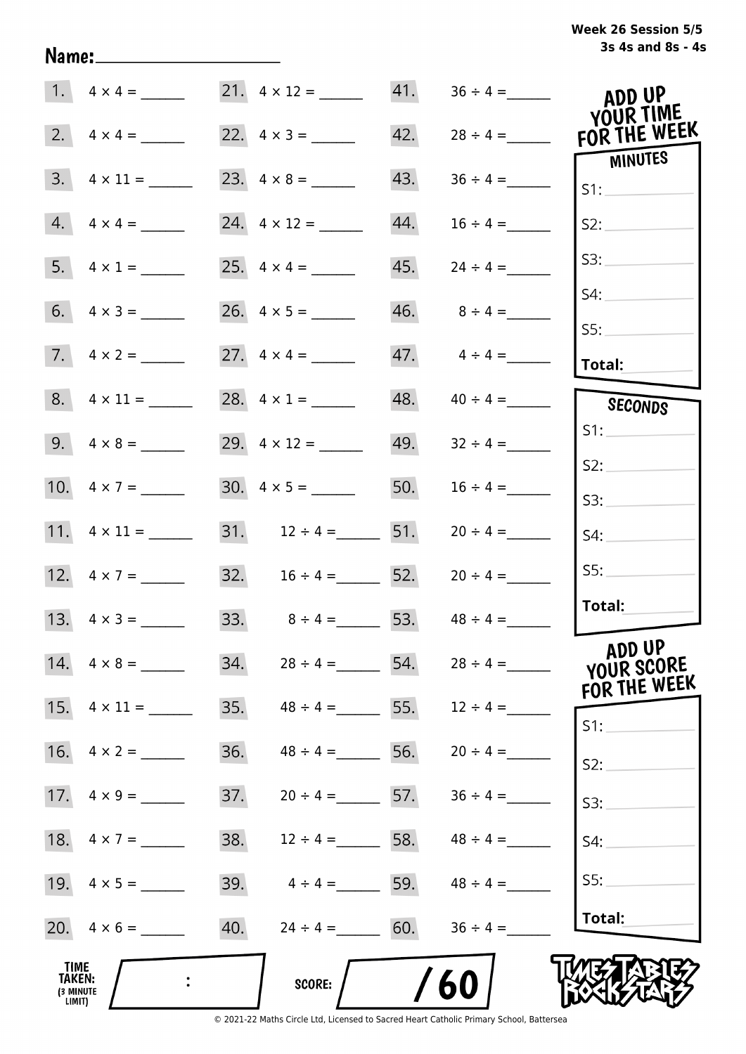Week 26 Session 5/5
3s 4s and 8s - 4s

Name: ____________________

| | | | | | |
|---|---|---|---|---|---|
| 1. | $4 \times 4 =$ ______ | 21. | $4 \times 12 =$ ______ | 41. | $36 \div 4 =$ ______ |
| 2. | $4 \times 4 =$ ______ | 22. | $4 \times 3 =$ ______ | 42. | $28 \div 4 =$ ______ |
| 3. | $4 \times 11 =$ ______ | 23. | $4 \times 8 =$ ______ | 43. | $36 \div 4 =$ ______ |
| 4. | $4 \times 4 =$ ______ | 24. | $4 \times 12 =$ ______ | 44. | $16 \div 4 =$ ______ |
| 5. | $4 \times 1 =$ ______ | 25. | $4 \times 4 =$ ______ | 45. | $24 \div 4 =$ ______ |
| 6. | $4 \times 3 =$ ______ | 26. | $4 \times 5 =$ ______ | 46. | $8 \div 4 =$ ______ |
| 7. | $4 \times 2 =$ ______ | 27. | $4 \times 4 =$ ______ | 47. | $4 \div 4 =$ ______ |
| 8. | $4 \times 11 =$ ______ | 28. | $4 \times 1 =$ ______ | 48. | $40 \div 4 =$ ______ |
| 9. | $4 \times 8 =$ ______ | 29. | $4 \times 12 =$ ______ | 49. | $32 \div 4 =$ ______ |
| 10. | $4 \times 7 =$ ______ | 30. | $4 \times 5 =$ ______ | 50. | $16 \div 4 =$ ______ |
| 11. | $4 \times 11 =$ ______ | 31. | $12 \div 4 =$ ______ | 51. | $20 \div 4 =$ ______ |
| 12. | $4 \times 7 =$ ______ | 32. | $16 \div 4 =$ ______ | 52. | $20 \div 4 =$ ______ |
| 13. | $4 \times 3 =$ ______ | 33. | $8 \div 4 =$ ______ | 53. | $48 \div 4 =$ ______ |
| 14. | $4 \times 8 =$ ______ | 34. | $28 \div 4 =$ ______ | 54. | $28 \div 4 =$ ______ |
| 15. | $4 \times 11 =$ ______ | 35. | $48 \div 4 =$ ______ | 55. | $12 \div 4 =$ ______ |
| 16. | $4 \times 2 =$ ______ | 36. | $48 \div 4 =$ ______ | 56. | $20 \div 4 =$ ______ |
| 17. | $4 \times 9 =$ ______ | 37. | $20 \div 4 =$ ______ | 57. | $36 \div 4 =$ ______ |
| 18. | $4 \times 7 =$ ______ | 38. | $12 \div 4 =$ ______ | 58. | $48 \div 4 =$ ______ |
| 19. | $4 \times 5 =$ ______ | 39. | $4 \div 4 =$ ______ | 59. | $48 \div 4 =$ ______ |
| 20. | $4 \times 6 =$ ______ | 40. | $24 \div 4 =$ ______ | 60. | $36 \div 4 =$ ______ |

**ADD UP YOUR TIME FOR THE WEEK**

**MINUTES**

S1: ______
S2: ______
S3: ______
S4: ______
S5: ______
**Total:** ______

**SECONDS**

S1: ______
S2: ______
S3: ______
S4: ______
S5: ______
**Total:** ______

**ADD UP YOUR SCORE FOR THE WEEK**

S1: ______
S2: ______
S3: ______
S4: ______
S5: ______
**Total:** ______

**TIME TAKEN:** (3 MINUTE LIMIT) ____ : ____

**SCORE:** ____ / 60

TIMES TABLES ROCK STARS

© 2021-22 Maths Circle Ltd, Licensed to Sacred Heart Catholic Primary School, Battersea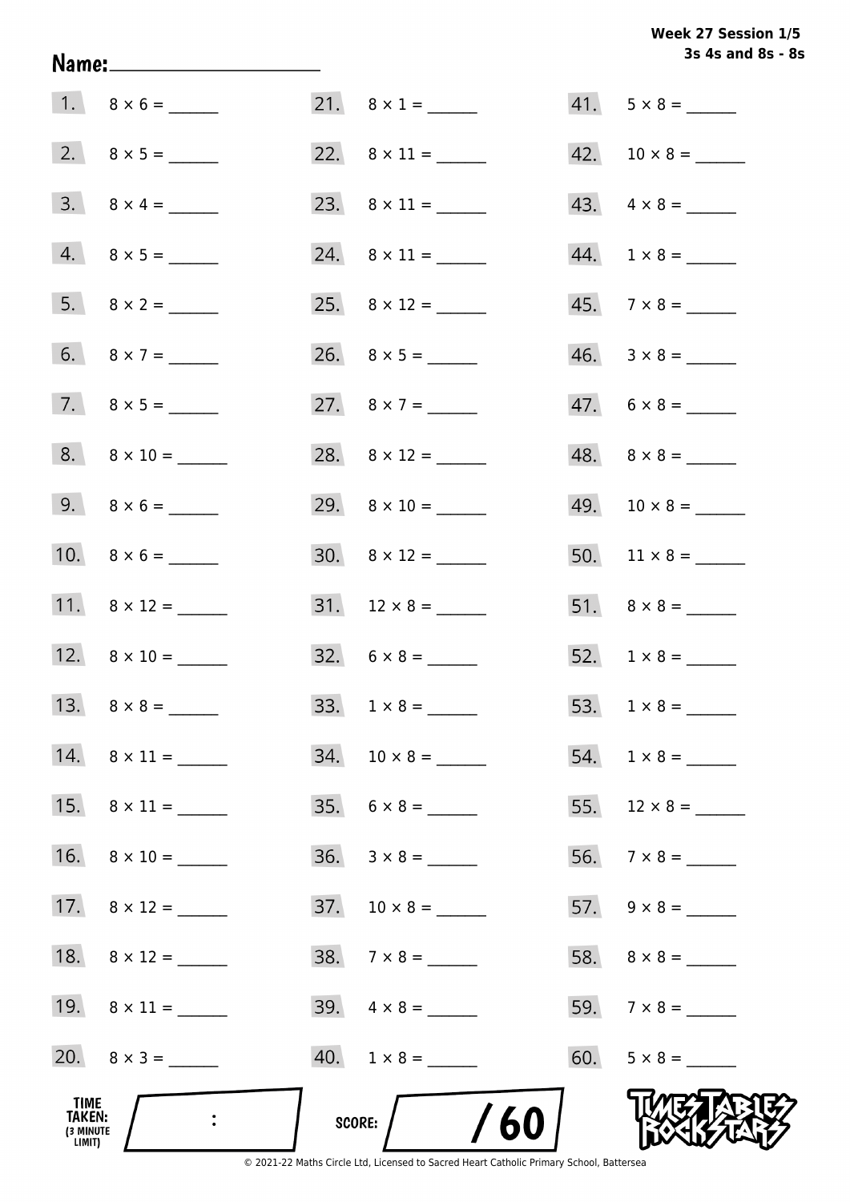**Week 27 Session 1/5**
**3s 4s and 8s - 8s**

**Name:** ____________________

1. $8 \times 6 =$ ______
2. $8 \times 5 =$ ______
3. $8 \times 4 =$ ______
4. $8 \times 5 =$ ______
5. $8 \times 2 =$ ______
6. $8 \times 7 =$ ______
7. $8 \times 5 =$ ______
8. $8 \times 10 =$ ______
9. $8 \times 6 =$ ______
10. $8 \times 6 =$ ______
11. $8 \times 12 =$ ______
12. $8 \times 10 =$ ______
13. $8 \times 8 =$ ______
14. $8 \times 11 =$ ______
15. $8 \times 11 =$ ______
16. $8 \times 10 =$ ______
17. $8 \times 12 =$ ______
18. $8 \times 12 =$ ______
19. $8 \times 11 =$ ______
20. $8 \times 3 =$ ______
21. $8 \times 1 =$ ______
22. $8 \times 11 =$ ______
23. $8 \times 11 =$ ______
24. $8 \times 11 =$ ______
25. $8 \times 12 =$ ______
26. $8 \times 5 =$ ______
27. $8 \times 7 =$ ______
28. $8 \times 12 =$ ______
29. $8 \times 10 =$ ______
30. $8 \times 12 =$ ______
31. $12 \times 8 =$ ______
32. $6 \times 8 =$ ______
33. $1 \times 8 =$ ______
34. $10 \times 8 =$ ______
35. $6 \times 8 =$ ______
36. $3 \times 8 =$ ______
37. $10 \times 8 =$ ______
38. $7 \times 8 =$ ______
39. $4 \times 8 =$ ______
40. $1 \times 8 =$ ______
41. $5 \times 8 =$ ______
42. $10 \times 8 =$ ______
43. $4 \times 8 =$ ______
44. $1 \times 8 =$ ______
45. $7 \times 8 =$ ______
46. $3 \times 8 =$ ______
47. $6 \times 8 =$ ______
48. $8 \times 8 =$ ______
49. $10 \times 8 =$ ______
50. $11 \times 8 =$ ______
51. $8 \times 8 =$ ______
52. $1 \times 8 =$ ______
53. $1 \times 8 =$ ______
54. $1 \times 8 =$ ______
55. $12 \times 8 =$ ______
56. $7 \times 8 =$ ______
57. $9 \times 8 =$ ______
58. $8 \times 8 =$ ______
59. $7 \times 8 =$ ______
60. $5 \times 8 =$ ______

**TIME TAKEN:** (3 MINUTE LIMIT) ___ : ___

**SCORE:** ___ / 60

© 2021-22 Maths Circle Ltd, Licensed to Sacred Heart Catholic Primary School, Battersea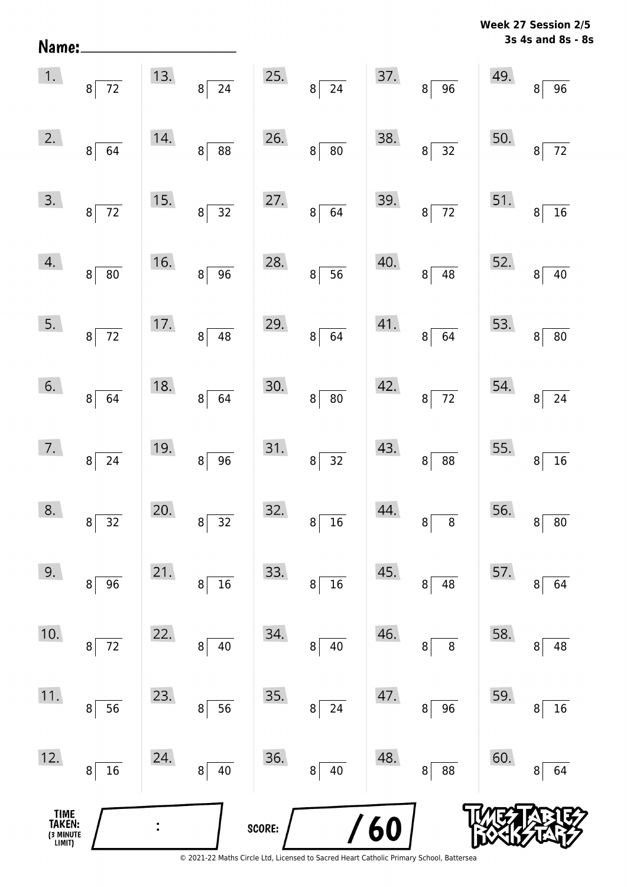**Week 27 Session 2/5**
**3s 4s and 8s - 8s**

Name: ____________________

| | | | | |
|---|---|---|---|---|
| 1. 8 ) 72 | 13. 8 ) 24 | 25. 8 ) 24 | 37. 8 ) 96 | 49. 8 ) 96 |
| 2. 8 ) 64 | 14. 8 ) 88 | 26. 8 ) 80 | 38. 8 ) 32 | 50. 8 ) 72 |
| 3. 8 ) 72 | 15. 8 ) 32 | 27. 8 ) 64 | 39. 8 ) 72 | 51. 8 ) 16 |
| 4. 8 ) 80 | 16. 8 ) 96 | 28. 8 ) 56 | 40. 8 ) 48 | 52. 8 ) 40 |
| 5. 8 ) 72 | 17. 8 ) 48 | 29. 8 ) 64 | 41. 8 ) 64 | 53. 8 ) 80 |
| 6. 8 ) 64 | 18. 8 ) 64 | 30. 8 ) 80 | 42. 8 ) 72 | 54. 8 ) 24 |
| 7. 8 ) 24 | 19. 8 ) 96 | 31. 8 ) 32 | 43. 8 ) 88 | 55. 8 ) 16 |
| 8. 8 ) 32 | 20. 8 ) 32 | 32. 8 ) 16 | 44. 8 ) 8 | 56. 8 ) 80 |
| 9. 8 ) 96 | 21. 8 ) 16 | 33. 8 ) 16 | 45. 8 ) 48 | 57. 8 ) 64 |
| 10. 8 ) 72 | 22. 8 ) 40 | 34. 8 ) 40 | 46. 8 ) 8 | 58. 8 ) 48 |
| 11. 8 ) 56 | 23. 8 ) 56 | 35. 8 ) 24 | 47. 8 ) 96 | 59. 8 ) 16 |
| 12. 8 ) 16 | 24. 8 ) 40 | 36. 8 ) 40 | 48. 8 ) 88 | 60. 8 ) 64 |

TIME TAKEN: (3 MINUTE LIMIT) ____ : ____

SCORE: ____ / 60

TIMES TABLES ROCK STARS

© 2021-22 Maths Circle Ltd, Licensed to Sacred Heart Catholic Primary School, Battersea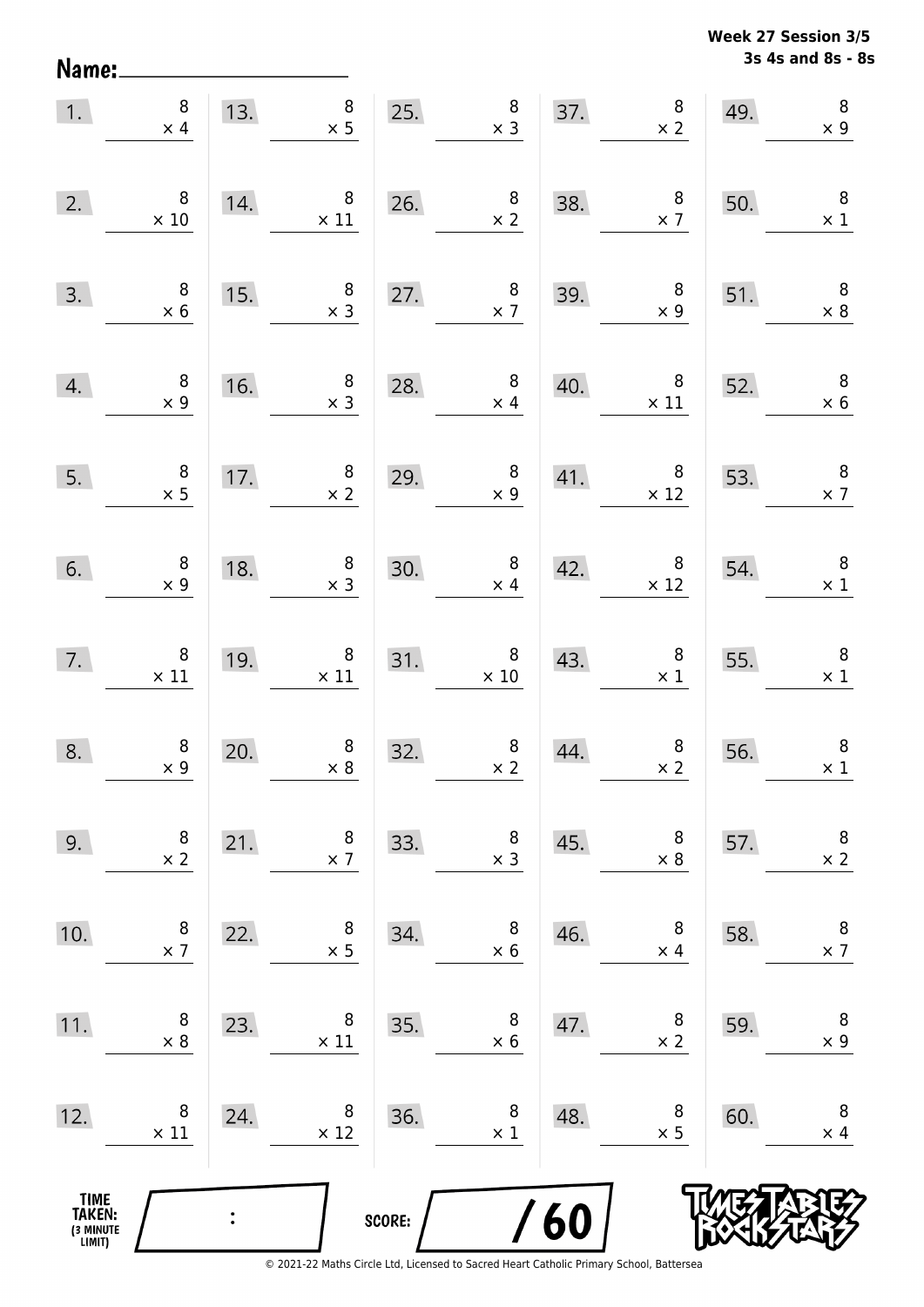**Week 27 Session 3/5**
**3s 4s and 8s - 8s**

Name: ____________________

| | | | | | | | | | |
|---|---|---|---|---|---|---|---|---|---|
| 1. | $8 \times 4$ | 13. | $8 \times 5$ | 25. | $8 \times 3$ | 37. | $8 \times 2$ | 49. | $8 \times 9$ |
| 2. | $8 \times 10$ | 14. | $8 \times 11$ | 26. | $8 \times 2$ | 38. | $8 \times 7$ | 50. | $8 \times 1$ |
| 3. | $8 \times 6$ | 15. | $8 \times 3$ | 27. | $8 \times 7$ | 39. | $8 \times 9$ | 51. | $8 \times 8$ |
| 4. | $8 \times 9$ | 16. | $8 \times 3$ | 28. | $8 \times 4$ | 40. | $8 \times 11$ | 52. | $8 \times 6$ |
| 5. | $8 \times 5$ | 17. | $8 \times 2$ | 29. | $8 \times 9$ | 41. | $8 \times 12$ | 53. | $8 \times 7$ |
| 6. | $8 \times 9$ | 18. | $8 \times 3$ | 30. | $8 \times 4$ | 42. | $8 \times 12$ | 54. | $8 \times 1$ |
| 7. | $8 \times 11$ | 19. | $8 \times 11$ | 31. | $8 \times 10$ | 43. | $8 \times 1$ | 55. | $8 \times 1$ |
| 8. | $8 \times 9$ | 20. | $8 \times 8$ | 32. | $8 \times 2$ | 44. | $8 \times 2$ | 56. | $8 \times 1$ |
| 9. | $8 \times 2$ | 21. | $8 \times 7$ | 33. | $8 \times 3$ | 45. | $8 \times 8$ | 57. | $8 \times 2$ |
| 10. | $8 \times 7$ | 22. | $8 \times 5$ | 34. | $8 \times 6$ | 46. | $8 \times 4$ | 58. | $8 \times 7$ |
| 11. | $8 \times 8$ | 23. | $8 \times 11$ | 35. | $8 \times 6$ | 47. | $8 \times 2$ | 59. | $8 \times 9$ |
| 12. | $8 \times 11$ | 24. | $8 \times 12$ | 36. | $8 \times 1$ | 48. | $8 \times 5$ | 60. | $8 \times 4$ |

TIME TAKEN: (3 MINUTE LIMIT) ____ : ____

SCORE: ____ / 60

© 2021-22 Maths Circle Ltd, Licensed to Sacred Heart Catholic Primary School, Battersea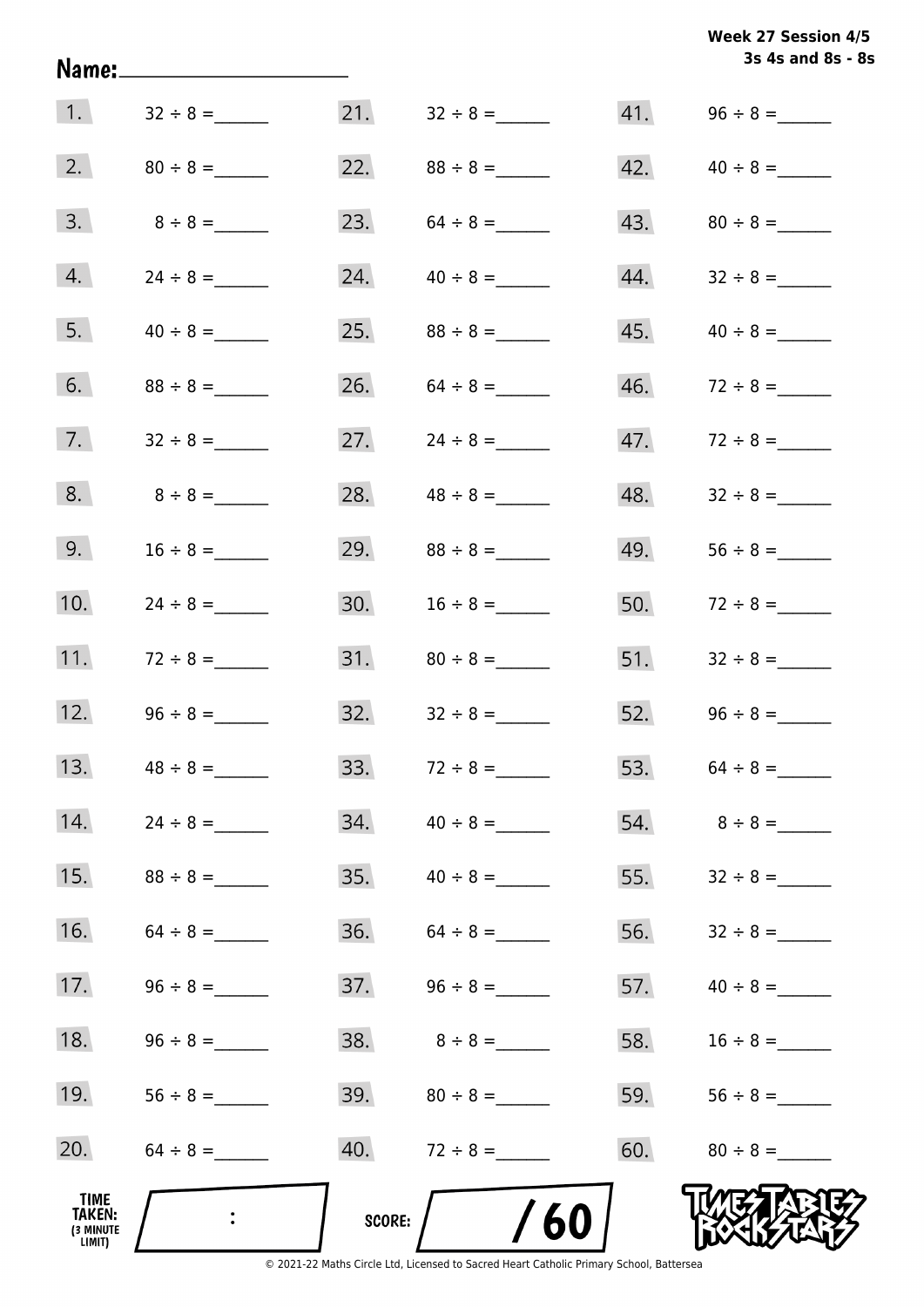**Week 27 Session 4/5**
**3s 4s and 8s - 8s**

Name:____________________

| | | | | | |
|---|---|---|---|---|---|
| 1. | $32 \div 8 =$ ______ | 21. | $32 \div 8 =$ ______ | 41. | $96 \div 8 =$ ______ |
| 2. | $80 \div 8 =$ ______ | 22. | $88 \div 8 =$ ______ | 42. | $40 \div 8 =$ ______ |
| 3. | $8 \div 8 =$ ______ | 23. | $64 \div 8 =$ ______ | 43. | $80 \div 8 =$ ______ |
| 4. | $24 \div 8 =$ ______ | 24. | $40 \div 8 =$ ______ | 44. | $32 \div 8 =$ ______ |
| 5. | $40 \div 8 =$ ______ | 25. | $88 \div 8 =$ ______ | 45. | $40 \div 8 =$ ______ |
| 6. | $88 \div 8 =$ ______ | 26. | $64 \div 8 =$ ______ | 46. | $72 \div 8 =$ ______ |
| 7. | $32 \div 8 =$ ______ | 27. | $24 \div 8 =$ ______ | 47. | $72 \div 8 =$ ______ |
| 8. | $8 \div 8 =$ ______ | 28. | $48 \div 8 =$ ______ | 48. | $32 \div 8 =$ ______ |
| 9. | $16 \div 8 =$ ______ | 29. | $88 \div 8 =$ ______ | 49. | $56 \div 8 =$ ______ |
| 10. | $24 \div 8 =$ ______ | 30. | $16 \div 8 =$ ______ | 50. | $72 \div 8 =$ ______ |
| 11. | $72 \div 8 =$ ______ | 31. | $80 \div 8 =$ ______ | 51. | $32 \div 8 =$ ______ |
| 12. | $96 \div 8 =$ ______ | 32. | $32 \div 8 =$ ______ | 52. | $96 \div 8 =$ ______ |
| 13. | $48 \div 8 =$ ______ | 33. | $72 \div 8 =$ ______ | 53. | $64 \div 8 =$ ______ |
| 14. | $24 \div 8 =$ ______ | 34. | $40 \div 8 =$ ______ | 54. | $8 \div 8 =$ ______ |
| 15. | $88 \div 8 =$ ______ | 35. | $40 \div 8 =$ ______ | 55. | $32 \div 8 =$ ______ |
| 16. | $64 \div 8 =$ ______ | 36. | $64 \div 8 =$ ______ | 56. | $32 \div 8 =$ ______ |
| 17. | $96 \div 8 =$ ______ | 37. | $96 \div 8 =$ ______ | 57. | $40 \div 8 =$ ______ |
| 18. | $96 \div 8 =$ ______ | 38. | $8 \div 8 =$ ______ | 58. | $16 \div 8 =$ ______ |
| 19. | $56 \div 8 =$ ______ | 39. | $80 \div 8 =$ ______ | 59. | $56 \div 8 =$ ______ |
| 20. | $64 \div 8 =$ ______ | 40. | $72 \div 8 =$ ______ | 60. | $80 \div 8 =$ ______ |

TIME TAKEN: (3 MINUTE LIMIT) ____ : ____

SCORE: ____ / 60

TIMES TABLES ROCK STARS

© 2021-22 Maths Circle Ltd, Licensed to Sacred Heart Catholic Primary School, Battersea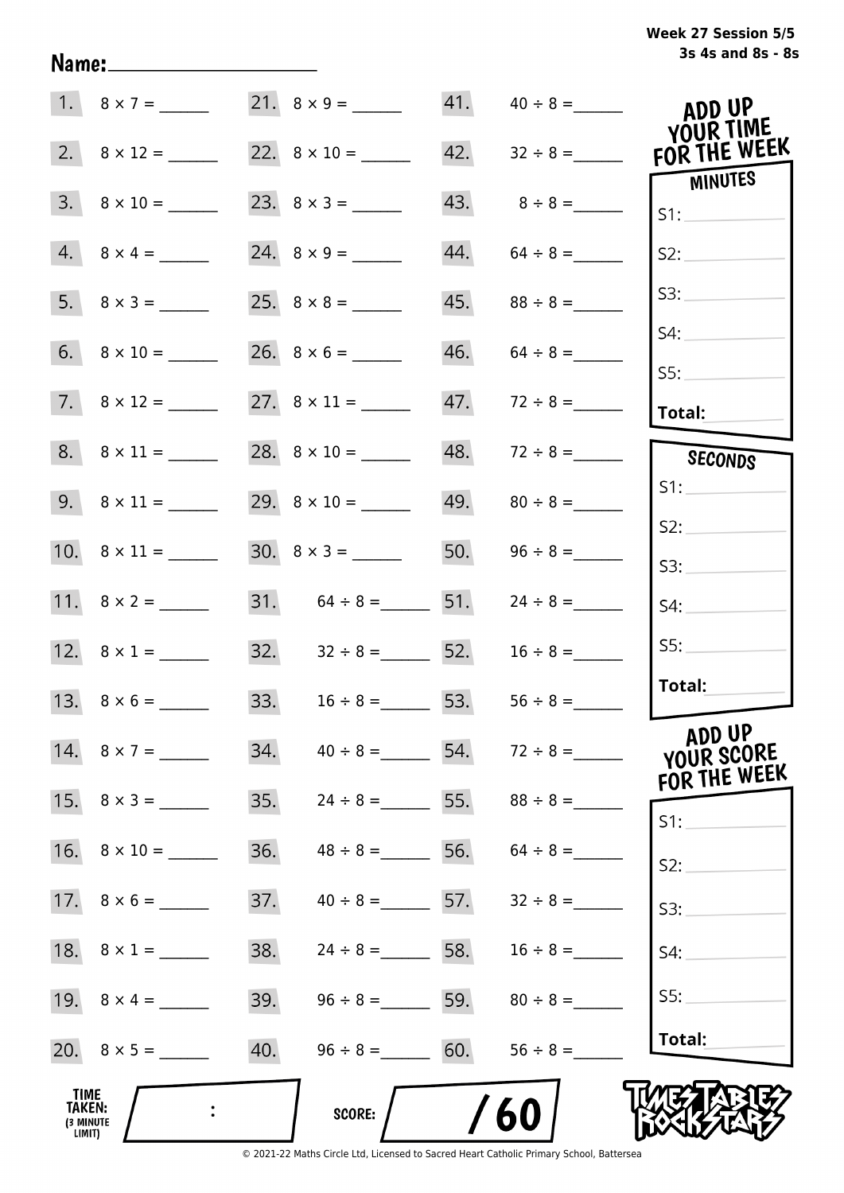**Week 27 Session 5/5**
**3s 4s and 8s - 8s**

Name:____________________

| | | | | | |
|---|---|---|---|---|---|
| 1. | $8 \times 7 =$ ______ | 21. | $8 \times 9 =$ ______ | 41. | $40 \div 8 =$ ______ |
| 2. | $8 \times 12 =$ ______ | 22. | $8 \times 10 =$ ______ | 42. | $32 \div 8 =$ ______ |
| 3. | $8 \times 10 =$ ______ | 23. | $8 \times 3 =$ ______ | 43. | $8 \div 8 =$ ______ |
| 4. | $8 \times 4 =$ ______ | 24. | $8 \times 9 =$ ______ | 44. | $64 \div 8 =$ ______ |
| 5. | $8 \times 3 =$ ______ | 25. | $8 \times 8 =$ ______ | 45. | $88 \div 8 =$ ______ |
| 6. | $8 \times 10 =$ ______ | 26. | $8 \times 6 =$ ______ | 46. | $64 \div 8 =$ ______ |
| 7. | $8 \times 12 =$ ______ | 27. | $8 \times 11 =$ ______ | 47. | $72 \div 8 =$ ______ |
| 8. | $8 \times 11 =$ ______ | 28. | $8 \times 10 =$ ______ | 48. | $72 \div 8 =$ ______ |
| 9. | $8 \times 11 =$ ______ | 29. | $8 \times 10 =$ ______ | 49. | $80 \div 8 =$ ______ |
| 10. | $8 \times 11 =$ ______ | 30. | $8 \times 3 =$ ______ | 50. | $96 \div 8 =$ ______ |
| 11. | $8 \times 2 =$ ______ | 31. | $64 \div 8 =$ ______ | 51. | $24 \div 8 =$ ______ |
| 12. | $8 \times 1 =$ ______ | 32. | $32 \div 8 =$ ______ | 52. | $16 \div 8 =$ ______ |
| 13. | $8 \times 6 =$ ______ | 33. | $16 \div 8 =$ ______ | 53. | $56 \div 8 =$ ______ |
| 14. | $8 \times 7 =$ ______ | 34. | $40 \div 8 =$ ______ | 54. | $72 \div 8 =$ ______ |
| 15. | $8 \times 3 =$ ______ | 35. | $24 \div 8 =$ ______ | 55. | $88 \div 8 =$ ______ |
| 16. | $8 \times 10 =$ ______ | 36. | $48 \div 8 =$ ______ | 56. | $64 \div 8 =$ ______ |
| 17. | $8 \times 6 =$ ______ | 37. | $40 \div 8 =$ ______ | 57. | $32 \div 8 =$ ______ |
| 18. | $8 \times 1 =$ ______ | 38. | $24 \div 8 =$ ______ | 58. | $16 \div 8 =$ ______ |
| 19. | $8 \times 4 =$ ______ | 39. | $96 \div 8 =$ ______ | 59. | $80 \div 8 =$ ______ |
| 20. | $8 \times 5 =$ ______ | 40. | $96 \div 8 =$ ______ | 60. | $56 \div 8 =$ ______ |

**ADD UP YOUR TIME FOR THE WEEK**

**MINUTES**

S1: ______
S2: ______
S3: ______
S4: ______
S5: ______
**Total:** ______

**SECONDS**

S1: ______
S2: ______
S3: ______
S4: ______
S5: ______
**Total:** ______

**ADD UP YOUR SCORE FOR THE WEEK**

S1: ______
S2: ______
S3: ______
S4: ______
S5: ______
**Total:** ______

**TIME TAKEN:** (3 MINUTE LIMIT) ____ : ____

**SCORE:** ____ / 60

TIMES TABLES ROCK STARS

© 2021-22 Maths Circle Ltd, Licensed to Sacred Heart Catholic Primary School, Battersea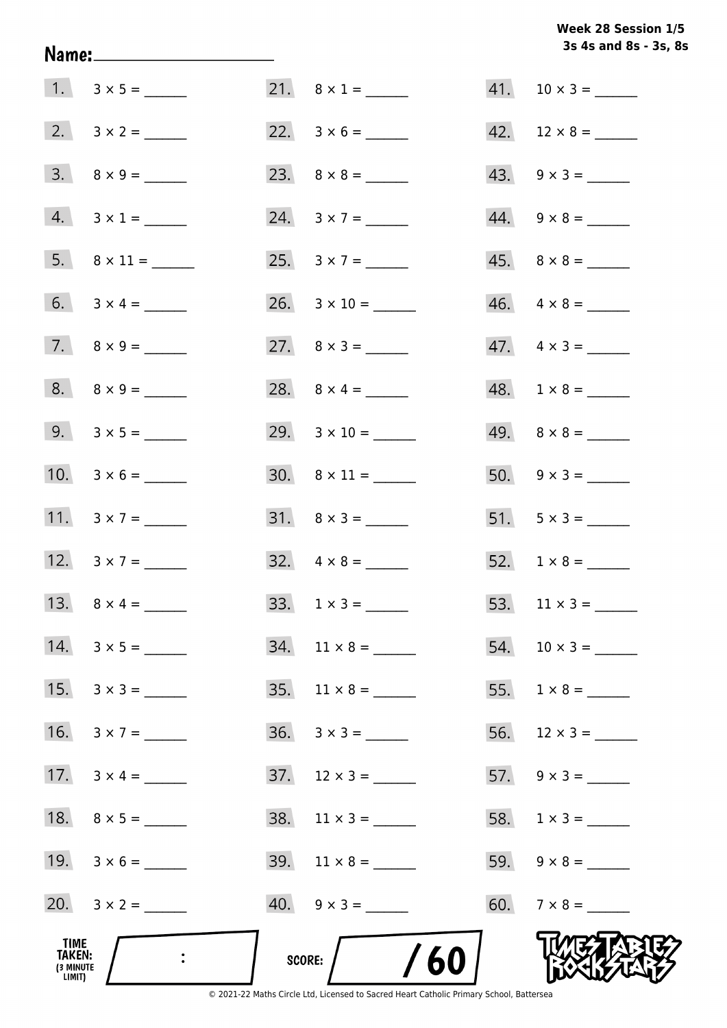**Week 28 Session 1/5**
**3s 4s and 8s - 3s, 8s**

**Name:** ____________________

| | | | | | |
|---|---|---|---|---|---|
| 1. | $3 \times 5 =$ ______ | 21. | $8 \times 1 =$ ______ | 41. | $10 \times 3 =$ ______ |
| 2. | $3 \times 2 =$ ______ | 22. | $3 \times 6 =$ ______ | 42. | $12 \times 8 =$ ______ |
| 3. | $8 \times 9 =$ ______ | 23. | $8 \times 8 =$ ______ | 43. | $9 \times 3 =$ ______ |
| 4. | $3 \times 1 =$ ______ | 24. | $3 \times 7 =$ ______ | 44. | $9 \times 8 =$ ______ |
| 5. | $8 \times 11 =$ ______ | 25. | $3 \times 7 =$ ______ | 45. | $8 \times 8 =$ ______ |
| 6. | $3 \times 4 =$ ______ | 26. | $3 \times 10 =$ ______ | 46. | $4 \times 8 =$ ______ |
| 7. | $8 \times 9 =$ ______ | 27. | $8 \times 3 =$ ______ | 47. | $4 \times 3 =$ ______ |
| 8. | $8 \times 9 =$ ______ | 28. | $8 \times 4 =$ ______ | 48. | $1 \times 8 =$ ______ |
| 9. | $3 \times 5 =$ ______ | 29. | $3 \times 10 =$ ______ | 49. | $8 \times 8 =$ ______ |
| 10. | $3 \times 6 =$ ______ | 30. | $8 \times 11 =$ ______ | 50. | $9 \times 3 =$ ______ |
| 11. | $3 \times 7 =$ ______ | 31. | $8 \times 3 =$ ______ | 51. | $5 \times 3 =$ ______ |
| 12. | $3 \times 7 =$ ______ | 32. | $4 \times 8 =$ ______ | 52. | $1 \times 8 =$ ______ |
| 13. | $8 \times 4 =$ ______ | 33. | $1 \times 3 =$ ______ | 53. | $11 \times 3 =$ ______ |
| 14. | $3 \times 5 =$ ______ | 34. | $11 \times 8 =$ ______ | 54. | $10 \times 3 =$ ______ |
| 15. | $3 \times 3 =$ ______ | 35. | $11 \times 8 =$ ______ | 55. | $1 \times 8 =$ ______ |
| 16. | $3 \times 7 =$ ______ | 36. | $3 \times 3 =$ ______ | 56. | $12 \times 3 =$ ______ |
| 17. | $3 \times 4 =$ ______ | 37. | $12 \times 3 =$ ______ | 57. | $9 \times 3 =$ ______ |
| 18. | $8 \times 5 =$ ______ | 38. | $11 \times 3 =$ ______ | 58. | $1 \times 3 =$ ______ |
| 19. | $3 \times 6 =$ ______ | 39. | $11 \times 8 =$ ______ | 59. | $9 \times 8 =$ ______ |
| 20. | $3 \times 2 =$ ______ | 40. | $9 \times 3 =$ ______ | 60. | $7 \times 8 =$ ______ |

**TIME TAKEN: (3 MINUTE LIMIT)** ____ : ____

**SCORE:** ____ / 60

© 2021-22 Maths Circle Ltd, Licensed to Sacred Heart Catholic Primary School, Battersea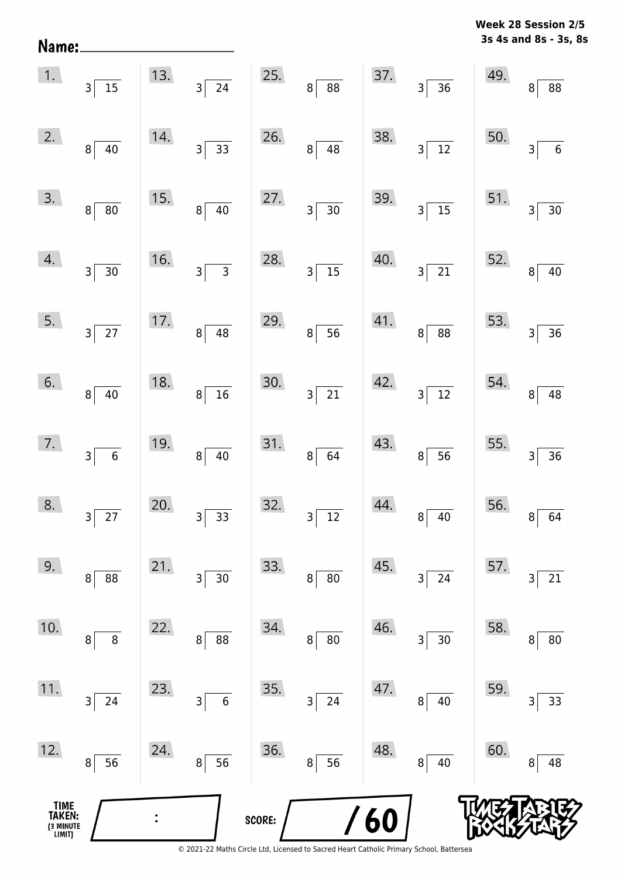**Week 28 Session 2/5**
**3s 4s and 8s - 3s, 8s**

Name: ____________________

| | | | | | | | | | |
|---|---|---|---|---|---|---|---|---|---|
| 1. | 3 ⟌ 15 | 13. | 3 ⟌ 24 | 25. | 8 ⟌ 88 | 37. | 3 ⟌ 36 | 49. | 8 ⟌ 88 |
| 2. | 8 ⟌ 40 | 14. | 3 ⟌ 33 | 26. | 8 ⟌ 48 | 38. | 3 ⟌ 12 | 50. | 3 ⟌ 6 |
| 3. | 8 ⟌ 80 | 15. | 8 ⟌ 40 | 27. | 3 ⟌ 30 | 39. | 3 ⟌ 15 | 51. | 3 ⟌ 30 |
| 4. | 3 ⟌ 30 | 16. | 3 ⟌ 3 | 28. | 3 ⟌ 15 | 40. | 3 ⟌ 21 | 52. | 8 ⟌ 40 |
| 5. | 3 ⟌ 27 | 17. | 8 ⟌ 48 | 29. | 8 ⟌ 56 | 41. | 8 ⟌ 88 | 53. | 3 ⟌ 36 |
| 6. | 8 ⟌ 40 | 18. | 8 ⟌ 16 | 30. | 3 ⟌ 21 | 42. | 3 ⟌ 12 | 54. | 8 ⟌ 48 |
| 7. | 3 ⟌ 6 | 19. | 8 ⟌ 40 | 31. | 8 ⟌ 64 | 43. | 8 ⟌ 56 | 55. | 3 ⟌ 36 |
| 8. | 3 ⟌ 27 | 20. | 3 ⟌ 33 | 32. | 3 ⟌ 12 | 44. | 8 ⟌ 40 | 56. | 8 ⟌ 64 |
| 9. | 8 ⟌ 88 | 21. | 3 ⟌ 30 | 33. | 8 ⟌ 80 | 45. | 3 ⟌ 24 | 57. | 3 ⟌ 21 |
| 10. | 8 ⟌ 8 | 22. | 8 ⟌ 88 | 34. | 8 ⟌ 80 | 46. | 3 ⟌ 30 | 58. | 8 ⟌ 80 |
| 11. | 3 ⟌ 24 | 23. | 3 ⟌ 6 | 35. | 3 ⟌ 24 | 47. | 8 ⟌ 40 | 59. | 3 ⟌ 33 |
| 12. | 8 ⟌ 56 | 24. | 8 ⟌ 56 | 36. | 8 ⟌ 56 | 48. | 8 ⟌ 40 | 60. | 8 ⟌ 48 |

TIME TAKEN: (3 MINUTE LIMIT) ____ : ____

SCORE: ____ / 60

© 2021-22 Maths Circle Ltd, Licensed to Sacred Heart Catholic Primary School, Battersea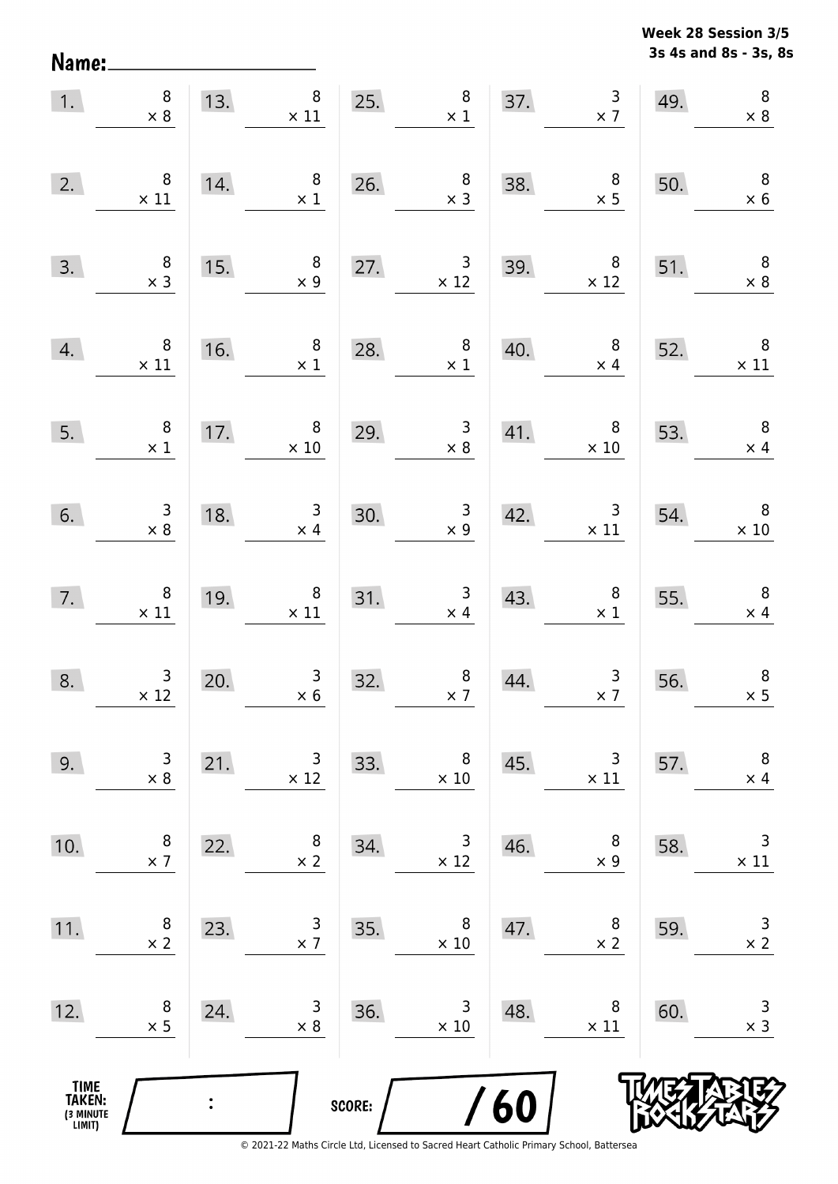**Week 28 Session 3/5**
**3s 4s and 8s - 3s, 8s**

**Name:** ____________________

| | | | | | | | | | |
|---|---|---|---|---|---|---|---|---|---|
| 1. | $8 \times 8$ | 13. | $8 \times 11$ | 25. | $8 \times 1$ | 37. | $3 \times 7$ | 49. | $8 \times 8$ |
| 2. | $8 \times 11$ | 14. | $8 \times 1$ | 26. | $8 \times 3$ | 38. | $8 \times 5$ | 50. | $8 \times 6$ |
| 3. | $8 \times 3$ | 15. | $8 \times 9$ | 27. | $3 \times 12$ | 39. | $8 \times 12$ | 51. | $8 \times 8$ |
| 4. | $8 \times 11$ | 16. | $8 \times 1$ | 28. | $8 \times 1$ | 40. | $8 \times 4$ | 52. | $8 \times 11$ |
| 5. | $8 \times 1$ | 17. | $8 \times 10$ | 29. | $3 \times 8$ | 41. | $8 \times 10$ | 53. | $8 \times 4$ |
| 6. | $3 \times 8$ | 18. | $3 \times 4$ | 30. | $3 \times 9$ | 42. | $3 \times 11$ | 54. | $8 \times 10$ |
| 7. | $8 \times 11$ | 19. | $8 \times 11$ | 31. | $3 \times 4$ | 43. | $8 \times 1$ | 55. | $8 \times 4$ |
| 8. | $3 \times 12$ | 20. | $3 \times 6$ | 32. | $8 \times 7$ | 44. | $3 \times 7$ | 56. | $8 \times 5$ |
| 9. | $3 \times 8$ | 21. | $3 \times 12$ | 33. | $8 \times 10$ | 45. | $3 \times 11$ | 57. | $8 \times 4$ |
| 10. | $8 \times 7$ | 22. | $8 \times 2$ | 34. | $3 \times 12$ | 46. | $8 \times 9$ | 58. | $3 \times 11$ |
| 11. | $8 \times 2$ | 23. | $3 \times 7$ | 35. | $8 \times 10$ | 47. | $8 \times 2$ | 59. | $3 \times 2$ |
| 12. | $8 \times 5$ | 24. | $3 \times 8$ | 36. | $3 \times 10$ | 48. | $8 \times 11$ | 60. | $3 \times 3$ |

**TIME TAKEN:** (3 MINUTE LIMIT) ____ : ____

**SCORE:** ____ / 60

© 2021-22 Maths Circle Ltd, Licensed to Sacred Heart Catholic Primary School, Battersea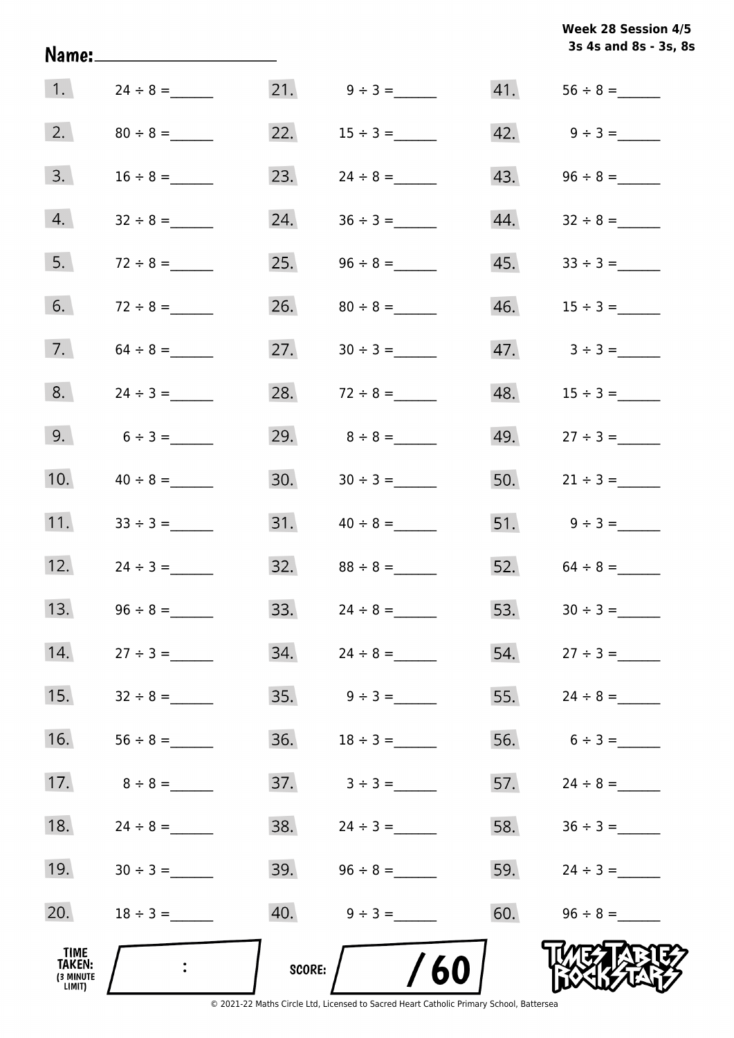Week 28 Session 4/5
3s 4s and 8s - 3s, 8s

Name:____________________

| | | | | | |
|---|---|---|---|---|---|
| 1. | 24 ÷ 8 = ______ | 21. | 9 ÷ 3 = ______ | 41. | 56 ÷ 8 = ______ |
| 2. | 80 ÷ 8 = ______ | 22. | 15 ÷ 3 = ______ | 42. | 9 ÷ 3 = ______ |
| 3. | 16 ÷ 8 = ______ | 23. | 24 ÷ 8 = ______ | 43. | 96 ÷ 8 = ______ |
| 4. | 32 ÷ 8 = ______ | 24. | 36 ÷ 3 = ______ | 44. | 32 ÷ 8 = ______ |
| 5. | 72 ÷ 8 = ______ | 25. | 96 ÷ 8 = ______ | 45. | 33 ÷ 3 = ______ |
| 6. | 72 ÷ 8 = ______ | 26. | 80 ÷ 8 = ______ | 46. | 15 ÷ 3 = ______ |
| 7. | 64 ÷ 8 = ______ | 27. | 30 ÷ 3 = ______ | 47. | 3 ÷ 3 = ______ |
| 8. | 24 ÷ 3 = ______ | 28. | 72 ÷ 8 = ______ | 48. | 15 ÷ 3 = ______ |
| 9. | 6 ÷ 3 = ______ | 29. | 8 ÷ 8 = ______ | 49. | 27 ÷ 3 = ______ |
| 10. | 40 ÷ 8 = ______ | 30. | 30 ÷ 3 = ______ | 50. | 21 ÷ 3 = ______ |
| 11. | 33 ÷ 3 = ______ | 31. | 40 ÷ 8 = ______ | 51. | 9 ÷ 3 = ______ |
| 12. | 24 ÷ 3 = ______ | 32. | 88 ÷ 8 = ______ | 52. | 64 ÷ 8 = ______ |
| 13. | 96 ÷ 8 = ______ | 33. | 24 ÷ 8 = ______ | 53. | 30 ÷ 3 = ______ |
| 14. | 27 ÷ 3 = ______ | 34. | 24 ÷ 8 = ______ | 54. | 27 ÷ 3 = ______ |
| 15. | 32 ÷ 8 = ______ | 35. | 9 ÷ 3 = ______ | 55. | 24 ÷ 8 = ______ |
| 16. | 56 ÷ 8 = ______ | 36. | 18 ÷ 3 = ______ | 56. | 6 ÷ 3 = ______ |
| 17. | 8 ÷ 8 = ______ | 37. | 3 ÷ 3 = ______ | 57. | 24 ÷ 8 = ______ |
| 18. | 24 ÷ 8 = ______ | 38. | 24 ÷ 3 = ______ | 58. | 36 ÷ 3 = ______ |
| 19. | 30 ÷ 3 = ______ | 39. | 96 ÷ 8 = ______ | 59. | 24 ÷ 3 = ______ |
| 20. | 18 ÷ 3 = ______ | 40. | 9 ÷ 3 = ______ | 60. | 96 ÷ 8 = ______ |

TIME TAKEN: (3 MINUTE LIMIT) :

SCORE: / 60

TIMES TABLES ROCK STARS

© 2021-22 Maths Circle Ltd, Licensed to Sacred Heart Catholic Primary School, Battersea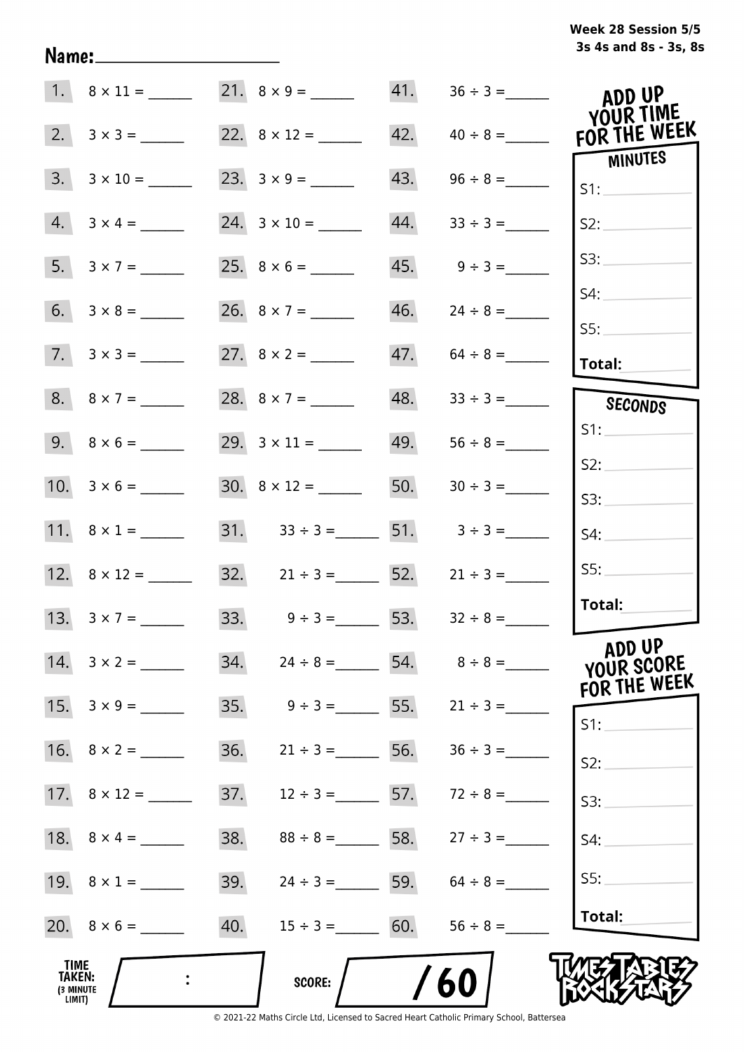Week 28 Session 5/5
3s 4s and 8s - 3s, 8s

Name:____________________

| | | | | | |
|---|---|---|---|---|---|
| 1. | 8 × 11 = ______ | 21. | 8 × 9 = ______ | 41. | 36 ÷ 3 = ______ |
| 2. | 3 × 3 = ______ | 22. | 8 × 12 = ______ | 42. | 40 ÷ 8 = ______ |
| 3. | 3 × 10 = ______ | 23. | 3 × 9 = ______ | 43. | 96 ÷ 8 = ______ |
| 4. | 3 × 4 = ______ | 24. | 3 × 10 = ______ | 44. | 33 ÷ 3 = ______ |
| 5. | 3 × 7 = ______ | 25. | 8 × 6 = ______ | 45. | 9 ÷ 3 = ______ |
| 6. | 3 × 8 = ______ | 26. | 8 × 7 = ______ | 46. | 24 ÷ 8 = ______ |
| 7. | 3 × 3 = ______ | 27. | 8 × 2 = ______ | 47. | 64 ÷ 8 = ______ |
| 8. | 8 × 7 = ______ | 28. | 8 × 7 = ______ | 48. | 33 ÷ 3 = ______ |
| 9. | 8 × 6 = ______ | 29. | 3 × 11 = ______ | 49. | 56 ÷ 8 = ______ |
| 10. | 3 × 6 = ______ | 30. | 8 × 12 = ______ | 50. | 30 ÷ 3 = ______ |
| 11. | 8 × 1 = ______ | 31. | 33 ÷ 3 = ______ | 51. | 3 ÷ 3 = ______ |
| 12. | 8 × 12 = ______ | 32. | 21 ÷ 3 = ______ | 52. | 21 ÷ 3 = ______ |
| 13. | 3 × 7 = ______ | 33. | 9 ÷ 3 = ______ | 53. | 32 ÷ 8 = ______ |
| 14. | 3 × 2 = ______ | 34. | 24 ÷ 8 = ______ | 54. | 8 ÷ 8 = ______ |
| 15. | 3 × 9 = ______ | 35. | 9 ÷ 3 = ______ | 55. | 21 ÷ 3 = ______ |
| 16. | 8 × 2 = ______ | 36. | 21 ÷ 3 = ______ | 56. | 36 ÷ 3 = ______ |
| 17. | 8 × 12 = ______ | 37. | 12 ÷ 3 = ______ | 57. | 72 ÷ 8 = ______ |
| 18. | 8 × 4 = ______ | 38. | 88 ÷ 8 = ______ | 58. | 27 ÷ 3 = ______ |
| 19. | 8 × 1 = ______ | 39. | 24 ÷ 3 = ______ | 59. | 64 ÷ 8 = ______ |
| 20. | 8 × 6 = ______ | 40. | 15 ÷ 3 = ______ | 60. | 56 ÷ 8 = ______ |

**ADD UP YOUR TIME FOR THE WEEK**

**MINUTES**
S1:
S2:
S3:
S4:
S5:
**Total:**

**SECONDS**
S1:
S2:
S3:
S4:
S5:
**Total:**

**ADD UP YOUR SCORE FOR THE WEEK**
S1:
S2:
S3:
S4:
S5:
**Total:**

**TIME TAKEN:** (3 MINUTE LIMIT) ____ : ____

**SCORE:** ____ / 60

TIMES TABLES ROCK STARS

© 2021-22 Maths Circle Ltd, Licensed to Sacred Heart Catholic Primary School, Battersea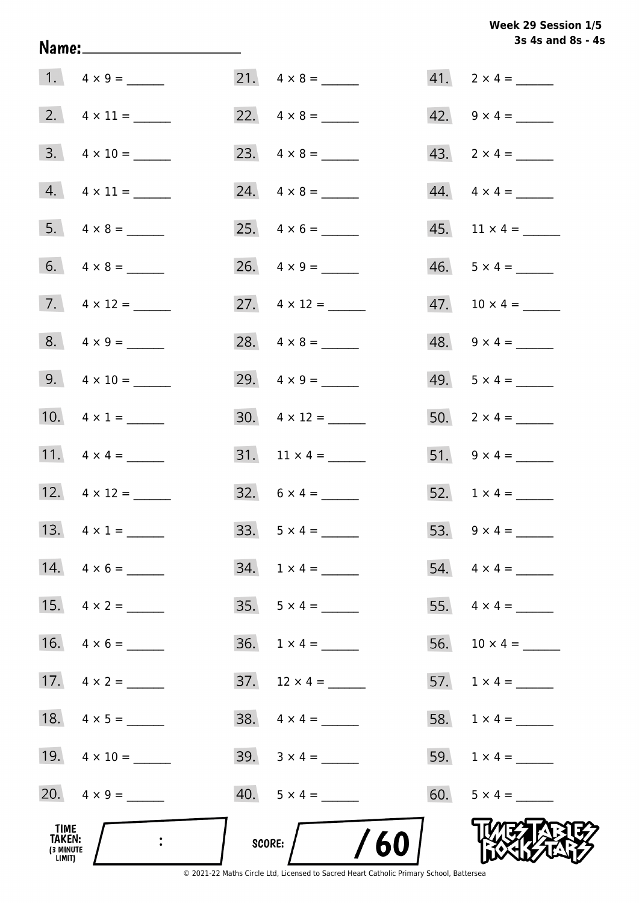**Week 29 Session 1/5**
**3s 4s and 8s - 4s**

**Name:** ____________________

1. $4 \times 9 =$ ______
2. $4 \times 11 =$ ______
3. $4 \times 10 =$ ______
4. $4 \times 11 =$ ______
5. $4 \times 8 =$ ______
6. $4 \times 8 =$ ______
7. $4 \times 12 =$ ______
8. $4 \times 9 =$ ______
9. $4 \times 10 =$ ______
10. $4 \times 1 =$ ______
11. $4 \times 4 =$ ______
12. $4 \times 12 =$ ______
13. $4 \times 1 =$ ______
14. $4 \times 6 =$ ______
15. $4 \times 2 =$ ______
16. $4 \times 6 =$ ______
17. $4 \times 2 =$ ______
18. $4 \times 5 =$ ______
19. $4 \times 10 =$ ______
20. $4 \times 9 =$ ______
21. $4 \times 8 =$ ______
22. $4 \times 8 =$ ______
23. $4 \times 8 =$ ______
24. $4 \times 8 =$ ______
25. $4 \times 6 =$ ______
26. $4 \times 9 =$ ______
27. $4 \times 12 =$ ______
28. $4 \times 8 =$ ______
29. $4 \times 9 =$ ______
30. $4 \times 12 =$ ______
31. $11 \times 4 =$ ______
32. $6 \times 4 =$ ______
33. $5 \times 4 =$ ______
34. $1 \times 4 =$ ______
35. $5 \times 4 =$ ______
36. $1 \times 4 =$ ______
37. $12 \times 4 =$ ______
38. $4 \times 4 =$ ______
39. $3 \times 4 =$ ______
40. $5 \times 4 =$ ______
41. $2 \times 4 =$ ______
42. $9 \times 4 =$ ______
43. $2 \times 4 =$ ______
44. $4 \times 4 =$ ______
45. $11 \times 4 =$ ______
46. $5 \times 4 =$ ______
47. $10 \times 4 =$ ______
48. $9 \times 4 =$ ______
49. $5 \times 4 =$ ______
50. $2 \times 4 =$ ______
51. $9 \times 4 =$ ______
52. $1 \times 4 =$ ______
53. $9 \times 4 =$ ______
54. $4 \times 4 =$ ______
55. $4 \times 4 =$ ______
56. $10 \times 4 =$ ______
57. $1 \times 4 =$ ______
58. $1 \times 4 =$ ______
59. $1 \times 4 =$ ______
60. $5 \times 4 =$ ______

**TIME TAKEN:** (3 MINUTE LIMIT) ____ : ____

**SCORE:** ____ / 60

TIMES TABLES ROCK STARS

© 2021-22 Maths Circle Ltd, Licensed to Sacred Heart Catholic Primary School, Battersea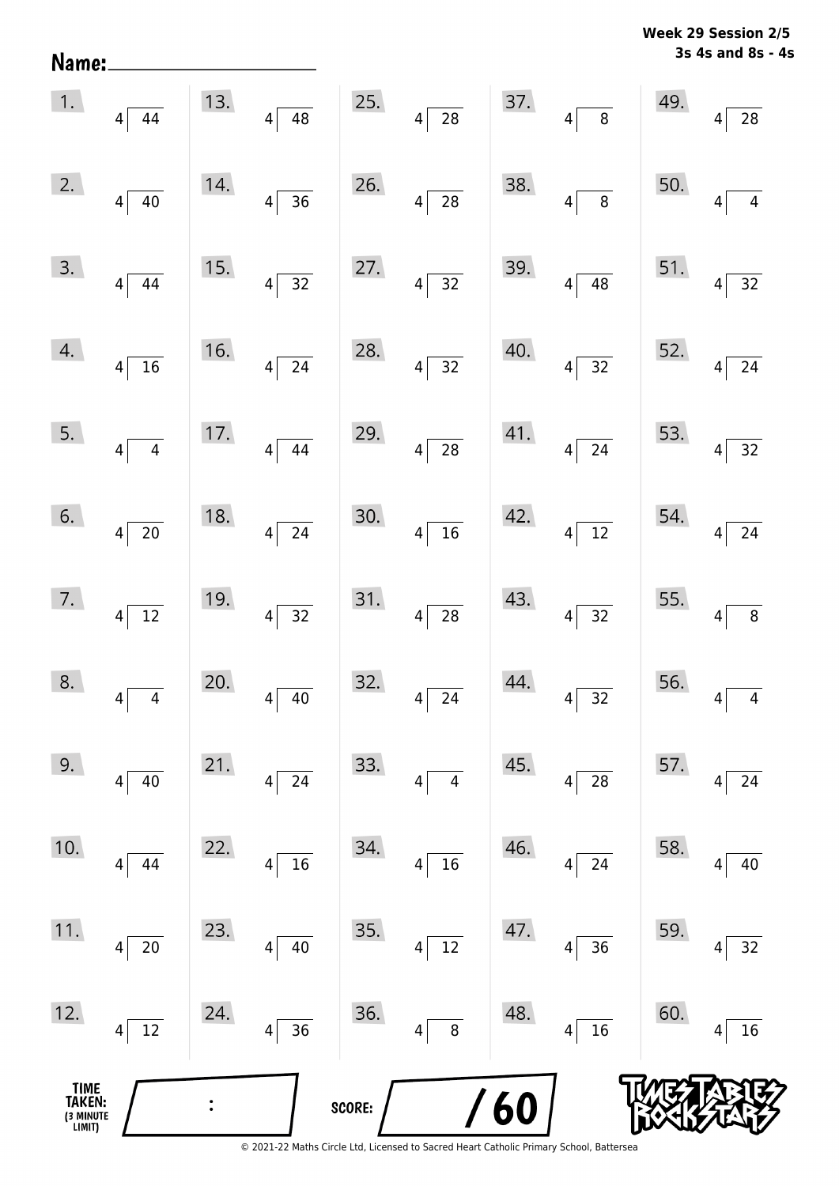Week 29 Session 2/5
3s 4s and 8s - 4s

Name:

| | | | | |
|---|---|---|---|---|
| 1. $4\overline{)44}$ | 13. $4\overline{)48}$ | 25. $4\overline{)28}$ | 37. $4\overline{)8}$ | 49. $4\overline{)28}$ |
| 2. $4\overline{)40}$ | 14. $4\overline{)36}$ | 26. $4\overline{)28}$ | 38. $4\overline{)8}$ | 50. $4\overline{)4}$ |
| 3. $4\overline{)44}$ | 15. $4\overline{)32}$ | 27. $4\overline{)32}$ | 39. $4\overline{)48}$ | 51. $4\overline{)32}$ |
| 4. $4\overline{)16}$ | 16. $4\overline{)24}$ | 28. $4\overline{)32}$ | 40. $4\overline{)32}$ | 52. $4\overline{)24}$ |
| 5. $4\overline{)4}$ | 17. $4\overline{)44}$ | 29. $4\overline{)28}$ | 41. $4\overline{)24}$ | 53. $4\overline{)32}$ |
| 6. $4\overline{)20}$ | 18. $4\overline{)24}$ | 30. $4\overline{)16}$ | 42. $4\overline{)12}$ | 54. $4\overline{)24}$ |
| 7. $4\overline{)12}$ | 19. $4\overline{)32}$ | 31. $4\overline{)28}$ | 43. $4\overline{)32}$ | 55. $4\overline{)8}$ |
| 8. $4\overline{)4}$ | 20. $4\overline{)40}$ | 32. $4\overline{)24}$ | 44. $4\overline{)32}$ | 56. $4\overline{)4}$ |
| 9. $4\overline{)40}$ | 21. $4\overline{)24}$ | 33. $4\overline{)4}$ | 45. $4\overline{)28}$ | 57. $4\overline{)24}$ |
| 10. $4\overline{)44}$ | 22. $4\overline{)16}$ | 34. $4\overline{)16}$ | 46. $4\overline{)24}$ | 58. $4\overline{)40}$ |
| 11. $4\overline{)20}$ | 23. $4\overline{)40}$ | 35. $4\overline{)12}$ | 47. $4\overline{)36}$ | 59. $4\overline{)32}$ |
| 12. $4\overline{)12}$ | 24. $4\overline{)36}$ | 36. $4\overline{)8}$ | 48. $4\overline{)16}$ | 60. $4\overline{)16}$ |

TIME TAKEN: (3 MINUTE LIMIT) :

SCORE: / 60

© 2021-22 Maths Circle Ltd, Licensed to Sacred Heart Catholic Primary School, Battersea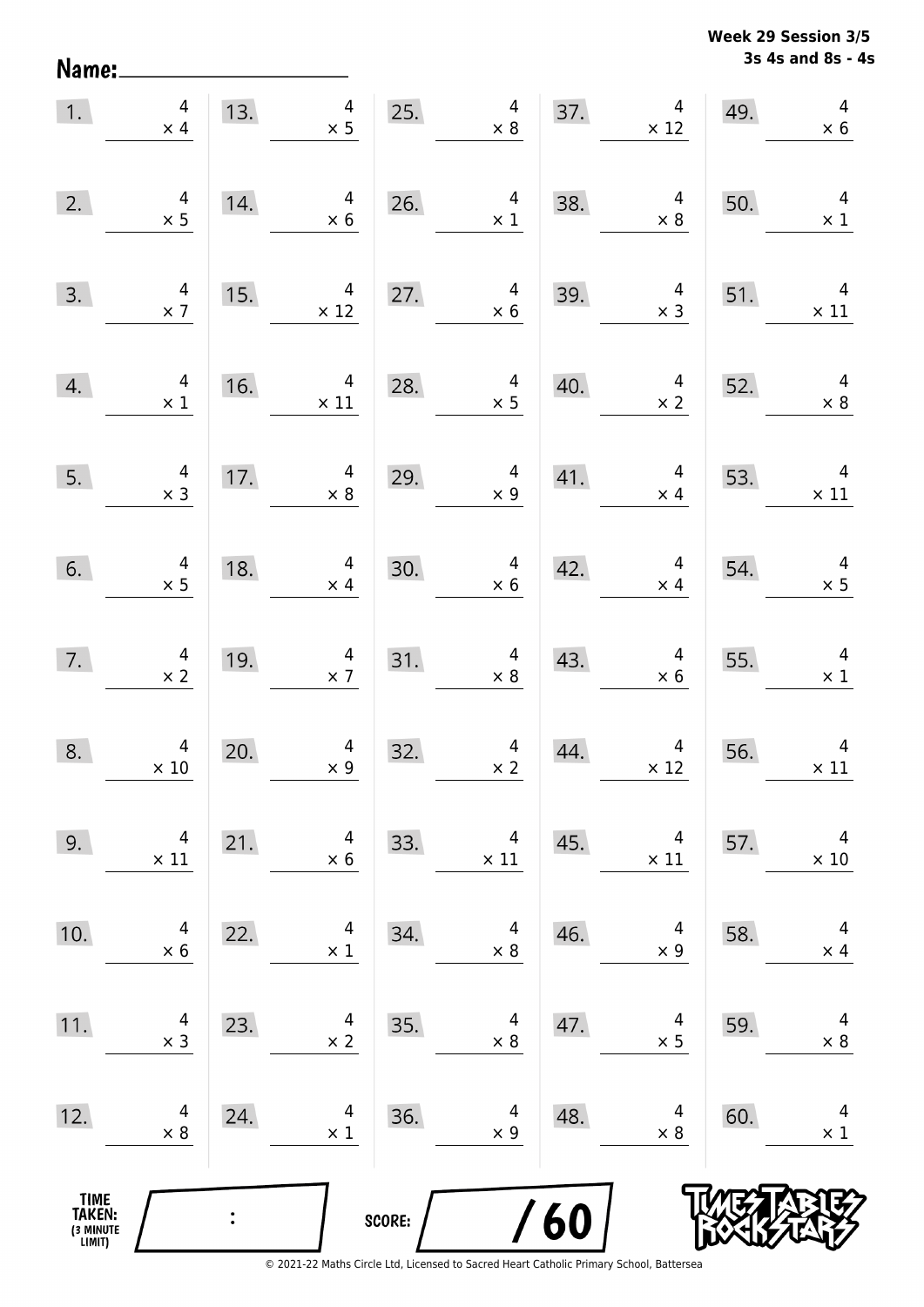**Week 29 Session 3/5**
**3s 4s and 8s - 4s**

Name:\_\_\_\_\_\_\_\_\_\_\_\_\_\_\_\_\_\_\_\_

| | | | | | | | | | |
|---|---|---|---|---|---|---|---|---|---|
| 1. | $4 \times 4$ | 13. | $4 \times 5$ | 25. | $4 \times 8$ | 37. | $4 \times 12$ | 49. | $4 \times 6$ |
| 2. | $4 \times 5$ | 14. | $4 \times 6$ | 26. | $4 \times 1$ | 38. | $4 \times 8$ | 50. | $4 \times 1$ |
| 3. | $4 \times 7$ | 15. | $4 \times 12$ | 27. | $4 \times 6$ | 39. | $4 \times 3$ | 51. | $4 \times 11$ |
| 4. | $4 \times 1$ | 16. | $4 \times 11$ | 28. | $4 \times 5$ | 40. | $4 \times 2$ | 52. | $4 \times 8$ |
| 5. | $4 \times 3$ | 17. | $4 \times 8$ | 29. | $4 \times 9$ | 41. | $4 \times 4$ | 53. | $4 \times 11$ |
| 6. | $4 \times 5$ | 18. | $4 \times 4$ | 30. | $4 \times 6$ | 42. | $4 \times 4$ | 54. | $4 \times 5$ |
| 7. | $4 \times 2$ | 19. | $4 \times 7$ | 31. | $4 \times 8$ | 43. | $4 \times 6$ | 55. | $4 \times 1$ |
| 8. | $4 \times 10$ | 20. | $4 \times 9$ | 32. | $4 \times 2$ | 44. | $4 \times 12$ | 56. | $4 \times 11$ |
| 9. | $4 \times 11$ | 21. | $4 \times 6$ | 33. | $4 \times 11$ | 45. | $4 \times 11$ | 57. | $4 \times 10$ |
| 10. | $4 \times 6$ | 22. | $4 \times 1$ | 34. | $4 \times 8$ | 46. | $4 \times 9$ | 58. | $4 \times 4$ |
| 11. | $4 \times 3$ | 23. | $4 \times 2$ | 35. | $4 \times 8$ | 47. | $4 \times 5$ | 59. | $4 \times 8$ |
| 12. | $4 \times 8$ | 24. | $4 \times 1$ | 36. | $4 \times 9$ | 48. | $4 \times 8$ | 60. | $4 \times 1$ |

TIME TAKEN: (3 MINUTE LIMIT) : &nbsp;&nbsp;&nbsp; SCORE: / 60

© 2021-22 Maths Circle Ltd, Licensed to Sacred Heart Catholic Primary School, Battersea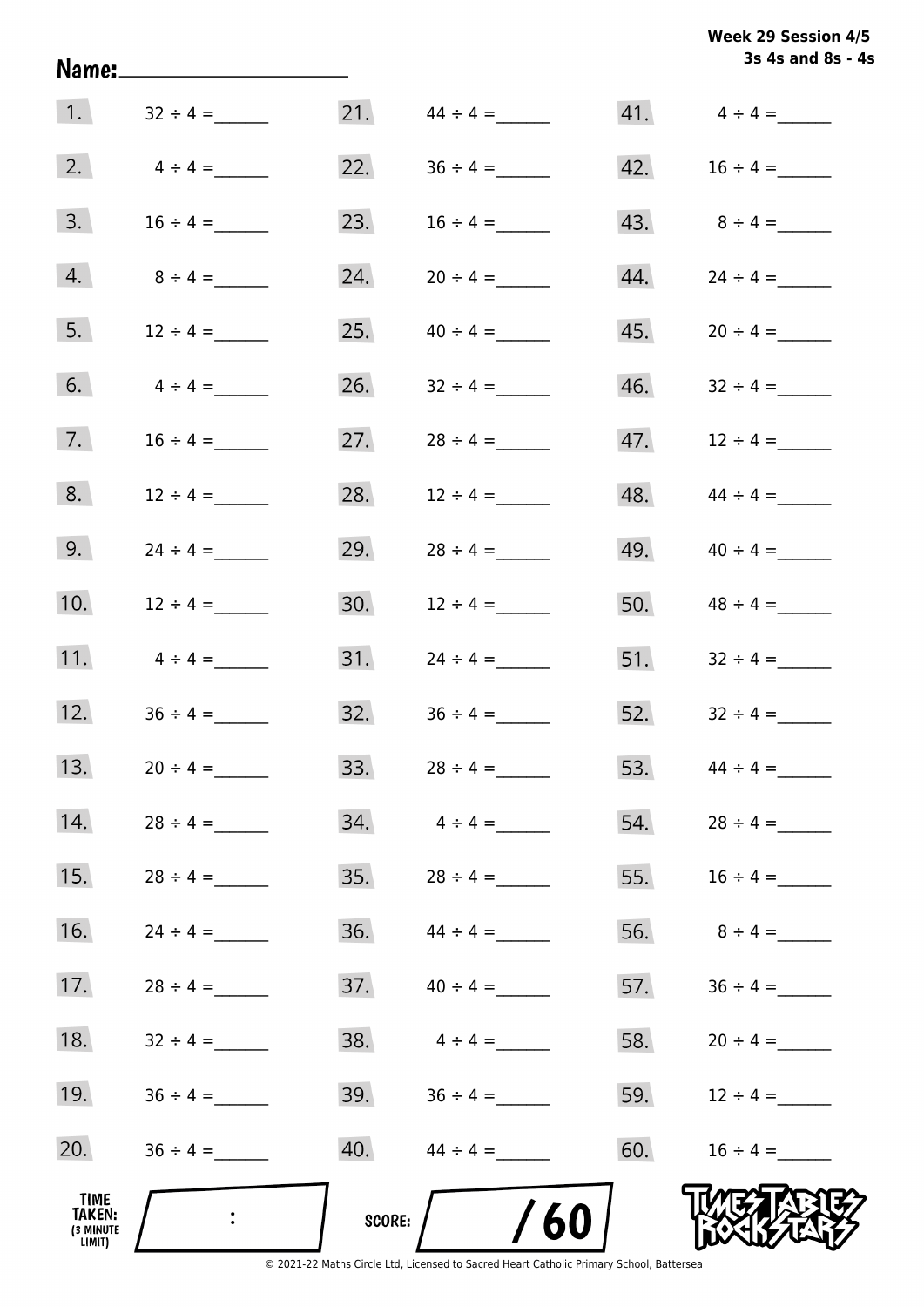**Week 29 Session 4/5**
**3s 4s and 8s - 4s**

Name: ____________________

| | | | | | |
|---|---|---|---|---|---|
| 1. | $32 \div 4 =$ ______ | 21. | $44 \div 4 =$ ______ | 41. | $4 \div 4 =$ ______ |
| 2. | $4 \div 4 =$ ______ | 22. | $36 \div 4 =$ ______ | 42. | $16 \div 4 =$ ______ |
| 3. | $16 \div 4 =$ ______ | 23. | $16 \div 4 =$ ______ | 43. | $8 \div 4 =$ ______ |
| 4. | $8 \div 4 =$ ______ | 24. | $20 \div 4 =$ ______ | 44. | $24 \div 4 =$ ______ |
| 5. | $12 \div 4 =$ ______ | 25. | $40 \div 4 =$ ______ | 45. | $20 \div 4 =$ ______ |
| 6. | $4 \div 4 =$ ______ | 26. | $32 \div 4 =$ ______ | 46. | $32 \div 4 =$ ______ |
| 7. | $16 \div 4 =$ ______ | 27. | $28 \div 4 =$ ______ | 47. | $12 \div 4 =$ ______ |
| 8. | $12 \div 4 =$ ______ | 28. | $12 \div 4 =$ ______ | 48. | $44 \div 4 =$ ______ |
| 9. | $24 \div 4 =$ ______ | 29. | $28 \div 4 =$ ______ | 49. | $40 \div 4 =$ ______ |
| 10. | $12 \div 4 =$ ______ | 30. | $12 \div 4 =$ ______ | 50. | $48 \div 4 =$ ______ |
| 11. | $4 \div 4 =$ ______ | 31. | $24 \div 4 =$ ______ | 51. | $32 \div 4 =$ ______ |
| 12. | $36 \div 4 =$ ______ | 32. | $36 \div 4 =$ ______ | 52. | $32 \div 4 =$ ______ |
| 13. | $20 \div 4 =$ ______ | 33. | $28 \div 4 =$ ______ | 53. | $44 \div 4 =$ ______ |
| 14. | $28 \div 4 =$ ______ | 34. | $4 \div 4 =$ ______ | 54. | $28 \div 4 =$ ______ |
| 15. | $28 \div 4 =$ ______ | 35. | $28 \div 4 =$ ______ | 55. | $16 \div 4 =$ ______ |
| 16. | $24 \div 4 =$ ______ | 36. | $44 \div 4 =$ ______ | 56. | $8 \div 4 =$ ______ |
| 17. | $28 \div 4 =$ ______ | 37. | $40 \div 4 =$ ______ | 57. | $36 \div 4 =$ ______ |
| 18. | $32 \div 4 =$ ______ | 38. | $4 \div 4 =$ ______ | 58. | $20 \div 4 =$ ______ |
| 19. | $36 \div 4 =$ ______ | 39. | $36 \div 4 =$ ______ | 59. | $12 \div 4 =$ ______ |
| 20. | $36 \div 4 =$ ______ | 40. | $44 \div 4 =$ ______ | 60. | $16 \div 4 =$ ______ |

**TIME TAKEN:** (3 MINUTE LIMIT) ____ : ____

**SCORE:** ____ / 60

TIMES TABLES ROCK STARS

© 2021-22 Maths Circle Ltd, Licensed to Sacred Heart Catholic Primary School, Battersea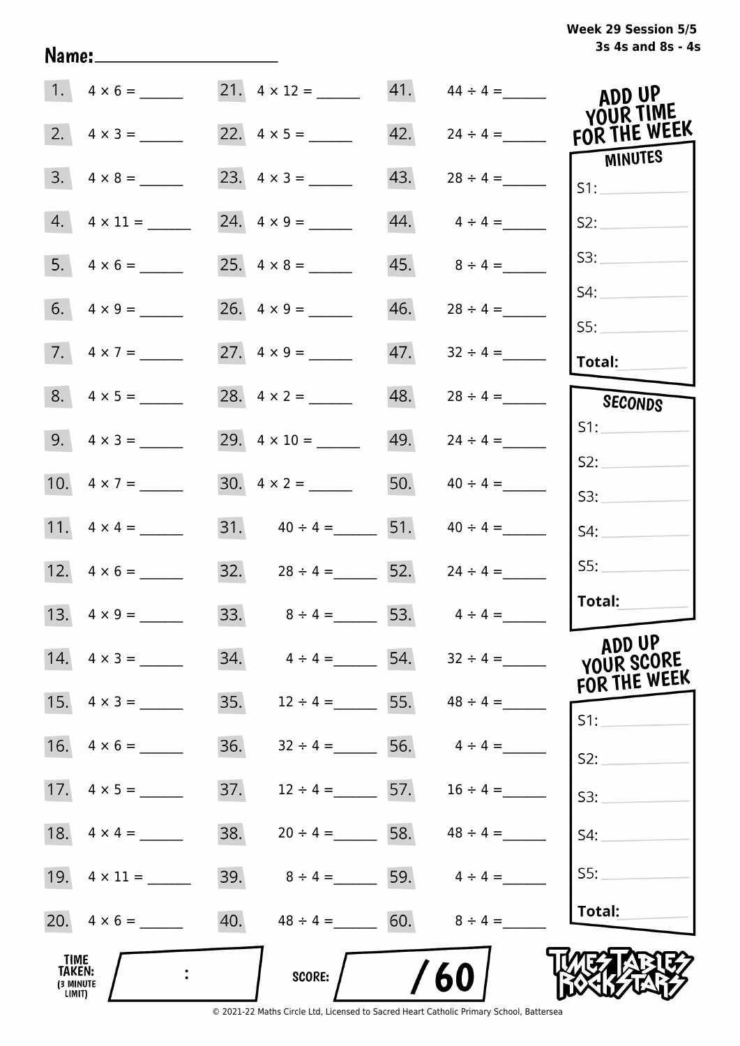Week 29 Session 5/5
3s 4s and 8s - 4s

Name:____________________

| | | | | | |
|---|---|---|---|---|---|
| 1. | $4 \times 6 =$ ______ | 21. | $4 \times 12 =$ ______ | 41. | $44 \div 4 =$ ______ |
| 2. | $4 \times 3 =$ ______ | 22. | $4 \times 5 =$ ______ | 42. | $24 \div 4 =$ ______ |
| 3. | $4 \times 8 =$ ______ | 23. | $4 \times 3 =$ ______ | 43. | $28 \div 4 =$ ______ |
| 4. | $4 \times 11 =$ ______ | 24. | $4 \times 9 =$ ______ | 44. | $4 \div 4 =$ ______ |
| 5. | $4 \times 6 =$ ______ | 25. | $4 \times 8 =$ ______ | 45. | $8 \div 4 =$ ______ |
| 6. | $4 \times 9 =$ ______ | 26. | $4 \times 9 =$ ______ | 46. | $28 \div 4 =$ ______ |
| 7. | $4 \times 7 =$ ______ | 27. | $4 \times 9 =$ ______ | 47. | $32 \div 4 =$ ______ |
| 8. | $4 \times 5 =$ ______ | 28. | $4 \times 2 =$ ______ | 48. | $28 \div 4 =$ ______ |
| 9. | $4 \times 3 =$ ______ | 29. | $4 \times 10 =$ ______ | 49. | $24 \div 4 =$ ______ |
| 10. | $4 \times 7 =$ ______ | 30. | $4 \times 2 =$ ______ | 50. | $40 \div 4 =$ ______ |
| 11. | $4 \times 4 =$ ______ | 31. | $40 \div 4 =$ ______ | 51. | $40 \div 4 =$ ______ |
| 12. | $4 \times 6 =$ ______ | 32. | $28 \div 4 =$ ______ | 52. | $24 \div 4 =$ ______ |
| 13. | $4 \times 9 =$ ______ | 33. | $8 \div 4 =$ ______ | 53. | $4 \div 4 =$ ______ |
| 14. | $4 \times 3 =$ ______ | 34. | $4 \div 4 =$ ______ | 54. | $32 \div 4 =$ ______ |
| 15. | $4 \times 3 =$ ______ | 35. | $12 \div 4 =$ ______ | 55. | $48 \div 4 =$ ______ |
| 16. | $4 \times 6 =$ ______ | 36. | $32 \div 4 =$ ______ | 56. | $4 \div 4 =$ ______ |
| 17. | $4 \times 5 =$ ______ | 37. | $12 \div 4 =$ ______ | 57. | $16 \div 4 =$ ______ |
| 18. | $4 \times 4 =$ ______ | 38. | $20 \div 4 =$ ______ | 58. | $48 \div 4 =$ ______ |
| 19. | $4 \times 11 =$ ______ | 39. | $8 \div 4 =$ ______ | 59. | $4 \div 4 =$ ______ |
| 20. | $4 \times 6 =$ ______ | 40. | $48 \div 4 =$ ______ | 60. | $8 \div 4 =$ ______ |

**ADD UP YOUR TIME FOR THE WEEK**

**MINUTES**
S1: ______
S2: ______
S3: ______
S4: ______
S5: ______
**Total:** ______

**SECONDS**
S1: ______
S2: ______
S3: ______
S4: ______
S5: ______
**Total:** ______

**ADD UP YOUR SCORE FOR THE WEEK**
S1: ______
S2: ______
S3: ______
S4: ______
S5: ______
**Total:** ______

**TIME TAKEN:** (3 MINUTE LIMIT) ____ : ____

**SCORE:** ____ / 60

TIMES TABLES ROCK STARS

© 2021-22 Maths Circle Ltd, Licensed to Sacred Heart Catholic Primary School, Battersea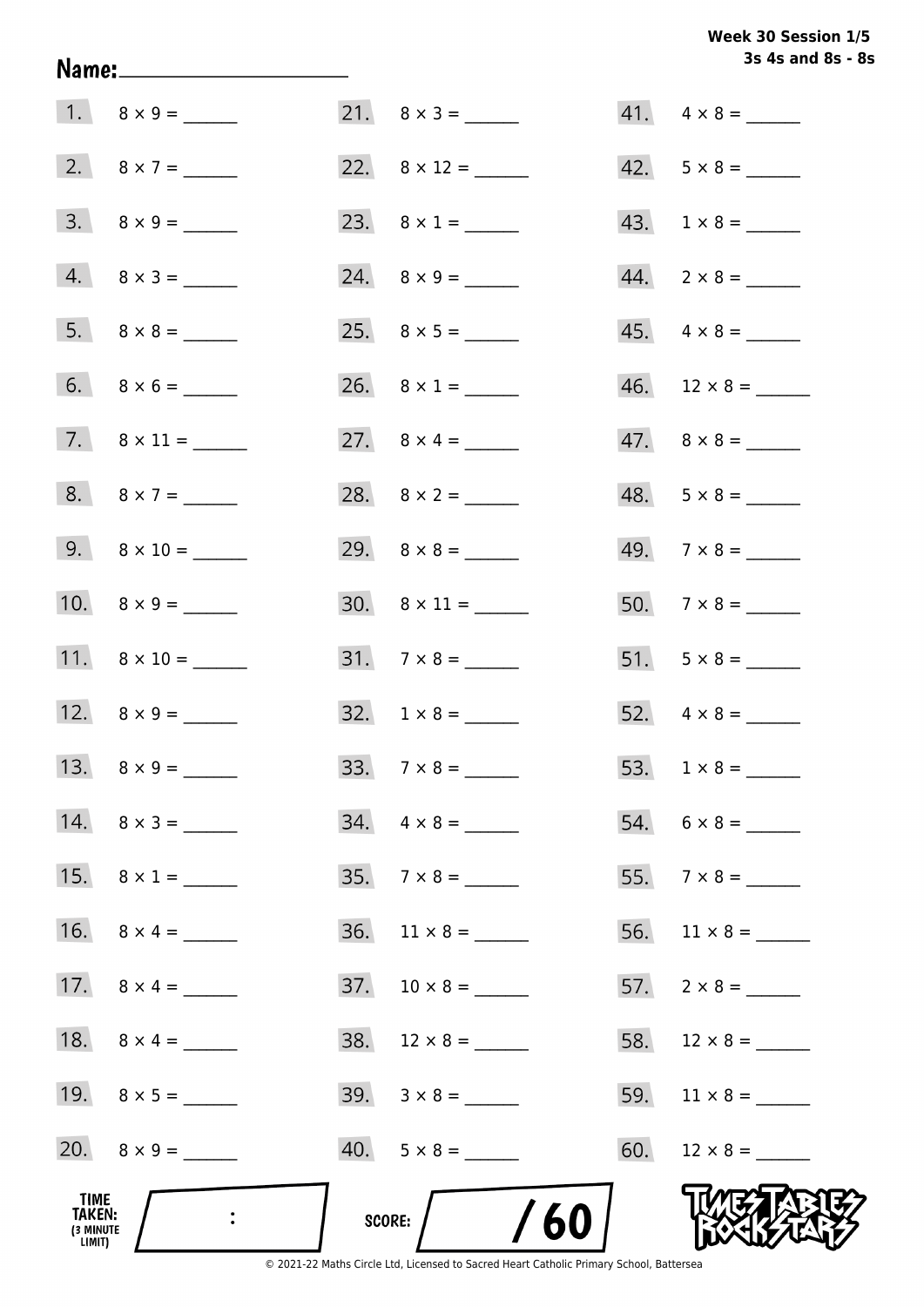**Week 30 Session 1/5**
**3s 4s and 8s - 8s**

**Name:** ____________________

1. $8 \times 9 =$ ______
2. $8 \times 7 =$ ______
3. $8 \times 9 =$ ______
4. $8 \times 3 =$ ______
5. $8 \times 8 =$ ______
6. $8 \times 6 =$ ______
7. $8 \times 11 =$ ______
8. $8 \times 7 =$ ______
9. $8 \times 10 =$ ______
10. $8 \times 9 =$ ______
11. $8 \times 10 =$ ______
12. $8 \times 9 =$ ______
13. $8 \times 9 =$ ______
14. $8 \times 3 =$ ______
15. $8 \times 1 =$ ______
16. $8 \times 4 =$ ______
17. $8 \times 4 =$ ______
18. $8 \times 4 =$ ______
19. $8 \times 5 =$ ______
20. $8 \times 9 =$ ______
21. $8 \times 3 =$ ______
22. $8 \times 12 =$ ______
23. $8 \times 1 =$ ______
24. $8 \times 9 =$ ______
25. $8 \times 5 =$ ______
26. $8 \times 1 =$ ______
27. $8 \times 4 =$ ______
28. $8 \times 2 =$ ______
29. $8 \times 8 =$ ______
30. $8 \times 11 =$ ______
31. $7 \times 8 =$ ______
32. $1 \times 8 =$ ______
33. $7 \times 8 =$ ______
34. $4 \times 8 =$ ______
35. $7 \times 8 =$ ______
36. $11 \times 8 =$ ______
37. $10 \times 8 =$ ______
38. $12 \times 8 =$ ______
39. $3 \times 8 =$ ______
40. $5 \times 8 =$ ______
41. $4 \times 8 =$ ______
42. $5 \times 8 =$ ______
43. $1 \times 8 =$ ______
44. $2 \times 8 =$ ______
45. $4 \times 8 =$ ______
46. $12 \times 8 =$ ______
47. $8 \times 8 =$ ______
48. $5 \times 8 =$ ______
49. $7 \times 8 =$ ______
50. $7 \times 8 =$ ______
51. $5 \times 8 =$ ______
52. $4 \times 8 =$ ______
53. $1 \times 8 =$ ______
54. $6 \times 8 =$ ______
55. $7 \times 8 =$ ______
56. $11 \times 8 =$ ______
57. $2 \times 8 =$ ______
58. $12 \times 8 =$ ______
59. $11 \times 8 =$ ______
60. $12 \times 8 =$ ______

**TIME TAKEN:** (3 MINUTE LIMIT) ____ : ____

**SCORE:** ____ / 60

TIMES TABLES ROCK STARS

© 2021-22 Maths Circle Ltd, Licensed to Sacred Heart Catholic Primary School, Battersea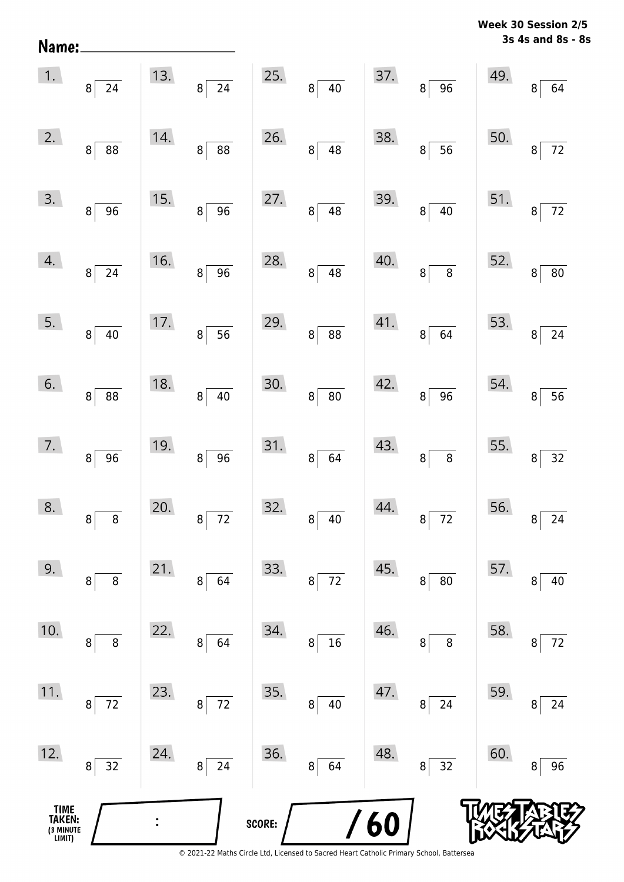**Week 30 Session 2/5**
**3s 4s and 8s - 8s**

Name: ____________________

| | | | | |
|---|---|---|---|---|
| 1. $8\overline{)24}$ | 13. $8\overline{)24}$ | 25. $8\overline{)40}$ | 37. $8\overline{)96}$ | 49. $8\overline{)64}$ |
| 2. $8\overline{)88}$ | 14. $8\overline{)88}$ | 26. $8\overline{)48}$ | 38. $8\overline{)56}$ | 50. $8\overline{)72}$ |
| 3. $8\overline{)96}$ | 15. $8\overline{)96}$ | 27. $8\overline{)48}$ | 39. $8\overline{)40}$ | 51. $8\overline{)72}$ |
| 4. $8\overline{)24}$ | 16. $8\overline{)96}$ | 28. $8\overline{)48}$ | 40. $8\overline{)8}$ | 52. $8\overline{)80}$ |
| 5. $8\overline{)40}$ | 17. $8\overline{)56}$ | 29. $8\overline{)88}$ | 41. $8\overline{)64}$ | 53. $8\overline{)24}$ |
| 6. $8\overline{)88}$ | 18. $8\overline{)40}$ | 30. $8\overline{)80}$ | 42. $8\overline{)96}$ | 54. $8\overline{)56}$ |
| 7. $8\overline{)96}$ | 19. $8\overline{)96}$ | 31. $8\overline{)64}$ | 43. $8\overline{)8}$ | 55. $8\overline{)32}$ |
| 8. $8\overline{)8}$ | 20. $8\overline{)72}$ | 32. $8\overline{)40}$ | 44. $8\overline{)72}$ | 56. $8\overline{)24}$ |
| 9. $8\overline{)8}$ | 21. $8\overline{)64}$ | 33. $8\overline{)72}$ | 45. $8\overline{)80}$ | 57. $8\overline{)40}$ |
| 10. $8\overline{)8}$ | 22. $8\overline{)64}$ | 34. $8\overline{)16}$ | 46. $8\overline{)8}$ | 58. $8\overline{)72}$ |
| 11. $8\overline{)72}$ | 23. $8\overline{)72}$ | 35. $8\overline{)40}$ | 47. $8\overline{)24}$ | 59. $8\overline{)24}$ |
| 12. $8\overline{)32}$ | 24. $8\overline{)24}$ | 36. $8\overline{)64}$ | 48. $8\overline{)32}$ | 60. $8\overline{)96}$ |

TIME TAKEN: (3 MINUTE LIMIT) ____ : ____

SCORE: ____ / 60

TIMES TABLES ROCK STARS

© 2021-22 Maths Circle Ltd, Licensed to Sacred Heart Catholic Primary School, Battersea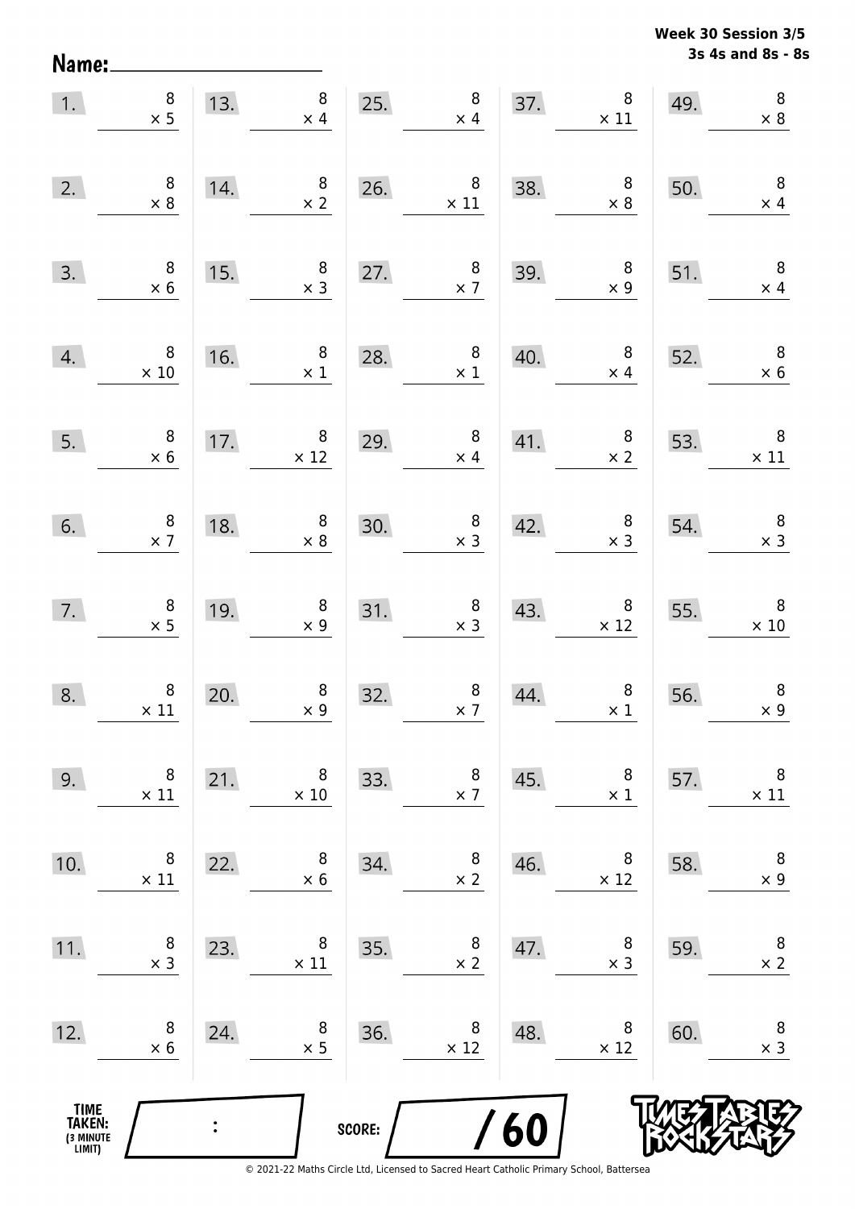**Week 30 Session 3/5**
**3s 4s and 8s - 8s**

Name: ______________________

| | | | | | | | | | |
|---|---|---|---|---|---|---|---|---|---|
| 1. | $8 \times 5$ | 13. | $8 \times 4$ | 25. | $8 \times 4$ | 37. | $8 \times 11$ | 49. | $8 \times 8$ |
| 2. | $8 \times 8$ | 14. | $8 \times 2$ | 26. | $8 \times 11$ | 38. | $8 \times 8$ | 50. | $8 \times 4$ |
| 3. | $8 \times 6$ | 15. | $8 \times 3$ | 27. | $8 \times 7$ | 39. | $8 \times 9$ | 51. | $8 \times 4$ |
| 4. | $8 \times 10$ | 16. | $8 \times 1$ | 28. | $8 \times 1$ | 40. | $8 \times 4$ | 52. | $8 \times 6$ |
| 5. | $8 \times 6$ | 17. | $8 \times 12$ | 29. | $8 \times 4$ | 41. | $8 \times 2$ | 53. | $8 \times 11$ |
| 6. | $8 \times 7$ | 18. | $8 \times 8$ | 30. | $8 \times 3$ | 42. | $8 \times 3$ | 54. | $8 \times 3$ |
| 7. | $8 \times 5$ | 19. | $8 \times 9$ | 31. | $8 \times 3$ | 43. | $8 \times 12$ | 55. | $8 \times 10$ |
| 8. | $8 \times 11$ | 20. | $8 \times 9$ | 32. | $8 \times 7$ | 44. | $8 \times 1$ | 56. | $8 \times 9$ |
| 9. | $8 \times 11$ | 21. | $8 \times 10$ | 33. | $8 \times 7$ | 45. | $8 \times 1$ | 57. | $8 \times 11$ |
| 10. | $8 \times 11$ | 22. | $8 \times 6$ | 34. | $8 \times 2$ | 46. | $8 \times 12$ | 58. | $8 \times 9$ |
| 11. | $8 \times 3$ | 23. | $8 \times 11$ | 35. | $8 \times 2$ | 47. | $8 \times 3$ | 59. | $8 \times 2$ |
| 12. | $8 \times 6$ | 24. | $8 \times 5$ | 36. | $8 \times 12$ | 48. | $8 \times 12$ | 60. | $8 \times 3$ |

TIME TAKEN: (3 MINUTE LIMIT) ____ : ____

SCORE: ____ / 60

TIMES TABLES ROCK STARS

© 2021-22 Maths Circle Ltd, Licensed to Sacred Heart Catholic Primary School, Battersea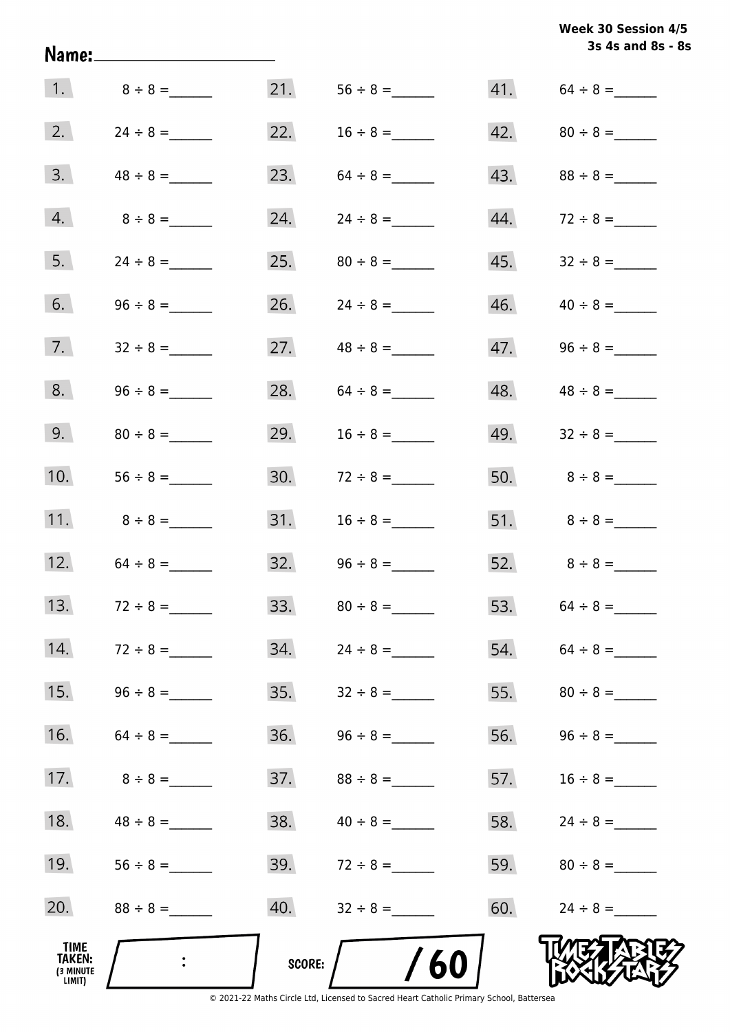**Week 30 Session 4/5**
**3s 4s and 8s - 8s**

Name:____________________

| | | | | | |
|---|---|---|---|---|---|
| 1. | 8 ÷ 8 = ______ | 21. | 56 ÷ 8 = ______ | 41. | 64 ÷ 8 = ______ |
| 2. | 24 ÷ 8 = ______ | 22. | 16 ÷ 8 = ______ | 42. | 80 ÷ 8 = ______ |
| 3. | 48 ÷ 8 = ______ | 23. | 64 ÷ 8 = ______ | 43. | 88 ÷ 8 = ______ |
| 4. | 8 ÷ 8 = ______ | 24. | 24 ÷ 8 = ______ | 44. | 72 ÷ 8 = ______ |
| 5. | 24 ÷ 8 = ______ | 25. | 80 ÷ 8 = ______ | 45. | 32 ÷ 8 = ______ |
| 6. | 96 ÷ 8 = ______ | 26. | 24 ÷ 8 = ______ | 46. | 40 ÷ 8 = ______ |
| 7. | 32 ÷ 8 = ______ | 27. | 48 ÷ 8 = ______ | 47. | 96 ÷ 8 = ______ |
| 8. | 96 ÷ 8 = ______ | 28. | 64 ÷ 8 = ______ | 48. | 48 ÷ 8 = ______ |
| 9. | 80 ÷ 8 = ______ | 29. | 16 ÷ 8 = ______ | 49. | 32 ÷ 8 = ______ |
| 10. | 56 ÷ 8 = ______ | 30. | 72 ÷ 8 = ______ | 50. | 8 ÷ 8 = ______ |
| 11. | 8 ÷ 8 = ______ | 31. | 16 ÷ 8 = ______ | 51. | 8 ÷ 8 = ______ |
| 12. | 64 ÷ 8 = ______ | 32. | 96 ÷ 8 = ______ | 52. | 8 ÷ 8 = ______ |
| 13. | 72 ÷ 8 = ______ | 33. | 80 ÷ 8 = ______ | 53. | 64 ÷ 8 = ______ |
| 14. | 72 ÷ 8 = ______ | 34. | 24 ÷ 8 = ______ | 54. | 64 ÷ 8 = ______ |
| 15. | 96 ÷ 8 = ______ | 35. | 32 ÷ 8 = ______ | 55. | 80 ÷ 8 = ______ |
| 16. | 64 ÷ 8 = ______ | 36. | 96 ÷ 8 = ______ | 56. | 96 ÷ 8 = ______ |
| 17. | 8 ÷ 8 = ______ | 37. | 88 ÷ 8 = ______ | 57. | 16 ÷ 8 = ______ |
| 18. | 48 ÷ 8 = ______ | 38. | 40 ÷ 8 = ______ | 58. | 24 ÷ 8 = ______ |
| 19. | 56 ÷ 8 = ______ | 39. | 72 ÷ 8 = ______ | 59. | 80 ÷ 8 = ______ |
| 20. | 88 ÷ 8 = ______ | 40. | 32 ÷ 8 = ______ | 60. | 24 ÷ 8 = ______ |

TIME TAKEN: (3 MINUTE LIMIT) ____ : ____

SCORE: ____ / 60

TIMES TABLES ROCK STARS

© 2021-22 Maths Circle Ltd, Licensed to Sacred Heart Catholic Primary School, Battersea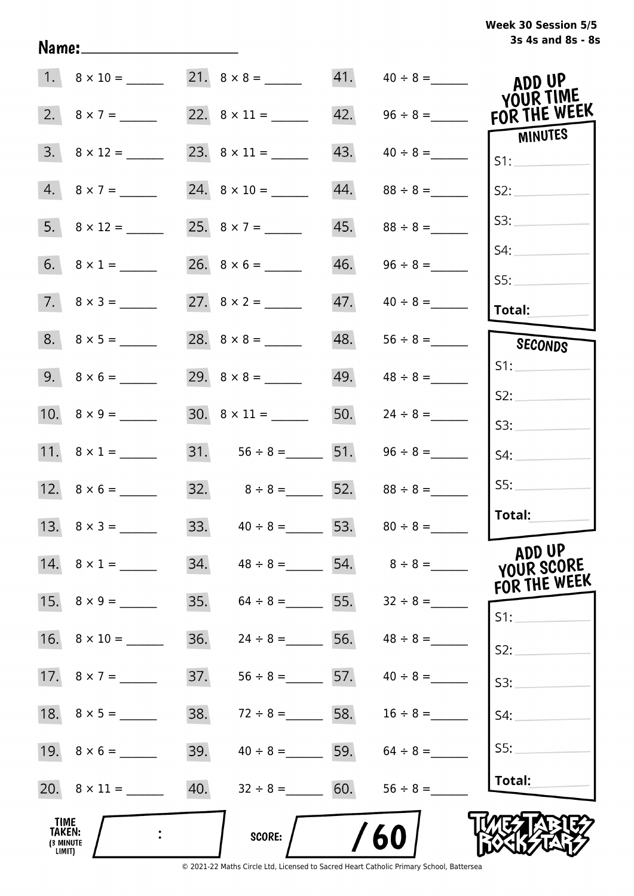**Week 30 Session 5/5**
**3s 4s and 8s - 8s**

Name: ____________________

| | | | | | |
|---|---|---|---|---|---|
| 1. | $8 \times 10 =$ ______ | 21. | $8 \times 8 =$ ______ | 41. | $40 \div 8 =$ ______ |
| 2. | $8 \times 7 =$ ______ | 22. | $8 \times 11 =$ ______ | 42. | $96 \div 8 =$ ______ |
| 3. | $8 \times 12 =$ ______ | 23. | $8 \times 11 =$ ______ | 43. | $40 \div 8 =$ ______ |
| 4. | $8 \times 7 =$ ______ | 24. | $8 \times 10 =$ ______ | 44. | $88 \div 8 =$ ______ |
| 5. | $8 \times 12 =$ ______ | 25. | $8 \times 7 =$ ______ | 45. | $88 \div 8 =$ ______ |
| 6. | $8 \times 1 =$ ______ | 26. | $8 \times 6 =$ ______ | 46. | $96 \div 8 =$ ______ |
| 7. | $8 \times 3 =$ ______ | 27. | $8 \times 2 =$ ______ | 47. | $40 \div 8 =$ ______ |
| 8. | $8 \times 5 =$ ______ | 28. | $8 \times 8 =$ ______ | 48. | $56 \div 8 =$ ______ |
| 9. | $8 \times 6 =$ ______ | 29. | $8 \times 8 =$ ______ | 49. | $48 \div 8 =$ ______ |
| 10. | $8 \times 9 =$ ______ | 30. | $8 \times 11 =$ ______ | 50. | $24 \div 8 =$ ______ |
| 11. | $8 \times 1 =$ ______ | 31. | $56 \div 8 =$ ______ | 51. | $96 \div 8 =$ ______ |
| 12. | $8 \times 6 =$ ______ | 32. | $8 \div 8 =$ ______ | 52. | $88 \div 8 =$ ______ |
| 13. | $8 \times 3 =$ ______ | 33. | $40 \div 8 =$ ______ | 53. | $80 \div 8 =$ ______ |
| 14. | $8 \times 1 =$ ______ | 34. | $48 \div 8 =$ ______ | 54. | $8 \div 8 =$ ______ |
| 15. | $8 \times 9 =$ ______ | 35. | $64 \div 8 =$ ______ | 55. | $32 \div 8 =$ ______ |
| 16. | $8 \times 10 =$ ______ | 36. | $24 \div 8 =$ ______ | 56. | $48 \div 8 =$ ______ |
| 17. | $8 \times 7 =$ ______ | 37. | $56 \div 8 =$ ______ | 57. | $40 \div 8 =$ ______ |
| 18. | $8 \times 5 =$ ______ | 38. | $72 \div 8 =$ ______ | 58. | $16 \div 8 =$ ______ |
| 19. | $8 \times 6 =$ ______ | 39. | $40 \div 8 =$ ______ | 59. | $64 \div 8 =$ ______ |
| 20. | $8 \times 11 =$ ______ | 40. | $32 \div 8 =$ ______ | 60. | $56 \div 8 =$ ______ |

**ADD UP YOUR TIME FOR THE WEEK**

**MINUTES**
S1: ______
S2: ______
S3: ______
S4: ______
S5: ______
**Total:** ______

**SECONDS**
S1: ______
S2: ______
S3: ______
S4: ______
S5: ______
**Total:** ______

**ADD UP YOUR SCORE FOR THE WEEK**
S1: ______
S2: ______
S3: ______
S4: ______
S5: ______
**Total:** ______

**TIME TAKEN:** (3 MINUTE LIMIT) ____ : ____

**SCORE:** ____ / 60

TIMES TABLES ROCK STARS

© 2021-22 Maths Circle Ltd, Licensed to Sacred Heart Catholic Primary School, Battersea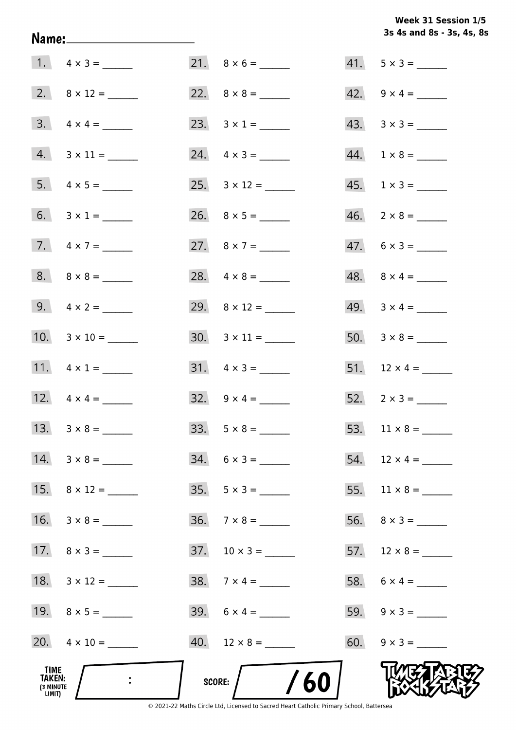**Week 31 Session 1/5**
**3s 4s and 8s - 3s, 4s, 8s**

**Name:** ____________________

1. $4 \times 3 =$ ______
2. $8 \times 12 =$ ______
3. $4 \times 4 =$ ______
4. $3 \times 11 =$ ______
5. $4 \times 5 =$ ______
6. $3 \times 1 =$ ______
7. $4 \times 7 =$ ______
8. $8 \times 8 =$ ______
9. $4 \times 2 =$ ______
10. $3 \times 10 =$ ______
11. $4 \times 1 =$ ______
12. $4 \times 4 =$ ______
13. $3 \times 8 =$ ______
14. $3 \times 8 =$ ______
15. $8 \times 12 =$ ______
16. $3 \times 8 =$ ______
17. $8 \times 3 =$ ______
18. $3 \times 12 =$ ______
19. $8 \times 5 =$ ______
20. $4 \times 10 =$ ______
21. $8 \times 6 =$ ______
22. $8 \times 8 =$ ______
23. $3 \times 1 =$ ______
24. $4 \times 3 =$ ______
25. $3 \times 12 =$ ______
26. $8 \times 5 =$ ______
27. $8 \times 7 =$ ______
28. $4 \times 8 =$ ______
29. $8 \times 12 =$ ______
30. $3 \times 11 =$ ______
31. $4 \times 3 =$ ______
32. $9 \times 4 =$ ______
33. $5 \times 8 =$ ______
34. $6 \times 3 =$ ______
35. $5 \times 3 =$ ______
36. $7 \times 8 =$ ______
37. $10 \times 3 =$ ______
38. $7 \times 4 =$ ______
39. $6 \times 4 =$ ______
40. $12 \times 8 =$ ______
41. $5 \times 3 =$ ______
42. $9 \times 4 =$ ______
43. $3 \times 3 =$ ______
44. $1 \times 8 =$ ______
45. $1 \times 3 =$ ______
46. $2 \times 8 =$ ______
47. $6 \times 3 =$ ______
48. $8 \times 4 =$ ______
49. $3 \times 4 =$ ______
50. $3 \times 8 =$ ______
51. $12 \times 4 =$ ______
52. $2 \times 3 =$ ______
53. $11 \times 8 =$ ______
54. $12 \times 4 =$ ______
55. $11 \times 8 =$ ______
56. $8 \times 3 =$ ______
57. $12 \times 8 =$ ______
58. $6 \times 4 =$ ______
59. $9 \times 3 =$ ______
60. $9 \times 3 =$ ______

**TIME TAKEN:** (3 MINUTE LIMIT) ____ : ____

**SCORE:** ____ / 60

TIMES TABLES ROCK STARS

© 2021-22 Maths Circle Ltd, Licensed to Sacred Heart Catholic Primary School, Battersea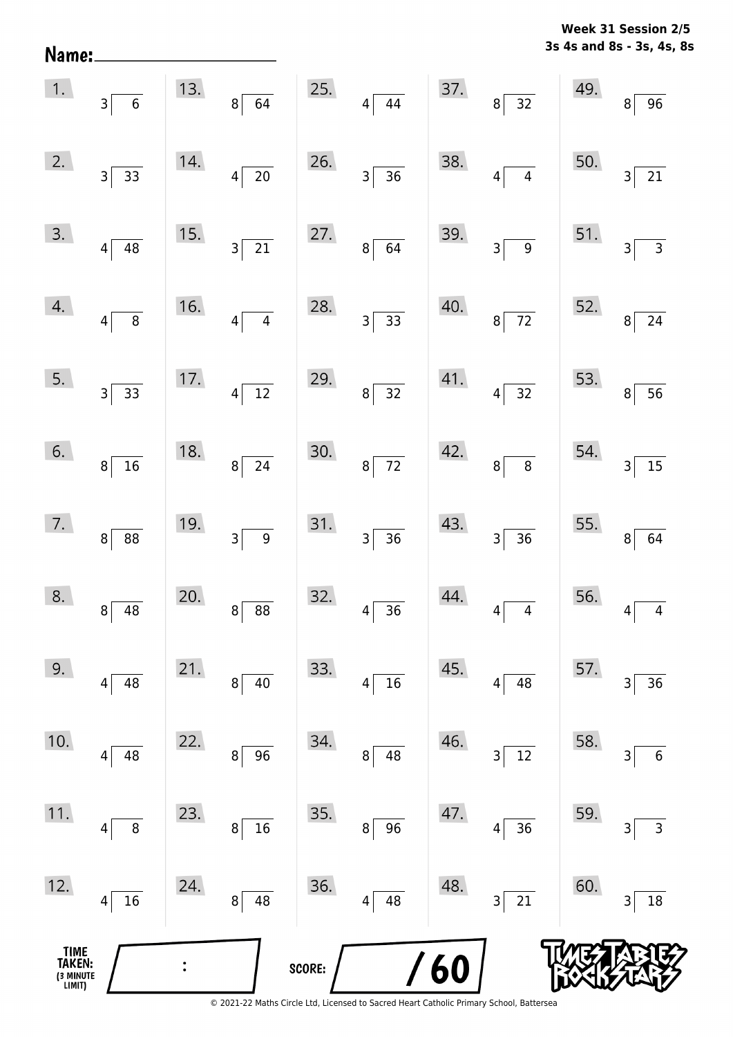**Week 31 Session 2/5**
**3s 4s and 8s - 3s, 4s, 8s**

Name: ____________________

| | | | | | | | | | |
|---|---|---|---|---|---|---|---|---|---|
| 1. | $3\overline{)6}$ | 13. | $8\overline{)64}$ | 25. | $4\overline{)44}$ | 37. | $8\overline{)32}$ | 49. | $8\overline{)96}$ |
| 2. | $3\overline{)33}$ | 14. | $4\overline{)20}$ | 26. | $3\overline{)36}$ | 38. | $4\overline{)4}$ | 50. | $3\overline{)21}$ |
| 3. | $4\overline{)48}$ | 15. | $3\overline{)21}$ | 27. | $8\overline{)64}$ | 39. | $3\overline{)9}$ | 51. | $3\overline{)3}$ |
| 4. | $4\overline{)8}$ | 16. | $4\overline{)4}$ | 28. | $3\overline{)33}$ | 40. | $8\overline{)72}$ | 52. | $8\overline{)24}$ |
| 5. | $3\overline{)33}$ | 17. | $4\overline{)12}$ | 29. | $8\overline{)32}$ | 41. | $4\overline{)32}$ | 53. | $8\overline{)56}$ |
| 6. | $8\overline{)16}$ | 18. | $8\overline{)24}$ | 30. | $8\overline{)72}$ | 42. | $8\overline{)8}$ | 54. | $3\overline{)15}$ |
| 7. | $8\overline{)88}$ | 19. | $3\overline{)9}$ | 31. | $3\overline{)36}$ | 43. | $3\overline{)36}$ | 55. | $8\overline{)64}$ |
| 8. | $8\overline{)48}$ | 20. | $8\overline{)88}$ | 32. | $4\overline{)36}$ | 44. | $4\overline{)4}$ | 56. | $4\overline{)4}$ |
| 9. | $4\overline{)48}$ | 21. | $8\overline{)40}$ | 33. | $4\overline{)16}$ | 45. | $4\overline{)48}$ | 57. | $3\overline{)36}$ |
| 10. | $4\overline{)48}$ | 22. | $8\overline{)96}$ | 34. | $8\overline{)48}$ | 46. | $3\overline{)12}$ | 58. | $3\overline{)6}$ |
| 11. | $4\overline{)8}$ | 23. | $8\overline{)16}$ | 35. | $8\overline{)96}$ | 47. | $4\overline{)36}$ | 59. | $3\overline{)3}$ |
| 12. | $4\overline{)16}$ | 24. | $8\overline{)48}$ | 36. | $4\overline{)48}$ | 48. | $3\overline{)21}$ | 60. | $3\overline{)18}$ |

TIME TAKEN: (3 MINUTE LIMIT) ____ : ____

SCORE: ____ / 60

Times Tables Rock Stars

© 2021-22 Maths Circle Ltd, Licensed to Sacred Heart Catholic Primary School, Battersea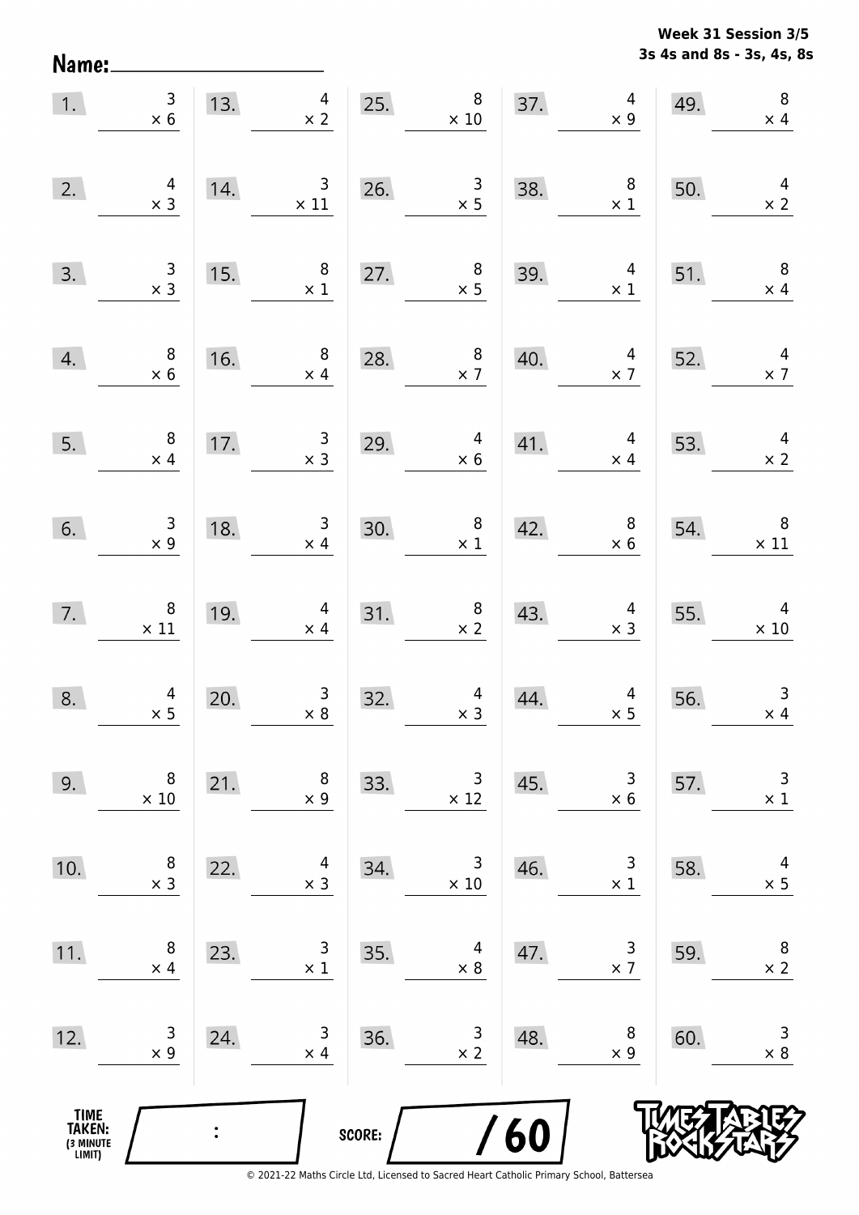**Week 31 Session 3/5**
**3s 4s and 8s - 3s, 4s, 8s**

Name:____________________

| | | | | | | | | | |
|---|---|---|---|---|---|---|---|---|---|
| 1. | $3 \times 6$ | 13. | $4 \times 2$ | 25. | $8 \times 10$ | 37. | $4 \times 9$ | 49. | $8 \times 4$ |
| 2. | $4 \times 3$ | 14. | $3 \times 11$ | 26. | $3 \times 5$ | 38. | $8 \times 1$ | 50. | $4 \times 2$ |
| 3. | $3 \times 3$ | 15. | $8 \times 1$ | 27. | $8 \times 5$ | 39. | $4 \times 1$ | 51. | $8 \times 4$ |
| 4. | $8 \times 6$ | 16. | $8 \times 4$ | 28. | $8 \times 7$ | 40. | $4 \times 7$ | 52. | $4 \times 7$ |
| 5. | $8 \times 4$ | 17. | $3 \times 3$ | 29. | $4 \times 6$ | 41. | $4 \times 4$ | 53. | $4 \times 2$ |
| 6. | $3 \times 9$ | 18. | $3 \times 4$ | 30. | $8 \times 1$ | 42. | $8 \times 6$ | 54. | $8 \times 11$ |
| 7. | $8 \times 11$ | 19. | $4 \times 4$ | 31. | $8 \times 2$ | 43. | $4 \times 3$ | 55. | $4 \times 10$ |
| 8. | $4 \times 5$ | 20. | $3 \times 8$ | 32. | $4 \times 3$ | 44. | $4 \times 5$ | 56. | $3 \times 4$ |
| 9. | $8 \times 10$ | 21. | $8 \times 9$ | 33. | $3 \times 12$ | 45. | $3 \times 6$ | 57. | $3 \times 1$ |
| 10. | $8 \times 3$ | 22. | $4 \times 3$ | 34. | $3 \times 10$ | 46. | $3 \times 1$ | 58. | $4 \times 5$ |
| 11. | $8 \times 4$ | 23. | $3 \times 1$ | 35. | $4 \times 8$ | 47. | $3 \times 7$ | 59. | $8 \times 2$ |
| 12. | $3 \times 9$ | 24. | $3 \times 4$ | 36. | $3 \times 2$ | 48. | $8 \times 9$ | 60. | $3 \times 8$ |

TIME TAKEN: (3 MINUTE LIMIT) ____ : ____

SCORE: ____ / 60

© 2021-22 Maths Circle Ltd, Licensed to Sacred Heart Catholic Primary School, Battersea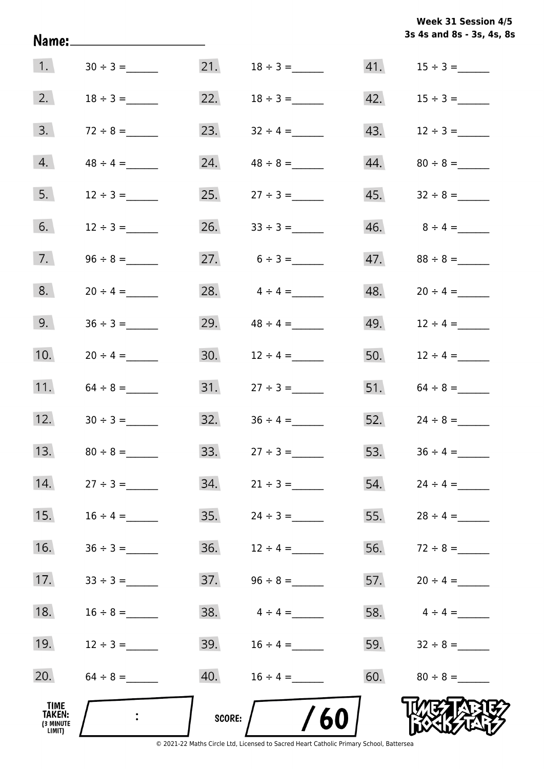**Week 31 Session 4/5**
**3s 4s and 8s - 3s, 4s, 8s**

Name: ____________________

| | | | | | |
|---|---|---|---|---|---|
| 1. | $30 \div 3 =$ ______ | 21. | $18 \div 3 =$ ______ | 41. | $15 \div 3 =$ ______ |
| 2. | $18 \div 3 =$ ______ | 22. | $18 \div 3 =$ ______ | 42. | $15 \div 3 =$ ______ |
| 3. | $72 \div 8 =$ ______ | 23. | $32 \div 4 =$ ______ | 43. | $12 \div 3 =$ ______ |
| 4. | $48 \div 4 =$ ______ | 24. | $48 \div 8 =$ ______ | 44. | $80 \div 8 =$ ______ |
| 5. | $12 \div 3 =$ ______ | 25. | $27 \div 3 =$ ______ | 45. | $32 \div 8 =$ ______ |
| 6. | $12 \div 3 =$ ______ | 26. | $33 \div 3 =$ ______ | 46. | $8 \div 4 =$ ______ |
| 7. | $96 \div 8 =$ ______ | 27. | $6 \div 3 =$ ______ | 47. | $88 \div 8 =$ ______ |
| 8. | $20 \div 4 =$ ______ | 28. | $4 \div 4 =$ ______ | 48. | $20 \div 4 =$ ______ |
| 9. | $36 \div 3 =$ ______ | 29. | $48 \div 4 =$ ______ | 49. | $12 \div 4 =$ ______ |
| 10. | $20 \div 4 =$ ______ | 30. | $12 \div 4 =$ ______ | 50. | $12 \div 4 =$ ______ |
| 11. | $64 \div 8 =$ ______ | 31. | $27 \div 3 =$ ______ | 51. | $64 \div 8 =$ ______ |
| 12. | $30 \div 3 =$ ______ | 32. | $36 \div 4 =$ ______ | 52. | $24 \div 8 =$ ______ |
| 13. | $80 \div 8 =$ ______ | 33. | $27 \div 3 =$ ______ | 53. | $36 \div 4 =$ ______ |
| 14. | $27 \div 3 =$ ______ | 34. | $21 \div 3 =$ ______ | 54. | $24 \div 4 =$ ______ |
| 15. | $16 \div 4 =$ ______ | 35. | $24 \div 3 =$ ______ | 55. | $28 \div 4 =$ ______ |
| 16. | $36 \div 3 =$ ______ | 36. | $12 \div 4 =$ ______ | 56. | $72 \div 8 =$ ______ |
| 17. | $33 \div 3 =$ ______ | 37. | $96 \div 8 =$ ______ | 57. | $20 \div 4 =$ ______ |
| 18. | $16 \div 8 =$ ______ | 38. | $4 \div 4 =$ ______ | 58. | $4 \div 4 =$ ______ |
| 19. | $12 \div 3 =$ ______ | 39. | $16 \div 4 =$ ______ | 59. | $32 \div 8 =$ ______ |
| 20. | $64 \div 8 =$ ______ | 40. | $16 \div 4 =$ ______ | 60. | $80 \div 8 =$ ______ |

**TIME TAKEN:** (3 MINUTE LIMIT) ____ : ____

**SCORE:** ____ / 60

TIMES TABLES ROCK STARS

© 2021-22 Maths Circle Ltd, Licensed to Sacred Heart Catholic Primary School, Battersea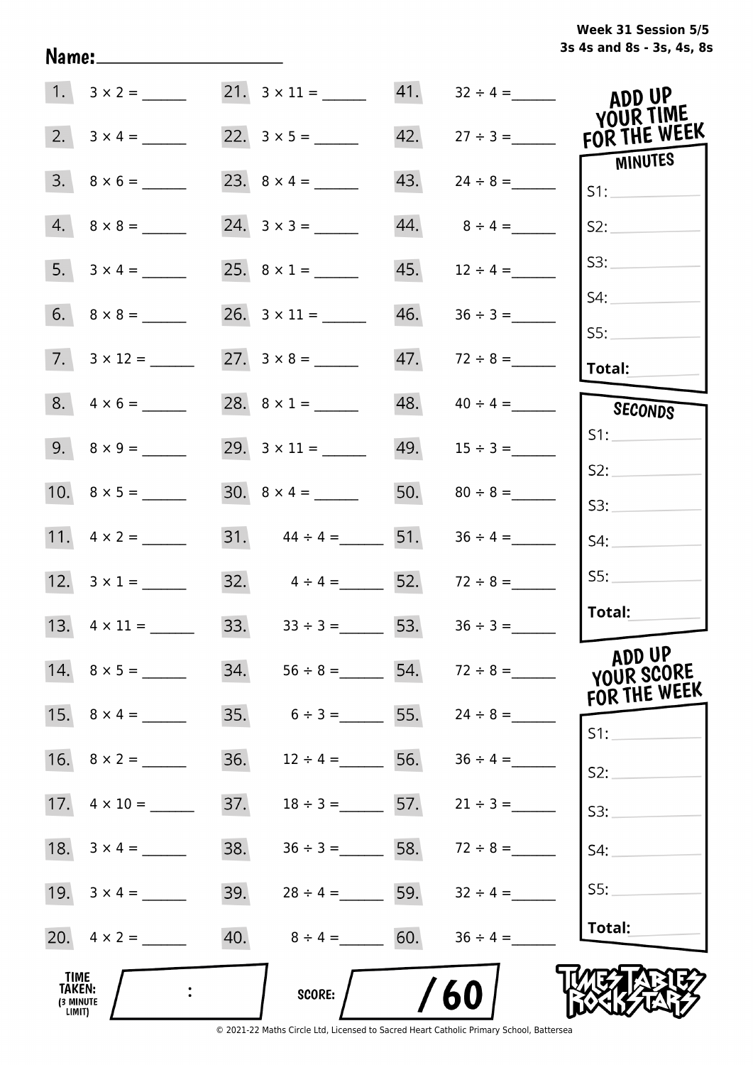**Week 31 Session 5/5**
**3s 4s and 8s - 3s, 4s, 8s**

Name: ____________________

| | | | | | |
|---|---|---|---|---|---|
| 1. | $3 \times 2 =$ ______ | 21. | $3 \times 11 =$ ______ | 41. | $32 \div 4 =$ ______ |
| 2. | $3 \times 4 =$ ______ | 22. | $3 \times 5 =$ ______ | 42. | $27 \div 3 =$ ______ |
| 3. | $8 \times 6 =$ ______ | 23. | $8 \times 4 =$ ______ | 43. | $24 \div 8 =$ ______ |
| 4. | $8 \times 8 =$ ______ | 24. | $3 \times 3 =$ ______ | 44. | $8 \div 4 =$ ______ |
| 5. | $3 \times 4 =$ ______ | 25. | $8 \times 1 =$ ______ | 45. | $12 \div 4 =$ ______ |
| 6. | $8 \times 8 =$ ______ | 26. | $3 \times 11 =$ ______ | 46. | $36 \div 3 =$ ______ |
| 7. | $3 \times 12 =$ ______ | 27. | $3 \times 8 =$ ______ | 47. | $72 \div 8 =$ ______ |
| 8. | $4 \times 6 =$ ______ | 28. | $8 \times 1 =$ ______ | 48. | $40 \div 4 =$ ______ |
| 9. | $8 \times 9 =$ ______ | 29. | $3 \times 11 =$ ______ | 49. | $15 \div 3 =$ ______ |
| 10. | $8 \times 5 =$ ______ | 30. | $8 \times 4 =$ ______ | 50. | $80 \div 8 =$ ______ |
| 11. | $4 \times 2 =$ ______ | 31. | $44 \div 4 =$ ______ | 51. | $36 \div 4 =$ ______ |
| 12. | $3 \times 1 =$ ______ | 32. | $4 \div 4 =$ ______ | 52. | $72 \div 8 =$ ______ |
| 13. | $4 \times 11 =$ ______ | 33. | $33 \div 3 =$ ______ | 53. | $36 \div 3 =$ ______ |
| 14. | $8 \times 5 =$ ______ | 34. | $56 \div 8 =$ ______ | 54. | $72 \div 8 =$ ______ |
| 15. | $8 \times 4 =$ ______ | 35. | $6 \div 3 =$ ______ | 55. | $24 \div 8 =$ ______ |
| 16. | $8 \times 2 =$ ______ | 36. | $12 \div 4 =$ ______ | 56. | $36 \div 4 =$ ______ |
| 17. | $4 \times 10 =$ ______ | 37. | $18 \div 3 =$ ______ | 57. | $21 \div 3 =$ ______ |
| 18. | $3 \times 4 =$ ______ | 38. | $36 \div 3 =$ ______ | 58. | $72 \div 8 =$ ______ |
| 19. | $3 \times 4 =$ ______ | 39. | $28 \div 4 =$ ______ | 59. | $32 \div 4 =$ ______ |
| 20. | $4 \times 2 =$ ______ | 40. | $8 \div 4 =$ ______ | 60. | $36 \div 4 =$ ______ |

**ADD UP YOUR TIME FOR THE WEEK**

**MINUTES**

S1: ______
S2: ______
S3: ______
S4: ______
S5: ______
**Total:** ______

**SECONDS**

S1: ______
S2: ______
S3: ______
S4: ______
S5: ______
**Total:** ______

**ADD UP YOUR SCORE FOR THE WEEK**

S1: ______
S2: ______
S3: ______
S4: ______
S5: ______
**Total:** ______

**TIME TAKEN:** (3 MINUTE LIMIT) ____ : ____

**SCORE:** ____ / 60

TIMES TABLES ROCK STARS

© 2021-22 Maths Circle Ltd, Licensed to Sacred Heart Catholic Primary School, Battersea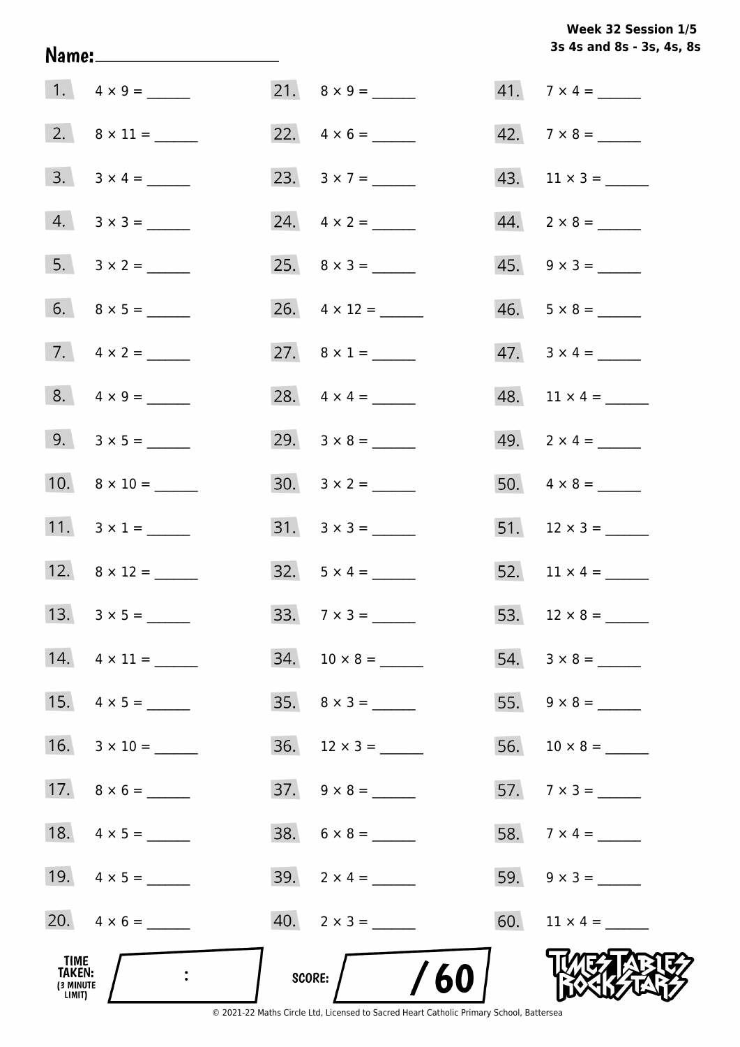**Week 32 Session 1/5**
**3s 4s and 8s - 3s, 4s, 8s**

**Name:** ____________________

1. $4 \times 9 =$ ______
2. $8 \times 11 =$ ______
3. $3 \times 4 =$ ______
4. $3 \times 3 =$ ______
5. $3 \times 2 =$ ______
6. $8 \times 5 =$ ______
7. $4 \times 2 =$ ______
8. $4 \times 9 =$ ______
9. $3 \times 5 =$ ______
10. $8 \times 10 =$ ______
11. $3 \times 1 =$ ______
12. $8 \times 12 =$ ______
13. $3 \times 5 =$ ______
14. $4 \times 11 =$ ______
15. $4 \times 5 =$ ______
16. $3 \times 10 =$ ______
17. $8 \times 6 =$ ______
18. $4 \times 5 =$ ______
19. $4 \times 5 =$ ______
20. $4 \times 6 =$ ______
21. $8 \times 9 =$ ______
22. $4 \times 6 =$ ______
23. $3 \times 7 =$ ______
24. $4 \times 2 =$ ______
25. $8 \times 3 =$ ______
26. $4 \times 12 =$ ______
27. $8 \times 1 =$ ______
28. $4 \times 4 =$ ______
29. $3 \times 8 =$ ______
30. $3 \times 2 =$ ______
31. $3 \times 3 =$ ______
32. $5 \times 4 =$ ______
33. $7 \times 3 =$ ______
34. $10 \times 8 =$ ______
35. $8 \times 3 =$ ______
36. $12 \times 3 =$ ______
37. $9 \times 8 =$ ______
38. $6 \times 8 =$ ______
39. $2 \times 4 =$ ______
40. $2 \times 3 =$ ______
41. $7 \times 4 =$ ______
42. $7 \times 8 =$ ______
43. $11 \times 3 =$ ______
44. $2 \times 8 =$ ______
45. $9 \times 3 =$ ______
46. $5 \times 8 =$ ______
47. $3 \times 4 =$ ______
48. $11 \times 4 =$ ______
49. $2 \times 4 =$ ______
50. $4 \times 8 =$ ______
51. $12 \times 3 =$ ______
52. $11 \times 4 =$ ______
53. $12 \times 8 =$ ______
54. $3 \times 8 =$ ______
55. $9 \times 8 =$ ______
56. $10 \times 8 =$ ______
57. $7 \times 3 =$ ______
58. $7 \times 4 =$ ______
59. $9 \times 3 =$ ______
60. $11 \times 4 =$ ______

**TIME TAKEN:** (3 MINUTE LIMIT) ____ : ____

**SCORE:** ____ / 60

TIMES TABLES ROCK STARS

© 2021-22 Maths Circle Ltd, Licensed to Sacred Heart Catholic Primary School, Battersea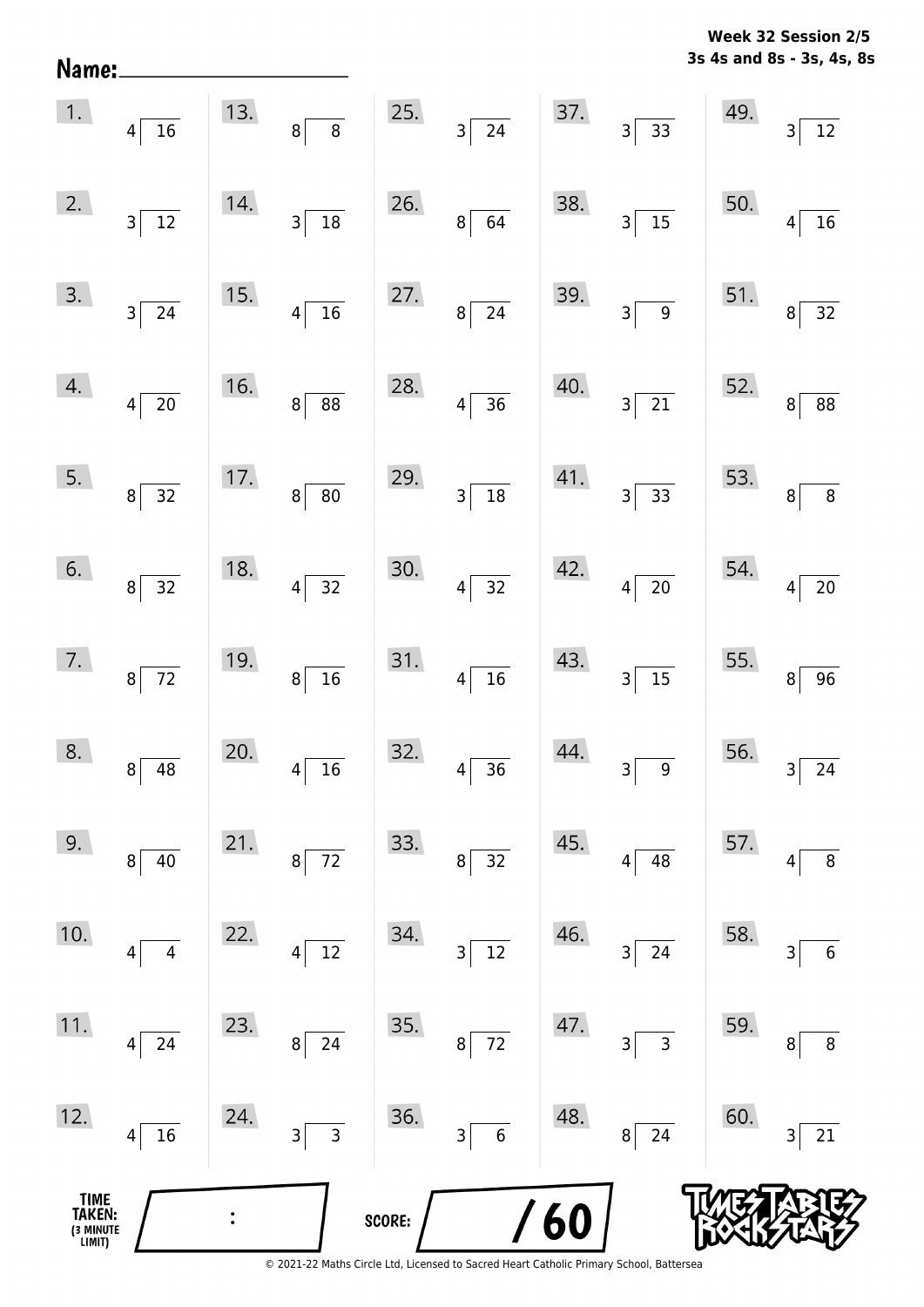**Week 32 Session 2/5**
**3s 4s and 8s - 3s, 4s, 8s**

Name: ____________________

| | | | | |
|---|---|---|---|---|
| 1. $16 \div 4$ | 13. $8 \div 8$ | 25. $24 \div 3$ | 37. $33 \div 3$ | 49. $12 \div 3$ |
| 2. $12 \div 3$ | 14. $18 \div 3$ | 26. $64 \div 8$ | 38. $15 \div 3$ | 50. $16 \div 4$ |
| 3. $24 \div 3$ | 15. $16 \div 4$ | 27. $24 \div 8$ | 39. $9 \div 3$ | 51. $32 \div 8$ |
| 4. $20 \div 4$ | 16. $88 \div 8$ | 28. $36 \div 4$ | 40. $21 \div 3$ | 52. $88 \div 8$ |
| 5. $32 \div 8$ | 17. $80 \div 8$ | 29. $18 \div 3$ | 41. $33 \div 3$ | 53. $8 \div 8$ |
| 6. $32 \div 8$ | 18. $32 \div 4$ | 30. $32 \div 4$ | 42. $20 \div 4$ | 54. $20 \div 4$ |
| 7. $72 \div 8$ | 19. $16 \div 8$ | 31. $16 \div 4$ | 43. $15 \div 3$ | 55. $96 \div 8$ |
| 8. $48 \div 8$ | 20. $16 \div 4$ | 32. $36 \div 4$ | 44. $9 \div 3$ | 56. $24 \div 3$ |
| 9. $40 \div 8$ | 21. $72 \div 8$ | 33. $32 \div 8$ | 45. $48 \div 4$ | 57. $8 \div 4$ |
| 10. $4 \div 4$ | 22. $12 \div 4$ | 34. $12 \div 3$ | 46. $24 \div 3$ | 58. $6 \div 3$ |
| 11. $24 \div 4$ | 23. $24 \div 8$ | 35. $72 \div 8$ | 47. $3 \div 3$ | 59. $8 \div 8$ |
| 12. $16 \div 4$ | 24. $3 \div 3$ | 36. $6 \div 3$ | 48. $24 \div 8$ | 60. $21 \div 3$ |

TIME TAKEN: (3 MINUTE LIMIT) ____ : ____

SCORE: ____ / 60

© 2021-22 Maths Circle Ltd, Licensed to Sacred Heart Catholic Primary School, Battersea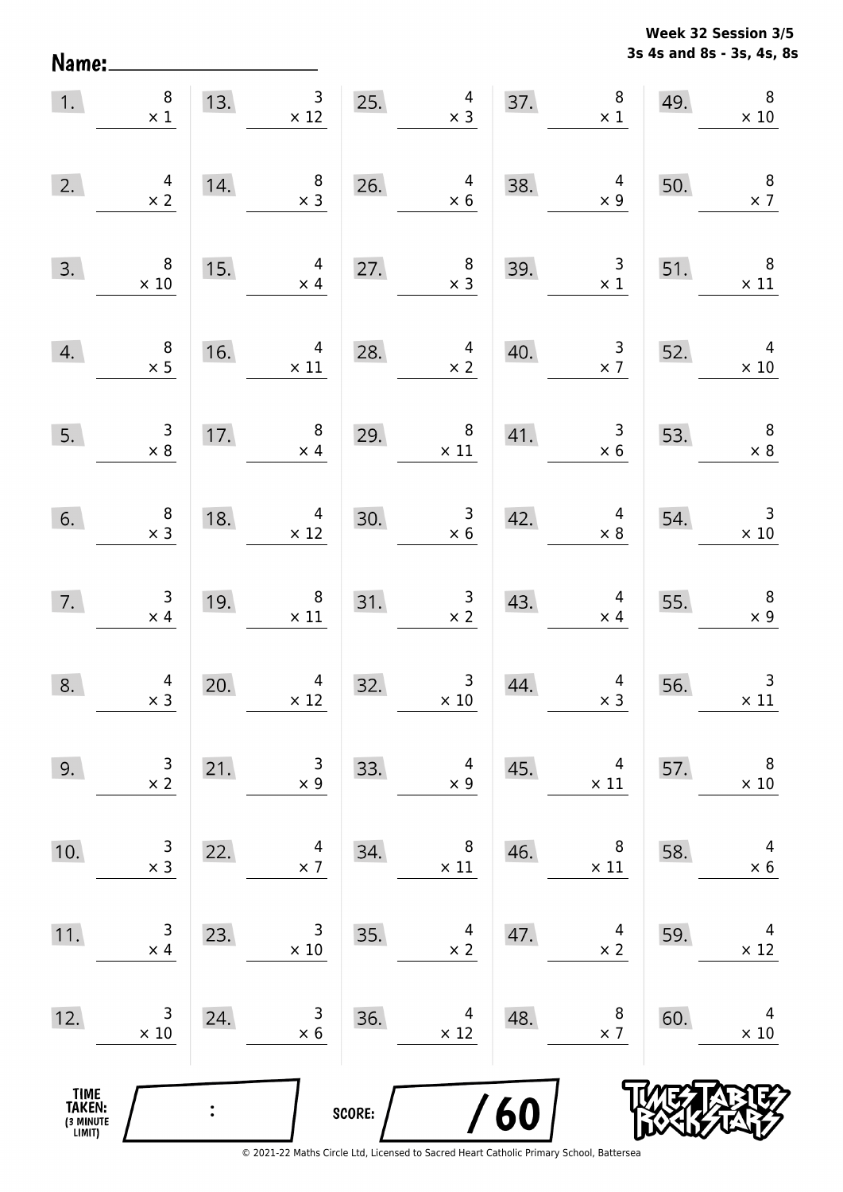Week 32 Session 3/5
3s 4s and 8s - 3s, 4s, 8s

Name: ____________________

| | | | | | | | | | |
|---|---|---|---|---|---|---|---|---|---|
| 1. | $8 \times 1$ | 13. | $3 \times 12$ | 25. | $4 \times 3$ | 37. | $8 \times 1$ | 49. | $8 \times 10$ |
| 2. | $4 \times 2$ | 14. | $8 \times 3$ | 26. | $4 \times 6$ | 38. | $4 \times 9$ | 50. | $8 \times 7$ |
| 3. | $8 \times 10$ | 15. | $4 \times 4$ | 27. | $8 \times 3$ | 39. | $3 \times 1$ | 51. | $8 \times 11$ |
| 4. | $8 \times 5$ | 16. | $4 \times 11$ | 28. | $4 \times 2$ | 40. | $3 \times 7$ | 52. | $4 \times 10$ |
| 5. | $3 \times 8$ | 17. | $8 \times 4$ | 29. | $8 \times 11$ | 41. | $3 \times 6$ | 53. | $8 \times 8$ |
| 6. | $8 \times 3$ | 18. | $4 \times 12$ | 30. | $3 \times 6$ | 42. | $4 \times 8$ | 54. | $3 \times 10$ |
| 7. | $3 \times 4$ | 19. | $8 \times 11$ | 31. | $3 \times 2$ | 43. | $4 \times 4$ | 55. | $8 \times 9$ |
| 8. | $4 \times 3$ | 20. | $4 \times 12$ | 32. | $3 \times 10$ | 44. | $4 \times 3$ | 56. | $3 \times 11$ |
| 9. | $3 \times 2$ | 21. | $3 \times 9$ | 33. | $4 \times 9$ | 45. | $4 \times 11$ | 57. | $8 \times 10$ |
| 10. | $3 \times 3$ | 22. | $4 \times 7$ | 34. | $8 \times 11$ | 46. | $8 \times 11$ | 58. | $4 \times 6$ |
| 11. | $3 \times 4$ | 23. | $3 \times 10$ | 35. | $4 \times 2$ | 47. | $4 \times 2$ | 59. | $4 \times 12$ |
| 12. | $3 \times 10$ | 24. | $3 \times 6$ | 36. | $4 \times 12$ | 48. | $8 \times 7$ | 60. | $4 \times 10$ |

TIME TAKEN: (3 MINUTE LIMIT) ____ : ____

SCORE: ____ / 60

© 2021-22 Maths Circle Ltd, Licensed to Sacred Heart Catholic Primary School, Battersea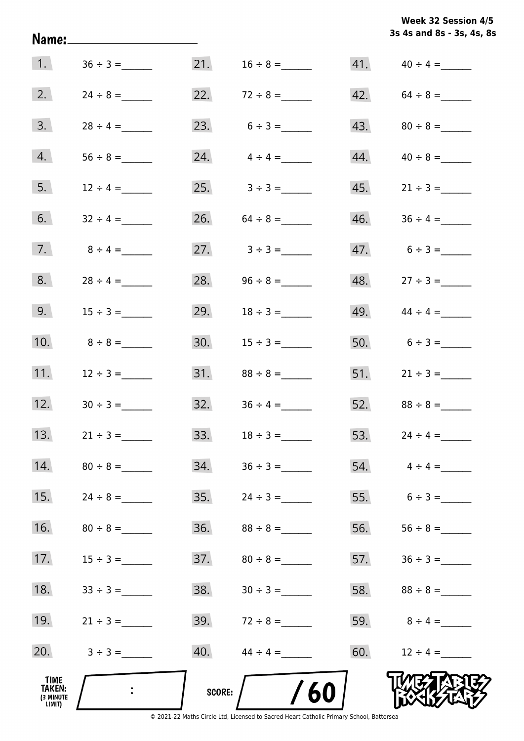Week 32 Session 4/5
3s 4s and 8s - 3s, 4s, 8s

Name:____________________

| | | | | | |
|---|---|---|---|---|---|
| 1. | 36 ÷ 3 = ______ | 21. | 16 ÷ 8 = ______ | 41. | 40 ÷ 4 = ______ |
| 2. | 24 ÷ 8 = ______ | 22. | 72 ÷ 8 = ______ | 42. | 64 ÷ 8 = ______ |
| 3. | 28 ÷ 4 = ______ | 23. | 6 ÷ 3 = ______ | 43. | 80 ÷ 8 = ______ |
| 4. | 56 ÷ 8 = ______ | 24. | 4 ÷ 4 = ______ | 44. | 40 ÷ 8 = ______ |
| 5. | 12 ÷ 4 = ______ | 25. | 3 ÷ 3 = ______ | 45. | 21 ÷ 3 = ______ |
| 6. | 32 ÷ 4 = ______ | 26. | 64 ÷ 8 = ______ | 46. | 36 ÷ 4 = ______ |
| 7. | 8 ÷ 4 = ______ | 27. | 3 ÷ 3 = ______ | 47. | 6 ÷ 3 = ______ |
| 8. | 28 ÷ 4 = ______ | 28. | 96 ÷ 8 = ______ | 48. | 27 ÷ 3 = ______ |
| 9. | 15 ÷ 3 = ______ | 29. | 18 ÷ 3 = ______ | 49. | 44 ÷ 4 = ______ |
| 10. | 8 ÷ 8 = ______ | 30. | 15 ÷ 3 = ______ | 50. | 6 ÷ 3 = ______ |
| 11. | 12 ÷ 3 = ______ | 31. | 88 ÷ 8 = ______ | 51. | 21 ÷ 3 = ______ |
| 12. | 30 ÷ 3 = ______ | 32. | 36 ÷ 4 = ______ | 52. | 88 ÷ 8 = ______ |
| 13. | 21 ÷ 3 = ______ | 33. | 18 ÷ 3 = ______ | 53. | 24 ÷ 4 = ______ |
| 14. | 80 ÷ 8 = ______ | 34. | 36 ÷ 3 = ______ | 54. | 4 ÷ 4 = ______ |
| 15. | 24 ÷ 8 = ______ | 35. | 24 ÷ 3 = ______ | 55. | 6 ÷ 3 = ______ |
| 16. | 80 ÷ 8 = ______ | 36. | 88 ÷ 8 = ______ | 56. | 56 ÷ 8 = ______ |
| 17. | 15 ÷ 3 = ______ | 37. | 80 ÷ 8 = ______ | 57. | 36 ÷ 3 = ______ |
| 18. | 33 ÷ 3 = ______ | 38. | 30 ÷ 3 = ______ | 58. | 88 ÷ 8 = ______ |
| 19. | 21 ÷ 3 = ______ | 39. | 72 ÷ 8 = ______ | 59. | 8 ÷ 4 = ______ |
| 20. | 3 ÷ 3 = ______ | 40. | 44 ÷ 4 = ______ | 60. | 12 ÷ 4 = ______ |

TIME TAKEN: (3 MINUTE LIMIT) ____ : ____

SCORE: ____ / 60

© 2021-22 Maths Circle Ltd, Licensed to Sacred Heart Catholic Primary School, Battersea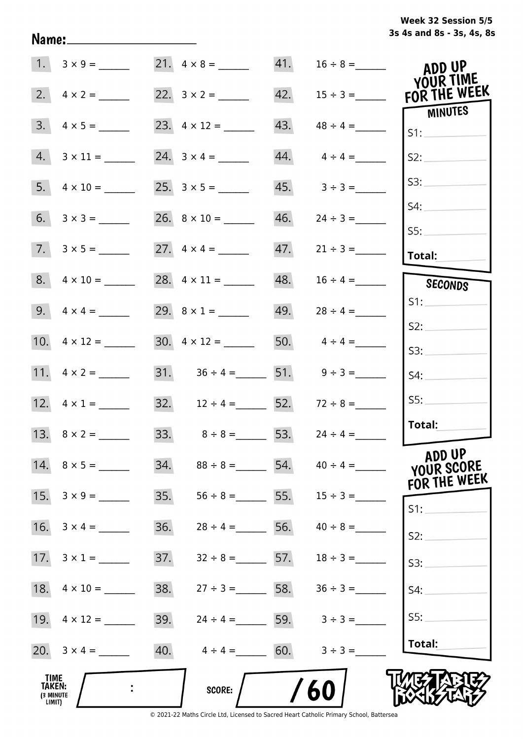Week 32 Session 5/5
3s 4s and 8s - 3s, 4s, 8s

Name:____________________

| | | | | | |
|---|---|---|---|---|---|
| 1. | $3 \times 9 =$ ______ | 21. | $4 \times 8 =$ ______ | 41. | $16 \div 8 =$ ______ |
| 2. | $4 \times 2 =$ ______ | 22. | $3 \times 2 =$ ______ | 42. | $15 \div 3 =$ ______ |
| 3. | $4 \times 5 =$ ______ | 23. | $4 \times 12 =$ ______ | 43. | $48 \div 4 =$ ______ |
| 4. | $3 \times 11 =$ ______ | 24. | $3 \times 4 =$ ______ | 44. | $4 \div 4 =$ ______ |
| 5. | $4 \times 10 =$ ______ | 25. | $3 \times 5 =$ ______ | 45. | $3 \div 3 =$ ______ |
| 6. | $3 \times 3 =$ ______ | 26. | $8 \times 10 =$ ______ | 46. | $24 \div 3 =$ ______ |
| 7. | $3 \times 5 =$ ______ | 27. | $4 \times 4 =$ ______ | 47. | $21 \div 3 =$ ______ |
| 8. | $4 \times 10 =$ ______ | 28. | $4 \times 11 =$ ______ | 48. | $16 \div 4 =$ ______ |
| 9. | $4 \times 4 =$ ______ | 29. | $8 \times 1 =$ ______ | 49. | $28 \div 4 =$ ______ |
| 10. | $4 \times 12 =$ ______ | 30. | $4 \times 12 =$ ______ | 50. | $4 \div 4 =$ ______ |
| 11. | $4 \times 2 =$ ______ | 31. | $36 \div 4 =$ ______ | 51. | $9 \div 3 =$ ______ |
| 12. | $4 \times 1 =$ ______ | 32. | $12 \div 4 =$ ______ | 52. | $72 \div 8 =$ ______ |
| 13. | $8 \times 2 =$ ______ | 33. | $8 \div 8 =$ ______ | 53. | $24 \div 4 =$ ______ |
| 14. | $8 \times 5 =$ ______ | 34. | $88 \div 8 =$ ______ | 54. | $40 \div 4 =$ ______ |
| 15. | $3 \times 9 =$ ______ | 35. | $56 \div 8 =$ ______ | 55. | $15 \div 3 =$ ______ |
| 16. | $3 \times 4 =$ ______ | 36. | $28 \div 4 =$ ______ | 56. | $40 \div 8 =$ ______ |
| 17. | $3 \times 1 =$ ______ | 37. | $32 \div 8 =$ ______ | 57. | $18 \div 3 =$ ______ |
| 18. | $4 \times 10 =$ ______ | 38. | $27 \div 3 =$ ______ | 58. | $36 \div 3 =$ ______ |
| 19. | $4 \times 12 =$ ______ | 39. | $24 \div 4 =$ ______ | 59. | $3 \div 3 =$ ______ |
| 20. | $3 \times 4 =$ ______ | 40. | $4 \div 4 =$ ______ | 60. | $3 \div 3 =$ ______ |

## ADD UP YOUR TIME FOR THE WEEK

**MINUTES**

S1: ______
S2: ______
S3: ______
S4: ______
S5: ______
**Total:** ______

**SECONDS**

S1: ______
S2: ______
S3: ______
S4: ______
S5: ______
**Total:** ______

## ADD UP YOUR SCORE FOR THE WEEK

S1: ______
S2: ______
S3: ______
S4: ______
S5: ______
**Total:** ______

**TIME TAKEN:** (3 MINUTE LIMIT) ____ : ____

**SCORE:** ____ / 60

TIMES TABLES ROCK STARS

© 2021-22 Maths Circle Ltd, Licensed to Sacred Heart Catholic Primary School, Battersea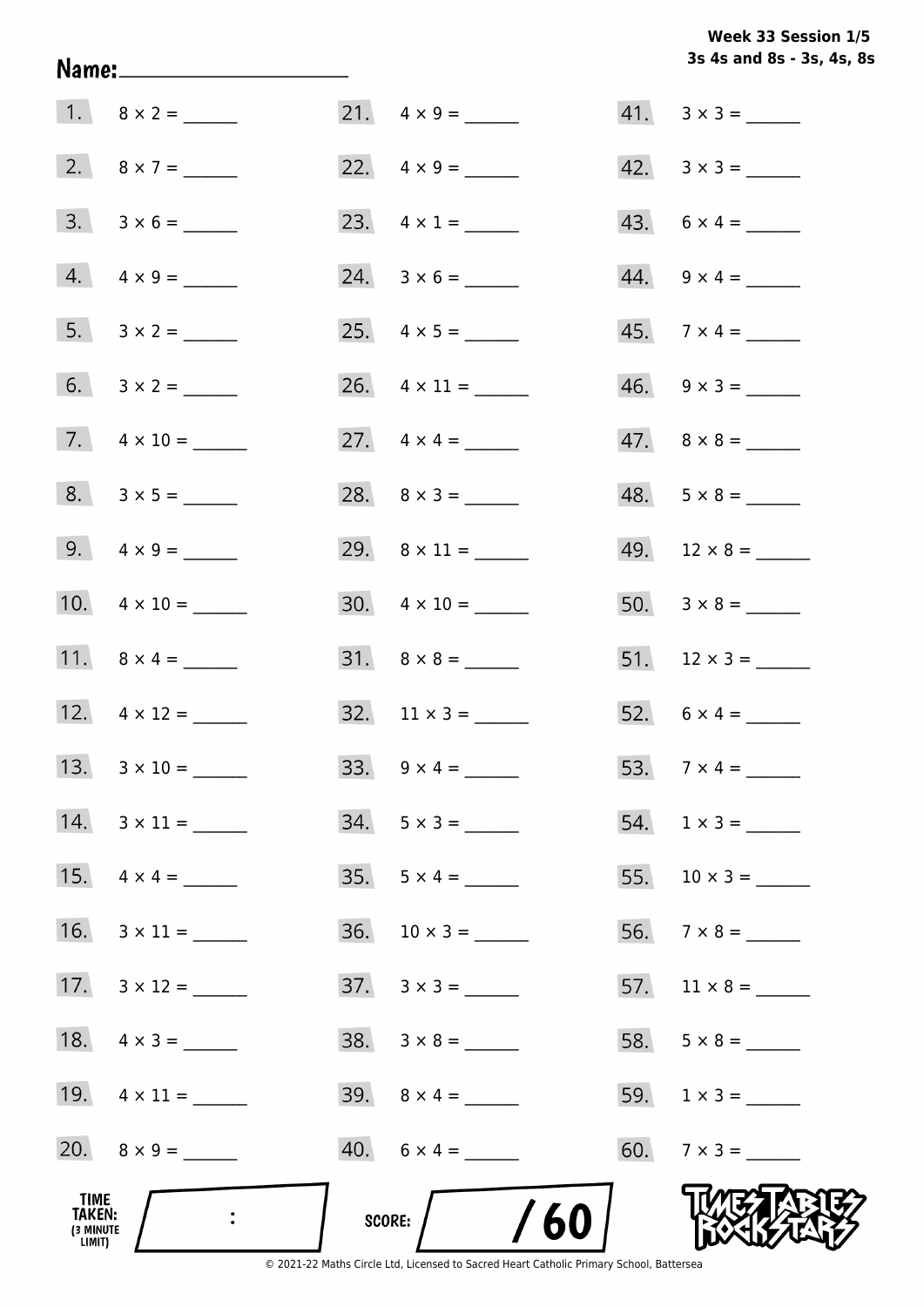**Week 33 Session 1/5**
**3s 4s and 8s - 3s, 4s, 8s**

**Name:** ____________________

| | | | | | |
|---|---|---|---|---|---|
| 1. | $8 \times 2 =$ ______ | 21. | $4 \times 9 =$ ______ | 41. | $3 \times 3 =$ ______ |
| 2. | $8 \times 7 =$ ______ | 22. | $4 \times 9 =$ ______ | 42. | $3 \times 3 =$ ______ |
| 3. | $3 \times 6 =$ ______ | 23. | $4 \times 1 =$ ______ | 43. | $6 \times 4 =$ ______ |
| 4. | $4 \times 9 =$ ______ | 24. | $3 \times 6 =$ ______ | 44. | $9 \times 4 =$ ______ |
| 5. | $3 \times 2 =$ ______ | 25. | $4 \times 5 =$ ______ | 45. | $7 \times 4 =$ ______ |
| 6. | $3 \times 2 =$ ______ | 26. | $4 \times 11 =$ ______ | 46. | $9 \times 3 =$ ______ |
| 7. | $4 \times 10 =$ ______ | 27. | $4 \times 4 =$ ______ | 47. | $8 \times 8 =$ ______ |
| 8. | $3 \times 5 =$ ______ | 28. | $8 \times 3 =$ ______ | 48. | $5 \times 8 =$ ______ |
| 9. | $4 \times 9 =$ ______ | 29. | $8 \times 11 =$ ______ | 49. | $12 \times 8 =$ ______ |
| 10. | $4 \times 10 =$ ______ | 30. | $4 \times 10 =$ ______ | 50. | $3 \times 8 =$ ______ |
| 11. | $8 \times 4 =$ ______ | 31. | $8 \times 8 =$ ______ | 51. | $12 \times 3 =$ ______ |
| 12. | $4 \times 12 =$ ______ | 32. | $11 \times 3 =$ ______ | 52. | $6 \times 4 =$ ______ |
| 13. | $3 \times 10 =$ ______ | 33. | $9 \times 4 =$ ______ | 53. | $7 \times 4 =$ ______ |
| 14. | $3 \times 11 =$ ______ | 34. | $5 \times 3 =$ ______ | 54. | $1 \times 3 =$ ______ |
| 15. | $4 \times 4 =$ ______ | 35. | $5 \times 4 =$ ______ | 55. | $10 \times 3 =$ ______ |
| 16. | $3 \times 11 =$ ______ | 36. | $10 \times 3 =$ ______ | 56. | $7 \times 8 =$ ______ |
| 17. | $3 \times 12 =$ ______ | 37. | $3 \times 3 =$ ______ | 57. | $11 \times 8 =$ ______ |
| 18. | $4 \times 3 =$ ______ | 38. | $3 \times 8 =$ ______ | 58. | $5 \times 8 =$ ______ |
| 19. | $4 \times 11 =$ ______ | 39. | $8 \times 4 =$ ______ | 59. | $1 \times 3 =$ ______ |
| 20. | $8 \times 9 =$ ______ | 40. | $6 \times 4 =$ ______ | 60. | $7 \times 3 =$ ______ |

**TIME TAKEN:** (3 MINUTE LIMIT) ___ : ___

**SCORE:** ___ / 60

TIMES TABLES ROCK STARS

© 2021-22 Maths Circle Ltd, Licensed to Sacred Heart Catholic Primary School, Battersea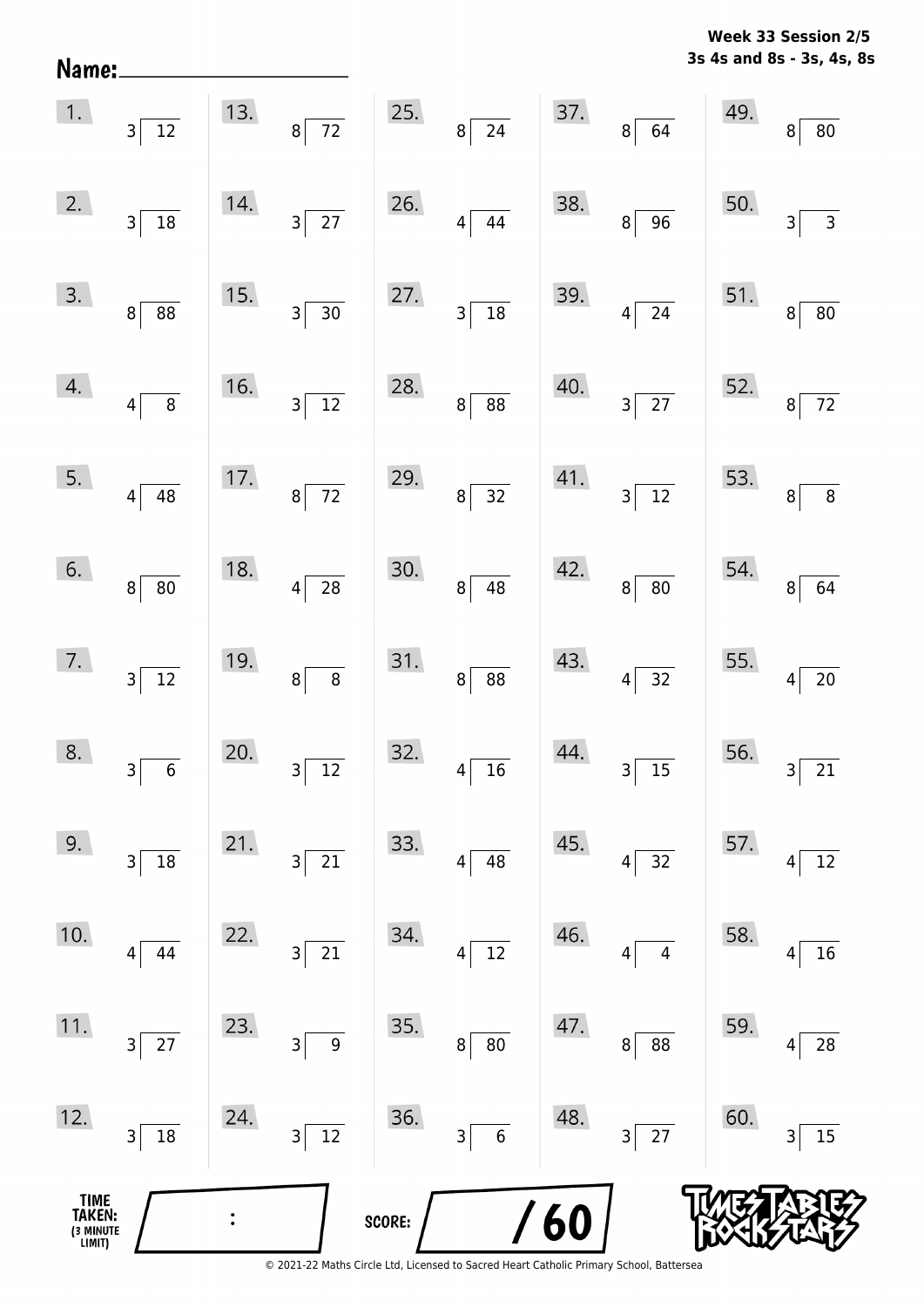**Week 33 Session 2/5**
**3s 4s and 8s - 3s, 4s, 8s**

**Name:** ____________________

| | | | | | | | | | |
|---|---|---|---|---|---|---|---|---|---|
| 1. | $12 \div 3$ | 13. | $72 \div 8$ | 25. | $24 \div 8$ | 37. | $64 \div 8$ | 49. | $80 \div 8$ |
| 2. | $18 \div 3$ | 14. | $27 \div 3$ | 26. | $44 \div 4$ | 38. | $96 \div 8$ | 50. | $3 \div 3$ |
| 3. | $88 \div 8$ | 15. | $30 \div 3$ | 27. | $18 \div 3$ | 39. | $24 \div 4$ | 51. | $80 \div 8$ |
| 4. | $8 \div 4$ | 16. | $12 \div 3$ | 28. | $88 \div 8$ | 40. | $27 \div 3$ | 52. | $72 \div 8$ |
| 5. | $48 \div 4$ | 17. | $72 \div 8$ | 29. | $32 \div 8$ | 41. | $12 \div 3$ | 53. | $8 \div 8$ |
| 6. | $80 \div 8$ | 18. | $28 \div 4$ | 30. | $48 \div 8$ | 42. | $80 \div 8$ | 54. | $64 \div 8$ |
| 7. | $12 \div 3$ | 19. | $8 \div 8$ | 31. | $88 \div 8$ | 43. | $32 \div 4$ | 55. | $20 \div 4$ |
| 8. | $6 \div 3$ | 20. | $12 \div 3$ | 32. | $16 \div 4$ | 44. | $15 \div 3$ | 56. | $21 \div 3$ |
| 9. | $18 \div 3$ | 21. | $21 \div 3$ | 33. | $48 \div 4$ | 45. | $32 \div 4$ | 57. | $12 \div 4$ |
| 10. | $44 \div 4$ | 22. | $21 \div 3$ | 34. | $12 \div 4$ | 46. | $4 \div 4$ | 58. | $16 \div 4$ |
| 11. | $27 \div 3$ | 23. | $9 \div 3$ | 35. | $80 \div 8$ | 47. | $88 \div 8$ | 59. | $28 \div 4$ |
| 12. | $18 \div 3$ | 24. | $12 \div 3$ | 36. | $6 \div 3$ | 48. | $27 \div 3$ | 60. | $15 \div 3$ |

**TIME TAKEN: (3 MINUTE LIMIT)** ____ : ____

**SCORE:** ____ / 60

© 2021-22 Maths Circle Ltd, Licensed to Sacred Heart Catholic Primary School, Battersea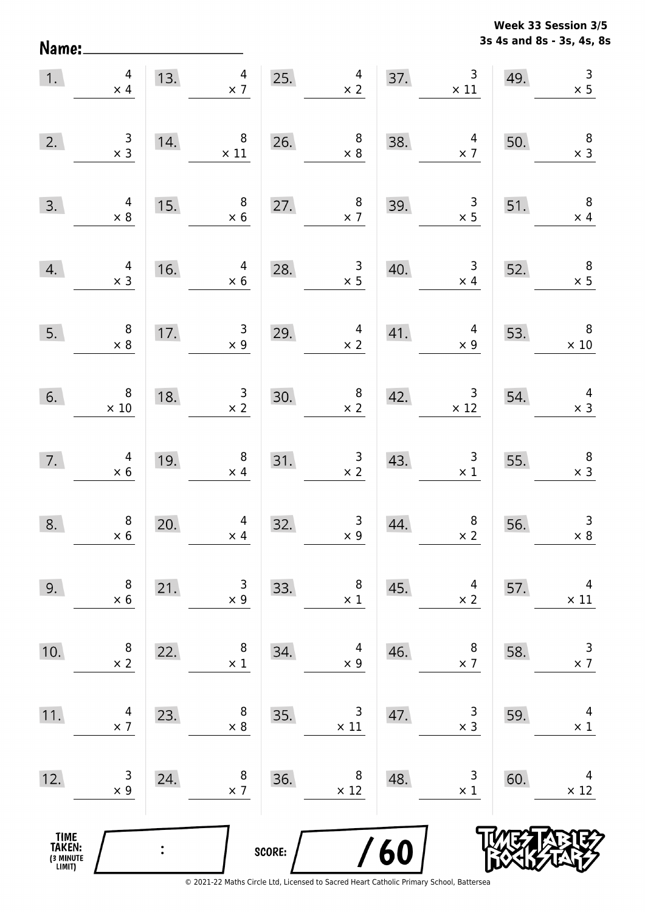Week 33 Session 3/5
3s 4s and 8s - 3s, 4s, 8s

Name: ____________________

| | | | | | | | | | |
|---|---|---|---|---|---|---|---|---|---|
| 1. | $4 \times 4$ | 13. | $4 \times 7$ | 25. | $4 \times 2$ | 37. | $3 \times 11$ | 49. | $3 \times 5$ |
| 2. | $3 \times 3$ | 14. | $8 \times 11$ | 26. | $8 \times 8$ | 38. | $4 \times 7$ | 50. | $8 \times 3$ |
| 3. | $4 \times 8$ | 15. | $8 \times 6$ | 27. | $8 \times 7$ | 39. | $3 \times 5$ | 51. | $8 \times 4$ |
| 4. | $4 \times 3$ | 16. | $4 \times 6$ | 28. | $3 \times 5$ | 40. | $3 \times 4$ | 52. | $8 \times 5$ |
| 5. | $8 \times 8$ | 17. | $3 \times 9$ | 29. | $4 \times 2$ | 41. | $4 \times 9$ | 53. | $8 \times 10$ |
| 6. | $8 \times 10$ | 18. | $3 \times 2$ | 30. | $8 \times 2$ | 42. | $3 \times 12$ | 54. | $4 \times 3$ |
| 7. | $4 \times 6$ | 19. | $8 \times 4$ | 31. | $3 \times 2$ | 43. | $3 \times 1$ | 55. | $8 \times 3$ |
| 8. | $8 \times 6$ | 20. | $4 \times 4$ | 32. | $3 \times 9$ | 44. | $8 \times 2$ | 56. | $3 \times 8$ |
| 9. | $8 \times 6$ | 21. | $3 \times 9$ | 33. | $8 \times 1$ | 45. | $4 \times 2$ | 57. | $4 \times 11$ |
| 10. | $8 \times 2$ | 22. | $8 \times 1$ | 34. | $4 \times 9$ | 46. | $8 \times 7$ | 58. | $3 \times 7$ |
| 11. | $4 \times 7$ | 23. | $8 \times 8$ | 35. | $3 \times 11$ | 47. | $3 \times 3$ | 59. | $4 \times 1$ |
| 12. | $3 \times 9$ | 24. | $8 \times 7$ | 36. | $8 \times 12$ | 48. | $3 \times 1$ | 60. | $4 \times 12$ |

TIME TAKEN: (3 MINUTE LIMIT) :

SCORE: / 60

© 2021-22 Maths Circle Ltd, Licensed to Sacred Heart Catholic Primary School, Battersea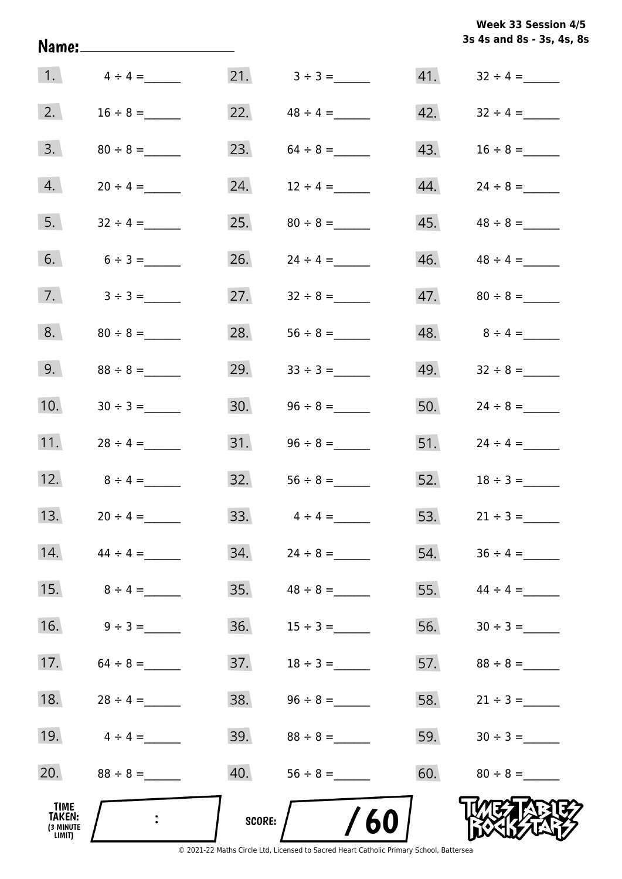**Week 33 Session 4/5**
**3s 4s and 8s - 3s, 4s, 8s**

Name: ____________________

| | | | | | |
|---|---|---|---|---|---|
| 1. | $4 \div 4 =$ ______ | 21. | $3 \div 3 =$ ______ | 41. | $32 \div 4 =$ ______ |
| 2. | $16 \div 8 =$ ______ | 22. | $48 \div 4 =$ ______ | 42. | $32 \div 4 =$ ______ |
| 3. | $80 \div 8 =$ ______ | 23. | $64 \div 8 =$ ______ | 43. | $16 \div 8 =$ ______ |
| 4. | $20 \div 4 =$ ______ | 24. | $12 \div 4 =$ ______ | 44. | $24 \div 8 =$ ______ |
| 5. | $32 \div 4 =$ ______ | 25. | $80 \div 8 =$ ______ | 45. | $48 \div 8 =$ ______ |
| 6. | $6 \div 3 =$ ______ | 26. | $24 \div 4 =$ ______ | 46. | $48 \div 4 =$ ______ |
| 7. | $3 \div 3 =$ ______ | 27. | $32 \div 8 =$ ______ | 47. | $80 \div 8 =$ ______ |
| 8. | $80 \div 8 =$ ______ | 28. | $56 \div 8 =$ ______ | 48. | $8 \div 4 =$ ______ |
| 9. | $88 \div 8 =$ ______ | 29. | $33 \div 3 =$ ______ | 49. | $32 \div 8 =$ ______ |
| 10. | $30 \div 3 =$ ______ | 30. | $96 \div 8 =$ ______ | 50. | $24 \div 8 =$ ______ |
| 11. | $28 \div 4 =$ ______ | 31. | $96 \div 8 =$ ______ | 51. | $24 \div 4 =$ ______ |
| 12. | $8 \div 4 =$ ______ | 32. | $56 \div 8 =$ ______ | 52. | $18 \div 3 =$ ______ |
| 13. | $20 \div 4 =$ ______ | 33. | $4 \div 4 =$ ______ | 53. | $21 \div 3 =$ ______ |
| 14. | $44 \div 4 =$ ______ | 34. | $24 \div 8 =$ ______ | 54. | $36 \div 4 =$ ______ |
| 15. | $8 \div 4 =$ ______ | 35. | $48 \div 8 =$ ______ | 55. | $44 \div 4 =$ ______ |
| 16. | $9 \div 3 =$ ______ | 36. | $15 \div 3 =$ ______ | 56. | $30 \div 3 =$ ______ |
| 17. | $64 \div 8 =$ ______ | 37. | $18 \div 3 =$ ______ | 57. | $88 \div 8 =$ ______ |
| 18. | $28 \div 4 =$ ______ | 38. | $96 \div 8 =$ ______ | 58. | $21 \div 3 =$ ______ |
| 19. | $4 \div 4 =$ ______ | 39. | $88 \div 8 =$ ______ | 59. | $30 \div 3 =$ ______ |
| 20. | $88 \div 8 =$ ______ | 40. | $56 \div 8 =$ ______ | 60. | $80 \div 8 =$ ______ |

**TIME TAKEN:** (3 MINUTE LIMIT) ____ : ____

**SCORE:** ____ / 60

TIMES TABLES ROCK STARS

© 2021-22 Maths Circle Ltd, Licensed to Sacred Heart Catholic Primary School, Battersea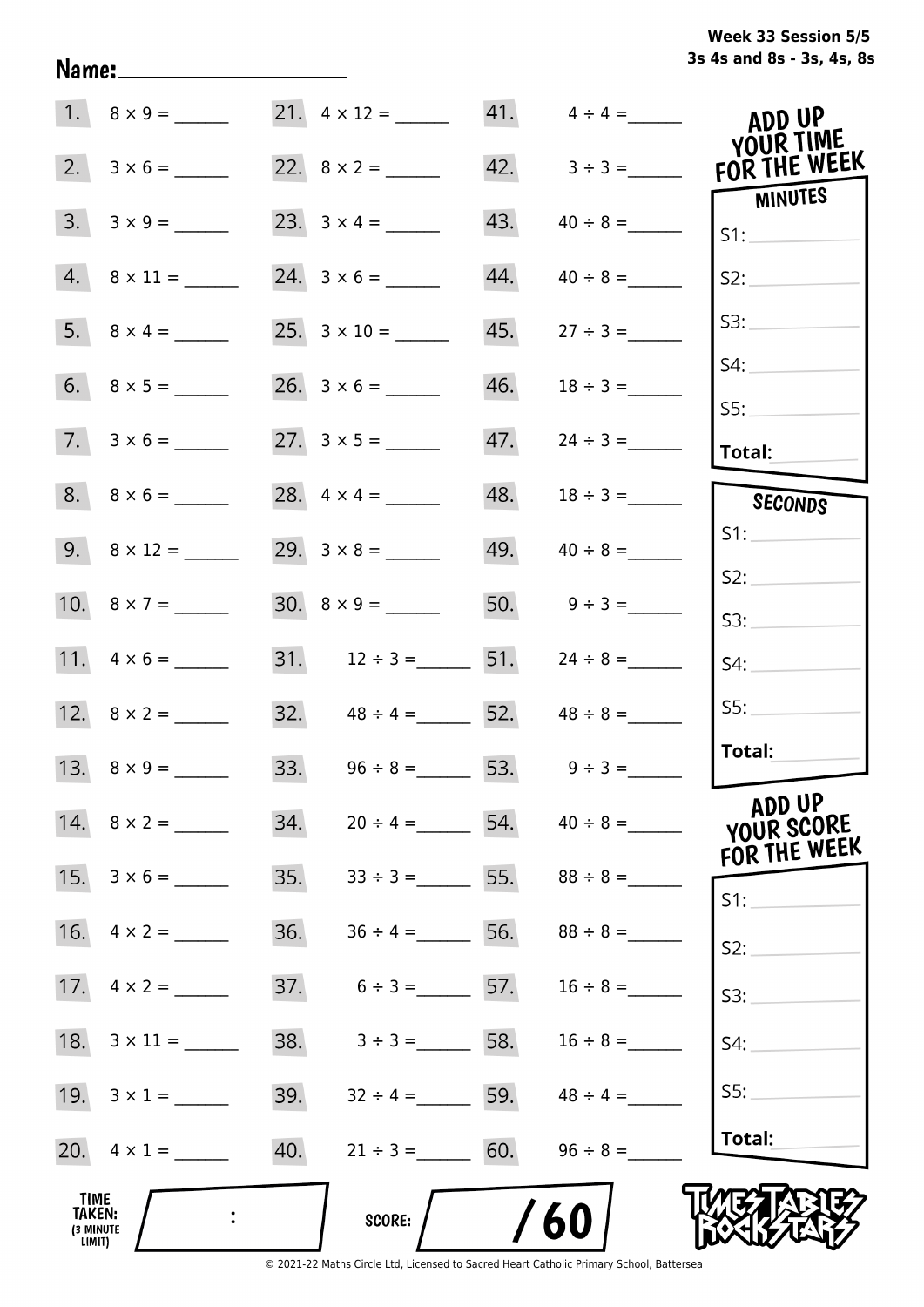**Week 33 Session 5/5**
**3s 4s and 8s - 3s, 4s, 8s**

**Name:** ____________________

| | | | | | |
|---|---|---|---|---|---|
| 1. | $8 \times 9 =$ ______ | 21. | $4 \times 12 =$ ______ | 41. | $4 \div 4 =$ ______ |
| 2. | $3 \times 6 =$ ______ | 22. | $8 \times 2 =$ ______ | 42. | $3 \div 3 =$ ______ |
| 3. | $3 \times 9 =$ ______ | 23. | $3 \times 4 =$ ______ | 43. | $40 \div 8 =$ ______ |
| 4. | $8 \times 11 =$ ______ | 24. | $3 \times 6 =$ ______ | 44. | $40 \div 8 =$ ______ |
| 5. | $8 \times 4 =$ ______ | 25. | $3 \times 10 =$ ______ | 45. | $27 \div 3 =$ ______ |
| 6. | $8 \times 5 =$ ______ | 26. | $3 \times 6 =$ ______ | 46. | $18 \div 3 =$ ______ |
| 7. | $3 \times 6 =$ ______ | 27. | $3 \times 5 =$ ______ | 47. | $24 \div 3 =$ ______ |
| 8. | $8 \times 6 =$ ______ | 28. | $4 \times 4 =$ ______ | 48. | $18 \div 3 =$ ______ |
| 9. | $8 \times 12 =$ ______ | 29. | $3 \times 8 =$ ______ | 49. | $40 \div 8 =$ ______ |
| 10. | $8 \times 7 =$ ______ | 30. | $8 \times 9 =$ ______ | 50. | $9 \div 3 =$ ______ |
| 11. | $4 \times 6 =$ ______ | 31. | $12 \div 3 =$ ______ | 51. | $24 \div 8 =$ ______ |
| 12. | $8 \times 2 =$ ______ | 32. | $48 \div 4 =$ ______ | 52. | $48 \div 8 =$ ______ |
| 13. | $8 \times 9 =$ ______ | 33. | $96 \div 8 =$ ______ | 53. | $9 \div 3 =$ ______ |
| 14. | $8 \times 2 =$ ______ | 34. | $20 \div 4 =$ ______ | 54. | $40 \div 8 =$ ______ |
| 15. | $3 \times 6 =$ ______ | 35. | $33 \div 3 =$ ______ | 55. | $88 \div 8 =$ ______ |
| 16. | $4 \times 2 =$ ______ | 36. | $36 \div 4 =$ ______ | 56. | $88 \div 8 =$ ______ |
| 17. | $4 \times 2 =$ ______ | 37. | $6 \div 3 =$ ______ | 57. | $16 \div 8 =$ ______ |
| 18. | $3 \times 11 =$ ______ | 38. | $3 \div 3 =$ ______ | 58. | $16 \div 8 =$ ______ |
| 19. | $3 \times 1 =$ ______ | 39. | $32 \div 4 =$ ______ | 59. | $48 \div 4 =$ ______ |
| 20. | $4 \times 1 =$ ______ | 40. | $21 \div 3 =$ ______ | 60. | $96 \div 8 =$ ______ |

**ADD UP YOUR TIME FOR THE WEEK**

**MINUTES**
S1: ______
S2: ______
S3: ______
S4: ______
S5: ______
**Total:** ______

**SECONDS**
S1: ______
S2: ______
S3: ______
S4: ______
S5: ______
**Total:** ______

**ADD UP YOUR SCORE FOR THE WEEK**
S1: ______
S2: ______
S3: ______
S4: ______
S5: ______
**Total:** ______

**TIME TAKEN:** (3 MINUTE LIMIT) ____ : ____

**SCORE:** ____ / 60

TIMES TABLES ROCK STARS

© 2021-22 Maths Circle Ltd, Licensed to Sacred Heart Catholic Primary School, Battersea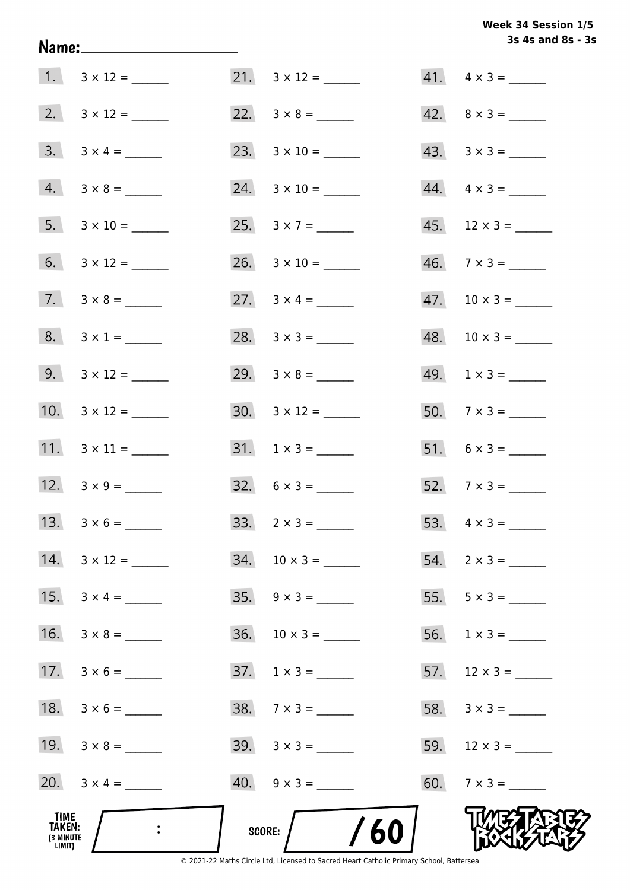**Week 34 Session 1/5**
**3s 4s and 8s - 3s**

Name: ____________________

| | | | | | |
|---|---|---|---|---|---|
| 1. | $3 \times 12 =$ ______ | 21. | $3 \times 12 =$ ______ | 41. | $4 \times 3 =$ ______ |
| 2. | $3 \times 12 =$ ______ | 22. | $3 \times 8 =$ ______ | 42. | $8 \times 3 =$ ______ |
| 3. | $3 \times 4 =$ ______ | 23. | $3 \times 10 =$ ______ | 43. | $3 \times 3 =$ ______ |
| 4. | $3 \times 8 =$ ______ | 24. | $3 \times 10 =$ ______ | 44. | $4 \times 3 =$ ______ |
| 5. | $3 \times 10 =$ ______ | 25. | $3 \times 7 =$ ______ | 45. | $12 \times 3 =$ ______ |
| 6. | $3 \times 12 =$ ______ | 26. | $3 \times 10 =$ ______ | 46. | $7 \times 3 =$ ______ |
| 7. | $3 \times 8 =$ ______ | 27. | $3 \times 4 =$ ______ | 47. | $10 \times 3 =$ ______ |
| 8. | $3 \times 1 =$ ______ | 28. | $3 \times 3 =$ ______ | 48. | $10 \times 3 =$ ______ |
| 9. | $3 \times 12 =$ ______ | 29. | $3 \times 8 =$ ______ | 49. | $1 \times 3 =$ ______ |
| 10. | $3 \times 12 =$ ______ | 30. | $3 \times 12 =$ ______ | 50. | $7 \times 3 =$ ______ |
| 11. | $3 \times 11 =$ ______ | 31. | $1 \times 3 =$ ______ | 51. | $6 \times 3 =$ ______ |
| 12. | $3 \times 9 =$ ______ | 32. | $6 \times 3 =$ ______ | 52. | $7 \times 3 =$ ______ |
| 13. | $3 \times 6 =$ ______ | 33. | $2 \times 3 =$ ______ | 53. | $4 \times 3 =$ ______ |
| 14. | $3 \times 12 =$ ______ | 34. | $10 \times 3 =$ ______ | 54. | $2 \times 3 =$ ______ |
| 15. | $3 \times 4 =$ ______ | 35. | $9 \times 3 =$ ______ | 55. | $5 \times 3 =$ ______ |
| 16. | $3 \times 8 =$ ______ | 36. | $10 \times 3 =$ ______ | 56. | $1 \times 3 =$ ______ |
| 17. | $3 \times 6 =$ ______ | 37. | $1 \times 3 =$ ______ | 57. | $12 \times 3 =$ ______ |
| 18. | $3 \times 6 =$ ______ | 38. | $7 \times 3 =$ ______ | 58. | $3 \times 3 =$ ______ |
| 19. | $3 \times 8 =$ ______ | 39. | $3 \times 3 =$ ______ | 59. | $12 \times 3 =$ ______ |
| 20. | $3 \times 4 =$ ______ | 40. | $9 \times 3 =$ ______ | 60. | $7 \times 3 =$ ______ |

TIME TAKEN: (3 MINUTE LIMIT) :

SCORE: /60

TIMES TABLES ROCK STARS

© 2021-22 Maths Circle Ltd, Licensed to Sacred Heart Catholic Primary School, Battersea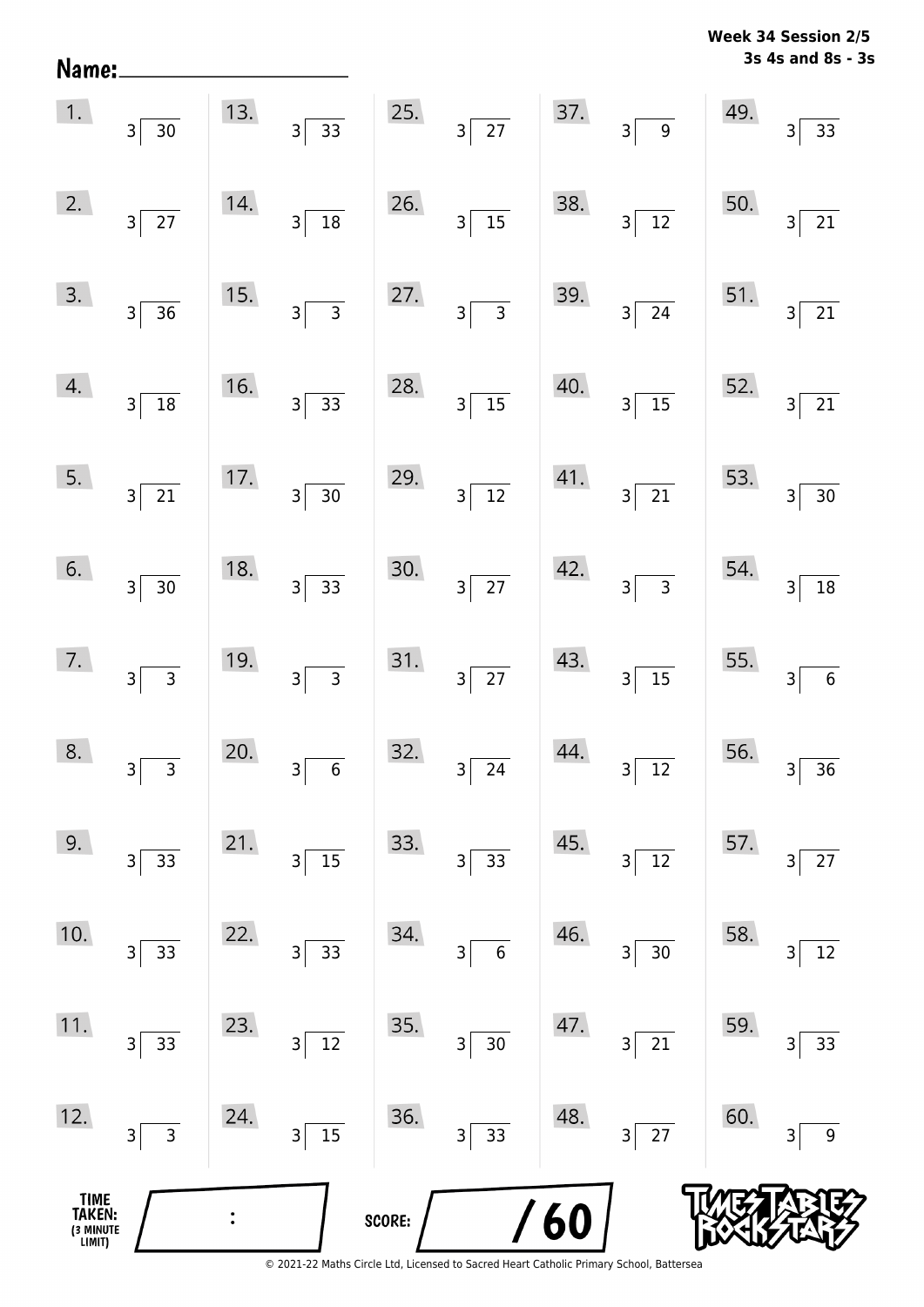Name: ____________________

**Week 34 Session 2/5**
**3s 4s and 8s - 3s**

| | | | | |
|---|---|---|---|---|
| 1. $3\overline{)30}$ | 13. $3\overline{)33}$ | 25. $3\overline{)27}$ | 37. $3\overline{)9}$ | 49. $3\overline{)33}$ |
| 2. $3\overline{)27}$ | 14. $3\overline{)18}$ | 26. $3\overline{)15}$ | 38. $3\overline{)12}$ | 50. $3\overline{)21}$ |
| 3. $3\overline{)36}$ | 15. $3\overline{)3}$ | 27. $3\overline{)3}$ | 39. $3\overline{)24}$ | 51. $3\overline{)21}$ |
| 4. $3\overline{)18}$ | 16. $3\overline{)33}$ | 28. $3\overline{)15}$ | 40. $3\overline{)15}$ | 52. $3\overline{)21}$ |
| 5. $3\overline{)21}$ | 17. $3\overline{)30}$ | 29. $3\overline{)12}$ | 41. $3\overline{)21}$ | 53. $3\overline{)30}$ |
| 6. $3\overline{)30}$ | 18. $3\overline{)33}$ | 30. $3\overline{)27}$ | 42. $3\overline{)3}$ | 54. $3\overline{)18}$ |
| 7. $3\overline{)3}$ | 19. $3\overline{)3}$ | 31. $3\overline{)27}$ | 43. $3\overline{)15}$ | 55. $3\overline{)6}$ |
| 8. $3\overline{)3}$ | 20. $3\overline{)6}$ | 32. $3\overline{)24}$ | 44. $3\overline{)12}$ | 56. $3\overline{)36}$ |
| 9. $3\overline{)33}$ | 21. $3\overline{)15}$ | 33. $3\overline{)33}$ | 45. $3\overline{)12}$ | 57. $3\overline{)27}$ |
| 10. $3\overline{)33}$ | 22. $3\overline{)33}$ | 34. $3\overline{)6}$ | 46. $3\overline{)30}$ | 58. $3\overline{)12}$ |
| 11. $3\overline{)33}$ | 23. $3\overline{)12}$ | 35. $3\overline{)30}$ | 47. $3\overline{)21}$ | 59. $3\overline{)33}$ |
| 12. $3\overline{)3}$ | 24. $3\overline{)15}$ | 36. $3\overline{)33}$ | 48. $3\overline{)27}$ | 60. $3\overline{)9}$ |

TIME TAKEN: (3 MINUTE LIMIT) ____ : ____

SCORE: ____ / 60

© 2021-22 Maths Circle Ltd, Licensed to Sacred Heart Catholic Primary School, Battersea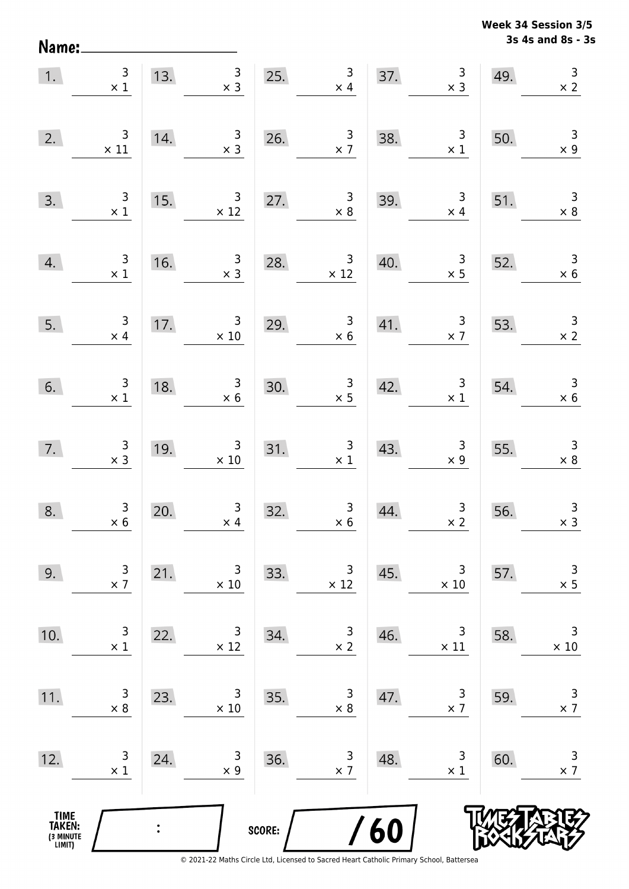**Week 34 Session 3/5**
**3s 4s and 8s - 3s**

Name:\_\_\_\_\_\_\_\_\_\_\_\_\_\_\_\_\_\_\_\_

| # | Problem | # | Problem | # | Problem | # | Problem | # | Problem |
|---|---|---|---|---|---|---|---|---|---|
| 1. | $3 \times 1$ | 13. | $3 \times 3$ | 25. | $3 \times 4$ | 37. | $3 \times 3$ | 49. | $3 \times 2$ |
| 2. | $3 \times 11$ | 14. | $3 \times 3$ | 26. | $3 \times 7$ | 38. | $3 \times 1$ | 50. | $3 \times 9$ |
| 3. | $3 \times 1$ | 15. | $3 \times 12$ | 27. | $3 \times 8$ | 39. | $3 \times 4$ | 51. | $3 \times 8$ |
| 4. | $3 \times 1$ | 16. | $3 \times 3$ | 28. | $3 \times 12$ | 40. | $3 \times 5$ | 52. | $3 \times 6$ |
| 5. | $3 \times 4$ | 17. | $3 \times 10$ | 29. | $3 \times 6$ | 41. | $3 \times 7$ | 53. | $3 \times 2$ |
| 6. | $3 \times 1$ | 18. | $3 \times 6$ | 30. | $3 \times 5$ | 42. | $3 \times 1$ | 54. | $3 \times 6$ |
| 7. | $3 \times 3$ | 19. | $3 \times 10$ | 31. | $3 \times 1$ | 43. | $3 \times 9$ | 55. | $3 \times 8$ |
| 8. | $3 \times 6$ | 20. | $3 \times 4$ | 32. | $3 \times 6$ | 44. | $3 \times 2$ | 56. | $3 \times 3$ |
| 9. | $3 \times 7$ | 21. | $3 \times 10$ | 33. | $3 \times 12$ | 45. | $3 \times 10$ | 57. | $3 \times 5$ |
| 10. | $3 \times 1$ | 22. | $3 \times 12$ | 34. | $3 \times 2$ | 46. | $3 \times 11$ | 58. | $3 \times 10$ |
| 11. | $3 \times 8$ | 23. | $3 \times 10$ | 35. | $3 \times 8$ | 47. | $3 \times 7$ | 59. | $3 \times 7$ |
| 12. | $3 \times 1$ | 24. | $3 \times 9$ | 36. | $3 \times 7$ | 48. | $3 \times 1$ | 60. | $3 \times 7$ |

TIME TAKEN: (3 MINUTE LIMIT) \_\_\_ : \_\_\_

SCORE: \_\_\_ / 60

© 2021-22 Maths Circle Ltd, Licensed to Sacred Heart Catholic Primary School, Battersea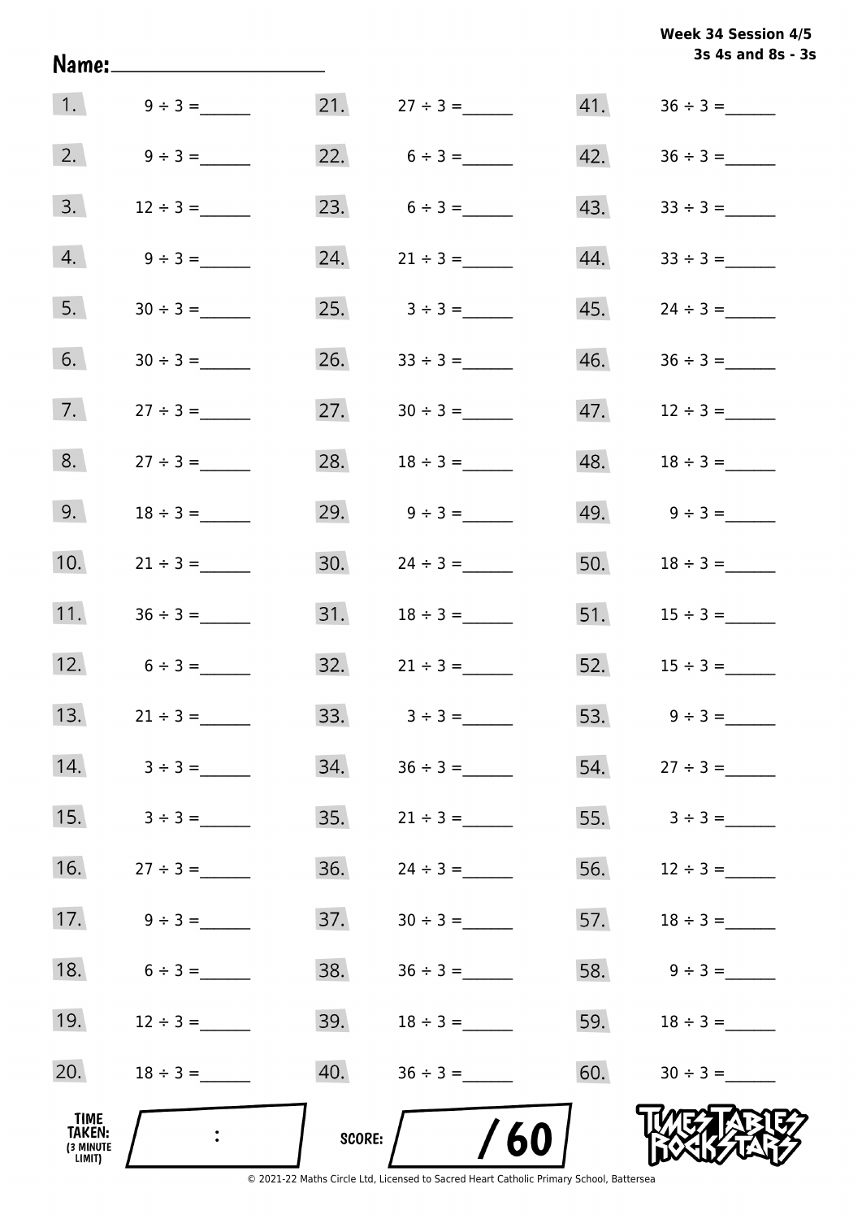**Week 34 Session 4/5**
**3s 4s and 8s - 3s**

Name: ____________________

| | | | | | |
|---|---|---|---|---|---|
| 1. | 9 ÷ 3 = ______ | 21. | 27 ÷ 3 = ______ | 41. | 36 ÷ 3 = ______ |
| 2. | 9 ÷ 3 = ______ | 22. | 6 ÷ 3 = ______ | 42. | 36 ÷ 3 = ______ |
| 3. | 12 ÷ 3 = ______ | 23. | 6 ÷ 3 = ______ | 43. | 33 ÷ 3 = ______ |
| 4. | 9 ÷ 3 = ______ | 24. | 21 ÷ 3 = ______ | 44. | 33 ÷ 3 = ______ |
| 5. | 30 ÷ 3 = ______ | 25. | 3 ÷ 3 = ______ | 45. | 24 ÷ 3 = ______ |
| 6. | 30 ÷ 3 = ______ | 26. | 33 ÷ 3 = ______ | 46. | 36 ÷ 3 = ______ |
| 7. | 27 ÷ 3 = ______ | 27. | 30 ÷ 3 = ______ | 47. | 12 ÷ 3 = ______ |
| 8. | 27 ÷ 3 = ______ | 28. | 18 ÷ 3 = ______ | 48. | 18 ÷ 3 = ______ |
| 9. | 18 ÷ 3 = ______ | 29. | 9 ÷ 3 = ______ | 49. | 9 ÷ 3 = ______ |
| 10. | 21 ÷ 3 = ______ | 30. | 24 ÷ 3 = ______ | 50. | 18 ÷ 3 = ______ |
| 11. | 36 ÷ 3 = ______ | 31. | 18 ÷ 3 = ______ | 51. | 15 ÷ 3 = ______ |
| 12. | 6 ÷ 3 = ______ | 32. | 21 ÷ 3 = ______ | 52. | 15 ÷ 3 = ______ |
| 13. | 21 ÷ 3 = ______ | 33. | 3 ÷ 3 = ______ | 53. | 9 ÷ 3 = ______ |
| 14. | 3 ÷ 3 = ______ | 34. | 36 ÷ 3 = ______ | 54. | 27 ÷ 3 = ______ |
| 15. | 3 ÷ 3 = ______ | 35. | 21 ÷ 3 = ______ | 55. | 3 ÷ 3 = ______ |
| 16. | 27 ÷ 3 = ______ | 36. | 24 ÷ 3 = ______ | 56. | 12 ÷ 3 = ______ |
| 17. | 9 ÷ 3 = ______ | 37. | 30 ÷ 3 = ______ | 57. | 18 ÷ 3 = ______ |
| 18. | 6 ÷ 3 = ______ | 38. | 36 ÷ 3 = ______ | 58. | 9 ÷ 3 = ______ |
| 19. | 12 ÷ 3 = ______ | 39. | 18 ÷ 3 = ______ | 59. | 18 ÷ 3 = ______ |
| 20. | 18 ÷ 3 = ______ | 40. | 36 ÷ 3 = ______ | 60. | 30 ÷ 3 = ______ |

**TIME TAKEN:** (3 MINUTE LIMIT) ____ : ____

**SCORE:** ____ / 60

TIMES TABLES ROCK STARS

© 2021-22 Maths Circle Ltd, Licensed to Sacred Heart Catholic Primary School, Battersea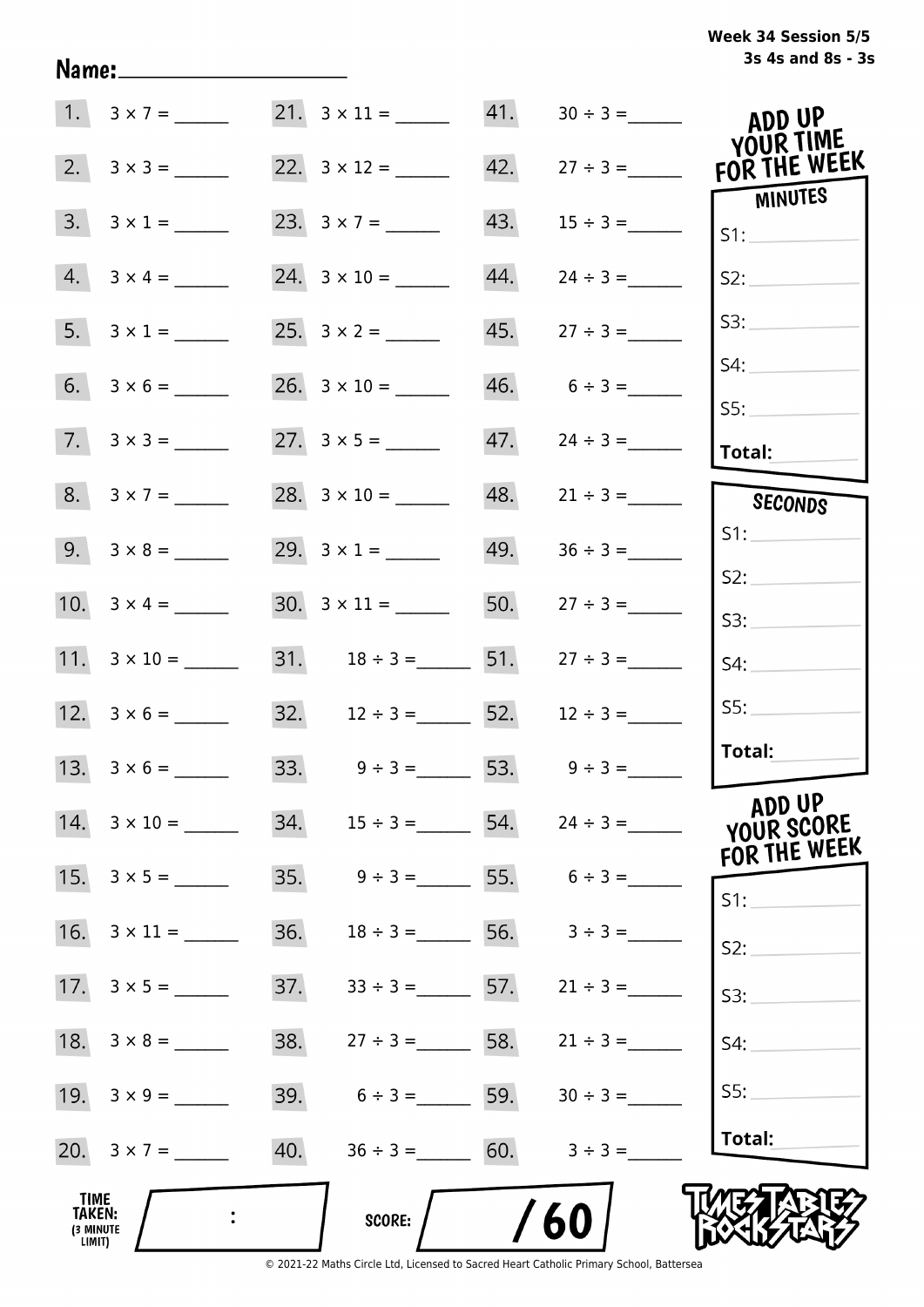**Week 34 Session 5/5**
**3s 4s and 8s - 3s**

Name:____________________

| | | | | | |
|---|---|---|---|---|---|
| 1. | 3 × 7 = ______ | 21. | 3 × 11 = ______ | 41. | 30 ÷ 3 = ______ |
| 2. | 3 × 3 = ______ | 22. | 3 × 12 = ______ | 42. | 27 ÷ 3 = ______ |
| 3. | 3 × 1 = ______ | 23. | 3 × 7 = ______ | 43. | 15 ÷ 3 = ______ |
| 4. | 3 × 4 = ______ | 24. | 3 × 10 = ______ | 44. | 24 ÷ 3 = ______ |
| 5. | 3 × 1 = ______ | 25. | 3 × 2 = ______ | 45. | 27 ÷ 3 = ______ |
| 6. | 3 × 6 = ______ | 26. | 3 × 10 = ______ | 46. | 6 ÷ 3 = ______ |
| 7. | 3 × 3 = ______ | 27. | 3 × 5 = ______ | 47. | 24 ÷ 3 = ______ |
| 8. | 3 × 7 = ______ | 28. | 3 × 10 = ______ | 48. | 21 ÷ 3 = ______ |
| 9. | 3 × 8 = ______ | 29. | 3 × 1 = ______ | 49. | 36 ÷ 3 = ______ |
| 10. | 3 × 4 = ______ | 30. | 3 × 11 = ______ | 50. | 27 ÷ 3 = ______ |
| 11. | 3 × 10 = ______ | 31. | 18 ÷ 3 = ______ | 51. | 27 ÷ 3 = ______ |
| 12. | 3 × 6 = ______ | 32. | 12 ÷ 3 = ______ | 52. | 12 ÷ 3 = ______ |
| 13. | 3 × 6 = ______ | 33. | 9 ÷ 3 = ______ | 53. | 9 ÷ 3 = ______ |
| 14. | 3 × 10 = ______ | 34. | 15 ÷ 3 = ______ | 54. | 24 ÷ 3 = ______ |
| 15. | 3 × 5 = ______ | 35. | 9 ÷ 3 = ______ | 55. | 6 ÷ 3 = ______ |
| 16. | 3 × 11 = ______ | 36. | 18 ÷ 3 = ______ | 56. | 3 ÷ 3 = ______ |
| 17. | 3 × 5 = ______ | 37. | 33 ÷ 3 = ______ | 57. | 21 ÷ 3 = ______ |
| 18. | 3 × 8 = ______ | 38. | 27 ÷ 3 = ______ | 58. | 21 ÷ 3 = ______ |
| 19. | 3 × 9 = ______ | 39. | 6 ÷ 3 = ______ | 59. | 30 ÷ 3 = ______ |
| 20. | 3 × 7 = ______ | 40. | 36 ÷ 3 = ______ | 60. | 3 ÷ 3 = ______ |

**ADD UP YOUR TIME FOR THE WEEK**

**MINUTES**

S1: ______
S2: ______
S3: ______
S4: ______
S5: ______
**Total:** ______

**SECONDS**

S1: ______
S2: ______
S3: ______
S4: ______
S5: ______
**Total:** ______

**ADD UP YOUR SCORE FOR THE WEEK**

S1: ______
S2: ______
S3: ______
S4: ______
S5: ______
**Total:** ______

**TIME TAKEN:** (3 MINUTE LIMIT) ____ : ____

**SCORE:** ____ / 60

TIMES TABLES ROCK STARS

© 2021-22 Maths Circle Ltd, Licensed to Sacred Heart Catholic Primary School, Battersea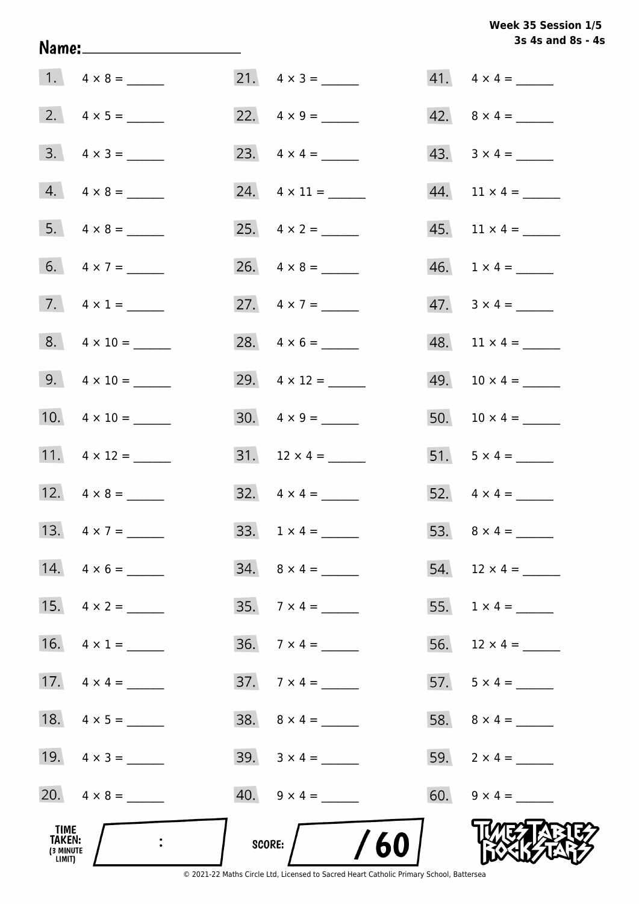Week 35 Session 1/5
3s 4s and 8s - 4s

Name: ____________________

| | | | | | |
|---|---|---|---|---|---|
| 1. | $4 \times 8 =$ ______ | 21. | $4 \times 3 =$ ______ | 41. | $4 \times 4 =$ ______ |
| 2. | $4 \times 5 =$ ______ | 22. | $4 \times 9 =$ ______ | 42. | $8 \times 4 =$ ______ |
| 3. | $4 \times 3 =$ ______ | 23. | $4 \times 4 =$ ______ | 43. | $3 \times 4 =$ ______ |
| 4. | $4 \times 8 =$ ______ | 24. | $4 \times 11 =$ ______ | 44. | $11 \times 4 =$ ______ |
| 5. | $4 \times 8 =$ ______ | 25. | $4 \times 2 =$ ______ | 45. | $11 \times 4 =$ ______ |
| 6. | $4 \times 7 =$ ______ | 26. | $4 \times 8 =$ ______ | 46. | $1 \times 4 =$ ______ |
| 7. | $4 \times 1 =$ ______ | 27. | $4 \times 7 =$ ______ | 47. | $3 \times 4 =$ ______ |
| 8. | $4 \times 10 =$ ______ | 28. | $4 \times 6 =$ ______ | 48. | $11 \times 4 =$ ______ |
| 9. | $4 \times 10 =$ ______ | 29. | $4 \times 12 =$ ______ | 49. | $10 \times 4 =$ ______ |
| 10. | $4 \times 10 =$ ______ | 30. | $4 \times 9 =$ ______ | 50. | $10 \times 4 =$ ______ |
| 11. | $4 \times 12 =$ ______ | 31. | $12 \times 4 =$ ______ | 51. | $5 \times 4 =$ ______ |
| 12. | $4 \times 8 =$ ______ | 32. | $4 \times 4 =$ ______ | 52. | $4 \times 4 =$ ______ |
| 13. | $4 \times 7 =$ ______ | 33. | $1 \times 4 =$ ______ | 53. | $8 \times 4 =$ ______ |
| 14. | $4 \times 6 =$ ______ | 34. | $8 \times 4 =$ ______ | 54. | $12 \times 4 =$ ______ |
| 15. | $4 \times 2 =$ ______ | 35. | $7 \times 4 =$ ______ | 55. | $1 \times 4 =$ ______ |
| 16. | $4 \times 1 =$ ______ | 36. | $7 \times 4 =$ ______ | 56. | $12 \times 4 =$ ______ |
| 17. | $4 \times 4 =$ ______ | 37. | $7 \times 4 =$ ______ | 57. | $5 \times 4 =$ ______ |
| 18. | $4 \times 5 =$ ______ | 38. | $8 \times 4 =$ ______ | 58. | $8 \times 4 =$ ______ |
| 19. | $4 \times 3 =$ ______ | 39. | $3 \times 4 =$ ______ | 59. | $2 \times 4 =$ ______ |
| 20. | $4 \times 8 =$ ______ | 40. | $9 \times 4 =$ ______ | 60. | $9 \times 4 =$ ______ |

TIME TAKEN: (3 MINUTE LIMIT) ___ : ___

SCORE: ___ / 60

TIMES TABLES ROCK STARS

© 2021-22 Maths Circle Ltd, Licensed to Sacred Heart Catholic Primary School, Battersea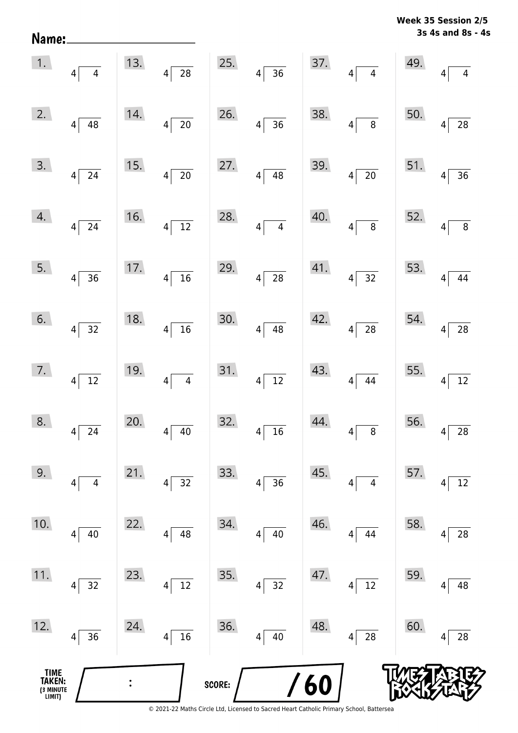**Week 35 Session 2/5**
**3s 4s and 8s - 4s**

Name: ____________________

| | | | | |
|---|---|---|---|---|
| 1. $4\overline{)4}$ | 13. $4\overline{)28}$ | 25. $4\overline{)36}$ | 37. $4\overline{)4}$ | 49. $4\overline{)4}$ |
| 2. $4\overline{)48}$ | 14. $4\overline{)20}$ | 26. $4\overline{)36}$ | 38. $4\overline{)8}$ | 50. $4\overline{)28}$ |
| 3. $4\overline{)24}$ | 15. $4\overline{)20}$ | 27. $4\overline{)48}$ | 39. $4\overline{)20}$ | 51. $4\overline{)36}$ |
| 4. $4\overline{)24}$ | 16. $4\overline{)12}$ | 28. $4\overline{)4}$ | 40. $4\overline{)8}$ | 52. $4\overline{)8}$ |
| 5. $4\overline{)36}$ | 17. $4\overline{)16}$ | 29. $4\overline{)28}$ | 41. $4\overline{)32}$ | 53. $4\overline{)44}$ |
| 6. $4\overline{)32}$ | 18. $4\overline{)16}$ | 30. $4\overline{)48}$ | 42. $4\overline{)28}$ | 54. $4\overline{)28}$ |
| 7. $4\overline{)12}$ | 19. $4\overline{)4}$ | 31. $4\overline{)12}$ | 43. $4\overline{)44}$ | 55. $4\overline{)12}$ |
| 8. $4\overline{)24}$ | 20. $4\overline{)40}$ | 32. $4\overline{)16}$ | 44. $4\overline{)8}$ | 56. $4\overline{)28}$ |
| 9. $4\overline{)4}$ | 21. $4\overline{)32}$ | 33. $4\overline{)36}$ | 45. $4\overline{)4}$ | 57. $4\overline{)12}$ |
| 10. $4\overline{)40}$ | 22. $4\overline{)48}$ | 34. $4\overline{)40}$ | 46. $4\overline{)44}$ | 58. $4\overline{)28}$ |
| 11. $4\overline{)32}$ | 23. $4\overline{)12}$ | 35. $4\overline{)32}$ | 47. $4\overline{)12}$ | 59. $4\overline{)48}$ |
| 12. $4\overline{)36}$ | 24. $4\overline{)16}$ | 36. $4\overline{)40}$ | 48. $4\overline{)28}$ | 60. $4\overline{)28}$ |

TIME TAKEN: (3 MINUTE LIMIT) ___ : ___

SCORE: ___ / 60

TIMES TABLES ROCK STARS

© 2021-22 Maths Circle Ltd, Licensed to Sacred Heart Catholic Primary School, Battersea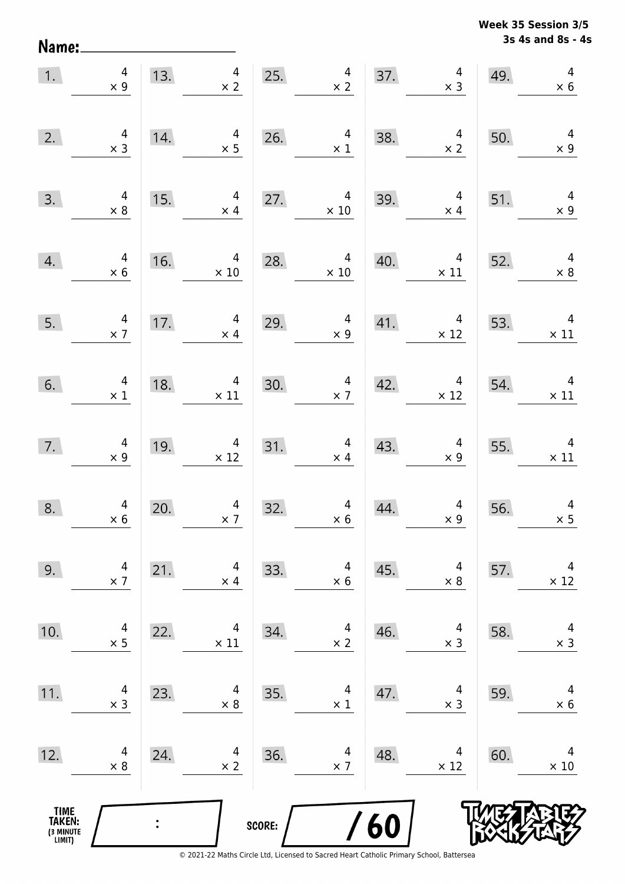**Week 35 Session 3/5**
**3s 4s and 8s - 4s**

Name: ____________________

| | | | | | | | | | |
|---|---|---|---|---|---|---|---|---|---|
| 1. | $4 \times 9$ | 13. | $4 \times 2$ | 25. | $4 \times 2$ | 37. | $4 \times 3$ | 49. | $4 \times 6$ |
| 2. | $4 \times 3$ | 14. | $4 \times 5$ | 26. | $4 \times 1$ | 38. | $4 \times 2$ | 50. | $4 \times 9$ |
| 3. | $4 \times 8$ | 15. | $4 \times 4$ | 27. | $4 \times 10$ | 39. | $4 \times 4$ | 51. | $4 \times 9$ |
| 4. | $4 \times 6$ | 16. | $4 \times 10$ | 28. | $4 \times 10$ | 40. | $4 \times 11$ | 52. | $4 \times 8$ |
| 5. | $4 \times 7$ | 17. | $4 \times 4$ | 29. | $4 \times 9$ | 41. | $4 \times 12$ | 53. | $4 \times 11$ |
| 6. | $4 \times 1$ | 18. | $4 \times 11$ | 30. | $4 \times 7$ | 42. | $4 \times 12$ | 54. | $4 \times 11$ |
| 7. | $4 \times 9$ | 19. | $4 \times 12$ | 31. | $4 \times 4$ | 43. | $4 \times 9$ | 55. | $4 \times 11$ |
| 8. | $4 \times 6$ | 20. | $4 \times 7$ | 32. | $4 \times 6$ | 44. | $4 \times 9$ | 56. | $4 \times 5$ |
| 9. | $4 \times 7$ | 21. | $4 \times 4$ | 33. | $4 \times 6$ | 45. | $4 \times 8$ | 57. | $4 \times 12$ |
| 10. | $4 \times 5$ | 22. | $4 \times 11$ | 34. | $4 \times 2$ | 46. | $4 \times 3$ | 58. | $4 \times 3$ |
| 11. | $4 \times 3$ | 23. | $4 \times 8$ | 35. | $4 \times 1$ | 47. | $4 \times 3$ | 59. | $4 \times 6$ |
| 12. | $4 \times 8$ | 24. | $4 \times 2$ | 36. | $4 \times 7$ | 48. | $4 \times 12$ | 60. | $4 \times 10$ |

TIME TAKEN: (3 MINUTE LIMIT) ____ : ____

SCORE: ____ / 60

TIMES TABLES ROCK STARS

© 2021-22 Maths Circle Ltd, Licensed to Sacred Heart Catholic Primary School, Battersea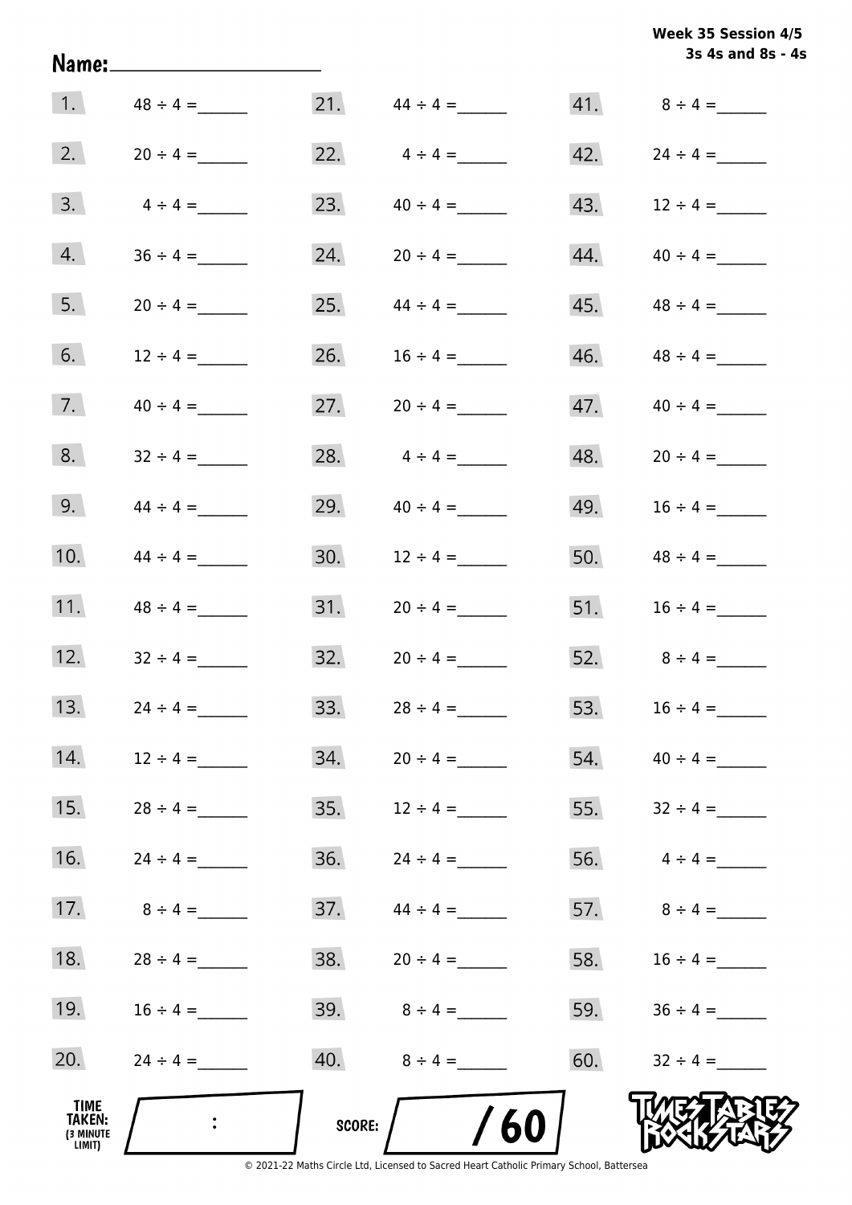**Week 35 Session 4/5**
**3s 4s and 8s - 4s**

Name: ____________________

| | | | | | |
|---|---|---|---|---|---|
| 1. | $48 \div 4 =$ ______ | 21. | $44 \div 4 =$ ______ | 41. | $8 \div 4 =$ ______ |
| 2. | $20 \div 4 =$ ______ | 22. | $4 \div 4 =$ ______ | 42. | $24 \div 4 =$ ______ |
| 3. | $4 \div 4 =$ ______ | 23. | $40 \div 4 =$ ______ | 43. | $12 \div 4 =$ ______ |
| 4. | $36 \div 4 =$ ______ | 24. | $20 \div 4 =$ ______ | 44. | $40 \div 4 =$ ______ |
| 5. | $20 \div 4 =$ ______ | 25. | $44 \div 4 =$ ______ | 45. | $48 \div 4 =$ ______ |
| 6. | $12 \div 4 =$ ______ | 26. | $16 \div 4 =$ ______ | 46. | $48 \div 4 =$ ______ |
| 7. | $40 \div 4 =$ ______ | 27. | $20 \div 4 =$ ______ | 47. | $40 \div 4 =$ ______ |
| 8. | $32 \div 4 =$ ______ | 28. | $4 \div 4 =$ ______ | 48. | $20 \div 4 =$ ______ |
| 9. | $44 \div 4 =$ ______ | 29. | $40 \div 4 =$ ______ | 49. | $16 \div 4 =$ ______ |
| 10. | $44 \div 4 =$ ______ | 30. | $12 \div 4 =$ ______ | 50. | $48 \div 4 =$ ______ |
| 11. | $48 \div 4 =$ ______ | 31. | $20 \div 4 =$ ______ | 51. | $16 \div 4 =$ ______ |
| 12. | $32 \div 4 =$ ______ | 32. | $20 \div 4 =$ ______ | 52. | $8 \div 4 =$ ______ |
| 13. | $24 \div 4 =$ ______ | 33. | $28 \div 4 =$ ______ | 53. | $16 \div 4 =$ ______ |
| 14. | $12 \div 4 =$ ______ | 34. | $20 \div 4 =$ ______ | 54. | $40 \div 4 =$ ______ |
| 15. | $28 \div 4 =$ ______ | 35. | $12 \div 4 =$ ______ | 55. | $32 \div 4 =$ ______ |
| 16. | $24 \div 4 =$ ______ | 36. | $24 \div 4 =$ ______ | 56. | $4 \div 4 =$ ______ |
| 17. | $8 \div 4 =$ ______ | 37. | $44 \div 4 =$ ______ | 57. | $8 \div 4 =$ ______ |
| 18. | $28 \div 4 =$ ______ | 38. | $20 \div 4 =$ ______ | 58. | $16 \div 4 =$ ______ |
| 19. | $16 \div 4 =$ ______ | 39. | $8 \div 4 =$ ______ | 59. | $36 \div 4 =$ ______ |
| 20. | $24 \div 4 =$ ______ | 40. | $8 \div 4 =$ ______ | 60. | $32 \div 4 =$ ______ |

**TIME TAKEN:** (3 MINUTE LIMIT) ____ : ____

**SCORE:** ____ / 60

TIMES TABLES ROCK STARS

© 2021-22 Maths Circle Ltd, Licensed to Sacred Heart Catholic Primary School, Battersea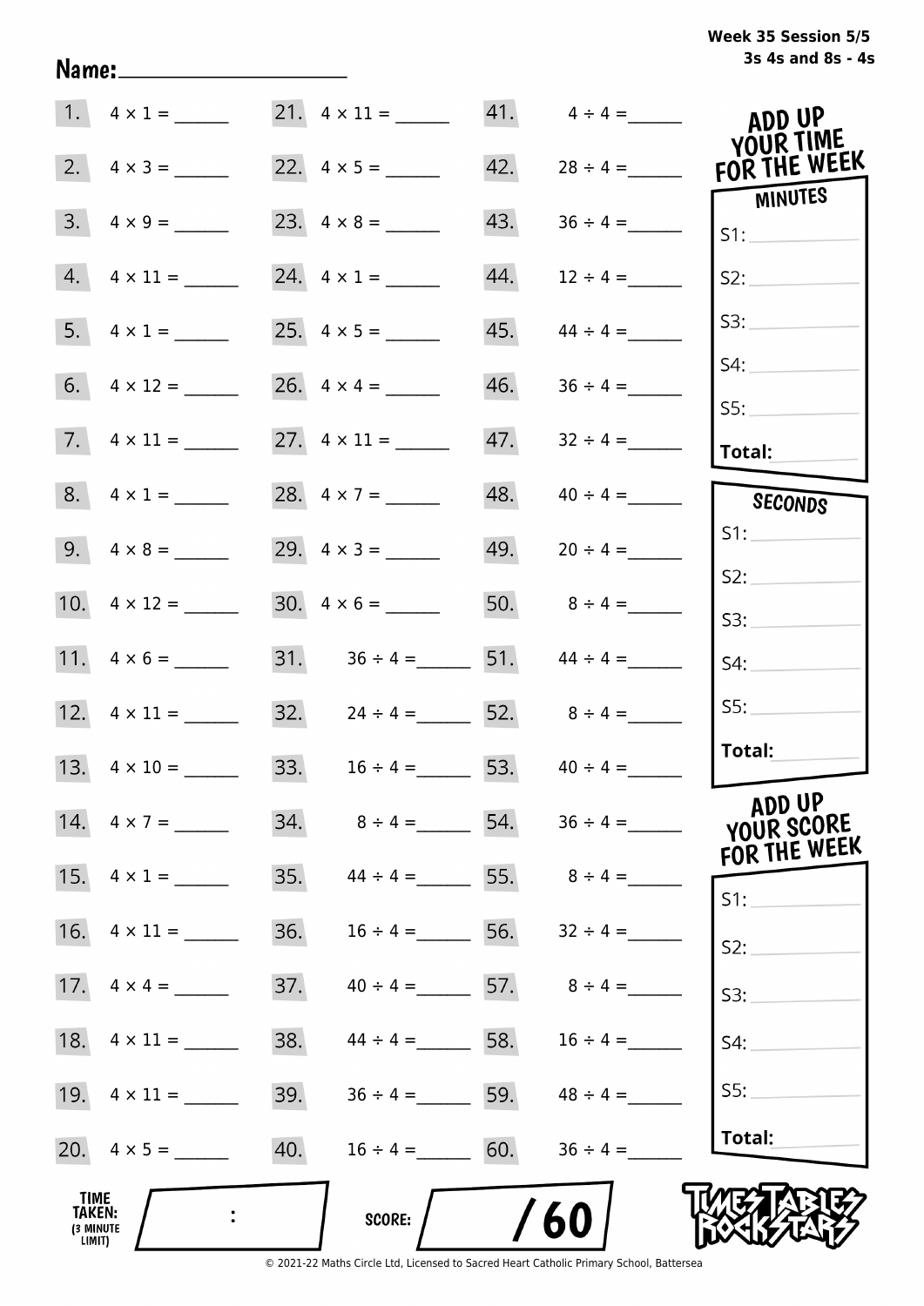Week 35 Session 5/5
3s 4s and 8s - 4s

Name:____________________

1. $4 \times 1 =$ ______
2. $4 \times 3 =$ ______
3. $4 \times 9 =$ ______
4. $4 \times 11 =$ ______
5. $4 \times 1 =$ ______
6. $4 \times 12 =$ ______
7. $4 \times 11 =$ ______
8. $4 \times 1 =$ ______
9. $4 \times 8 =$ ______
10. $4 \times 12 =$ ______
11. $4 \times 6 =$ ______
12. $4 \times 11 =$ ______
13. $4 \times 10 =$ ______
14. $4 \times 7 =$ ______
15. $4 \times 1 =$ ______
16. $4 \times 11 =$ ______
17. $4 \times 4 =$ ______
18. $4 \times 11 =$ ______
19. $4 \times 11 =$ ______
20. $4 \times 5 =$ ______
21. $4 \times 11 =$ ______
22. $4 \times 5 =$ ______
23. $4 \times 8 =$ ______
24. $4 \times 1 =$ ______
25. $4 \times 5 =$ ______
26. $4 \times 4 =$ ______
27. $4 \times 11 =$ ______
28. $4 \times 7 =$ ______
29. $4 \times 3 =$ ______
30. $4 \times 6 =$ ______
31. $36 \div 4 =$ ______
32. $24 \div 4 =$ ______
33. $16 \div 4 =$ ______
34. $8 \div 4 =$ ______
35. $44 \div 4 =$ ______
36. $16 \div 4 =$ ______
37. $40 \div 4 =$ ______
38. $44 \div 4 =$ ______
39. $36 \div 4 =$ ______
40. $16 \div 4 =$ ______
41. $4 \div 4 =$ ______
42. $28 \div 4 =$ ______
43. $36 \div 4 =$ ______
44. $12 \div 4 =$ ______
45. $44 \div 4 =$ ______
46. $36 \div 4 =$ ______
47. $32 \div 4 =$ ______
48. $40 \div 4 =$ ______
49. $20 \div 4 =$ ______
50. $8 \div 4 =$ ______
51. $44 \div 4 =$ ______
52. $8 \div 4 =$ ______
53. $40 \div 4 =$ ______
54. $36 \div 4 =$ ______
55. $8 \div 4 =$ ______
56. $32 \div 4 =$ ______
57. $8 \div 4 =$ ______
58. $16 \div 4 =$ ______
59. $48 \div 4 =$ ______
60. $36 \div 4 =$ ______

## ADD UP YOUR TIME FOR THE WEEK

**MINUTES**

S1: ______
S2: ______
S3: ______
S4: ______
S5: ______
**Total:** ______

**SECONDS**

S1: ______
S2: ______
S3: ______
S4: ______
S5: ______
**Total:** ______

## ADD UP YOUR SCORE FOR THE WEEK

S1: ______
S2: ______
S3: ______
S4: ______
S5: ______
**Total:** ______

**TIME TAKEN:** (3 MINUTE LIMIT) ____ : ____

**SCORE:** ____ / 60

TIMES TABLES ROCK STARS

© 2021-22 Maths Circle Ltd, Licensed to Sacred Heart Catholic Primary School, Battersea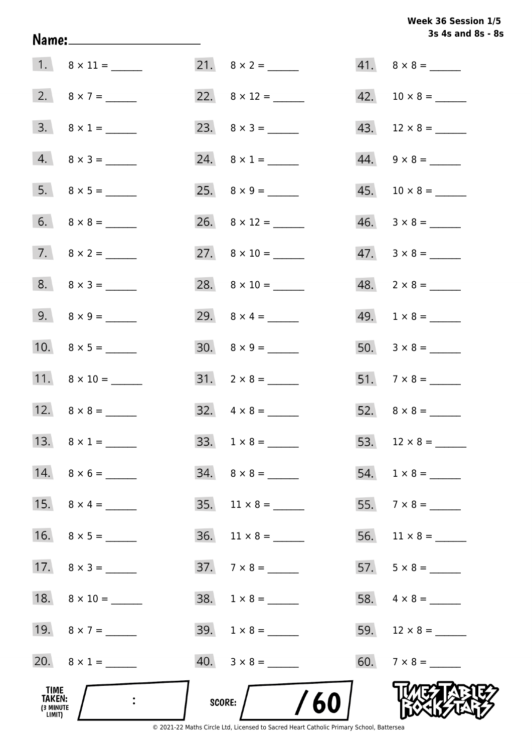**Week 36 Session 1/5**
**3s 4s and 8s - 8s**

**Name:** ____________________

| | | | | | |
|---|---|---|---|---|---|
| 1. | $8 \times 11 =$ ______ | 21. | $8 \times 2 =$ ______ | 41. | $8 \times 8 =$ ______ |
| 2. | $8 \times 7 =$ ______ | 22. | $8 \times 12 =$ ______ | 42. | $10 \times 8 =$ ______ |
| 3. | $8 \times 1 =$ ______ | 23. | $8 \times 3 =$ ______ | 43. | $12 \times 8 =$ ______ |
| 4. | $8 \times 3 =$ ______ | 24. | $8 \times 1 =$ ______ | 44. | $9 \times 8 =$ ______ |
| 5. | $8 \times 5 =$ ______ | 25. | $8 \times 9 =$ ______ | 45. | $10 \times 8 =$ ______ |
| 6. | $8 \times 8 =$ ______ | 26. | $8 \times 12 =$ ______ | 46. | $3 \times 8 =$ ______ |
| 7. | $8 \times 2 =$ ______ | 27. | $8 \times 10 =$ ______ | 47. | $3 \times 8 =$ ______ |
| 8. | $8 \times 3 =$ ______ | 28. | $8 \times 10 =$ ______ | 48. | $2 \times 8 =$ ______ |
| 9. | $8 \times 9 =$ ______ | 29. | $8 \times 4 =$ ______ | 49. | $1 \times 8 =$ ______ |
| 10. | $8 \times 5 =$ ______ | 30. | $8 \times 9 =$ ______ | 50. | $3 \times 8 =$ ______ |
| 11. | $8 \times 10 =$ ______ | 31. | $2 \times 8 =$ ______ | 51. | $7 \times 8 =$ ______ |
| 12. | $8 \times 8 =$ ______ | 32. | $4 \times 8 =$ ______ | 52. | $8 \times 8 =$ ______ |
| 13. | $8 \times 1 =$ ______ | 33. | $1 \times 8 =$ ______ | 53. | $12 \times 8 =$ ______ |
| 14. | $8 \times 6 =$ ______ | 34. | $8 \times 8 =$ ______ | 54. | $1 \times 8 =$ ______ |
| 15. | $8 \times 4 =$ ______ | 35. | $11 \times 8 =$ ______ | 55. | $7 \times 8 =$ ______ |
| 16. | $8 \times 5 =$ ______ | 36. | $11 \times 8 =$ ______ | 56. | $11 \times 8 =$ ______ |
| 17. | $8 \times 3 =$ ______ | 37. | $7 \times 8 =$ ______ | 57. | $5 \times 8 =$ ______ |
| 18. | $8 \times 10 =$ ______ | 38. | $1 \times 8 =$ ______ | 58. | $4 \times 8 =$ ______ |
| 19. | $8 \times 7 =$ ______ | 39. | $1 \times 8 =$ ______ | 59. | $12 \times 8 =$ ______ |
| 20. | $8 \times 1 =$ ______ | 40. | $3 \times 8 =$ ______ | 60. | $7 \times 8 =$ ______ |

**TIME TAKEN:** (3 MINUTE LIMIT) ____ : ____

**SCORE:** ____ / 60

TIMES TABLES ROCK STARS

© 2021-22 Maths Circle Ltd, Licensed to Sacred Heart Catholic Primary School, Battersea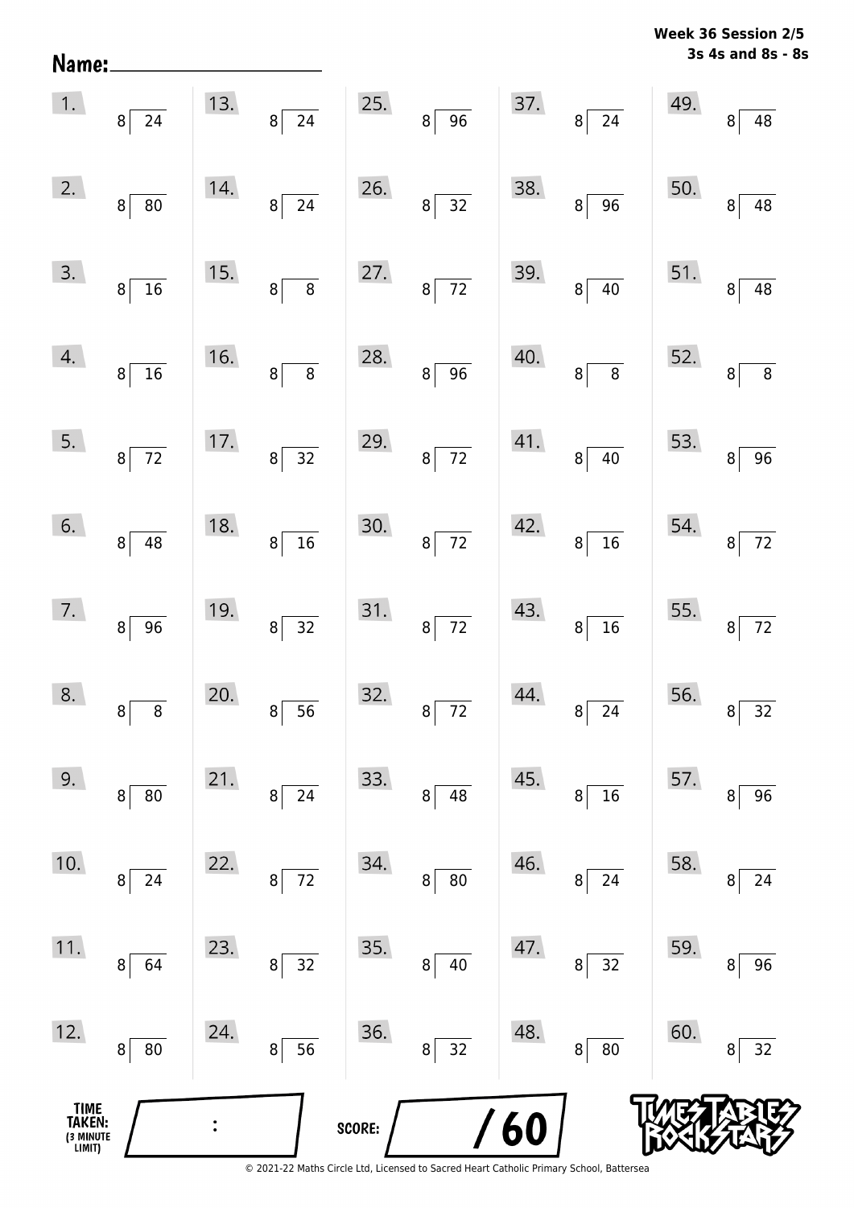**Week 36 Session 2/5**
**3s 4s and 8s - 8s**

Name: ____________________

| | | | | |
|---|---|---|---|---|
| 1. $8 \overline{)24}$ | 13. $8 \overline{)24}$ | 25. $8 \overline{)96}$ | 37. $8 \overline{)24}$ | 49. $8 \overline{)48}$ |
| 2. $8 \overline{)80}$ | 14. $8 \overline{)24}$ | 26. $8 \overline{)32}$ | 38. $8 \overline{)96}$ | 50. $8 \overline{)48}$ |
| 3. $8 \overline{)16}$ | 15. $8 \overline{)8}$ | 27. $8 \overline{)72}$ | 39. $8 \overline{)40}$ | 51. $8 \overline{)48}$ |
| 4. $8 \overline{)16}$ | 16. $8 \overline{)8}$ | 28. $8 \overline{)96}$ | 40. $8 \overline{)8}$ | 52. $8 \overline{)8}$ |
| 5. $8 \overline{)72}$ | 17. $8 \overline{)32}$ | 29. $8 \overline{)72}$ | 41. $8 \overline{)40}$ | 53. $8 \overline{)96}$ |
| 6. $8 \overline{)48}$ | 18. $8 \overline{)16}$ | 30. $8 \overline{)72}$ | 42. $8 \overline{)16}$ | 54. $8 \overline{)72}$ |
| 7. $8 \overline{)96}$ | 19. $8 \overline{)32}$ | 31. $8 \overline{)72}$ | 43. $8 \overline{)16}$ | 55. $8 \overline{)72}$ |
| 8. $8 \overline{)8}$ | 20. $8 \overline{)56}$ | 32. $8 \overline{)72}$ | 44. $8 \overline{)24}$ | 56. $8 \overline{)32}$ |
| 9. $8 \overline{)80}$ | 21. $8 \overline{)24}$ | 33. $8 \overline{)48}$ | 45. $8 \overline{)16}$ | 57. $8 \overline{)96}$ |
| 10. $8 \overline{)24}$ | 22. $8 \overline{)72}$ | 34. $8 \overline{)80}$ | 46. $8 \overline{)24}$ | 58. $8 \overline{)24}$ |
| 11. $8 \overline{)64}$ | 23. $8 \overline{)32}$ | 35. $8 \overline{)40}$ | 47. $8 \overline{)32}$ | 59. $8 \overline{)96}$ |
| 12. $8 \overline{)80}$ | 24. $8 \overline{)56}$ | 36. $8 \overline{)32}$ | 48. $8 \overline{)80}$ | 60. $8 \overline{)32}$ |

TIME TAKEN: (3 MINUTE LIMIT) [ : ]

SCORE: [ /60 ]

TIMES TABLES ROCK STARS

© 2021-22 Maths Circle Ltd, Licensed to Sacred Heart Catholic Primary School, Battersea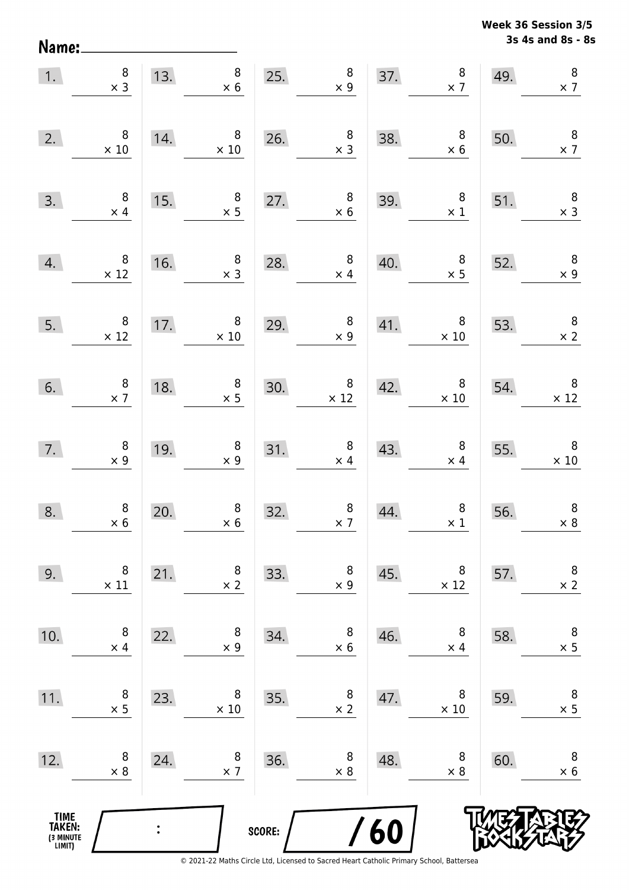**Week 36 Session 3/5**
**3s 4s and 8s - 8s**

Name: ____________________

| | | | | |
|---|---|---|---|---|
| 1. $8 \times 3$ | 13. $8 \times 6$ | 25. $8 \times 9$ | 37. $8 \times 7$ | 49. $8 \times 7$ |
| 2. $8 \times 10$ | 14. $8 \times 10$ | 26. $8 \times 3$ | 38. $8 \times 6$ | 50. $8 \times 7$ |
| 3. $8 \times 4$ | 15. $8 \times 5$ | 27. $8 \times 6$ | 39. $8 \times 1$ | 51. $8 \times 3$ |
| 4. $8 \times 12$ | 16. $8 \times 3$ | 28. $8 \times 4$ | 40. $8 \times 5$ | 52. $8 \times 9$ |
| 5. $8 \times 12$ | 17. $8 \times 10$ | 29. $8 \times 9$ | 41. $8 \times 10$ | 53. $8 \times 2$ |
| 6. $8 \times 7$ | 18. $8 \times 5$ | 30. $8 \times 12$ | 42. $8 \times 10$ | 54. $8 \times 12$ |
| 7. $8 \times 9$ | 19. $8 \times 9$ | 31. $8 \times 4$ | 43. $8 \times 4$ | 55. $8 \times 10$ |
| 8. $8 \times 6$ | 20. $8 \times 6$ | 32. $8 \times 7$ | 44. $8 \times 1$ | 56. $8 \times 8$ |
| 9. $8 \times 11$ | 21. $8 \times 2$ | 33. $8 \times 9$ | 45. $8 \times 12$ | 57. $8 \times 2$ |
| 10. $8 \times 4$ | 22. $8 \times 9$ | 34. $8 \times 6$ | 46. $8 \times 4$ | 58. $8 \times 5$ |
| 11. $8 \times 5$ | 23. $8 \times 10$ | 35. $8 \times 2$ | 47. $8 \times 10$ | 59. $8 \times 5$ |
| 12. $8 \times 8$ | 24. $8 \times 7$ | 36. $8 \times 8$ | 48. $8 \times 8$ | 60. $8 \times 6$ |

TIME TAKEN: (3 MINUTE LIMIT) ___ : ___

SCORE: ___ / 60

Times Tables Rock Stars

© 2021-22 Maths Circle Ltd, Licensed to Sacred Heart Catholic Primary School, Battersea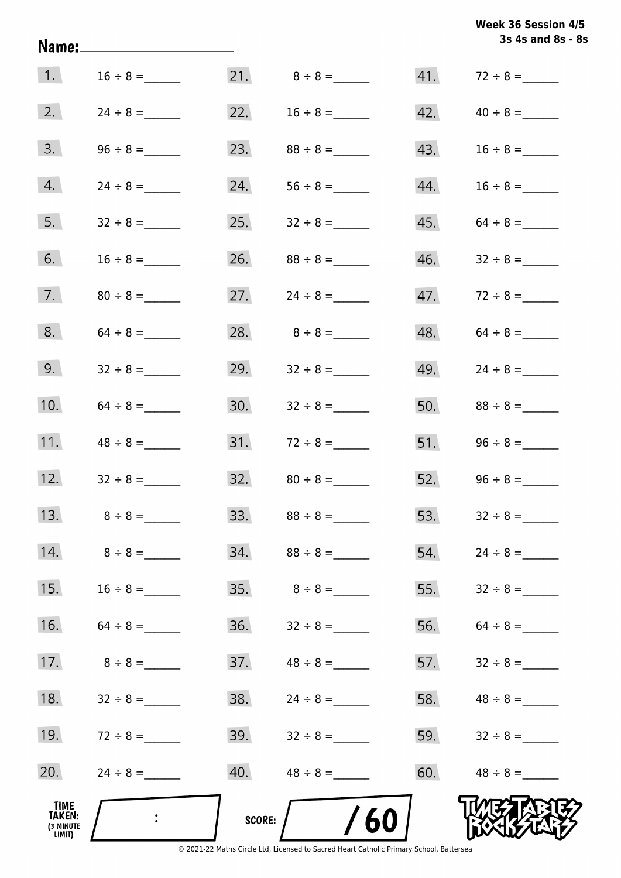Week 36 Session 4/5
3s 4s and 8s - 8s

Name: ____________________

| | | | | | |
|---|---|---|---|---|---|
| 1. | $16 \div 8 =$ ______ | 21. | $8 \div 8 =$ ______ | 41. | $72 \div 8 =$ ______ |
| 2. | $24 \div 8 =$ ______ | 22. | $16 \div 8 =$ ______ | 42. | $40 \div 8 =$ ______ |
| 3. | $96 \div 8 =$ ______ | 23. | $88 \div 8 =$ ______ | 43. | $16 \div 8 =$ ______ |
| 4. | $24 \div 8 =$ ______ | 24. | $56 \div 8 =$ ______ | 44. | $16 \div 8 =$ ______ |
| 5. | $32 \div 8 =$ ______ | 25. | $32 \div 8 =$ ______ | 45. | $64 \div 8 =$ ______ |
| 6. | $16 \div 8 =$ ______ | 26. | $88 \div 8 =$ ______ | 46. | $32 \div 8 =$ ______ |
| 7. | $80 \div 8 =$ ______ | 27. | $24 \div 8 =$ ______ | 47. | $72 \div 8 =$ ______ |
| 8. | $64 \div 8 =$ ______ | 28. | $8 \div 8 =$ ______ | 48. | $64 \div 8 =$ ______ |
| 9. | $32 \div 8 =$ ______ | 29. | $32 \div 8 =$ ______ | 49. | $24 \div 8 =$ ______ |
| 10. | $64 \div 8 =$ ______ | 30. | $32 \div 8 =$ ______ | 50. | $88 \div 8 =$ ______ |
| 11. | $48 \div 8 =$ ______ | 31. | $72 \div 8 =$ ______ | 51. | $96 \div 8 =$ ______ |
| 12. | $32 \div 8 =$ ______ | 32. | $80 \div 8 =$ ______ | 52. | $96 \div 8 =$ ______ |
| 13. | $8 \div 8 =$ ______ | 33. | $88 \div 8 =$ ______ | 53. | $32 \div 8 =$ ______ |
| 14. | $8 \div 8 =$ ______ | 34. | $88 \div 8 =$ ______ | 54. | $24 \div 8 =$ ______ |
| 15. | $16 \div 8 =$ ______ | 35. | $8 \div 8 =$ ______ | 55. | $32 \div 8 =$ ______ |
| 16. | $64 \div 8 =$ ______ | 36. | $32 \div 8 =$ ______ | 56. | $64 \div 8 =$ ______ |
| 17. | $8 \div 8 =$ ______ | 37. | $48 \div 8 =$ ______ | 57. | $32 \div 8 =$ ______ |
| 18. | $32 \div 8 =$ ______ | 38. | $24 \div 8 =$ ______ | 58. | $48 \div 8 =$ ______ |
| 19. | $72 \div 8 =$ ______ | 39. | $32 \div 8 =$ ______ | 59. | $32 \div 8 =$ ______ |
| 20. | $24 \div 8 =$ ______ | 40. | $48 \div 8 =$ ______ | 60. | $48 \div 8 =$ ______ |

TIME TAKEN: (3 MINUTE LIMIT) ____ : ____

SCORE: ____ / 60

TIMES TABLES ROCK STARS

© 2021-22 Maths Circle Ltd, Licensed to Sacred Heart Catholic Primary School, Battersea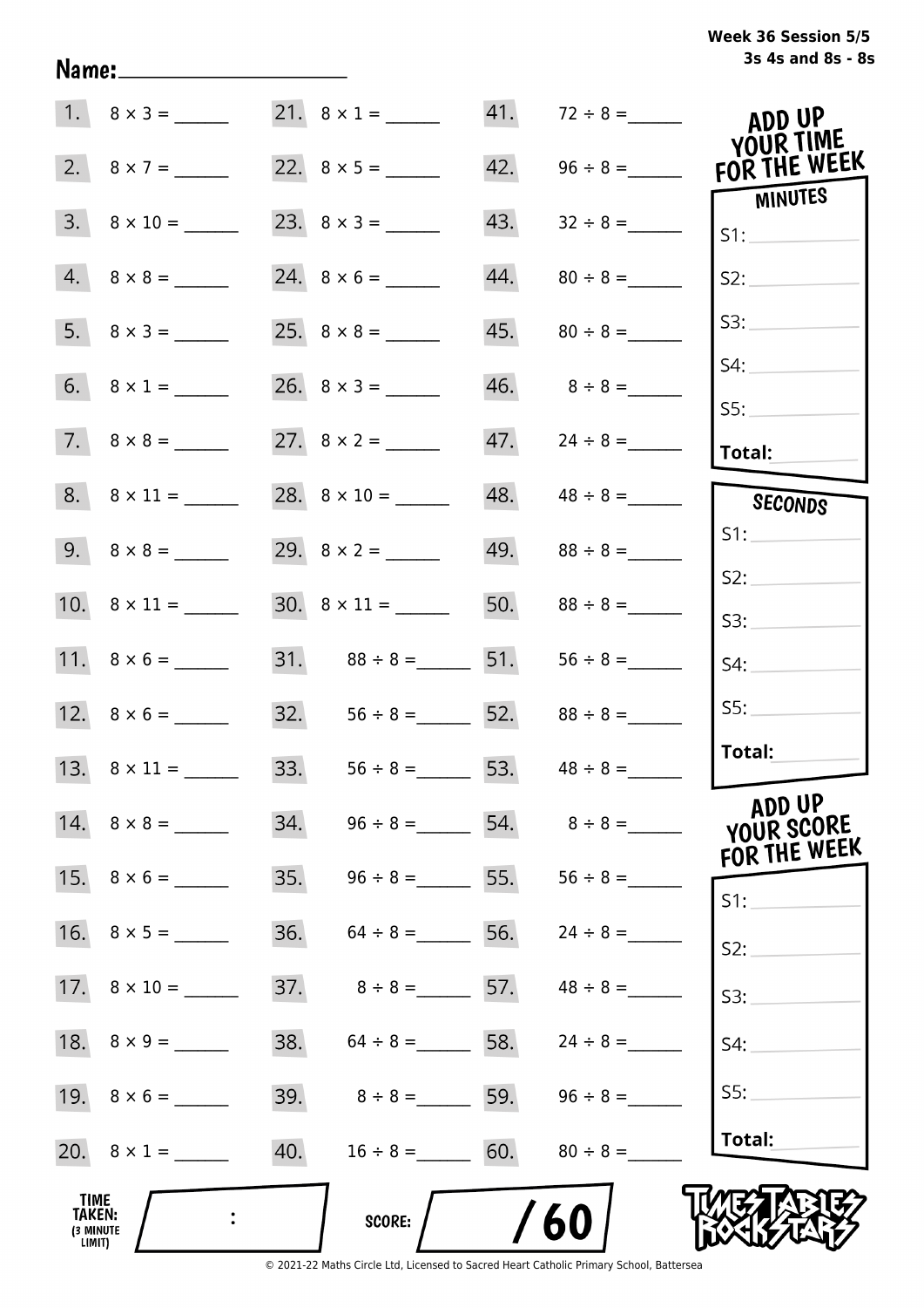Week 36 Session 5/5
3s 4s and 8s - 8s

Name:____________________

| | | | | | |
|---|---|---|---|---|---|
| 1. | $8 \times 3 =$ ______ | 21. | $8 \times 1 =$ ______ | 41. | $72 \div 8 =$ ______ |
| 2. | $8 \times 7 =$ ______ | 22. | $8 \times 5 =$ ______ | 42. | $96 \div 8 =$ ______ |
| 3. | $8 \times 10 =$ ______ | 23. | $8 \times 3 =$ ______ | 43. | $32 \div 8 =$ ______ |
| 4. | $8 \times 8 =$ ______ | 24. | $8 \times 6 =$ ______ | 44. | $80 \div 8 =$ ______ |
| 5. | $8 \times 3 =$ ______ | 25. | $8 \times 8 =$ ______ | 45. | $80 \div 8 =$ ______ |
| 6. | $8 \times 1 =$ ______ | 26. | $8 \times 3 =$ ______ | 46. | $8 \div 8 =$ ______ |
| 7. | $8 \times 8 =$ ______ | 27. | $8 \times 2 =$ ______ | 47. | $24 \div 8 =$ ______ |
| 8. | $8 \times 11 =$ ______ | 28. | $8 \times 10 =$ ______ | 48. | $48 \div 8 =$ ______ |
| 9. | $8 \times 8 =$ ______ | 29. | $8 \times 2 =$ ______ | 49. | $88 \div 8 =$ ______ |
| 10. | $8 \times 11 =$ ______ | 30. | $8 \times 11 =$ ______ | 50. | $88 \div 8 =$ ______ |
| 11. | $8 \times 6 =$ ______ | 31. | $88 \div 8 =$ ______ | 51. | $56 \div 8 =$ ______ |
| 12. | $8 \times 6 =$ ______ | 32. | $56 \div 8 =$ ______ | 52. | $88 \div 8 =$ ______ |
| 13. | $8 \times 11 =$ ______ | 33. | $56 \div 8 =$ ______ | 53. | $48 \div 8 =$ ______ |
| 14. | $8 \times 8 =$ ______ | 34. | $96 \div 8 =$ ______ | 54. | $8 \div 8 =$ ______ |
| 15. | $8 \times 6 =$ ______ | 35. | $96 \div 8 =$ ______ | 55. | $56 \div 8 =$ ______ |
| 16. | $8 \times 5 =$ ______ | 36. | $64 \div 8 =$ ______ | 56. | $24 \div 8 =$ ______ |
| 17. | $8 \times 10 =$ ______ | 37. | $8 \div 8 =$ ______ | 57. | $48 \div 8 =$ ______ |
| 18. | $8 \times 9 =$ ______ | 38. | $64 \div 8 =$ ______ | 58. | $24 \div 8 =$ ______ |
| 19. | $8 \times 6 =$ ______ | 39. | $8 \div 8 =$ ______ | 59. | $96 \div 8 =$ ______ |
| 20. | $8 \times 1 =$ ______ | 40. | $16 \div 8 =$ ______ | 60. | $80 \div 8 =$ ______ |

**ADD UP YOUR TIME FOR THE WEEK**

**MINUTES**

S1: ______
S2: ______
S3: ______
S4: ______
S5: ______
**Total:** ______

**SECONDS**

S1: ______
S2: ______
S3: ______
S4: ______
S5: ______
**Total:** ______

**ADD UP YOUR SCORE FOR THE WEEK**

S1: ______
S2: ______
S3: ______
S4: ______
S5: ______
**Total:** ______

**TIME TAKEN:** (3 MINUTE LIMIT) ____ : ____

**SCORE:** ____ / 60

TIMES TABLES ROCK STARS

© 2021-22 Maths Circle Ltd, Licensed to Sacred Heart Catholic Primary School, Battersea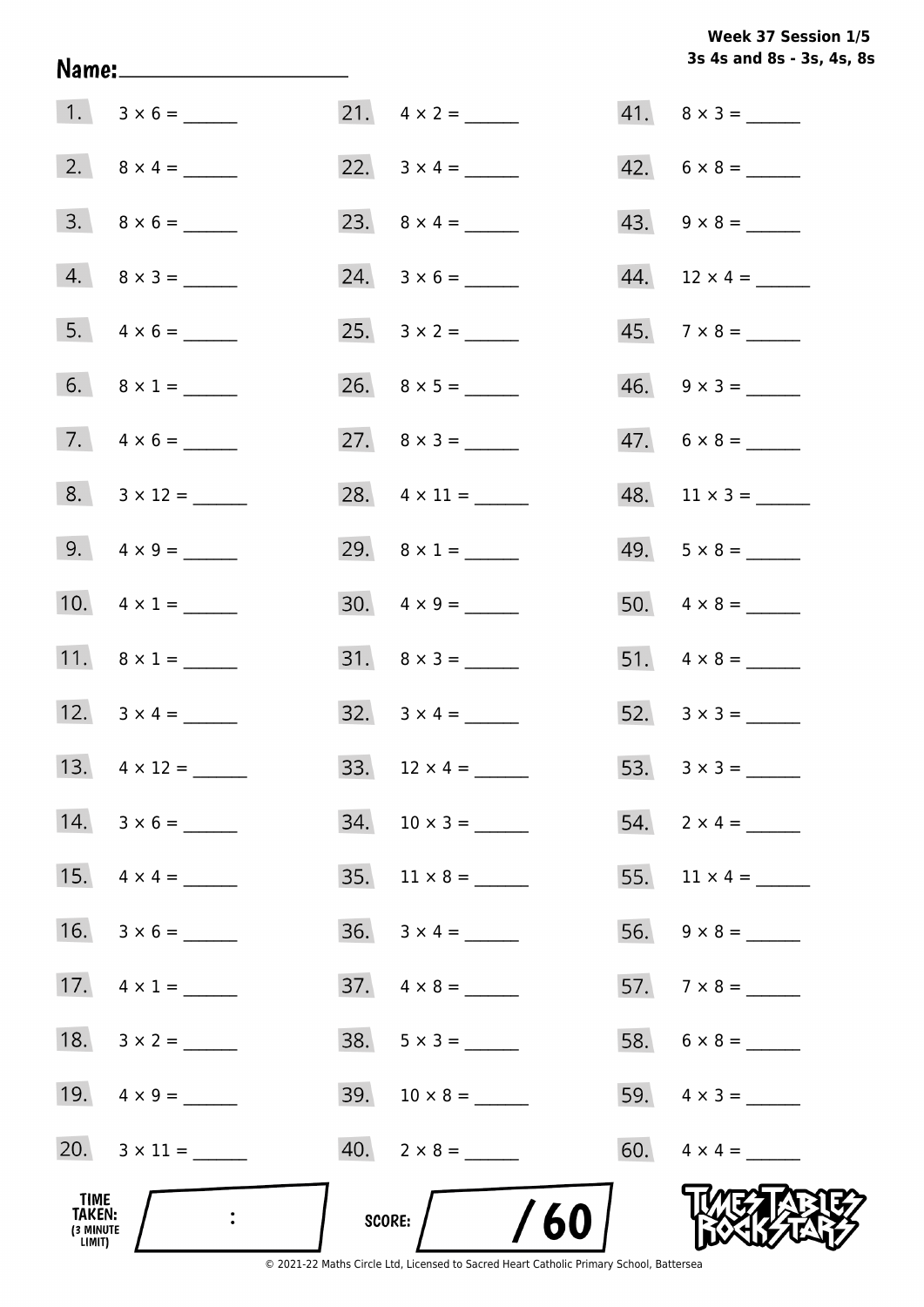**Week 37 Session 1/5**
**3s 4s and 8s - 3s, 4s, 8s**

Name: ____________________

1. $3 \times 6 =$ ______
2. $8 \times 4 =$ ______
3. $8 \times 6 =$ ______
4. $8 \times 3 =$ ______
5. $4 \times 6 =$ ______
6. $8 \times 1 =$ ______
7. $4 \times 6 =$ ______
8. $3 \times 12 =$ ______
9. $4 \times 9 =$ ______
10. $4 \times 1 =$ ______
11. $8 \times 1 =$ ______
12. $3 \times 4 =$ ______
13. $4 \times 12 =$ ______
14. $3 \times 6 =$ ______
15. $4 \times 4 =$ ______
16. $3 \times 6 =$ ______
17. $4 \times 1 =$ ______
18. $3 \times 2 =$ ______
19. $4 \times 9 =$ ______
20. $3 \times 11 =$ ______
21. $4 \times 2 =$ ______
22. $3 \times 4 =$ ______
23. $8 \times 4 =$ ______
24. $3 \times 6 =$ ______
25. $3 \times 2 =$ ______
26. $8 \times 5 =$ ______
27. $8 \times 3 =$ ______
28. $4 \times 11 =$ ______
29. $8 \times 1 =$ ______
30. $4 \times 9 =$ ______
31. $8 \times 3 =$ ______
32. $3 \times 4 =$ ______
33. $12 \times 4 =$ ______
34. $10 \times 3 =$ ______
35. $11 \times 8 =$ ______
36. $3 \times 4 =$ ______
37. $4 \times 8 =$ ______
38. $5 \times 3 =$ ______
39. $10 \times 8 =$ ______
40. $2 \times 8 =$ ______
41. $8 \times 3 =$ ______
42. $6 \times 8 =$ ______
43. $9 \times 8 =$ ______
44. $12 \times 4 =$ ______
45. $7 \times 8 =$ ______
46. $9 \times 3 =$ ______
47. $6 \times 8 =$ ______
48. $11 \times 3 =$ ______
49. $5 \times 8 =$ ______
50. $4 \times 8 =$ ______
51. $4 \times 8 =$ ______
52. $3 \times 3 =$ ______
53. $3 \times 3 =$ ______
54. $2 \times 4 =$ ______
55. $11 \times 4 =$ ______
56. $9 \times 8 =$ ______
57. $7 \times 8 =$ ______
58. $6 \times 8 =$ ______
59. $4 \times 3 =$ ______
60. $4 \times 4 =$ ______

TIME TAKEN: (3 MINUTE LIMIT) ___ : ___

SCORE: ___ / 60

© 2021-22 Maths Circle Ltd, Licensed to Sacred Heart Catholic Primary School, Battersea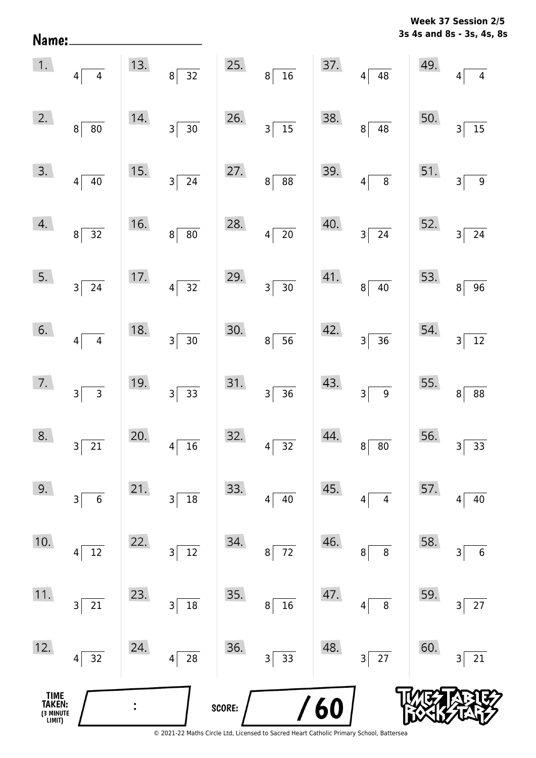**Week 37 Session 2/5**
**3s 4s and 8s - 3s, 4s, 8s**

**Name:** ____________________

| | | | | |
|---|---|---|---|---|
| 1. $4 \overline{)\ 4}$ | 13. $8 \overline{)\ 32}$ | 25. $8 \overline{)\ 16}$ | 37. $4 \overline{)\ 48}$ | 49. $4 \overline{)\ 4}$ |
| 2. $8 \overline{)\ 80}$ | 14. $3 \overline{)\ 30}$ | 26. $3 \overline{)\ 15}$ | 38. $8 \overline{)\ 48}$ | 50. $3 \overline{)\ 15}$ |
| 3. $4 \overline{)\ 40}$ | 15. $3 \overline{)\ 24}$ | 27. $8 \overline{)\ 88}$ | 39. $4 \overline{)\ 8}$ | 51. $3 \overline{)\ 9}$ |
| 4. $8 \overline{)\ 32}$ | 16. $8 \overline{)\ 80}$ | 28. $4 \overline{)\ 20}$ | 40. $3 \overline{)\ 24}$ | 52. $3 \overline{)\ 24}$ |
| 5. $3 \overline{)\ 24}$ | 17. $4 \overline{)\ 32}$ | 29. $3 \overline{)\ 30}$ | 41. $8 \overline{)\ 40}$ | 53. $8 \overline{)\ 96}$ |
| 6. $4 \overline{)\ 4}$ | 18. $3 \overline{)\ 30}$ | 30. $8 \overline{)\ 56}$ | 42. $3 \overline{)\ 36}$ | 54. $3 \overline{)\ 12}$ |
| 7. $3 \overline{)\ 3}$ | 19. $3 \overline{)\ 33}$ | 31. $3 \overline{)\ 36}$ | 43. $3 \overline{)\ 9}$ | 55. $8 \overline{)\ 88}$ |
| 8. $3 \overline{)\ 21}$ | 20. $4 \overline{)\ 16}$ | 32. $4 \overline{)\ 32}$ | 44. $8 \overline{)\ 80}$ | 56. $3 \overline{)\ 33}$ |
| 9. $3 \overline{)\ 6}$ | 21. $3 \overline{)\ 18}$ | 33. $4 \overline{)\ 40}$ | 45. $4 \overline{)\ 4}$ | 57. $4 \overline{)\ 40}$ |
| 10. $4 \overline{)\ 12}$ | 22. $3 \overline{)\ 12}$ | 34. $8 \overline{)\ 72}$ | 46. $8 \overline{)\ 8}$ | 58. $3 \overline{)\ 6}$ |
| 11. $3 \overline{)\ 21}$ | 23. $3 \overline{)\ 18}$ | 35. $8 \overline{)\ 16}$ | 47. $4 \overline{)\ 8}$ | 59. $3 \overline{)\ 27}$ |
| 12. $4 \overline{)\ 32}$ | 24. $4 \overline{)\ 28}$ | 36. $3 \overline{)\ 33}$ | 48. $3 \overline{)\ 27}$ | 60. $3 \overline{)\ 21}$ |

**TIME TAKEN:** (3 MINUTE LIMIT) ___ : ___

**SCORE:** ___ / 60

© 2021-22 Maths Circle Ltd, Licensed to Sacred Heart Catholic Primary School, Battersea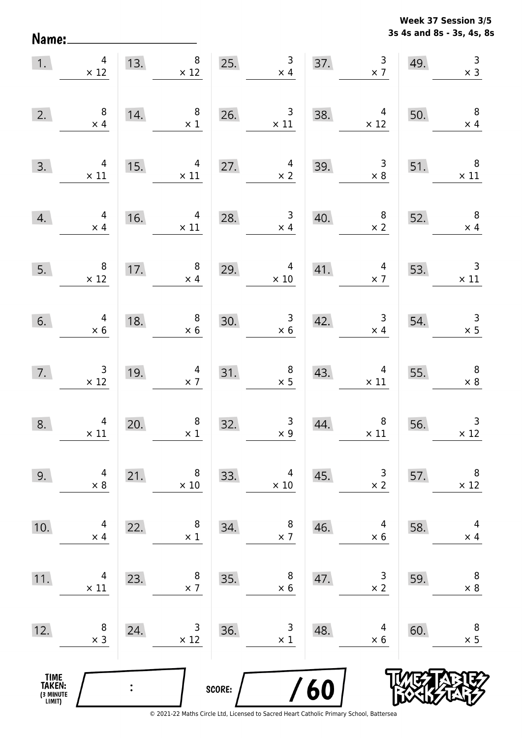Week 37 Session 3/5
3s 4s and 8s - 3s, 4s, 8s

Name: ____________________

| | | | | | | | | | |
|---|---|---|---|---|---|---|---|---|---|
| 1. | $4 \times 12$ | 13. | $8 \times 12$ | 25. | $3 \times 4$ | 37. | $3 \times 7$ | 49. | $3 \times 3$ |
| 2. | $8 \times 4$ | 14. | $8 \times 1$ | 26. | $3 \times 11$ | 38. | $4 \times 12$ | 50. | $8 \times 4$ |
| 3. | $4 \times 11$ | 15. | $4 \times 11$ | 27. | $4 \times 2$ | 39. | $3 \times 8$ | 51. | $8 \times 11$ |
| 4. | $4 \times 4$ | 16. | $4 \times 11$ | 28. | $3 \times 4$ | 40. | $8 \times 2$ | 52. | $8 \times 4$ |
| 5. | $8 \times 12$ | 17. | $8 \times 4$ | 29. | $4 \times 10$ | 41. | $4 \times 7$ | 53. | $3 \times 11$ |
| 6. | $4 \times 6$ | 18. | $8 \times 6$ | 30. | $3 \times 6$ | 42. | $3 \times 4$ | 54. | $3 \times 5$ |
| 7. | $3 \times 12$ | 19. | $4 \times 7$ | 31. | $8 \times 5$ | 43. | $4 \times 11$ | 55. | $8 \times 8$ |
| 8. | $4 \times 11$ | 20. | $8 \times 1$ | 32. | $3 \times 9$ | 44. | $8 \times 11$ | 56. | $3 \times 12$ |
| 9. | $4 \times 8$ | 21. | $8 \times 10$ | 33. | $4 \times 10$ | 45. | $3 \times 2$ | 57. | $8 \times 12$ |
| 10. | $4 \times 4$ | 22. | $8 \times 1$ | 34. | $8 \times 7$ | 46. | $4 \times 6$ | 58. | $4 \times 4$ |
| 11. | $4 \times 11$ | 23. | $8 \times 7$ | 35. | $8 \times 6$ | 47. | $3 \times 2$ | 59. | $8 \times 8$ |
| 12. | $8 \times 3$ | 24. | $3 \times 12$ | 36. | $3 \times 1$ | 48. | $4 \times 6$ | 60. | $8 \times 5$ |

TIME TAKEN: (3 MINUTE LIMIT) ____ : ____

SCORE: ____ / 60

Times Tables Rock Stars

© 2021-22 Maths Circle Ltd, Licensed to Sacred Heart Catholic Primary School, Battersea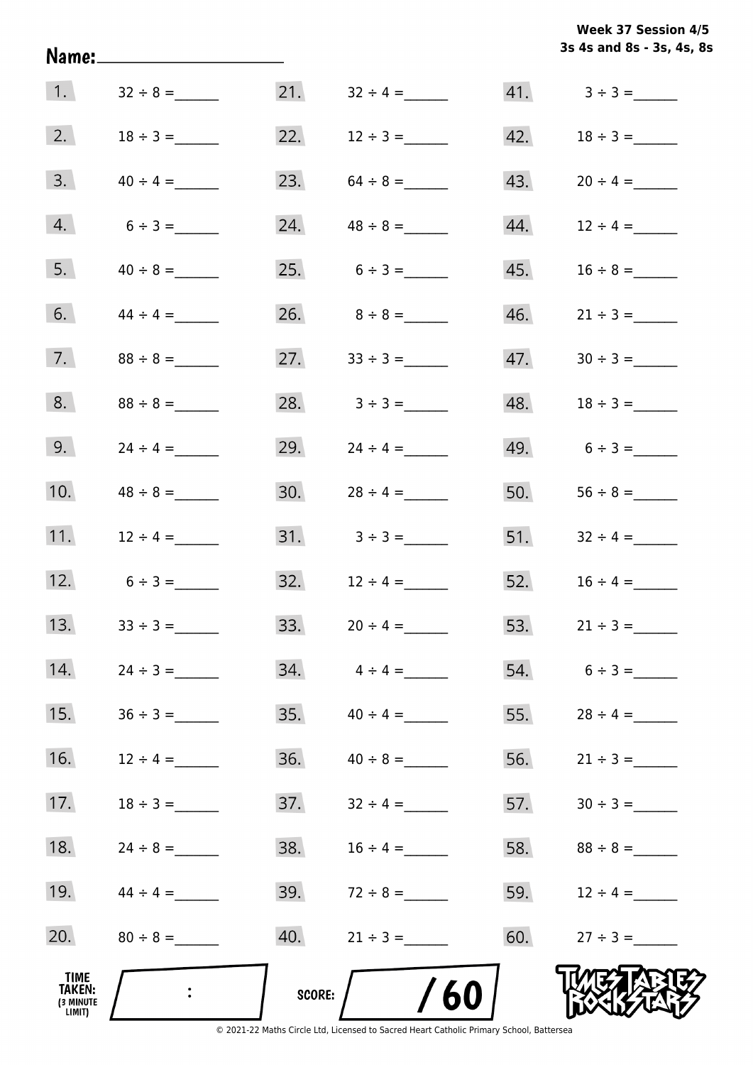**Week 37 Session 4/5**
**3s 4s and 8s - 3s, 4s, 8s**

Name: ____________________

| | | | | | |
|---|---|---|---|---|---|
| 1. | $32 \div 8 =$ ______ | 21. | $32 \div 4 =$ ______ | 41. | $3 \div 3 =$ ______ |
| 2. | $18 \div 3 =$ ______ | 22. | $12 \div 3 =$ ______ | 42. | $18 \div 3 =$ ______ |
| 3. | $40 \div 4 =$ ______ | 23. | $64 \div 8 =$ ______ | 43. | $20 \div 4 =$ ______ |
| 4. | $6 \div 3 =$ ______ | 24. | $48 \div 8 =$ ______ | 44. | $12 \div 4 =$ ______ |
| 5. | $40 \div 8 =$ ______ | 25. | $6 \div 3 =$ ______ | 45. | $16 \div 8 =$ ______ |
| 6. | $44 \div 4 =$ ______ | 26. | $8 \div 8 =$ ______ | 46. | $21 \div 3 =$ ______ |
| 7. | $88 \div 8 =$ ______ | 27. | $33 \div 3 =$ ______ | 47. | $30 \div 3 =$ ______ |
| 8. | $88 \div 8 =$ ______ | 28. | $3 \div 3 =$ ______ | 48. | $18 \div 3 =$ ______ |
| 9. | $24 \div 4 =$ ______ | 29. | $24 \div 4 =$ ______ | 49. | $6 \div 3 =$ ______ |
| 10. | $48 \div 8 =$ ______ | 30. | $28 \div 4 =$ ______ | 50. | $56 \div 8 =$ ______ |
| 11. | $12 \div 4 =$ ______ | 31. | $3 \div 3 =$ ______ | 51. | $32 \div 4 =$ ______ |
| 12. | $6 \div 3 =$ ______ | 32. | $12 \div 4 =$ ______ | 52. | $16 \div 4 =$ ______ |
| 13. | $33 \div 3 =$ ______ | 33. | $20 \div 4 =$ ______ | 53. | $21 \div 3 =$ ______ |
| 14. | $24 \div 3 =$ ______ | 34. | $4 \div 4 =$ ______ | 54. | $6 \div 3 =$ ______ |
| 15. | $36 \div 3 =$ ______ | 35. | $40 \div 4 =$ ______ | 55. | $28 \div 4 =$ ______ |
| 16. | $12 \div 4 =$ ______ | 36. | $40 \div 8 =$ ______ | 56. | $21 \div 3 =$ ______ |
| 17. | $18 \div 3 =$ ______ | 37. | $32 \div 4 =$ ______ | 57. | $30 \div 3 =$ ______ |
| 18. | $24 \div 8 =$ ______ | 38. | $16 \div 4 =$ ______ | 58. | $88 \div 8 =$ ______ |
| 19. | $44 \div 4 =$ ______ | 39. | $72 \div 8 =$ ______ | 59. | $12 \div 4 =$ ______ |
| 20. | $80 \div 8 =$ ______ | 40. | $21 \div 3 =$ ______ | 60. | $27 \div 3 =$ ______ |

**TIME TAKEN:** (3 MINUTE LIMIT) ___ : ___

**SCORE:** ___ / 60

TIMES TABLES ROCK STARS

© 2021-22 Maths Circle Ltd, Licensed to Sacred Heart Catholic Primary School, Battersea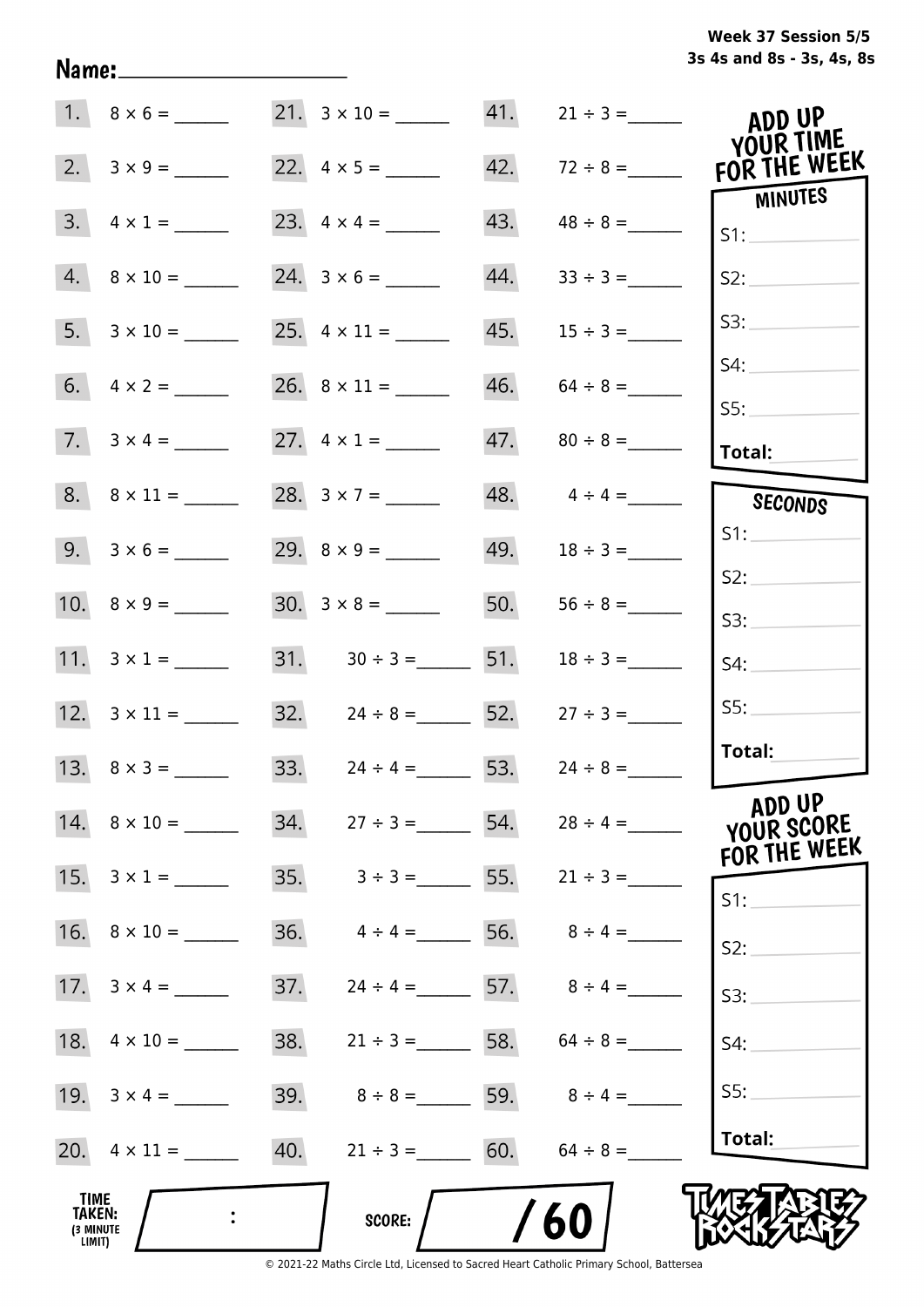Week 37 Session 5/5
3s 4s and 8s - 3s, 4s, 8s

Name: ____________________

| | | | | | |
|---|---|---|---|---|---|
| 1. | $8 \times 6 =$ ______ | 21. | $3 \times 10 =$ ______ | 41. | $21 \div 3 =$ ______ |
| 2. | $3 \times 9 =$ ______ | 22. | $4 \times 5 =$ ______ | 42. | $72 \div 8 =$ ______ |
| 3. | $4 \times 1 =$ ______ | 23. | $4 \times 4 =$ ______ | 43. | $48 \div 8 =$ ______ |
| 4. | $8 \times 10 =$ ______ | 24. | $3 \times 6 =$ ______ | 44. | $33 \div 3 =$ ______ |
| 5. | $3 \times 10 =$ ______ | 25. | $4 \times 11 =$ ______ | 45. | $15 \div 3 =$ ______ |
| 6. | $4 \times 2 =$ ______ | 26. | $8 \times 11 =$ ______ | 46. | $64 \div 8 =$ ______ |
| 7. | $3 \times 4 =$ ______ | 27. | $4 \times 1 =$ ______ | 47. | $80 \div 8 =$ ______ |
| 8. | $8 \times 11 =$ ______ | 28. | $3 \times 7 =$ ______ | 48. | $4 \div 4 =$ ______ |
| 9. | $3 \times 6 =$ ______ | 29. | $8 \times 9 =$ ______ | 49. | $18 \div 3 =$ ______ |
| 10. | $8 \times 9 =$ ______ | 30. | $3 \times 8 =$ ______ | 50. | $56 \div 8 =$ ______ |
| 11. | $3 \times 1 =$ ______ | 31. | $30 \div 3 =$ ______ | 51. | $18 \div 3 =$ ______ |
| 12. | $3 \times 11 =$ ______ | 32. | $24 \div 8 =$ ______ | 52. | $27 \div 3 =$ ______ |
| 13. | $8 \times 3 =$ ______ | 33. | $24 \div 4 =$ ______ | 53. | $24 \div 8 =$ ______ |
| 14. | $8 \times 10 =$ ______ | 34. | $27 \div 3 =$ ______ | 54. | $28 \div 4 =$ ______ |
| 15. | $3 \times 1 =$ ______ | 35. | $3 \div 3 =$ ______ | 55. | $21 \div 3 =$ ______ |
| 16. | $8 \times 10 =$ ______ | 36. | $4 \div 4 =$ ______ | 56. | $8 \div 4 =$ ______ |
| 17. | $3 \times 4 =$ ______ | 37. | $24 \div 4 =$ ______ | 57. | $8 \div 4 =$ ______ |
| 18. | $4 \times 10 =$ ______ | 38. | $21 \div 3 =$ ______ | 58. | $64 \div 8 =$ ______ |
| 19. | $3 \times 4 =$ ______ | 39. | $8 \div 8 =$ ______ | 59. | $8 \div 4 =$ ______ |
| 20. | $4 \times 11 =$ ______ | 40. | $21 \div 3 =$ ______ | 60. | $64 \div 8 =$ ______ |

**ADD UP YOUR TIME FOR THE WEEK**

**MINUTES**

S1: ______
S2: ______
S3: ______
S4: ______
S5: ______
**Total:** ______

**SECONDS**

S1: ______
S2: ______
S3: ______
S4: ______
S5: ______
**Total:** ______

**ADD UP YOUR SCORE FOR THE WEEK**

S1: ______
S2: ______
S3: ______
S4: ______
S5: ______
**Total:** ______

**TIME TAKEN: (3 MINUTE LIMIT)** ____ : ____

**SCORE:** ____ / 60

TIMES TABLES ROCK STARS

© 2021-22 Maths Circle Ltd, Licensed to Sacred Heart Catholic Primary School, Battersea